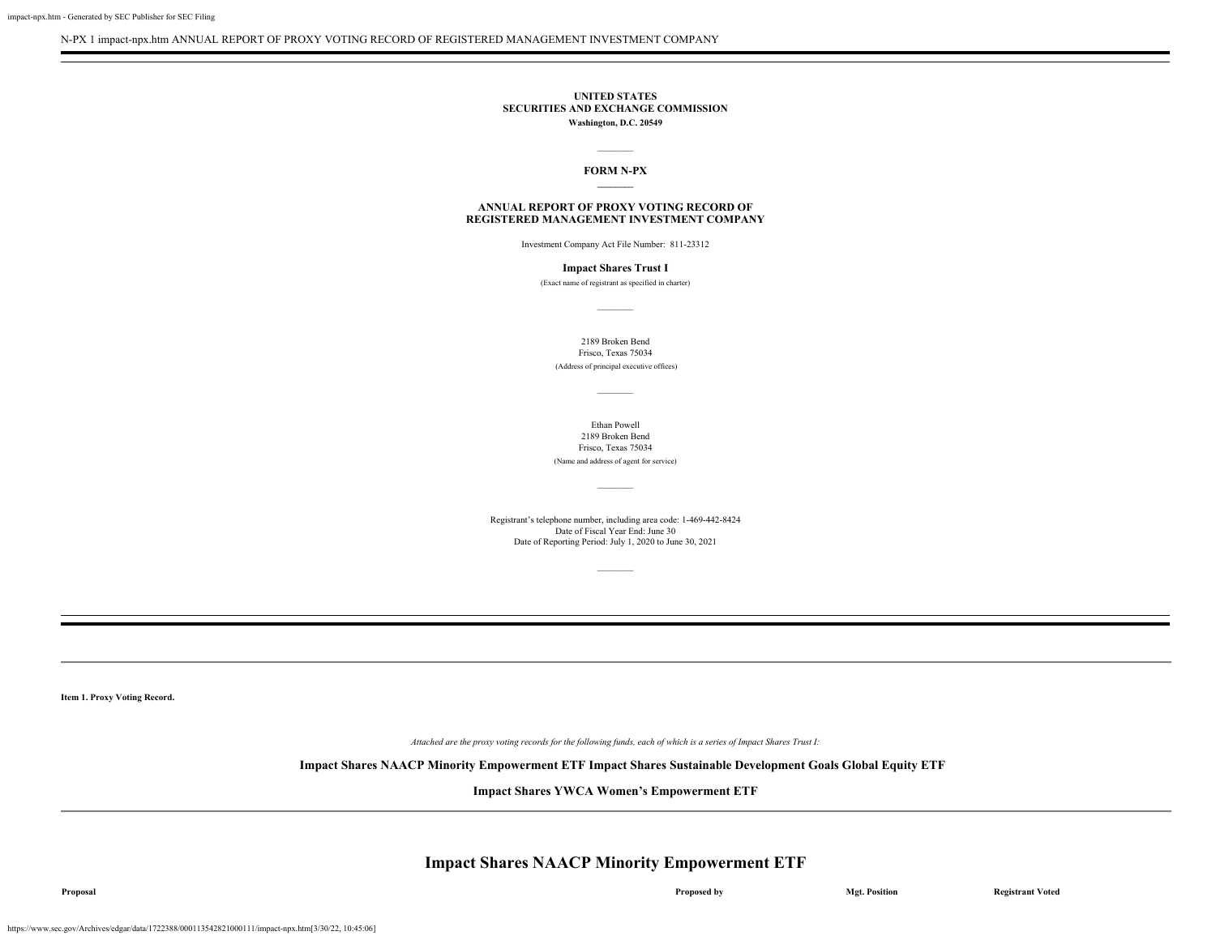N-PX 1 impact-npx.htm ANNUAL REPORT OF PROXY VOTING RECORD OF REGISTERED MANAGEMENT INVESTMENT COMPANY

**UNITED STATES**
**SECURITIES AND EXCHANGE COMMISSION**
**Washington, D.C. 20549**

**FORM N-PX**

**ANNUAL REPORT OF PROXY VOTING RECORD OF REGISTERED MANAGEMENT INVESTMENT COMPANY**

Investment Company Act File Number: 811-23312

**Impact Shares Trust I**
(Exact name of registrant as specified in charter)

2189 Broken Bend
Frisco, Texas 75034
(Address of principal executive offices)

Ethan Powell
2189 Broken Bend
Frisco, Texas 75034
(Name and address of agent for service)

Registrant's telephone number, including area code: 1-469-442-8424
Date of Fiscal Year End: June 30
Date of Reporting Period: July 1, 2020 to June 30, 2021

**Item 1. Proxy Voting Record.**

*Attached are the proxy voting records for the following funds, each of which is a series of Impact Shares Trust I:*

**Impact Shares NAACP Minority Empowerment ETF Impact Shares Sustainable Development Goals Global Equity ETF**

**Impact Shares YWCA Women's Empowerment ETF**

# Impact Shares NAACP Minority Empowerment ETF

| Proposal | Proposed by | Mgt. Position | Registrant Voted |
| --- | --- | --- | --- |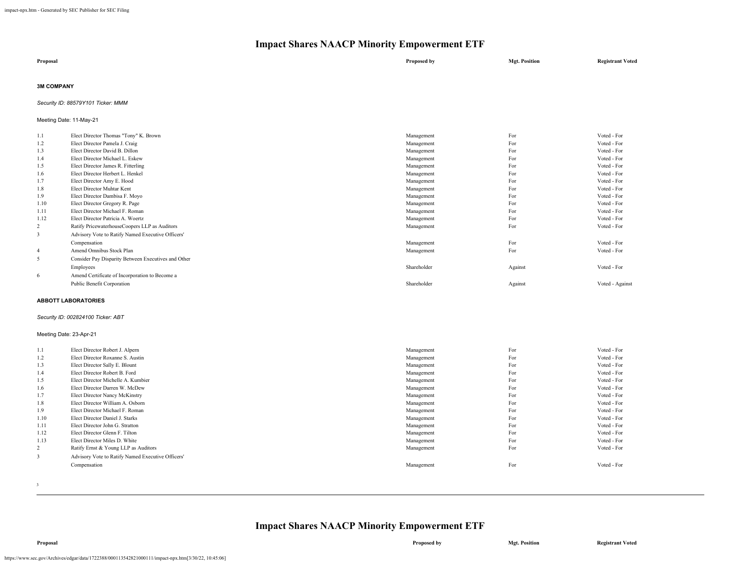# Impact Shares NAACP Minority Empowerment ETF

| Proposal | | Proposed by | Mgt. Position | Registrant Voted |
|---|---|---|---|---|

**3M COMPANY**

*Security ID: 88579Y101 Ticker: MMM*

Meeting Date: 11-May-21

| | Proposal | Proposed by | Mgt. Position | Registrant Voted |
|---|---|---|---|---|
| 1.1 | Elect Director Thomas "Tony" K. Brown | Management | For | Voted - For |
| 1.2 | Elect Director Pamela J. Craig | Management | For | Voted - For |
| 1.3 | Elect Director David B. Dillon | Management | For | Voted - For |
| 1.4 | Elect Director Michael L. Eskew | Management | For | Voted - For |
| 1.5 | Elect Director James R. Fitterling | Management | For | Voted - For |
| 1.6 | Elect Director Herbert L. Henkel | Management | For | Voted - For |
| 1.7 | Elect Director Amy E. Hood | Management | For | Voted - For |
| 1.8 | Elect Director Muhtar Kent | Management | For | Voted - For |
| 1.9 | Elect Director Dambisa F. Moyo | Management | For | Voted - For |
| 1.10 | Elect Director Gregory R. Page | Management | For | Voted - For |
| 1.11 | Elect Director Michael F. Roman | Management | For | Voted - For |
| 1.12 | Elect Director Patricia A. Woertz | Management | For | Voted - For |
| 2 | Ratify PricewaterhouseCoopers LLP as Auditors | Management | For | Voted - For |
| 3 | Advisory Vote to Ratify Named Executive Officers' Compensation | Management | For | Voted - For |
| 4 | Amend Omnibus Stock Plan | Management | For | Voted - For |
| 5 | Consider Pay Disparity Between Executives and Other Employees | Shareholder | Against | Voted - For |
| 6 | Amend Certificate of Incorporation to Become a Public Benefit Corporation | Shareholder | Against | Voted - Against |

**ABBOTT LABORATORIES**

*Security ID: 002824100 Ticker: ABT*

Meeting Date: 23-Apr-21

| | Proposal | Proposed by | Mgt. Position | Registrant Voted |
|---|---|---|---|---|
| 1.1 | Elect Director Robert J. Alpern | Management | For | Voted - For |
| 1.2 | Elect Director Roxanne S. Austin | Management | For | Voted - For |
| 1.3 | Elect Director Sally E. Blount | Management | For | Voted - For |
| 1.4 | Elect Director Robert B. Ford | Management | For | Voted - For |
| 1.5 | Elect Director Michelle A. Kumbier | Management | For | Voted - For |
| 1.6 | Elect Director Darren W. McDew | Management | For | Voted - For |
| 1.7 | Elect Director Nancy McKinstry | Management | For | Voted - For |
| 1.8 | Elect Director William A. Osborn | Management | For | Voted - For |
| 1.9 | Elect Director Michael F. Roman | Management | For | Voted - For |
| 1.10 | Elect Director Daniel J. Starks | Management | For | Voted - For |
| 1.11 | Elect Director John G. Stratton | Management | For | Voted - For |
| 1.12 | Elect Director Glenn F. Tilton | Management | For | Voted - For |
| 1.13 | Elect Director Miles D. White | Management | For | Voted - For |
| 2 | Ratify Ernst & Young LLP as Auditors | Management | For | Voted - For |
| 3 | Advisory Vote to Ratify Named Executive Officers' Compensation | Management | For | Voted - For |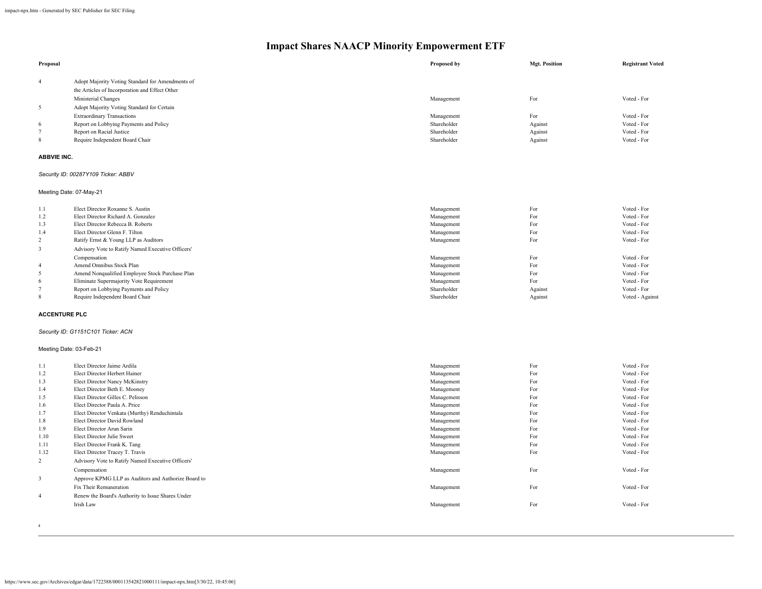# Impact Shares NAACP Minority Empowerment ETF

| Proposal | | Proposed by | Mgt. Position | Registrant Voted |
|---|---|---|---|---|
| 4 | Adopt Majority Voting Standard for Amendments of the Articles of Incorporation and Effect Other Ministerial Changes | Management | For | Voted - For |
| 5 | Adopt Majority Voting Standard for Certain Extraordinary Transactions | Management | For | Voted - For |
| 6 | Report on Lobbying Payments and Policy | Shareholder | Against | Voted - For |
| 7 | Report on Racial Justice | Shareholder | Against | Voted - For |
| 8 | Require Independent Board Chair | Shareholder | Against | Voted - For |

**ABBVIE INC.**

*Security ID: 00287Y109 Ticker: ABBV*

Meeting Date: 07-May-21

| Proposal | | Proposed by | Mgt. Position | Registrant Voted |
|---|---|---|---|---|
| 1.1 | Elect Director Roxanne S. Austin | Management | For | Voted - For |
| 1.2 | Elect Director Richard A. Gonzalez | Management | For | Voted - For |
| 1.3 | Elect Director Rebecca B. Roberts | Management | For | Voted - For |
| 1.4 | Elect Director Glenn F. Tilton | Management | For | Voted - For |
| 2 | Ratify Ernst & Young LLP as Auditors | Management | For | Voted - For |
| 3 | Advisory Vote to Ratify Named Executive Officers' Compensation | Management | For | Voted - For |
| 4 | Amend Omnibus Stock Plan | Management | For | Voted - For |
| 5 | Amend Nonqualified Employee Stock Purchase Plan | Management | For | Voted - For |
| 6 | Eliminate Supermajority Vote Requirement | Management | For | Voted - For |
| 7 | Report on Lobbying Payments and Policy | Shareholder | Against | Voted - For |
| 8 | Require Independent Board Chair | Shareholder | Against | Voted - Against |

**ACCENTURE PLC**

*Security ID: G1151C101 Ticker: ACN*

Meeting Date: 03-Feb-21

| Proposal | | Proposed by | Mgt. Position | Registrant Voted |
|---|---|---|---|---|
| 1.1 | Elect Director Jaime Ardila | Management | For | Voted - For |
| 1.2 | Elect Director Herbert Hainer | Management | For | Voted - For |
| 1.3 | Elect Director Nancy McKinstry | Management | For | Voted - For |
| 1.4 | Elect Director Beth E. Mooney | Management | For | Voted - For |
| 1.5 | Elect Director Gilles C. Pelisson | Management | For | Voted - For |
| 1.6 | Elect Director Paula A. Price | Management | For | Voted - For |
| 1.7 | Elect Director Venkata (Murthy) Renduchintala | Management | For | Voted - For |
| 1.8 | Elect Director David Rowland | Management | For | Voted - For |
| 1.9 | Elect Director Arun Sarin | Management | For | Voted - For |
| 1.10 | Elect Director Julie Sweet | Management | For | Voted - For |
| 1.11 | Elect Director Frank K. Tang | Management | For | Voted - For |
| 1.12 | Elect Director Tracey T. Travis | Management | For | Voted - For |
| 2 | Advisory Vote to Ratify Named Executive Officers' Compensation | Management | For | Voted - For |
| 3 | Approve KPMG LLP as Auditors and Authorize Board to Fix Their Remuneration | Management | For | Voted - For |
| 4 | Renew the Board's Authority to Issue Shares Under Irish Law | Management | For | Voted - For |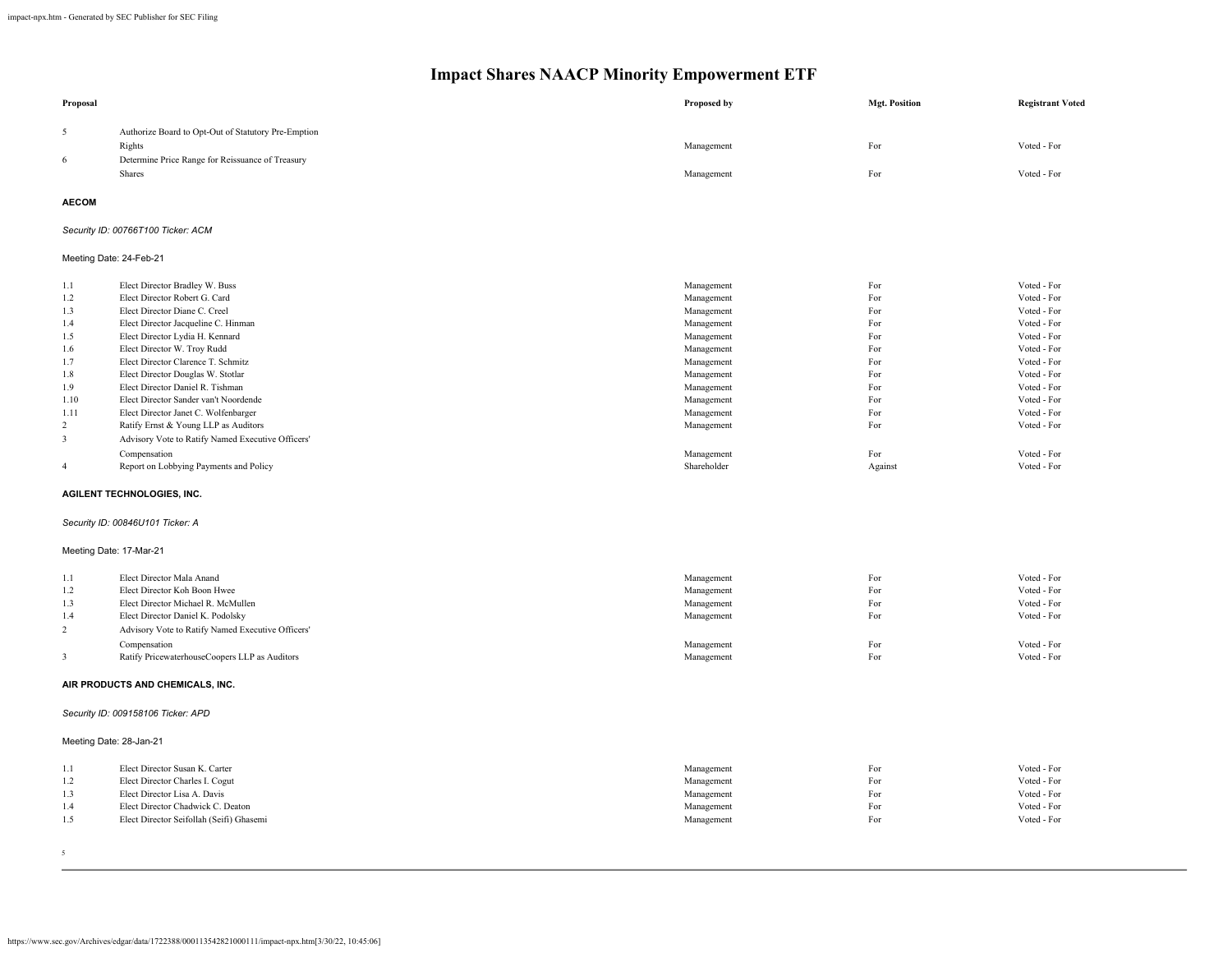# Impact Shares NAACP Minority Empowerment ETF

| Proposal | | Proposed by | Mgt. Position | Registrant Voted |
|---|---|---|---|---|
| 5 | Authorize Board to Opt-Out of Statutory Pre-Emption Rights | Management | For | Voted - For |
| 6 | Determine Price Range for Reissuance of Treasury Shares | Management | For | Voted - For |

**AECOM**

*Security ID: 00766T100 Ticker: ACM*

Meeting Date: 24-Feb-21

| Proposal | | Proposed by | Mgt. Position | Registrant Voted |
|---|---|---|---|---|
| 1.1 | Elect Director Bradley W. Buss | Management | For | Voted - For |
| 1.2 | Elect Director Robert G. Card | Management | For | Voted - For |
| 1.3 | Elect Director Diane C. Creel | Management | For | Voted - For |
| 1.4 | Elect Director Jacqueline C. Hinman | Management | For | Voted - For |
| 1.5 | Elect Director Lydia H. Kennard | Management | For | Voted - For |
| 1.6 | Elect Director W. Troy Rudd | Management | For | Voted - For |
| 1.7 | Elect Director Clarence T. Schmitz | Management | For | Voted - For |
| 1.8 | Elect Director Douglas W. Stotlar | Management | For | Voted - For |
| 1.9 | Elect Director Daniel R. Tishman | Management | For | Voted - For |
| 1.10 | Elect Director Sander van't Noordende | Management | For | Voted - For |
| 1.11 | Elect Director Janet C. Wolfenbarger | Management | For | Voted - For |
| 2 | Ratify Ernst & Young LLP as Auditors | Management | For | Voted - For |
| 3 | Advisory Vote to Ratify Named Executive Officers' Compensation | Management | For | Voted - For |
| 4 | Report on Lobbying Payments and Policy | Shareholder | Against | Voted - For |

**AGILENT TECHNOLOGIES, INC.**

*Security ID: 00846U101 Ticker: A*

Meeting Date: 17-Mar-21

| Proposal | | Proposed by | Mgt. Position | Registrant Voted |
|---|---|---|---|---|
| 1.1 | Elect Director Mala Anand | Management | For | Voted - For |
| 1.2 | Elect Director Koh Boon Hwee | Management | For | Voted - For |
| 1.3 | Elect Director Michael R. McMullen | Management | For | Voted - For |
| 1.4 | Elect Director Daniel K. Podolsky | Management | For | Voted - For |
| 2 | Advisory Vote to Ratify Named Executive Officers' Compensation | Management | For | Voted - For |
| 3 | Ratify PricewaterhouseCoopers LLP as Auditors | Management | For | Voted - For |

**AIR PRODUCTS AND CHEMICALS, INC.**

*Security ID: 009158106 Ticker: APD*

Meeting Date: 28-Jan-21

| Proposal | | Proposed by | Mgt. Position | Registrant Voted |
|---|---|---|---|---|
| 1.1 | Elect Director Susan K. Carter | Management | For | Voted - For |
| 1.2 | Elect Director Charles I. Cogut | Management | For | Voted - For |
| 1.3 | Elect Director Lisa A. Davis | Management | For | Voted - For |
| 1.4 | Elect Director Chadwick C. Deaton | Management | For | Voted - For |
| 1.5 | Elect Director Seifollah (Seifi) Ghasemi | Management | For | Voted - For |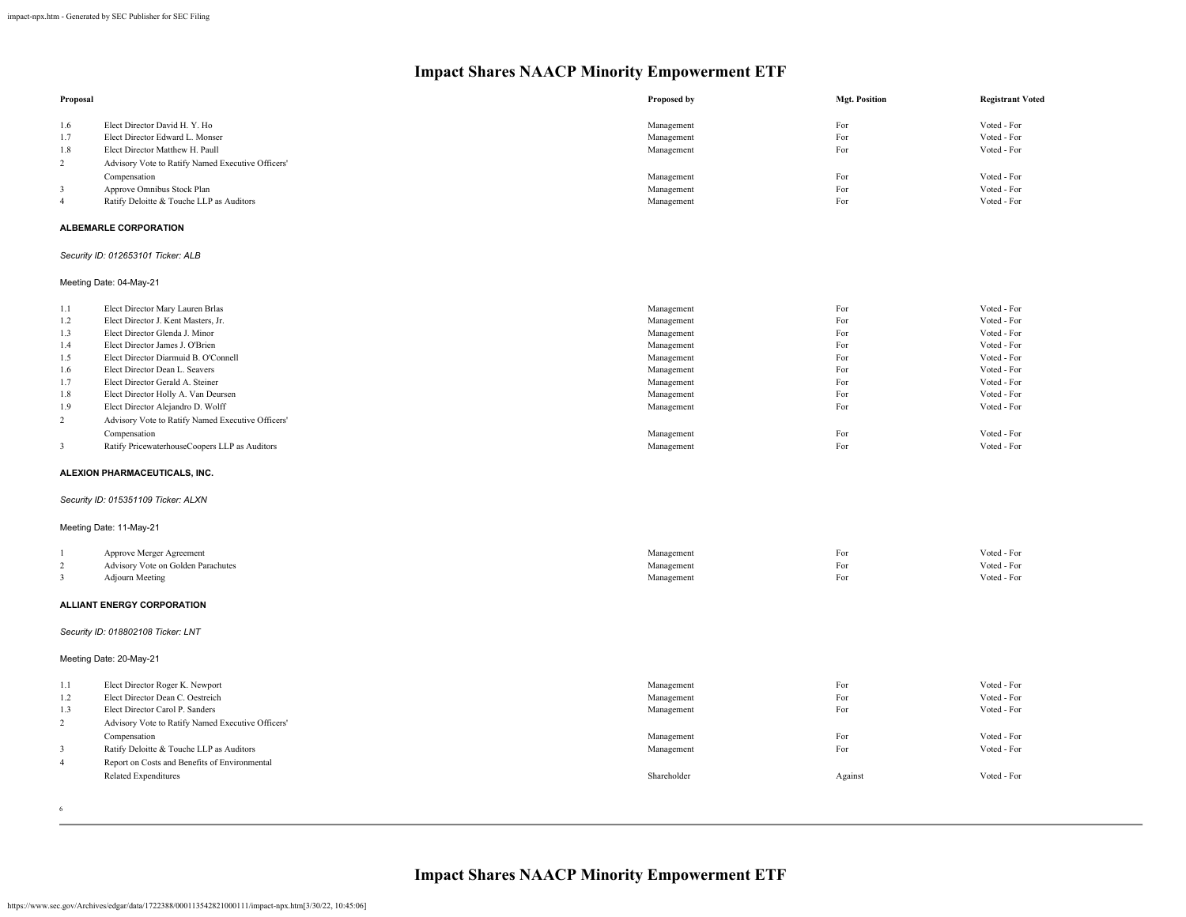# Impact Shares NAACP Minority Empowerment ETF

| Proposal | | Proposed by | Mgt. Position | Registrant Voted |
|---|---|---|---|---|
| 1.6 | Elect Director David H. Y. Ho | Management | For | Voted - For |
| 1.7 | Elect Director Edward L. Monser | Management | For | Voted - For |
| 1.8 | Elect Director Matthew H. Paull | Management | For | Voted - For |
| 2 | Advisory Vote to Ratify Named Executive Officers' Compensation | Management | For | Voted - For |
| 3 | Approve Omnibus Stock Plan | Management | For | Voted - For |
| 4 | Ratify Deloitte & Touche LLP as Auditors | Management | For | Voted - For |

**ALBEMARLE CORPORATION**

*Security ID: 012653101 Ticker: ALB*

Meeting Date: 04-May-21

| | | | | |
|---|---|---|---|---|
| 1.1 | Elect Director Mary Lauren Brlas | Management | For | Voted - For |
| 1.2 | Elect Director J. Kent Masters, Jr. | Management | For | Voted - For |
| 1.3 | Elect Director Glenda J. Minor | Management | For | Voted - For |
| 1.4 | Elect Director James J. O'Brien | Management | For | Voted - For |
| 1.5 | Elect Director Diarmuid B. O'Connell | Management | For | Voted - For |
| 1.6 | Elect Director Dean L. Seavers | Management | For | Voted - For |
| 1.7 | Elect Director Gerald A. Steiner | Management | For | Voted - For |
| 1.8 | Elect Director Holly A. Van Deursen | Management | For | Voted - For |
| 1.9 | Elect Director Alejandro D. Wolff | Management | For | Voted - For |
| 2 | Advisory Vote to Ratify Named Executive Officers' Compensation | Management | For | Voted - For |
| 3 | Ratify PricewaterhouseCoopers LLP as Auditors | Management | For | Voted - For |

**ALEXION PHARMACEUTICALS, INC.**

*Security ID: 015351109 Ticker: ALXN*

Meeting Date: 11-May-21

| | | | | |
|---|---|---|---|---|
| 1 | Approve Merger Agreement | Management | For | Voted - For |
| 2 | Advisory Vote on Golden Parachutes | Management | For | Voted - For |
| 3 | Adjourn Meeting | Management | For | Voted - For |

**ALLIANT ENERGY CORPORATION**

*Security ID: 018802108 Ticker: LNT*

Meeting Date: 20-May-21

| | | | | |
|---|---|---|---|---|
| 1.1 | Elect Director Roger K. Newport | Management | For | Voted - For |
| 1.2 | Elect Director Dean C. Oestreich | Management | For | Voted - For |
| 1.3 | Elect Director Carol P. Sanders | Management | For | Voted - For |
| 2 | Advisory Vote to Ratify Named Executive Officers' Compensation | Management | For | Voted - For |
| 3 | Ratify Deloitte & Touche LLP as Auditors | Management | For | Voted - For |
| 4 | Report on Costs and Benefits of Environmental Related Expenditures | Shareholder | Against | Voted - For |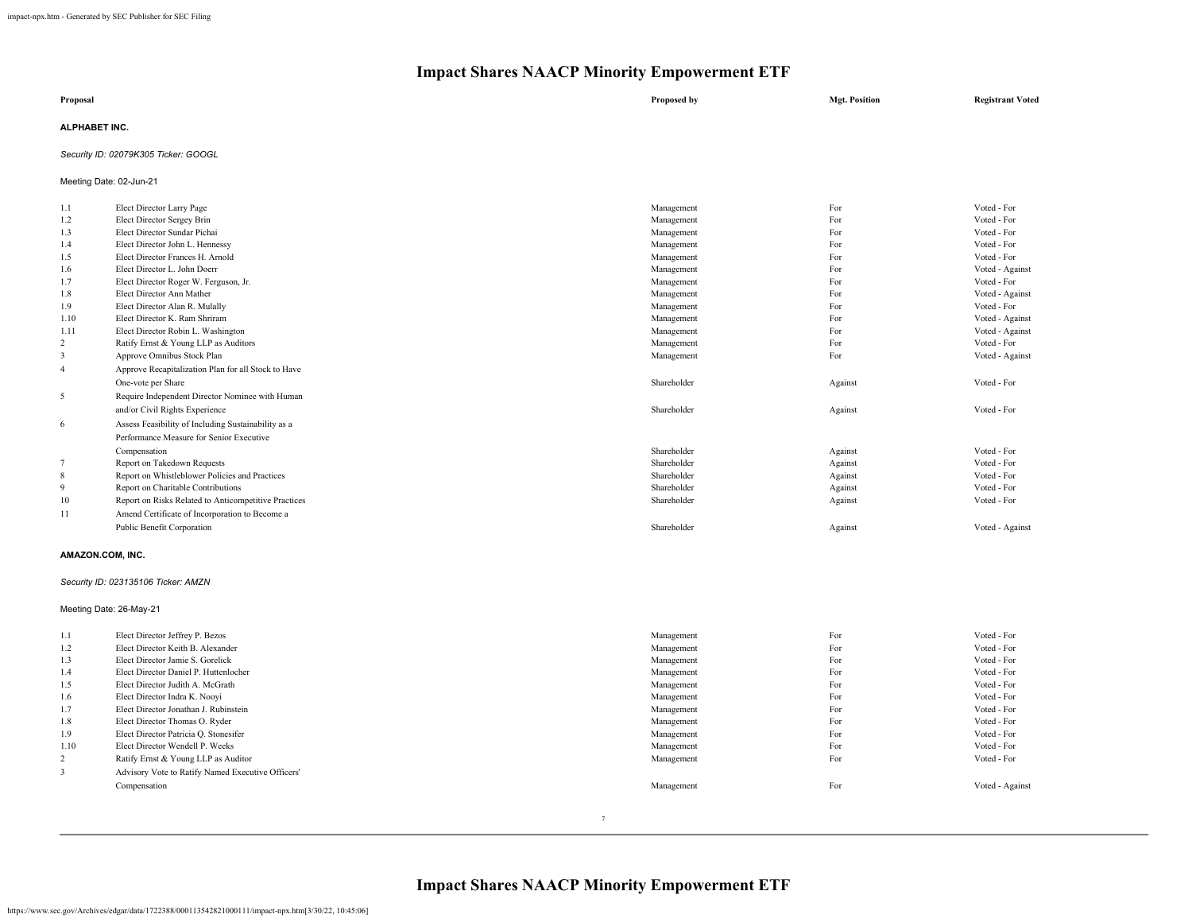# Impact Shares NAACP Minority Empowerment ETF

| Proposal | | Proposed by | Mgt. Position | Registrant Voted |
|---|---|---|---|---|

**ALPHABET INC.**

*Security ID: 02079K305 Ticker: GOOGL*

Meeting Date: 02-Jun-21

| | Proposal | Proposed by | Mgt. Position | Registrant Voted |
|---|---|---|---|---|
| 1.1 | Elect Director Larry Page | Management | For | Voted - For |
| 1.2 | Elect Director Sergey Brin | Management | For | Voted - For |
| 1.3 | Elect Director Sundar Pichai | Management | For | Voted - For |
| 1.4 | Elect Director John L. Hennessy | Management | For | Voted - For |
| 1.5 | Elect Director Frances H. Arnold | Management | For | Voted - For |
| 1.6 | Elect Director L. John Doerr | Management | For | Voted - Against |
| 1.7 | Elect Director Roger W. Ferguson, Jr. | Management | For | Voted - For |
| 1.8 | Elect Director Ann Mather | Management | For | Voted - Against |
| 1.9 | Elect Director Alan R. Mulally | Management | For | Voted - For |
| 1.10 | Elect Director K. Ram Shriram | Management | For | Voted - Against |
| 1.11 | Elect Director Robin L. Washington | Management | For | Voted - Against |
| 2 | Ratify Ernst & Young LLP as Auditors | Management | For | Voted - For |
| 3 | Approve Omnibus Stock Plan | Management | For | Voted - Against |
| 4 | Approve Recapitalization Plan for all Stock to Have One-vote per Share | Shareholder | Against | Voted - For |
| 5 | Require Independent Director Nominee with Human and/or Civil Rights Experience | Shareholder | Against | Voted - For |
| 6 | Assess Feasibility of Including Sustainability as a Performance Measure for Senior Executive Compensation | Shareholder | Against | Voted - For |
| 7 | Report on Takedown Requests | Shareholder | Against | Voted - For |
| 8 | Report on Whistleblower Policies and Practices | Shareholder | Against | Voted - For |
| 9 | Report on Charitable Contributions | Shareholder | Against | Voted - For |
| 10 | Report on Risks Related to Anticompetitive Practices | Shareholder | Against | Voted - For |
| 11 | Amend Certificate of Incorporation to Become a Public Benefit Corporation | Shareholder | Against | Voted - Against |

**AMAZON.COM, INC.**

*Security ID: 023135106 Ticker: AMZN*

Meeting Date: 26-May-21

| | Proposal | Proposed by | Mgt. Position | Registrant Voted |
|---|---|---|---|---|
| 1.1 | Elect Director Jeffrey P. Bezos | Management | For | Voted - For |
| 1.2 | Elect Director Keith B. Alexander | Management | For | Voted - For |
| 1.3 | Elect Director Jamie S. Gorelick | Management | For | Voted - For |
| 1.4 | Elect Director Daniel P. Huttenlocher | Management | For | Voted - For |
| 1.5 | Elect Director Judith A. McGrath | Management | For | Voted - For |
| 1.6 | Elect Director Indra K. Nooyi | Management | For | Voted - For |
| 1.7 | Elect Director Jonathan J. Rubinstein | Management | For | Voted - For |
| 1.8 | Elect Director Thomas O. Ryder | Management | For | Voted - For |
| 1.9 | Elect Director Patricia Q. Stonesifer | Management | For | Voted - For |
| 1.10 | Elect Director Wendell P. Weeks | Management | For | Voted - For |
| 2 | Ratify Ernst & Young LLP as Auditor | Management | For | Voted - For |
| 3 | Advisory Vote to Ratify Named Executive Officers' Compensation | Management | For | Voted - Against |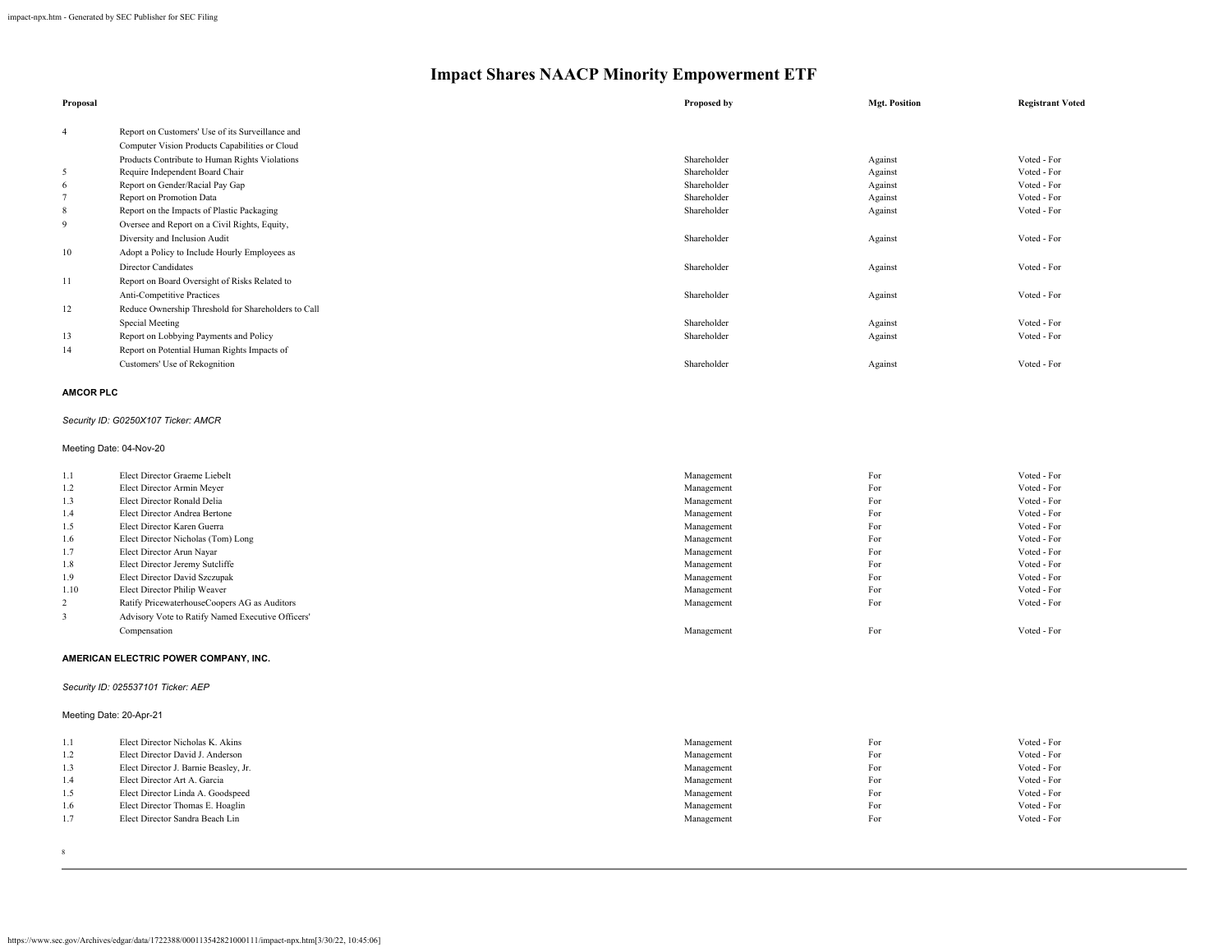# Impact Shares NAACP Minority Empowerment ETF

| Proposal | | Proposed by | Mgt. Position | Registrant Voted |
|---|---|---|---|---|
| 4 | Report on Customers' Use of its Surveillance and Computer Vision Products Capabilities or Cloud Products Contribute to Human Rights Violations | Shareholder | Against | Voted - For |
| 5 | Require Independent Board Chair | Shareholder | Against | Voted - For |
| 6 | Report on Gender/Racial Pay Gap | Shareholder | Against | Voted - For |
| 7 | Report on Promotion Data | Shareholder | Against | Voted - For |
| 8 | Report on the Impacts of Plastic Packaging | Shareholder | Against | Voted - For |
| 9 | Oversee and Report on a Civil Rights, Equity, Diversity and Inclusion Audit | Shareholder | Against | Voted - For |
| 10 | Adopt a Policy to Include Hourly Employees as Director Candidates | Shareholder | Against | Voted - For |
| 11 | Report on Board Oversight of Risks Related to Anti-Competitive Practices | Shareholder | Against | Voted - For |
| 12 | Reduce Ownership Threshold for Shareholders to Call Special Meeting | Shareholder | Against | Voted - For |
| 13 | Report on Lobbying Payments and Policy | Shareholder | Against | Voted - For |
| 14 | Report on Potential Human Rights Impacts of Customers' Use of Rekognition | Shareholder | Against | Voted - For |

**AMCOR PLC**

*Security ID: G0250X107 Ticker: AMCR*

Meeting Date: 04-Nov-20

| Proposal | | Proposed by | Mgt. Position | Registrant Voted |
|---|---|---|---|---|
| 1.1 | Elect Director Graeme Liebelt | Management | For | Voted - For |
| 1.2 | Elect Director Armin Meyer | Management | For | Voted - For |
| 1.3 | Elect Director Ronald Delia | Management | For | Voted - For |
| 1.4 | Elect Director Andrea Bertone | Management | For | Voted - For |
| 1.5 | Elect Director Karen Guerra | Management | For | Voted - For |
| 1.6 | Elect Director Nicholas (Tom) Long | Management | For | Voted - For |
| 1.7 | Elect Director Arun Nayar | Management | For | Voted - For |
| 1.8 | Elect Director Jeremy Sutcliffe | Management | For | Voted - For |
| 1.9 | Elect Director David Szczupak | Management | For | Voted - For |
| 1.10 | Elect Director Philip Weaver | Management | For | Voted - For |
| 2 | Ratify PricewaterhouseCoopers AG as Auditors | Management | For | Voted - For |
| 3 | Advisory Vote to Ratify Named Executive Officers' Compensation | Management | For | Voted - For |

**AMERICAN ELECTRIC POWER COMPANY, INC.**

*Security ID: 025537101 Ticker: AEP*

Meeting Date: 20-Apr-21

| Proposal | | Proposed by | Mgt. Position | Registrant Voted |
|---|---|---|---|---|
| 1.1 | Elect Director Nicholas K. Akins | Management | For | Voted - For |
| 1.2 | Elect Director David J. Anderson | Management | For | Voted - For |
| 1.3 | Elect Director J. Barnie Beasley, Jr. | Management | For | Voted - For |
| 1.4 | Elect Director Art A. Garcia | Management | For | Voted - For |
| 1.5 | Elect Director Linda A. Goodspeed | Management | For | Voted - For |
| 1.6 | Elect Director Thomas E. Hoaglin | Management | For | Voted - For |
| 1.7 | Elect Director Sandra Beach Lin | Management | For | Voted - For |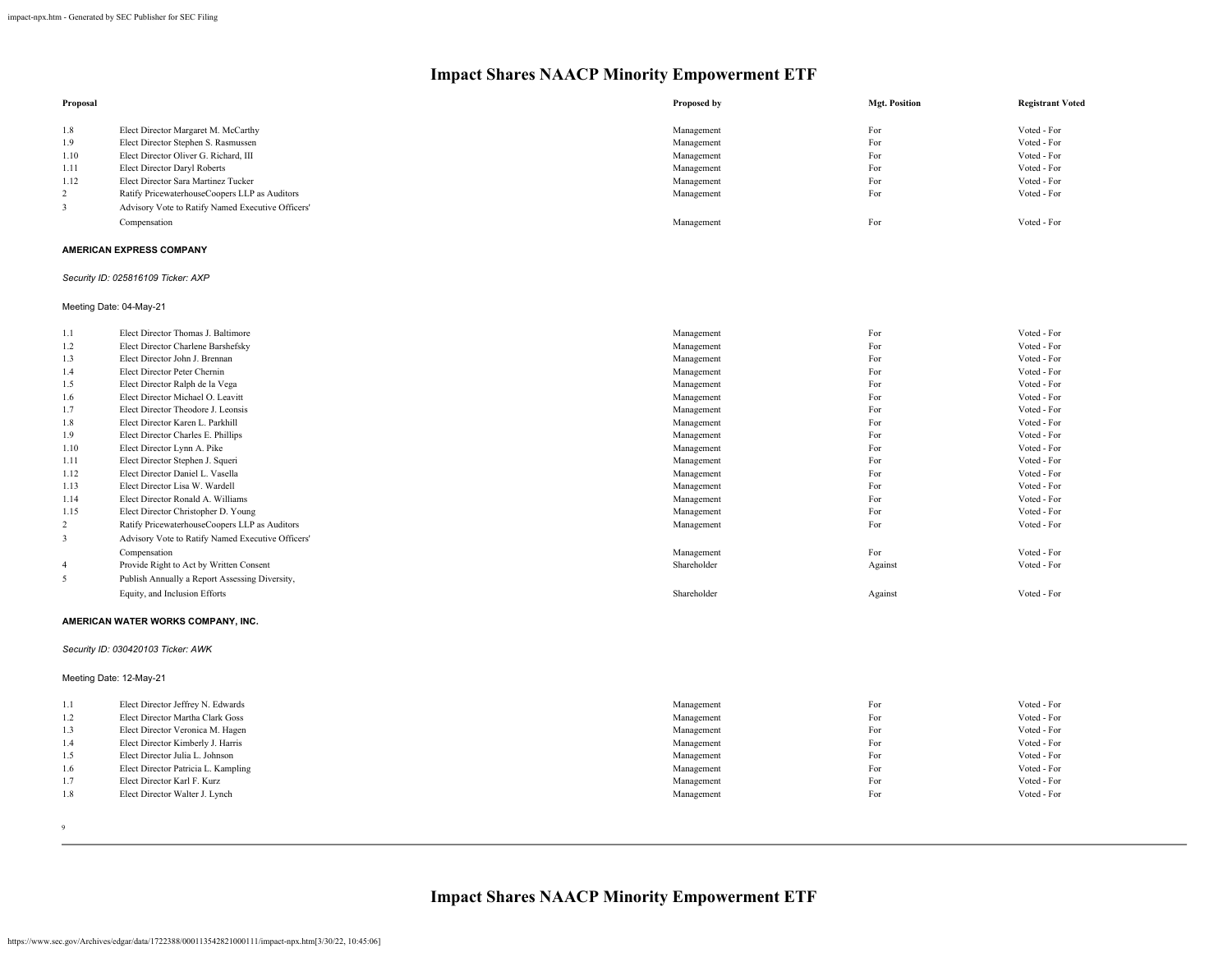# Impact Shares NAACP Minority Empowerment ETF

| Proposal | | Proposed by | Mgt. Position | Registrant Voted |
|---|---|---|---|---|
| 1.8 | Elect Director Margaret M. McCarthy | Management | For | Voted - For |
| 1.9 | Elect Director Stephen S. Rasmussen | Management | For | Voted - For |
| 1.10 | Elect Director Oliver G. Richard, III | Management | For | Voted - For |
| 1.11 | Elect Director Daryl Roberts | Management | For | Voted - For |
| 1.12 | Elect Director Sara Martinez Tucker | Management | For | Voted - For |
| 2 | Ratify PricewaterhouseCoopers LLP as Auditors | Management | For | Voted - For |
| 3 | Advisory Vote to Ratify Named Executive Officers' Compensation | Management | For | Voted - For |

**AMERICAN EXPRESS COMPANY**

*Security ID: 025816109 Ticker: AXP*

Meeting Date: 04-May-21

| Proposal | | Proposed by | Mgt. Position | Registrant Voted |
|---|---|---|---|---|
| 1.1 | Elect Director Thomas J. Baltimore | Management | For | Voted - For |
| 1.2 | Elect Director Charlene Barshefsky | Management | For | Voted - For |
| 1.3 | Elect Director John J. Brennan | Management | For | Voted - For |
| 1.4 | Elect Director Peter Chernin | Management | For | Voted - For |
| 1.5 | Elect Director Ralph de la Vega | Management | For | Voted - For |
| 1.6 | Elect Director Michael O. Leavitt | Management | For | Voted - For |
| 1.7 | Elect Director Theodore J. Leonsis | Management | For | Voted - For |
| 1.8 | Elect Director Karen L. Parkhill | Management | For | Voted - For |
| 1.9 | Elect Director Charles E. Phillips | Management | For | Voted - For |
| 1.10 | Elect Director Lynn A. Pike | Management | For | Voted - For |
| 1.11 | Elect Director Stephen J. Squeri | Management | For | Voted - For |
| 1.12 | Elect Director Daniel L. Vasella | Management | For | Voted - For |
| 1.13 | Elect Director Lisa W. Wardell | Management | For | Voted - For |
| 1.14 | Elect Director Ronald A. Williams | Management | For | Voted - For |
| 1.15 | Elect Director Christopher D. Young | Management | For | Voted - For |
| 2 | Ratify PricewaterhouseCoopers LLP as Auditors | Management | For | Voted - For |
| 3 | Advisory Vote to Ratify Named Executive Officers' Compensation | Management | For | Voted - For |
| 4 | Provide Right to Act by Written Consent | Shareholder | Against | Voted - For |
| 5 | Publish Annually a Report Assessing Diversity, Equity, and Inclusion Efforts | Shareholder | Against | Voted - For |

**AMERICAN WATER WORKS COMPANY, INC.**

*Security ID: 030420103 Ticker: AWK*

Meeting Date: 12-May-21

| Proposal | | Proposed by | Mgt. Position | Registrant Voted |
|---|---|---|---|---|
| 1.1 | Elect Director Jeffrey N. Edwards | Management | For | Voted - For |
| 1.2 | Elect Director Martha Clark Goss | Management | For | Voted - For |
| 1.3 | Elect Director Veronica M. Hagen | Management | For | Voted - For |
| 1.4 | Elect Director Kimberly J. Harris | Management | For | Voted - For |
| 1.5 | Elect Director Julia L. Johnson | Management | For | Voted - For |
| 1.6 | Elect Director Patricia L. Kampling | Management | For | Voted - For |
| 1.7 | Elect Director Karl F. Kurz | Management | For | Voted - For |
| 1.8 | Elect Director Walter J. Lynch | Management | For | Voted - For |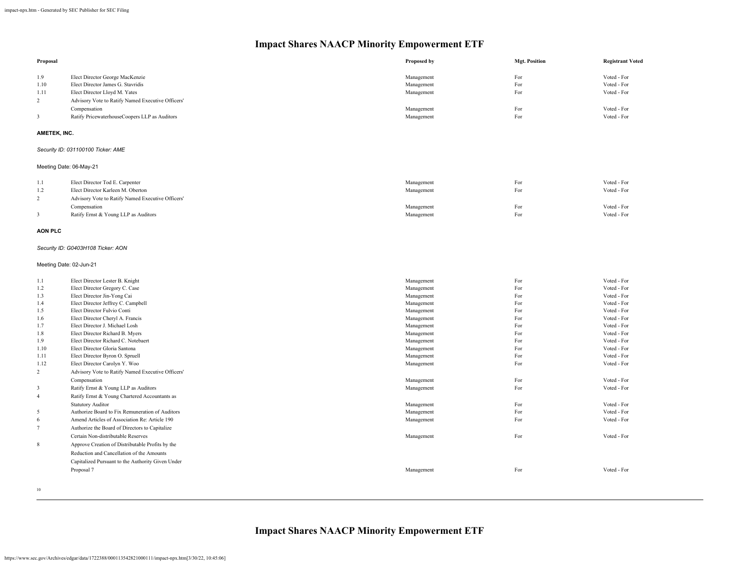# Impact Shares NAACP Minority Empowerment ETF

| Proposal | | Proposed by | Mgt. Position | Registrant Voted |
|---|---|---|---|---|
| 1.9 | Elect Director George MacKenzie | Management | For | Voted - For |
| 1.10 | Elect Director James G. Stavridis | Management | For | Voted - For |
| 1.11 | Elect Director Lloyd M. Yates | Management | For | Voted - For |
| 2 | Advisory Vote to Ratify Named Executive Officers' Compensation | Management | For | Voted - For |
| 3 | Ratify PricewaterhouseCoopers LLP as Auditors | Management | For | Voted - For |

**AMETEK, INC.**

*Security ID: 031100100 Ticker: AME*

Meeting Date: 06-May-21

| Proposal | | Proposed by | Mgt. Position | Registrant Voted |
|---|---|---|---|---|
| 1.1 | Elect Director Tod E. Carpenter | Management | For | Voted - For |
| 1.2 | Elect Director Karleen M. Oberton | Management | For | Voted - For |
| 2 | Advisory Vote to Ratify Named Executive Officers' Compensation | Management | For | Voted - For |
| 3 | Ratify Ernst & Young LLP as Auditors | Management | For | Voted - For |

**AON PLC**

*Security ID: G0403H108 Ticker: AON*

Meeting Date: 02-Jun-21

| Proposal | | Proposed by | Mgt. Position | Registrant Voted |
|---|---|---|---|---|
| 1.1 | Elect Director Lester B. Knight | Management | For | Voted - For |
| 1.2 | Elect Director Gregory C. Case | Management | For | Voted - For |
| 1.3 | Elect Director Jin-Yong Cai | Management | For | Voted - For |
| 1.4 | Elect Director Jeffrey C. Campbell | Management | For | Voted - For |
| 1.5 | Elect Director Fulvio Conti | Management | For | Voted - For |
| 1.6 | Elect Director Cheryl A. Francis | Management | For | Voted - For |
| 1.7 | Elect Director J. Michael Losh | Management | For | Voted - For |
| 1.8 | Elect Director Richard B. Myers | Management | For | Voted - For |
| 1.9 | Elect Director Richard C. Notebaert | Management | For | Voted - For |
| 1.10 | Elect Director Gloria Santona | Management | For | Voted - For |
| 1.11 | Elect Director Byron O. Spruell | Management | For | Voted - For |
| 1.12 | Elect Director Carolyn Y. Woo | Management | For | Voted - For |
| 2 | Advisory Vote to Ratify Named Executive Officers' Compensation | Management | For | Voted - For |
| 3 | Ratify Ernst & Young LLP as Auditors | Management | For | Voted - For |
| 4 | Ratify Ernst & Young Chartered Accountants as Statutory Auditor | Management | For | Voted - For |
| 5 | Authorize Board to Fix Remuneration of Auditors | Management | For | Voted - For |
| 6 | Amend Articles of Association Re: Article 190 | Management | For | Voted - For |
| 7 | Authorize the Board of Directors to Capitalize Certain Non-distributable Reserves | Management | For | Voted - For |
| 8 | Approve Creation of Distributable Profits by the Reduction and Cancellation of the Amounts Capitalized Pursuant to the Authority Given Under Proposal 7 | Management | For | Voted - For |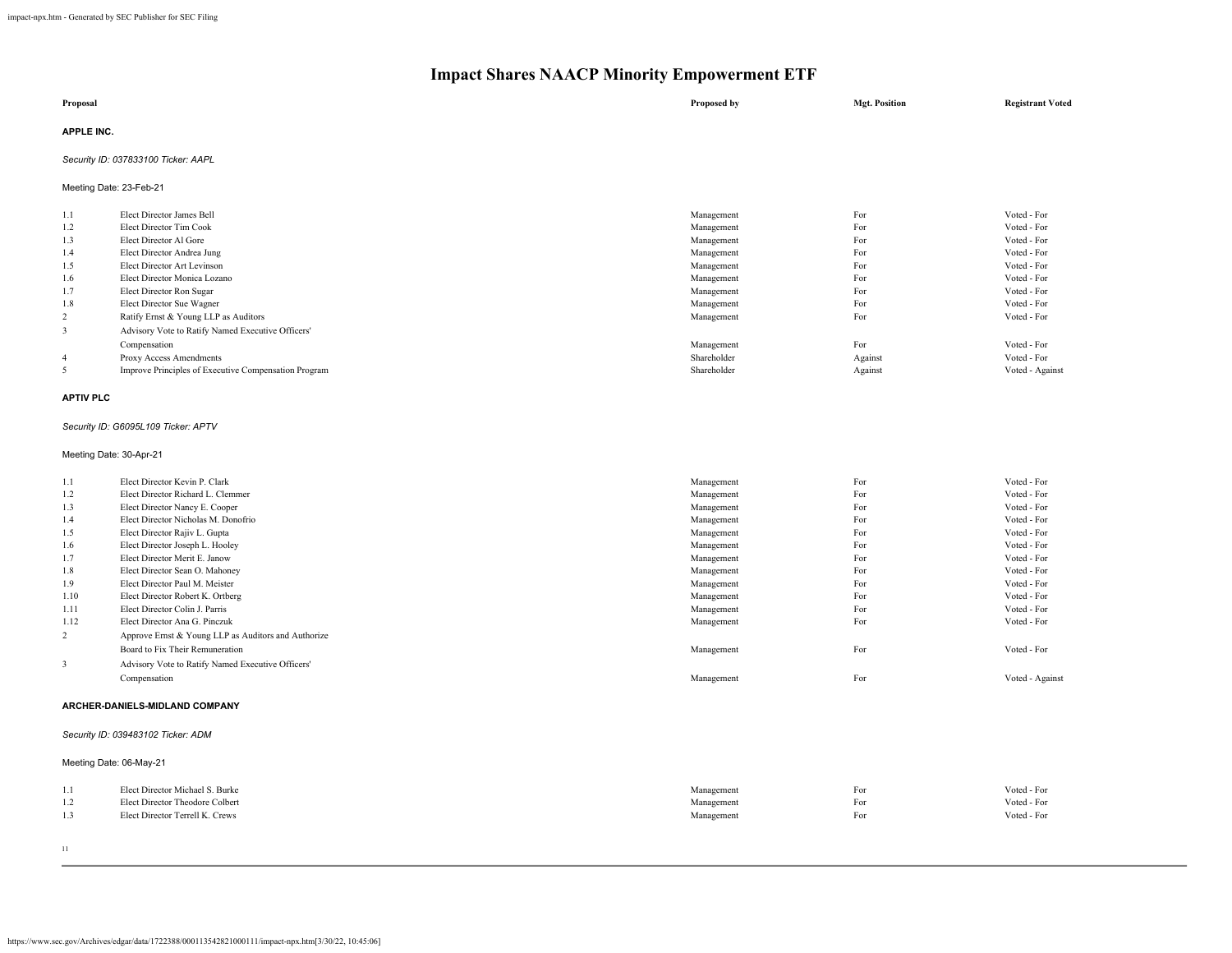# Impact Shares NAACP Minority Empowerment ETF

| Proposal | | Proposed by | Mgt. Position | Registrant Voted |
|---|---|---|---|---|

**APPLE INC.**

*Security ID: 037833100 Ticker: AAPL*

Meeting Date: 23-Feb-21

| | Proposal | Proposed by | Mgt. Position | Registrant Voted |
|---|---|---|---|---|
| 1.1 | Elect Director James Bell | Management | For | Voted - For |
| 1.2 | Elect Director Tim Cook | Management | For | Voted - For |
| 1.3 | Elect Director Al Gore | Management | For | Voted - For |
| 1.4 | Elect Director Andrea Jung | Management | For | Voted - For |
| 1.5 | Elect Director Art Levinson | Management | For | Voted - For |
| 1.6 | Elect Director Monica Lozano | Management | For | Voted - For |
| 1.7 | Elect Director Ron Sugar | Management | For | Voted - For |
| 1.8 | Elect Director Sue Wagner | Management | For | Voted - For |
| 2 | Ratify Ernst & Young LLP as Auditors | Management | For | Voted - For |
| 3 | Advisory Vote to Ratify Named Executive Officers' Compensation | Management | For | Voted - For |
| 4 | Proxy Access Amendments | Shareholder | Against | Voted - For |
| 5 | Improve Principles of Executive Compensation Program | Shareholder | Against | Voted - Against |

**APTIV PLC**

*Security ID: G6095L109 Ticker: APTV*

Meeting Date: 30-Apr-21

| | Proposal | Proposed by | Mgt. Position | Registrant Voted |
|---|---|---|---|---|
| 1.1 | Elect Director Kevin P. Clark | Management | For | Voted - For |
| 1.2 | Elect Director Richard L. Clemmer | Management | For | Voted - For |
| 1.3 | Elect Director Nancy E. Cooper | Management | For | Voted - For |
| 1.4 | Elect Director Nicholas M. Donofrio | Management | For | Voted - For |
| 1.5 | Elect Director Rajiv L. Gupta | Management | For | Voted - For |
| 1.6 | Elect Director Joseph L. Hooley | Management | For | Voted - For |
| 1.7 | Elect Director Merit E. Janow | Management | For | Voted - For |
| 1.8 | Elect Director Sean O. Mahoney | Management | For | Voted - For |
| 1.9 | Elect Director Paul M. Meister | Management | For | Voted - For |
| 1.10 | Elect Director Robert K. Ortberg | Management | For | Voted - For |
| 1.11 | Elect Director Colin J. Parris | Management | For | Voted - For |
| 1.12 | Elect Director Ana G. Pinczuk | Management | For | Voted - For |
| 2 | Approve Ernst & Young LLP as Auditors and Authorize Board to Fix Their Remuneration | Management | For | Voted - For |
| 3 | Advisory Vote to Ratify Named Executive Officers' Compensation | Management | For | Voted - Against |

**ARCHER-DANIELS-MIDLAND COMPANY**

*Security ID: 039483102 Ticker: ADM*

Meeting Date: 06-May-21

| | Proposal | Proposed by | Mgt. Position | Registrant Voted |
|---|---|---|---|---|
| 1.1 | Elect Director Michael S. Burke | Management | For | Voted - For |
| 1.2 | Elect Director Theodore Colbert | Management | For | Voted - For |
| 1.3 | Elect Director Terrell K. Crews | Management | For | Voted - For |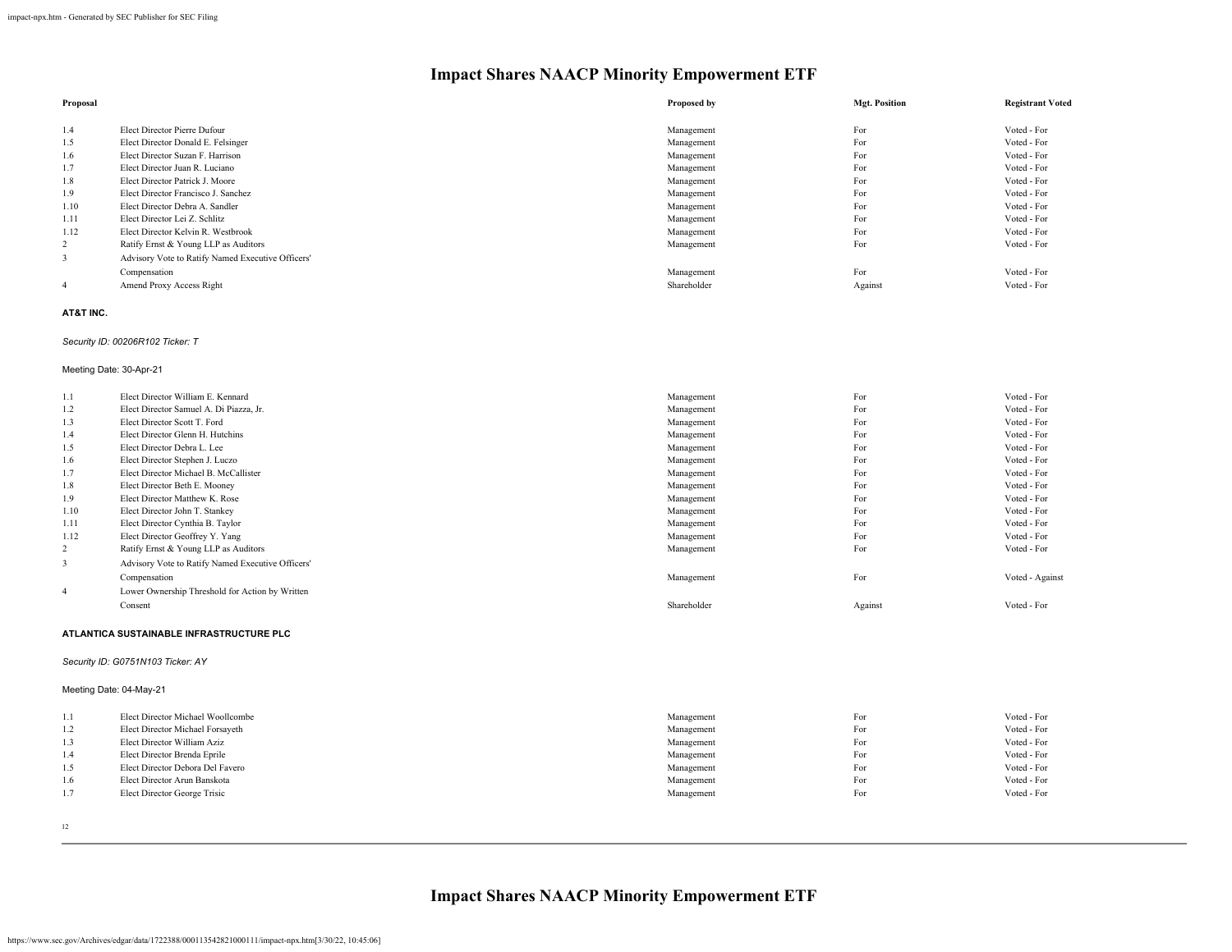# Impact Shares NAACP Minority Empowerment ETF

| Proposal | | Proposed by | Mgt. Position | Registrant Voted |
|---|---|---|---|---|
| 1.4 | Elect Director Pierre Dufour | Management | For | Voted - For |
| 1.5 | Elect Director Donald E. Felsinger | Management | For | Voted - For |
| 1.6 | Elect Director Suzan F. Harrison | Management | For | Voted - For |
| 1.7 | Elect Director Juan R. Luciano | Management | For | Voted - For |
| 1.8 | Elect Director Patrick J. Moore | Management | For | Voted - For |
| 1.9 | Elect Director Francisco J. Sanchez | Management | For | Voted - For |
| 1.10 | Elect Director Debra A. Sandler | Management | For | Voted - For |
| 1.11 | Elect Director Lei Z. Schlitz | Management | For | Voted - For |
| 1.12 | Elect Director Kelvin R. Westbrook | Management | For | Voted - For |
| 2 | Ratify Ernst & Young LLP as Auditors | Management | For | Voted - For |
| 3 | Advisory Vote to Ratify Named Executive Officers' Compensation | Management | For | Voted - For |
| 4 | Amend Proxy Access Right | Shareholder | Against | Voted - For |

**AT&T INC.**

*Security ID: 00206R102 Ticker: T*

Meeting Date: 30-Apr-21

| Proposal | | Proposed by | Mgt. Position | Registrant Voted |
|---|---|---|---|---|
| 1.1 | Elect Director William E. Kennard | Management | For | Voted - For |
| 1.2 | Elect Director Samuel A. Di Piazza, Jr. | Management | For | Voted - For |
| 1.3 | Elect Director Scott T. Ford | Management | For | Voted - For |
| 1.4 | Elect Director Glenn H. Hutchins | Management | For | Voted - For |
| 1.5 | Elect Director Debra L. Lee | Management | For | Voted - For |
| 1.6 | Elect Director Stephen J. Luczo | Management | For | Voted - For |
| 1.7 | Elect Director Michael B. McCallister | Management | For | Voted - For |
| 1.8 | Elect Director Beth E. Mooney | Management | For | Voted - For |
| 1.9 | Elect Director Matthew K. Rose | Management | For | Voted - For |
| 1.10 | Elect Director John T. Stankey | Management | For | Voted - For |
| 1.11 | Elect Director Cynthia B. Taylor | Management | For | Voted - For |
| 1.12 | Elect Director Geoffrey Y. Yang | Management | For | Voted - For |
| 2 | Ratify Ernst & Young LLP as Auditors | Management | For | Voted - For |
| 3 | Advisory Vote to Ratify Named Executive Officers' Compensation | Management | For | Voted - Against |
| 4 | Lower Ownership Threshold for Action by Written Consent | Shareholder | Against | Voted - For |

**ATLANTICA SUSTAINABLE INFRASTRUCTURE PLC**

*Security ID: G0751N103 Ticker: AY*

Meeting Date: 04-May-21

| Proposal | | Proposed by | Mgt. Position | Registrant Voted |
|---|---|---|---|---|
| 1.1 | Elect Director Michael Woollcombe | Management | For | Voted - For |
| 1.2 | Elect Director Michael Forsayeth | Management | For | Voted - For |
| 1.3 | Elect Director William Aziz | Management | For | Voted - For |
| 1.4 | Elect Director Brenda Eprile | Management | For | Voted - For |
| 1.5 | Elect Director Debora Del Favero | Management | For | Voted - For |
| 1.6 | Elect Director Arun Banskota | Management | For | Voted - For |
| 1.7 | Elect Director George Trisic | Management | For | Voted - For |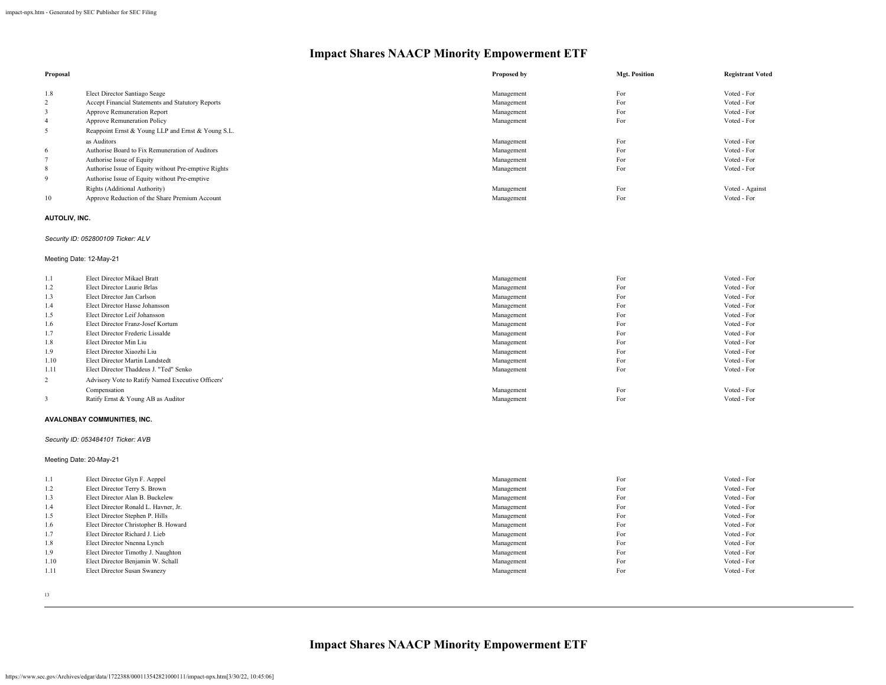| Proposal | | Proposed by | Mgt. Position | Registrant Voted |
|---|---|---|---|---|
| 1.8 | Elect Director Santiago Seage | Management | For | Voted - For |
| 2 | Accept Financial Statements and Statutory Reports | Management | For | Voted - For |
| 3 | Approve Remuneration Report | Management | For | Voted - For |
| 4 | Approve Remuneration Policy | Management | For | Voted - For |
| 5 | Reappoint Ernst & Young LLP and Ernst & Young S.L. as Auditors | Management | For | Voted - For |
| 6 | Authorise Board to Fix Remuneration of Auditors | Management | For | Voted - For |
| 7 | Authorise Issue of Equity | Management | For | Voted - For |
| 8 | Authorise Issue of Equity without Pre-emptive Rights | Management | For | Voted - For |
| 9 | Authorise Issue of Equity without Pre-emptive Rights (Additional Authority) | Management | For | Voted - Against |
| 10 | Approve Reduction of the Share Premium Account | Management | For | Voted - For |

**AUTOLIV, INC.**

*Security ID: 052800109 Ticker: ALV*

Meeting Date: 12-May-21

| Proposal | | Proposed by | Mgt. Position | Registrant Voted |
|---|---|---|---|---|
| 1.1 | Elect Director Mikael Bratt | Management | For | Voted - For |
| 1.2 | Elect Director Laurie Brlas | Management | For | Voted - For |
| 1.3 | Elect Director Jan Carlson | Management | For | Voted - For |
| 1.4 | Elect Director Hasse Johansson | Management | For | Voted - For |
| 1.5 | Elect Director Leif Johansson | Management | For | Voted - For |
| 1.6 | Elect Director Franz-Josef Kortum | Management | For | Voted - For |
| 1.7 | Elect Director Frederic Lissalde | Management | For | Voted - For |
| 1.8 | Elect Director Min Liu | Management | For | Voted - For |
| 1.9 | Elect Director Xiaozhi Liu | Management | For | Voted - For |
| 1.10 | Elect Director Martin Lundstedt | Management | For | Voted - For |
| 1.11 | Elect Director Thaddeus J. "Ted" Senko | Management | For | Voted - For |
| 2 | Advisory Vote to Ratify Named Executive Officers' Compensation | Management | For | Voted - For |
| 3 | Ratify Ernst & Young AB as Auditor | Management | For | Voted - For |

**AVALONBAY COMMUNITIES, INC.**

*Security ID: 053484101 Ticker: AVB*

Meeting Date: 20-May-21

| Proposal | | Proposed by | Mgt. Position | Registrant Voted |
|---|---|---|---|---|
| 1.1 | Elect Director Glyn F. Aeppel | Management | For | Voted - For |
| 1.2 | Elect Director Terry S. Brown | Management | For | Voted - For |
| 1.3 | Elect Director Alan B. Buckelew | Management | For | Voted - For |
| 1.4 | Elect Director Ronald L. Havner, Jr. | Management | For | Voted - For |
| 1.5 | Elect Director Stephen P. Hills | Management | For | Voted - For |
| 1.6 | Elect Director Christopher B. Howard | Management | For | Voted - For |
| 1.7 | Elect Director Richard J. Lieb | Management | For | Voted - For |
| 1.8 | Elect Director Nnenna Lynch | Management | For | Voted - For |
| 1.9 | Elect Director Timothy J. Naughton | Management | For | Voted - For |
| 1.10 | Elect Director Benjamin W. Schall | Management | For | Voted - For |
| 1.11 | Elect Director Susan Swanezy | Management | For | Voted - For |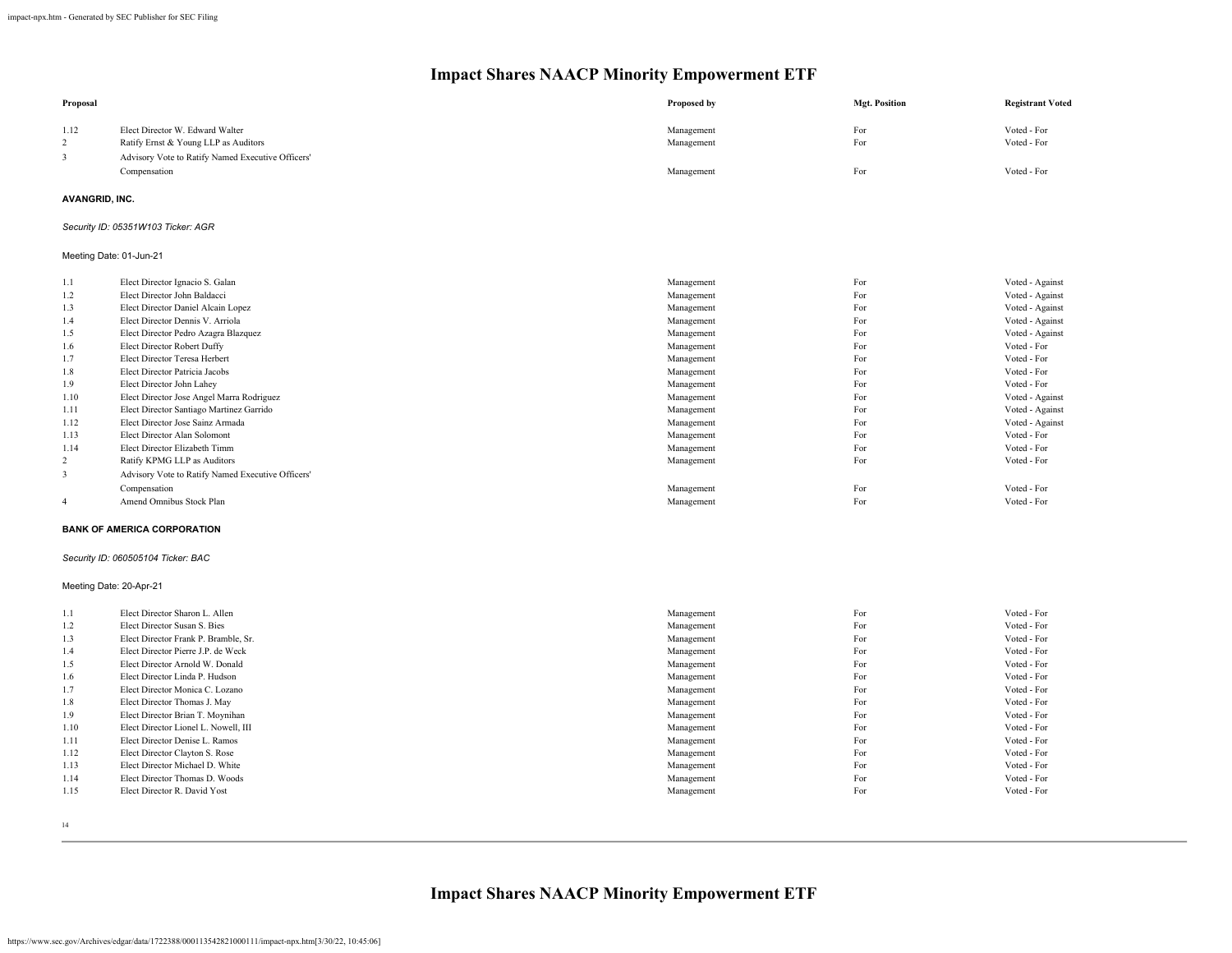# Impact Shares NAACP Minority Empowerment ETF

| Proposal | | Proposed by | Mgt. Position | Registrant Voted |
|---|---|---|---|---|
| 1.12 | Elect Director W. Edward Walter | Management | For | Voted - For |
| 2 | Ratify Ernst & Young LLP as Auditors | Management | For | Voted - For |
| 3 | Advisory Vote to Ratify Named Executive Officers' Compensation | Management | For | Voted - For |

**AVANGRID, INC.**

*Security ID: 05351W103 Ticker: AGR*

Meeting Date: 01-Jun-21

| Proposal | | Proposed by | Mgt. Position | Registrant Voted |
|---|---|---|---|---|
| 1.1 | Elect Director Ignacio S. Galan | Management | For | Voted - Against |
| 1.2 | Elect Director John Baldacci | Management | For | Voted - Against |
| 1.3 | Elect Director Daniel Alcain Lopez | Management | For | Voted - Against |
| 1.4 | Elect Director Dennis V. Arriola | Management | For | Voted - Against |
| 1.5 | Elect Director Pedro Azagra Blazquez | Management | For | Voted - Against |
| 1.6 | Elect Director Robert Duffy | Management | For | Voted - For |
| 1.7 | Elect Director Teresa Herbert | Management | For | Voted - For |
| 1.8 | Elect Director Patricia Jacobs | Management | For | Voted - For |
| 1.9 | Elect Director John Lahey | Management | For | Voted - For |
| 1.10 | Elect Director Jose Angel Marra Rodriguez | Management | For | Voted - Against |
| 1.11 | Elect Director Santiago Martinez Garrido | Management | For | Voted - Against |
| 1.12 | Elect Director Jose Sainz Armada | Management | For | Voted - Against |
| 1.13 | Elect Director Alan Solomont | Management | For | Voted - For |
| 1.14 | Elect Director Elizabeth Timm | Management | For | Voted - For |
| 2 | Ratify KPMG LLP as Auditors | Management | For | Voted - For |
| 3 | Advisory Vote to Ratify Named Executive Officers' Compensation | Management | For | Voted - For |
| 4 | Amend Omnibus Stock Plan | Management | For | Voted - For |

**BANK OF AMERICA CORPORATION**

*Security ID: 060505104 Ticker: BAC*

Meeting Date: 20-Apr-21

| Proposal | | Proposed by | Mgt. Position | Registrant Voted |
|---|---|---|---|---|
| 1.1 | Elect Director Sharon L. Allen | Management | For | Voted - For |
| 1.2 | Elect Director Susan S. Bies | Management | For | Voted - For |
| 1.3 | Elect Director Frank P. Bramble, Sr. | Management | For | Voted - For |
| 1.4 | Elect Director Pierre J.P. de Weck | Management | For | Voted - For |
| 1.5 | Elect Director Arnold W. Donald | Management | For | Voted - For |
| 1.6 | Elect Director Linda P. Hudson | Management | For | Voted - For |
| 1.7 | Elect Director Monica C. Lozano | Management | For | Voted - For |
| 1.8 | Elect Director Thomas J. May | Management | For | Voted - For |
| 1.9 | Elect Director Brian T. Moynihan | Management | For | Voted - For |
| 1.10 | Elect Director Lionel L. Nowell, III | Management | For | Voted - For |
| 1.11 | Elect Director Denise L. Ramos | Management | For | Voted - For |
| 1.12 | Elect Director Clayton S. Rose | Management | For | Voted - For |
| 1.13 | Elect Director Michael D. White | Management | For | Voted - For |
| 1.14 | Elect Director Thomas D. Woods | Management | For | Voted - For |
| 1.15 | Elect Director R. David Yost | Management | For | Voted - For |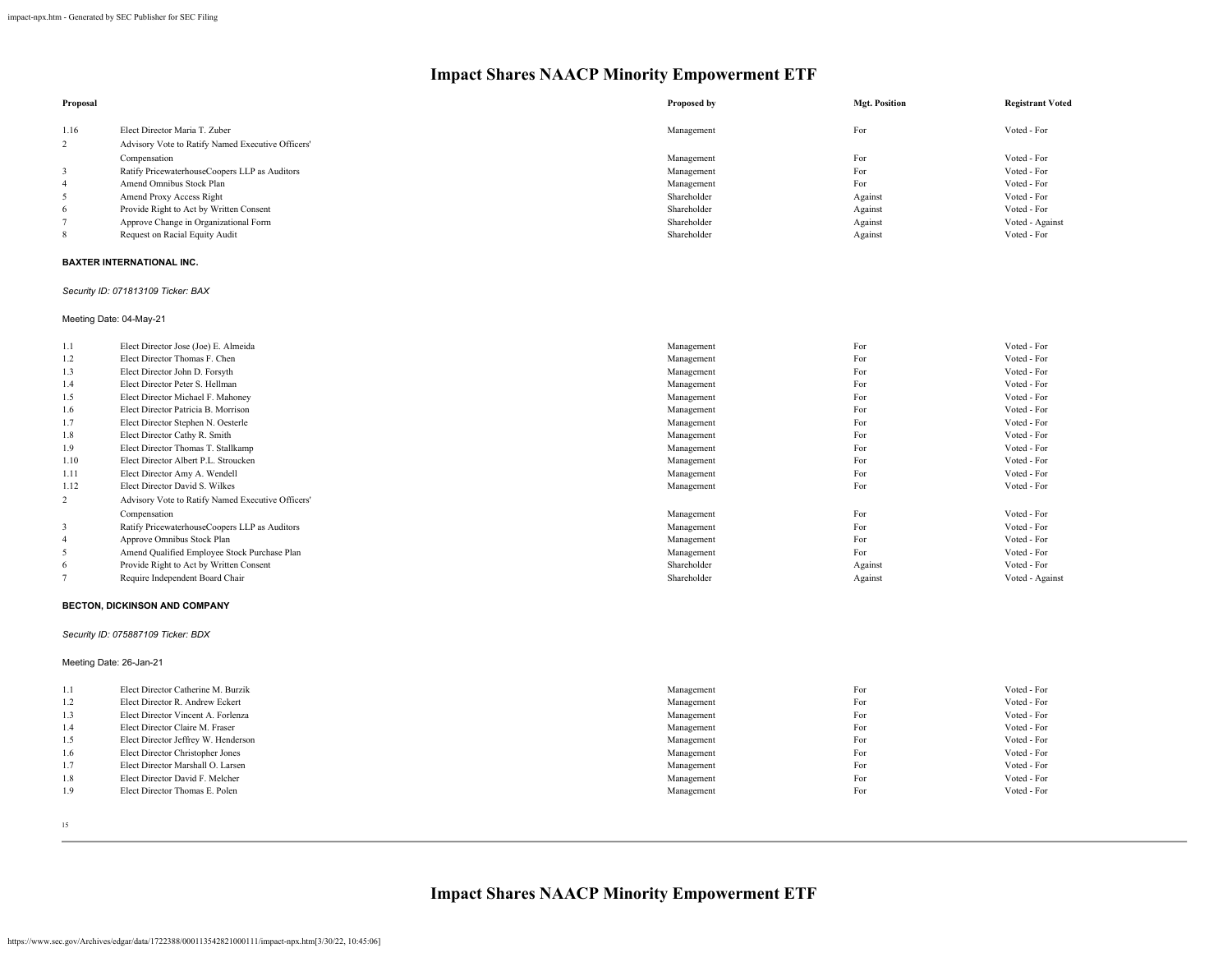# Impact Shares NAACP Minority Empowerment ETF

| Proposal | | Proposed by | Mgt. Position | Registrant Voted |
|---|---|---|---|---|
| 1.16 | Elect Director Maria T. Zuber | Management | For | Voted - For |
| 2 | Advisory Vote to Ratify Named Executive Officers' Compensation | Management | For | Voted - For |
| 3 | Ratify PricewaterhouseCoopers LLP as Auditors | Management | For | Voted - For |
| 4 | Amend Omnibus Stock Plan | Management | For | Voted - For |
| 5 | Amend Proxy Access Right | Shareholder | Against | Voted - For |
| 6 | Provide Right to Act by Written Consent | Shareholder | Against | Voted - For |
| 7 | Approve Change in Organizational Form | Shareholder | Against | Voted - Against |
| 8 | Request on Racial Equity Audit | Shareholder | Against | Voted - For |

**BAXTER INTERNATIONAL INC.**

*Security ID: 071813109 Ticker: BAX*

Meeting Date: 04-May-21

| Proposal | | Proposed by | Mgt. Position | Registrant Voted |
|---|---|---|---|---|
| 1.1 | Elect Director Jose (Joe) E. Almeida | Management | For | Voted - For |
| 1.2 | Elect Director Thomas F. Chen | Management | For | Voted - For |
| 1.3 | Elect Director John D. Forsyth | Management | For | Voted - For |
| 1.4 | Elect Director Peter S. Hellman | Management | For | Voted - For |
| 1.5 | Elect Director Michael F. Mahoney | Management | For | Voted - For |
| 1.6 | Elect Director Patricia B. Morrison | Management | For | Voted - For |
| 1.7 | Elect Director Stephen N. Oesterle | Management | For | Voted - For |
| 1.8 | Elect Director Cathy R. Smith | Management | For | Voted - For |
| 1.9 | Elect Director Thomas T. Stallkamp | Management | For | Voted - For |
| 1.10 | Elect Director Albert P.L. Stroucken | Management | For | Voted - For |
| 1.11 | Elect Director Amy A. Wendell | Management | For | Voted - For |
| 1.12 | Elect Director David S. Wilkes | Management | For | Voted - For |
| 2 | Advisory Vote to Ratify Named Executive Officers' Compensation | Management | For | Voted - For |
| 3 | Ratify PricewaterhouseCoopers LLP as Auditors | Management | For | Voted - For |
| 4 | Approve Omnibus Stock Plan | Management | For | Voted - For |
| 5 | Amend Qualified Employee Stock Purchase Plan | Management | For | Voted - For |
| 6 | Provide Right to Act by Written Consent | Shareholder | Against | Voted - For |
| 7 | Require Independent Board Chair | Shareholder | Against | Voted - Against |

**BECTON, DICKINSON AND COMPANY**

*Security ID: 075887109 Ticker: BDX*

Meeting Date: 26-Jan-21

| Proposal | | Proposed by | Mgt. Position | Registrant Voted |
|---|---|---|---|---|
| 1.1 | Elect Director Catherine M. Burzik | Management | For | Voted - For |
| 1.2 | Elect Director R. Andrew Eckert | Management | For | Voted - For |
| 1.3 | Elect Director Vincent A. Forlenza | Management | For | Voted - For |
| 1.4 | Elect Director Claire M. Fraser | Management | For | Voted - For |
| 1.5 | Elect Director Jeffrey W. Henderson | Management | For | Voted - For |
| 1.6 | Elect Director Christopher Jones | Management | For | Voted - For |
| 1.7 | Elect Director Marshall O. Larsen | Management | For | Voted - For |
| 1.8 | Elect Director David F. Melcher | Management | For | Voted - For |
| 1.9 | Elect Director Thomas E. Polen | Management | For | Voted - For |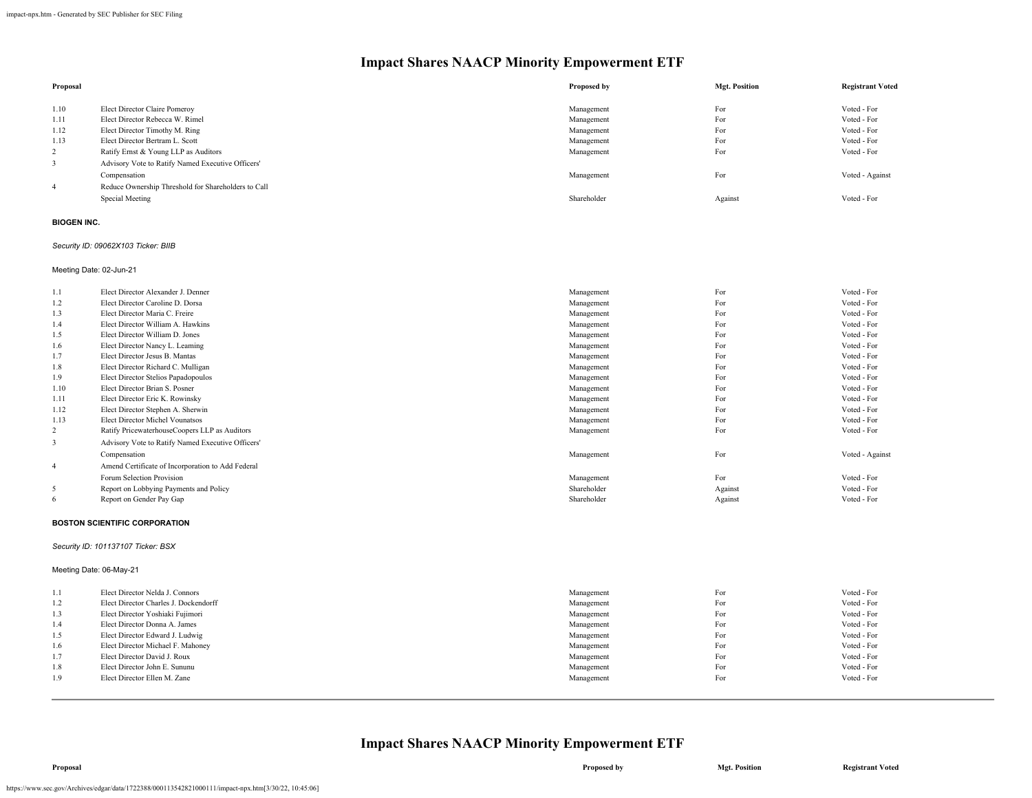# Impact Shares NAACP Minority Empowerment ETF

| Proposal | | Proposed by | Mgt. Position | Registrant Voted |
|---|---|---|---|---|
| 1.10 | Elect Director Claire Pomeroy | Management | For | Voted - For |
| 1.11 | Elect Director Rebecca W. Rimel | Management | For | Voted - For |
| 1.12 | Elect Director Timothy M. Ring | Management | For | Voted - For |
| 1.13 | Elect Director Bertram L. Scott | Management | For | Voted - For |
| 2 | Ratify Ernst & Young LLP as Auditors | Management | For | Voted - For |
| 3 | Advisory Vote to Ratify Named Executive Officers' Compensation | Management | For | Voted - Against |
| 4 | Reduce Ownership Threshold for Shareholders to Call Special Meeting | Shareholder | Against | Voted - For |

**BIOGEN INC.**

*Security ID: 09062X103 Ticker: BIIB*

Meeting Date: 02-Jun-21

| Proposal | | Proposed by | Mgt. Position | Registrant Voted |
|---|---|---|---|---|
| 1.1 | Elect Director Alexander J. Denner | Management | For | Voted - For |
| 1.2 | Elect Director Caroline D. Dorsa | Management | For | Voted - For |
| 1.3 | Elect Director Maria C. Freire | Management | For | Voted - For |
| 1.4 | Elect Director William A. Hawkins | Management | For | Voted - For |
| 1.5 | Elect Director William D. Jones | Management | For | Voted - For |
| 1.6 | Elect Director Nancy L. Leaming | Management | For | Voted - For |
| 1.7 | Elect Director Jesus B. Mantas | Management | For | Voted - For |
| 1.8 | Elect Director Richard C. Mulligan | Management | For | Voted - For |
| 1.9 | Elect Director Stelios Papadopoulos | Management | For | Voted - For |
| 1.10 | Elect Director Brian S. Posner | Management | For | Voted - For |
| 1.11 | Elect Director Eric K. Rowinsky | Management | For | Voted - For |
| 1.12 | Elect Director Stephen A. Sherwin | Management | For | Voted - For |
| 1.13 | Elect Director Michel Vounatsos | Management | For | Voted - For |
| 2 | Ratify PricewaterhouseCoopers LLP as Auditors | Management | For | Voted - For |
| 3 | Advisory Vote to Ratify Named Executive Officers' Compensation | Management | For | Voted - Against |
| 4 | Amend Certificate of Incorporation to Add Federal Forum Selection Provision | Management | For | Voted - For |
| 5 | Report on Lobbying Payments and Policy | Shareholder | Against | Voted - For |
| 6 | Report on Gender Pay Gap | Shareholder | Against | Voted - For |

**BOSTON SCIENTIFIC CORPORATION**

*Security ID: 101137107 Ticker: BSX*

Meeting Date: 06-May-21

| Proposal | | Proposed by | Mgt. Position | Registrant Voted |
|---|---|---|---|---|
| 1.1 | Elect Director Nelda J. Connors | Management | For | Voted - For |
| 1.2 | Elect Director Charles J. Dockendorff | Management | For | Voted - For |
| 1.3 | Elect Director Yoshiaki Fujimori | Management | For | Voted - For |
| 1.4 | Elect Director Donna A. James | Management | For | Voted - For |
| 1.5 | Elect Director Edward J. Ludwig | Management | For | Voted - For |
| 1.6 | Elect Director Michael F. Mahoney | Management | For | Voted - For |
| 1.7 | Elect Director David J. Roux | Management | For | Voted - For |
| 1.8 | Elect Director John E. Sununu | Management | For | Voted - For |
| 1.9 | Elect Director Ellen M. Zane | Management | For | Voted - For |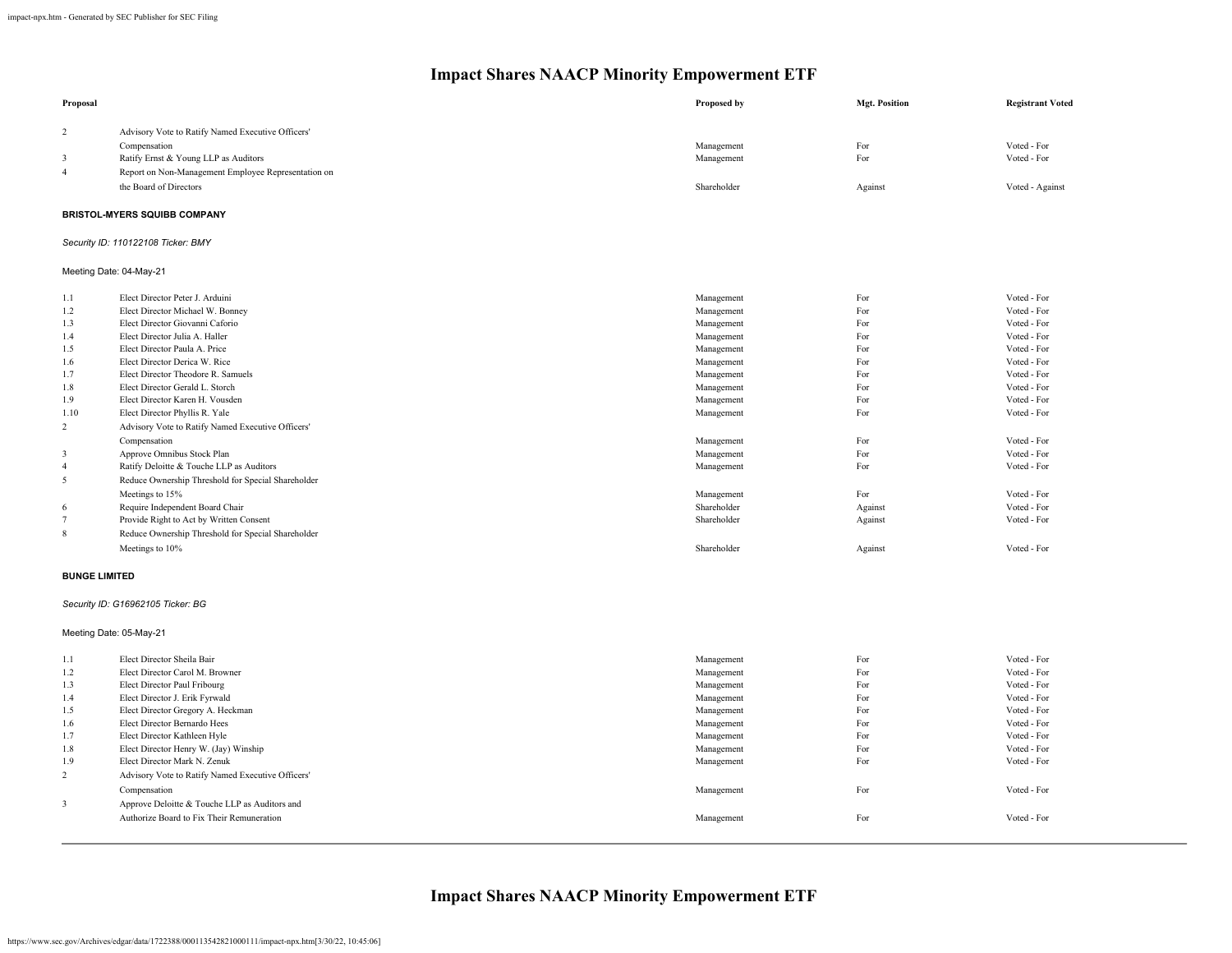# Impact Shares NAACP Minority Empowerment ETF

| Proposal | | Proposed by | Mgt. Position | Registrant Voted |
|---|---|---|---|---|
| 2 | Advisory Vote to Ratify Named Executive Officers' Compensation | Management | For | Voted - For |
| 3 | Ratify Ernst & Young LLP as Auditors | Management | For | Voted - For |
| 4 | Report on Non-Management Employee Representation on the Board of Directors | Shareholder | Against | Voted - Against |

**BRISTOL-MYERS SQUIBB COMPANY**

*Security ID: 110122108 Ticker: BMY*

Meeting Date: 04-May-21

| Proposal | | Proposed by | Mgt. Position | Registrant Voted |
|---|---|---|---|---|
| 1.1 | Elect Director Peter J. Arduini | Management | For | Voted - For |
| 1.2 | Elect Director Michael W. Bonney | Management | For | Voted - For |
| 1.3 | Elect Director Giovanni Caforio | Management | For | Voted - For |
| 1.4 | Elect Director Julia A. Haller | Management | For | Voted - For |
| 1.5 | Elect Director Paula A. Price | Management | For | Voted - For |
| 1.6 | Elect Director Derica W. Rice | Management | For | Voted - For |
| 1.7 | Elect Director Theodore R. Samuels | Management | For | Voted - For |
| 1.8 | Elect Director Gerald L. Storch | Management | For | Voted - For |
| 1.9 | Elect Director Karen H. Vousden | Management | For | Voted - For |
| 1.10 | Elect Director Phyllis R. Yale | Management | For | Voted - For |
| 2 | Advisory Vote to Ratify Named Executive Officers' Compensation | Management | For | Voted - For |
| 3 | Approve Omnibus Stock Plan | Management | For | Voted - For |
| 4 | Ratify Deloitte & Touche LLP as Auditors | Management | For | Voted - For |
| 5 | Reduce Ownership Threshold for Special Shareholder Meetings to 15% | Management | For | Voted - For |
| 6 | Require Independent Board Chair | Shareholder | Against | Voted - For |
| 7 | Provide Right to Act by Written Consent | Shareholder | Against | Voted - For |
| 8 | Reduce Ownership Threshold for Special Shareholder Meetings to 10% | Shareholder | Against | Voted - For |

**BUNGE LIMITED**

*Security ID: G16962105 Ticker: BG*

Meeting Date: 05-May-21

| Proposal | | Proposed by | Mgt. Position | Registrant Voted |
|---|---|---|---|---|
| 1.1 | Elect Director Sheila Bair | Management | For | Voted - For |
| 1.2 | Elect Director Carol M. Browner | Management | For | Voted - For |
| 1.3 | Elect Director Paul Fribourg | Management | For | Voted - For |
| 1.4 | Elect Director J. Erik Fyrwald | Management | For | Voted - For |
| 1.5 | Elect Director Gregory A. Heckman | Management | For | Voted - For |
| 1.6 | Elect Director Bernardo Hees | Management | For | Voted - For |
| 1.7 | Elect Director Kathleen Hyle | Management | For | Voted - For |
| 1.8 | Elect Director Henry W. (Jay) Winship | Management | For | Voted - For |
| 1.9 | Elect Director Mark N. Zenuk | Management | For | Voted - For |
| 2 | Advisory Vote to Ratify Named Executive Officers' Compensation | Management | For | Voted - For |
| 3 | Approve Deloitte & Touche LLP as Auditors and Authorize Board to Fix Their Remuneration | Management | For | Voted - For |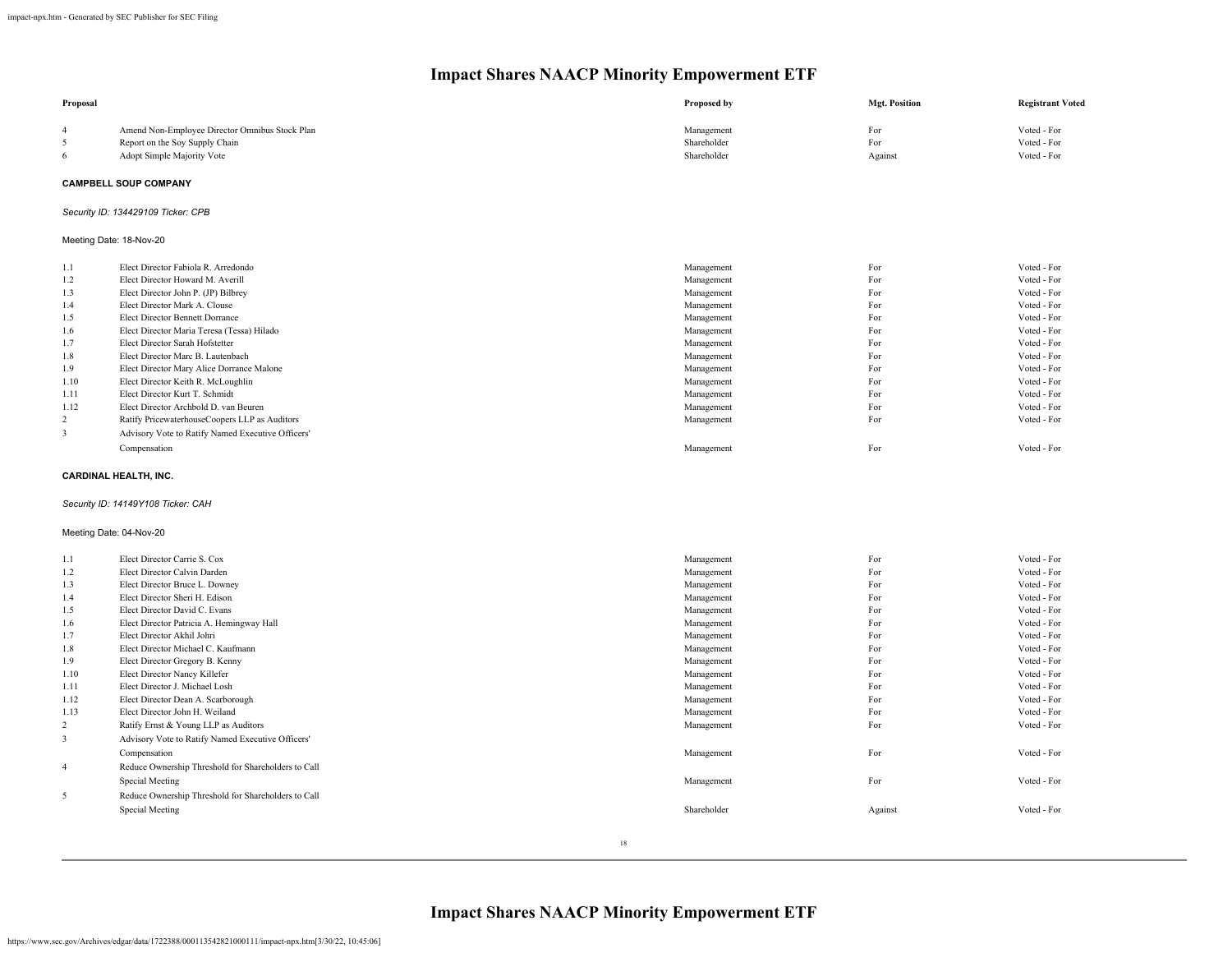| Proposal | | Proposed by | Mgt. Position | Registrant Voted |
|---|---|---|---|---|
| 4 | Amend Non-Employee Director Omnibus Stock Plan | Management | For | Voted - For |
| 5 | Report on the Soy Supply Chain | Shareholder | For | Voted - For |
| 6 | Adopt Simple Majority Vote | Shareholder | Against | Voted - For |

**CAMPBELL SOUP COMPANY**

*Security ID: 134429109 Ticker: CPB*

Meeting Date: 18-Nov-20

| Proposal | | Proposed by | Mgt. Position | Registrant Voted |
|---|---|---|---|---|
| 1.1 | Elect Director Fabiola R. Arredondo | Management | For | Voted - For |
| 1.2 | Elect Director Howard M. Averill | Management | For | Voted - For |
| 1.3 | Elect Director John P. (JP) Bilbrey | Management | For | Voted - For |
| 1.4 | Elect Director Mark A. Clouse | Management | For | Voted - For |
| 1.5 | Elect Director Bennett Dorrance | Management | For | Voted - For |
| 1.6 | Elect Director Maria Teresa (Tessa) Hilado | Management | For | Voted - For |
| 1.7 | Elect Director Sarah Hofstetter | Management | For | Voted - For |
| 1.8 | Elect Director Marc B. Lautenbach | Management | For | Voted - For |
| 1.9 | Elect Director Mary Alice Dorrance Malone | Management | For | Voted - For |
| 1.10 | Elect Director Keith R. McLoughlin | Management | For | Voted - For |
| 1.11 | Elect Director Kurt T. Schmidt | Management | For | Voted - For |
| 1.12 | Elect Director Archbold D. van Beuren | Management | For | Voted - For |
| 2 | Ratify PricewaterhouseCoopers LLP as Auditors | Management | For | Voted - For |
| 3 | Advisory Vote to Ratify Named Executive Officers' Compensation | Management | For | Voted - For |

**CARDINAL HEALTH, INC.**

*Security ID: 14149Y108 Ticker: CAH*

Meeting Date: 04-Nov-20

| Proposal | | Proposed by | Mgt. Position | Registrant Voted |
|---|---|---|---|---|
| 1.1 | Elect Director Carrie S. Cox | Management | For | Voted - For |
| 1.2 | Elect Director Calvin Darden | Management | For | Voted - For |
| 1.3 | Elect Director Bruce L. Downey | Management | For | Voted - For |
| 1.4 | Elect Director Sheri H. Edison | Management | For | Voted - For |
| 1.5 | Elect Director David C. Evans | Management | For | Voted - For |
| 1.6 | Elect Director Patricia A. Hemingway Hall | Management | For | Voted - For |
| 1.7 | Elect Director Akhil Johri | Management | For | Voted - For |
| 1.8 | Elect Director Michael C. Kaufmann | Management | For | Voted - For |
| 1.9 | Elect Director Gregory B. Kenny | Management | For | Voted - For |
| 1.10 | Elect Director Nancy Killefer | Management | For | Voted - For |
| 1.11 | Elect Director J. Michael Losh | Management | For | Voted - For |
| 1.12 | Elect Director Dean A. Scarborough | Management | For | Voted - For |
| 1.13 | Elect Director John H. Weiland | Management | For | Voted - For |
| 2 | Ratify Ernst & Young LLP as Auditors | Management | For | Voted - For |
| 3 | Advisory Vote to Ratify Named Executive Officers' Compensation | Management | For | Voted - For |
| 4 | Reduce Ownership Threshold for Shareholders to Call Special Meeting | Management | For | Voted - For |
| 5 | Reduce Ownership Threshold for Shareholders to Call Special Meeting | Shareholder | Against | Voted - For |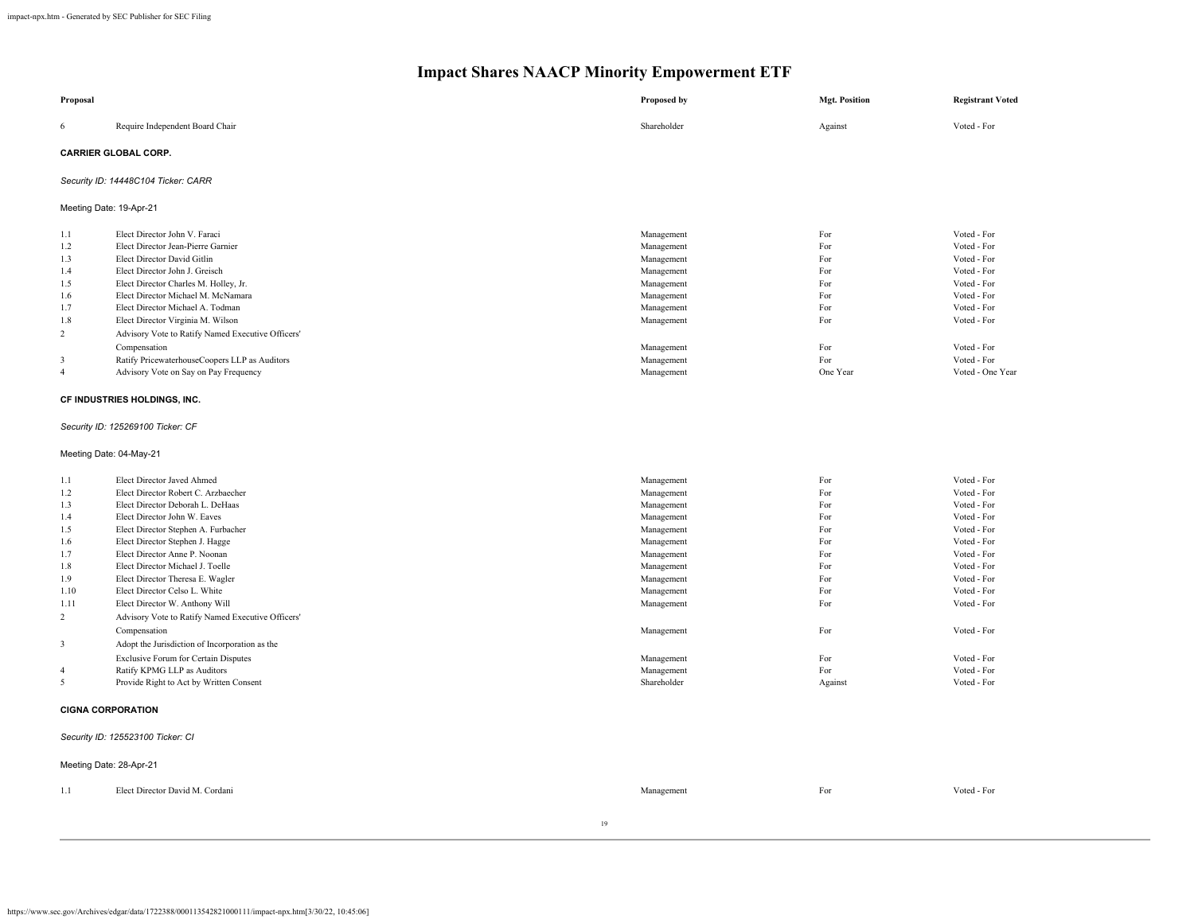# Impact Shares NAACP Minority Empowerment ETF

| Proposal | | Proposed by | Mgt. Position | Registrant Voted |
|---|---|---|---|---|
| 6 | Require Independent Board Chair | Shareholder | Against | Voted - For |

**CARRIER GLOBAL CORP.**

*Security ID: 14448C104 Ticker: CARR*

Meeting Date: 19-Apr-21

| Proposal | | Proposed by | Mgt. Position | Registrant Voted |
|---|---|---|---|---|
| 1.1 | Elect Director John V. Faraci | Management | For | Voted - For |
| 1.2 | Elect Director Jean-Pierre Garnier | Management | For | Voted - For |
| 1.3 | Elect Director David Gitlin | Management | For | Voted - For |
| 1.4 | Elect Director John J. Greisch | Management | For | Voted - For |
| 1.5 | Elect Director Charles M. Holley, Jr. | Management | For | Voted - For |
| 1.6 | Elect Director Michael M. McNamara | Management | For | Voted - For |
| 1.7 | Elect Director Michael A. Todman | Management | For | Voted - For |
| 1.8 | Elect Director Virginia M. Wilson | Management | For | Voted - For |
| 2 | Advisory Vote to Ratify Named Executive Officers' Compensation | Management | For | Voted - For |
| 3 | Ratify PricewaterhouseCoopers LLP as Auditors | Management | For | Voted - For |
| 4 | Advisory Vote on Say on Pay Frequency | Management | One Year | Voted - One Year |

**CF INDUSTRIES HOLDINGS, INC.**

*Security ID: 125269100 Ticker: CF*

Meeting Date: 04-May-21

| Proposal | | Proposed by | Mgt. Position | Registrant Voted |
|---|---|---|---|---|
| 1.1 | Elect Director Javed Ahmed | Management | For | Voted - For |
| 1.2 | Elect Director Robert C. Arzbaecher | Management | For | Voted - For |
| 1.3 | Elect Director Deborah L. DeHaas | Management | For | Voted - For |
| 1.4 | Elect Director John W. Eaves | Management | For | Voted - For |
| 1.5 | Elect Director Stephen A. Furbacher | Management | For | Voted - For |
| 1.6 | Elect Director Stephen J. Hagge | Management | For | Voted - For |
| 1.7 | Elect Director Anne P. Noonan | Management | For | Voted - For |
| 1.8 | Elect Director Michael J. Toelle | Management | For | Voted - For |
| 1.9 | Elect Director Theresa E. Wagler | Management | For | Voted - For |
| 1.10 | Elect Director Celso L. White | Management | For | Voted - For |
| 1.11 | Elect Director W. Anthony Will | Management | For | Voted - For |
| 2 | Advisory Vote to Ratify Named Executive Officers' Compensation | Management | For | Voted - For |
| 3 | Adopt the Jurisdiction of Incorporation as the Exclusive Forum for Certain Disputes | Management | For | Voted - For |
| 4 | Ratify KPMG LLP as Auditors | Management | For | Voted - For |
| 5 | Provide Right to Act by Written Consent | Shareholder | Against | Voted - For |

**CIGNA CORPORATION**

*Security ID: 125523100 Ticker: CI*

Meeting Date: 28-Apr-21

| Proposal | | Proposed by | Mgt. Position | Registrant Voted |
|---|---|---|---|---|
| 1.1 | Elect Director David M. Cordani | Management | For | Voted - For |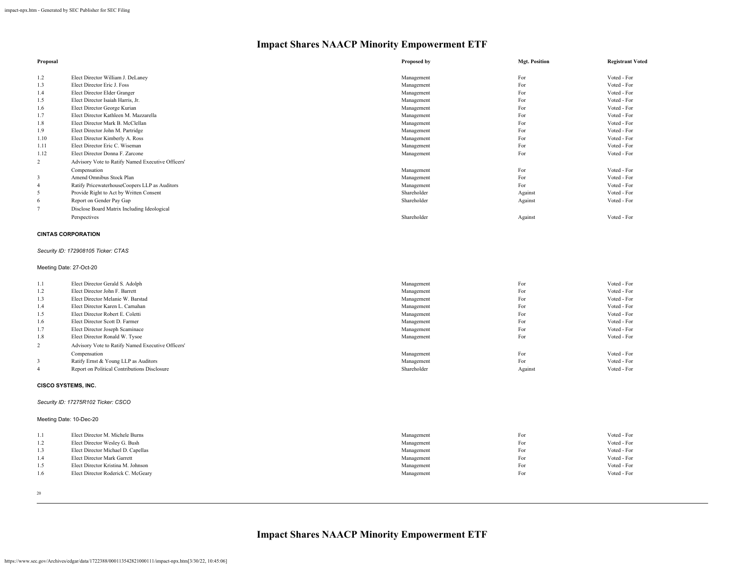# Impact Shares NAACP Minority Empowerment ETF

| Proposal | | Proposed by | Mgt. Position | Registrant Voted |
|---|---|---|---|---|
| 1.2 | Elect Director William J. DeLaney | Management | For | Voted - For |
| 1.3 | Elect Director Eric J. Foss | Management | For | Voted - For |
| 1.4 | Elect Director Elder Granger | Management | For | Voted - For |
| 1.5 | Elect Director Isaiah Harris, Jr. | Management | For | Voted - For |
| 1.6 | Elect Director George Kurian | Management | For | Voted - For |
| 1.7 | Elect Director Kathleen M. Mazzarella | Management | For | Voted - For |
| 1.8 | Elect Director Mark B. McClellan | Management | For | Voted - For |
| 1.9 | Elect Director John M. Partridge | Management | For | Voted - For |
| 1.10 | Elect Director Kimberly A. Ross | Management | For | Voted - For |
| 1.11 | Elect Director Eric C. Wiseman | Management | For | Voted - For |
| 1.12 | Elect Director Donna F. Zarcone | Management | For | Voted - For |
| 2 | Advisory Vote to Ratify Named Executive Officers' Compensation | Management | For | Voted - For |
| 3 | Amend Omnibus Stock Plan | Management | For | Voted - For |
| 4 | Ratify PricewaterhouseCoopers LLP as Auditors | Management | For | Voted - For |
| 5 | Provide Right to Act by Written Consent | Shareholder | Against | Voted - For |
| 6 | Report on Gender Pay Gap | Shareholder | Against | Voted - For |
| 7 | Disclose Board Matrix Including Ideological Perspectives | Shareholder | Against | Voted - For |

**CINTAS CORPORATION**

*Security ID: 172908105 Ticker: CTAS*

Meeting Date: 27-Oct-20

| Proposal | | Proposed by | Mgt. Position | Registrant Voted |
|---|---|---|---|---|
| 1.1 | Elect Director Gerald S. Adolph | Management | For | Voted - For |
| 1.2 | Elect Director John F. Barrett | Management | For | Voted - For |
| 1.3 | Elect Director Melanie W. Barstad | Management | For | Voted - For |
| 1.4 | Elect Director Karen L. Carnahan | Management | For | Voted - For |
| 1.5 | Elect Director Robert E. Coletti | Management | For | Voted - For |
| 1.6 | Elect Director Scott D. Farmer | Management | For | Voted - For |
| 1.7 | Elect Director Joseph Scaminace | Management | For | Voted - For |
| 1.8 | Elect Director Ronald W. Tysoe | Management | For | Voted - For |
| 2 | Advisory Vote to Ratify Named Executive Officers' Compensation | Management | For | Voted - For |
| 3 | Ratify Ernst & Young LLP as Auditors | Management | For | Voted - For |
| 4 | Report on Political Contributions Disclosure | Shareholder | Against | Voted - For |

**CISCO SYSTEMS, INC.**

*Security ID: 17275R102 Ticker: CSCO*

Meeting Date: 10-Dec-20

| Proposal | | Proposed by | Mgt. Position | Registrant Voted |
|---|---|---|---|---|
| 1.1 | Elect Director M. Michele Burns | Management | For | Voted - For |
| 1.2 | Elect Director Wesley G. Bush | Management | For | Voted - For |
| 1.3 | Elect Director Michael D. Capellas | Management | For | Voted - For |
| 1.4 | Elect Director Mark Garrett | Management | For | Voted - For |
| 1.5 | Elect Director Kristina M. Johnson | Management | For | Voted - For |
| 1.6 | Elect Director Roderick C. McGeary | Management | For | Voted - For |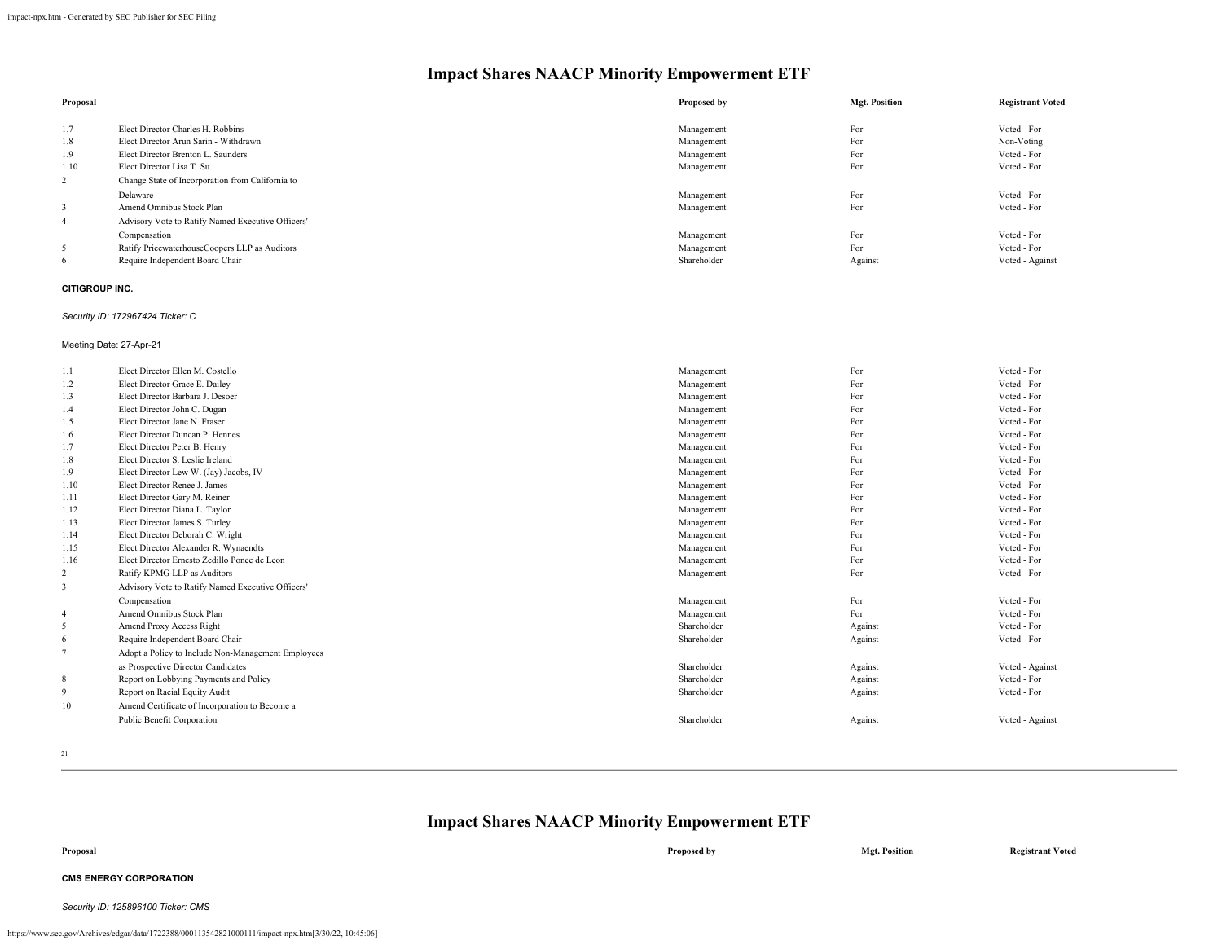# Impact Shares NAACP Minority Empowerment ETF

| Proposal | | Proposed by | Mgt. Position | Registrant Voted |
|---|---|---|---|---|
| 1.7 | Elect Director Charles H. Robbins | Management | For | Voted - For |
| 1.8 | Elect Director Arun Sarin - Withdrawn | Management | For | Non-Voting |
| 1.9 | Elect Director Brenton L. Saunders | Management | For | Voted - For |
| 1.10 | Elect Director Lisa T. Su | Management | For | Voted - For |
| 2 | Change State of Incorporation from California to Delaware | Management | For | Voted - For |
| 3 | Amend Omnibus Stock Plan | Management | For | Voted - For |
| 4 | Advisory Vote to Ratify Named Executive Officers' Compensation | Management | For | Voted - For |
| 5 | Ratify PricewaterhouseCoopers LLP as Auditors | Management | For | Voted - For |
| 6 | Require Independent Board Chair | Shareholder | Against | Voted - Against |

**CITIGROUP INC.**

*Security ID: 172967424 Ticker: C*

Meeting Date: 27-Apr-21

| Proposal | | Proposed by | Mgt. Position | Registrant Voted |
|---|---|---|---|---|
| 1.1 | Elect Director Ellen M. Costello | Management | For | Voted - For |
| 1.2 | Elect Director Grace E. Dailey | Management | For | Voted - For |
| 1.3 | Elect Director Barbara J. Desoer | Management | For | Voted - For |
| 1.4 | Elect Director John C. Dugan | Management | For | Voted - For |
| 1.5 | Elect Director Jane N. Fraser | Management | For | Voted - For |
| 1.6 | Elect Director Duncan P. Hennes | Management | For | Voted - For |
| 1.7 | Elect Director Peter B. Henry | Management | For | Voted - For |
| 1.8 | Elect Director S. Leslie Ireland | Management | For | Voted - For |
| 1.9 | Elect Director Lew W. (Jay) Jacobs, IV | Management | For | Voted - For |
| 1.10 | Elect Director Renee J. James | Management | For | Voted - For |
| 1.11 | Elect Director Gary M. Reiner | Management | For | Voted - For |
| 1.12 | Elect Director Diana L. Taylor | Management | For | Voted - For |
| 1.13 | Elect Director James S. Turley | Management | For | Voted - For |
| 1.14 | Elect Director Deborah C. Wright | Management | For | Voted - For |
| 1.15 | Elect Director Alexander R. Wynaendts | Management | For | Voted - For |
| 1.16 | Elect Director Ernesto Zedillo Ponce de Leon | Management | For | Voted - For |
| 2 | Ratify KPMG LLP as Auditors | Management | For | Voted - For |
| 3 | Advisory Vote to Ratify Named Executive Officers' Compensation | Management | For | Voted - For |
| 4 | Amend Omnibus Stock Plan | Management | For | Voted - For |
| 5 | Amend Proxy Access Right | Shareholder | Against | Voted - For |
| 6 | Require Independent Board Chair | Shareholder | Against | Voted - For |
| 7 | Adopt a Policy to Include Non-Management Employees as Prospective Director Candidates | Shareholder | Against | Voted - Against |
| 8 | Report on Lobbying Payments and Policy | Shareholder | Against | Voted - For |
| 9 | Report on Racial Equity Audit | Shareholder | Against | Voted - For |
| 10 | Amend Certificate of Incorporation to Become a Public Benefit Corporation | Shareholder | Against | Voted - Against |

**CMS ENERGY CORPORATION**

*Security ID: 125896100 Ticker: CMS*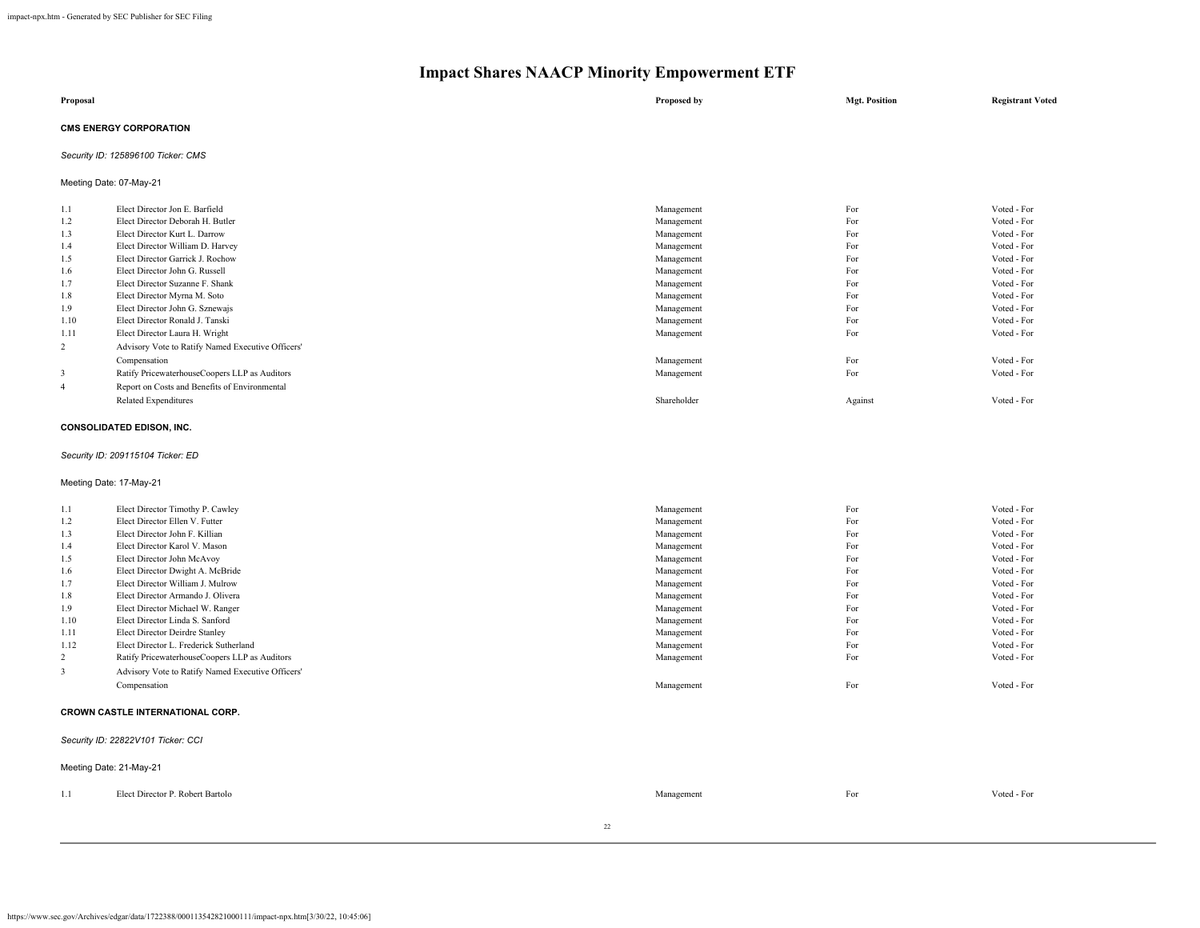# Impact Shares NAACP Minority Empowerment ETF

| Proposal | | Proposed by | Mgt. Position | Registrant Voted |
|---|---|---|---|---|

**CMS ENERGY CORPORATION**

*Security ID: 125896100 Ticker: CMS*

Meeting Date: 07-May-21

| | | | | |
|---|---|---|---|---|
| 1.1 | Elect Director Jon E. Barfield | Management | For | Voted - For |
| 1.2 | Elect Director Deborah H. Butler | Management | For | Voted - For |
| 1.3 | Elect Director Kurt L. Darrow | Management | For | Voted - For |
| 1.4 | Elect Director William D. Harvey | Management | For | Voted - For |
| 1.5 | Elect Director Garrick J. Rochow | Management | For | Voted - For |
| 1.6 | Elect Director John G. Russell | Management | For | Voted - For |
| 1.7 | Elect Director Suzanne F. Shank | Management | For | Voted - For |
| 1.8 | Elect Director Myrna M. Soto | Management | For | Voted - For |
| 1.9 | Elect Director John G. Sznewajs | Management | For | Voted - For |
| 1.10 | Elect Director Ronald J. Tanski | Management | For | Voted - For |
| 1.11 | Elect Director Laura H. Wright | Management | For | Voted - For |
| 2 | Advisory Vote to Ratify Named Executive Officers' Compensation | Management | For | Voted - For |
| 3 | Ratify PricewaterhouseCoopers LLP as Auditors | Management | For | Voted - For |
| 4 | Report on Costs and Benefits of Environmental Related Expenditures | Shareholder | Against | Voted - For |

**CONSOLIDATED EDISON, INC.**

*Security ID: 209115104 Ticker: ED*

Meeting Date: 17-May-21

| | | | | |
|---|---|---|---|---|
| 1.1 | Elect Director Timothy P. Cawley | Management | For | Voted - For |
| 1.2 | Elect Director Ellen V. Futter | Management | For | Voted - For |
| 1.3 | Elect Director John F. Killian | Management | For | Voted - For |
| 1.4 | Elect Director Karol V. Mason | Management | For | Voted - For |
| 1.5 | Elect Director John McAvoy | Management | For | Voted - For |
| 1.6 | Elect Director Dwight A. McBride | Management | For | Voted - For |
| 1.7 | Elect Director William J. Mulrow | Management | For | Voted - For |
| 1.8 | Elect Director Armando J. Olivera | Management | For | Voted - For |
| 1.9 | Elect Director Michael W. Ranger | Management | For | Voted - For |
| 1.10 | Elect Director Linda S. Sanford | Management | For | Voted - For |
| 1.11 | Elect Director Deirdre Stanley | Management | For | Voted - For |
| 1.12 | Elect Director L. Frederick Sutherland | Management | For | Voted - For |
| 2 | Ratify PricewaterhouseCoopers LLP as Auditors | Management | For | Voted - For |
| 3 | Advisory Vote to Ratify Named Executive Officers' Compensation | Management | For | Voted - For |

**CROWN CASTLE INTERNATIONAL CORP.**

*Security ID: 22822V101 Ticker: CCI*

Meeting Date: 21-May-21

| | | | | |
|---|---|---|---|---|
| 1.1 | Elect Director P. Robert Bartolo | Management | For | Voted - For |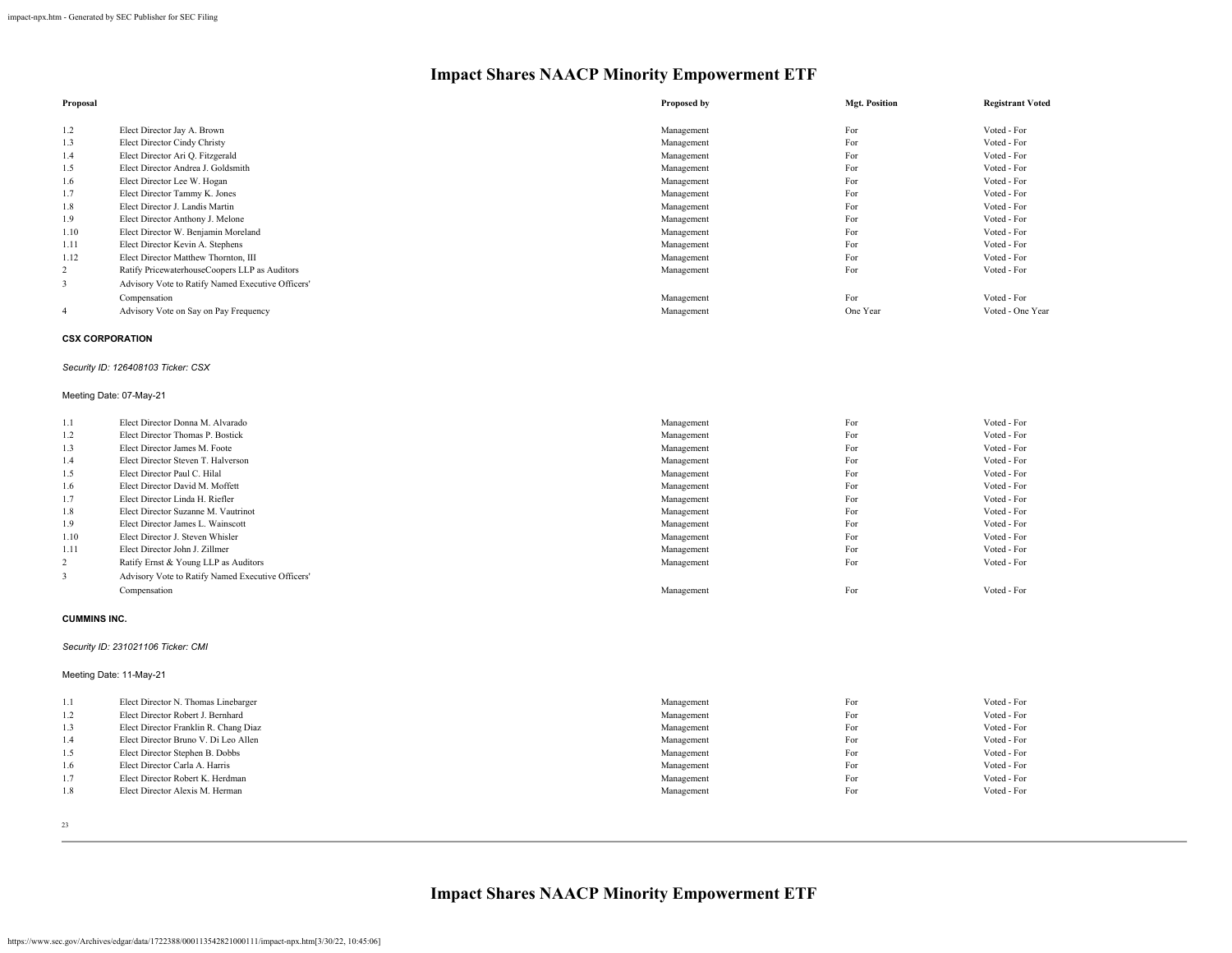# Impact Shares NAACP Minority Empowerment ETF

| Proposal | | Proposed by | Mgt. Position | Registrant Voted |
|---|---|---|---|---|
| 1.2 | Elect Director Jay A. Brown | Management | For | Voted - For |
| 1.3 | Elect Director Cindy Christy | Management | For | Voted - For |
| 1.4 | Elect Director Ari Q. Fitzgerald | Management | For | Voted - For |
| 1.5 | Elect Director Andrea J. Goldsmith | Management | For | Voted - For |
| 1.6 | Elect Director Lee W. Hogan | Management | For | Voted - For |
| 1.7 | Elect Director Tammy K. Jones | Management | For | Voted - For |
| 1.8 | Elect Director J. Landis Martin | Management | For | Voted - For |
| 1.9 | Elect Director Anthony J. Melone | Management | For | Voted - For |
| 1.10 | Elect Director W. Benjamin Moreland | Management | For | Voted - For |
| 1.11 | Elect Director Kevin A. Stephens | Management | For | Voted - For |
| 1.12 | Elect Director Matthew Thornton, III | Management | For | Voted - For |
| 2 | Ratify PricewaterhouseCoopers LLP as Auditors | Management | For | Voted - For |
| 3 | Advisory Vote to Ratify Named Executive Officers' Compensation | Management | For | Voted - For |
| 4 | Advisory Vote on Say on Pay Frequency | Management | One Year | Voted - One Year |

**CSX CORPORATION**

*Security ID: 126408103 Ticker: CSX*

Meeting Date: 07-May-21

| Proposal | | Proposed by | Mgt. Position | Registrant Voted |
|---|---|---|---|---|
| 1.1 | Elect Director Donna M. Alvarado | Management | For | Voted - For |
| 1.2 | Elect Director Thomas P. Bostick | Management | For | Voted - For |
| 1.3 | Elect Director James M. Foote | Management | For | Voted - For |
| 1.4 | Elect Director Steven T. Halverson | Management | For | Voted - For |
| 1.5 | Elect Director Paul C. Hilal | Management | For | Voted - For |
| 1.6 | Elect Director David M. Moffett | Management | For | Voted - For |
| 1.7 | Elect Director Linda H. Riefler | Management | For | Voted - For |
| 1.8 | Elect Director Suzanne M. Vautrinot | Management | For | Voted - For |
| 1.9 | Elect Director James L. Wainscott | Management | For | Voted - For |
| 1.10 | Elect Director J. Steven Whisler | Management | For | Voted - For |
| 1.11 | Elect Director John J. Zillmer | Management | For | Voted - For |
| 2 | Ratify Ernst & Young LLP as Auditors | Management | For | Voted - For |
| 3 | Advisory Vote to Ratify Named Executive Officers' Compensation | Management | For | Voted - For |

**CUMMINS INC.**

*Security ID: 231021106 Ticker: CMI*

Meeting Date: 11-May-21

| Proposal | | Proposed by | Mgt. Position | Registrant Voted |
|---|---|---|---|---|
| 1.1 | Elect Director N. Thomas Linebarger | Management | For | Voted - For |
| 1.2 | Elect Director Robert J. Bernhard | Management | For | Voted - For |
| 1.3 | Elect Director Franklin R. Chang Diaz | Management | For | Voted - For |
| 1.4 | Elect Director Bruno V. Di Leo Allen | Management | For | Voted - For |
| 1.5 | Elect Director Stephen B. Dobbs | Management | For | Voted - For |
| 1.6 | Elect Director Carla A. Harris | Management | For | Voted - For |
| 1.7 | Elect Director Robert K. Herdman | Management | For | Voted - For |
| 1.8 | Elect Director Alexis M. Herman | Management | For | Voted - For |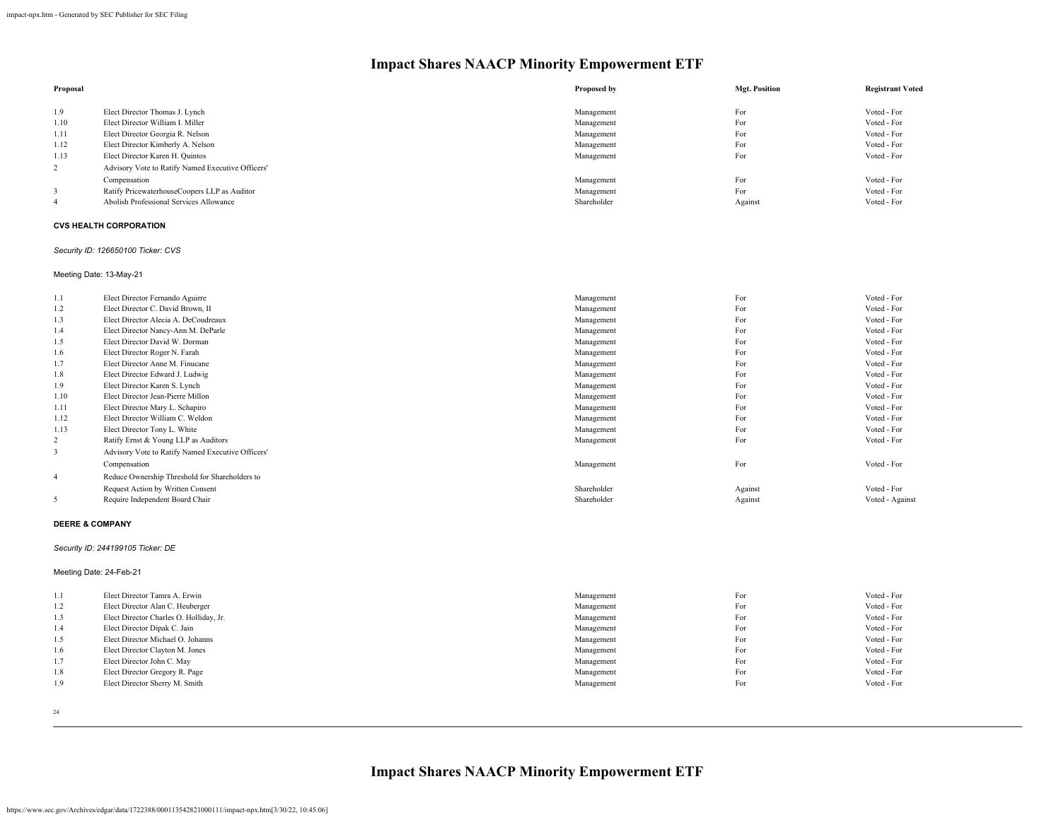# Impact Shares NAACP Minority Empowerment ETF

| Proposal | | Proposed by | Mgt. Position | Registrant Voted |
|---|---|---|---|---|
| 1.9 | Elect Director Thomas J. Lynch | Management | For | Voted - For |
| 1.10 | Elect Director William I. Miller | Management | For | Voted - For |
| 1.11 | Elect Director Georgia R. Nelson | Management | For | Voted - For |
| 1.12 | Elect Director Kimberly A. Nelson | Management | For | Voted - For |
| 1.13 | Elect Director Karen H. Quintos | Management | For | Voted - For |
| 2 | Advisory Vote to Ratify Named Executive Officers' Compensation | Management | For | Voted - For |
| 3 | Ratify PricewaterhouseCoopers LLP as Auditor | Management | For | Voted - For |
| 4 | Abolish Professional Services Allowance | Shareholder | Against | Voted - For |

**CVS HEALTH CORPORATION**

*Security ID: 126650100 Ticker: CVS*

Meeting Date: 13-May-21

| Proposal | | Proposed by | Mgt. Position | Registrant Voted |
|---|---|---|---|---|
| 1.1 | Elect Director Fernando Aguirre | Management | For | Voted - For |
| 1.2 | Elect Director C. David Brown, II | Management | For | Voted - For |
| 1.3 | Elect Director Alecia A. DeCoudreaux | Management | For | Voted - For |
| 1.4 | Elect Director Nancy-Ann M. DeParle | Management | For | Voted - For |
| 1.5 | Elect Director David W. Dorman | Management | For | Voted - For |
| 1.6 | Elect Director Roger N. Farah | Management | For | Voted - For |
| 1.7 | Elect Director Anne M. Finucane | Management | For | Voted - For |
| 1.8 | Elect Director Edward J. Ludwig | Management | For | Voted - For |
| 1.9 | Elect Director Karen S. Lynch | Management | For | Voted - For |
| 1.10 | Elect Director Jean-Pierre Millon | Management | For | Voted - For |
| 1.11 | Elect Director Mary L. Schapiro | Management | For | Voted - For |
| 1.12 | Elect Director William C. Weldon | Management | For | Voted - For |
| 1.13 | Elect Director Tony L. White | Management | For | Voted - For |
| 2 | Ratify Ernst & Young LLP as Auditors | Management | For | Voted - For |
| 3 | Advisory Vote to Ratify Named Executive Officers' Compensation | Management | For | Voted - For |
| 4 | Reduce Ownership Threshold for Shareholders to Request Action by Written Consent | Shareholder | Against | Voted - For |
| 5 | Require Independent Board Chair | Shareholder | Against | Voted - Against |

**DEERE & COMPANY**

*Security ID: 244199105 Ticker: DE*

Meeting Date: 24-Feb-21

| Proposal | | Proposed by | Mgt. Position | Registrant Voted |
|---|---|---|---|---|
| 1.1 | Elect Director Tamra A. Erwin | Management | For | Voted - For |
| 1.2 | Elect Director Alan C. Heuberger | Management | For | Voted - For |
| 1.3 | Elect Director Charles O. Holliday, Jr. | Management | For | Voted - For |
| 1.4 | Elect Director Dipak C. Jain | Management | For | Voted - For |
| 1.5 | Elect Director Michael O. Johanns | Management | For | Voted - For |
| 1.6 | Elect Director Clayton M. Jones | Management | For | Voted - For |
| 1.7 | Elect Director John C. May | Management | For | Voted - For |
| 1.8 | Elect Director Gregory R. Page | Management | For | Voted - For |
| 1.9 | Elect Director Sherry M. Smith | Management | For | Voted - For |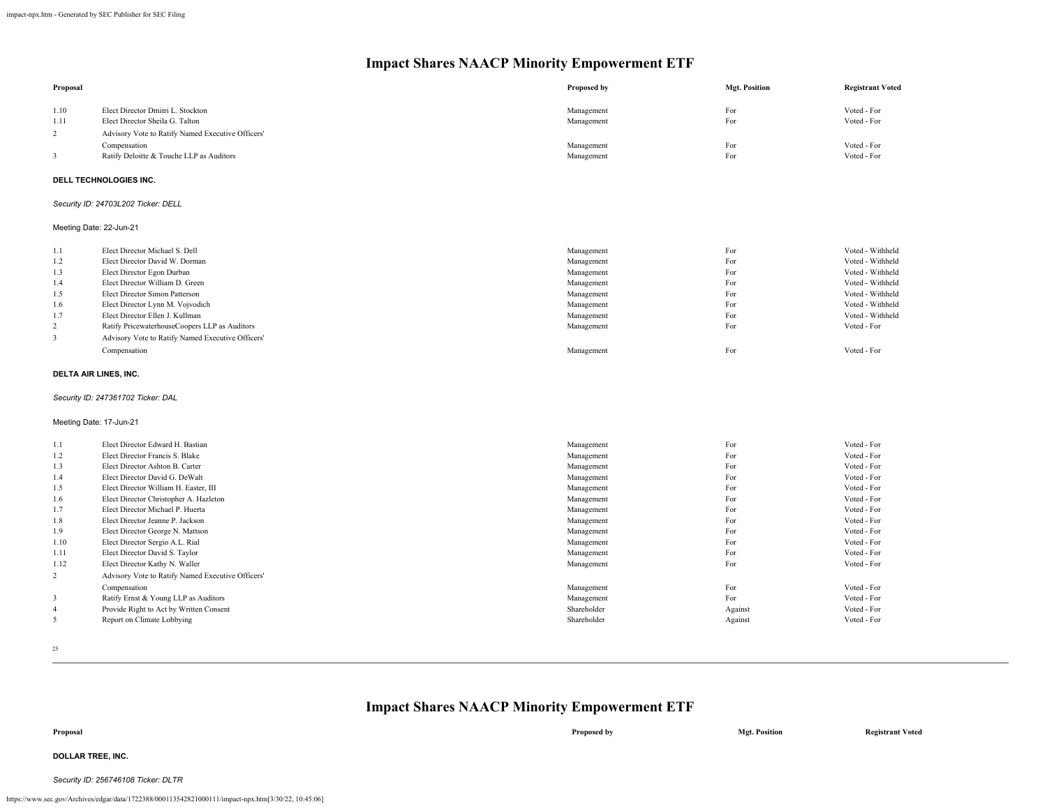# Impact Shares NAACP Minority Empowerment ETF

| Proposal | | Proposed by | Mgt. Position | Registrant Voted |
|---|---|---|---|---|
| 1.10 | Elect Director Dmitri L. Stockton | Management | For | Voted - For |
| 1.11 | Elect Director Sheila G. Talton | Management | For | Voted - For |
| 2 | Advisory Vote to Ratify Named Executive Officers' Compensation | Management | For | Voted - For |
| 3 | Ratify Deloitte & Touche LLP as Auditors | Management | For | Voted - For |

**DELL TECHNOLOGIES INC.**

*Security ID: 24703L202 Ticker: DELL*

Meeting Date: 22-Jun-21

| Proposal | | Proposed by | Mgt. Position | Registrant Voted |
|---|---|---|---|---|
| 1.1 | Elect Director Michael S. Dell | Management | For | Voted - Withheld |
| 1.2 | Elect Director David W. Dorman | Management | For | Voted - Withheld |
| 1.3 | Elect Director Egon Durban | Management | For | Voted - Withheld |
| 1.4 | Elect Director William D. Green | Management | For | Voted - Withheld |
| 1.5 | Elect Director Simon Patterson | Management | For | Voted - Withheld |
| 1.6 | Elect Director Lynn M. Vojvodich | Management | For | Voted - Withheld |
| 1.7 | Elect Director Ellen J. Kullman | Management | For | Voted - Withheld |
| 2 | Ratify PricewaterhouseCoopers LLP as Auditors | Management | For | Voted - For |
| 3 | Advisory Vote to Ratify Named Executive Officers' Compensation | Management | For | Voted - For |

**DELTA AIR LINES, INC.**

*Security ID: 247361702 Ticker: DAL*

Meeting Date: 17-Jun-21

| Proposal | | Proposed by | Mgt. Position | Registrant Voted |
|---|---|---|---|---|
| 1.1 | Elect Director Edward H. Bastian | Management | For | Voted - For |
| 1.2 | Elect Director Francis S. Blake | Management | For | Voted - For |
| 1.3 | Elect Director Ashton B. Carter | Management | For | Voted - For |
| 1.4 | Elect Director David G. DeWalt | Management | For | Voted - For |
| 1.5 | Elect Director William H. Easter, III | Management | For | Voted - For |
| 1.6 | Elect Director Christopher A. Hazleton | Management | For | Voted - For |
| 1.7 | Elect Director Michael P. Huerta | Management | For | Voted - For |
| 1.8 | Elect Director Jeanne P. Jackson | Management | For | Voted - For |
| 1.9 | Elect Director George N. Mattson | Management | For | Voted - For |
| 1.10 | Elect Director Sergio A.L. Rial | Management | For | Voted - For |
| 1.11 | Elect Director David S. Taylor | Management | For | Voted - For |
| 1.12 | Elect Director Kathy N. Waller | Management | For | Voted - For |
| 2 | Advisory Vote to Ratify Named Executive Officers' Compensation | Management | For | Voted - For |
| 3 | Ratify Ernst & Young LLP as Auditors | Management | For | Voted - For |
| 4 | Provide Right to Act by Written Consent | Shareholder | Against | Voted - For |
| 5 | Report on Climate Lobbying | Shareholder | Against | Voted - For |

# Impact Shares NAACP Minority Empowerment ETF

| Proposal | | Proposed by | Mgt. Position | Registrant Voted |
|---|---|---|---|---|

**DOLLAR TREE, INC.**

*Security ID: 256746108 Ticker: DLTR*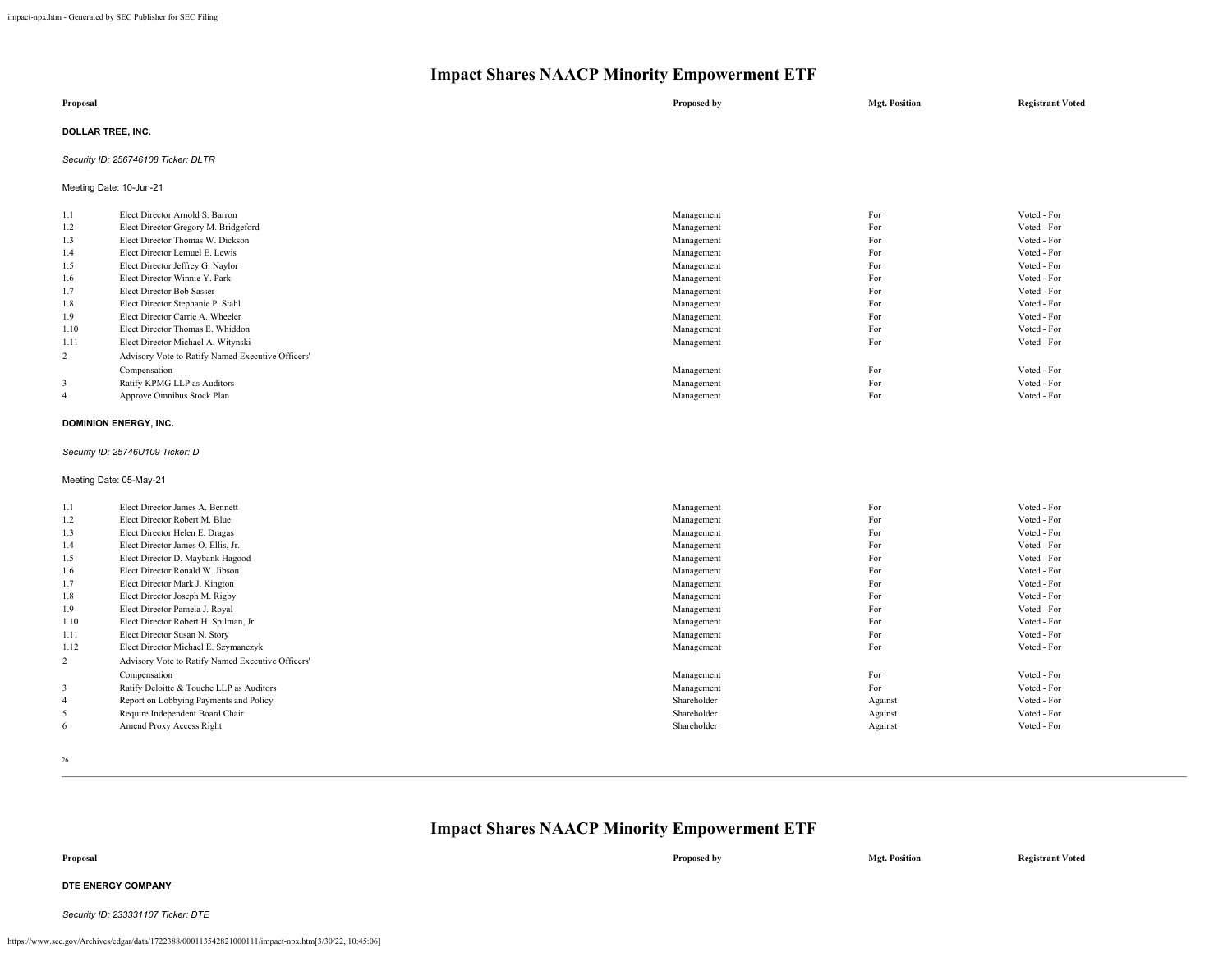# Impact Shares NAACP Minority Empowerment ETF

| Proposal | | Proposed by | Mgt. Position | Registrant Voted |
|---|---|---|---|---|

**DOLLAR TREE, INC.**

*Security ID: 256746108 Ticker: DLTR*

Meeting Date: 10-Jun-21

| | | | | |
|---|---|---|---|---|
| 1.1 | Elect Director Arnold S. Barron | Management | For | Voted - For |
| 1.2 | Elect Director Gregory M. Bridgeford | Management | For | Voted - For |
| 1.3 | Elect Director Thomas W. Dickson | Management | For | Voted - For |
| 1.4 | Elect Director Lemuel E. Lewis | Management | For | Voted - For |
| 1.5 | Elect Director Jeffrey G. Naylor | Management | For | Voted - For |
| 1.6 | Elect Director Winnie Y. Park | Management | For | Voted - For |
| 1.7 | Elect Director Bob Sasser | Management | For | Voted - For |
| 1.8 | Elect Director Stephanie P. Stahl | Management | For | Voted - For |
| 1.9 | Elect Director Carrie A. Wheeler | Management | For | Voted - For |
| 1.10 | Elect Director Thomas E. Whiddon | Management | For | Voted - For |
| 1.11 | Elect Director Michael A. Witynski | Management | For | Voted - For |
| 2 | Advisory Vote to Ratify Named Executive Officers' Compensation | Management | For | Voted - For |
| 3 | Ratify KPMG LLP as Auditors | Management | For | Voted - For |
| 4 | Approve Omnibus Stock Plan | Management | For | Voted - For |

**DOMINION ENERGY, INC.**

*Security ID: 25746U109 Ticker: D*

Meeting Date: 05-May-21

| | | | | |
|---|---|---|---|---|
| 1.1 | Elect Director James A. Bennett | Management | For | Voted - For |
| 1.2 | Elect Director Robert M. Blue | Management | For | Voted - For |
| 1.3 | Elect Director Helen E. Dragas | Management | For | Voted - For |
| 1.4 | Elect Director James O. Ellis, Jr. | Management | For | Voted - For |
| 1.5 | Elect Director D. Maybank Hagood | Management | For | Voted - For |
| 1.6 | Elect Director Ronald W. Jibson | Management | For | Voted - For |
| 1.7 | Elect Director Mark J. Kington | Management | For | Voted - For |
| 1.8 | Elect Director Joseph M. Rigby | Management | For | Voted - For |
| 1.9 | Elect Director Pamela J. Royal | Management | For | Voted - For |
| 1.10 | Elect Director Robert H. Spilman, Jr. | Management | For | Voted - For |
| 1.11 | Elect Director Susan N. Story | Management | For | Voted - For |
| 1.12 | Elect Director Michael E. Szymanczyk | Management | For | Voted - For |
| 2 | Advisory Vote to Ratify Named Executive Officers' Compensation | Management | For | Voted - For |
| 3 | Ratify Deloitte & Touche LLP as Auditors | Management | For | Voted - For |
| 4 | Report on Lobbying Payments and Policy | Shareholder | Against | Voted - For |
| 5 | Require Independent Board Chair | Shareholder | Against | Voted - For |
| 6 | Amend Proxy Access Right | Shareholder | Against | Voted - For |

# Impact Shares NAACP Minority Empowerment ETF

| Proposal | | Proposed by | Mgt. Position | Registrant Voted |
|---|---|---|---|---|

**DTE ENERGY COMPANY**

*Security ID: 233331107 Ticker: DTE*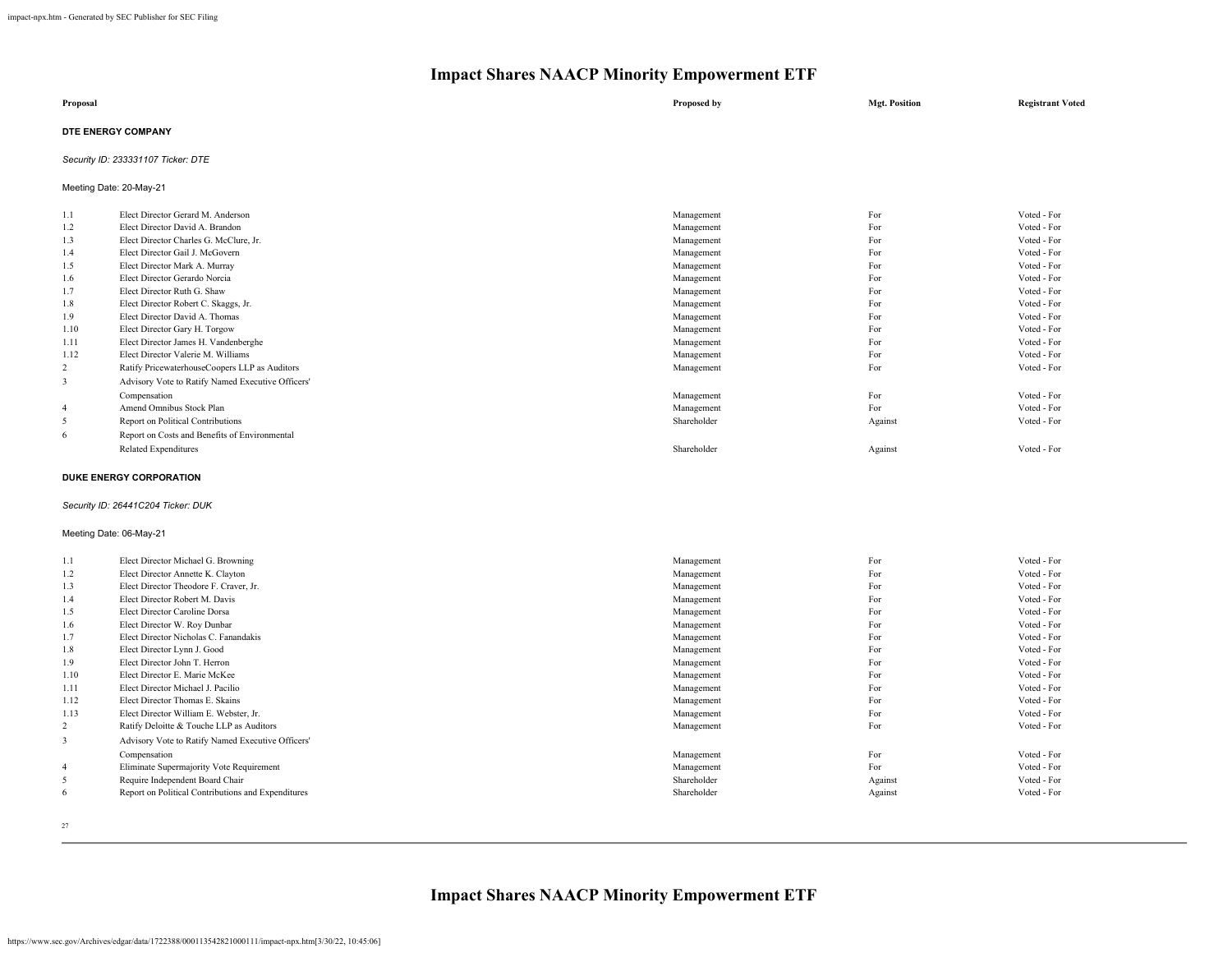# Impact Shares NAACP Minority Empowerment ETF

| Proposal | | Proposed by | Mgt. Position | Registrant Voted |
|---|---|---|---|---|

**DTE ENERGY COMPANY**

*Security ID: 233331107 Ticker: DTE*

Meeting Date: 20-May-21

| | | Proposed by | Mgt. Position | Registrant Voted |
|---|---|---|---|---|
| 1.1 | Elect Director Gerard M. Anderson | Management | For | Voted - For |
| 1.2 | Elect Director David A. Brandon | Management | For | Voted - For |
| 1.3 | Elect Director Charles G. McClure, Jr. | Management | For | Voted - For |
| 1.4 | Elect Director Gail J. McGovern | Management | For | Voted - For |
| 1.5 | Elect Director Mark A. Murray | Management | For | Voted - For |
| 1.6 | Elect Director Gerardo Norcia | Management | For | Voted - For |
| 1.7 | Elect Director Ruth G. Shaw | Management | For | Voted - For |
| 1.8 | Elect Director Robert C. Skaggs, Jr. | Management | For | Voted - For |
| 1.9 | Elect Director David A. Thomas | Management | For | Voted - For |
| 1.10 | Elect Director Gary H. Torgow | Management | For | Voted - For |
| 1.11 | Elect Director James H. Vandenberghe | Management | For | Voted - For |
| 1.12 | Elect Director Valerie M. Williams | Management | For | Voted - For |
| 2 | Ratify PricewaterhouseCoopers LLP as Auditors | Management | For | Voted - For |
| 3 | Advisory Vote to Ratify Named Executive Officers' Compensation | Management | For | Voted - For |
| 4 | Amend Omnibus Stock Plan | Management | For | Voted - For |
| 5 | Report on Political Contributions | Shareholder | Against | Voted - For |
| 6 | Report on Costs and Benefits of Environmental Related Expenditures | Shareholder | Against | Voted - For |

**DUKE ENERGY CORPORATION**

*Security ID: 26441C204 Ticker: DUK*

Meeting Date: 06-May-21

| | | Proposed by | Mgt. Position | Registrant Voted |
|---|---|---|---|---|
| 1.1 | Elect Director Michael G. Browning | Management | For | Voted - For |
| 1.2 | Elect Director Annette K. Clayton | Management | For | Voted - For |
| 1.3 | Elect Director Theodore F. Craver, Jr. | Management | For | Voted - For |
| 1.4 | Elect Director Robert M. Davis | Management | For | Voted - For |
| 1.5 | Elect Director Caroline Dorsa | Management | For | Voted - For |
| 1.6 | Elect Director W. Roy Dunbar | Management | For | Voted - For |
| 1.7 | Elect Director Nicholas C. Fanandakis | Management | For | Voted - For |
| 1.8 | Elect Director Lynn J. Good | Management | For | Voted - For |
| 1.9 | Elect Director John T. Herron | Management | For | Voted - For |
| 1.10 | Elect Director E. Marie McKee | Management | For | Voted - For |
| 1.11 | Elect Director Michael J. Pacilio | Management | For | Voted - For |
| 1.12 | Elect Director Thomas E. Skains | Management | For | Voted - For |
| 1.13 | Elect Director William E. Webster, Jr. | Management | For | Voted - For |
| 2 | Ratify Deloitte & Touche LLP as Auditors | Management | For | Voted - For |
| 3 | Advisory Vote to Ratify Named Executive Officers' Compensation | Management | For | Voted - For |
| 4 | Eliminate Supermajority Vote Requirement | Management | For | Voted - For |
| 5 | Require Independent Board Chair | Shareholder | Against | Voted - For |
| 6 | Report on Political Contributions and Expenditures | Shareholder | Against | Voted - For |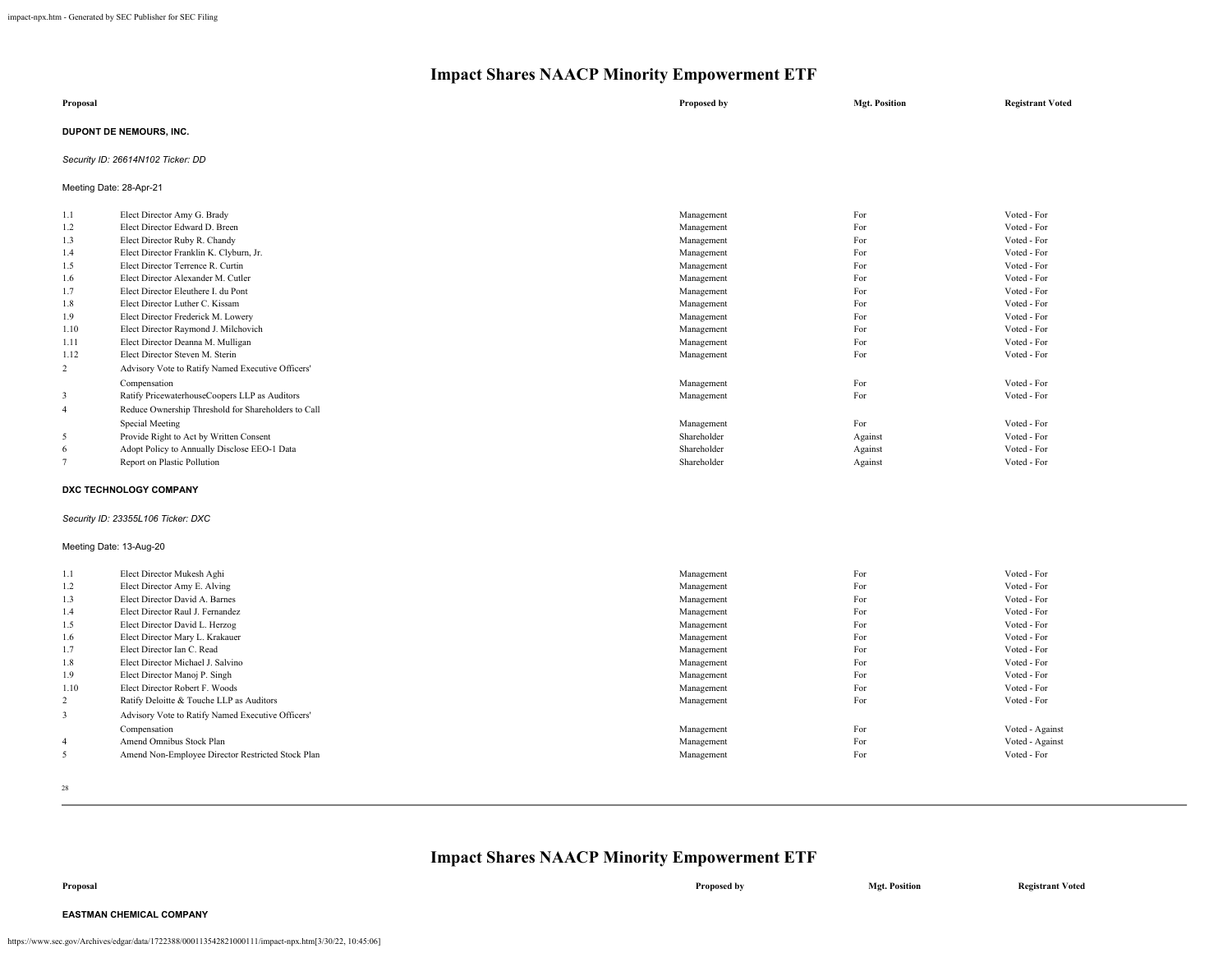## Impact Shares NAACP Minority Empowerment ETF

| Proposal | | Proposed by | Mgt. Position | Registrant Voted |
|---|---|---|---|---|

**DUPONT DE NEMOURS, INC.**

*Security ID: 26614N102 Ticker: DD*

Meeting Date: 28-Apr-21

| | | | | |
|---|---|---|---|---|
| 1.1 | Elect Director Amy G. Brady | Management | For | Voted - For |
| 1.2 | Elect Director Edward D. Breen | Management | For | Voted - For |
| 1.3 | Elect Director Ruby R. Chandy | Management | For | Voted - For |
| 1.4 | Elect Director Franklin K. Clyburn, Jr. | Management | For | Voted - For |
| 1.5 | Elect Director Terrence R. Curtin | Management | For | Voted - For |
| 1.6 | Elect Director Alexander M. Cutler | Management | For | Voted - For |
| 1.7 | Elect Director Eleuthere I. du Pont | Management | For | Voted - For |
| 1.8 | Elect Director Luther C. Kissam | Management | For | Voted - For |
| 1.9 | Elect Director Frederick M. Lowery | Management | For | Voted - For |
| 1.10 | Elect Director Raymond J. Milchovich | Management | For | Voted - For |
| 1.11 | Elect Director Deanna M. Mulligan | Management | For | Voted - For |
| 1.12 | Elect Director Steven M. Sterin | Management | For | Voted - For |
| 2 | Advisory Vote to Ratify Named Executive Officers' Compensation | Management | For | Voted - For |
| 3 | Ratify PricewaterhouseCoopers LLP as Auditors | Management | For | Voted - For |
| 4 | Reduce Ownership Threshold for Shareholders to Call Special Meeting | Management | For | Voted - For |
| 5 | Provide Right to Act by Written Consent | Shareholder | Against | Voted - For |
| 6 | Adopt Policy to Annually Disclose EEO-1 Data | Shareholder | Against | Voted - For |
| 7 | Report on Plastic Pollution | Shareholder | Against | Voted - For |

**DXC TECHNOLOGY COMPANY**

*Security ID: 23355L106 Ticker: DXC*

Meeting Date: 13-Aug-20

| | | | | |
|---|---|---|---|---|
| 1.1 | Elect Director Mukesh Aghi | Management | For | Voted - For |
| 1.2 | Elect Director Amy E. Alving | Management | For | Voted - For |
| 1.3 | Elect Director David A. Barnes | Management | For | Voted - For |
| 1.4 | Elect Director Raul J. Fernandez | Management | For | Voted - For |
| 1.5 | Elect Director David L. Herzog | Management | For | Voted - For |
| 1.6 | Elect Director Mary L. Krakauer | Management | For | Voted - For |
| 1.7 | Elect Director Ian C. Read | Management | For | Voted - For |
| 1.8 | Elect Director Michael J. Salvino | Management | For | Voted - For |
| 1.9 | Elect Director Manoj P. Singh | Management | For | Voted - For |
| 1.10 | Elect Director Robert F. Woods | Management | For | Voted - For |
| 2 | Ratify Deloitte & Touche LLP as Auditors | Management | For | Voted - For |
| 3 | Advisory Vote to Ratify Named Executive Officers' Compensation | Management | For | Voted - Against |
| 4 | Amend Omnibus Stock Plan | Management | For | Voted - Against |
| 5 | Amend Non-Employee Director Restricted Stock Plan | Management | For | Voted - For |

## Impact Shares NAACP Minority Empowerment ETF

| Proposal | | Proposed by | Mgt. Position | Registrant Voted |
|---|---|---|---|---|

**EASTMAN CHEMICAL COMPANY**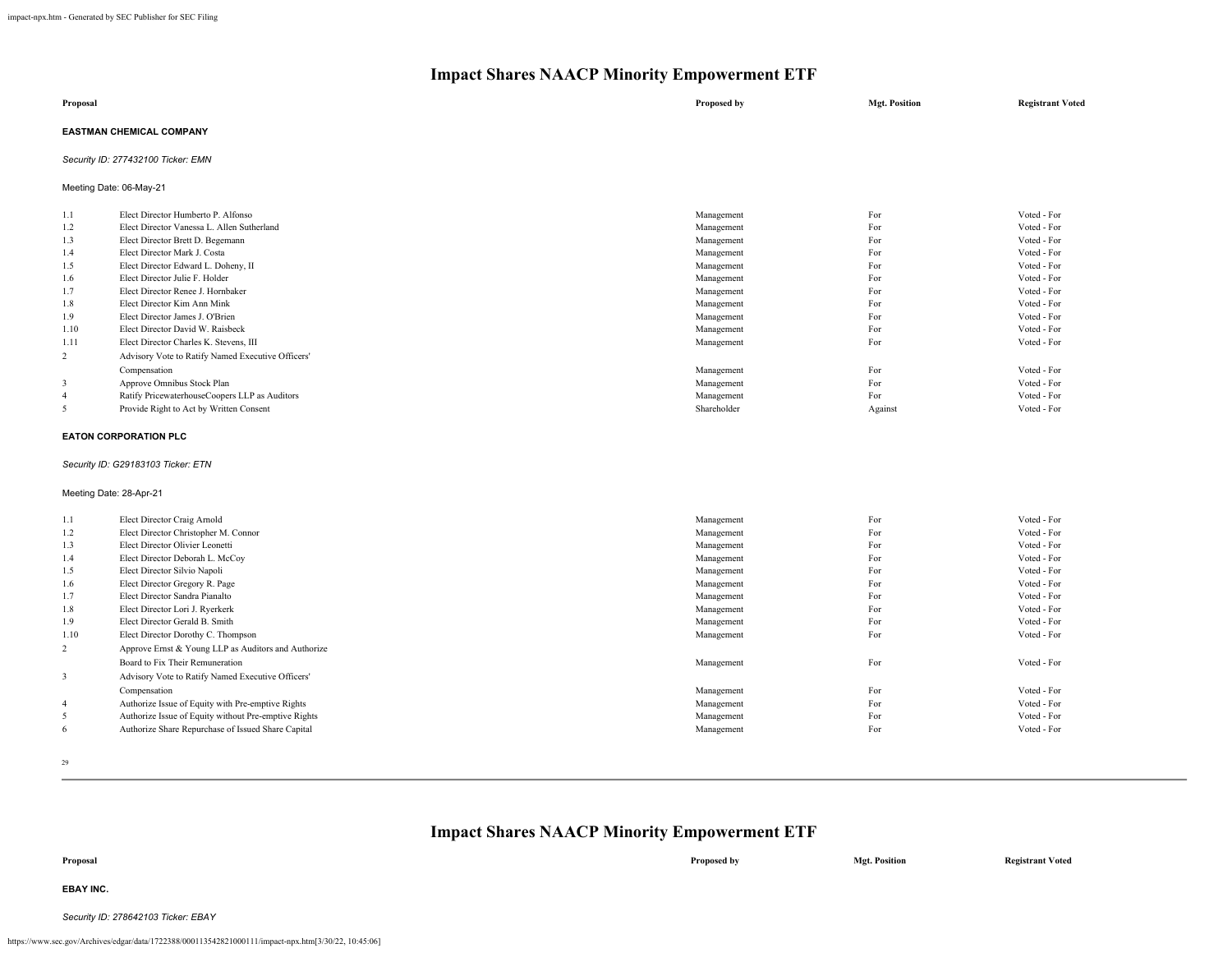# Impact Shares NAACP Minority Empowerment ETF

| Proposal | | Proposed by | Mgt. Position | Registrant Voted |
|---|---|---|---|---|

**EASTMAN CHEMICAL COMPANY**

*Security ID: 277432100 Ticker: EMN*

Meeting Date: 06-May-21

| | | | | |
|---|---|---|---|---|
| 1.1 | Elect Director Humberto P. Alfonso | Management | For | Voted - For |
| 1.2 | Elect Director Vanessa L. Allen Sutherland | Management | For | Voted - For |
| 1.3 | Elect Director Brett D. Begemann | Management | For | Voted - For |
| 1.4 | Elect Director Mark J. Costa | Management | For | Voted - For |
| 1.5 | Elect Director Edward L. Doheny, II | Management | For | Voted - For |
| 1.6 | Elect Director Julie F. Holder | Management | For | Voted - For |
| 1.7 | Elect Director Renee J. Hornbaker | Management | For | Voted - For |
| 1.8 | Elect Director Kim Ann Mink | Management | For | Voted - For |
| 1.9 | Elect Director James J. O'Brien | Management | For | Voted - For |
| 1.10 | Elect Director David W. Raisbeck | Management | For | Voted - For |
| 1.11 | Elect Director Charles K. Stevens, III | Management | For | Voted - For |
| 2 | Advisory Vote to Ratify Named Executive Officers' Compensation | Management | For | Voted - For |
| 3 | Approve Omnibus Stock Plan | Management | For | Voted - For |
| 4 | Ratify PricewaterhouseCoopers LLP as Auditors | Management | For | Voted - For |
| 5 | Provide Right to Act by Written Consent | Shareholder | Against | Voted - For |

**EATON CORPORATION PLC**

*Security ID: G29183103 Ticker: ETN*

Meeting Date: 28-Apr-21

| | | | | |
|---|---|---|---|---|
| 1.1 | Elect Director Craig Arnold | Management | For | Voted - For |
| 1.2 | Elect Director Christopher M. Connor | Management | For | Voted - For |
| 1.3 | Elect Director Olivier Leonetti | Management | For | Voted - For |
| 1.4 | Elect Director Deborah L. McCoy | Management | For | Voted - For |
| 1.5 | Elect Director Silvio Napoli | Management | For | Voted - For |
| 1.6 | Elect Director Gregory R. Page | Management | For | Voted - For |
| 1.7 | Elect Director Sandra Pianalto | Management | For | Voted - For |
| 1.8 | Elect Director Lori J. Ryerkerk | Management | For | Voted - For |
| 1.9 | Elect Director Gerald B. Smith | Management | For | Voted - For |
| 1.10 | Elect Director Dorothy C. Thompson | Management | For | Voted - For |
| 2 | Approve Ernst & Young LLP as Auditors and Authorize Board to Fix Their Remuneration | Management | For | Voted - For |
| 3 | Advisory Vote to Ratify Named Executive Officers' Compensation | Management | For | Voted - For |
| 4 | Authorize Issue of Equity with Pre-emptive Rights | Management | For | Voted - For |
| 5 | Authorize Issue of Equity without Pre-emptive Rights | Management | For | Voted - For |
| 6 | Authorize Share Repurchase of Issued Share Capital | Management | For | Voted - For |

**EBAY INC.**

*Security ID: 278642103 Ticker: EBAY*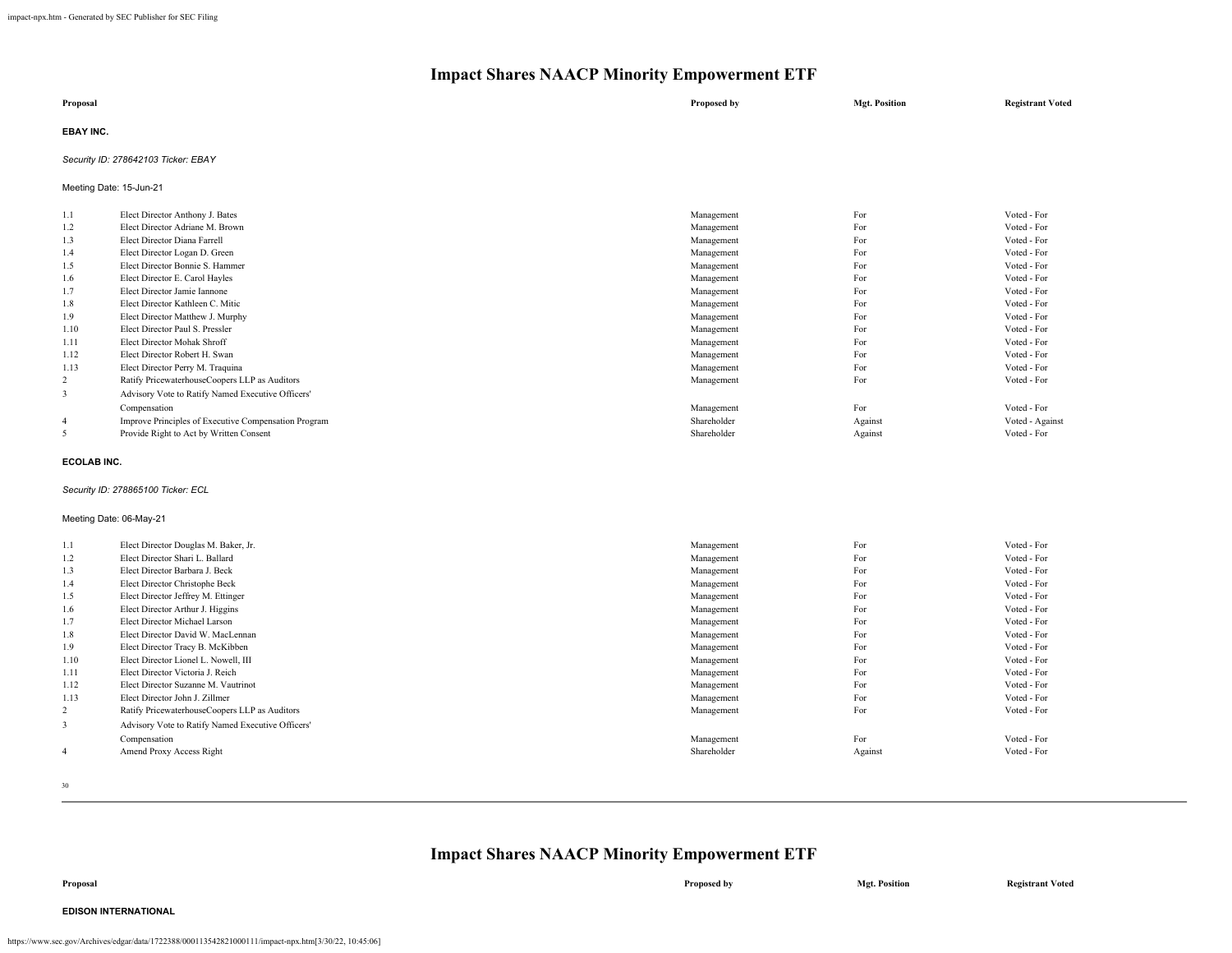# Impact Shares NAACP Minority Empowerment ETF

| Proposal | | Proposed by | Mgt. Position | Registrant Voted |
|---|---|---|---|---|

**EBAY INC.**

*Security ID: 278642103 Ticker: EBAY*

Meeting Date: 15-Jun-21

| | Proposal | Proposed by | Mgt. Position | Registrant Voted |
|---|---|---|---|---|
| 1.1 | Elect Director Anthony J. Bates | Management | For | Voted - For |
| 1.2 | Elect Director Adriane M. Brown | Management | For | Voted - For |
| 1.3 | Elect Director Diana Farrell | Management | For | Voted - For |
| 1.4 | Elect Director Logan D. Green | Management | For | Voted - For |
| 1.5 | Elect Director Bonnie S. Hammer | Management | For | Voted - For |
| 1.6 | Elect Director E. Carol Hayles | Management | For | Voted - For |
| 1.7 | Elect Director Jamie Iannone | Management | For | Voted - For |
| 1.8 | Elect Director Kathleen C. Mitic | Management | For | Voted - For |
| 1.9 | Elect Director Matthew J. Murphy | Management | For | Voted - For |
| 1.10 | Elect Director Paul S. Pressler | Management | For | Voted - For |
| 1.11 | Elect Director Mohak Shroff | Management | For | Voted - For |
| 1.12 | Elect Director Robert H. Swan | Management | For | Voted - For |
| 1.13 | Elect Director Perry M. Traquina | Management | For | Voted - For |
| 2 | Ratify PricewaterhouseCoopers LLP as Auditors | Management | For | Voted - For |
| 3 | Advisory Vote to Ratify Named Executive Officers' Compensation | Management | For | Voted - For |
| 4 | Improve Principles of Executive Compensation Program | Shareholder | Against | Voted - Against |
| 5 | Provide Right to Act by Written Consent | Shareholder | Against | Voted - For |

**ECOLAB INC.**

*Security ID: 278865100 Ticker: ECL*

Meeting Date: 06-May-21

| | Proposal | Proposed by | Mgt. Position | Registrant Voted |
|---|---|---|---|---|
| 1.1 | Elect Director Douglas M. Baker, Jr. | Management | For | Voted - For |
| 1.2 | Elect Director Shari L. Ballard | Management | For | Voted - For |
| 1.3 | Elect Director Barbara J. Beck | Management | For | Voted - For |
| 1.4 | Elect Director Christophe Beck | Management | For | Voted - For |
| 1.5 | Elect Director Jeffrey M. Ettinger | Management | For | Voted - For |
| 1.6 | Elect Director Arthur J. Higgins | Management | For | Voted - For |
| 1.7 | Elect Director Michael Larson | Management | For | Voted - For |
| 1.8 | Elect Director David W. MacLennan | Management | For | Voted - For |
| 1.9 | Elect Director Tracy B. McKibben | Management | For | Voted - For |
| 1.10 | Elect Director Lionel L. Nowell, III | Management | For | Voted - For |
| 1.11 | Elect Director Victoria J. Reich | Management | For | Voted - For |
| 1.12 | Elect Director Suzanne M. Vautrinot | Management | For | Voted - For |
| 1.13 | Elect Director John J. Zillmer | Management | For | Voted - For |
| 2 | Ratify PricewaterhouseCoopers LLP as Auditors | Management | For | Voted - For |
| 3 | Advisory Vote to Ratify Named Executive Officers' Compensation | Management | For | Voted - For |
| 4 | Amend Proxy Access Right | Shareholder | Against | Voted - For |

# Impact Shares NAACP Minority Empowerment ETF

| Proposal | | Proposed by | Mgt. Position | Registrant Voted |
|---|---|---|---|---|

**EDISON INTERNATIONAL**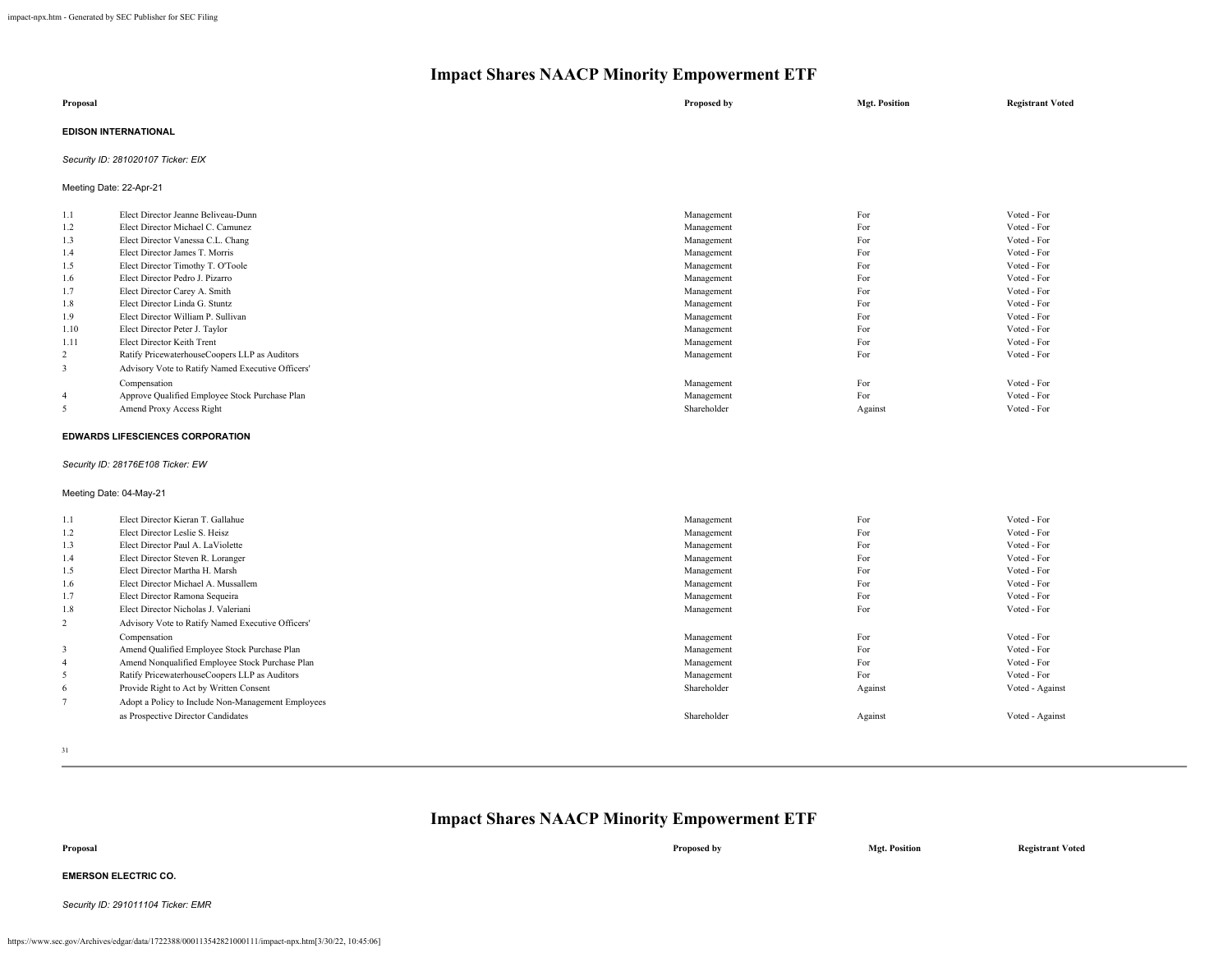# Impact Shares NAACP Minority Empowerment ETF

| Proposal | | Proposed by | Mgt. Position | Registrant Voted |
|---|---|---|---|---|

**EDISON INTERNATIONAL**

*Security ID: 281020107 Ticker: EIX*

Meeting Date: 22-Apr-21

| | Proposal | Proposed by | Mgt. Position | Registrant Voted |
|---|---|---|---|---|
| 1.1 | Elect Director Jeanne Beliveau-Dunn | Management | For | Voted - For |
| 1.2 | Elect Director Michael C. Camunez | Management | For | Voted - For |
| 1.3 | Elect Director Vanessa C.L. Chang | Management | For | Voted - For |
| 1.4 | Elect Director James T. Morris | Management | For | Voted - For |
| 1.5 | Elect Director Timothy T. O'Toole | Management | For | Voted - For |
| 1.6 | Elect Director Pedro J. Pizarro | Management | For | Voted - For |
| 1.7 | Elect Director Carey A. Smith | Management | For | Voted - For |
| 1.8 | Elect Director Linda G. Stuntz | Management | For | Voted - For |
| 1.9 | Elect Director William P. Sullivan | Management | For | Voted - For |
| 1.10 | Elect Director Peter J. Taylor | Management | For | Voted - For |
| 1.11 | Elect Director Keith Trent | Management | For | Voted - For |
| 2 | Ratify PricewaterhouseCoopers LLP as Auditors | Management | For | Voted - For |
| 3 | Advisory Vote to Ratify Named Executive Officers' Compensation | Management | For | Voted - For |
| 4 | Approve Qualified Employee Stock Purchase Plan | Management | For | Voted - For |
| 5 | Amend Proxy Access Right | Shareholder | Against | Voted - For |

**EDWARDS LIFESCIENCES CORPORATION**

*Security ID: 28176E108 Ticker: EW*

Meeting Date: 04-May-21

| | Proposal | Proposed by | Mgt. Position | Registrant Voted |
|---|---|---|---|---|
| 1.1 | Elect Director Kieran T. Gallahue | Management | For | Voted - For |
| 1.2 | Elect Director Leslie S. Heisz | Management | For | Voted - For |
| 1.3 | Elect Director Paul A. LaViolette | Management | For | Voted - For |
| 1.4 | Elect Director Steven R. Loranger | Management | For | Voted - For |
| 1.5 | Elect Director Martha H. Marsh | Management | For | Voted - For |
| 1.6 | Elect Director Michael A. Mussallem | Management | For | Voted - For |
| 1.7 | Elect Director Ramona Sequeira | Management | For | Voted - For |
| 1.8 | Elect Director Nicholas J. Valeriani | Management | For | Voted - For |
| 2 | Advisory Vote to Ratify Named Executive Officers' Compensation | Management | For | Voted - For |
| 3 | Amend Qualified Employee Stock Purchase Plan | Management | For | Voted - For |
| 4 | Amend Nonqualified Employee Stock Purchase Plan | Management | For | Voted - For |
| 5 | Ratify PricewaterhouseCoopers LLP as Auditors | Management | For | Voted - For |
| 6 | Provide Right to Act by Written Consent | Shareholder | Against | Voted - Against |
| 7 | Adopt a Policy to Include Non-Management Employees as Prospective Director Candidates | Shareholder | Against | Voted - Against |

# Impact Shares NAACP Minority Empowerment ETF

| Proposal | | Proposed by | Mgt. Position | Registrant Voted |
|---|---|---|---|---|

**EMERSON ELECTRIC CO.**

*Security ID: 291011104 Ticker: EMR*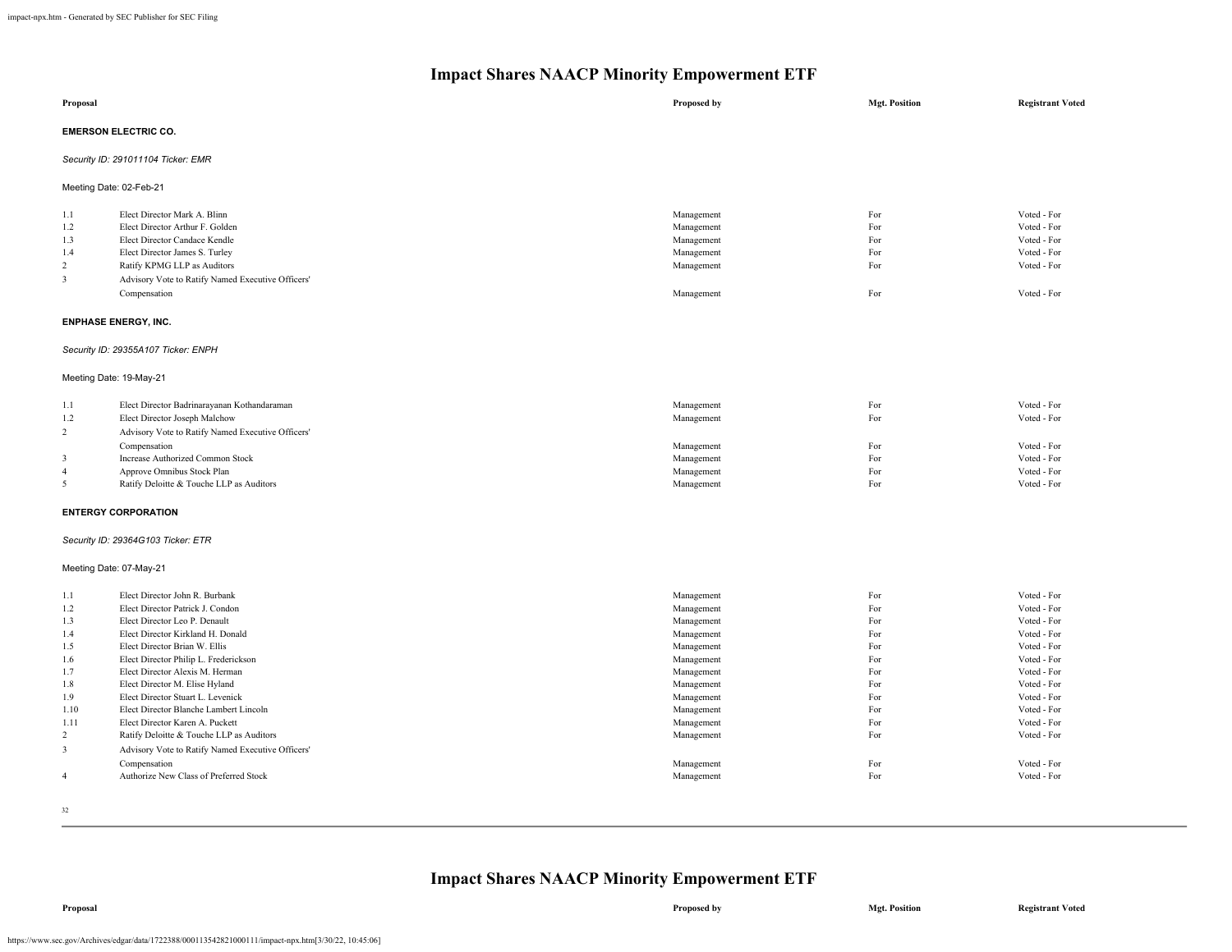# Impact Shares NAACP Minority Empowerment ETF

| Proposal | | Proposed by | Mgt. Position | Registrant Voted |
|---|---|---|---|---|
| **EMERSON ELECTRIC CO.** | | | | |
| *Security ID: 291011104 Ticker: EMR* | | | | |
| Meeting Date: 02-Feb-21 | | | | |
| 1.1 | Elect Director Mark A. Blinn | Management | For | Voted - For |
| 1.2 | Elect Director Arthur F. Golden | Management | For | Voted - For |
| 1.3 | Elect Director Candace Kendle | Management | For | Voted - For |
| 1.4 | Elect Director James S. Turley | Management | For | Voted - For |
| 2 | Ratify KPMG LLP as Auditors | Management | For | Voted - For |
| 3 | Advisory Vote to Ratify Named Executive Officers' Compensation | Management | For | Voted - For |
| **ENPHASE ENERGY, INC.** | | | | |
| *Security ID: 29355A107 Ticker: ENPH* | | | | |
| Meeting Date: 19-May-21 | | | | |
| 1.1 | Elect Director Badrinarayanan Kothandaraman | Management | For | Voted - For |
| 1.2 | Elect Director Joseph Malchow | Management | For | Voted - For |
| 2 | Advisory Vote to Ratify Named Executive Officers' Compensation | Management | For | Voted - For |
| 3 | Increase Authorized Common Stock | Management | For | Voted - For |
| 4 | Approve Omnibus Stock Plan | Management | For | Voted - For |
| 5 | Ratify Deloitte & Touche LLP as Auditors | Management | For | Voted - For |
| **ENTERGY CORPORATION** | | | | |
| *Security ID: 29364G103 Ticker: ETR* | | | | |
| Meeting Date: 07-May-21 | | | | |
| 1.1 | Elect Director John R. Burbank | Management | For | Voted - For |
| 1.2 | Elect Director Patrick J. Condon | Management | For | Voted - For |
| 1.3 | Elect Director Leo P. Denault | Management | For | Voted - For |
| 1.4 | Elect Director Kirkland H. Donald | Management | For | Voted - For |
| 1.5 | Elect Director Brian W. Ellis | Management | For | Voted - For |
| 1.6 | Elect Director Philip L. Frederickson | Management | For | Voted - For |
| 1.7 | Elect Director Alexis M. Herman | Management | For | Voted - For |
| 1.8 | Elect Director M. Elise Hyland | Management | For | Voted - For |
| 1.9 | Elect Director Stuart L. Levenick | Management | For | Voted - For |
| 1.10 | Elect Director Blanche Lambert Lincoln | Management | For | Voted - For |
| 1.11 | Elect Director Karen A. Puckett | Management | For | Voted - For |
| 2 | Ratify Deloitte & Touche LLP as Auditors | Management | For | Voted - For |
| 3 | Advisory Vote to Ratify Named Executive Officers' Compensation | Management | For | Voted - For |
| 4 | Authorize New Class of Preferred Stock | Management | For | Voted - For |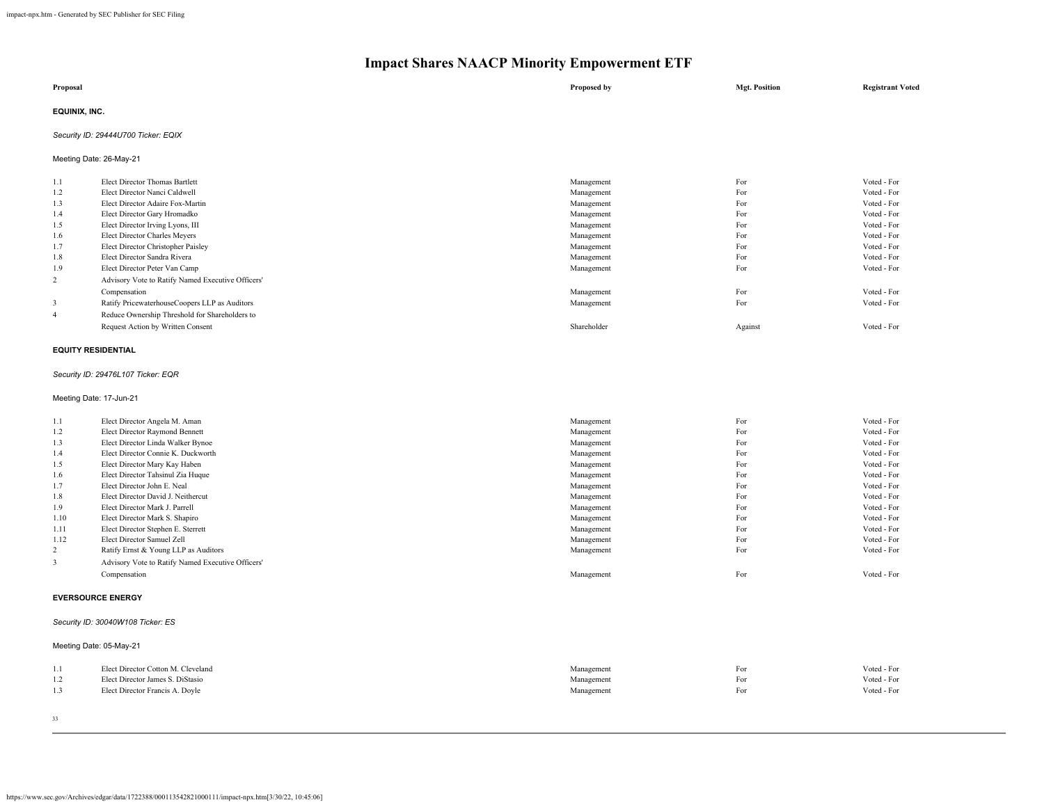# Impact Shares NAACP Minority Empowerment ETF

| Proposal | | Proposed by | Mgt. Position | Registrant Voted |
|---|---|---|---|---|

**EQUINIX, INC.**

*Security ID: 29444U700 Ticker: EQIX*

Meeting Date: 26-May-21

| | | | | |
|---|---|---|---|---|
| 1.1 | Elect Director Thomas Bartlett | Management | For | Voted - For |
| 1.2 | Elect Director Nanci Caldwell | Management | For | Voted - For |
| 1.3 | Elect Director Adaire Fox-Martin | Management | For | Voted - For |
| 1.4 | Elect Director Gary Hromadko | Management | For | Voted - For |
| 1.5 | Elect Director Irving Lyons, III | Management | For | Voted - For |
| 1.6 | Elect Director Charles Meyers | Management | For | Voted - For |
| 1.7 | Elect Director Christopher Paisley | Management | For | Voted - For |
| 1.8 | Elect Director Sandra Rivera | Management | For | Voted - For |
| 1.9 | Elect Director Peter Van Camp | Management | For | Voted - For |
| 2 | Advisory Vote to Ratify Named Executive Officers' Compensation | Management | For | Voted - For |
| 3 | Ratify PricewaterhouseCoopers LLP as Auditors | Management | For | Voted - For |
| 4 | Reduce Ownership Threshold for Shareholders to Request Action by Written Consent | Shareholder | Against | Voted - For |

**EQUITY RESIDENTIAL**

*Security ID: 29476L107 Ticker: EQR*

Meeting Date: 17-Jun-21

| | | | | |
|---|---|---|---|---|
| 1.1 | Elect Director Angela M. Aman | Management | For | Voted - For |
| 1.2 | Elect Director Raymond Bennett | Management | For | Voted - For |
| 1.3 | Elect Director Linda Walker Bynoe | Management | For | Voted - For |
| 1.4 | Elect Director Connie K. Duckworth | Management | For | Voted - For |
| 1.5 | Elect Director Mary Kay Haben | Management | For | Voted - For |
| 1.6 | Elect Director Tahsinul Zia Huque | Management | For | Voted - For |
| 1.7 | Elect Director John E. Neal | Management | For | Voted - For |
| 1.8 | Elect Director David J. Neithercut | Management | For | Voted - For |
| 1.9 | Elect Director Mark J. Parrell | Management | For | Voted - For |
| 1.10 | Elect Director Mark S. Shapiro | Management | For | Voted - For |
| 1.11 | Elect Director Stephen E. Sterrett | Management | For | Voted - For |
| 1.12 | Elect Director Samuel Zell | Management | For | Voted - For |
| 2 | Ratify Ernst & Young LLP as Auditors | Management | For | Voted - For |
| 3 | Advisory Vote to Ratify Named Executive Officers' Compensation | Management | For | Voted - For |

**EVERSOURCE ENERGY**

*Security ID: 30040W108 Ticker: ES*

Meeting Date: 05-May-21

| | | | | |
|---|---|---|---|---|
| 1.1 | Elect Director Cotton M. Cleveland | Management | For | Voted - For |
| 1.2 | Elect Director James S. DiStasio | Management | For | Voted - For |
| 1.3 | Elect Director Francis A. Doyle | Management | For | Voted - For |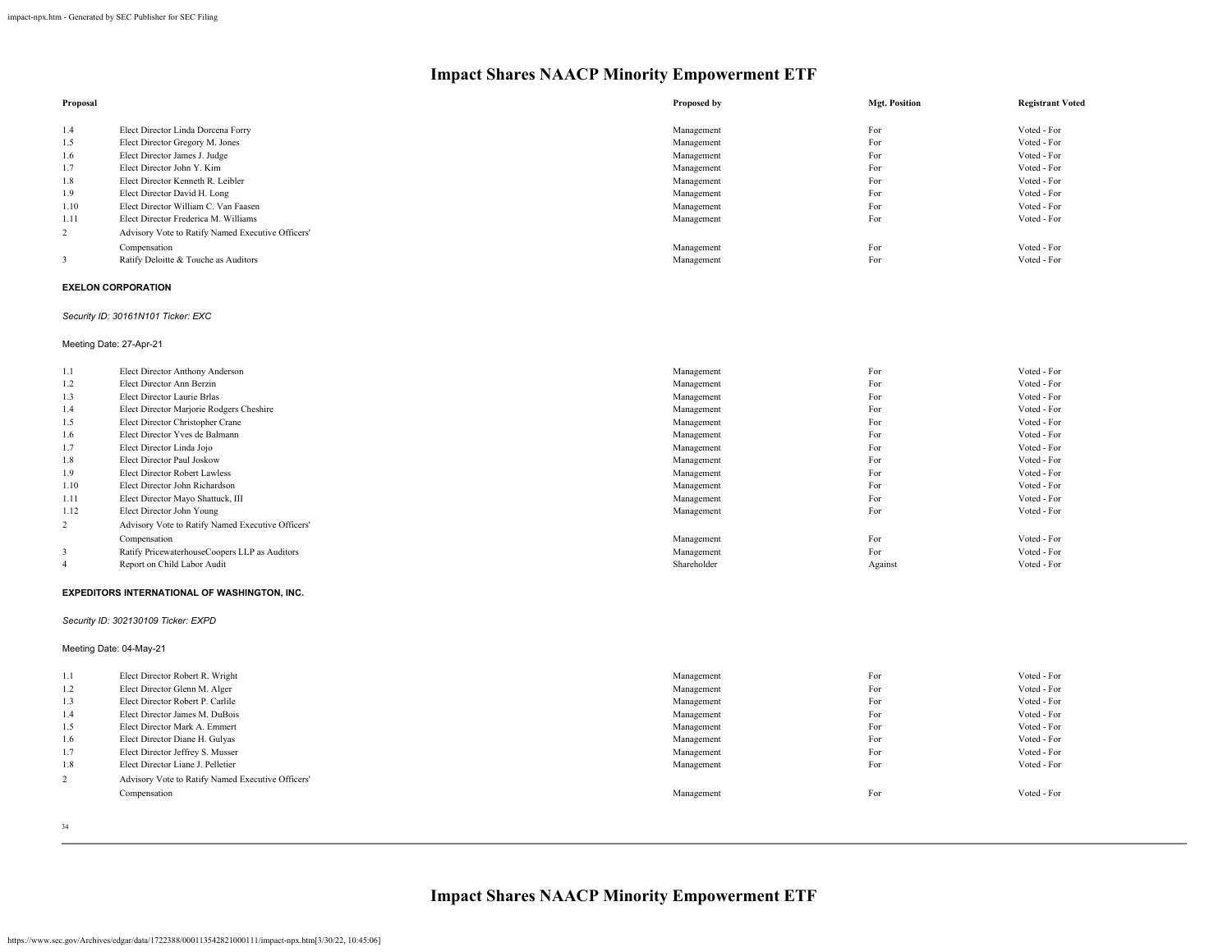# Impact Shares NAACP Minority Empowerment ETF

| Proposal | | Proposed by | Mgt. Position | Registrant Voted |
|---|---|---|---|---|
| 1.4 | Elect Director Linda Dorcena Forry | Management | For | Voted - For |
| 1.5 | Elect Director Gregory M. Jones | Management | For | Voted - For |
| 1.6 | Elect Director James J. Judge | Management | For | Voted - For |
| 1.7 | Elect Director John Y. Kim | Management | For | Voted - For |
| 1.8 | Elect Director Kenneth R. Leibler | Management | For | Voted - For |
| 1.9 | Elect Director David H. Long | Management | For | Voted - For |
| 1.10 | Elect Director William C. Van Faasen | Management | For | Voted - For |
| 1.11 | Elect Director Frederica M. Williams | Management | For | Voted - For |
| 2 | Advisory Vote to Ratify Named Executive Officers' Compensation | Management | For | Voted - For |
| 3 | Ratify Deloitte & Touche as Auditors | Management | For | Voted - For |

**EXELON CORPORATION**

*Security ID: 30161N101 Ticker: EXC*

Meeting Date: 27-Apr-21

| Proposal | | Proposed by | Mgt. Position | Registrant Voted |
|---|---|---|---|---|
| 1.1 | Elect Director Anthony Anderson | Management | For | Voted - For |
| 1.2 | Elect Director Ann Berzin | Management | For | Voted - For |
| 1.3 | Elect Director Laurie Brlas | Management | For | Voted - For |
| 1.4 | Elect Director Marjorie Rodgers Cheshire | Management | For | Voted - For |
| 1.5 | Elect Director Christopher Crane | Management | For | Voted - For |
| 1.6 | Elect Director Yves de Balmann | Management | For | Voted - For |
| 1.7 | Elect Director Linda Jojo | Management | For | Voted - For |
| 1.8 | Elect Director Paul Joskow | Management | For | Voted - For |
| 1.9 | Elect Director Robert Lawless | Management | For | Voted - For |
| 1.10 | Elect Director John Richardson | Management | For | Voted - For |
| 1.11 | Elect Director Mayo Shattuck, III | Management | For | Voted - For |
| 1.12 | Elect Director John Young | Management | For | Voted - For |
| 2 | Advisory Vote to Ratify Named Executive Officers' Compensation | Management | For | Voted - For |
| 3 | Ratify PricewaterhouseCoopers LLP as Auditors | Management | For | Voted - For |
| 4 | Report on Child Labor Audit | Shareholder | Against | Voted - For |

**EXPEDITORS INTERNATIONAL OF WASHINGTON, INC.**

*Security ID: 302130109 Ticker: EXPD*

Meeting Date: 04-May-21

| Proposal | | Proposed by | Mgt. Position | Registrant Voted |
|---|---|---|---|---|
| 1.1 | Elect Director Robert R. Wright | Management | For | Voted - For |
| 1.2 | Elect Director Glenn M. Alger | Management | For | Voted - For |
| 1.3 | Elect Director Robert P. Carlile | Management | For | Voted - For |
| 1.4 | Elect Director James M. DuBois | Management | For | Voted - For |
| 1.5 | Elect Director Mark A. Emmert | Management | For | Voted - For |
| 1.6 | Elect Director Diane H. Gulyas | Management | For | Voted - For |
| 1.7 | Elect Director Jeffrey S. Musser | Management | For | Voted - For |
| 1.8 | Elect Director Liane J. Pelletier | Management | For | Voted - For |
| 2 | Advisory Vote to Ratify Named Executive Officers' Compensation | Management | For | Voted - For |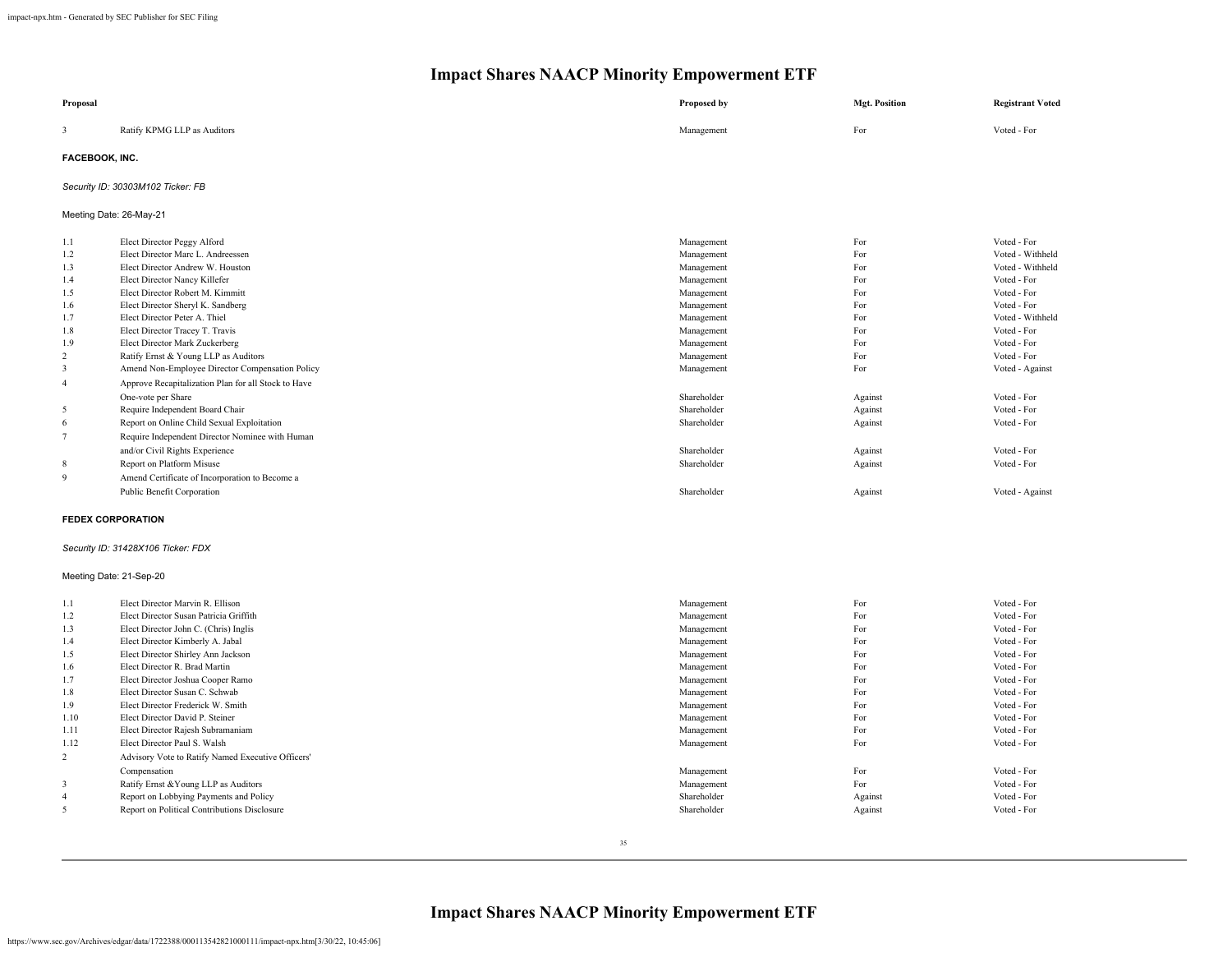# Impact Shares NAACP Minority Empowerment ETF

| Proposal | | Proposed by | Mgt. Position | Registrant Voted |
|---|---|---|---|---|
| 3 | Ratify KPMG LLP as Auditors | Management | For | Voted - For |

**FACEBOOK, INC.**

*Security ID: 30303M102 Ticker: FB*

Meeting Date: 26-May-21

| Proposal | | Proposed by | Mgt. Position | Registrant Voted |
|---|---|---|---|---|
| 1.1 | Elect Director Peggy Alford | Management | For | Voted - For |
| 1.2 | Elect Director Marc L. Andreessen | Management | For | Voted - Withheld |
| 1.3 | Elect Director Andrew W. Houston | Management | For | Voted - Withheld |
| 1.4 | Elect Director Nancy Killefer | Management | For | Voted - For |
| 1.5 | Elect Director Robert M. Kimmitt | Management | For | Voted - For |
| 1.6 | Elect Director Sheryl K. Sandberg | Management | For | Voted - For |
| 1.7 | Elect Director Peter A. Thiel | Management | For | Voted - Withheld |
| 1.8 | Elect Director Tracey T. Travis | Management | For | Voted - For |
| 1.9 | Elect Director Mark Zuckerberg | Management | For | Voted - For |
| 2 | Ratify Ernst & Young LLP as Auditors | Management | For | Voted - For |
| 3 | Amend Non-Employee Director Compensation Policy | Management | For | Voted - Against |
| 4 | Approve Recapitalization Plan for all Stock to Have One-vote per Share | Shareholder | Against | Voted - For |
| 5 | Require Independent Board Chair | Shareholder | Against | Voted - For |
| 6 | Report on Online Child Sexual Exploitation | Shareholder | Against | Voted - For |
| 7 | Require Independent Director Nominee with Human and/or Civil Rights Experience | Shareholder | Against | Voted - For |
| 8 | Report on Platform Misuse | Shareholder | Against | Voted - For |
| 9 | Amend Certificate of Incorporation to Become a Public Benefit Corporation | Shareholder | Against | Voted - Against |

**FEDEX CORPORATION**

*Security ID: 31428X106 Ticker: FDX*

Meeting Date: 21-Sep-20

| Proposal | | Proposed by | Mgt. Position | Registrant Voted |
|---|---|---|---|---|
| 1.1 | Elect Director Marvin R. Ellison | Management | For | Voted - For |
| 1.2 | Elect Director Susan Patricia Griffith | Management | For | Voted - For |
| 1.3 | Elect Director John C. (Chris) Inglis | Management | For | Voted - For |
| 1.4 | Elect Director Kimberly A. Jabal | Management | For | Voted - For |
| 1.5 | Elect Director Shirley Ann Jackson | Management | For | Voted - For |
| 1.6 | Elect Director R. Brad Martin | Management | For | Voted - For |
| 1.7 | Elect Director Joshua Cooper Ramo | Management | For | Voted - For |
| 1.8 | Elect Director Susan C. Schwab | Management | For | Voted - For |
| 1.9 | Elect Director Frederick W. Smith | Management | For | Voted - For |
| 1.10 | Elect Director David P. Steiner | Management | For | Voted - For |
| 1.11 | Elect Director Rajesh Subramaniam | Management | For | Voted - For |
| 1.12 | Elect Director Paul S. Walsh | Management | For | Voted - For |
| 2 | Advisory Vote to Ratify Named Executive Officers' Compensation | Management | For | Voted - For |
| 3 | Ratify Ernst &Young LLP as Auditors | Management | For | Voted - For |
| 4 | Report on Lobbying Payments and Policy | Shareholder | Against | Voted - For |
| 5 | Report on Political Contributions Disclosure | Shareholder | Against | Voted - For |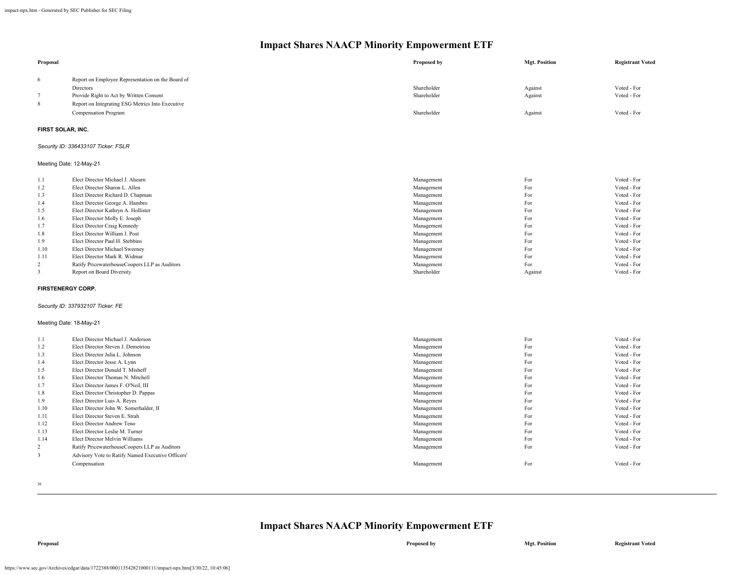# Impact Shares NAACP Minority Empowerment ETF

| Proposal | | Proposed by | Mgt. Position | Registrant Voted |
|---|---|---|---|---|
| 6 | Report on Employee Representation on the Board of Directors | Shareholder | Against | Voted - For |
| 7 | Provide Right to Act by Written Consent | Shareholder | Against | Voted - For |
| 8 | Report on Integrating ESG Metrics Into Executive Compensation Program | Shareholder | Against | Voted - For |

**FIRST SOLAR, INC.**

*Security ID: 336433107 Ticker: FSLR*

Meeting Date: 12-May-21

| Proposal | | Proposed by | Mgt. Position | Registrant Voted |
|---|---|---|---|---|
| 1.1 | Elect Director Michael J. Ahearn | Management | For | Voted - For |
| 1.2 | Elect Director Sharon L. Allen | Management | For | Voted - For |
| 1.3 | Elect Director Richard D. Chapman | Management | For | Voted - For |
| 1.4 | Elect Director George A. Hambro | Management | For | Voted - For |
| 1.5 | Elect Director Kathryn A. Hollister | Management | For | Voted - For |
| 1.6 | Elect Director Molly E. Joseph | Management | For | Voted - For |
| 1.7 | Elect Director Craig Kennedy | Management | For | Voted - For |
| 1.8 | Elect Director William J. Post | Management | For | Voted - For |
| 1.9 | Elect Director Paul H. Stebbins | Management | For | Voted - For |
| 1.10 | Elect Director Michael Sweeney | Management | For | Voted - For |
| 1.11 | Elect Director Mark R. Widmar | Management | For | Voted - For |
| 2 | Ratify PricewaterhouseCoopers LLP as Auditors | Management | For | Voted - For |
| 3 | Report on Board Diversity | Shareholder | Against | Voted - For |

**FIRSTENERGY CORP.**

*Security ID: 337932107 Ticker: FE*

Meeting Date: 18-May-21

| Proposal | | Proposed by | Mgt. Position | Registrant Voted |
|---|---|---|---|---|
| 1.1 | Elect Director Michael J. Anderson | Management | For | Voted - For |
| 1.2 | Elect Director Steven J. Demetriou | Management | For | Voted - For |
| 1.3 | Elect Director Julia L. Johnson | Management | For | Voted - For |
| 1.4 | Elect Director Jesse A. Lynn | Management | For | Voted - For |
| 1.5 | Elect Director Donald T. Misheff | Management | For | Voted - For |
| 1.6 | Elect Director Thomas N. Mitchell | Management | For | Voted - For |
| 1.7 | Elect Director James F. O'Neil, III | Management | For | Voted - For |
| 1.8 | Elect Director Christopher D. Pappas | Management | For | Voted - For |
| 1.9 | Elect Director Luis A. Reyes | Management | For | Voted - For |
| 1.10 | Elect Director John W. Somerhalder, II | Management | For | Voted - For |
| 1.11 | Elect Director Steven E. Strah | Management | For | Voted - For |
| 1.12 | Elect Director Andrew Teno | Management | For | Voted - For |
| 1.13 | Elect Director Leslie M. Turner | Management | For | Voted - For |
| 1.14 | Elect Director Melvin Williams | Management | For | Voted - For |
| 2 | Ratify PricewaterhouseCoopers LLP as Auditors | Management | For | Voted - For |
| 3 | Advisory Vote to Ratify Named Executive Officers' Compensation | Management | For | Voted - For |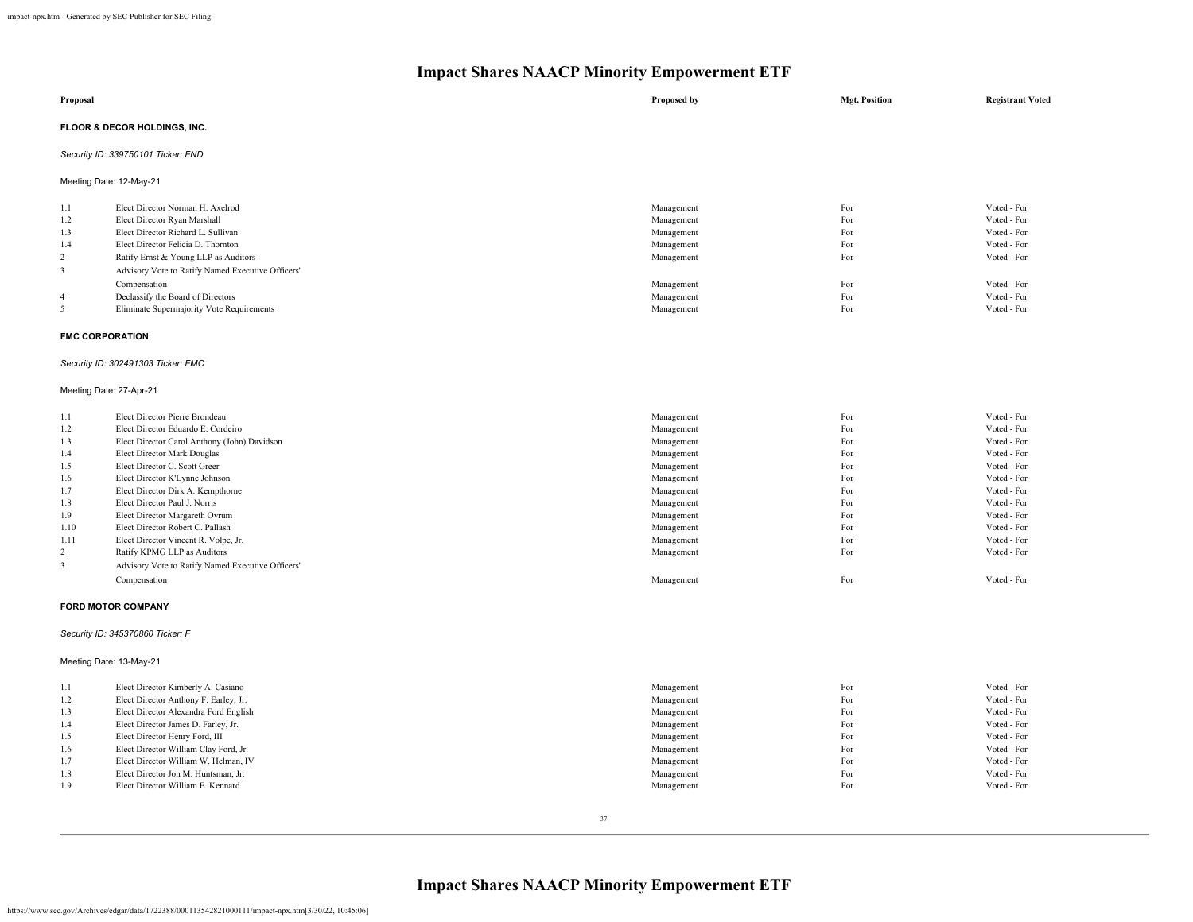# Impact Shares NAACP Minority Empowerment ETF

| Proposal | | Proposed by | Mgt. Position | Registrant Voted |
|---|---|---|---|---|

**FLOOR & DECOR HOLDINGS, INC.**

*Security ID: 339750101 Ticker: FND*

Meeting Date: 12-May-21

| | | | | |
|---|---|---|---|---|
| 1.1 | Elect Director Norman H. Axelrod | Management | For | Voted - For |
| 1.2 | Elect Director Ryan Marshall | Management | For | Voted - For |
| 1.3 | Elect Director Richard L. Sullivan | Management | For | Voted - For |
| 1.4 | Elect Director Felicia D. Thornton | Management | For | Voted - For |
| 2 | Ratify Ernst & Young LLP as Auditors | Management | For | Voted - For |
| 3 | Advisory Vote to Ratify Named Executive Officers' Compensation | Management | For | Voted - For |
| 4 | Declassify the Board of Directors | Management | For | Voted - For |
| 5 | Eliminate Supermajority Vote Requirements | Management | For | Voted - For |

**FMC CORPORATION**

*Security ID: 302491303 Ticker: FMC*

Meeting Date: 27-Apr-21

| | | | | |
|---|---|---|---|---|
| 1.1 | Elect Director Pierre Brondeau | Management | For | Voted - For |
| 1.2 | Elect Director Eduardo E. Cordeiro | Management | For | Voted - For |
| 1.3 | Elect Director Carol Anthony (John) Davidson | Management | For | Voted - For |
| 1.4 | Elect Director Mark Douglas | Management | For | Voted - For |
| 1.5 | Elect Director C. Scott Greer | Management | For | Voted - For |
| 1.6 | Elect Director K'Lynne Johnson | Management | For | Voted - For |
| 1.7 | Elect Director Dirk A. Kempthorne | Management | For | Voted - For |
| 1.8 | Elect Director Paul J. Norris | Management | For | Voted - For |
| 1.9 | Elect Director Margareth Ovrum | Management | For | Voted - For |
| 1.10 | Elect Director Robert C. Pallash | Management | For | Voted - For |
| 1.11 | Elect Director Vincent R. Volpe, Jr. | Management | For | Voted - For |
| 2 | Ratify KPMG LLP as Auditors | Management | For | Voted - For |
| 3 | Advisory Vote to Ratify Named Executive Officers' Compensation | Management | For | Voted - For |

**FORD MOTOR COMPANY**

*Security ID: 345370860 Ticker: F*

Meeting Date: 13-May-21

| | | | | |
|---|---|---|---|---|
| 1.1 | Elect Director Kimberly A. Casiano | Management | For | Voted - For |
| 1.2 | Elect Director Anthony F. Earley, Jr. | Management | For | Voted - For |
| 1.3 | Elect Director Alexandra Ford English | Management | For | Voted - For |
| 1.4 | Elect Director James D. Farley, Jr. | Management | For | Voted - For |
| 1.5 | Elect Director Henry Ford, III | Management | For | Voted - For |
| 1.6 | Elect Director William Clay Ford, Jr. | Management | For | Voted - For |
| 1.7 | Elect Director William W. Helman, IV | Management | For | Voted - For |
| 1.8 | Elect Director Jon M. Huntsman, Jr. | Management | For | Voted - For |
| 1.9 | Elect Director William E. Kennard | Management | For | Voted - For |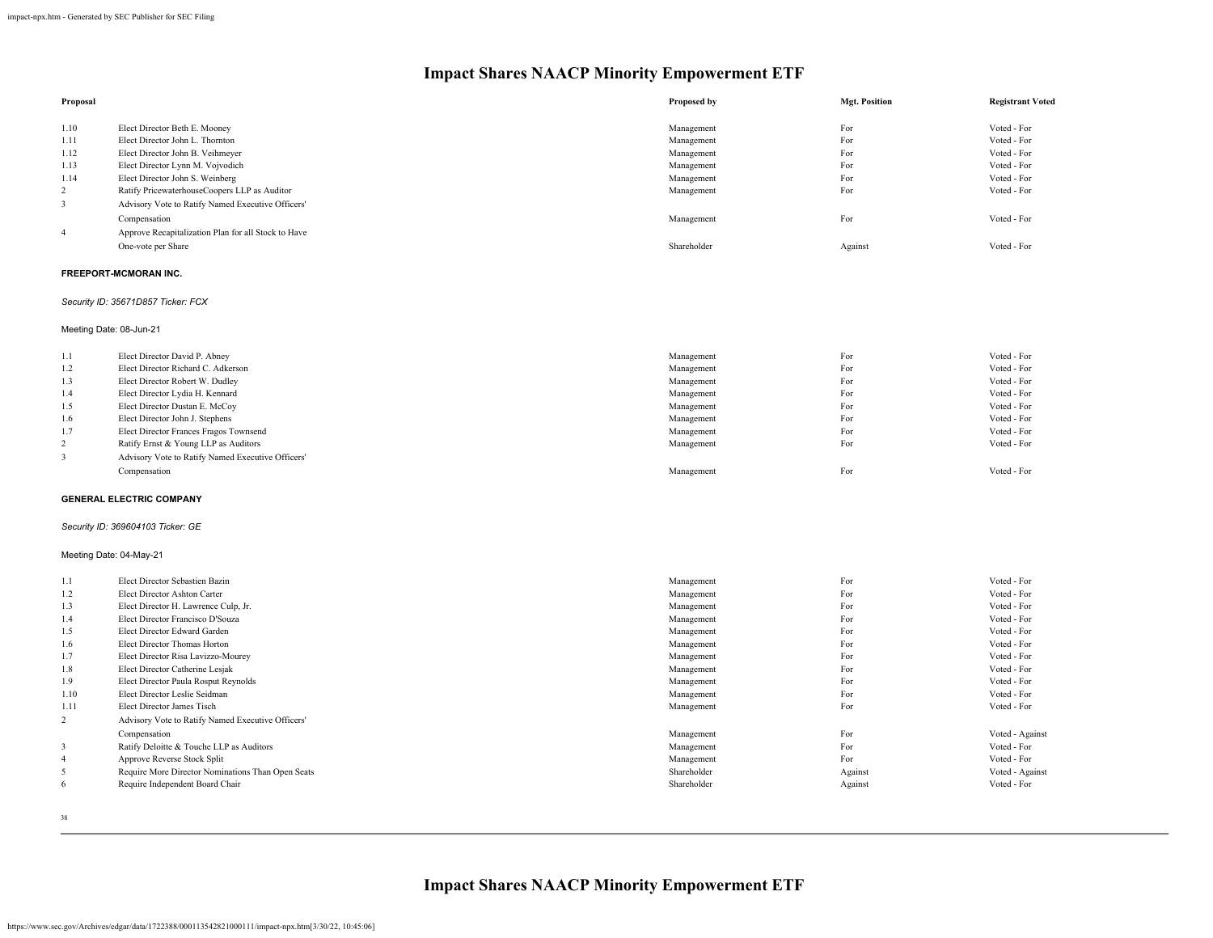# Impact Shares NAACP Minority Empowerment ETF

| Proposal | | Proposed by | Mgt. Position | Registrant Voted |
|---|---|---|---|---|
| 1.10 | Elect Director Beth E. Mooney | Management | For | Voted - For |
| 1.11 | Elect Director John L. Thornton | Management | For | Voted - For |
| 1.12 | Elect Director John B. Veihmeyer | Management | For | Voted - For |
| 1.13 | Elect Director Lynn M. Vojvodich | Management | For | Voted - For |
| 1.14 | Elect Director John S. Weinberg | Management | For | Voted - For |
| 2 | Ratify PricewaterhouseCoopers LLP as Auditor | Management | For | Voted - For |
| 3 | Advisory Vote to Ratify Named Executive Officers' Compensation | Management | For | Voted - For |
| 4 | Approve Recapitalization Plan for all Stock to Have One-vote per Share | Shareholder | Against | Voted - For |

**FREEPORT-MCMORAN INC.**

*Security ID: 35671D857 Ticker: FCX*

Meeting Date: 08-Jun-21

| Proposal | | Proposed by | Mgt. Position | Registrant Voted |
|---|---|---|---|---|
| 1.1 | Elect Director David P. Abney | Management | For | Voted - For |
| 1.2 | Elect Director Richard C. Adkerson | Management | For | Voted - For |
| 1.3 | Elect Director Robert W. Dudley | Management | For | Voted - For |
| 1.4 | Elect Director Lydia H. Kennard | Management | For | Voted - For |
| 1.5 | Elect Director Dustan E. McCoy | Management | For | Voted - For |
| 1.6 | Elect Director John J. Stephens | Management | For | Voted - For |
| 1.7 | Elect Director Frances Fragos Townsend | Management | For | Voted - For |
| 2 | Ratify Ernst & Young LLP as Auditors | Management | For | Voted - For |
| 3 | Advisory Vote to Ratify Named Executive Officers' Compensation | Management | For | Voted - For |

**GENERAL ELECTRIC COMPANY**

*Security ID: 369604103 Ticker: GE*

Meeting Date: 04-May-21

| Proposal | | Proposed by | Mgt. Position | Registrant Voted |
|---|---|---|---|---|
| 1.1 | Elect Director Sebastien Bazin | Management | For | Voted - For |
| 1.2 | Elect Director Ashton Carter | Management | For | Voted - For |
| 1.3 | Elect Director H. Lawrence Culp, Jr. | Management | For | Voted - For |
| 1.4 | Elect Director Francisco D'Souza | Management | For | Voted - For |
| 1.5 | Elect Director Edward Garden | Management | For | Voted - For |
| 1.6 | Elect Director Thomas Horton | Management | For | Voted - For |
| 1.7 | Elect Director Risa Lavizzo-Mourey | Management | For | Voted - For |
| 1.8 | Elect Director Catherine Lesjak | Management | For | Voted - For |
| 1.9 | Elect Director Paula Rosput Reynolds | Management | For | Voted - For |
| 1.10 | Elect Director Leslie Seidman | Management | For | Voted - For |
| 1.11 | Elect Director James Tisch | Management | For | Voted - For |
| 2 | Advisory Vote to Ratify Named Executive Officers' Compensation | Management | For | Voted - Against |
| 3 | Ratify Deloitte & Touche LLP as Auditors | Management | For | Voted - For |
| 4 | Approve Reverse Stock Split | Management | For | Voted - For |
| 5 | Require More Director Nominations Than Open Seats | Shareholder | Against | Voted - Against |
| 6 | Require Independent Board Chair | Shareholder | Against | Voted - For |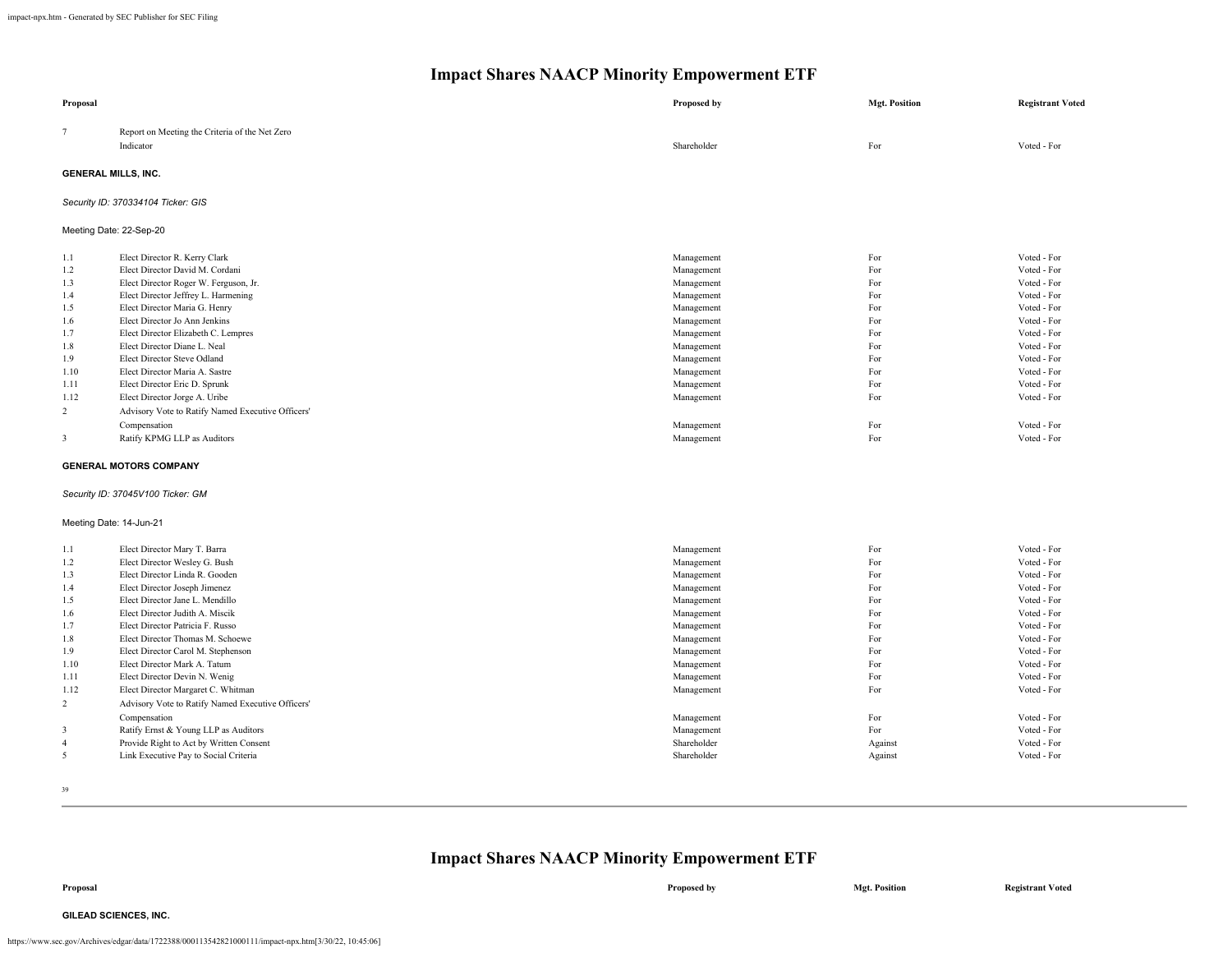# Impact Shares NAACP Minority Empowerment ETF

| Proposal | | Proposed by | Mgt. Position | Registrant Voted |
|---|---|---|---|---|
| 7 | Report on Meeting the Criteria of the Net Zero Indicator | Shareholder | For | Voted - For |

**GENERAL MILLS, INC.**

*Security ID: 370334104 Ticker: GIS*

Meeting Date: 22-Sep-20

| Proposal | | Proposed by | Mgt. Position | Registrant Voted |
|---|---|---|---|---|
| 1.1 | Elect Director R. Kerry Clark | Management | For | Voted - For |
| 1.2 | Elect Director David M. Cordani | Management | For | Voted - For |
| 1.3 | Elect Director Roger W. Ferguson, Jr. | Management | For | Voted - For |
| 1.4 | Elect Director Jeffrey L. Harmening | Management | For | Voted - For |
| 1.5 | Elect Director Maria G. Henry | Management | For | Voted - For |
| 1.6 | Elect Director Jo Ann Jenkins | Management | For | Voted - For |
| 1.7 | Elect Director Elizabeth C. Lempres | Management | For | Voted - For |
| 1.8 | Elect Director Diane L. Neal | Management | For | Voted - For |
| 1.9 | Elect Director Steve Odland | Management | For | Voted - For |
| 1.10 | Elect Director Maria A. Sastre | Management | For | Voted - For |
| 1.11 | Elect Director Eric D. Sprunk | Management | For | Voted - For |
| 1.12 | Elect Director Jorge A. Uribe | Management | For | Voted - For |
| 2 | Advisory Vote to Ratify Named Executive Officers' Compensation | Management | For | Voted - For |
| 3 | Ratify KPMG LLP as Auditors | Management | For | Voted - For |

**GENERAL MOTORS COMPANY**

*Security ID: 37045V100 Ticker: GM*

Meeting Date: 14-Jun-21

| Proposal | | Proposed by | Mgt. Position | Registrant Voted |
|---|---|---|---|---|
| 1.1 | Elect Director Mary T. Barra | Management | For | Voted - For |
| 1.2 | Elect Director Wesley G. Bush | Management | For | Voted - For |
| 1.3 | Elect Director Linda R. Gooden | Management | For | Voted - For |
| 1.4 | Elect Director Joseph Jimenez | Management | For | Voted - For |
| 1.5 | Elect Director Jane L. Mendillo | Management | For | Voted - For |
| 1.6 | Elect Director Judith A. Miscik | Management | For | Voted - For |
| 1.7 | Elect Director Patricia F. Russo | Management | For | Voted - For |
| 1.8 | Elect Director Thomas M. Schoewe | Management | For | Voted - For |
| 1.9 | Elect Director Carol M. Stephenson | Management | For | Voted - For |
| 1.10 | Elect Director Mark A. Tatum | Management | For | Voted - For |
| 1.11 | Elect Director Devin N. Wenig | Management | For | Voted - For |
| 1.12 | Elect Director Margaret C. Whitman | Management | For | Voted - For |
| 2 | Advisory Vote to Ratify Named Executive Officers' Compensation | Management | For | Voted - For |
| 3 | Ratify Ernst & Young LLP as Auditors | Management | For | Voted - For |
| 4 | Provide Right to Act by Written Consent | Shareholder | Against | Voted - For |
| 5 | Link Executive Pay to Social Criteria | Shareholder | Against | Voted - For |

# Impact Shares NAACP Minority Empowerment ETF

| Proposal | | Proposed by | Mgt. Position | Registrant Voted |
|---|---|---|---|---|

**GILEAD SCIENCES, INC.**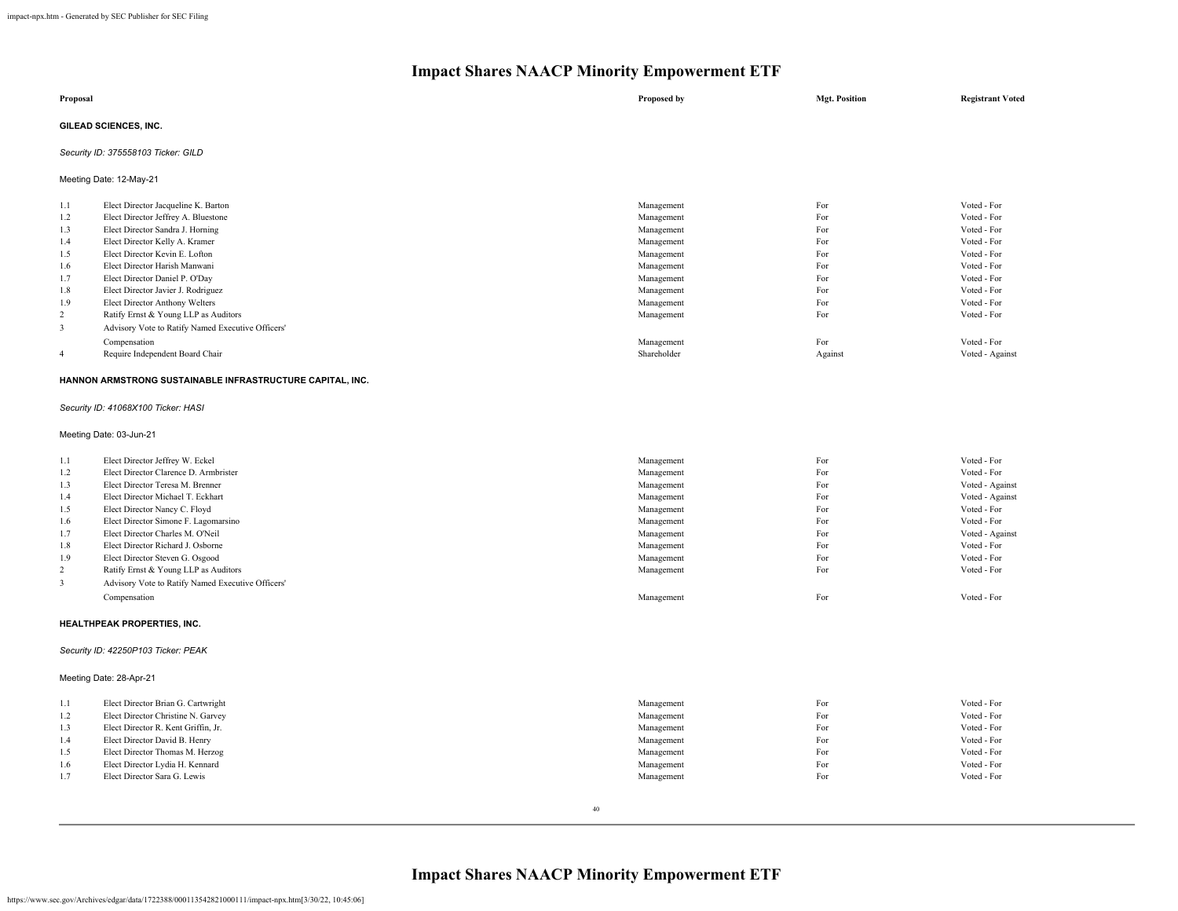# Impact Shares NAACP Minority Empowerment ETF

| Proposal | | Proposed by | Mgt. Position | Registrant Voted |
|---|---|---|---|---|

**GILEAD SCIENCES, INC.**

*Security ID: 375558103 Ticker: GILD*

Meeting Date: 12-May-21

| | Proposal | Proposed by | Mgt. Position | Registrant Voted |
|---|---|---|---|---|
| 1.1 | Elect Director Jacqueline K. Barton | Management | For | Voted - For |
| 1.2 | Elect Director Jeffrey A. Bluestone | Management | For | Voted - For |
| 1.3 | Elect Director Sandra J. Horning | Management | For | Voted - For |
| 1.4 | Elect Director Kelly A. Kramer | Management | For | Voted - For |
| 1.5 | Elect Director Kevin E. Lofton | Management | For | Voted - For |
| 1.6 | Elect Director Harish Manwani | Management | For | Voted - For |
| 1.7 | Elect Director Daniel P. O'Day | Management | For | Voted - For |
| 1.8 | Elect Director Javier J. Rodriguez | Management | For | Voted - For |
| 1.9 | Elect Director Anthony Welters | Management | For | Voted - For |
| 2 | Ratify Ernst & Young LLP as Auditors | Management | For | Voted - For |
| 3 | Advisory Vote to Ratify Named Executive Officers' Compensation | Management | For | Voted - For |
| 4 | Require Independent Board Chair | Shareholder | Against | Voted - Against |

**HANNON ARMSTRONG SUSTAINABLE INFRASTRUCTURE CAPITAL, INC.**

*Security ID: 41068X100 Ticker: HASI*

Meeting Date: 03-Jun-21

| | Proposal | Proposed by | Mgt. Position | Registrant Voted |
|---|---|---|---|---|
| 1.1 | Elect Director Jeffrey W. Eckel | Management | For | Voted - For |
| 1.2 | Elect Director Clarence D. Armbrister | Management | For | Voted - For |
| 1.3 | Elect Director Teresa M. Brenner | Management | For | Voted - Against |
| 1.4 | Elect Director Michael T. Eckhart | Management | For | Voted - Against |
| 1.5 | Elect Director Nancy C. Floyd | Management | For | Voted - For |
| 1.6 | Elect Director Simone F. Lagomarsino | Management | For | Voted - For |
| 1.7 | Elect Director Charles M. O'Neil | Management | For | Voted - Against |
| 1.8 | Elect Director Richard J. Osborne | Management | For | Voted - For |
| 1.9 | Elect Director Steven G. Osgood | Management | For | Voted - For |
| 2 | Ratify Ernst & Young LLP as Auditors | Management | For | Voted - For |
| 3 | Advisory Vote to Ratify Named Executive Officers' Compensation | Management | For | Voted - For |

**HEALTHPEAK PROPERTIES, INC.**

*Security ID: 42250P103 Ticker: PEAK*

Meeting Date: 28-Apr-21

| | Proposal | Proposed by | Mgt. Position | Registrant Voted |
|---|---|---|---|---|
| 1.1 | Elect Director Brian G. Cartwright | Management | For | Voted - For |
| 1.2 | Elect Director Christine N. Garvey | Management | For | Voted - For |
| 1.3 | Elect Director R. Kent Griffin, Jr. | Management | For | Voted - For |
| 1.4 | Elect Director David B. Henry | Management | For | Voted - For |
| 1.5 | Elect Director Thomas M. Herzog | Management | For | Voted - For |
| 1.6 | Elect Director Lydia H. Kennard | Management | For | Voted - For |
| 1.7 | Elect Director Sara G. Lewis | Management | For | Voted - For |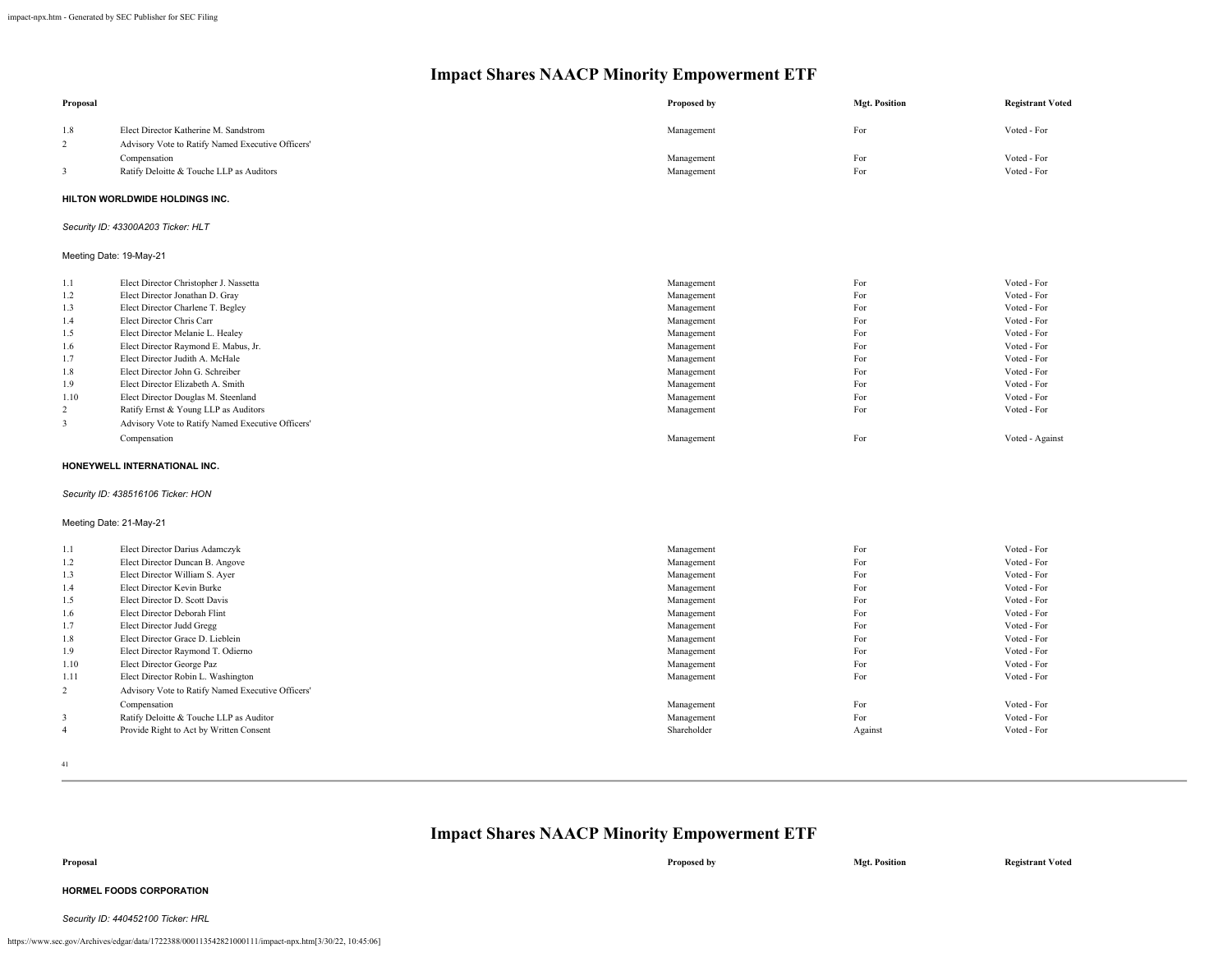# Impact Shares NAACP Minority Empowerment ETF

| Proposal | | Proposed by | Mgt. Position | Registrant Voted |
|---|---|---|---|---|
| 1.8 | Elect Director Katherine M. Sandstrom | Management | For | Voted - For |
| 2 | Advisory Vote to Ratify Named Executive Officers' Compensation | Management | For | Voted - For |
| 3 | Ratify Deloitte & Touche LLP as Auditors | Management | For | Voted - For |

**HILTON WORLDWIDE HOLDINGS INC.**

*Security ID: 43300A203 Ticker: HLT*

Meeting Date: 19-May-21

| Proposal | | Proposed by | Mgt. Position | Registrant Voted |
|---|---|---|---|---|
| 1.1 | Elect Director Christopher J. Nassetta | Management | For | Voted - For |
| 1.2 | Elect Director Jonathan D. Gray | Management | For | Voted - For |
| 1.3 | Elect Director Charlene T. Begley | Management | For | Voted - For |
| 1.4 | Elect Director Chris Carr | Management | For | Voted - For |
| 1.5 | Elect Director Melanie L. Healey | Management | For | Voted - For |
| 1.6 | Elect Director Raymond E. Mabus, Jr. | Management | For | Voted - For |
| 1.7 | Elect Director Judith A. McHale | Management | For | Voted - For |
| 1.8 | Elect Director John G. Schreiber | Management | For | Voted - For |
| 1.9 | Elect Director Elizabeth A. Smith | Management | For | Voted - For |
| 1.10 | Elect Director Douglas M. Steenland | Management | For | Voted - For |
| 2 | Ratify Ernst & Young LLP as Auditors | Management | For | Voted - For |
| 3 | Advisory Vote to Ratify Named Executive Officers' Compensation | Management | For | Voted - Against |

**HONEYWELL INTERNATIONAL INC.**

*Security ID: 438516106 Ticker: HON*

Meeting Date: 21-May-21

| Proposal | | Proposed by | Mgt. Position | Registrant Voted |
|---|---|---|---|---|
| 1.1 | Elect Director Darius Adamczyk | Management | For | Voted - For |
| 1.2 | Elect Director Duncan B. Angove | Management | For | Voted - For |
| 1.3 | Elect Director William S. Ayer | Management | For | Voted - For |
| 1.4 | Elect Director Kevin Burke | Management | For | Voted - For |
| 1.5 | Elect Director D. Scott Davis | Management | For | Voted - For |
| 1.6 | Elect Director Deborah Flint | Management | For | Voted - For |
| 1.7 | Elect Director Judd Gregg | Management | For | Voted - For |
| 1.8 | Elect Director Grace D. Lieblein | Management | For | Voted - For |
| 1.9 | Elect Director Raymond T. Odierno | Management | For | Voted - For |
| 1.10 | Elect Director George Paz | Management | For | Voted - For |
| 1.11 | Elect Director Robin L. Washington | Management | For | Voted - For |
| 2 | Advisory Vote to Ratify Named Executive Officers' Compensation | Management | For | Voted - For |
| 3 | Ratify Deloitte & Touche LLP as Auditor | Management | For | Voted - For |
| 4 | Provide Right to Act by Written Consent | Shareholder | Against | Voted - For |

# Impact Shares NAACP Minority Empowerment ETF

**HORMEL FOODS CORPORATION**

*Security ID: 440452100 Ticker: HRL*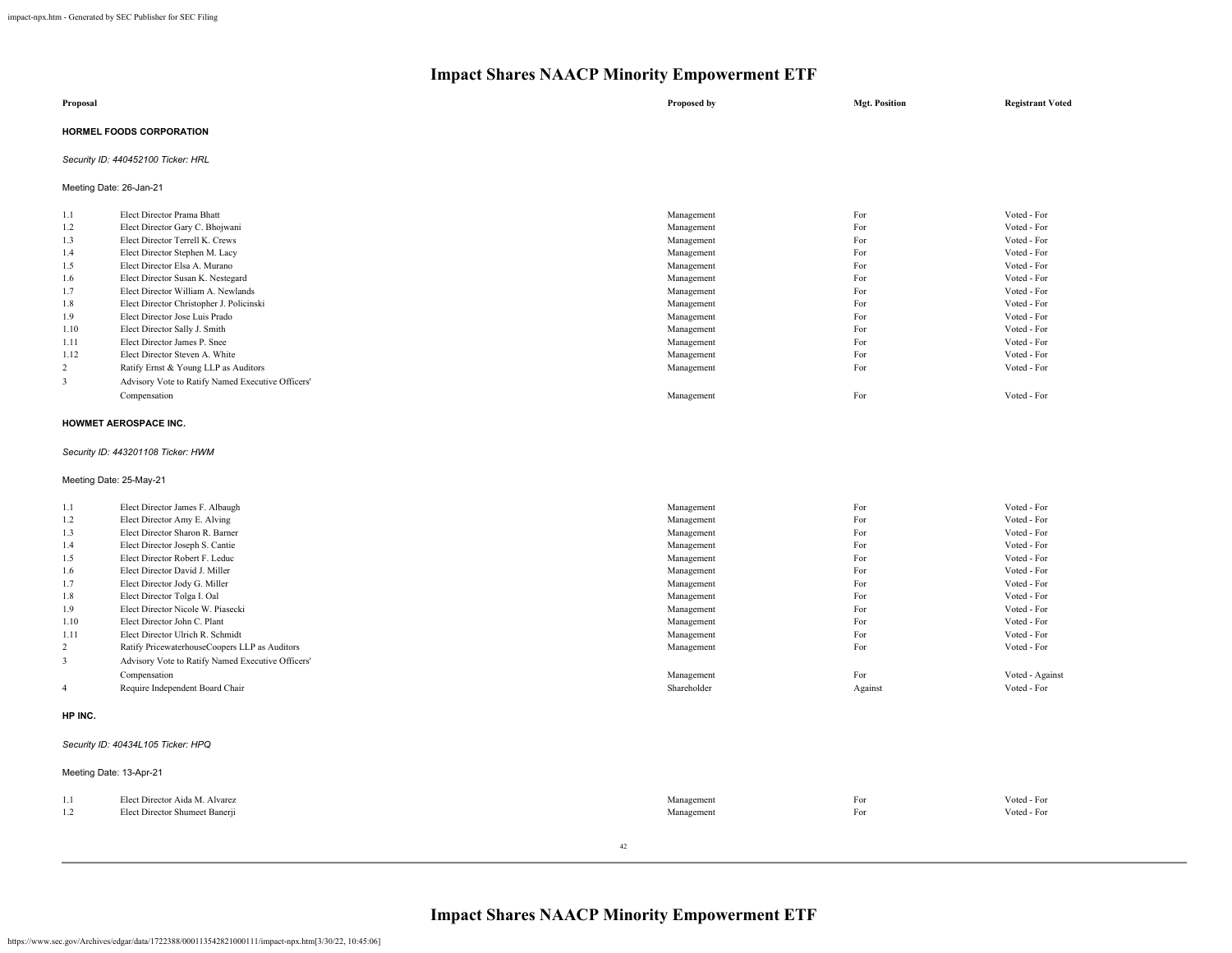# Impact Shares NAACP Minority Empowerment ETF

| Proposal | | Proposed by | Mgt. Position | Registrant Voted |
|---|---|---|---|---|

**HORMEL FOODS CORPORATION**

*Security ID: 440452100 Ticker: HRL*

Meeting Date: 26-Jan-21

| | Proposal | Proposed by | Mgt. Position | Registrant Voted |
|---|---|---|---|---|
| 1.1 | Elect Director Prama Bhatt | Management | For | Voted - For |
| 1.2 | Elect Director Gary C. Bhojwani | Management | For | Voted - For |
| 1.3 | Elect Director Terrell K. Crews | Management | For | Voted - For |
| 1.4 | Elect Director Stephen M. Lacy | Management | For | Voted - For |
| 1.5 | Elect Director Elsa A. Murano | Management | For | Voted - For |
| 1.6 | Elect Director Susan K. Nestegard | Management | For | Voted - For |
| 1.7 | Elect Director William A. Newlands | Management | For | Voted - For |
| 1.8 | Elect Director Christopher J. Policinski | Management | For | Voted - For |
| 1.9 | Elect Director Jose Luis Prado | Management | For | Voted - For |
| 1.10 | Elect Director Sally J. Smith | Management | For | Voted - For |
| 1.11 | Elect Director James P. Snee | Management | For | Voted - For |
| 1.12 | Elect Director Steven A. White | Management | For | Voted - For |
| 2 | Ratify Ernst & Young LLP as Auditors | Management | For | Voted - For |
| 3 | Advisory Vote to Ratify Named Executive Officers' Compensation | Management | For | Voted - For |

**HOWMET AEROSPACE INC.**

*Security ID: 443201108 Ticker: HWM*

Meeting Date: 25-May-21

| | Proposal | Proposed by | Mgt. Position | Registrant Voted |
|---|---|---|---|---|
| 1.1 | Elect Director James F. Albaugh | Management | For | Voted - For |
| 1.2 | Elect Director Amy E. Alving | Management | For | Voted - For |
| 1.3 | Elect Director Sharon R. Barner | Management | For | Voted - For |
| 1.4 | Elect Director Joseph S. Cantie | Management | For | Voted - For |
| 1.5 | Elect Director Robert F. Leduc | Management | For | Voted - For |
| 1.6 | Elect Director David J. Miller | Management | For | Voted - For |
| 1.7 | Elect Director Jody G. Miller | Management | For | Voted - For |
| 1.8 | Elect Director Tolga I. Oal | Management | For | Voted - For |
| 1.9 | Elect Director Nicole W. Piasecki | Management | For | Voted - For |
| 1.10 | Elect Director John C. Plant | Management | For | Voted - For |
| 1.11 | Elect Director Ulrich R. Schmidt | Management | For | Voted - For |
| 2 | Ratify PricewaterhouseCoopers LLP as Auditors | Management | For | Voted - For |
| 3 | Advisory Vote to Ratify Named Executive Officers' Compensation | Management | For | Voted - Against |
| 4 | Require Independent Board Chair | Shareholder | Against | Voted - For |

**HP INC.**

*Security ID: 40434L105 Ticker: HPQ*

Meeting Date: 13-Apr-21

| | Proposal | Proposed by | Mgt. Position | Registrant Voted |
|---|---|---|---|---|
| 1.1 | Elect Director Aida M. Alvarez | Management | For | Voted - For |
| 1.2 | Elect Director Shumeet Banerji | Management | For | Voted - For |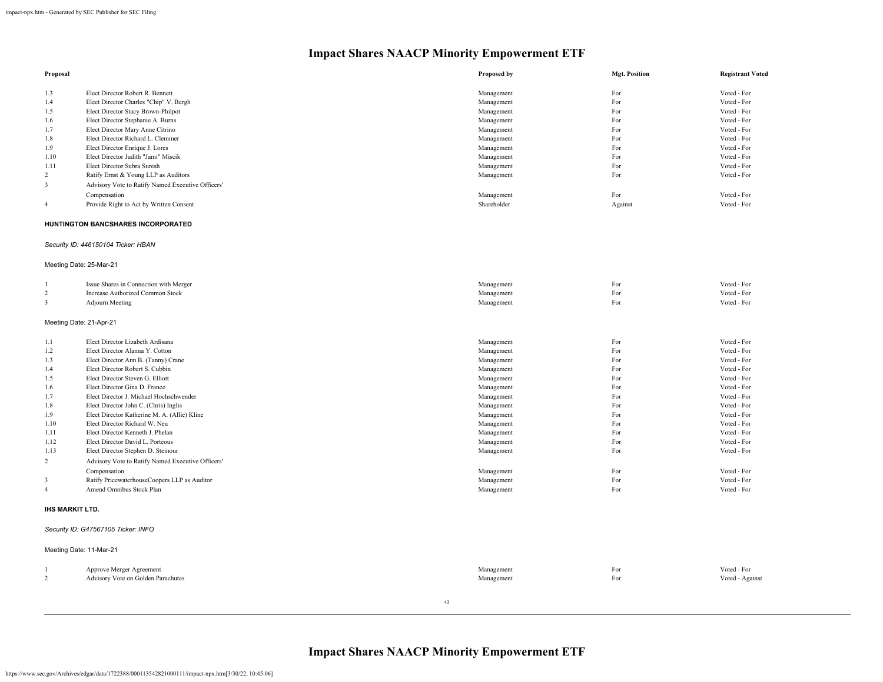# Impact Shares NAACP Minority Empowerment ETF

| Proposal | | Proposed by | Mgt. Position | Registrant Voted |
|---|---|---|---|---|
| 1.3 | Elect Director Robert R. Bennett | Management | For | Voted - For |
| 1.4 | Elect Director Charles "Chip" V. Bergh | Management | For | Voted - For |
| 1.5 | Elect Director Stacy Brown-Philpot | Management | For | Voted - For |
| 1.6 | Elect Director Stephanie A. Burns | Management | For | Voted - For |
| 1.7 | Elect Director Mary Anne Citrino | Management | For | Voted - For |
| 1.8 | Elect Director Richard L. Clemmer | Management | For | Voted - For |
| 1.9 | Elect Director Enrique J. Lores | Management | For | Voted - For |
| 1.10 | Elect Director Judith "Jami" Miscik | Management | For | Voted - For |
| 1.11 | Elect Director Subra Suresh | Management | For | Voted - For |
| 2 | Ratify Ernst & Young LLP as Auditors | Management | For | Voted - For |
| 3 | Advisory Vote to Ratify Named Executive Officers' Compensation | Management | For | Voted - For |
| 4 | Provide Right to Act by Written Consent | Shareholder | Against | Voted - For |

**HUNTINGTON BANCSHARES INCORPORATED**

*Security ID: 446150104 Ticker: HBAN*

Meeting Date: 25-Mar-21

| Proposal | | Proposed by | Mgt. Position | Registrant Voted |
|---|---|---|---|---|
| 1 | Issue Shares in Connection with Merger | Management | For | Voted - For |
| 2 | Increase Authorized Common Stock | Management | For | Voted - For |
| 3 | Adjourn Meeting | Management | For | Voted - For |

Meeting Date: 21-Apr-21

| Proposal | | Proposed by | Mgt. Position | Registrant Voted |
|---|---|---|---|---|
| 1.1 | Elect Director Lizabeth Ardisana | Management | For | Voted - For |
| 1.2 | Elect Director Alanna Y. Cotton | Management | For | Voted - For |
| 1.3 | Elect Director Ann B. (Tanny) Crane | Management | For | Voted - For |
| 1.4 | Elect Director Robert S. Cubbin | Management | For | Voted - For |
| 1.5 | Elect Director Steven G. Elliott | Management | For | Voted - For |
| 1.6 | Elect Director Gina D. France | Management | For | Voted - For |
| 1.7 | Elect Director J. Michael Hochschwender | Management | For | Voted - For |
| 1.8 | Elect Director John C. (Chris) Inglis | Management | For | Voted - For |
| 1.9 | Elect Director Katherine M. A. (Allie) Kline | Management | For | Voted - For |
| 1.10 | Elect Director Richard W. Neu | Management | For | Voted - For |
| 1.11 | Elect Director Kenneth J. Phelan | Management | For | Voted - For |
| 1.12 | Elect Director David L. Porteous | Management | For | Voted - For |
| 1.13 | Elect Director Stephen D. Steinour | Management | For | Voted - For |
| 2 | Advisory Vote to Ratify Named Executive Officers' Compensation | Management | For | Voted - For |
| 3 | Ratify PricewaterhouseCoopers LLP as Auditor | Management | For | Voted - For |
| 4 | Amend Omnibus Stock Plan | Management | For | Voted - For |

**IHS MARKIT LTD.**

*Security ID: G47567105 Ticker: INFO*

Meeting Date: 11-Mar-21

| Proposal | | Proposed by | Mgt. Position | Registrant Voted |
|---|---|---|---|---|
| 1 | Approve Merger Agreement | Management | For | Voted - For |
| 2 | Advisory Vote on Golden Parachutes | Management | For | Voted - Against |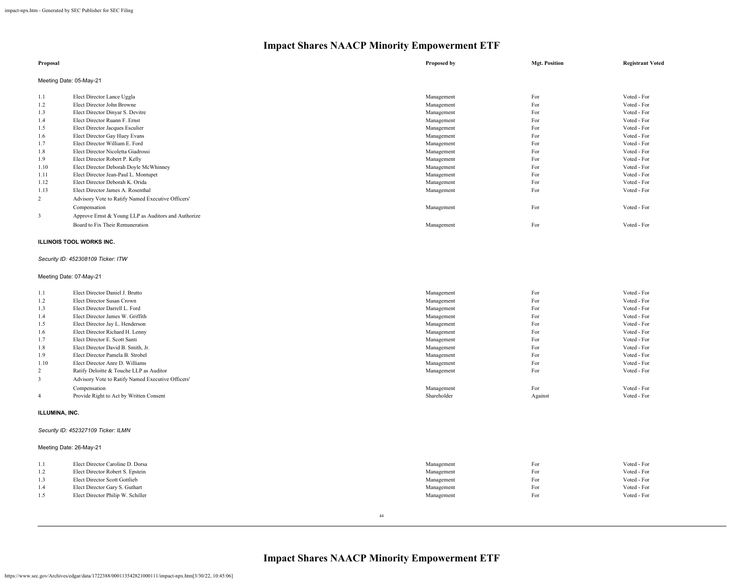# Impact Shares NAACP Minority Empowerment ETF

| Proposal | | Proposed by | Mgt. Position | Registrant Voted |
|---|---|---|---|---|

Meeting Date: 05-May-21

| | | | | |
|---|---|---|---|---|
| 1.1 | Elect Director Lance Uggla | Management | For | Voted - For |
| 1.2 | Elect Director John Browne | Management | For | Voted - For |
| 1.3 | Elect Director Dinyar S. Devitre | Management | For | Voted - For |
| 1.4 | Elect Director Ruann F. Ernst | Management | For | Voted - For |
| 1.5 | Elect Director Jacques Esculier | Management | For | Voted - For |
| 1.6 | Elect Director Gay Huey Evans | Management | For | Voted - For |
| 1.7 | Elect Director William E. Ford | Management | For | Voted - For |
| 1.8 | Elect Director Nicoletta Giadrossi | Management | For | Voted - For |
| 1.9 | Elect Director Robert P. Kelly | Management | For | Voted - For |
| 1.10 | Elect Director Deborah Doyle McWhinney | Management | For | Voted - For |
| 1.11 | Elect Director Jean-Paul L. Montupet | Management | For | Voted - For |
| 1.12 | Elect Director Deborah K. Orida | Management | For | Voted - For |
| 1.13 | Elect Director James A. Rosenthal | Management | For | Voted - For |
| 2 | Advisory Vote to Ratify Named Executive Officers' Compensation | Management | For | Voted - For |
| 3 | Approve Ernst & Young LLP as Auditors and Authorize Board to Fix Their Remuneration | Management | For | Voted - For |

**ILLINOIS TOOL WORKS INC.**

*Security ID: 452308109 Ticker: ITW*

Meeting Date: 07-May-21

| | | | | |
|---|---|---|---|---|
| 1.1 | Elect Director Daniel J. Brutto | Management | For | Voted - For |
| 1.2 | Elect Director Susan Crown | Management | For | Voted - For |
| 1.3 | Elect Director Darrell L. Ford | Management | For | Voted - For |
| 1.4 | Elect Director James W. Griffith | Management | For | Voted - For |
| 1.5 | Elect Director Jay L. Henderson | Management | For | Voted - For |
| 1.6 | Elect Director Richard H. Lenny | Management | For | Voted - For |
| 1.7 | Elect Director E. Scott Santi | Management | For | Voted - For |
| 1.8 | Elect Director David B. Smith, Jr. | Management | For | Voted - For |
| 1.9 | Elect Director Pamela B. Strobel | Management | For | Voted - For |
| 1.10 | Elect Director Anre D. Williams | Management | For | Voted - For |
| 2 | Ratify Deloitte & Touche LLP as Auditor | Management | For | Voted - For |
| 3 | Advisory Vote to Ratify Named Executive Officers' Compensation | Management | For | Voted - For |
| 4 | Provide Right to Act by Written Consent | Shareholder | Against | Voted - For |

**ILLUMINA, INC.**

*Security ID: 452327109 Ticker: ILMN*

Meeting Date: 26-May-21

| | | | | |
|---|---|---|---|---|
| 1.1 | Elect Director Caroline D. Dorsa | Management | For | Voted - For |
| 1.2 | Elect Director Robert S. Epstein | Management | For | Voted - For |
| 1.3 | Elect Director Scott Gottlieb | Management | For | Voted - For |
| 1.4 | Elect Director Gary S. Guthart | Management | For | Voted - For |
| 1.5 | Elect Director Philip W. Schiller | Management | For | Voted - For |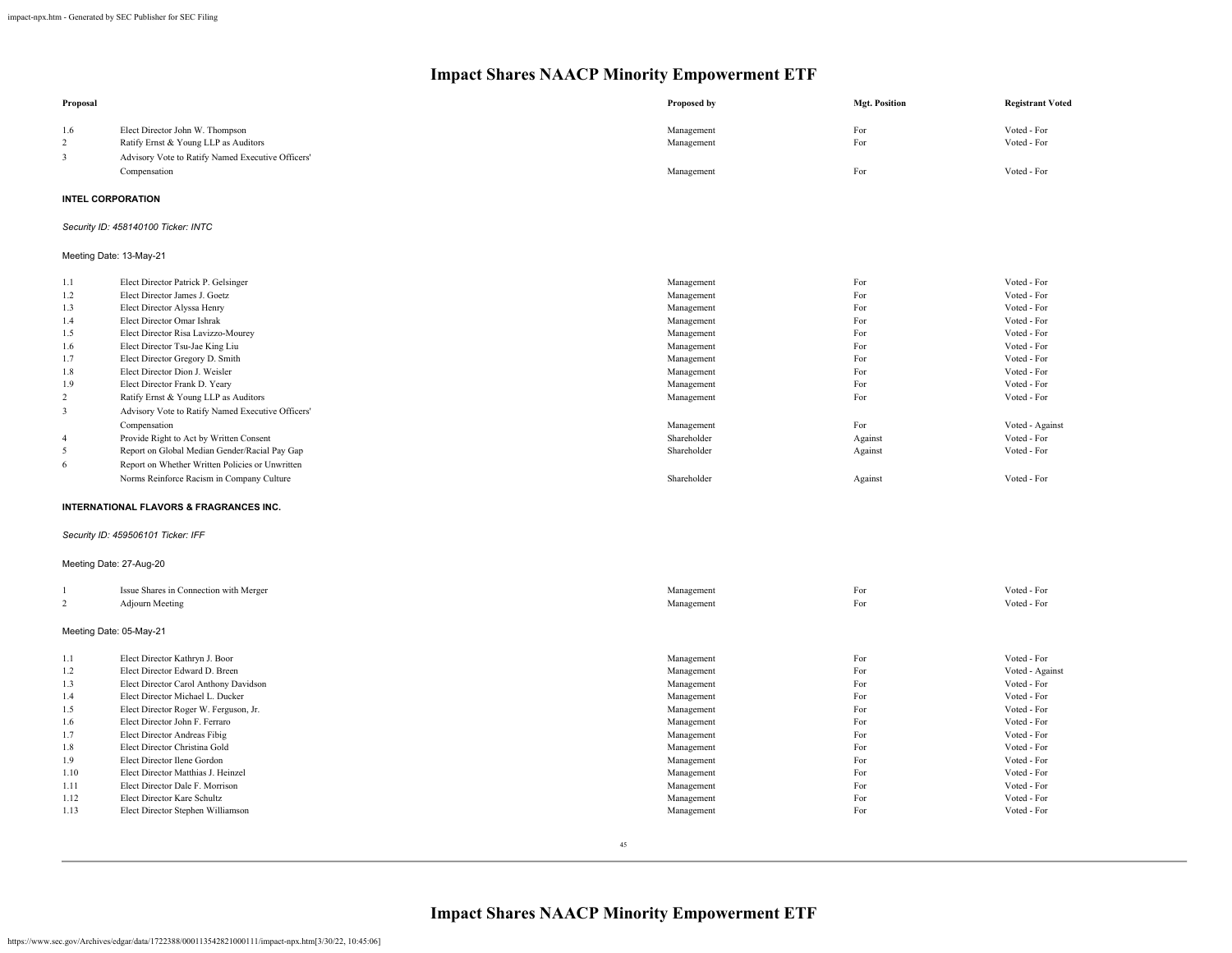# Impact Shares NAACP Minority Empowerment ETF

| Proposal | | Proposed by | Mgt. Position | Registrant Voted |
|---|---|---|---|---|
| 1.6 | Elect Director John W. Thompson | Management | For | Voted - For |
| 2 | Ratify Ernst & Young LLP as Auditors | Management | For | Voted - For |
| 3 | Advisory Vote to Ratify Named Executive Officers' Compensation | Management | For | Voted - For |

**INTEL CORPORATION**

*Security ID: 458140100 Ticker: INTC*

Meeting Date: 13-May-21

| Proposal | | Proposed by | Mgt. Position | Registrant Voted |
|---|---|---|---|---|
| 1.1 | Elect Director Patrick P. Gelsinger | Management | For | Voted - For |
| 1.2 | Elect Director James J. Goetz | Management | For | Voted - For |
| 1.3 | Elect Director Alyssa Henry | Management | For | Voted - For |
| 1.4 | Elect Director Omar Ishrak | Management | For | Voted - For |
| 1.5 | Elect Director Risa Lavizzo-Mourey | Management | For | Voted - For |
| 1.6 | Elect Director Tsu-Jae King Liu | Management | For | Voted - For |
| 1.7 | Elect Director Gregory D. Smith | Management | For | Voted - For |
| 1.8 | Elect Director Dion J. Weisler | Management | For | Voted - For |
| 1.9 | Elect Director Frank D. Yeary | Management | For | Voted - For |
| 2 | Ratify Ernst & Young LLP as Auditors | Management | For | Voted - For |
| 3 | Advisory Vote to Ratify Named Executive Officers' Compensation | Management | For | Voted - Against |
| 4 | Provide Right to Act by Written Consent | Shareholder | Against | Voted - For |
| 5 | Report on Global Median Gender/Racial Pay Gap | Shareholder | Against | Voted - For |
| 6 | Report on Whether Written Policies or Unwritten Norms Reinforce Racism in Company Culture | Shareholder | Against | Voted - For |

**INTERNATIONAL FLAVORS & FRAGRANCES INC.**

*Security ID: 459506101 Ticker: IFF*

Meeting Date: 27-Aug-20

| Proposal | | Proposed by | Mgt. Position | Registrant Voted |
|---|---|---|---|---|
| 1 | Issue Shares in Connection with Merger | Management | For | Voted - For |
| 2 | Adjourn Meeting | Management | For | Voted - For |

Meeting Date: 05-May-21

| Proposal | | Proposed by | Mgt. Position | Registrant Voted |
|---|---|---|---|---|
| 1.1 | Elect Director Kathryn J. Boor | Management | For | Voted - For |
| 1.2 | Elect Director Edward D. Breen | Management | For | Voted - Against |
| 1.3 | Elect Director Carol Anthony Davidson | Management | For | Voted - For |
| 1.4 | Elect Director Michael L. Ducker | Management | For | Voted - For |
| 1.5 | Elect Director Roger W. Ferguson, Jr. | Management | For | Voted - For |
| 1.6 | Elect Director John F. Ferraro | Management | For | Voted - For |
| 1.7 | Elect Director Andreas Fibig | Management | For | Voted - For |
| 1.8 | Elect Director Christina Gold | Management | For | Voted - For |
| 1.9 | Elect Director Ilene Gordon | Management | For | Voted - For |
| 1.10 | Elect Director Matthias J. Heinzel | Management | For | Voted - For |
| 1.11 | Elect Director Dale F. Morrison | Management | For | Voted - For |
| 1.12 | Elect Director Kare Schultz | Management | For | Voted - For |
| 1.13 | Elect Director Stephen Williamson | Management | For | Voted - For |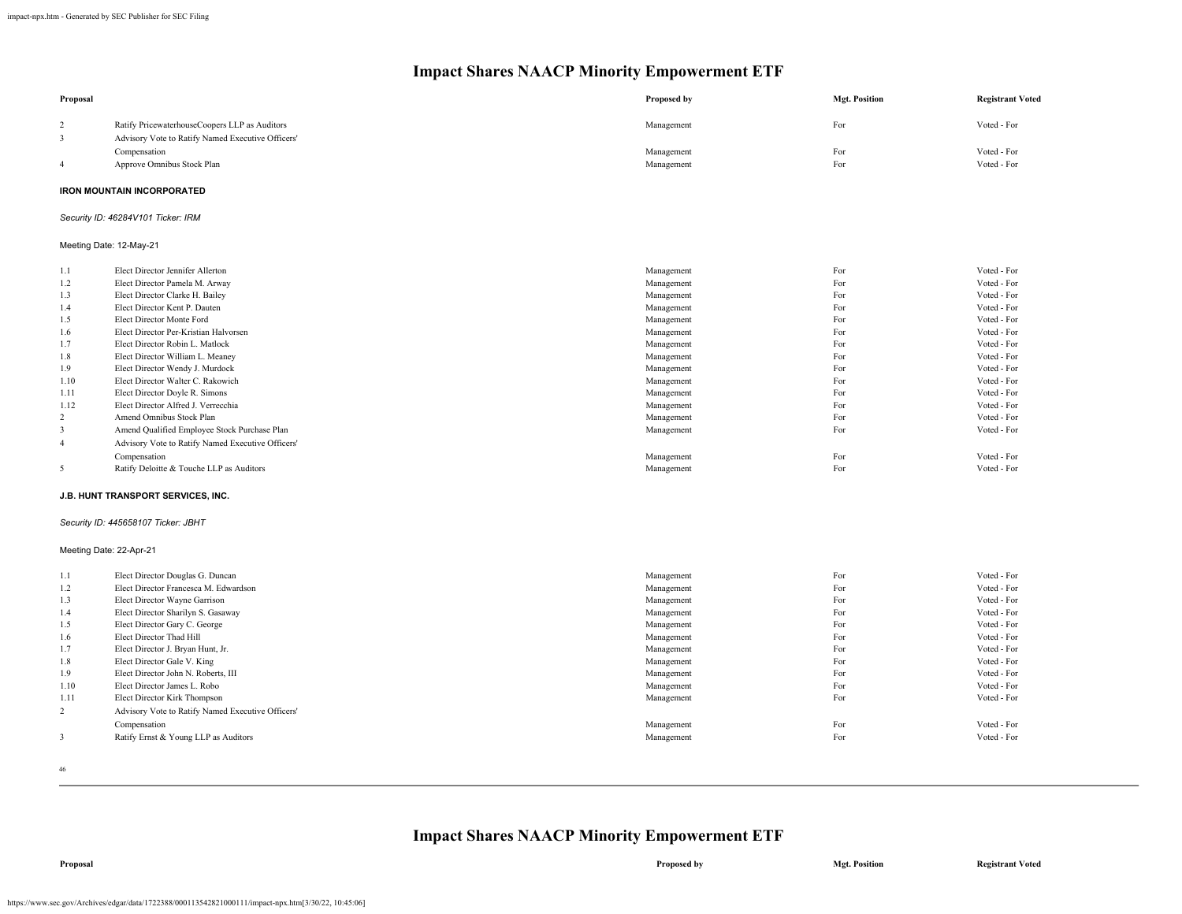## Impact Shares NAACP Minority Empowerment ETF

| Proposal | | Proposed by | Mgt. Position | Registrant Voted |
|---|---|---|---|---|
| 2 | Ratify PricewaterhouseCoopers LLP as Auditors | Management | For | Voted - For |
| 3 | Advisory Vote to Ratify Named Executive Officers' Compensation | Management | For | Voted - For |
| 4 | Approve Omnibus Stock Plan | Management | For | Voted - For |

**IRON MOUNTAIN INCORPORATED**

*Security ID: 46284V101 Ticker: IRM*

Meeting Date: 12-May-21

| Proposal | | Proposed by | Mgt. Position | Registrant Voted |
|---|---|---|---|---|
| 1.1 | Elect Director Jennifer Allerton | Management | For | Voted - For |
| 1.2 | Elect Director Pamela M. Arway | Management | For | Voted - For |
| 1.3 | Elect Director Clarke H. Bailey | Management | For | Voted - For |
| 1.4 | Elect Director Kent P. Dauten | Management | For | Voted - For |
| 1.5 | Elect Director Monte Ford | Management | For | Voted - For |
| 1.6 | Elect Director Per-Kristian Halvorsen | Management | For | Voted - For |
| 1.7 | Elect Director Robin L. Matlock | Management | For | Voted - For |
| 1.8 | Elect Director William L. Meaney | Management | For | Voted - For |
| 1.9 | Elect Director Wendy J. Murdock | Management | For | Voted - For |
| 1.10 | Elect Director Walter C. Rakowich | Management | For | Voted - For |
| 1.11 | Elect Director Doyle R. Simons | Management | For | Voted - For |
| 1.12 | Elect Director Alfred J. Verrecchia | Management | For | Voted - For |
| 2 | Amend Omnibus Stock Plan | Management | For | Voted - For |
| 3 | Amend Qualified Employee Stock Purchase Plan | Management | For | Voted - For |
| 4 | Advisory Vote to Ratify Named Executive Officers' Compensation | Management | For | Voted - For |
| 5 | Ratify Deloitte & Touche LLP as Auditors | Management | For | Voted - For |

**J.B. HUNT TRANSPORT SERVICES, INC.**

*Security ID: 445658107 Ticker: JBHT*

Meeting Date: 22-Apr-21

| Proposal | | Proposed by | Mgt. Position | Registrant Voted |
|---|---|---|---|---|
| 1.1 | Elect Director Douglas G. Duncan | Management | For | Voted - For |
| 1.2 | Elect Director Francesca M. Edwardson | Management | For | Voted - For |
| 1.3 | Elect Director Wayne Garrison | Management | For | Voted - For |
| 1.4 | Elect Director Sharilyn S. Gasaway | Management | For | Voted - For |
| 1.5 | Elect Director Gary C. George | Management | For | Voted - For |
| 1.6 | Elect Director Thad Hill | Management | For | Voted - For |
| 1.7 | Elect Director J. Bryan Hunt, Jr. | Management | For | Voted - For |
| 1.8 | Elect Director Gale V. King | Management | For | Voted - For |
| 1.9 | Elect Director John N. Roberts, III | Management | For | Voted - For |
| 1.10 | Elect Director James L. Robo | Management | For | Voted - For |
| 1.11 | Elect Director Kirk Thompson | Management | For | Voted - For |
| 2 | Advisory Vote to Ratify Named Executive Officers' Compensation | Management | For | Voted - For |
| 3 | Ratify Ernst & Young LLP as Auditors | Management | For | Voted - For |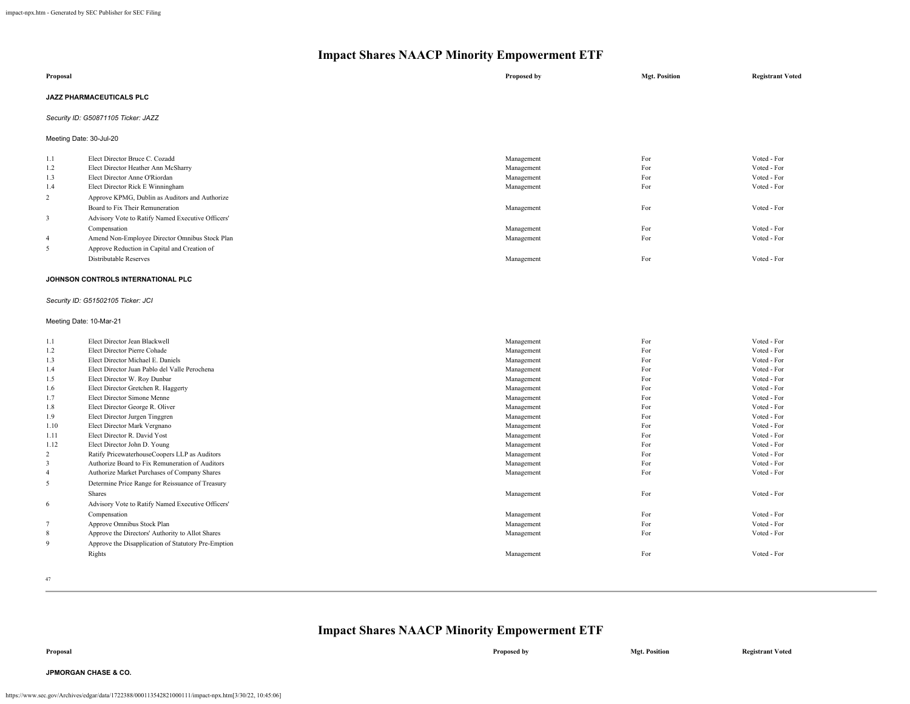# Impact Shares NAACP Minority Empowerment ETF

| Proposal | | Proposed by | Mgt. Position | Registrant Voted |
|---|---|---|---|---|

**JAZZ PHARMACEUTICALS PLC**

*Security ID: G50871105 Ticker: JAZZ*

Meeting Date: 30-Jul-20

| | Proposal | Proposed by | Mgt. Position | Registrant Voted |
|---|---|---|---|---|
| 1.1 | Elect Director Bruce C. Cozadd | Management | For | Voted - For |
| 1.2 | Elect Director Heather Ann McSharry | Management | For | Voted - For |
| 1.3 | Elect Director Anne O'Riordan | Management | For | Voted - For |
| 1.4 | Elect Director Rick E Winningham | Management | For | Voted - For |
| 2 | Approve KPMG, Dublin as Auditors and Authorize Board to Fix Their Remuneration | Management | For | Voted - For |
| 3 | Advisory Vote to Ratify Named Executive Officers' Compensation | Management | For | Voted - For |
| 4 | Amend Non-Employee Director Omnibus Stock Plan | Management | For | Voted - For |
| 5 | Approve Reduction in Capital and Creation of Distributable Reserves | Management | For | Voted - For |

**JOHNSON CONTROLS INTERNATIONAL PLC**

*Security ID: G51502105 Ticker: JCI*

Meeting Date: 10-Mar-21

| | Proposal | Proposed by | Mgt. Position | Registrant Voted |
|---|---|---|---|---|
| 1.1 | Elect Director Jean Blackwell | Management | For | Voted - For |
| 1.2 | Elect Director Pierre Cohade | Management | For | Voted - For |
| 1.3 | Elect Director Michael E. Daniels | Management | For | Voted - For |
| 1.4 | Elect Director Juan Pablo del Valle Perochena | Management | For | Voted - For |
| 1.5 | Elect Director W. Roy Dunbar | Management | For | Voted - For |
| 1.6 | Elect Director Gretchen R. Haggerty | Management | For | Voted - For |
| 1.7 | Elect Director Simone Menne | Management | For | Voted - For |
| 1.8 | Elect Director George R. Oliver | Management | For | Voted - For |
| 1.9 | Elect Director Jurgen Tinggren | Management | For | Voted - For |
| 1.10 | Elect Director Mark Vergnano | Management | For | Voted - For |
| 1.11 | Elect Director R. David Yost | Management | For | Voted - For |
| 1.12 | Elect Director John D. Young | Management | For | Voted - For |
| 2 | Ratify PricewaterhouseCoopers LLP as Auditors | Management | For | Voted - For |
| 3 | Authorize Board to Fix Remuneration of Auditors | Management | For | Voted - For |
| 4 | Authorize Market Purchases of Company Shares | Management | For | Voted - For |
| 5 | Determine Price Range for Reissuance of Treasury Shares | Management | For | Voted - For |
| 6 | Advisory Vote to Ratify Named Executive Officers' Compensation | Management | For | Voted - For |
| 7 | Approve Omnibus Stock Plan | Management | For | Voted - For |
| 8 | Approve the Directors' Authority to Allot Shares | Management | For | Voted - For |
| 9 | Approve the Disapplication of Statutory Pre-Emption Rights | Management | For | Voted - For |

# Impact Shares NAACP Minority Empowerment ETF

| Proposal | | Proposed by | Mgt. Position | Registrant Voted |
|---|---|---|---|---|

**JPMORGAN CHASE & CO.**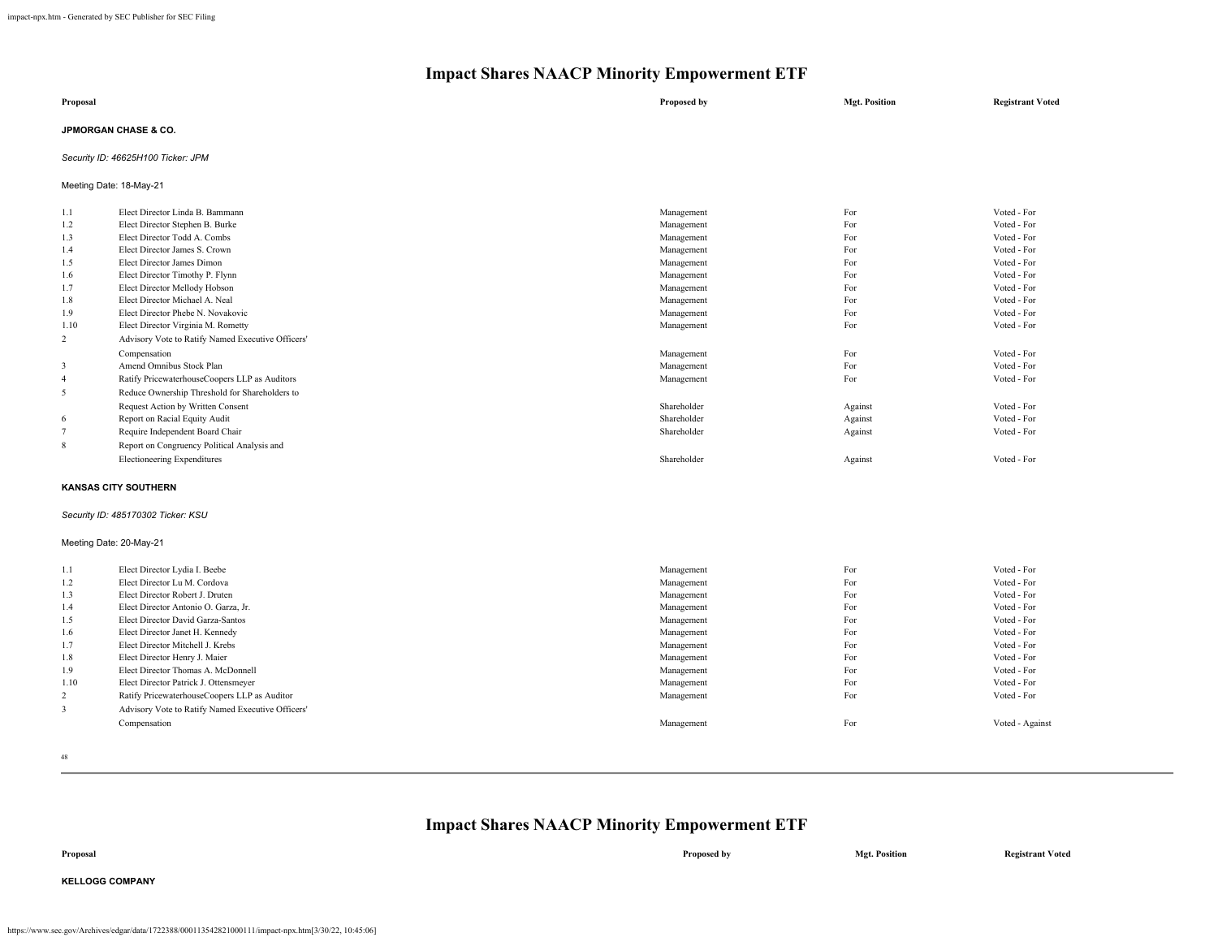## Impact Shares NAACP Minority Empowerment ETF

| Proposal | | Proposed by | Mgt. Position | Registrant Voted |
|---|---|---|---|---|

**JPMORGAN CHASE & CO.**

*Security ID: 46625H100 Ticker: JPM*

Meeting Date: 18-May-21

| | | | | |
|---|---|---|---|---|
| 1.1 | Elect Director Linda B. Bammann | Management | For | Voted - For |
| 1.2 | Elect Director Stephen B. Burke | Management | For | Voted - For |
| 1.3 | Elect Director Todd A. Combs | Management | For | Voted - For |
| 1.4 | Elect Director James S. Crown | Management | For | Voted - For |
| 1.5 | Elect Director James Dimon | Management | For | Voted - For |
| 1.6 | Elect Director Timothy P. Flynn | Management | For | Voted - For |
| 1.7 | Elect Director Mellody Hobson | Management | For | Voted - For |
| 1.8 | Elect Director Michael A. Neal | Management | For | Voted - For |
| 1.9 | Elect Director Phebe N. Novakovic | Management | For | Voted - For |
| 1.10 | Elect Director Virginia M. Rometty | Management | For | Voted - For |
| 2 | Advisory Vote to Ratify Named Executive Officers' Compensation | Management | For | Voted - For |
| 3 | Amend Omnibus Stock Plan | Management | For | Voted - For |
| 4 | Ratify PricewaterhouseCoopers LLP as Auditors | Management | For | Voted - For |
| 5 | Reduce Ownership Threshold for Shareholders to Request Action by Written Consent | Shareholder | Against | Voted - For |
| 6 | Report on Racial Equity Audit | Shareholder | Against | Voted - For |
| 7 | Require Independent Board Chair | Shareholder | Against | Voted - For |
| 8 | Report on Congruency Political Analysis and Electioneering Expenditures | Shareholder | Against | Voted - For |

**KANSAS CITY SOUTHERN**

*Security ID: 485170302 Ticker: KSU*

Meeting Date: 20-May-21

| | | | | |
|---|---|---|---|---|
| 1.1 | Elect Director Lydia I. Beebe | Management | For | Voted - For |
| 1.2 | Elect Director Lu M. Cordova | Management | For | Voted - For |
| 1.3 | Elect Director Robert J. Druten | Management | For | Voted - For |
| 1.4 | Elect Director Antonio O. Garza, Jr. | Management | For | Voted - For |
| 1.5 | Elect Director David Garza-Santos | Management | For | Voted - For |
| 1.6 | Elect Director Janet H. Kennedy | Management | For | Voted - For |
| 1.7 | Elect Director Mitchell J. Krebs | Management | For | Voted - For |
| 1.8 | Elect Director Henry J. Maier | Management | For | Voted - For |
| 1.9 | Elect Director Thomas A. McDonnell | Management | For | Voted - For |
| 1.10 | Elect Director Patrick J. Ottensmeyer | Management | For | Voted - For |
| 2 | Ratify PricewaterhouseCoopers LLP as Auditor | Management | For | Voted - For |
| 3 | Advisory Vote to Ratify Named Executive Officers' Compensation | Management | For | Voted - Against |

## Impact Shares NAACP Minority Empowerment ETF

| Proposal | | Proposed by | Mgt. Position | Registrant Voted |
|---|---|---|---|---|

**KELLOGG COMPANY**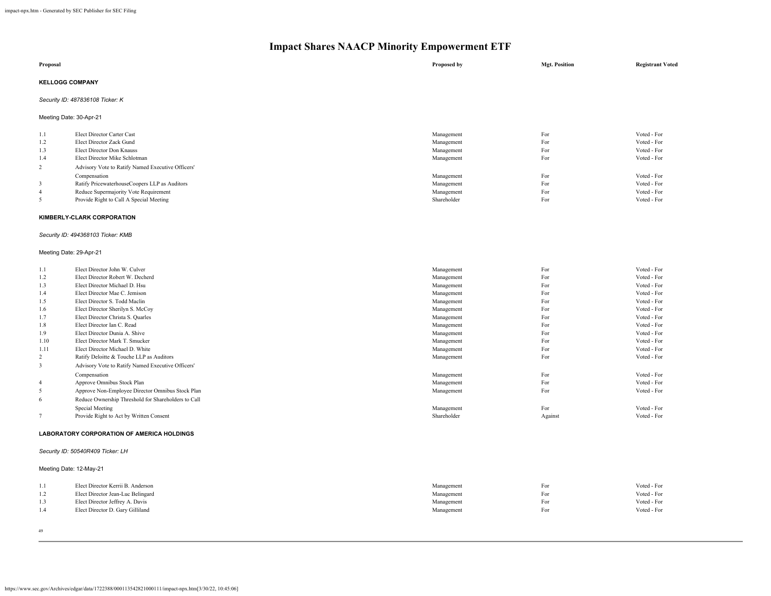# Impact Shares NAACP Minority Empowerment ETF

| Proposal | | Proposed by | Mgt. Position | Registrant Voted |
|---|---|---|---|---|

**KELLOGG COMPANY**

*Security ID: 487836108 Ticker: K*

Meeting Date: 30-Apr-21

| | | | | |
|---|---|---|---|---|
| 1.1 | Elect Director Carter Cast | Management | For | Voted - For |
| 1.2 | Elect Director Zack Gund | Management | For | Voted - For |
| 1.3 | Elect Director Don Knauss | Management | For | Voted - For |
| 1.4 | Elect Director Mike Schlotman | Management | For | Voted - For |
| 2 | Advisory Vote to Ratify Named Executive Officers' Compensation | Management | For | Voted - For |
| 3 | Ratify PricewaterhouseCoopers LLP as Auditors | Management | For | Voted - For |
| 4 | Reduce Supermajority Vote Requirement | Management | For | Voted - For |
| 5 | Provide Right to Call A Special Meeting | Shareholder | For | Voted - For |

**KIMBERLY-CLARK CORPORATION**

*Security ID: 494368103 Ticker: KMB*

Meeting Date: 29-Apr-21

| | | | | |
|---|---|---|---|---|
| 1.1 | Elect Director John W. Culver | Management | For | Voted - For |
| 1.2 | Elect Director Robert W. Decherd | Management | For | Voted - For |
| 1.3 | Elect Director Michael D. Hsu | Management | For | Voted - For |
| 1.4 | Elect Director Mae C. Jemison | Management | For | Voted - For |
| 1.5 | Elect Director S. Todd Maclin | Management | For | Voted - For |
| 1.6 | Elect Director Sherilyn S. McCoy | Management | For | Voted - For |
| 1.7 | Elect Director Christa S. Quarles | Management | For | Voted - For |
| 1.8 | Elect Director Ian C. Read | Management | For | Voted - For |
| 1.9 | Elect Director Dunia A. Shive | Management | For | Voted - For |
| 1.10 | Elect Director Mark T. Smucker | Management | For | Voted - For |
| 1.11 | Elect Director Michael D. White | Management | For | Voted - For |
| 2 | Ratify Deloitte & Touche LLP as Auditors | Management | For | Voted - For |
| 3 | Advisory Vote to Ratify Named Executive Officers' Compensation | Management | For | Voted - For |
| 4 | Approve Omnibus Stock Plan | Management | For | Voted - For |
| 5 | Approve Non-Employee Director Omnibus Stock Plan | Management | For | Voted - For |
| 6 | Reduce Ownership Threshold for Shareholders to Call Special Meeting | Management | For | Voted - For |
| 7 | Provide Right to Act by Written Consent | Shareholder | Against | Voted - For |

**LABORATORY CORPORATION OF AMERICA HOLDINGS**

*Security ID: 50540R409 Ticker: LH*

Meeting Date: 12-May-21

| | | | | |
|---|---|---|---|---|
| 1.1 | Elect Director Kerrii B. Anderson | Management | For | Voted - For |
| 1.2 | Elect Director Jean-Luc Belingard | Management | For | Voted - For |
| 1.3 | Elect Director Jeffrey A. Davis | Management | For | Voted - For |
| 1.4 | Elect Director D. Gary Gilliland | Management | For | Voted - For |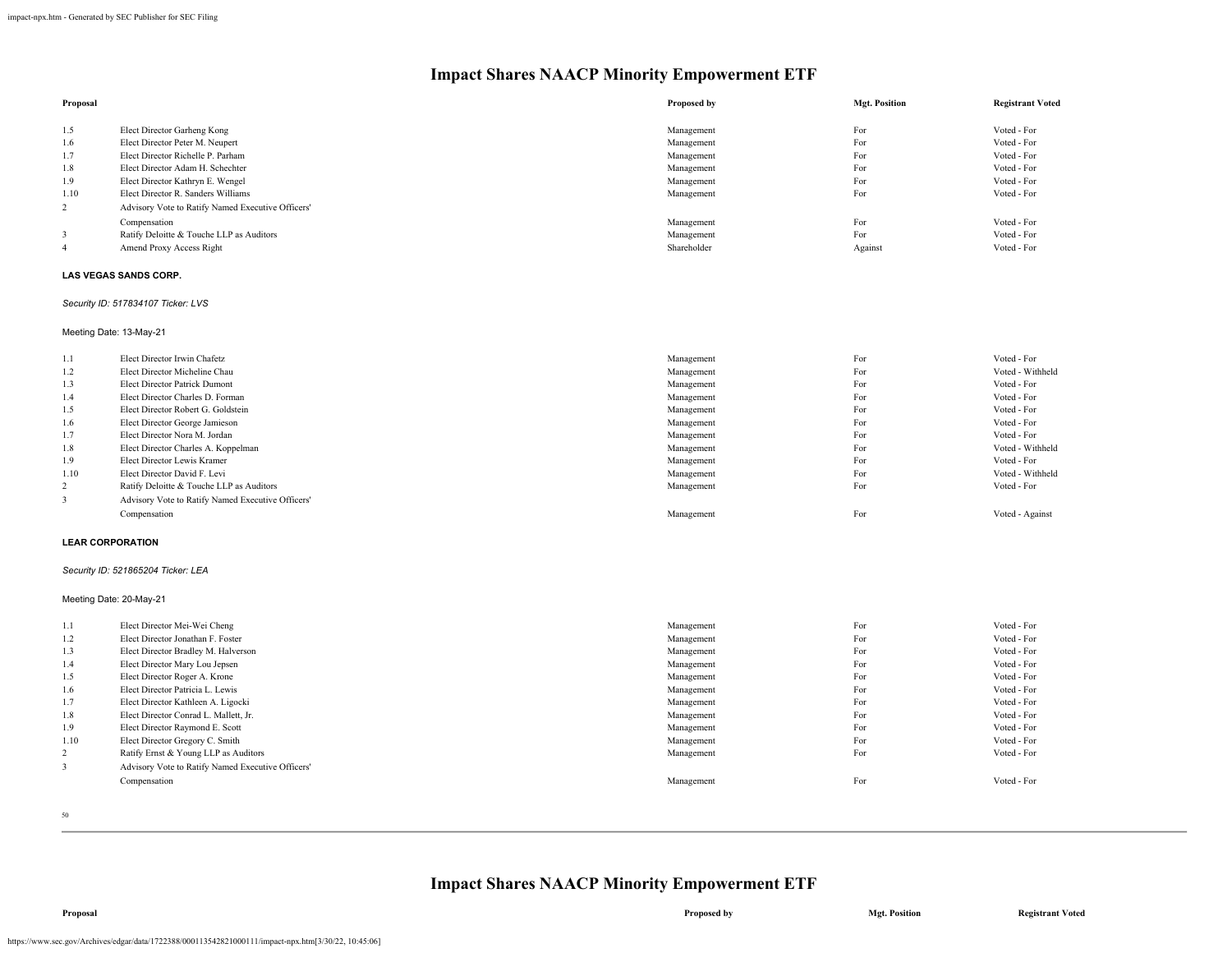## Impact Shares NAACP Minority Empowerment ETF

| Proposal | | Proposed by | Mgt. Position | Registrant Voted |
|---|---|---|---|---|
| 1.5 | Elect Director Garheng Kong | Management | For | Voted - For |
| 1.6 | Elect Director Peter M. Neupert | Management | For | Voted - For |
| 1.7 | Elect Director Richelle P. Parham | Management | For | Voted - For |
| 1.8 | Elect Director Adam H. Schechter | Management | For | Voted - For |
| 1.9 | Elect Director Kathryn E. Wengel | Management | For | Voted - For |
| 1.10 | Elect Director R. Sanders Williams | Management | For | Voted - For |
| 2 | Advisory Vote to Ratify Named Executive Officers' Compensation | Management | For | Voted - For |
| 3 | Ratify Deloitte & Touche LLP as Auditors | Management | For | Voted - For |
| 4 | Amend Proxy Access Right | Shareholder | Against | Voted - For |

**LAS VEGAS SANDS CORP.**

*Security ID: 517834107 Ticker: LVS*

Meeting Date: 13-May-21

| Proposal | | Proposed by | Mgt. Position | Registrant Voted |
|---|---|---|---|---|
| 1.1 | Elect Director Irwin Chafetz | Management | For | Voted - For |
| 1.2 | Elect Director Micheline Chau | Management | For | Voted - Withheld |
| 1.3 | Elect Director Patrick Dumont | Management | For | Voted - For |
| 1.4 | Elect Director Charles D. Forman | Management | For | Voted - For |
| 1.5 | Elect Director Robert G. Goldstein | Management | For | Voted - For |
| 1.6 | Elect Director George Jamieson | Management | For | Voted - For |
| 1.7 | Elect Director Nora M. Jordan | Management | For | Voted - For |
| 1.8 | Elect Director Charles A. Koppelman | Management | For | Voted - Withheld |
| 1.9 | Elect Director Lewis Kramer | Management | For | Voted - For |
| 1.10 | Elect Director David F. Levi | Management | For | Voted - Withheld |
| 2 | Ratify Deloitte & Touche LLP as Auditors | Management | For | Voted - For |
| 3 | Advisory Vote to Ratify Named Executive Officers' Compensation | Management | For | Voted - Against |

**LEAR CORPORATION**

*Security ID: 521865204 Ticker: LEA*

Meeting Date: 20-May-21

| Proposal | | Proposed by | Mgt. Position | Registrant Voted |
|---|---|---|---|---|
| 1.1 | Elect Director Mei-Wei Cheng | Management | For | Voted - For |
| 1.2 | Elect Director Jonathan F. Foster | Management | For | Voted - For |
| 1.3 | Elect Director Bradley M. Halverson | Management | For | Voted - For |
| 1.4 | Elect Director Mary Lou Jepsen | Management | For | Voted - For |
| 1.5 | Elect Director Roger A. Krone | Management | For | Voted - For |
| 1.6 | Elect Director Patricia L. Lewis | Management | For | Voted - For |
| 1.7 | Elect Director Kathleen A. Ligocki | Management | For | Voted - For |
| 1.8 | Elect Director Conrad L. Mallett, Jr. | Management | For | Voted - For |
| 1.9 | Elect Director Raymond E. Scott | Management | For | Voted - For |
| 1.10 | Elect Director Gregory C. Smith | Management | For | Voted - For |
| 2 | Ratify Ernst & Young LLP as Auditors | Management | For | Voted - For |
| 3 | Advisory Vote to Ratify Named Executive Officers' Compensation | Management | For | Voted - For |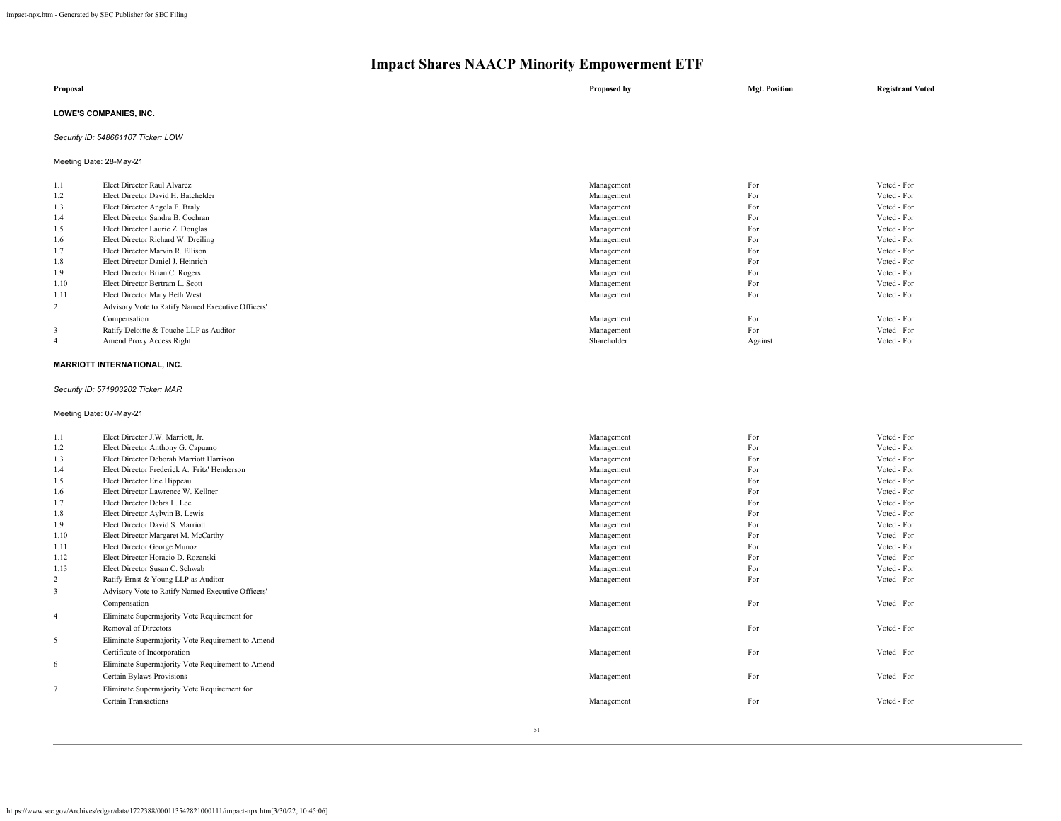# Impact Shares NAACP Minority Empowerment ETF

| Proposal | | Proposed by | Mgt. Position | Registrant Voted |
|---|---|---|---|---|

**LOWE'S COMPANIES, INC.**

*Security ID: 548661107 Ticker: LOW*

Meeting Date: 28-May-21

| | Proposal | Proposed by | Mgt. Position | Registrant Voted |
|---|---|---|---|---|
| 1.1 | Elect Director Raul Alvarez | Management | For | Voted - For |
| 1.2 | Elect Director David H. Batchelder | Management | For | Voted - For |
| 1.3 | Elect Director Angela F. Braly | Management | For | Voted - For |
| 1.4 | Elect Director Sandra B. Cochran | Management | For | Voted - For |
| 1.5 | Elect Director Laurie Z. Douglas | Management | For | Voted - For |
| 1.6 | Elect Director Richard W. Dreiling | Management | For | Voted - For |
| 1.7 | Elect Director Marvin R. Ellison | Management | For | Voted - For |
| 1.8 | Elect Director Daniel J. Heinrich | Management | For | Voted - For |
| 1.9 | Elect Director Brian C. Rogers | Management | For | Voted - For |
| 1.10 | Elect Director Bertram L. Scott | Management | For | Voted - For |
| 1.11 | Elect Director Mary Beth West | Management | For | Voted - For |
| 2 | Advisory Vote to Ratify Named Executive Officers' Compensation | Management | For | Voted - For |
| 3 | Ratify Deloitte & Touche LLP as Auditor | Management | For | Voted - For |
| 4 | Amend Proxy Access Right | Shareholder | Against | Voted - For |

**MARRIOTT INTERNATIONAL, INC.**

*Security ID: 571903202 Ticker: MAR*

Meeting Date: 07-May-21

| | Proposal | Proposed by | Mgt. Position | Registrant Voted |
|---|---|---|---|---|
| 1.1 | Elect Director J.W. Marriott, Jr. | Management | For | Voted - For |
| 1.2 | Elect Director Anthony G. Capuano | Management | For | Voted - For |
| 1.3 | Elect Director Deborah Marriott Harrison | Management | For | Voted - For |
| 1.4 | Elect Director Frederick A. 'Fritz' Henderson | Management | For | Voted - For |
| 1.5 | Elect Director Eric Hippeau | Management | For | Voted - For |
| 1.6 | Elect Director Lawrence W. Kellner | Management | For | Voted - For |
| 1.7 | Elect Director Debra L. Lee | Management | For | Voted - For |
| 1.8 | Elect Director Aylwin B. Lewis | Management | For | Voted - For |
| 1.9 | Elect Director David S. Marriott | Management | For | Voted - For |
| 1.10 | Elect Director Margaret M. McCarthy | Management | For | Voted - For |
| 1.11 | Elect Director George Munoz | Management | For | Voted - For |
| 1.12 | Elect Director Horacio D. Rozanski | Management | For | Voted - For |
| 1.13 | Elect Director Susan C. Schwab | Management | For | Voted - For |
| 2 | Ratify Ernst & Young LLP as Auditor | Management | For | Voted - For |
| 3 | Advisory Vote to Ratify Named Executive Officers' Compensation | Management | For | Voted - For |
| 4 | Eliminate Supermajority Vote Requirement for Removal of Directors | Management | For | Voted - For |
| 5 | Eliminate Supermajority Vote Requirement to Amend Certificate of Incorporation | Management | For | Voted - For |
| 6 | Eliminate Supermajority Vote Requirement to Amend Certain Bylaws Provisions | Management | For | Voted - For |
| 7 | Eliminate Supermajority Vote Requirement for Certain Transactions | Management | For | Voted - For |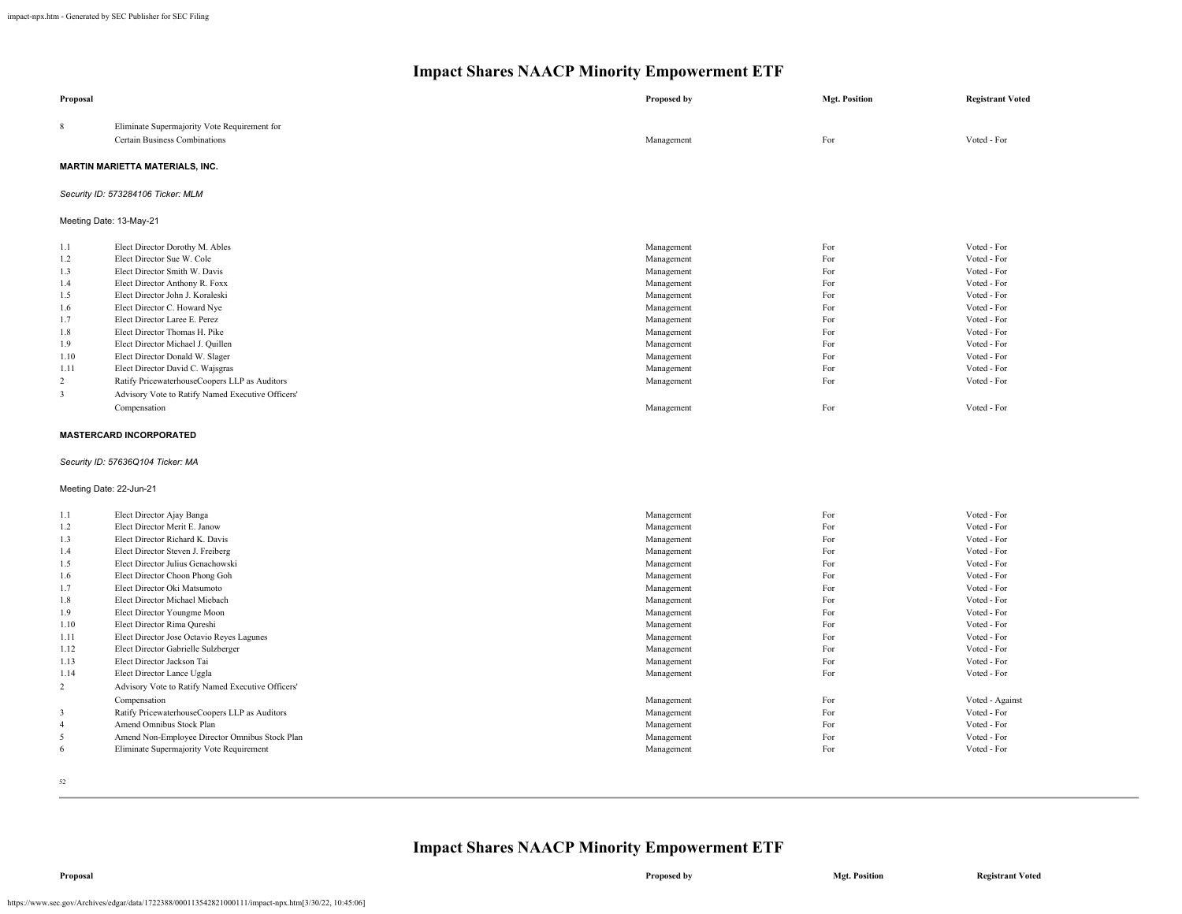## Impact Shares NAACP Minority Empowerment ETF

| Proposal | | Proposed by | Mgt. Position | Registrant Voted |
|---|---|---|---|---|
| 8 | Eliminate Supermajority Vote Requirement for Certain Business Combinations | Management | For | Voted - For |

**MARTIN MARIETTA MATERIALS, INC.**

*Security ID: 573284106 Ticker: MLM*

Meeting Date: 13-May-21

| Proposal | | Proposed by | Mgt. Position | Registrant Voted |
|---|---|---|---|---|
| 1.1 | Elect Director Dorothy M. Ables | Management | For | Voted - For |
| 1.2 | Elect Director Sue W. Cole | Management | For | Voted - For |
| 1.3 | Elect Director Smith W. Davis | Management | For | Voted - For |
| 1.4 | Elect Director Anthony R. Foxx | Management | For | Voted - For |
| 1.5 | Elect Director John J. Koraleski | Management | For | Voted - For |
| 1.6 | Elect Director C. Howard Nye | Management | For | Voted - For |
| 1.7 | Elect Director Laree E. Perez | Management | For | Voted - For |
| 1.8 | Elect Director Thomas H. Pike | Management | For | Voted - For |
| 1.9 | Elect Director Michael J. Quillen | Management | For | Voted - For |
| 1.10 | Elect Director Donald W. Slager | Management | For | Voted - For |
| 1.11 | Elect Director David C. Wajsgras | Management | For | Voted - For |
| 2 | Ratify PricewaterhouseCoopers LLP as Auditors | Management | For | Voted - For |
| 3 | Advisory Vote to Ratify Named Executive Officers' Compensation | Management | For | Voted - For |

**MASTERCARD INCORPORATED**

*Security ID: 57636Q104 Ticker: MA*

Meeting Date: 22-Jun-21

| Proposal | | Proposed by | Mgt. Position | Registrant Voted |
|---|---|---|---|---|
| 1.1 | Elect Director Ajay Banga | Management | For | Voted - For |
| 1.2 | Elect Director Merit E. Janow | Management | For | Voted - For |
| 1.3 | Elect Director Richard K. Davis | Management | For | Voted - For |
| 1.4 | Elect Director Steven J. Freiberg | Management | For | Voted - For |
| 1.5 | Elect Director Julius Genachowski | Management | For | Voted - For |
| 1.6 | Elect Director Choon Phong Goh | Management | For | Voted - For |
| 1.7 | Elect Director Oki Matsumoto | Management | For | Voted - For |
| 1.8 | Elect Director Michael Miebach | Management | For | Voted - For |
| 1.9 | Elect Director Youngme Moon | Management | For | Voted - For |
| 1.10 | Elect Director Rima Qureshi | Management | For | Voted - For |
| 1.11 | Elect Director Jose Octavio Reyes Lagunes | Management | For | Voted - For |
| 1.12 | Elect Director Gabrielle Sulzberger | Management | For | Voted - For |
| 1.13 | Elect Director Jackson Tai | Management | For | Voted - For |
| 1.14 | Elect Director Lance Uggla | Management | For | Voted - For |
| 2 | Advisory Vote to Ratify Named Executive Officers' Compensation | Management | For | Voted - Against |
| 3 | Ratify PricewaterhouseCoopers LLP as Auditors | Management | For | Voted - For |
| 4 | Amend Omnibus Stock Plan | Management | For | Voted - For |
| 5 | Amend Non-Employee Director Omnibus Stock Plan | Management | For | Voted - For |
| 6 | Eliminate Supermajority Vote Requirement | Management | For | Voted - For |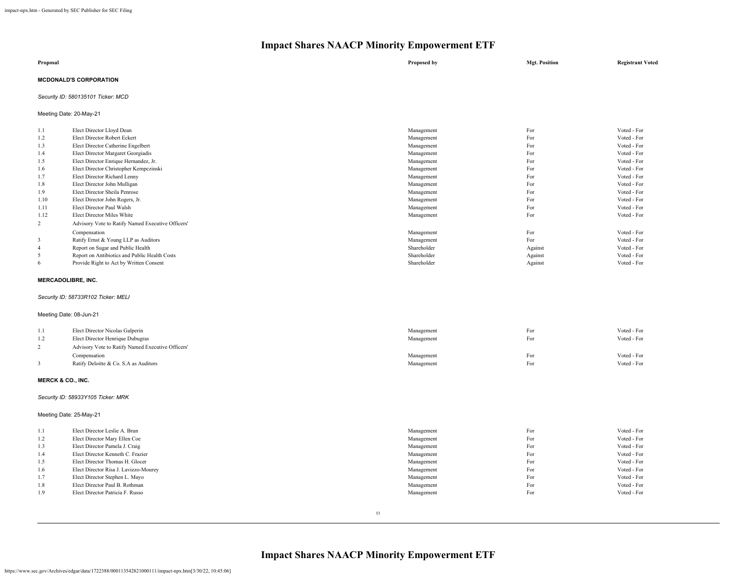# Impact Shares NAACP Minority Empowerment ETF

| Proposal | | Proposed by | Mgt. Position | Registrant Voted |
|---|---|---|---|---|

**MCDONALD'S CORPORATION**

*Security ID: 580135101 Ticker: MCD*

Meeting Date: 20-May-21

| | | Proposed by | Mgt. Position | Registrant Voted |
|---|---|---|---|---|
| 1.1 | Elect Director Lloyd Dean | Management | For | Voted - For |
| 1.2 | Elect Director Robert Eckert | Management | For | Voted - For |
| 1.3 | Elect Director Catherine Engelbert | Management | For | Voted - For |
| 1.4 | Elect Director Margaret Georgiadis | Management | For | Voted - For |
| 1.5 | Elect Director Enrique Hernandez, Jr. | Management | For | Voted - For |
| 1.6 | Elect Director Christopher Kempczinski | Management | For | Voted - For |
| 1.7 | Elect Director Richard Lenny | Management | For | Voted - For |
| 1.8 | Elect Director John Mulligan | Management | For | Voted - For |
| 1.9 | Elect Director Sheila Penrose | Management | For | Voted - For |
| 1.10 | Elect Director John Rogers, Jr. | Management | For | Voted - For |
| 1.11 | Elect Director Paul Walsh | Management | For | Voted - For |
| 1.12 | Elect Director Miles White | Management | For | Voted - For |
| 2 | Advisory Vote to Ratify Named Executive Officers' Compensation | Management | For | Voted - For |
| 3 | Ratify Ernst & Young LLP as Auditors | Management | For | Voted - For |
| 4 | Report on Sugar and Public Health | Shareholder | Against | Voted - For |
| 5 | Report on Antibiotics and Public Health Costs | Shareholder | Against | Voted - For |
| 6 | Provide Right to Act by Written Consent | Shareholder | Against | Voted - For |

**MERCADOLIBRE, INC.**

*Security ID: 58733R102 Ticker: MELI*

Meeting Date: 08-Jun-21

| | | Proposed by | Mgt. Position | Registrant Voted |
|---|---|---|---|---|
| 1.1 | Elect Director Nicolas Galperin | Management | For | Voted - For |
| 1.2 | Elect Director Henrique Dubugras | Management | For | Voted - For |
| 2 | Advisory Vote to Ratify Named Executive Officers' Compensation | Management | For | Voted - For |
| 3 | Ratify Deloitte & Co. S.A as Auditors | Management | For | Voted - For |

**MERCK & CO., INC.**

*Security ID: 58933Y105 Ticker: MRK*

Meeting Date: 25-May-21

| | | Proposed by | Mgt. Position | Registrant Voted |
|---|---|---|---|---|
| 1.1 | Elect Director Leslie A. Brun | Management | For | Voted - For |
| 1.2 | Elect Director Mary Ellen Coe | Management | For | Voted - For |
| 1.3 | Elect Director Pamela J. Craig | Management | For | Voted - For |
| 1.4 | Elect Director Kenneth C. Frazier | Management | For | Voted - For |
| 1.5 | Elect Director Thomas H. Glocer | Management | For | Voted - For |
| 1.6 | Elect Director Risa J. Lavizzo-Mourey | Management | For | Voted - For |
| 1.7 | Elect Director Stephen L. Mayo | Management | For | Voted - For |
| 1.8 | Elect Director Paul B. Rothman | Management | For | Voted - For |
| 1.9 | Elect Director Patricia F. Russo | Management | For | Voted - For |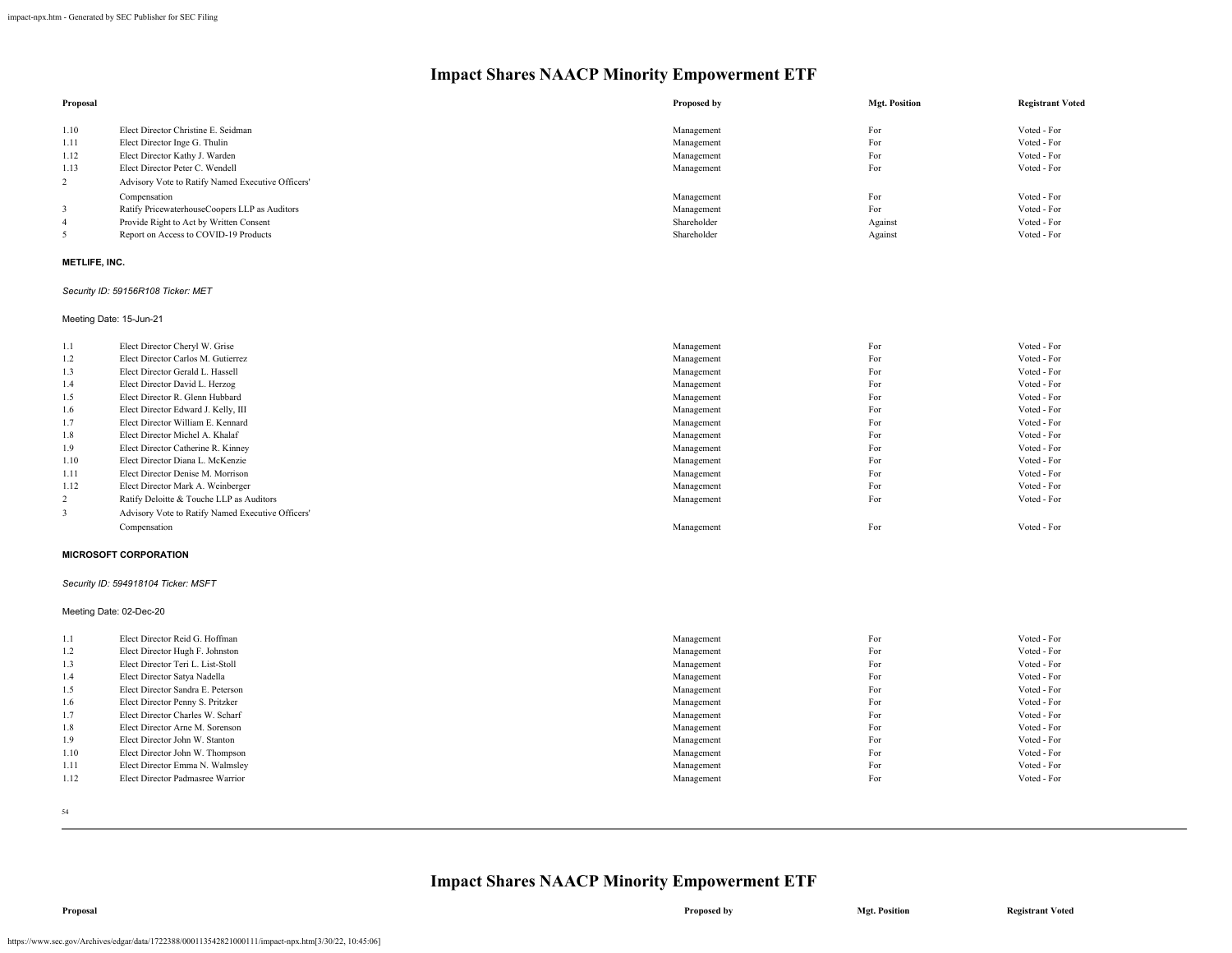# Impact Shares NAACP Minority Empowerment ETF

| Proposal | | Proposed by | Mgt. Position | Registrant Voted |
|---|---|---|---|---|
| 1.10 | Elect Director Christine E. Seidman | Management | For | Voted - For |
| 1.11 | Elect Director Inge G. Thulin | Management | For | Voted - For |
| 1.12 | Elect Director Kathy J. Warden | Management | For | Voted - For |
| 1.13 | Elect Director Peter C. Wendell | Management | For | Voted - For |
| 2 | Advisory Vote to Ratify Named Executive Officers' Compensation | Management | For | Voted - For |
| 3 | Ratify PricewaterhouseCoopers LLP as Auditors | Management | For | Voted - For |
| 4 | Provide Right to Act by Written Consent | Shareholder | Against | Voted - For |
| 5 | Report on Access to COVID-19 Products | Shareholder | Against | Voted - For |

**METLIFE, INC.**

*Security ID: 59156R108 Ticker: MET*

Meeting Date: 15-Jun-21

| Proposal | | Proposed by | Mgt. Position | Registrant Voted |
|---|---|---|---|---|
| 1.1 | Elect Director Cheryl W. Grise | Management | For | Voted - For |
| 1.2 | Elect Director Carlos M. Gutierrez | Management | For | Voted - For |
| 1.3 | Elect Director Gerald L. Hassell | Management | For | Voted - For |
| 1.4 | Elect Director David L. Herzog | Management | For | Voted - For |
| 1.5 | Elect Director R. Glenn Hubbard | Management | For | Voted - For |
| 1.6 | Elect Director Edward J. Kelly, III | Management | For | Voted - For |
| 1.7 | Elect Director William E. Kennard | Management | For | Voted - For |
| 1.8 | Elect Director Michel A. Khalaf | Management | For | Voted - For |
| 1.9 | Elect Director Catherine R. Kinney | Management | For | Voted - For |
| 1.10 | Elect Director Diana L. McKenzie | Management | For | Voted - For |
| 1.11 | Elect Director Denise M. Morrison | Management | For | Voted - For |
| 1.12 | Elect Director Mark A. Weinberger | Management | For | Voted - For |
| 2 | Ratify Deloitte & Touche LLP as Auditors | Management | For | Voted - For |
| 3 | Advisory Vote to Ratify Named Executive Officers' Compensation | Management | For | Voted - For |

**MICROSOFT CORPORATION**

*Security ID: 594918104 Ticker: MSFT*

Meeting Date: 02-Dec-20

| Proposal | | Proposed by | Mgt. Position | Registrant Voted |
|---|---|---|---|---|
| 1.1 | Elect Director Reid G. Hoffman | Management | For | Voted - For |
| 1.2 | Elect Director Hugh F. Johnston | Management | For | Voted - For |
| 1.3 | Elect Director Teri L. List-Stoll | Management | For | Voted - For |
| 1.4 | Elect Director Satya Nadella | Management | For | Voted - For |
| 1.5 | Elect Director Sandra E. Peterson | Management | For | Voted - For |
| 1.6 | Elect Director Penny S. Pritzker | Management | For | Voted - For |
| 1.7 | Elect Director Charles W. Scharf | Management | For | Voted - For |
| 1.8 | Elect Director Arne M. Sorenson | Management | For | Voted - For |
| 1.9 | Elect Director John W. Stanton | Management | For | Voted - For |
| 1.10 | Elect Director John W. Thompson | Management | For | Voted - For |
| 1.11 | Elect Director Emma N. Walmsley | Management | For | Voted - For |
| 1.12 | Elect Director Padmasree Warrior | Management | For | Voted - For |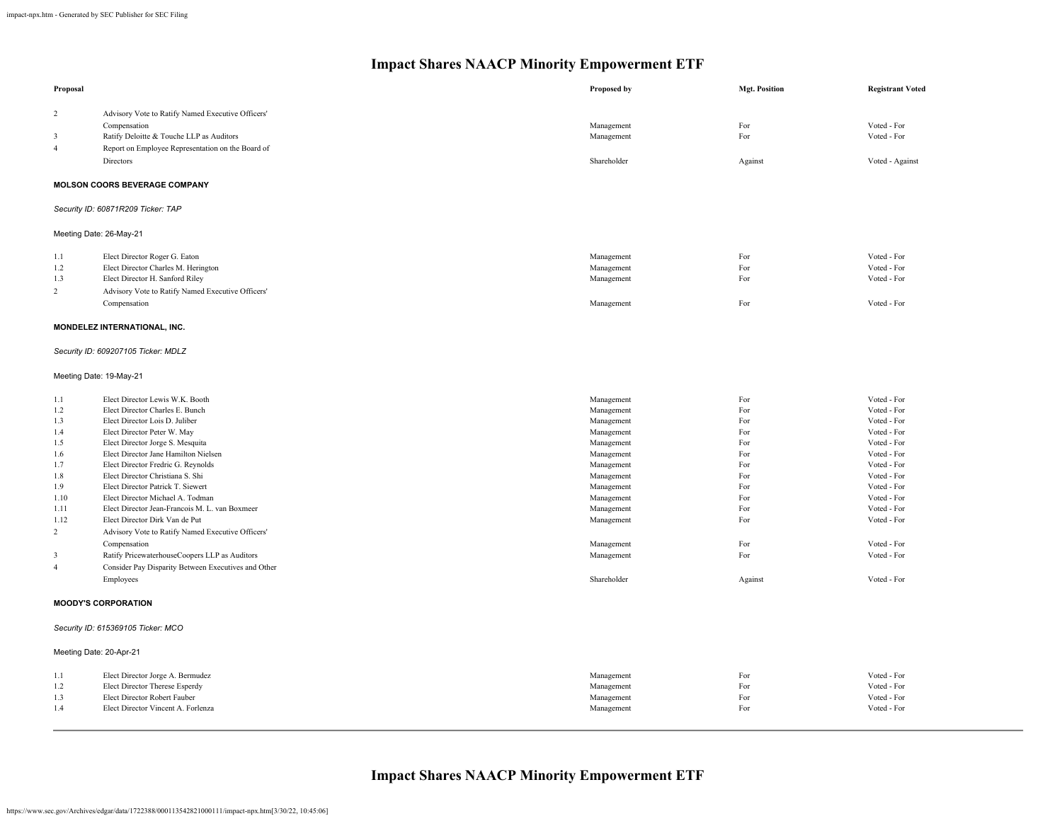# Impact Shares NAACP Minority Empowerment ETF

| Proposal | | Proposed by | Mgt. Position | Registrant Voted |
|---|---|---|---|---|
| 2 | Advisory Vote to Ratify Named Executive Officers' Compensation | Management | For | Voted - For |
| 3 | Ratify Deloitte & Touche LLP as Auditors | Management | For | Voted - For |
| 4 | Report on Employee Representation on the Board of Directors | Shareholder | Against | Voted - Against |

**MOLSON COORS BEVERAGE COMPANY**

*Security ID: 60871R209 Ticker: TAP*

Meeting Date: 26-May-21

| Proposal | | Proposed by | Mgt. Position | Registrant Voted |
|---|---|---|---|---|
| 1.1 | Elect Director Roger G. Eaton | Management | For | Voted - For |
| 1.2 | Elect Director Charles M. Herington | Management | For | Voted - For |
| 1.3 | Elect Director H. Sanford Riley | Management | For | Voted - For |
| 2 | Advisory Vote to Ratify Named Executive Officers' Compensation | Management | For | Voted - For |

**MONDELEZ INTERNATIONAL, INC.**

*Security ID: 609207105 Ticker: MDLZ*

Meeting Date: 19-May-21

| Proposal | | Proposed by | Mgt. Position | Registrant Voted |
|---|---|---|---|---|
| 1.1 | Elect Director Lewis W.K. Booth | Management | For | Voted - For |
| 1.2 | Elect Director Charles E. Bunch | Management | For | Voted - For |
| 1.3 | Elect Director Lois D. Juliber | Management | For | Voted - For |
| 1.4 | Elect Director Peter W. May | Management | For | Voted - For |
| 1.5 | Elect Director Jorge S. Mesquita | Management | For | Voted - For |
| 1.6 | Elect Director Jane Hamilton Nielsen | Management | For | Voted - For |
| 1.7 | Elect Director Fredric G. Reynolds | Management | For | Voted - For |
| 1.8 | Elect Director Christiana S. Shi | Management | For | Voted - For |
| 1.9 | Elect Director Patrick T. Siewert | Management | For | Voted - For |
| 1.10 | Elect Director Michael A. Todman | Management | For | Voted - For |
| 1.11 | Elect Director Jean-Francois M. L. van Boxmeer | Management | For | Voted - For |
| 1.12 | Elect Director Dirk Van de Put | Management | For | Voted - For |
| 2 | Advisory Vote to Ratify Named Executive Officers' Compensation | Management | For | Voted - For |
| 3 | Ratify PricewaterhouseCoopers LLP as Auditors | Management | For | Voted - For |
| 4 | Consider Pay Disparity Between Executives and Other Employees | Shareholder | Against | Voted - For |

**MOODY'S CORPORATION**

*Security ID: 615369105 Ticker: MCO*

Meeting Date: 20-Apr-21

| Proposal | | Proposed by | Mgt. Position | Registrant Voted |
|---|---|---|---|---|
| 1.1 | Elect Director Jorge A. Bermudez | Management | For | Voted - For |
| 1.2 | Elect Director Therese Esperdy | Management | For | Voted - For |
| 1.3 | Elect Director Robert Fauber | Management | For | Voted - For |
| 1.4 | Elect Director Vincent A. Forlenza | Management | For | Voted - For |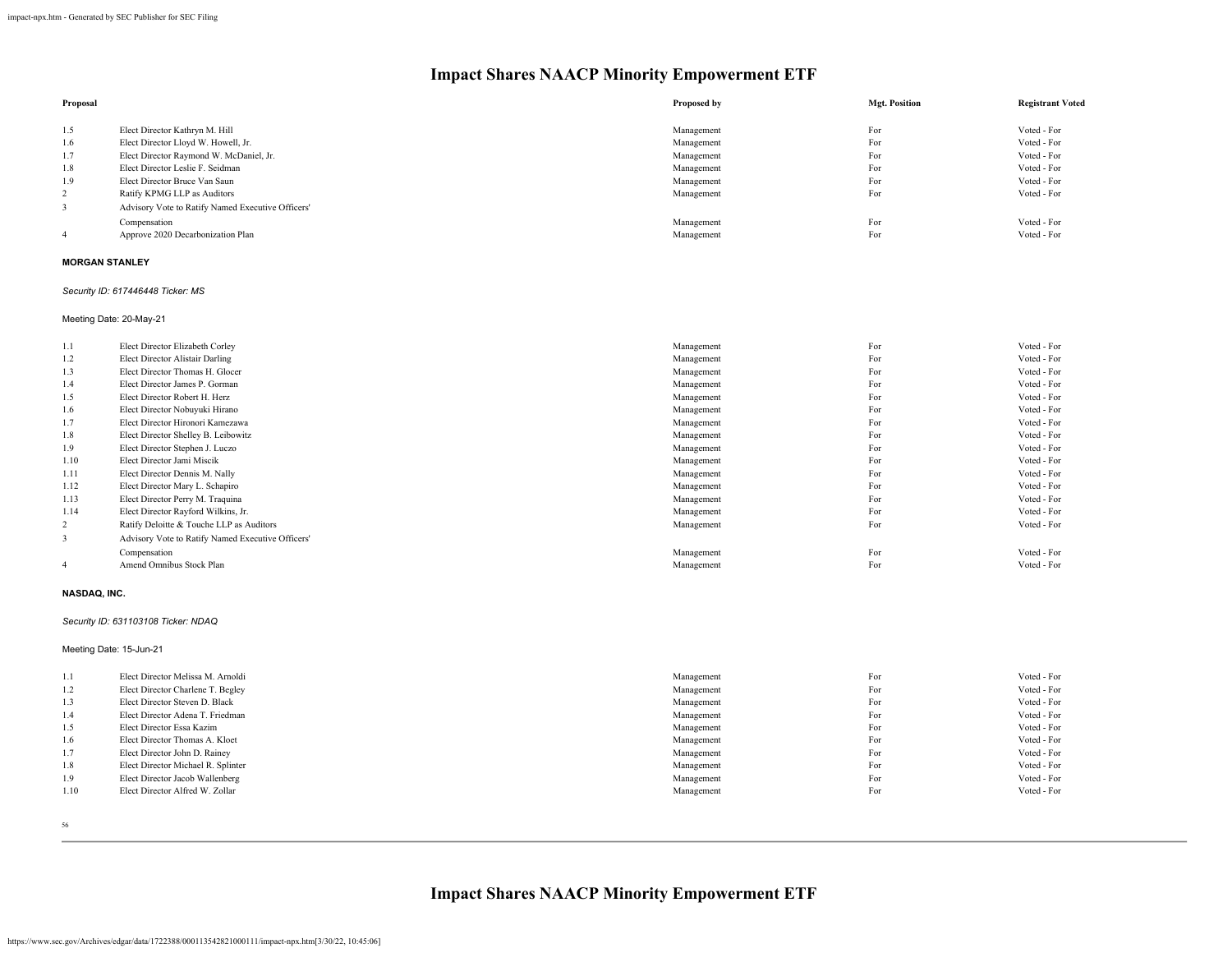# Impact Shares NAACP Minority Empowerment ETF

| Proposal | | Proposed by | Mgt. Position | Registrant Voted |
|---|---|---|---|---|
| 1.5 | Elect Director Kathryn M. Hill | Management | For | Voted - For |
| 1.6 | Elect Director Lloyd W. Howell, Jr. | Management | For | Voted - For |
| 1.7 | Elect Director Raymond W. McDaniel, Jr. | Management | For | Voted - For |
| 1.8 | Elect Director Leslie F. Seidman | Management | For | Voted - For |
| 1.9 | Elect Director Bruce Van Saun | Management | For | Voted - For |
| 2 | Ratify KPMG LLP as Auditors | Management | For | Voted - For |
| 3 | Advisory Vote to Ratify Named Executive Officers' Compensation | Management | For | Voted - For |
| 4 | Approve 2020 Decarbonization Plan | Management | For | Voted - For |

**MORGAN STANLEY**

*Security ID: 617446448 Ticker: MS*

Meeting Date: 20-May-21

| Proposal | | Proposed by | Mgt. Position | Registrant Voted |
|---|---|---|---|---|
| 1.1 | Elect Director Elizabeth Corley | Management | For | Voted - For |
| 1.2 | Elect Director Alistair Darling | Management | For | Voted - For |
| 1.3 | Elect Director Thomas H. Glocer | Management | For | Voted - For |
| 1.4 | Elect Director James P. Gorman | Management | For | Voted - For |
| 1.5 | Elect Director Robert H. Herz | Management | For | Voted - For |
| 1.6 | Elect Director Nobuyuki Hirano | Management | For | Voted - For |
| 1.7 | Elect Director Hironori Kamezawa | Management | For | Voted - For |
| 1.8 | Elect Director Shelley B. Leibowitz | Management | For | Voted - For |
| 1.9 | Elect Director Stephen J. Luczo | Management | For | Voted - For |
| 1.10 | Elect Director Jami Miscik | Management | For | Voted - For |
| 1.11 | Elect Director Dennis M. Nally | Management | For | Voted - For |
| 1.12 | Elect Director Mary L. Schapiro | Management | For | Voted - For |
| 1.13 | Elect Director Perry M. Traquina | Management | For | Voted - For |
| 1.14 | Elect Director Rayford Wilkins, Jr. | Management | For | Voted - For |
| 2 | Ratify Deloitte & Touche LLP as Auditors | Management | For | Voted - For |
| 3 | Advisory Vote to Ratify Named Executive Officers' Compensation | Management | For | Voted - For |
| 4 | Amend Omnibus Stock Plan | Management | For | Voted - For |

**NASDAQ, INC.**

*Security ID: 631103108 Ticker: NDAQ*

Meeting Date: 15-Jun-21

| Proposal | | Proposed by | Mgt. Position | Registrant Voted |
|---|---|---|---|---|
| 1.1 | Elect Director Melissa M. Arnoldi | Management | For | Voted - For |
| 1.2 | Elect Director Charlene T. Begley | Management | For | Voted - For |
| 1.3 | Elect Director Steven D. Black | Management | For | Voted - For |
| 1.4 | Elect Director Adena T. Friedman | Management | For | Voted - For |
| 1.5 | Elect Director Essa Kazim | Management | For | Voted - For |
| 1.6 | Elect Director Thomas A. Kloet | Management | For | Voted - For |
| 1.7 | Elect Director John D. Rainey | Management | For | Voted - For |
| 1.8 | Elect Director Michael R. Splinter | Management | For | Voted - For |
| 1.9 | Elect Director Jacob Wallenberg | Management | For | Voted - For |
| 1.10 | Elect Director Alfred W. Zollar | Management | For | Voted - For |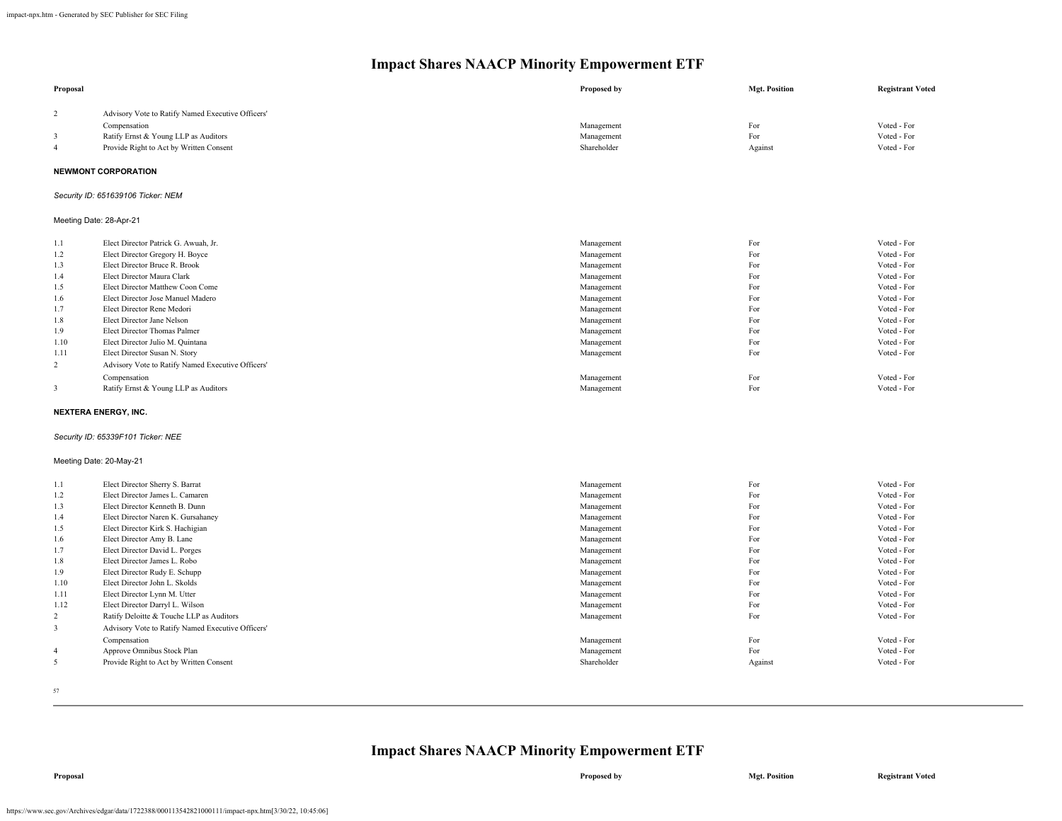## Impact Shares NAACP Minority Empowerment ETF

| Proposal | | Proposed by | Mgt. Position | Registrant Voted |
|---|---|---|---|---|
| 2 | Advisory Vote to Ratify Named Executive Officers' Compensation | Management | For | Voted - For |
| 3 | Ratify Ernst & Young LLP as Auditors | Management | For | Voted - For |
| 4 | Provide Right to Act by Written Consent | Shareholder | Against | Voted - For |

**NEWMONT CORPORATION**

*Security ID: 651639106 Ticker: NEM*

Meeting Date: 28-Apr-21

| Proposal | | Proposed by | Mgt. Position | Registrant Voted |
|---|---|---|---|---|
| 1.1 | Elect Director Patrick G. Awuah, Jr. | Management | For | Voted - For |
| 1.2 | Elect Director Gregory H. Boyce | Management | For | Voted - For |
| 1.3 | Elect Director Bruce R. Brook | Management | For | Voted - For |
| 1.4 | Elect Director Maura Clark | Management | For | Voted - For |
| 1.5 | Elect Director Matthew Coon Come | Management | For | Voted - For |
| 1.6 | Elect Director Jose Manuel Madero | Management | For | Voted - For |
| 1.7 | Elect Director Rene Medori | Management | For | Voted - For |
| 1.8 | Elect Director Jane Nelson | Management | For | Voted - For |
| 1.9 | Elect Director Thomas Palmer | Management | For | Voted - For |
| 1.10 | Elect Director Julio M. Quintana | Management | For | Voted - For |
| 1.11 | Elect Director Susan N. Story | Management | For | Voted - For |
| 2 | Advisory Vote to Ratify Named Executive Officers' Compensation | Management | For | Voted - For |
| 3 | Ratify Ernst & Young LLP as Auditors | Management | For | Voted - For |

**NEXTERA ENERGY, INC.**

*Security ID: 65339F101 Ticker: NEE*

Meeting Date: 20-May-21

| Proposal | | Proposed by | Mgt. Position | Registrant Voted |
|---|---|---|---|---|
| 1.1 | Elect Director Sherry S. Barrat | Management | For | Voted - For |
| 1.2 | Elect Director James L. Camaren | Management | For | Voted - For |
| 1.3 | Elect Director Kenneth B. Dunn | Management | For | Voted - For |
| 1.4 | Elect Director Naren K. Gursahaney | Management | For | Voted - For |
| 1.5 | Elect Director Kirk S. Hachigian | Management | For | Voted - For |
| 1.6 | Elect Director Amy B. Lane | Management | For | Voted - For |
| 1.7 | Elect Director David L. Porges | Management | For | Voted - For |
| 1.8 | Elect Director James L. Robo | Management | For | Voted - For |
| 1.9 | Elect Director Rudy E. Schupp | Management | For | Voted - For |
| 1.10 | Elect Director John L. Skolds | Management | For | Voted - For |
| 1.11 | Elect Director Lynn M. Utter | Management | For | Voted - For |
| 1.12 | Elect Director Darryl L. Wilson | Management | For | Voted - For |
| 2 | Ratify Deloitte & Touche LLP as Auditors | Management | For | Voted - For |
| 3 | Advisory Vote to Ratify Named Executive Officers' Compensation | Management | For | Voted - For |
| 4 | Approve Omnibus Stock Plan | Management | For | Voted - For |
| 5 | Provide Right to Act by Written Consent | Shareholder | Against | Voted - For |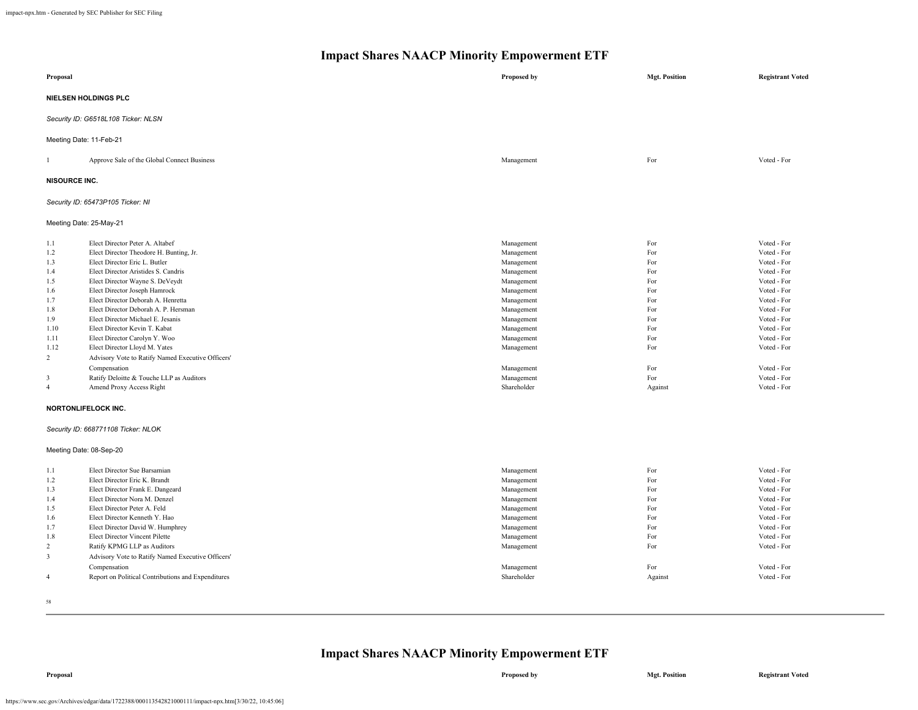# Impact Shares NAACP Minority Empowerment ETF

| Proposal | | Proposed by | Mgt. Position | Registrant Voted |
|---|---|---|---|---|

**NIELSEN HOLDINGS PLC**

*Security ID: G6518L108 Ticker: NLSN*

Meeting Date: 11-Feb-21

| | Proposal | Proposed by | Mgt. Position | Registrant Voted |
|---|---|---|---|---|
| 1 | Approve Sale of the Global Connect Business | Management | For | Voted - For |

**NISOURCE INC.**

*Security ID: 65473P105 Ticker: NI*

Meeting Date: 25-May-21

| | Proposal | Proposed by | Mgt. Position | Registrant Voted |
|---|---|---|---|---|
| 1.1 | Elect Director Peter A. Altabef | Management | For | Voted - For |
| 1.2 | Elect Director Theodore H. Bunting, Jr. | Management | For | Voted - For |
| 1.3 | Elect Director Eric L. Butler | Management | For | Voted - For |
| 1.4 | Elect Director Aristides S. Candris | Management | For | Voted - For |
| 1.5 | Elect Director Wayne S. DeVeydt | Management | For | Voted - For |
| 1.6 | Elect Director Joseph Hamrock | Management | For | Voted - For |
| 1.7 | Elect Director Deborah A. Henretta | Management | For | Voted - For |
| 1.8 | Elect Director Deborah A. P. Hersman | Management | For | Voted - For |
| 1.9 | Elect Director Michael E. Jesanis | Management | For | Voted - For |
| 1.10 | Elect Director Kevin T. Kabat | Management | For | Voted - For |
| 1.11 | Elect Director Carolyn Y. Woo | Management | For | Voted - For |
| 1.12 | Elect Director Lloyd M. Yates | Management | For | Voted - For |
| 2 | Advisory Vote to Ratify Named Executive Officers' Compensation | Management | For | Voted - For |
| 3 | Ratify Deloitte & Touche LLP as Auditors | Management | For | Voted - For |
| 4 | Amend Proxy Access Right | Shareholder | Against | Voted - For |

**NORTONLIFELOCK INC.**

*Security ID: 668771108 Ticker: NLOK*

Meeting Date: 08-Sep-20

| | Proposal | Proposed by | Mgt. Position | Registrant Voted |
|---|---|---|---|---|
| 1.1 | Elect Director Sue Barsamian | Management | For | Voted - For |
| 1.2 | Elect Director Eric K. Brandt | Management | For | Voted - For |
| 1.3 | Elect Director Frank E. Dangeard | Management | For | Voted - For |
| 1.4 | Elect Director Nora M. Denzel | Management | For | Voted - For |
| 1.5 | Elect Director Peter A. Feld | Management | For | Voted - For |
| 1.6 | Elect Director Kenneth Y. Hao | Management | For | Voted - For |
| 1.7 | Elect Director David W. Humphrey | Management | For | Voted - For |
| 1.8 | Elect Director Vincent Pilette | Management | For | Voted - For |
| 2 | Ratify KPMG LLP as Auditors | Management | For | Voted - For |
| 3 | Advisory Vote to Ratify Named Executive Officers' Compensation | Management | For | Voted - For |
| 4 | Report on Political Contributions and Expenditures | Shareholder | Against | Voted - For |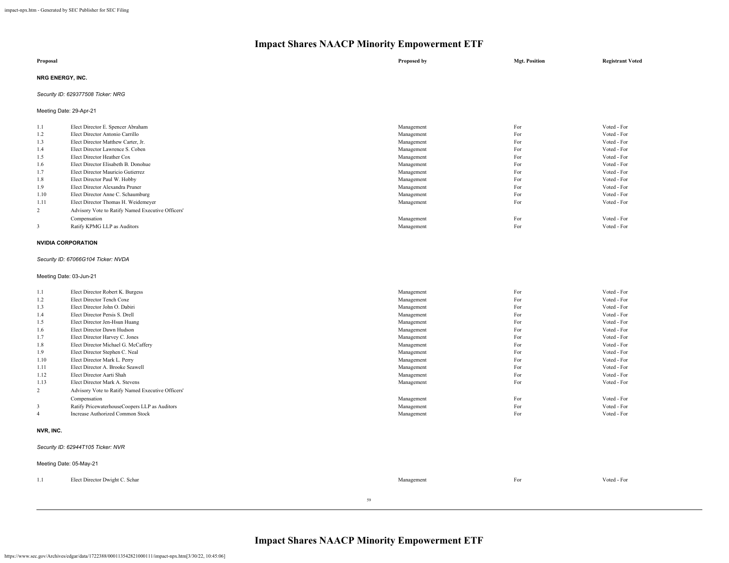# Impact Shares NAACP Minority Empowerment ETF

| Proposal | | Proposed by | Mgt. Position | Registrant Voted |
|---|---|---|---|---|

**NRG ENERGY, INC.**

*Security ID: 629377508 Ticker: NRG*

Meeting Date: 29-Apr-21

| | | | | |
|---|---|---|---|---|
| 1.1 | Elect Director E. Spencer Abraham | Management | For | Voted - For |
| 1.2 | Elect Director Antonio Carrillo | Management | For | Voted - For |
| 1.3 | Elect Director Matthew Carter, Jr. | Management | For | Voted - For |
| 1.4 | Elect Director Lawrence S. Coben | Management | For | Voted - For |
| 1.5 | Elect Director Heather Cox | Management | For | Voted - For |
| 1.6 | Elect Director Elisabeth B. Donohue | Management | For | Voted - For |
| 1.7 | Elect Director Mauricio Gutierrez | Management | For | Voted - For |
| 1.8 | Elect Director Paul W. Hobby | Management | For | Voted - For |
| 1.9 | Elect Director Alexandra Pruner | Management | For | Voted - For |
| 1.10 | Elect Director Anne C. Schaumburg | Management | For | Voted - For |
| 1.11 | Elect Director Thomas H. Weidemeyer | Management | For | Voted - For |
| 2 | Advisory Vote to Ratify Named Executive Officers' Compensation | Management | For | Voted - For |
| 3 | Ratify KPMG LLP as Auditors | Management | For | Voted - For |

**NVIDIA CORPORATION**

*Security ID: 67066G104 Ticker: NVDA*

Meeting Date: 03-Jun-21

| | | | | |
|---|---|---|---|---|
| 1.1 | Elect Director Robert K. Burgess | Management | For | Voted - For |
| 1.2 | Elect Director Tench Coxe | Management | For | Voted - For |
| 1.3 | Elect Director John O. Dabiri | Management | For | Voted - For |
| 1.4 | Elect Director Persis S. Drell | Management | For | Voted - For |
| 1.5 | Elect Director Jen-Hsun Huang | Management | For | Voted - For |
| 1.6 | Elect Director Dawn Hudson | Management | For | Voted - For |
| 1.7 | Elect Director Harvey C. Jones | Management | For | Voted - For |
| 1.8 | Elect Director Michael G. McCaffery | Management | For | Voted - For |
| 1.9 | Elect Director Stephen C. Neal | Management | For | Voted - For |
| 1.10 | Elect Director Mark L. Perry | Management | For | Voted - For |
| 1.11 | Elect Director A. Brooke Seawell | Management | For | Voted - For |
| 1.12 | Elect Director Aarti Shah | Management | For | Voted - For |
| 1.13 | Elect Director Mark A. Stevens | Management | For | Voted - For |
| 2 | Advisory Vote to Ratify Named Executive Officers' Compensation | Management | For | Voted - For |
| 3 | Ratify PricewaterhouseCoopers LLP as Auditors | Management | For | Voted - For |
| 4 | Increase Authorized Common Stock | Management | For | Voted - For |

**NVR, INC.**

*Security ID: 62944T105 Ticker: NVR*

Meeting Date: 05-May-21

| | | | | |
|---|---|---|---|---|
| 1.1 | Elect Director Dwight C. Schar | Management | For | Voted - For |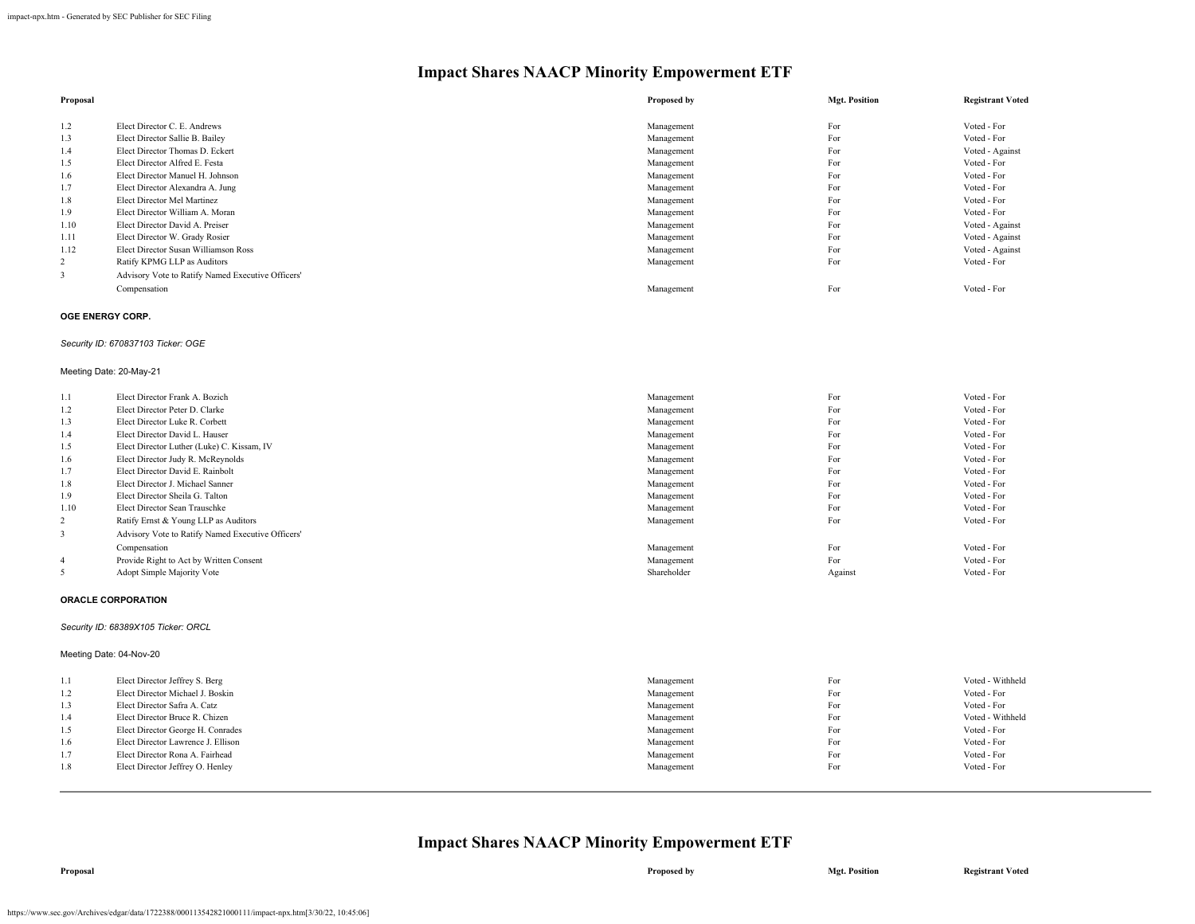# Impact Shares NAACP Minority Empowerment ETF

| Proposal | | Proposed by | Mgt. Position | Registrant Voted |
|---|---|---|---|---|
| 1.2 | Elect Director C. E. Andrews | Management | For | Voted - For |
| 1.3 | Elect Director Sallie B. Bailey | Management | For | Voted - For |
| 1.4 | Elect Director Thomas D. Eckert | Management | For | Voted - Against |
| 1.5 | Elect Director Alfred E. Festa | Management | For | Voted - For |
| 1.6 | Elect Director Manuel H. Johnson | Management | For | Voted - For |
| 1.7 | Elect Director Alexandra A. Jung | Management | For | Voted - For |
| 1.8 | Elect Director Mel Martinez | Management | For | Voted - For |
| 1.9 | Elect Director William A. Moran | Management | For | Voted - For |
| 1.10 | Elect Director David A. Preiser | Management | For | Voted - Against |
| 1.11 | Elect Director W. Grady Rosier | Management | For | Voted - Against |
| 1.12 | Elect Director Susan Williamson Ross | Management | For | Voted - Against |
| 2 | Ratify KPMG LLP as Auditors | Management | For | Voted - For |
| 3 | Advisory Vote to Ratify Named Executive Officers' Compensation | Management | For | Voted - For |

**OGE ENERGY CORP.**

*Security ID: 670837103 Ticker: OGE*

Meeting Date: 20-May-21

| Proposal | | Proposed by | Mgt. Position | Registrant Voted |
|---|---|---|---|---|
| 1.1 | Elect Director Frank A. Bozich | Management | For | Voted - For |
| 1.2 | Elect Director Peter D. Clarke | Management | For | Voted - For |
| 1.3 | Elect Director Luke R. Corbett | Management | For | Voted - For |
| 1.4 | Elect Director David L. Hauser | Management | For | Voted - For |
| 1.5 | Elect Director Luther (Luke) C. Kissam, IV | Management | For | Voted - For |
| 1.6 | Elect Director Judy R. McReynolds | Management | For | Voted - For |
| 1.7 | Elect Director David E. Rainbolt | Management | For | Voted - For |
| 1.8 | Elect Director J. Michael Sanner | Management | For | Voted - For |
| 1.9 | Elect Director Sheila G. Talton | Management | For | Voted - For |
| 1.10 | Elect Director Sean Trauschke | Management | For | Voted - For |
| 2 | Ratify Ernst & Young LLP as Auditors | Management | For | Voted - For |
| 3 | Advisory Vote to Ratify Named Executive Officers' Compensation | Management | For | Voted - For |
| 4 | Provide Right to Act by Written Consent | Management | For | Voted - For |
| 5 | Adopt Simple Majority Vote | Shareholder | Against | Voted - For |

**ORACLE CORPORATION**

*Security ID: 68389X105 Ticker: ORCL*

Meeting Date: 04-Nov-20

| Proposal | | Proposed by | Mgt. Position | Registrant Voted |
|---|---|---|---|---|
| 1.1 | Elect Director Jeffrey S. Berg | Management | For | Voted - Withheld |
| 1.2 | Elect Director Michael J. Boskin | Management | For | Voted - For |
| 1.3 | Elect Director Safra A. Catz | Management | For | Voted - For |
| 1.4 | Elect Director Bruce R. Chizen | Management | For | Voted - Withheld |
| 1.5 | Elect Director George H. Conrades | Management | For | Voted - For |
| 1.6 | Elect Director Lawrence J. Ellison | Management | For | Voted - For |
| 1.7 | Elect Director Rona A. Fairhead | Management | For | Voted - For |
| 1.8 | Elect Director Jeffrey O. Henley | Management | For | Voted - For |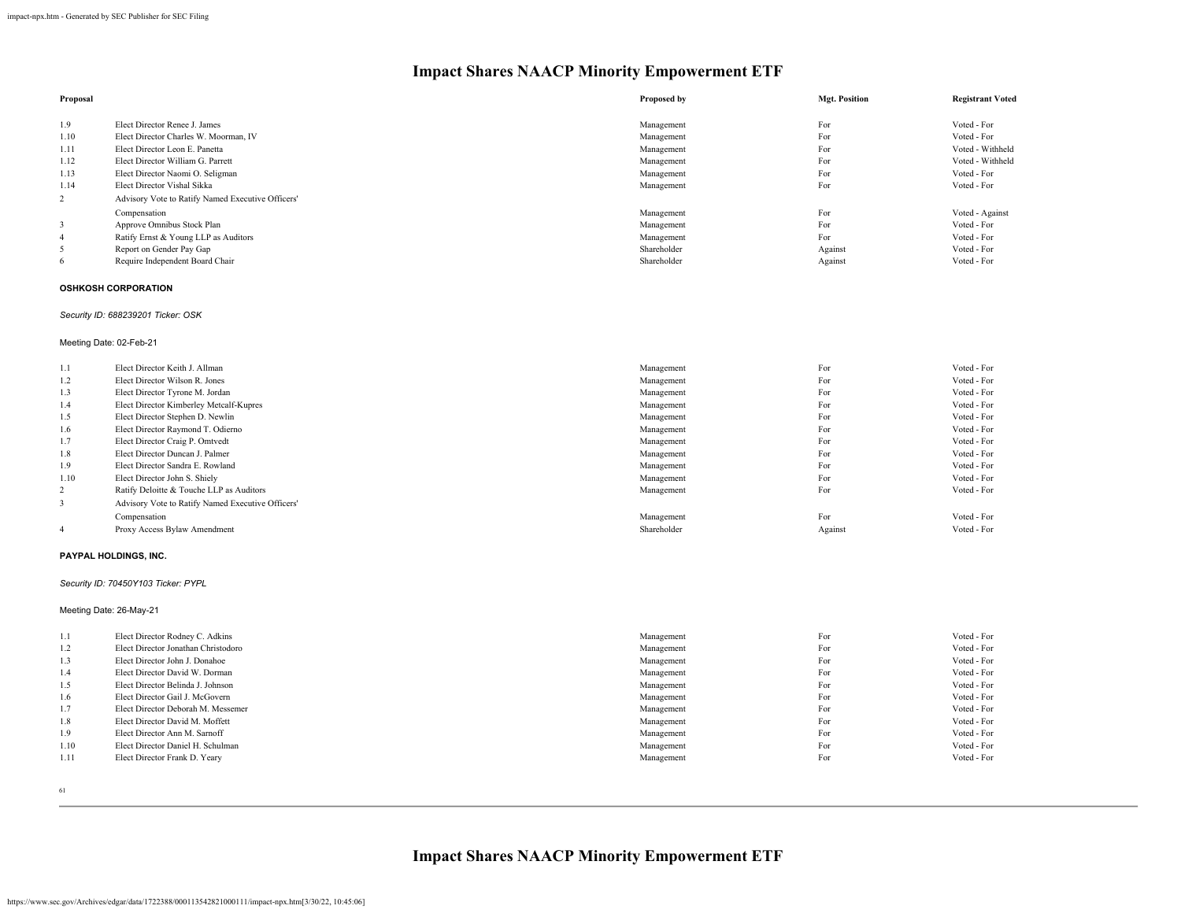# Impact Shares NAACP Minority Empowerment ETF

| Proposal | | Proposed by | Mgt. Position | Registrant Voted |
|---|---|---|---|---|
| 1.9 | Elect Director Renee J. James | Management | For | Voted - For |
| 1.10 | Elect Director Charles W. Moorman, IV | Management | For | Voted - For |
| 1.11 | Elect Director Leon E. Panetta | Management | For | Voted - Withheld |
| 1.12 | Elect Director William G. Parrett | Management | For | Voted - Withheld |
| 1.13 | Elect Director Naomi O. Seligman | Management | For | Voted - For |
| 1.14 | Elect Director Vishal Sikka | Management | For | Voted - For |
| 2 | Advisory Vote to Ratify Named Executive Officers' Compensation | Management | For | Voted - Against |
| 3 | Approve Omnibus Stock Plan | Management | For | Voted - For |
| 4 | Ratify Ernst & Young LLP as Auditors | Management | For | Voted - For |
| 5 | Report on Gender Pay Gap | Shareholder | Against | Voted - For |
| 6 | Require Independent Board Chair | Shareholder | Against | Voted - For |

**OSHKOSH CORPORATION**

*Security ID: 688239201 Ticker: OSK*

Meeting Date: 02-Feb-21

| Proposal | | Proposed by | Mgt. Position | Registrant Voted |
|---|---|---|---|---|
| 1.1 | Elect Director Keith J. Allman | Management | For | Voted - For |
| 1.2 | Elect Director Wilson R. Jones | Management | For | Voted - For |
| 1.3 | Elect Director Tyrone M. Jordan | Management | For | Voted - For |
| 1.4 | Elect Director Kimberley Metcalf-Kupres | Management | For | Voted - For |
| 1.5 | Elect Director Stephen D. Newlin | Management | For | Voted - For |
| 1.6 | Elect Director Raymond T. Odierno | Management | For | Voted - For |
| 1.7 | Elect Director Craig P. Omtvedt | Management | For | Voted - For |
| 1.8 | Elect Director Duncan J. Palmer | Management | For | Voted - For |
| 1.9 | Elect Director Sandra E. Rowland | Management | For | Voted - For |
| 1.10 | Elect Director John S. Shiely | Management | For | Voted - For |
| 2 | Ratify Deloitte & Touche LLP as Auditors | Management | For | Voted - For |
| 3 | Advisory Vote to Ratify Named Executive Officers' Compensation | Management | For | Voted - For |
| 4 | Proxy Access Bylaw Amendment | Shareholder | Against | Voted - For |

**PAYPAL HOLDINGS, INC.**

*Security ID: 70450Y103 Ticker: PYPL*

Meeting Date: 26-May-21

| Proposal | | Proposed by | Mgt. Position | Registrant Voted |
|---|---|---|---|---|
| 1.1 | Elect Director Rodney C. Adkins | Management | For | Voted - For |
| 1.2 | Elect Director Jonathan Christodoro | Management | For | Voted - For |
| 1.3 | Elect Director John J. Donahoe | Management | For | Voted - For |
| 1.4 | Elect Director David W. Dorman | Management | For | Voted - For |
| 1.5 | Elect Director Belinda J. Johnson | Management | For | Voted - For |
| 1.6 | Elect Director Gail J. McGovern | Management | For | Voted - For |
| 1.7 | Elect Director Deborah M. Messemer | Management | For | Voted - For |
| 1.8 | Elect Director David M. Moffett | Management | For | Voted - For |
| 1.9 | Elect Director Ann M. Sarnoff | Management | For | Voted - For |
| 1.10 | Elect Director Daniel H. Schulman | Management | For | Voted - For |
| 1.11 | Elect Director Frank D. Yeary | Management | For | Voted - For |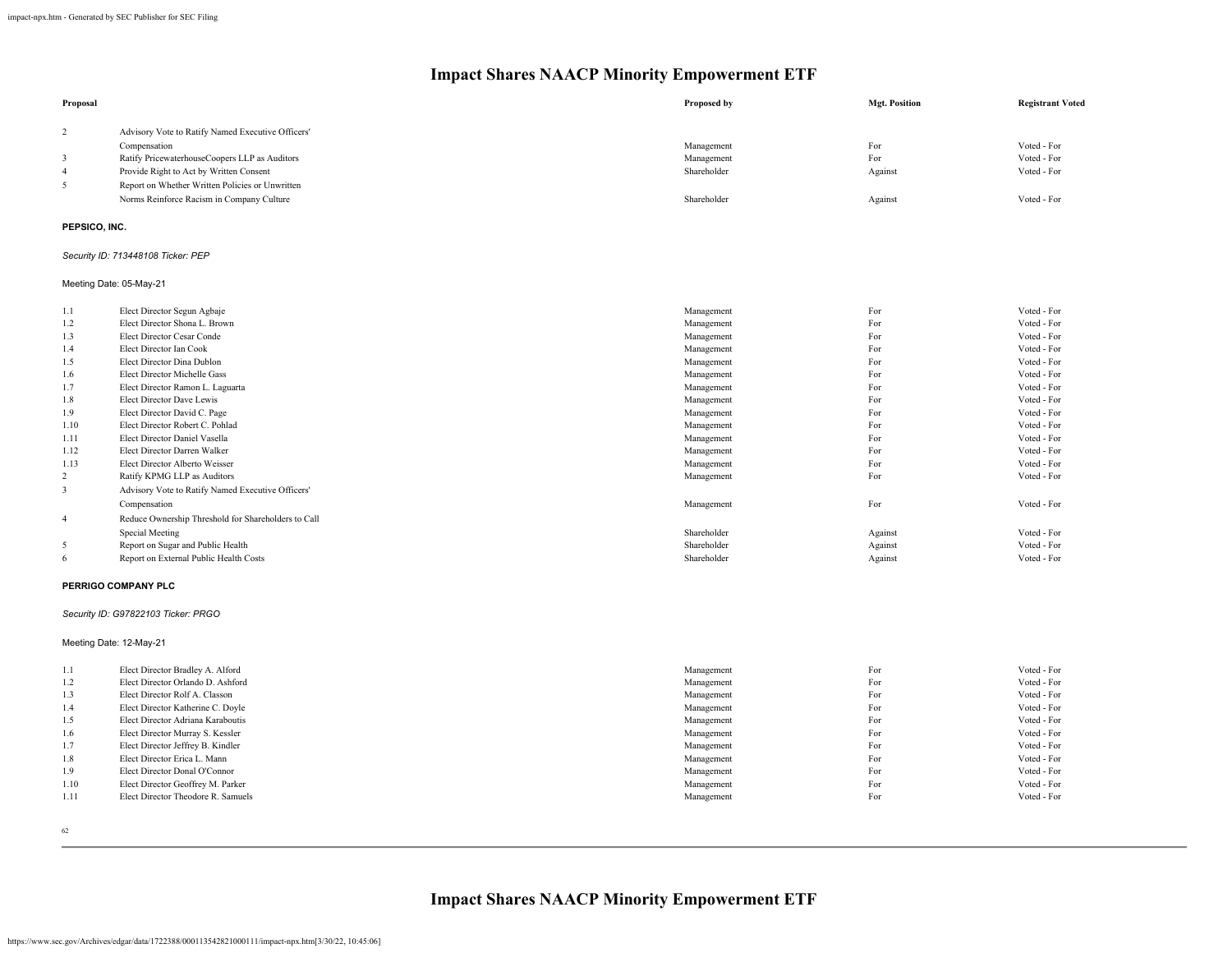# Impact Shares NAACP Minority Empowerment ETF

| Proposal | | Proposed by | Mgt. Position | Registrant Voted |
|---|---|---|---|---|
| 2 | Advisory Vote to Ratify Named Executive Officers' Compensation | Management | For | Voted - For |
| 3 | Ratify PricewaterhouseCoopers LLP as Auditors | Management | For | Voted - For |
| 4 | Provide Right to Act by Written Consent | Shareholder | Against | Voted - For |
| 5 | Report on Whether Written Policies or Unwritten Norms Reinforce Racism in Company Culture | Shareholder | Against | Voted - For |

**PEPSICO, INC.**

*Security ID: 713448108 Ticker: PEP*

Meeting Date: 05-May-21

| Proposal | | Proposed by | Mgt. Position | Registrant Voted |
|---|---|---|---|---|
| 1.1 | Elect Director Segun Agbaje | Management | For | Voted - For |
| 1.2 | Elect Director Shona L. Brown | Management | For | Voted - For |
| 1.3 | Elect Director Cesar Conde | Management | For | Voted - For |
| 1.4 | Elect Director Ian Cook | Management | For | Voted - For |
| 1.5 | Elect Director Dina Dublon | Management | For | Voted - For |
| 1.6 | Elect Director Michelle Gass | Management | For | Voted - For |
| 1.7 | Elect Director Ramon L. Laguarta | Management | For | Voted - For |
| 1.8 | Elect Director Dave Lewis | Management | For | Voted - For |
| 1.9 | Elect Director David C. Page | Management | For | Voted - For |
| 1.10 | Elect Director Robert C. Pohlad | Management | For | Voted - For |
| 1.11 | Elect Director Daniel Vasella | Management | For | Voted - For |
| 1.12 | Elect Director Darren Walker | Management | For | Voted - For |
| 1.13 | Elect Director Alberto Weisser | Management | For | Voted - For |
| 2 | Ratify KPMG LLP as Auditors | Management | For | Voted - For |
| 3 | Advisory Vote to Ratify Named Executive Officers' Compensation | Management | For | Voted - For |
| 4 | Reduce Ownership Threshold for Shareholders to Call Special Meeting | Shareholder | Against | Voted - For |
| 5 | Report on Sugar and Public Health | Shareholder | Against | Voted - For |
| 6 | Report on External Public Health Costs | Shareholder | Against | Voted - For |

**PERRIGO COMPANY PLC**

*Security ID: G97822103 Ticker: PRGO*

Meeting Date: 12-May-21

| Proposal | | Proposed by | Mgt. Position | Registrant Voted |
|---|---|---|---|---|
| 1.1 | Elect Director Bradley A. Alford | Management | For | Voted - For |
| 1.2 | Elect Director Orlando D. Ashford | Management | For | Voted - For |
| 1.3 | Elect Director Rolf A. Classon | Management | For | Voted - For |
| 1.4 | Elect Director Katherine C. Doyle | Management | For | Voted - For |
| 1.5 | Elect Director Adriana Karaboutis | Management | For | Voted - For |
| 1.6 | Elect Director Murray S. Kessler | Management | For | Voted - For |
| 1.7 | Elect Director Jeffrey B. Kindler | Management | For | Voted - For |
| 1.8 | Elect Director Erica L. Mann | Management | For | Voted - For |
| 1.9 | Elect Director Donal O'Connor | Management | For | Voted - For |
| 1.10 | Elect Director Geoffrey M. Parker | Management | For | Voted - For |
| 1.11 | Elect Director Theodore R. Samuels | Management | For | Voted - For |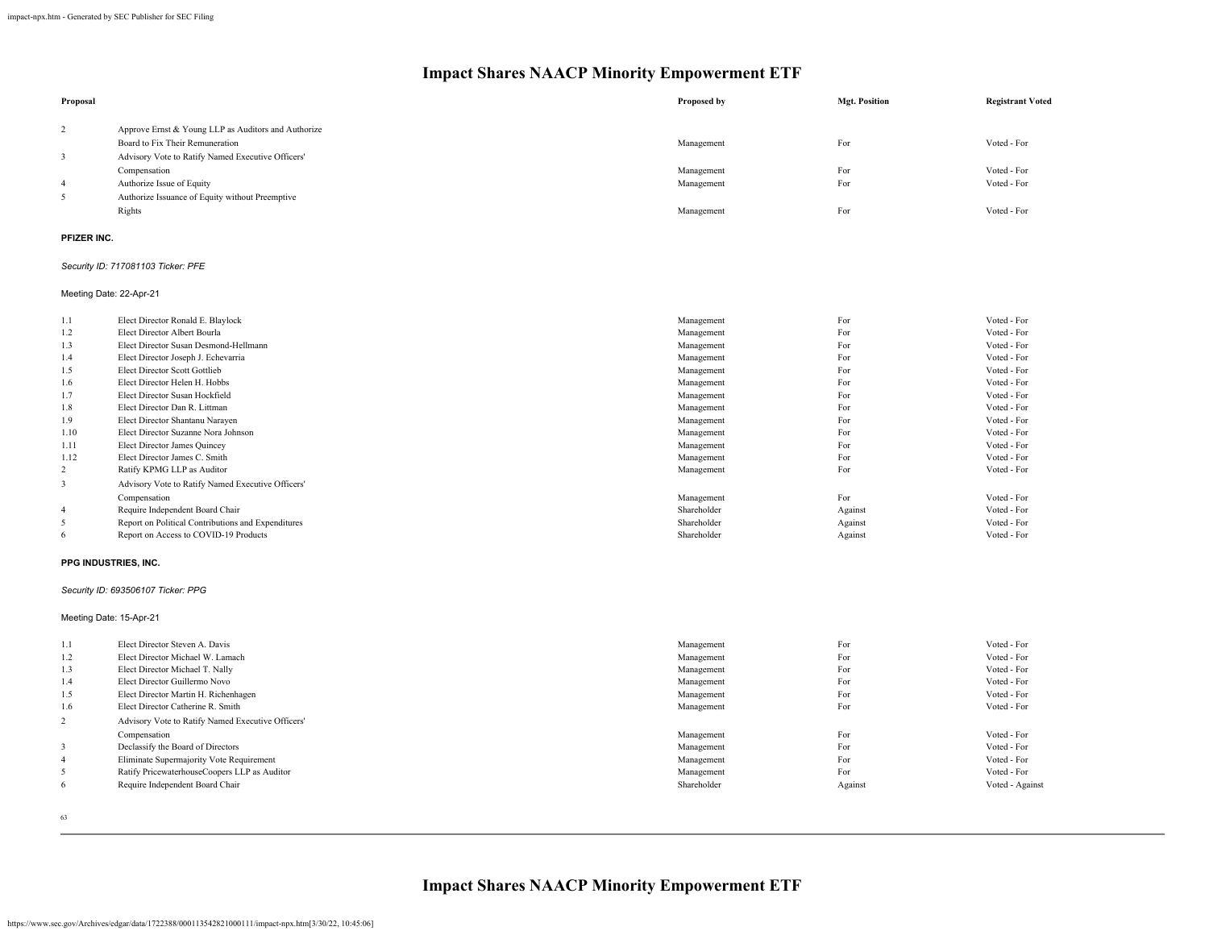## Impact Shares NAACP Minority Empowerment ETF

| Proposal | | Proposed by | Mgt. Position | Registrant Voted |
|---|---|---|---|---|
| 2 | Approve Ernst & Young LLP as Auditors and Authorize Board to Fix Their Remuneration | Management | For | Voted - For |
| 3 | Advisory Vote to Ratify Named Executive Officers' Compensation | Management | For | Voted - For |
| 4 | Authorize Issue of Equity | Management | For | Voted - For |
| 5 | Authorize Issuance of Equity without Preemptive Rights | Management | For | Voted - For |

**PFIZER INC.**

*Security ID: 717081103 Ticker: PFE*

Meeting Date: 22-Apr-21

| Proposal | | Proposed by | Mgt. Position | Registrant Voted |
|---|---|---|---|---|
| 1.1 | Elect Director Ronald E. Blaylock | Management | For | Voted - For |
| 1.2 | Elect Director Albert Bourla | Management | For | Voted - For |
| 1.3 | Elect Director Susan Desmond-Hellmann | Management | For | Voted - For |
| 1.4 | Elect Director Joseph J. Echevarria | Management | For | Voted - For |
| 1.5 | Elect Director Scott Gottlieb | Management | For | Voted - For |
| 1.6 | Elect Director Helen H. Hobbs | Management | For | Voted - For |
| 1.7 | Elect Director Susan Hockfield | Management | For | Voted - For |
| 1.8 | Elect Director Dan R. Littman | Management | For | Voted - For |
| 1.9 | Elect Director Shantanu Narayen | Management | For | Voted - For |
| 1.10 | Elect Director Suzanne Nora Johnson | Management | For | Voted - For |
| 1.11 | Elect Director James Quincey | Management | For | Voted - For |
| 1.12 | Elect Director James C. Smith | Management | For | Voted - For |
| 2 | Ratify KPMG LLP as Auditor | Management | For | Voted - For |
| 3 | Advisory Vote to Ratify Named Executive Officers' Compensation | Management | For | Voted - For |
| 4 | Require Independent Board Chair | Shareholder | Against | Voted - For |
| 5 | Report on Political Contributions and Expenditures | Shareholder | Against | Voted - For |
| 6 | Report on Access to COVID-19 Products | Shareholder | Against | Voted - For |

**PPG INDUSTRIES, INC.**

*Security ID: 693506107 Ticker: PPG*

Meeting Date: 15-Apr-21

| Proposal | | Proposed by | Mgt. Position | Registrant Voted |
|---|---|---|---|---|
| 1.1 | Elect Director Steven A. Davis | Management | For | Voted - For |
| 1.2 | Elect Director Michael W. Lamach | Management | For | Voted - For |
| 1.3 | Elect Director Michael T. Nally | Management | For | Voted - For |
| 1.4 | Elect Director Guillermo Novo | Management | For | Voted - For |
| 1.5 | Elect Director Martin H. Richenhagen | Management | For | Voted - For |
| 1.6 | Elect Director Catherine R. Smith | Management | For | Voted - For |
| 2 | Advisory Vote to Ratify Named Executive Officers' Compensation | Management | For | Voted - For |
| 3 | Declassify the Board of Directors | Management | For | Voted - For |
| 4 | Eliminate Supermajority Vote Requirement | Management | For | Voted - For |
| 5 | Ratify PricewaterhouseCoopers LLP as Auditor | Management | For | Voted - For |
| 6 | Require Independent Board Chair | Shareholder | Against | Voted - Against |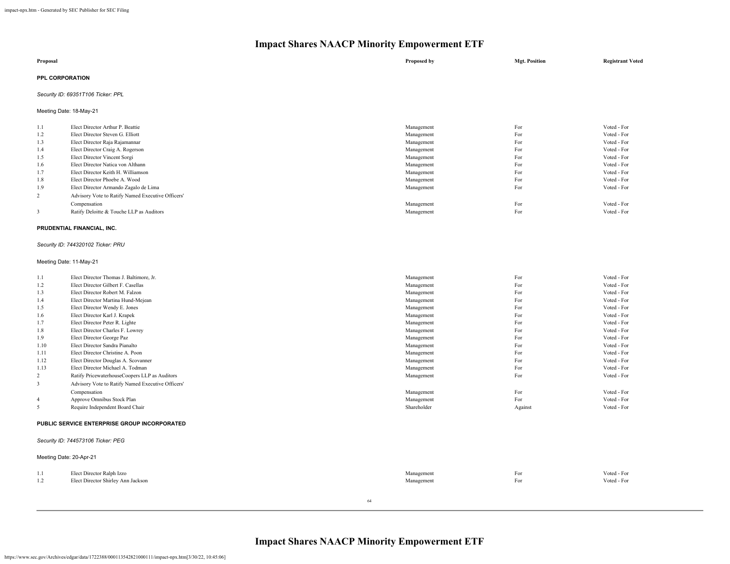# Impact Shares NAACP Minority Empowerment ETF

| Proposal | | Proposed by | Mgt. Position | Registrant Voted |
|---|---|---|---|---|

**PPL CORPORATION**

*Security ID: 69351T106 Ticker: PPL*

Meeting Date: 18-May-21

| | | Proposed by | Mgt. Position | Registrant Voted |
|---|---|---|---|---|
| 1.1 | Elect Director Arthur P. Beattie | Management | For | Voted - For |
| 1.2 | Elect Director Steven G. Elliott | Management | For | Voted - For |
| 1.3 | Elect Director Raja Rajamannar | Management | For | Voted - For |
| 1.4 | Elect Director Craig A. Rogerson | Management | For | Voted - For |
| 1.5 | Elect Director Vincent Sorgi | Management | For | Voted - For |
| 1.6 | Elect Director Natica von Althann | Management | For | Voted - For |
| 1.7 | Elect Director Keith H. Williamson | Management | For | Voted - For |
| 1.8 | Elect Director Phoebe A. Wood | Management | For | Voted - For |
| 1.9 | Elect Director Armando Zagalo de Lima | Management | For | Voted - For |
| 2 | Advisory Vote to Ratify Named Executive Officers' Compensation | Management | For | Voted - For |
| 3 | Ratify Deloitte & Touche LLP as Auditors | Management | For | Voted - For |

**PRUDENTIAL FINANCIAL, INC.**

*Security ID: 744320102 Ticker: PRU*

Meeting Date: 11-May-21

| | | Proposed by | Mgt. Position | Registrant Voted |
|---|---|---|---|---|
| 1.1 | Elect Director Thomas J. Baltimore, Jr. | Management | For | Voted - For |
| 1.2 | Elect Director Gilbert F. Casellas | Management | For | Voted - For |
| 1.3 | Elect Director Robert M. Falzon | Management | For | Voted - For |
| 1.4 | Elect Director Martina Hund-Mejean | Management | For | Voted - For |
| 1.5 | Elect Director Wendy E. Jones | Management | For | Voted - For |
| 1.6 | Elect Director Karl J. Krapek | Management | For | Voted - For |
| 1.7 | Elect Director Peter R. Lighte | Management | For | Voted - For |
| 1.8 | Elect Director Charles F. Lowrey | Management | For | Voted - For |
| 1.9 | Elect Director George Paz | Management | For | Voted - For |
| 1.10 | Elect Director Sandra Pianalto | Management | For | Voted - For |
| 1.11 | Elect Director Christine A. Poon | Management | For | Voted - For |
| 1.12 | Elect Director Douglas A. Scovanner | Management | For | Voted - For |
| 1.13 | Elect Director Michael A. Todman | Management | For | Voted - For |
| 2 | Ratify PricewaterhouseCoopers LLP as Auditors | Management | For | Voted - For |
| 3 | Advisory Vote to Ratify Named Executive Officers' Compensation | Management | For | Voted - For |
| 4 | Approve Omnibus Stock Plan | Management | For | Voted - For |
| 5 | Require Independent Board Chair | Shareholder | Against | Voted - For |

**PUBLIC SERVICE ENTERPRISE GROUP INCORPORATED**

*Security ID: 744573106 Ticker: PEG*

Meeting Date: 20-Apr-21

| | | Proposed by | Mgt. Position | Registrant Voted |
|---|---|---|---|---|
| 1.1 | Elect Director Ralph Izzo | Management | For | Voted - For |
| 1.2 | Elect Director Shirley Ann Jackson | Management | For | Voted - For |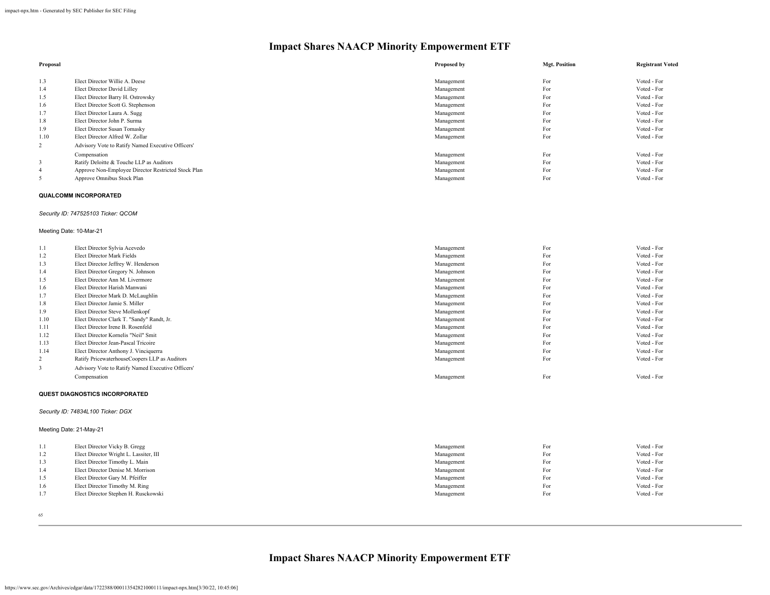# Impact Shares NAACP Minority Empowerment ETF

| Proposal | | Proposed by | Mgt. Position | Registrant Voted |
|---|---|---|---|---|
| 1.3 | Elect Director Willie A. Deese | Management | For | Voted - For |
| 1.4 | Elect Director David Lilley | Management | For | Voted - For |
| 1.5 | Elect Director Barry H. Ostrowsky | Management | For | Voted - For |
| 1.6 | Elect Director Scott G. Stephenson | Management | For | Voted - For |
| 1.7 | Elect Director Laura A. Sugg | Management | For | Voted - For |
| 1.8 | Elect Director John P. Surma | Management | For | Voted - For |
| 1.9 | Elect Director Susan Tomasky | Management | For | Voted - For |
| 1.10 | Elect Director Alfred W. Zollar | Management | For | Voted - For |
| 2 | Advisory Vote to Ratify Named Executive Officers' Compensation | Management | For | Voted - For |
| 3 | Ratify Deloitte & Touche LLP as Auditors | Management | For | Voted - For |
| 4 | Approve Non-Employee Director Restricted Stock Plan | Management | For | Voted - For |
| 5 | Approve Omnibus Stock Plan | Management | For | Voted - For |

**QUALCOMM INCORPORATED**

*Security ID: 747525103 Ticker: QCOM*

Meeting Date: 10-Mar-21

| Proposal | | Proposed by | Mgt. Position | Registrant Voted |
|---|---|---|---|---|
| 1.1 | Elect Director Sylvia Acevedo | Management | For | Voted - For |
| 1.2 | Elect Director Mark Fields | Management | For | Voted - For |
| 1.3 | Elect Director Jeffrey W. Henderson | Management | For | Voted - For |
| 1.4 | Elect Director Gregory N. Johnson | Management | For | Voted - For |
| 1.5 | Elect Director Ann M. Livermore | Management | For | Voted - For |
| 1.6 | Elect Director Harish Manwani | Management | For | Voted - For |
| 1.7 | Elect Director Mark D. McLaughlin | Management | For | Voted - For |
| 1.8 | Elect Director Jamie S. Miller | Management | For | Voted - For |
| 1.9 | Elect Director Steve Mollenkopf | Management | For | Voted - For |
| 1.10 | Elect Director Clark T. "Sandy" Randt, Jr. | Management | For | Voted - For |
| 1.11 | Elect Director Irene B. Rosenfeld | Management | For | Voted - For |
| 1.12 | Elect Director Kornelis "Neil" Smit | Management | For | Voted - For |
| 1.13 | Elect Director Jean-Pascal Tricoire | Management | For | Voted - For |
| 1.14 | Elect Director Anthony J. Vinciquerra | Management | For | Voted - For |
| 2 | Ratify PricewaterhouseCoopers LLP as Auditors | Management | For | Voted - For |
| 3 | Advisory Vote to Ratify Named Executive Officers' Compensation | Management | For | Voted - For |

**QUEST DIAGNOSTICS INCORPORATED**

*Security ID: 74834L100 Ticker: DGX*

Meeting Date: 21-May-21

| Proposal | | Proposed by | Mgt. Position | Registrant Voted |
|---|---|---|---|---|
| 1.1 | Elect Director Vicky B. Gregg | Management | For | Voted - For |
| 1.2 | Elect Director Wright L. Lassiter, III | Management | For | Voted - For |
| 1.3 | Elect Director Timothy L. Main | Management | For | Voted - For |
| 1.4 | Elect Director Denise M. Morrison | Management | For | Voted - For |
| 1.5 | Elect Director Gary M. Pfeiffer | Management | For | Voted - For |
| 1.6 | Elect Director Timothy M. Ring | Management | For | Voted - For |
| 1.7 | Elect Director Stephen H. Rusckowski | Management | For | Voted - For |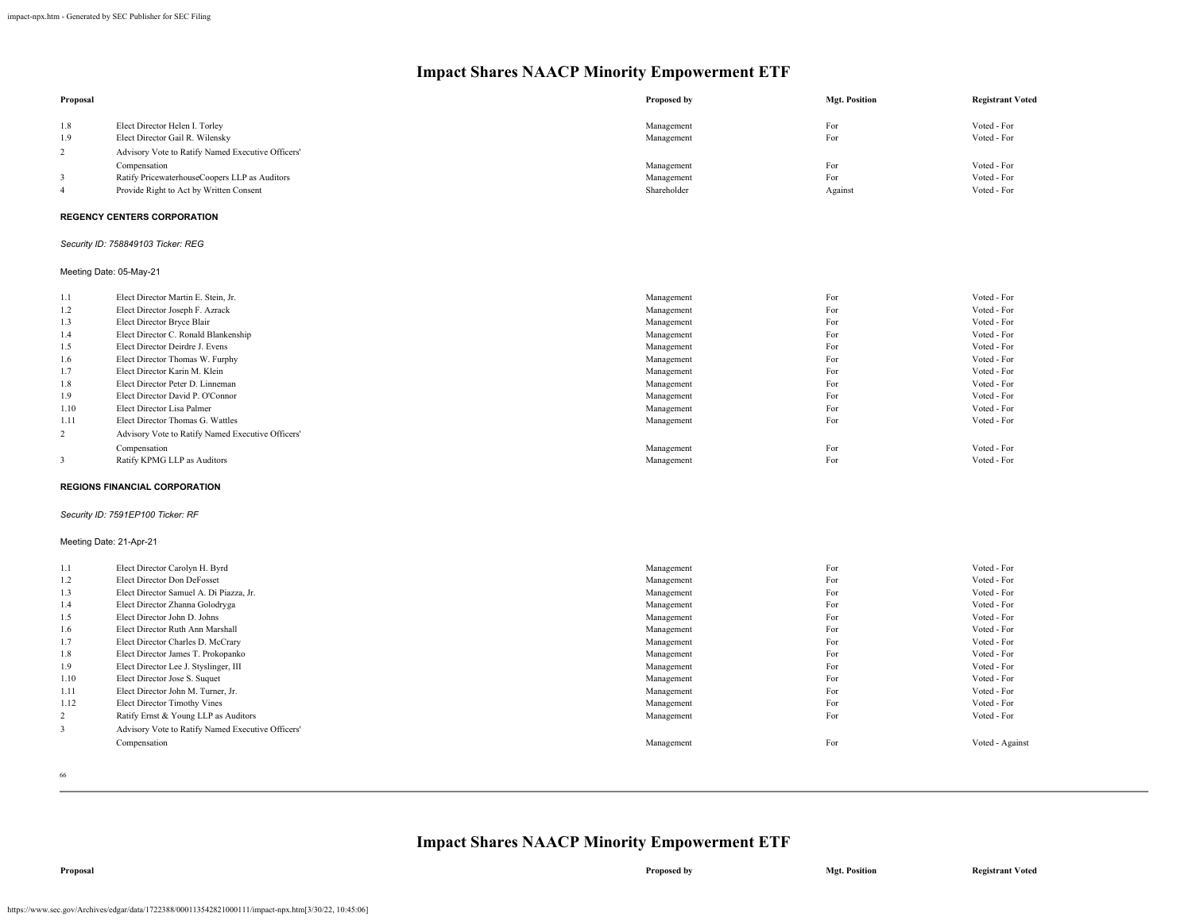# Impact Shares NAACP Minority Empowerment ETF

| Proposal | | Proposed by | Mgt. Position | Registrant Voted |
|---|---|---|---|---|
| 1.8 | Elect Director Helen I. Torley | Management | For | Voted - For |
| 1.9 | Elect Director Gail R. Wilensky | Management | For | Voted - For |
| 2 | Advisory Vote to Ratify Named Executive Officers' Compensation | Management | For | Voted - For |
| 3 | Ratify PricewaterhouseCoopers LLP as Auditors | Management | For | Voted - For |
| 4 | Provide Right to Act by Written Consent | Shareholder | Against | Voted - For |

**REGENCY CENTERS CORPORATION**

*Security ID: 758849103 Ticker: REG*

Meeting Date: 05-May-21

| Proposal | | Proposed by | Mgt. Position | Registrant Voted |
|---|---|---|---|---|
| 1.1 | Elect Director Martin E. Stein, Jr. | Management | For | Voted - For |
| 1.2 | Elect Director Joseph F. Azrack | Management | For | Voted - For |
| 1.3 | Elect Director Bryce Blair | Management | For | Voted - For |
| 1.4 | Elect Director C. Ronald Blankenship | Management | For | Voted - For |
| 1.5 | Elect Director Deirdre J. Evens | Management | For | Voted - For |
| 1.6 | Elect Director Thomas W. Furphy | Management | For | Voted - For |
| 1.7 | Elect Director Karin M. Klein | Management | For | Voted - For |
| 1.8 | Elect Director Peter D. Linneman | Management | For | Voted - For |
| 1.9 | Elect Director David P. O'Connor | Management | For | Voted - For |
| 1.10 | Elect Director Lisa Palmer | Management | For | Voted - For |
| 1.11 | Elect Director Thomas G. Wattles | Management | For | Voted - For |
| 2 | Advisory Vote to Ratify Named Executive Officers' Compensation | Management | For | Voted - For |
| 3 | Ratify KPMG LLP as Auditors | Management | For | Voted - For |

**REGIONS FINANCIAL CORPORATION**

*Security ID: 7591EP100 Ticker: RF*

Meeting Date: 21-Apr-21

| Proposal | | Proposed by | Mgt. Position | Registrant Voted |
|---|---|---|---|---|
| 1.1 | Elect Director Carolyn H. Byrd | Management | For | Voted - For |
| 1.2 | Elect Director Don DeFosset | Management | For | Voted - For |
| 1.3 | Elect Director Samuel A. Di Piazza, Jr. | Management | For | Voted - For |
| 1.4 | Elect Director Zhanna Golodryga | Management | For | Voted - For |
| 1.5 | Elect Director John D. Johns | Management | For | Voted - For |
| 1.6 | Elect Director Ruth Ann Marshall | Management | For | Voted - For |
| 1.7 | Elect Director Charles D. McCrary | Management | For | Voted - For |
| 1.8 | Elect Director James T. Prokopanko | Management | For | Voted - For |
| 1.9 | Elect Director Lee J. Styslinger, III | Management | For | Voted - For |
| 1.10 | Elect Director Jose S. Suquet | Management | For | Voted - For |
| 1.11 | Elect Director John M. Turner, Jr. | Management | For | Voted - For |
| 1.12 | Elect Director Timothy Vines | Management | For | Voted - For |
| 2 | Ratify Ernst & Young LLP as Auditors | Management | For | Voted - For |
| 3 | Advisory Vote to Ratify Named Executive Officers' Compensation | Management | For | Voted - Against |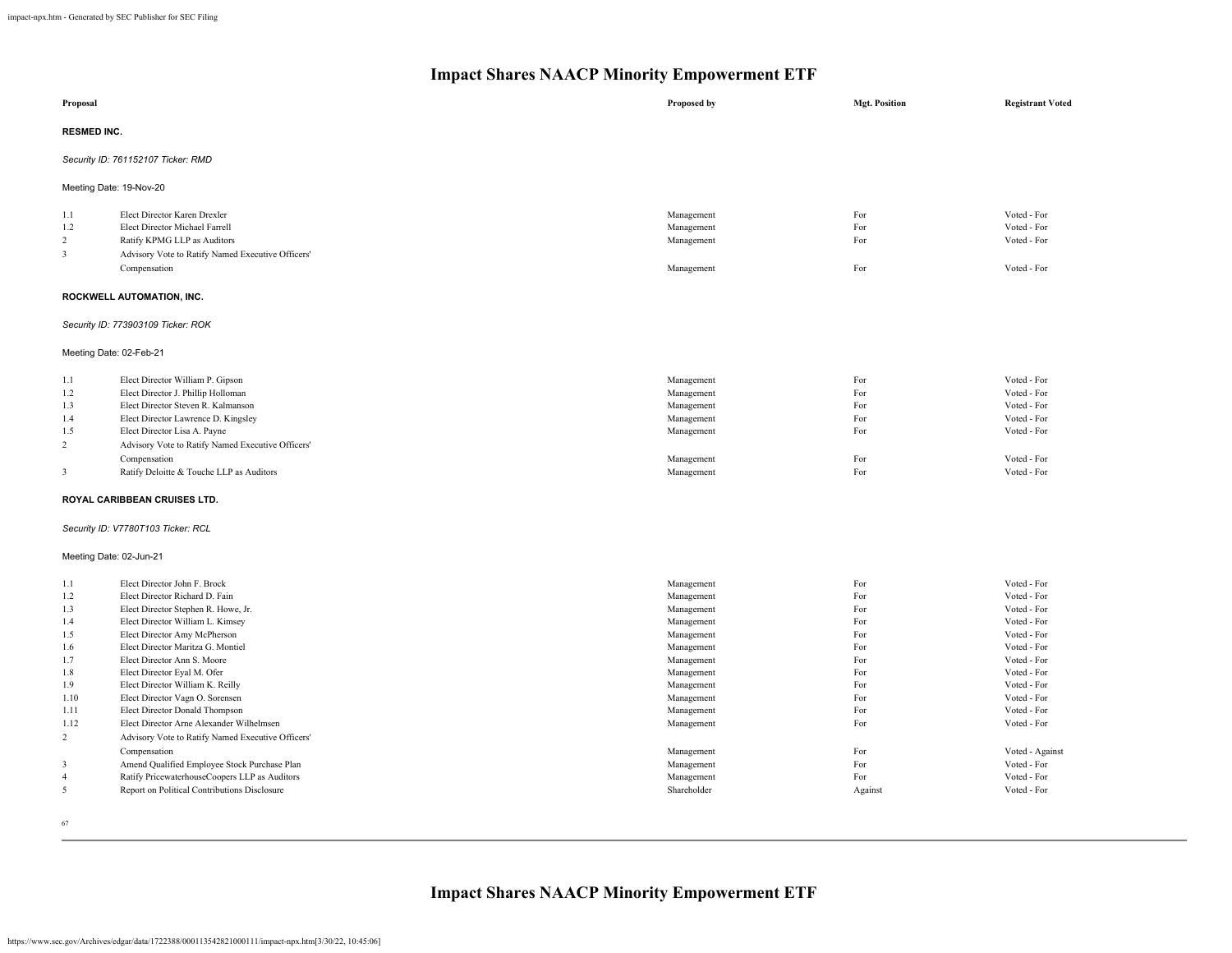# Impact Shares NAACP Minority Empowerment ETF

| Proposal | | Proposed by | Mgt. Position | Registrant Voted |
|---|---|---|---|---|

**RESMED INC.**

*Security ID: 761152107 Ticker: RMD*

Meeting Date: 19-Nov-20

| | | | | |
|---|---|---|---|---|
| 1.1 | Elect Director Karen Drexler | Management | For | Voted - For |
| 1.2 | Elect Director Michael Farrell | Management | For | Voted - For |
| 2 | Ratify KPMG LLP as Auditors | Management | For | Voted - For |
| 3 | Advisory Vote to Ratify Named Executive Officers' Compensation | Management | For | Voted - For |

**ROCKWELL AUTOMATION, INC.**

*Security ID: 773903109 Ticker: ROK*

Meeting Date: 02-Feb-21

| | | | | |
|---|---|---|---|---|
| 1.1 | Elect Director William P. Gipson | Management | For | Voted - For |
| 1.2 | Elect Director J. Phillip Holloman | Management | For | Voted - For |
| 1.3 | Elect Director Steven R. Kalmanson | Management | For | Voted - For |
| 1.4 | Elect Director Lawrence D. Kingsley | Management | For | Voted - For |
| 1.5 | Elect Director Lisa A. Payne | Management | For | Voted - For |
| 2 | Advisory Vote to Ratify Named Executive Officers' Compensation | Management | For | Voted - For |
| 3 | Ratify Deloitte & Touche LLP as Auditors | Management | For | Voted - For |

**ROYAL CARIBBEAN CRUISES LTD.**

*Security ID: V7780T103 Ticker: RCL*

Meeting Date: 02-Jun-21

| | | | | |
|---|---|---|---|---|
| 1.1 | Elect Director John F. Brock | Management | For | Voted - For |
| 1.2 | Elect Director Richard D. Fain | Management | For | Voted - For |
| 1.3 | Elect Director Stephen R. Howe, Jr. | Management | For | Voted - For |
| 1.4 | Elect Director William L. Kimsey | Management | For | Voted - For |
| 1.5 | Elect Director Amy McPherson | Management | For | Voted - For |
| 1.6 | Elect Director Maritza G. Montiel | Management | For | Voted - For |
| 1.7 | Elect Director Ann S. Moore | Management | For | Voted - For |
| 1.8 | Elect Director Eyal M. Ofer | Management | For | Voted - For |
| 1.9 | Elect Director William K. Reilly | Management | For | Voted - For |
| 1.10 | Elect Director Vagn O. Sorensen | Management | For | Voted - For |
| 1.11 | Elect Director Donald Thompson | Management | For | Voted - For |
| 1.12 | Elect Director Arne Alexander Wilhelmsen | Management | For | Voted - For |
| 2 | Advisory Vote to Ratify Named Executive Officers' Compensation | Management | For | Voted - Against |
| 3 | Amend Qualified Employee Stock Purchase Plan | Management | For | Voted - For |
| 4 | Ratify PricewaterhouseCoopers LLP as Auditors | Management | For | Voted - For |
| 5 | Report on Political Contributions Disclosure | Shareholder | Against | Voted - For |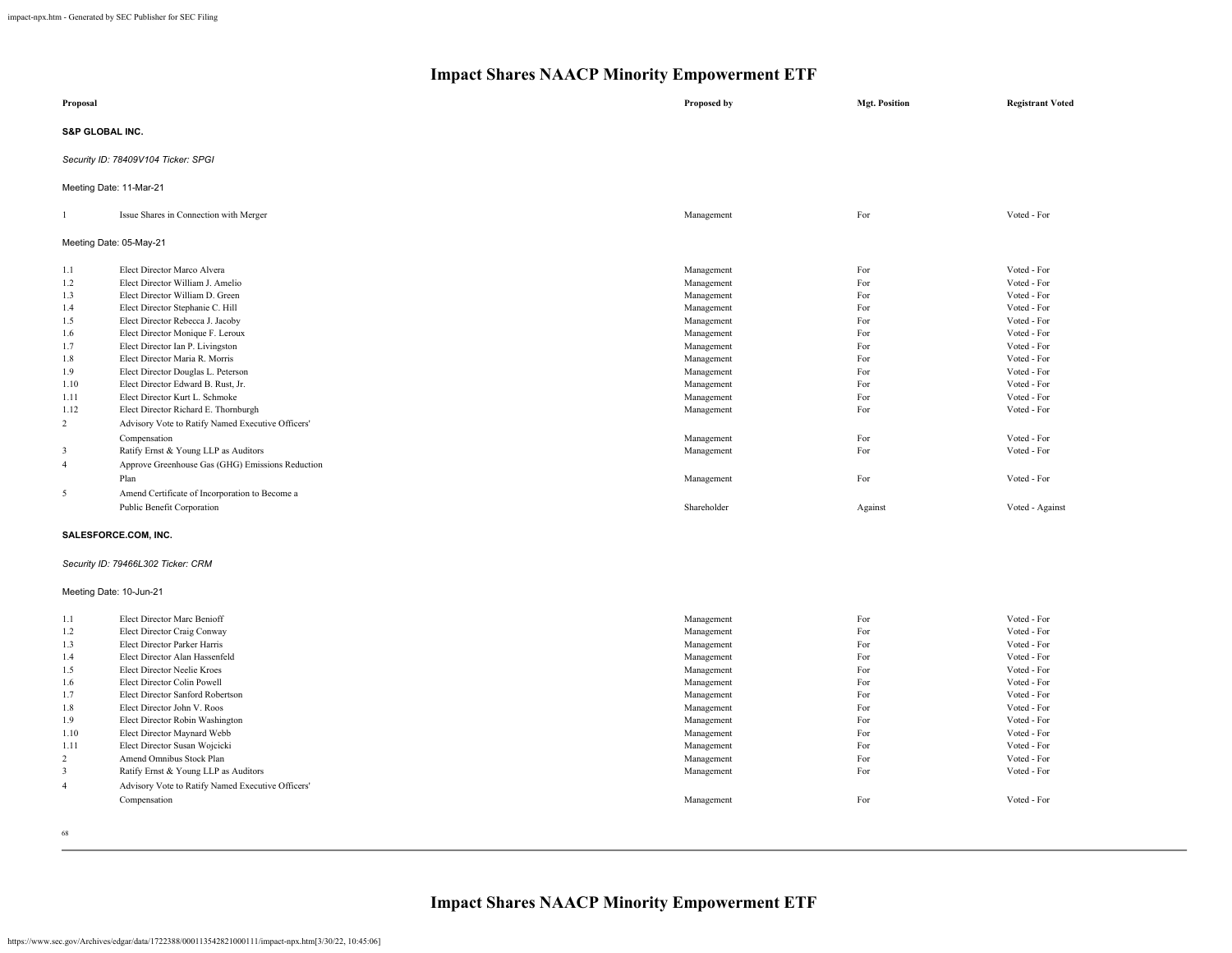# Impact Shares NAACP Minority Empowerment ETF

| Proposal | | Proposed by | Mgt. Position | Registrant Voted |
|---|---|---|---|---|
| **S&P GLOBAL INC.** | | | | |
| *Security ID: 78409V104 Ticker: SPGI* | | | | |
| Meeting Date: 11-Mar-21 | | | | |
| 1 | Issue Shares in Connection with Merger | Management | For | Voted - For |
| Meeting Date: 05-May-21 | | | | |
| 1.1 | Elect Director Marco Alvera | Management | For | Voted - For |
| 1.2 | Elect Director William J. Amelio | Management | For | Voted - For |
| 1.3 | Elect Director William D. Green | Management | For | Voted - For |
| 1.4 | Elect Director Stephanie C. Hill | Management | For | Voted - For |
| 1.5 | Elect Director Rebecca J. Jacoby | Management | For | Voted - For |
| 1.6 | Elect Director Monique F. Leroux | Management | For | Voted - For |
| 1.7 | Elect Director Ian P. Livingston | Management | For | Voted - For |
| 1.8 | Elect Director Maria R. Morris | Management | For | Voted - For |
| 1.9 | Elect Director Douglas L. Peterson | Management | For | Voted - For |
| 1.10 | Elect Director Edward B. Rust, Jr. | Management | For | Voted - For |
| 1.11 | Elect Director Kurt L. Schmoke | Management | For | Voted - For |
| 1.12 | Elect Director Richard E. Thornburgh | Management | For | Voted - For |
| 2 | Advisory Vote to Ratify Named Executive Officers' Compensation | Management | For | Voted - For |
| 3 | Ratify Ernst & Young LLP as Auditors | Management | For | Voted - For |
| 4 | Approve Greenhouse Gas (GHG) Emissions Reduction Plan | Management | For | Voted - For |
| 5 | Amend Certificate of Incorporation to Become a Public Benefit Corporation | Shareholder | Against | Voted - Against |
| **SALESFORCE.COM, INC.** | | | | |
| *Security ID: 79466L302 Ticker: CRM* | | | | |
| Meeting Date: 10-Jun-21 | | | | |
| 1.1 | Elect Director Marc Benioff | Management | For | Voted - For |
| 1.2 | Elect Director Craig Conway | Management | For | Voted - For |
| 1.3 | Elect Director Parker Harris | Management | For | Voted - For |
| 1.4 | Elect Director Alan Hassenfeld | Management | For | Voted - For |
| 1.5 | Elect Director Neelie Kroes | Management | For | Voted - For |
| 1.6 | Elect Director Colin Powell | Management | For | Voted - For |
| 1.7 | Elect Director Sanford Robertson | Management | For | Voted - For |
| 1.8 | Elect Director John V. Roos | Management | For | Voted - For |
| 1.9 | Elect Director Robin Washington | Management | For | Voted - For |
| 1.10 | Elect Director Maynard Webb | Management | For | Voted - For |
| 1.11 | Elect Director Susan Wojcicki | Management | For | Voted - For |
| 2 | Amend Omnibus Stock Plan | Management | For | Voted - For |
| 3 | Ratify Ernst & Young LLP as Auditors | Management | For | Voted - For |
| 4 | Advisory Vote to Ratify Named Executive Officers' Compensation | Management | For | Voted - For |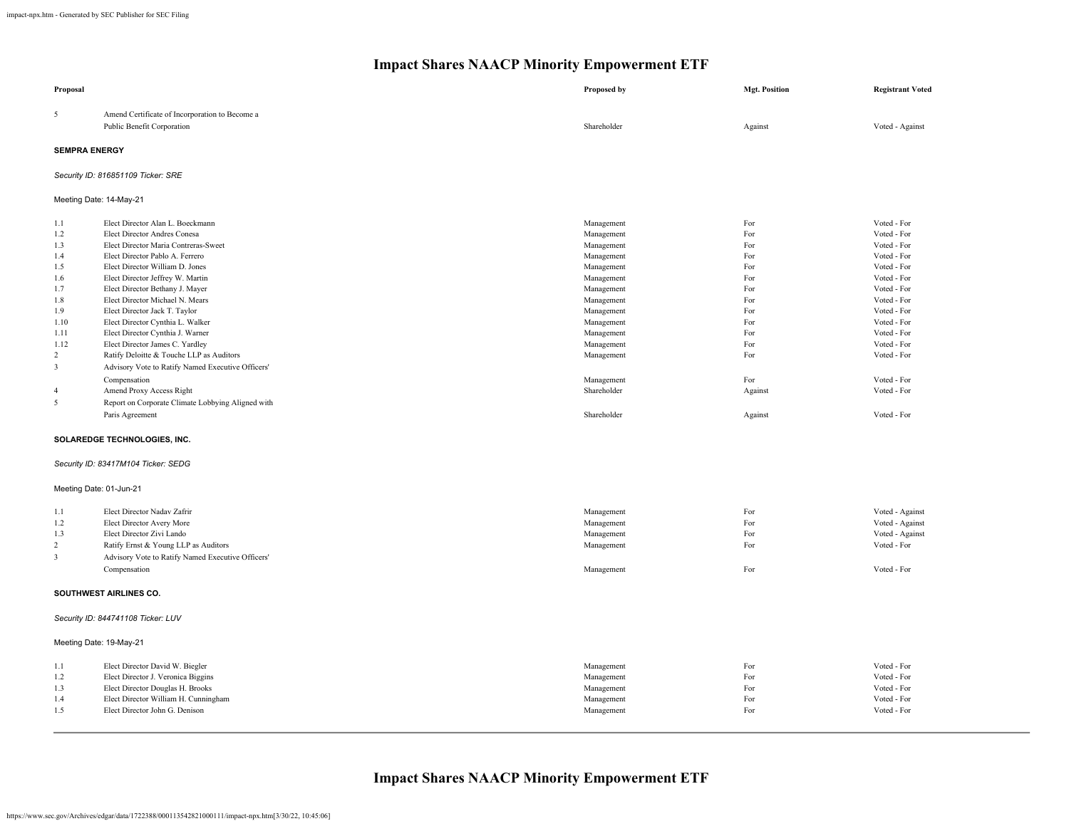# Impact Shares NAACP Minority Empowerment ETF

| Proposal | | Proposed by | Mgt. Position | Registrant Voted |
|---|---|---|---|---|
| 5 | Amend Certificate of Incorporation to Become a Public Benefit Corporation | Shareholder | Against | Voted - Against |

**SEMPRA ENERGY**

*Security ID: 816851109 Ticker: SRE*

Meeting Date: 14-May-21

| Proposal | | Proposed by | Mgt. Position | Registrant Voted |
|---|---|---|---|---|
| 1.1 | Elect Director Alan L. Boeckmann | Management | For | Voted - For |
| 1.2 | Elect Director Andres Conesa | Management | For | Voted - For |
| 1.3 | Elect Director Maria Contreras-Sweet | Management | For | Voted - For |
| 1.4 | Elect Director Pablo A. Ferrero | Management | For | Voted - For |
| 1.5 | Elect Director William D. Jones | Management | For | Voted - For |
| 1.6 | Elect Director Jeffrey W. Martin | Management | For | Voted - For |
| 1.7 | Elect Director Bethany J. Mayer | Management | For | Voted - For |
| 1.8 | Elect Director Michael N. Mears | Management | For | Voted - For |
| 1.9 | Elect Director Jack T. Taylor | Management | For | Voted - For |
| 1.10 | Elect Director Cynthia L. Walker | Management | For | Voted - For |
| 1.11 | Elect Director Cynthia J. Warner | Management | For | Voted - For |
| 1.12 | Elect Director James C. Yardley | Management | For | Voted - For |
| 2 | Ratify Deloitte & Touche LLP as Auditors | Management | For | Voted - For |
| 3 | Advisory Vote to Ratify Named Executive Officers' Compensation | Management | For | Voted - For |
| 4 | Amend Proxy Access Right | Shareholder | Against | Voted - For |
| 5 | Report on Corporate Climate Lobbying Aligned with Paris Agreement | Shareholder | Against | Voted - For |

**SOLAREDGE TECHNOLOGIES, INC.**

*Security ID: 83417M104 Ticker: SEDG*

Meeting Date: 01-Jun-21

| Proposal | | Proposed by | Mgt. Position | Registrant Voted |
|---|---|---|---|---|
| 1.1 | Elect Director Nadav Zafrir | Management | For | Voted - Against |
| 1.2 | Elect Director Avery More | Management | For | Voted - Against |
| 1.3 | Elect Director Zivi Lando | Management | For | Voted - Against |
| 2 | Ratify Ernst & Young LLP as Auditors | Management | For | Voted - For |
| 3 | Advisory Vote to Ratify Named Executive Officers' Compensation | Management | For | Voted - For |

**SOUTHWEST AIRLINES CO.**

*Security ID: 844741108 Ticker: LUV*

Meeting Date: 19-May-21

| Proposal | | Proposed by | Mgt. Position | Registrant Voted |
|---|---|---|---|---|
| 1.1 | Elect Director David W. Biegler | Management | For | Voted - For |
| 1.2 | Elect Director J. Veronica Biggins | Management | For | Voted - For |
| 1.3 | Elect Director Douglas H. Brooks | Management | For | Voted - For |
| 1.4 | Elect Director William H. Cunningham | Management | For | Voted - For |
| 1.5 | Elect Director John G. Denison | Management | For | Voted - For |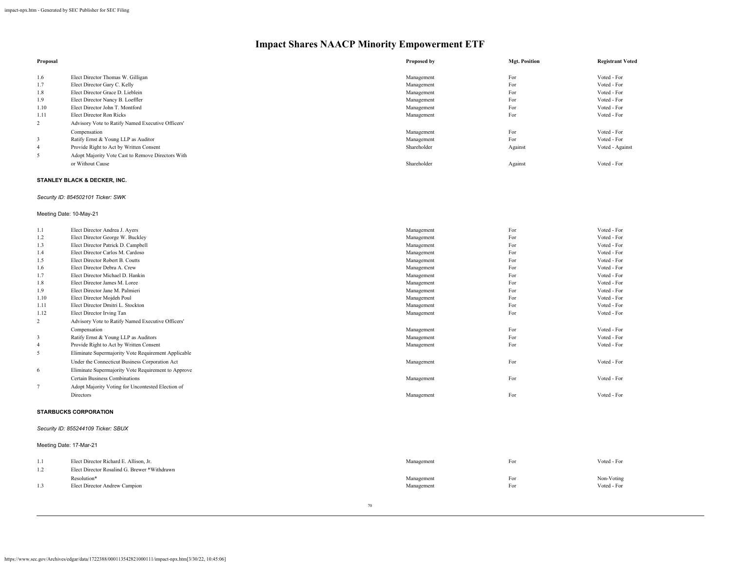# Impact Shares NAACP Minority Empowerment ETF

| Proposal | | Proposed by | Mgt. Position | Registrant Voted |
|---|---|---|---|---|
| 1.6 | Elect Director Thomas W. Gilligan | Management | For | Voted - For |
| 1.7 | Elect Director Gary C. Kelly | Management | For | Voted - For |
| 1.8 | Elect Director Grace D. Lieblein | Management | For | Voted - For |
| 1.9 | Elect Director Nancy B. Loeffler | Management | For | Voted - For |
| 1.10 | Elect Director John T. Montford | Management | For | Voted - For |
| 1.11 | Elect Director Ron Ricks | Management | For | Voted - For |
| 2 | Advisory Vote to Ratify Named Executive Officers' Compensation | Management | For | Voted - For |
| 3 | Ratify Ernst & Young LLP as Auditor | Management | For | Voted - For |
| 4 | Provide Right to Act by Written Consent | Shareholder | Against | Voted - Against |
| 5 | Adopt Majority Vote Cast to Remove Directors With or Without Cause | Shareholder | Against | Voted - For |

**STANLEY BLACK & DECKER, INC.**

*Security ID: 854502101 Ticker: SWK*

Meeting Date: 10-May-21

| Proposal | | Proposed by | Mgt. Position | Registrant Voted |
|---|---|---|---|---|
| 1.1 | Elect Director Andrea J. Ayers | Management | For | Voted - For |
| 1.2 | Elect Director George W. Buckley | Management | For | Voted - For |
| 1.3 | Elect Director Patrick D. Campbell | Management | For | Voted - For |
| 1.4 | Elect Director Carlos M. Cardoso | Management | For | Voted - For |
| 1.5 | Elect Director Robert B. Coutts | Management | For | Voted - For |
| 1.6 | Elect Director Debra A. Crew | Management | For | Voted - For |
| 1.7 | Elect Director Michael D. Hankin | Management | For | Voted - For |
| 1.8 | Elect Director James M. Loree | Management | For | Voted - For |
| 1.9 | Elect Director Jane M. Palmieri | Management | For | Voted - For |
| 1.10 | Elect Director Mojdeh Poul | Management | For | Voted - For |
| 1.11 | Elect Director Dmitri L. Stockton | Management | For | Voted - For |
| 1.12 | Elect Director Irving Tan | Management | For | Voted - For |
| 2 | Advisory Vote to Ratify Named Executive Officers' Compensation | Management | For | Voted - For |
| 3 | Ratify Ernst & Young LLP as Auditors | Management | For | Voted - For |
| 4 | Provide Right to Act by Written Consent | Management | For | Voted - For |
| 5 | Eliminate Supermajority Vote Requirement Applicable Under the Connecticut Business Corporation Act | Management | For | Voted - For |
| 6 | Eliminate Supermajority Vote Requirement to Approve Certain Business Combinations | Management | For | Voted - For |
| 7 | Adopt Majority Voting for Uncontested Election of Directors | Management | For | Voted - For |

**STARBUCKS CORPORATION**

*Security ID: 855244109 Ticker: SBUX*

Meeting Date: 17-Mar-21

| Proposal | | Proposed by | Mgt. Position | Registrant Voted |
|---|---|---|---|---|
| 1.1 | Elect Director Richard E. Allison, Jr. | Management | For | Voted - For |
| 1.2 | Elect Director Rosalind G. Brewer *Withdrawn Resolution* | Management | For | Non-Voting |
| 1.3 | Elect Director Andrew Campion | Management | For | Voted - For |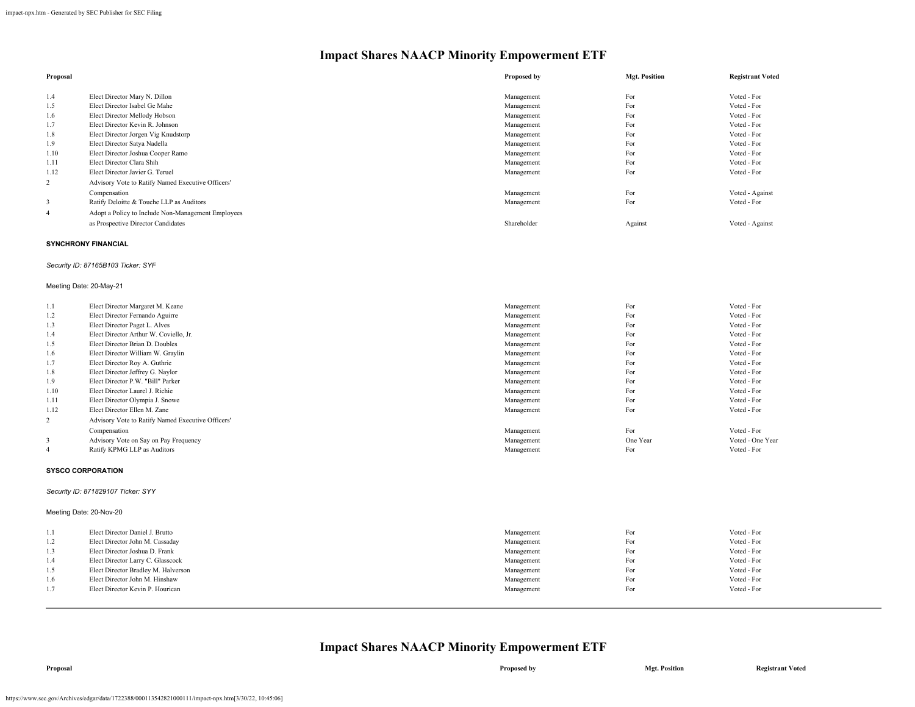# Impact Shares NAACP Minority Empowerment ETF

| Proposal | | Proposed by | Mgt. Position | Registrant Voted |
|---|---|---|---|---|
| 1.4 | Elect Director Mary N. Dillon | Management | For | Voted - For |
| 1.5 | Elect Director Isabel Ge Mahe | Management | For | Voted - For |
| 1.6 | Elect Director Mellody Hobson | Management | For | Voted - For |
| 1.7 | Elect Director Kevin R. Johnson | Management | For | Voted - For |
| 1.8 | Elect Director Jorgen Vig Knudstorp | Management | For | Voted - For |
| 1.9 | Elect Director Satya Nadella | Management | For | Voted - For |
| 1.10 | Elect Director Joshua Cooper Ramo | Management | For | Voted - For |
| 1.11 | Elect Director Clara Shih | Management | For | Voted - For |
| 1.12 | Elect Director Javier G. Teruel | Management | For | Voted - For |
| 2 | Advisory Vote to Ratify Named Executive Officers' Compensation | Management | For | Voted - Against |
| 3 | Ratify Deloitte & Touche LLP as Auditors | Management | For | Voted - For |
| 4 | Adopt a Policy to Include Non-Management Employees as Prospective Director Candidates | Shareholder | Against | Voted - Against |

**SYNCHRONY FINANCIAL**

*Security ID: 87165B103 Ticker: SYF*

Meeting Date: 20-May-21

| Proposal | | Proposed by | Mgt. Position | Registrant Voted |
|---|---|---|---|---|
| 1.1 | Elect Director Margaret M. Keane | Management | For | Voted - For |
| 1.2 | Elect Director Fernando Aguirre | Management | For | Voted - For |
| 1.3 | Elect Director Paget L. Alves | Management | For | Voted - For |
| 1.4 | Elect Director Arthur W. Coviello, Jr. | Management | For | Voted - For |
| 1.5 | Elect Director Brian D. Doubles | Management | For | Voted - For |
| 1.6 | Elect Director William W. Graylin | Management | For | Voted - For |
| 1.7 | Elect Director Roy A. Guthrie | Management | For | Voted - For |
| 1.8 | Elect Director Jeffrey G. Naylor | Management | For | Voted - For |
| 1.9 | Elect Director P.W. "Bill" Parker | Management | For | Voted - For |
| 1.10 | Elect Director Laurel J. Richie | Management | For | Voted - For |
| 1.11 | Elect Director Olympia J. Snowe | Management | For | Voted - For |
| 1.12 | Elect Director Ellen M. Zane | Management | For | Voted - For |
| 2 | Advisory Vote to Ratify Named Executive Officers' Compensation | Management | For | Voted - For |
| 3 | Advisory Vote on Say on Pay Frequency | Management | One Year | Voted - One Year |
| 4 | Ratify KPMG LLP as Auditors | Management | For | Voted - For |

**SYSCO CORPORATION**

*Security ID: 871829107 Ticker: SYY*

Meeting Date: 20-Nov-20

| Proposal | | Proposed by | Mgt. Position | Registrant Voted |
|---|---|---|---|---|
| 1.1 | Elect Director Daniel J. Brutto | Management | For | Voted - For |
| 1.2 | Elect Director John M. Cassaday | Management | For | Voted - For |
| 1.3 | Elect Director Joshua D. Frank | Management | For | Voted - For |
| 1.4 | Elect Director Larry C. Glasscock | Management | For | Voted - For |
| 1.5 | Elect Director Bradley M. Halverson | Management | For | Voted - For |
| 1.6 | Elect Director John M. Hinshaw | Management | For | Voted - For |
| 1.7 | Elect Director Kevin P. Hourican | Management | For | Voted - For |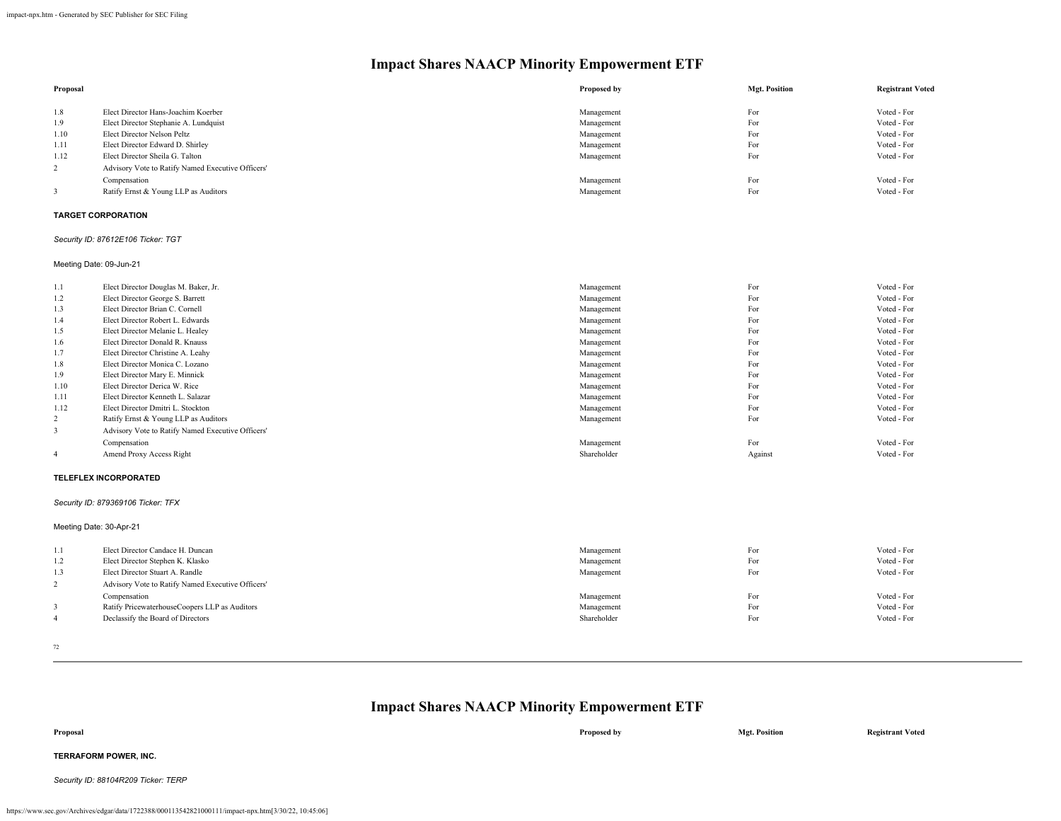# Impact Shares NAACP Minority Empowerment ETF

| Proposal | | Proposed by | Mgt. Position | Registrant Voted |
|---|---|---|---|---|
| 1.8 | Elect Director Hans-Joachim Koerber | Management | For | Voted - For |
| 1.9 | Elect Director Stephanie A. Lundquist | Management | For | Voted - For |
| 1.10 | Elect Director Nelson Peltz | Management | For | Voted - For |
| 1.11 | Elect Director Edward D. Shirley | Management | For | Voted - For |
| 1.12 | Elect Director Sheila G. Talton | Management | For | Voted - For |
| 2 | Advisory Vote to Ratify Named Executive Officers' Compensation | Management | For | Voted - For |
| 3 | Ratify Ernst & Young LLP as Auditors | Management | For | Voted - For |

**TARGET CORPORATION**

*Security ID: 87612E106 Ticker: TGT*

Meeting Date: 09-Jun-21

| Proposal | | Proposed by | Mgt. Position | Registrant Voted |
|---|---|---|---|---|
| 1.1 | Elect Director Douglas M. Baker, Jr. | Management | For | Voted - For |
| 1.2 | Elect Director George S. Barrett | Management | For | Voted - For |
| 1.3 | Elect Director Brian C. Cornell | Management | For | Voted - For |
| 1.4 | Elect Director Robert L. Edwards | Management | For | Voted - For |
| 1.5 | Elect Director Melanie L. Healey | Management | For | Voted - For |
| 1.6 | Elect Director Donald R. Knauss | Management | For | Voted - For |
| 1.7 | Elect Director Christine A. Leahy | Management | For | Voted - For |
| 1.8 | Elect Director Monica C. Lozano | Management | For | Voted - For |
| 1.9 | Elect Director Mary E. Minnick | Management | For | Voted - For |
| 1.10 | Elect Director Derica W. Rice | Management | For | Voted - For |
| 1.11 | Elect Director Kenneth L. Salazar | Management | For | Voted - For |
| 1.12 | Elect Director Dmitri L. Stockton | Management | For | Voted - For |
| 2 | Ratify Ernst & Young LLP as Auditors | Management | For | Voted - For |
| 3 | Advisory Vote to Ratify Named Executive Officers' Compensation | Management | For | Voted - For |
| 4 | Amend Proxy Access Right | Shareholder | Against | Voted - For |

**TELEFLEX INCORPORATED**

*Security ID: 879369106 Ticker: TFX*

Meeting Date: 30-Apr-21

| Proposal | | Proposed by | Mgt. Position | Registrant Voted |
|---|---|---|---|---|
| 1.1 | Elect Director Candace H. Duncan | Management | For | Voted - For |
| 1.2 | Elect Director Stephen K. Klasko | Management | For | Voted - For |
| 1.3 | Elect Director Stuart A. Randle | Management | For | Voted - For |
| 2 | Advisory Vote to Ratify Named Executive Officers' Compensation | Management | For | Voted - For |
| 3 | Ratify PricewaterhouseCoopers LLP as Auditors | Management | For | Voted - For |
| 4 | Declassify the Board of Directors | Shareholder | For | Voted - For |

# Impact Shares NAACP Minority Empowerment ETF

| Proposal | | Proposed by | Mgt. Position | Registrant Voted |
|---|---|---|---|---|

**TERRAFORM POWER, INC.**

*Security ID: 88104R209 Ticker: TERP*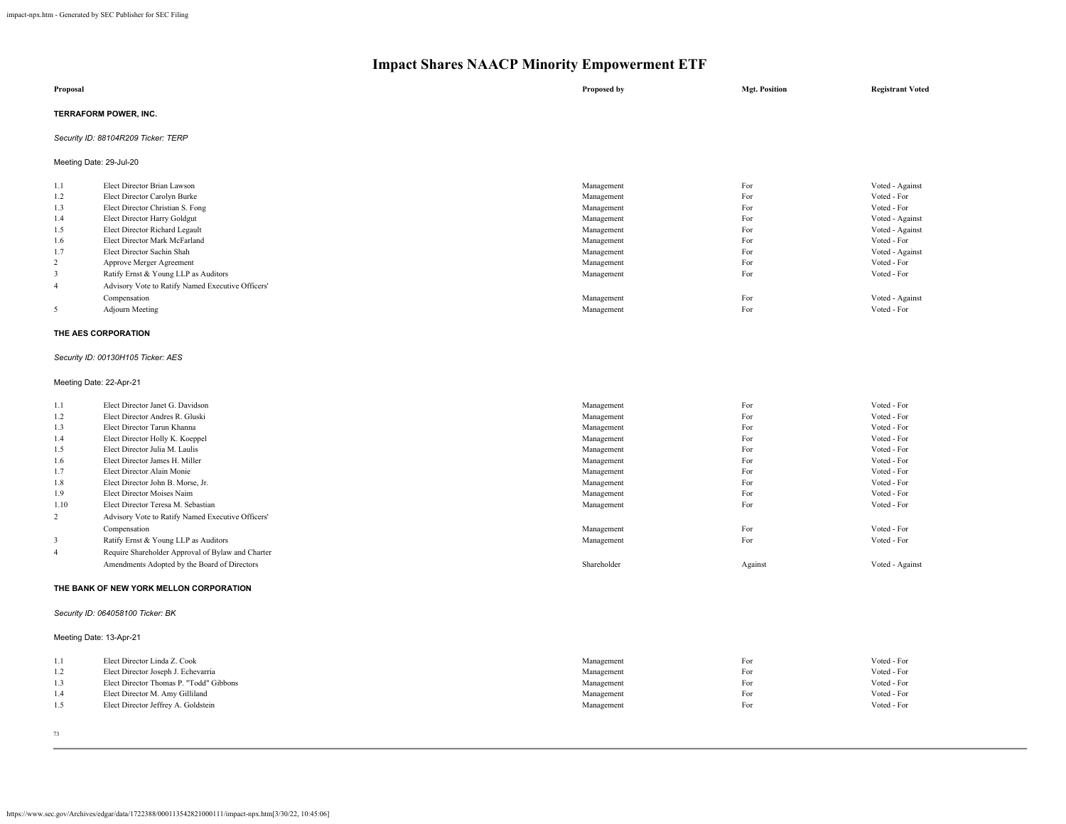# Impact Shares NAACP Minority Empowerment ETF

| Proposal | | Proposed by | Mgt. Position | Registrant Voted |
|---|---|---|---|---|

**TERRAFORM POWER, INC.**

*Security ID: 88104R209 Ticker: TERP*

Meeting Date: 29-Jul-20

| | | | | |
|---|---|---|---|---|
| 1.1 | Elect Director Brian Lawson | Management | For | Voted - Against |
| 1.2 | Elect Director Carolyn Burke | Management | For | Voted - For |
| 1.3 | Elect Director Christian S. Fong | Management | For | Voted - For |
| 1.4 | Elect Director Harry Goldgut | Management | For | Voted - Against |
| 1.5 | Elect Director Richard Legault | Management | For | Voted - Against |
| 1.6 | Elect Director Mark McFarland | Management | For | Voted - For |
| 1.7 | Elect Director Sachin Shah | Management | For | Voted - Against |
| 2 | Approve Merger Agreement | Management | For | Voted - For |
| 3 | Ratify Ernst & Young LLP as Auditors | Management | For | Voted - For |
| 4 | Advisory Vote to Ratify Named Executive Officers' Compensation | Management | For | Voted - Against |
| 5 | Adjourn Meeting | Management | For | Voted - For |

**THE AES CORPORATION**

*Security ID: 00130H105 Ticker: AES*

Meeting Date: 22-Apr-21

| | | | | |
|---|---|---|---|---|
| 1.1 | Elect Director Janet G. Davidson | Management | For | Voted - For |
| 1.2 | Elect Director Andres R. Gluski | Management | For | Voted - For |
| 1.3 | Elect Director Tarun Khanna | Management | For | Voted - For |
| 1.4 | Elect Director Holly K. Koeppel | Management | For | Voted - For |
| 1.5 | Elect Director Julia M. Laulis | Management | For | Voted - For |
| 1.6 | Elect Director James H. Miller | Management | For | Voted - For |
| 1.7 | Elect Director Alain Monie | Management | For | Voted - For |
| 1.8 | Elect Director John B. Morse, Jr. | Management | For | Voted - For |
| 1.9 | Elect Director Moises Naim | Management | For | Voted - For |
| 1.10 | Elect Director Teresa M. Sebastian | Management | For | Voted - For |
| 2 | Advisory Vote to Ratify Named Executive Officers' Compensation | Management | For | Voted - For |
| 3 | Ratify Ernst & Young LLP as Auditors | Management | For | Voted - For |
| 4 | Require Shareholder Approval of Bylaw and Charter Amendments Adopted by the Board of Directors | Shareholder | Against | Voted - Against |

**THE BANK OF NEW YORK MELLON CORPORATION**

*Security ID: 064058100 Ticker: BK*

Meeting Date: 13-Apr-21

| | | | | |
|---|---|---|---|---|
| 1.1 | Elect Director Linda Z. Cook | Management | For | Voted - For |
| 1.2 | Elect Director Joseph J. Echevarria | Management | For | Voted - For |
| 1.3 | Elect Director Thomas P. "Todd" Gibbons | Management | For | Voted - For |
| 1.4 | Elect Director M. Amy Gilliland | Management | For | Voted - For |
| 1.5 | Elect Director Jeffrey A. Goldstein | Management | For | Voted - For |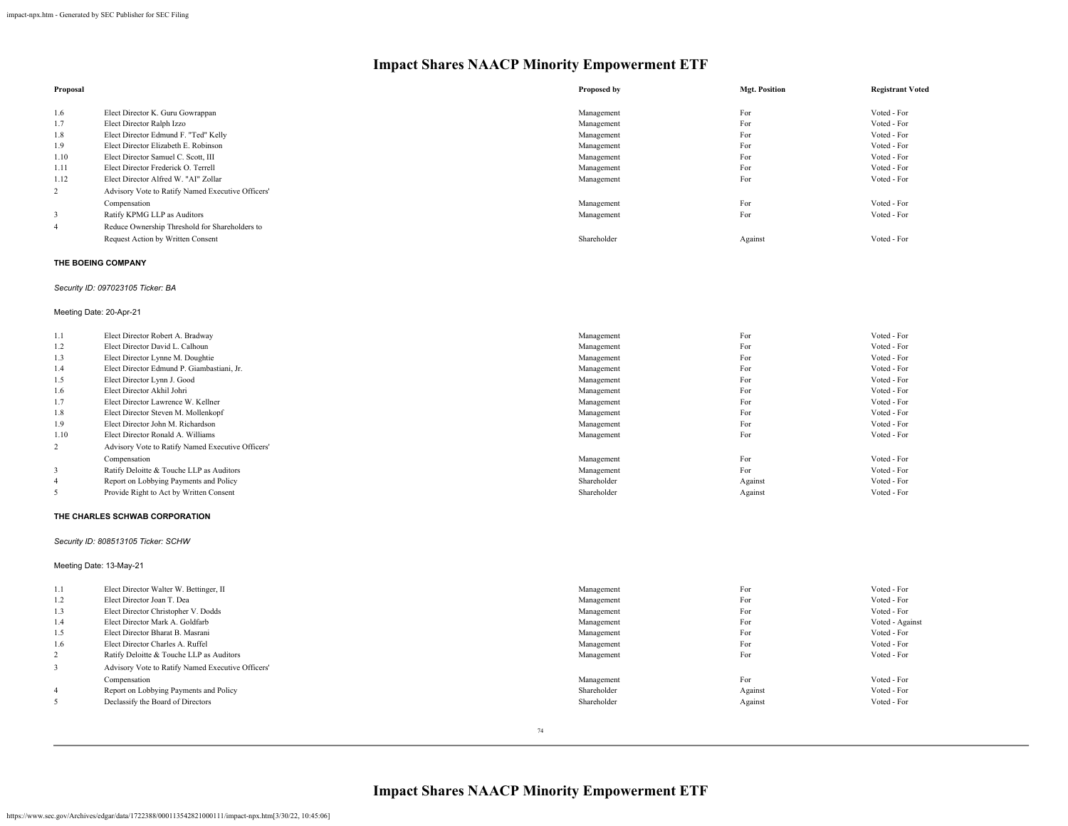# Impact Shares NAACP Minority Empowerment ETF

| Proposal | | Proposed by | Mgt. Position | Registrant Voted |
|---|---|---|---|---|
| 1.6 | Elect Director K. Guru Gowrappan | Management | For | Voted - For |
| 1.7 | Elect Director Ralph Izzo | Management | For | Voted - For |
| 1.8 | Elect Director Edmund F. "Ted" Kelly | Management | For | Voted - For |
| 1.9 | Elect Director Elizabeth E. Robinson | Management | For | Voted - For |
| 1.10 | Elect Director Samuel C. Scott, III | Management | For | Voted - For |
| 1.11 | Elect Director Frederick O. Terrell | Management | For | Voted - For |
| 1.12 | Elect Director Alfred W. "AI" Zollar | Management | For | Voted - For |
| 2 | Advisory Vote to Ratify Named Executive Officers' Compensation | Management | For | Voted - For |
| 3 | Ratify KPMG LLP as Auditors | Management | For | Voted - For |
| 4 | Reduce Ownership Threshold for Shareholders to Request Action by Written Consent | Shareholder | Against | Voted - For |

**THE BOEING COMPANY**

*Security ID: 097023105 Ticker: BA*

Meeting Date: 20-Apr-21

| Proposal | | Proposed by | Mgt. Position | Registrant Voted |
|---|---|---|---|---|
| 1.1 | Elect Director Robert A. Bradway | Management | For | Voted - For |
| 1.2 | Elect Director David L. Calhoun | Management | For | Voted - For |
| 1.3 | Elect Director Lynne M. Doughtie | Management | For | Voted - For |
| 1.4 | Elect Director Edmund P. Giambastiani, Jr. | Management | For | Voted - For |
| 1.5 | Elect Director Lynn J. Good | Management | For | Voted - For |
| 1.6 | Elect Director Akhil Johri | Management | For | Voted - For |
| 1.7 | Elect Director Lawrence W. Kellner | Management | For | Voted - For |
| 1.8 | Elect Director Steven M. Mollenkopf | Management | For | Voted - For |
| 1.9 | Elect Director John M. Richardson | Management | For | Voted - For |
| 1.10 | Elect Director Ronald A. Williams | Management | For | Voted - For |
| 2 | Advisory Vote to Ratify Named Executive Officers' Compensation | Management | For | Voted - For |
| 3 | Ratify Deloitte & Touche LLP as Auditors | Management | For | Voted - For |
| 4 | Report on Lobbying Payments and Policy | Shareholder | Against | Voted - For |
| 5 | Provide Right to Act by Written Consent | Shareholder | Against | Voted - For |

**THE CHARLES SCHWAB CORPORATION**

*Security ID: 808513105 Ticker: SCHW*

Meeting Date: 13-May-21

| Proposal | | Proposed by | Mgt. Position | Registrant Voted |
|---|---|---|---|---|
| 1.1 | Elect Director Walter W. Bettinger, II | Management | For | Voted - For |
| 1.2 | Elect Director Joan T. Dea | Management | For | Voted - For |
| 1.3 | Elect Director Christopher V. Dodds | Management | For | Voted - For |
| 1.4 | Elect Director Mark A. Goldfarb | Management | For | Voted - Against |
| 1.5 | Elect Director Bharat B. Masrani | Management | For | Voted - For |
| 1.6 | Elect Director Charles A. Ruffel | Management | For | Voted - For |
| 2 | Ratify Deloitte & Touche LLP as Auditors | Management | For | Voted - For |
| 3 | Advisory Vote to Ratify Named Executive Officers' Compensation | Management | For | Voted - For |
| 4 | Report on Lobbying Payments and Policy | Shareholder | Against | Voted - For |
| 5 | Declassify the Board of Directors | Shareholder | Against | Voted - For |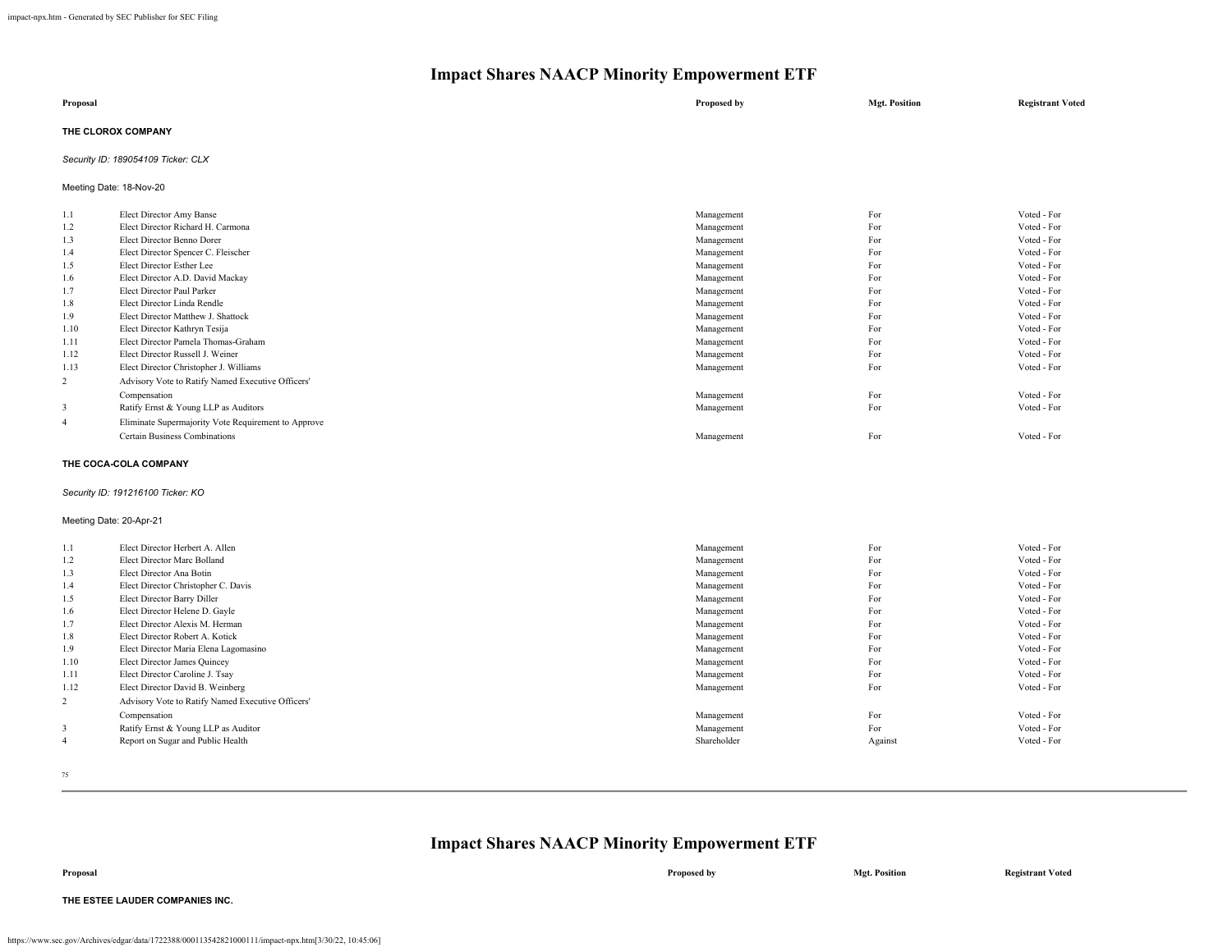# Impact Shares NAACP Minority Empowerment ETF

| Proposal | | Proposed by | Mgt. Position | Registrant Voted |
|---|---|---|---|---|

**THE CLOROX COMPANY**

*Security ID: 189054109 Ticker: CLX*

Meeting Date: 18-Nov-20

| | | | | |
|---|---|---|---|---|
| 1.1 | Elect Director Amy Banse | Management | For | Voted - For |
| 1.2 | Elect Director Richard H. Carmona | Management | For | Voted - For |
| 1.3 | Elect Director Benno Dorer | Management | For | Voted - For |
| 1.4 | Elect Director Spencer C. Fleischer | Management | For | Voted - For |
| 1.5 | Elect Director Esther Lee | Management | For | Voted - For |
| 1.6 | Elect Director A.D. David Mackay | Management | For | Voted - For |
| 1.7 | Elect Director Paul Parker | Management | For | Voted - For |
| 1.8 | Elect Director Linda Rendle | Management | For | Voted - For |
| 1.9 | Elect Director Matthew J. Shattock | Management | For | Voted - For |
| 1.10 | Elect Director Kathryn Tesija | Management | For | Voted - For |
| 1.11 | Elect Director Pamela Thomas-Graham | Management | For | Voted - For |
| 1.12 | Elect Director Russell J. Weiner | Management | For | Voted - For |
| 1.13 | Elect Director Christopher J. Williams | Management | For | Voted - For |
| 2 | Advisory Vote to Ratify Named Executive Officers' Compensation | Management | For | Voted - For |
| 3 | Ratify Ernst & Young LLP as Auditors | Management | For | Voted - For |
| 4 | Eliminate Supermajority Vote Requirement to Approve Certain Business Combinations | Management | For | Voted - For |

**THE COCA-COLA COMPANY**

*Security ID: 191216100 Ticker: KO*

Meeting Date: 20-Apr-21

| | | | | |
|---|---|---|---|---|
| 1.1 | Elect Director Herbert A. Allen | Management | For | Voted - For |
| 1.2 | Elect Director Marc Bolland | Management | For | Voted - For |
| 1.3 | Elect Director Ana Botin | Management | For | Voted - For |
| 1.4 | Elect Director Christopher C. Davis | Management | For | Voted - For |
| 1.5 | Elect Director Barry Diller | Management | For | Voted - For |
| 1.6 | Elect Director Helene D. Gayle | Management | For | Voted - For |
| 1.7 | Elect Director Alexis M. Herman | Management | For | Voted - For |
| 1.8 | Elect Director Robert A. Kotick | Management | For | Voted - For |
| 1.9 | Elect Director Maria Elena Lagomasino | Management | For | Voted - For |
| 1.10 | Elect Director James Quincey | Management | For | Voted - For |
| 1.11 | Elect Director Caroline J. Tsay | Management | For | Voted - For |
| 1.12 | Elect Director David B. Weinberg | Management | For | Voted - For |
| 2 | Advisory Vote to Ratify Named Executive Officers' Compensation | Management | For | Voted - For |
| 3 | Ratify Ernst & Young LLP as Auditor | Management | For | Voted - For |
| 4 | Report on Sugar and Public Health | Shareholder | Against | Voted - For |

# Impact Shares NAACP Minority Empowerment ETF

| Proposal | | Proposed by | Mgt. Position | Registrant Voted |
|---|---|---|---|---|

**THE ESTEE LAUDER COMPANIES INC.**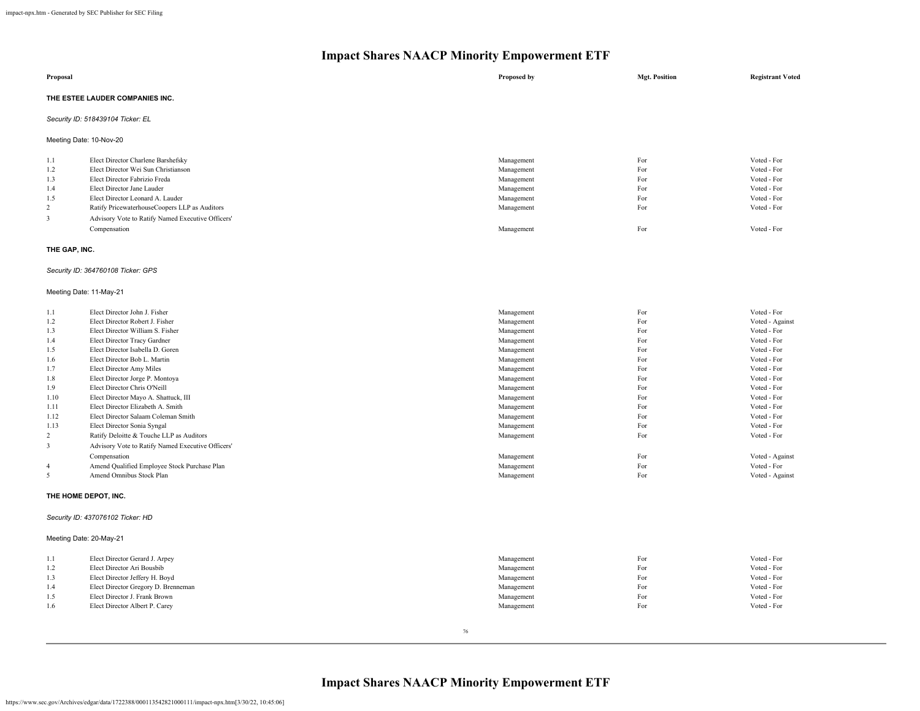# Impact Shares NAACP Minority Empowerment ETF

| Proposal | | Proposed by | Mgt. Position | Registrant Voted |
|---|---|---|---|---|

**THE ESTEE LAUDER COMPANIES INC.**

*Security ID: 518439104 Ticker: EL*

Meeting Date: 10-Nov-20

| | | | | |
|---|---|---|---|---|
| 1.1 | Elect Director Charlene Barshefsky | Management | For | Voted - For |
| 1.2 | Elect Director Wei Sun Christianson | Management | For | Voted - For |
| 1.3 | Elect Director Fabrizio Freda | Management | For | Voted - For |
| 1.4 | Elect Director Jane Lauder | Management | For | Voted - For |
| 1.5 | Elect Director Leonard A. Lauder | Management | For | Voted - For |
| 2 | Ratify PricewaterhouseCoopers LLP as Auditors | Management | For | Voted - For |
| 3 | Advisory Vote to Ratify Named Executive Officers' Compensation | Management | For | Voted - For |

**THE GAP, INC.**

*Security ID: 364760108 Ticker: GPS*

Meeting Date: 11-May-21

| | | | | |
|---|---|---|---|---|
| 1.1 | Elect Director John J. Fisher | Management | For | Voted - For |
| 1.2 | Elect Director Robert J. Fisher | Management | For | Voted - Against |
| 1.3 | Elect Director William S. Fisher | Management | For | Voted - For |
| 1.4 | Elect Director Tracy Gardner | Management | For | Voted - For |
| 1.5 | Elect Director Isabella D. Goren | Management | For | Voted - For |
| 1.6 | Elect Director Bob L. Martin | Management | For | Voted - For |
| 1.7 | Elect Director Amy Miles | Management | For | Voted - For |
| 1.8 | Elect Director Jorge P. Montoya | Management | For | Voted - For |
| 1.9 | Elect Director Chris O'Neill | Management | For | Voted - For |
| 1.10 | Elect Director Mayo A. Shattuck, III | Management | For | Voted - For |
| 1.11 | Elect Director Elizabeth A. Smith | Management | For | Voted - For |
| 1.12 | Elect Director Salaam Coleman Smith | Management | For | Voted - For |
| 1.13 | Elect Director Sonia Syngal | Management | For | Voted - For |
| 2 | Ratify Deloitte & Touche LLP as Auditors | Management | For | Voted - For |
| 3 | Advisory Vote to Ratify Named Executive Officers' Compensation | Management | For | Voted - Against |
| 4 | Amend Qualified Employee Stock Purchase Plan | Management | For | Voted - For |
| 5 | Amend Omnibus Stock Plan | Management | For | Voted - Against |

**THE HOME DEPOT, INC.**

*Security ID: 437076102 Ticker: HD*

Meeting Date: 20-May-21

| | | | | |
|---|---|---|---|---|
| 1.1 | Elect Director Gerard J. Arpey | Management | For | Voted - For |
| 1.2 | Elect Director Ari Bousbib | Management | For | Voted - For |
| 1.3 | Elect Director Jeffery H. Boyd | Management | For | Voted - For |
| 1.4 | Elect Director Gregory D. Brenneman | Management | For | Voted - For |
| 1.5 | Elect Director J. Frank Brown | Management | For | Voted - For |
| 1.6 | Elect Director Albert P. Carey | Management | For | Voted - For |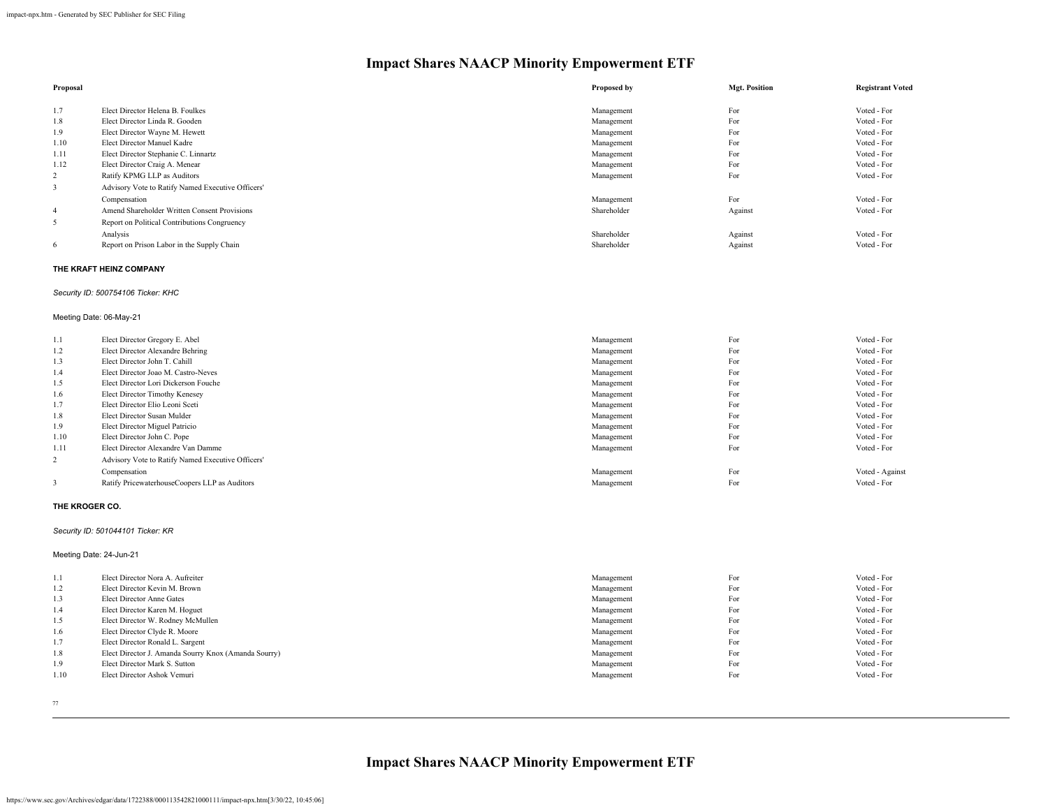# Impact Shares NAACP Minority Empowerment ETF

| Proposal | | Proposed by | Mgt. Position | Registrant Voted |
|---|---|---|---|---|
| 1.7 | Elect Director Helena B. Foulkes | Management | For | Voted - For |
| 1.8 | Elect Director Linda R. Gooden | Management | For | Voted - For |
| 1.9 | Elect Director Wayne M. Hewett | Management | For | Voted - For |
| 1.10 | Elect Director Manuel Kadre | Management | For | Voted - For |
| 1.11 | Elect Director Stephanie C. Linnartz | Management | For | Voted - For |
| 1.12 | Elect Director Craig A. Menear | Management | For | Voted - For |
| 2 | Ratify KPMG LLP as Auditors | Management | For | Voted - For |
| 3 | Advisory Vote to Ratify Named Executive Officers' Compensation | Management | For | Voted - For |
| 4 | Amend Shareholder Written Consent Provisions | Shareholder | Against | Voted - For |
| 5 | Report on Political Contributions Congruency Analysis | Shareholder | Against | Voted - For |
| 6 | Report on Prison Labor in the Supply Chain | Shareholder | Against | Voted - For |

**THE KRAFT HEINZ COMPANY**

*Security ID: 500754106 Ticker: KHC*

Meeting Date: 06-May-21

| Proposal | | Proposed by | Mgt. Position | Registrant Voted |
|---|---|---|---|---|
| 1.1 | Elect Director Gregory E. Abel | Management | For | Voted - For |
| 1.2 | Elect Director Alexandre Behring | Management | For | Voted - For |
| 1.3 | Elect Director John T. Cahill | Management | For | Voted - For |
| 1.4 | Elect Director Joao M. Castro-Neves | Management | For | Voted - For |
| 1.5 | Elect Director Lori Dickerson Fouche | Management | For | Voted - For |
| 1.6 | Elect Director Timothy Kenesey | Management | For | Voted - For |
| 1.7 | Elect Director Elio Leoni Sceti | Management | For | Voted - For |
| 1.8 | Elect Director Susan Mulder | Management | For | Voted - For |
| 1.9 | Elect Director Miguel Patricio | Management | For | Voted - For |
| 1.10 | Elect Director John C. Pope | Management | For | Voted - For |
| 1.11 | Elect Director Alexandre Van Damme | Management | For | Voted - For |
| 2 | Advisory Vote to Ratify Named Executive Officers' Compensation | Management | For | Voted - Against |
| 3 | Ratify PricewaterhouseCoopers LLP as Auditors | Management | For | Voted - For |

**THE KROGER CO.**

*Security ID: 501044101 Ticker: KR*

Meeting Date: 24-Jun-21

| Proposal | | Proposed by | Mgt. Position | Registrant Voted |
|---|---|---|---|---|
| 1.1 | Elect Director Nora A. Aufreiter | Management | For | Voted - For |
| 1.2 | Elect Director Kevin M. Brown | Management | For | Voted - For |
| 1.3 | Elect Director Anne Gates | Management | For | Voted - For |
| 1.4 | Elect Director Karen M. Hoguet | Management | For | Voted - For |
| 1.5 | Elect Director W. Rodney McMullen | Management | For | Voted - For |
| 1.6 | Elect Director Clyde R. Moore | Management | For | Voted - For |
| 1.7 | Elect Director Ronald L. Sargent | Management | For | Voted - For |
| 1.8 | Elect Director J. Amanda Sourry Knox (Amanda Sourry) | Management | For | Voted - For |
| 1.9 | Elect Director Mark S. Sutton | Management | For | Voted - For |
| 1.10 | Elect Director Ashok Vemuri | Management | For | Voted - For |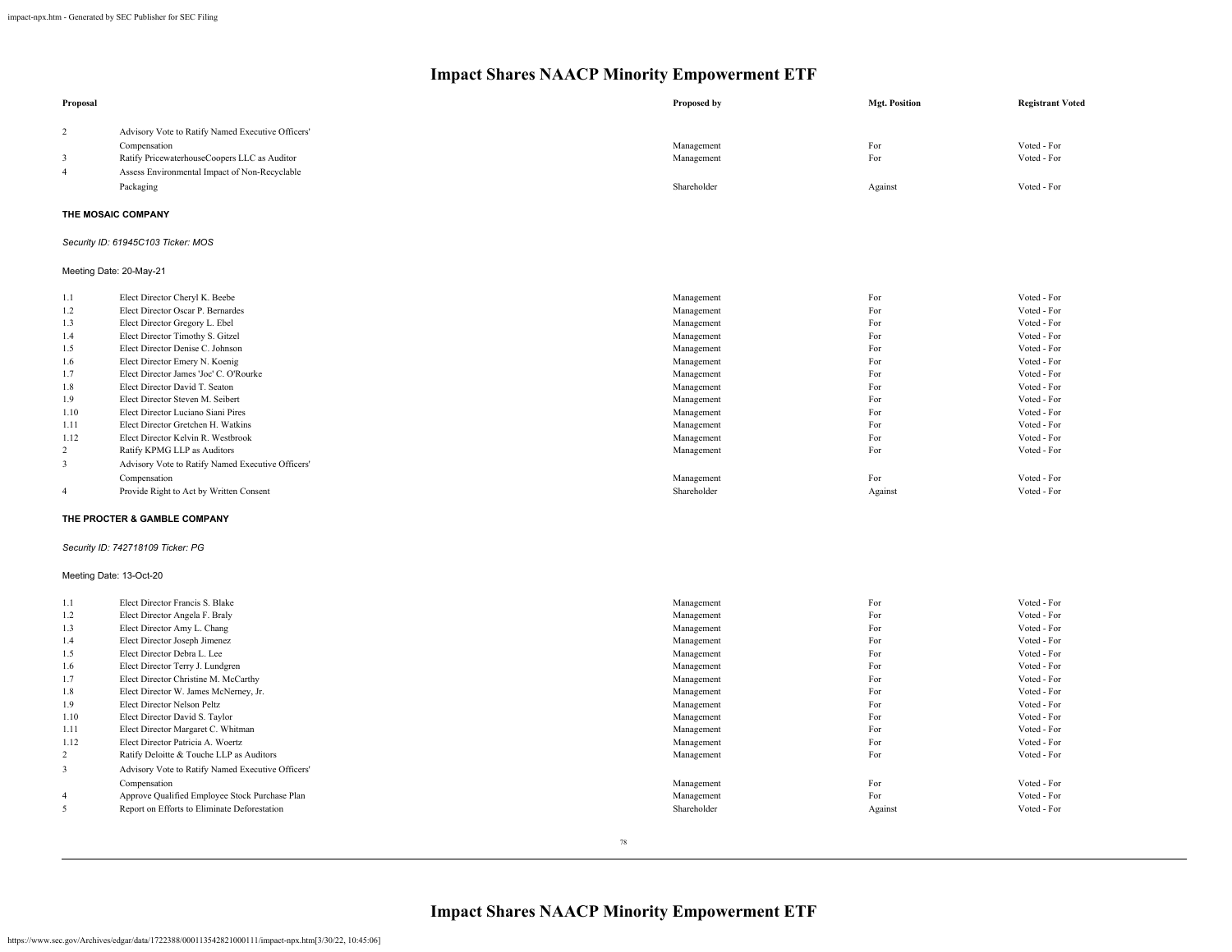# Impact Shares NAACP Minority Empowerment ETF

| Proposal | | Proposed by | Mgt. Position | Registrant Voted |
|---|---|---|---|---|
| 2 | Advisory Vote to Ratify Named Executive Officers' Compensation | Management | For | Voted - For |
| 3 | Ratify PricewaterhouseCoopers LLC as Auditor | Management | For | Voted - For |
| 4 | Assess Environmental Impact of Non-Recyclable Packaging | Shareholder | Against | Voted - For |

**THE MOSAIC COMPANY**

*Security ID: 61945C103 Ticker: MOS*

Meeting Date: 20-May-21

| Proposal | | Proposed by | Mgt. Position | Registrant Voted |
|---|---|---|---|---|
| 1.1 | Elect Director Cheryl K. Beebe | Management | For | Voted - For |
| 1.2 | Elect Director Oscar P. Bernardes | Management | For | Voted - For |
| 1.3 | Elect Director Gregory L. Ebel | Management | For | Voted - For |
| 1.4 | Elect Director Timothy S. Gitzel | Management | For | Voted - For |
| 1.5 | Elect Director Denise C. Johnson | Management | For | Voted - For |
| 1.6 | Elect Director Emery N. Koenig | Management | For | Voted - For |
| 1.7 | Elect Director James 'Joc' C. O'Rourke | Management | For | Voted - For |
| 1.8 | Elect Director David T. Seaton | Management | For | Voted - For |
| 1.9 | Elect Director Steven M. Seibert | Management | For | Voted - For |
| 1.10 | Elect Director Luciano Siani Pires | Management | For | Voted - For |
| 1.11 | Elect Director Gretchen H. Watkins | Management | For | Voted - For |
| 1.12 | Elect Director Kelvin R. Westbrook | Management | For | Voted - For |
| 2 | Ratify KPMG LLP as Auditors | Management | For | Voted - For |
| 3 | Advisory Vote to Ratify Named Executive Officers' Compensation | Management | For | Voted - For |
| 4 | Provide Right to Act by Written Consent | Shareholder | Against | Voted - For |

**THE PROCTER & GAMBLE COMPANY**

*Security ID: 742718109 Ticker: PG*

Meeting Date: 13-Oct-20

| Proposal | | Proposed by | Mgt. Position | Registrant Voted |
|---|---|---|---|---|
| 1.1 | Elect Director Francis S. Blake | Management | For | Voted - For |
| 1.2 | Elect Director Angela F. Braly | Management | For | Voted - For |
| 1.3 | Elect Director Amy L. Chang | Management | For | Voted - For |
| 1.4 | Elect Director Joseph Jimenez | Management | For | Voted - For |
| 1.5 | Elect Director Debra L. Lee | Management | For | Voted - For |
| 1.6 | Elect Director Terry J. Lundgren | Management | For | Voted - For |
| 1.7 | Elect Director Christine M. McCarthy | Management | For | Voted - For |
| 1.8 | Elect Director W. James McNerney, Jr. | Management | For | Voted - For |
| 1.9 | Elect Director Nelson Peltz | Management | For | Voted - For |
| 1.10 | Elect Director David S. Taylor | Management | For | Voted - For |
| 1.11 | Elect Director Margaret C. Whitman | Management | For | Voted - For |
| 1.12 | Elect Director Patricia A. Woertz | Management | For | Voted - For |
| 2 | Ratify Deloitte & Touche LLP as Auditors | Management | For | Voted - For |
| 3 | Advisory Vote to Ratify Named Executive Officers' Compensation | Management | For | Voted - For |
| 4 | Approve Qualified Employee Stock Purchase Plan | Management | For | Voted - For |
| 5 | Report on Efforts to Eliminate Deforestation | Shareholder | Against | Voted - For |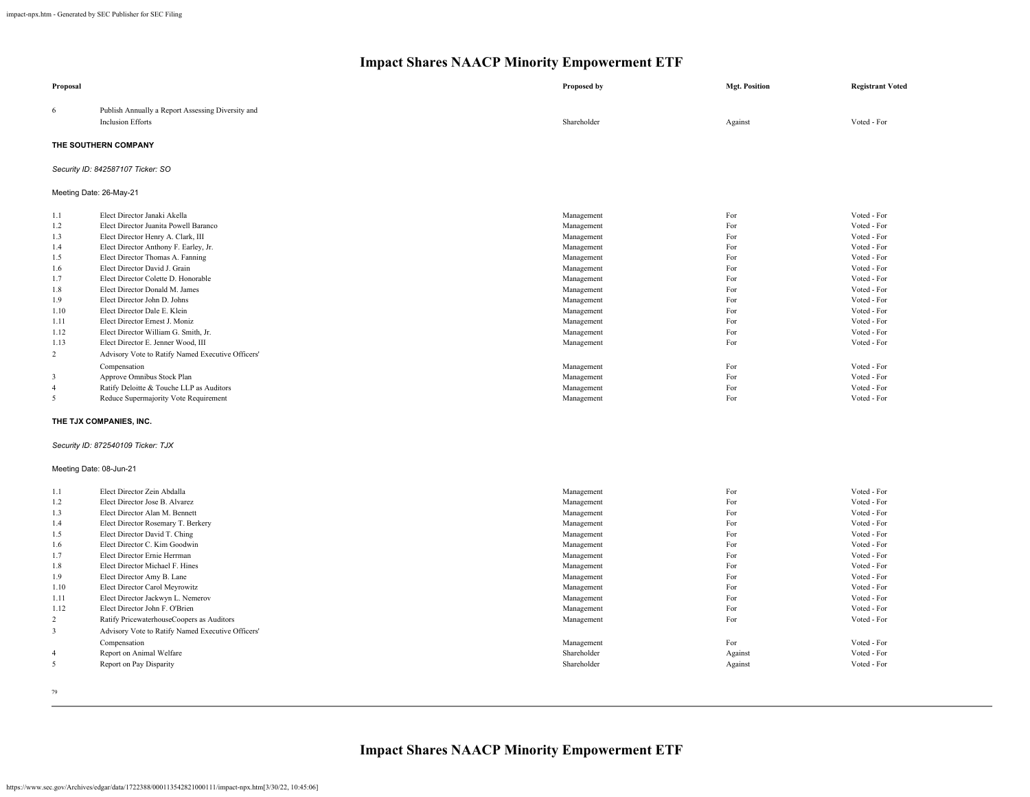| Proposal | | Proposed by | Mgt. Position | Registrant Voted |
|---|---|---|---|---|
| 6 | Publish Annually a Report Assessing Diversity and Inclusion Efforts | Shareholder | Against | Voted - For |

**THE SOUTHERN COMPANY**

*Security ID: 842587107 Ticker: SO*

Meeting Date: 26-May-21

| Proposal | | Proposed by | Mgt. Position | Registrant Voted |
|---|---|---|---|---|
| 1.1 | Elect Director Janaki Akella | Management | For | Voted - For |
| 1.2 | Elect Director Juanita Powell Baranco | Management | For | Voted - For |
| 1.3 | Elect Director Henry A. Clark, III | Management | For | Voted - For |
| 1.4 | Elect Director Anthony F. Earley, Jr. | Management | For | Voted - For |
| 1.5 | Elect Director Thomas A. Fanning | Management | For | Voted - For |
| 1.6 | Elect Director David J. Grain | Management | For | Voted - For |
| 1.7 | Elect Director Colette D. Honorable | Management | For | Voted - For |
| 1.8 | Elect Director Donald M. James | Management | For | Voted - For |
| 1.9 | Elect Director John D. Johns | Management | For | Voted - For |
| 1.10 | Elect Director Dale E. Klein | Management | For | Voted - For |
| 1.11 | Elect Director Ernest J. Moniz | Management | For | Voted - For |
| 1.12 | Elect Director William G. Smith, Jr. | Management | For | Voted - For |
| 1.13 | Elect Director E. Jenner Wood, III | Management | For | Voted - For |
| 2 | Advisory Vote to Ratify Named Executive Officers' Compensation | Management | For | Voted - For |
| 3 | Approve Omnibus Stock Plan | Management | For | Voted - For |
| 4 | Ratify Deloitte & Touche LLP as Auditors | Management | For | Voted - For |
| 5 | Reduce Supermajority Vote Requirement | Management | For | Voted - For |

**THE TJX COMPANIES, INC.**

*Security ID: 872540109 Ticker: TJX*

Meeting Date: 08-Jun-21

| Proposal | | Proposed by | Mgt. Position | Registrant Voted |
|---|---|---|---|---|
| 1.1 | Elect Director Zein Abdalla | Management | For | Voted - For |
| 1.2 | Elect Director Jose B. Alvarez | Management | For | Voted - For |
| 1.3 | Elect Director Alan M. Bennett | Management | For | Voted - For |
| 1.4 | Elect Director Rosemary T. Berkery | Management | For | Voted - For |
| 1.5 | Elect Director David T. Ching | Management | For | Voted - For |
| 1.6 | Elect Director C. Kim Goodwin | Management | For | Voted - For |
| 1.7 | Elect Director Ernie Herrman | Management | For | Voted - For |
| 1.8 | Elect Director Michael F. Hines | Management | For | Voted - For |
| 1.9 | Elect Director Amy B. Lane | Management | For | Voted - For |
| 1.10 | Elect Director Carol Meyrowitz | Management | For | Voted - For |
| 1.11 | Elect Director Jackwyn L. Nemerov | Management | For | Voted - For |
| 1.12 | Elect Director John F. O'Brien | Management | For | Voted - For |
| 2 | Ratify PricewaterhouseCoopers as Auditors | Management | For | Voted - For |
| 3 | Advisory Vote to Ratify Named Executive Officers' Compensation | Management | For | Voted - For |
| 4 | Report on Animal Welfare | Shareholder | Against | Voted - For |
| 5 | Report on Pay Disparity | Shareholder | Against | Voted - For |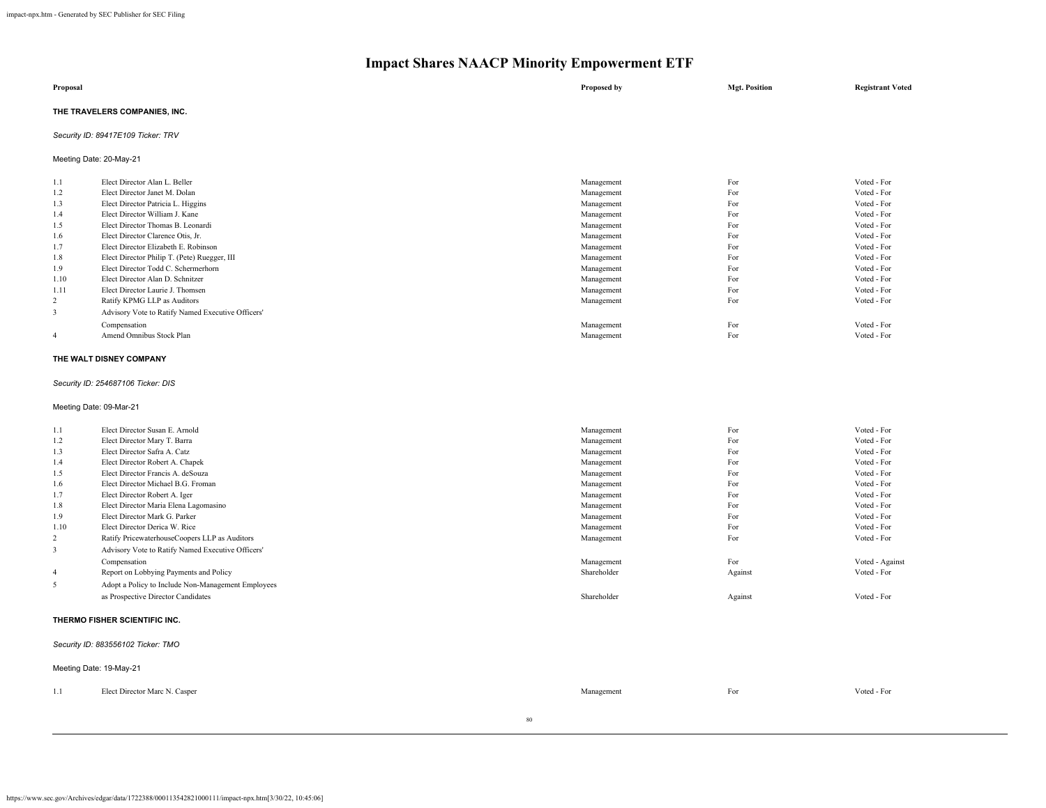# Impact Shares NAACP Minority Empowerment ETF

| Proposal | | Proposed by | Mgt. Position | Registrant Voted |
|---|---|---|---|---|

**THE TRAVELERS COMPANIES, INC.**

*Security ID: 89417E109 Ticker: TRV*

Meeting Date: 20-May-21

| | | | | |
|---|---|---|---|---|
| 1.1 | Elect Director Alan L. Beller | Management | For | Voted - For |
| 1.2 | Elect Director Janet M. Dolan | Management | For | Voted - For |
| 1.3 | Elect Director Patricia L. Higgins | Management | For | Voted - For |
| 1.4 | Elect Director William J. Kane | Management | For | Voted - For |
| 1.5 | Elect Director Thomas B. Leonardi | Management | For | Voted - For |
| 1.6 | Elect Director Clarence Otis, Jr. | Management | For | Voted - For |
| 1.7 | Elect Director Elizabeth E. Robinson | Management | For | Voted - For |
| 1.8 | Elect Director Philip T. (Pete) Ruegger, III | Management | For | Voted - For |
| 1.9 | Elect Director Todd C. Schermerhorn | Management | For | Voted - For |
| 1.10 | Elect Director Alan D. Schnitzer | Management | For | Voted - For |
| 1.11 | Elect Director Laurie J. Thomsen | Management | For | Voted - For |
| 2 | Ratify KPMG LLP as Auditors | Management | For | Voted - For |
| 3 | Advisory Vote to Ratify Named Executive Officers' Compensation | Management | For | Voted - For |
| 4 | Amend Omnibus Stock Plan | Management | For | Voted - For |

**THE WALT DISNEY COMPANY**

*Security ID: 254687106 Ticker: DIS*

Meeting Date: 09-Mar-21

| | | | | |
|---|---|---|---|---|
| 1.1 | Elect Director Susan E. Arnold | Management | For | Voted - For |
| 1.2 | Elect Director Mary T. Barra | Management | For | Voted - For |
| 1.3 | Elect Director Safra A. Catz | Management | For | Voted - For |
| 1.4 | Elect Director Robert A. Chapek | Management | For | Voted - For |
| 1.5 | Elect Director Francis A. deSouza | Management | For | Voted - For |
| 1.6 | Elect Director Michael B.G. Froman | Management | For | Voted - For |
| 1.7 | Elect Director Robert A. Iger | Management | For | Voted - For |
| 1.8 | Elect Director Maria Elena Lagomasino | Management | For | Voted - For |
| 1.9 | Elect Director Mark G. Parker | Management | For | Voted - For |
| 1.10 | Elect Director Derica W. Rice | Management | For | Voted - For |
| 2 | Ratify PricewaterhouseCoopers LLP as Auditors | Management | For | Voted - For |
| 3 | Advisory Vote to Ratify Named Executive Officers' Compensation | Management | For | Voted - Against |
| 4 | Report on Lobbying Payments and Policy | Shareholder | Against | Voted - For |
| 5 | Adopt a Policy to Include Non-Management Employees as Prospective Director Candidates | Shareholder | Against | Voted - For |

**THERMO FISHER SCIENTIFIC INC.**

*Security ID: 883556102 Ticker: TMO*

Meeting Date: 19-May-21

| | | | | |
|---|---|---|---|---|
| 1.1 | Elect Director Marc N. Casper | Management | For | Voted - For |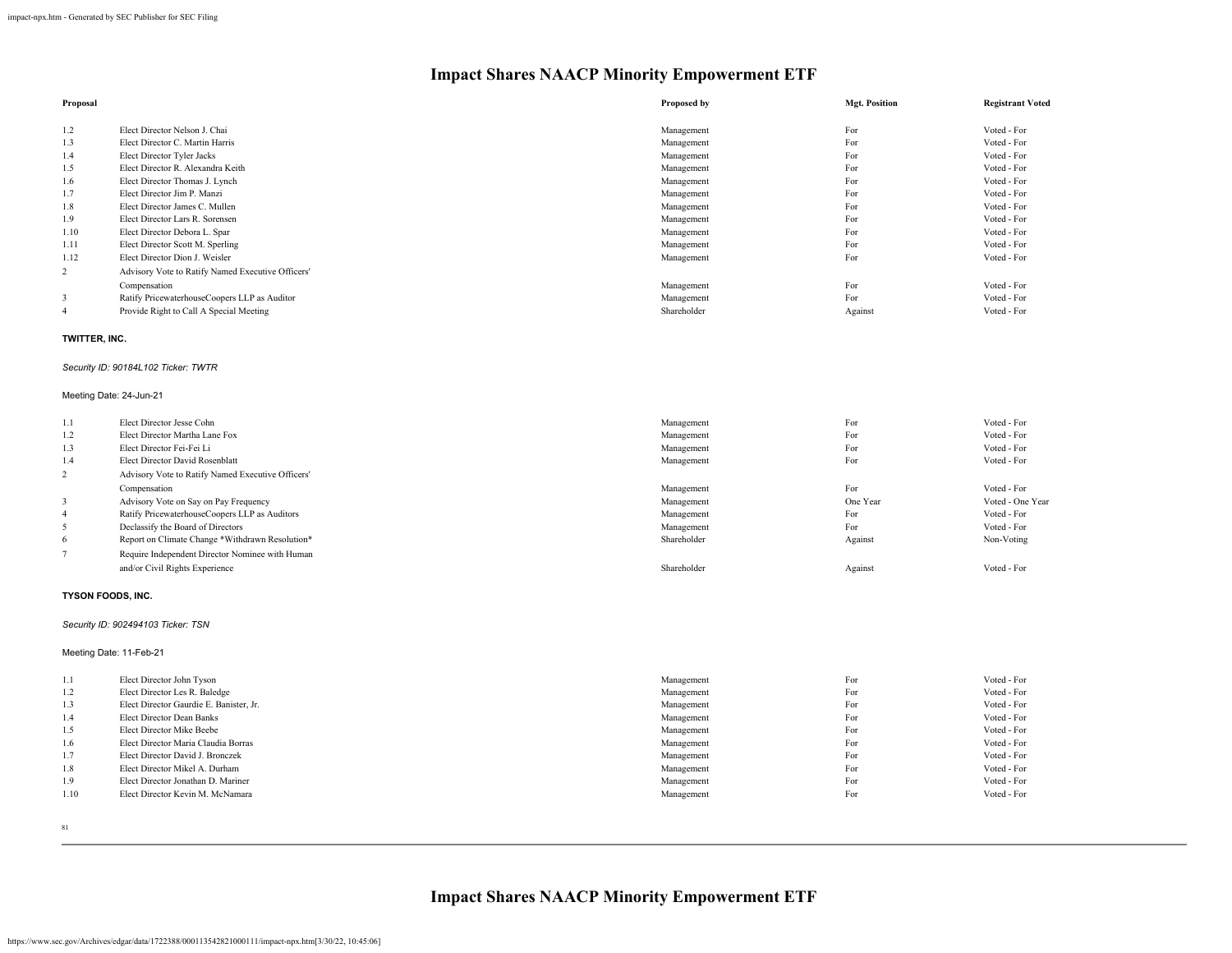# Impact Shares NAACP Minority Empowerment ETF

| Proposal | | Proposed by | Mgt. Position | Registrant Voted |
|---|---|---|---|---|
| 1.2 | Elect Director Nelson J. Chai | Management | For | Voted - For |
| 1.3 | Elect Director C. Martin Harris | Management | For | Voted - For |
| 1.4 | Elect Director Tyler Jacks | Management | For | Voted - For |
| 1.5 | Elect Director R. Alexandra Keith | Management | For | Voted - For |
| 1.6 | Elect Director Thomas J. Lynch | Management | For | Voted - For |
| 1.7 | Elect Director Jim P. Manzi | Management | For | Voted - For |
| 1.8 | Elect Director James C. Mullen | Management | For | Voted - For |
| 1.9 | Elect Director Lars R. Sorensen | Management | For | Voted - For |
| 1.10 | Elect Director Debora L. Spar | Management | For | Voted - For |
| 1.11 | Elect Director Scott M. Sperling | Management | For | Voted - For |
| 1.12 | Elect Director Dion J. Weisler | Management | For | Voted - For |
| 2 | Advisory Vote to Ratify Named Executive Officers' Compensation | Management | For | Voted - For |
| 3 | Ratify PricewaterhouseCoopers LLP as Auditor | Management | For | Voted - For |
| 4 | Provide Right to Call A Special Meeting | Shareholder | Against | Voted - For |

**TWITTER, INC.**

*Security ID: 90184L102 Ticker: TWTR*

Meeting Date: 24-Jun-21

| Proposal | | Proposed by | Mgt. Position | Registrant Voted |
|---|---|---|---|---|
| 1.1 | Elect Director Jesse Cohn | Management | For | Voted - For |
| 1.2 | Elect Director Martha Lane Fox | Management | For | Voted - For |
| 1.3 | Elect Director Fei-Fei Li | Management | For | Voted - For |
| 1.4 | Elect Director David Rosenblatt | Management | For | Voted - For |
| 2 | Advisory Vote to Ratify Named Executive Officers' Compensation | Management | For | Voted - For |
| 3 | Advisory Vote on Say on Pay Frequency | Management | One Year | Voted - One Year |
| 4 | Ratify PricewaterhouseCoopers LLP as Auditors | Management | For | Voted - For |
| 5 | Declassify the Board of Directors | Management | For | Voted - For |
| 6 | Report on Climate Change *Withdrawn Resolution* | Shareholder | Against | Non-Voting |
| 7 | Require Independent Director Nominee with Human and/or Civil Rights Experience | Shareholder | Against | Voted - For |

**TYSON FOODS, INC.**

*Security ID: 902494103 Ticker: TSN*

Meeting Date: 11-Feb-21

| Proposal | | Proposed by | Mgt. Position | Registrant Voted |
|---|---|---|---|---|
| 1.1 | Elect Director John Tyson | Management | For | Voted - For |
| 1.2 | Elect Director Les R. Baledge | Management | For | Voted - For |
| 1.3 | Elect Director Gaurdie E. Banister, Jr. | Management | For | Voted - For |
| 1.4 | Elect Director Dean Banks | Management | For | Voted - For |
| 1.5 | Elect Director Mike Beebe | Management | For | Voted - For |
| 1.6 | Elect Director Maria Claudia Borras | Management | For | Voted - For |
| 1.7 | Elect Director David J. Bronczek | Management | For | Voted - For |
| 1.8 | Elect Director Mikel A. Durham | Management | For | Voted - For |
| 1.9 | Elect Director Jonathan D. Mariner | Management | For | Voted - For |
| 1.10 | Elect Director Kevin M. McNamara | Management | For | Voted - For |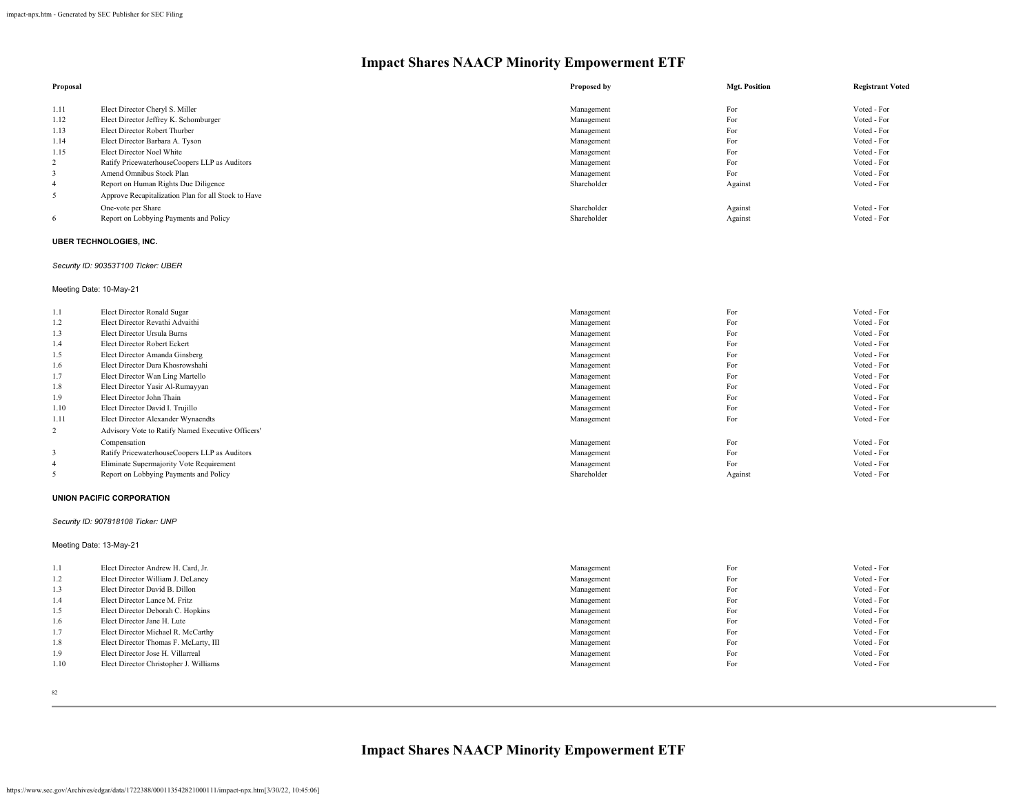# Impact Shares NAACP Minority Empowerment ETF

| Proposal | | Proposed by | Mgt. Position | Registrant Voted |
|---|---|---|---|---|
| 1.11 | Elect Director Cheryl S. Miller | Management | For | Voted - For |
| 1.12 | Elect Director Jeffrey K. Schomburger | Management | For | Voted - For |
| 1.13 | Elect Director Robert Thurber | Management | For | Voted - For |
| 1.14 | Elect Director Barbara A. Tyson | Management | For | Voted - For |
| 1.15 | Elect Director Noel White | Management | For | Voted - For |
| 2 | Ratify PricewaterhouseCoopers LLP as Auditors | Management | For | Voted - For |
| 3 | Amend Omnibus Stock Plan | Management | For | Voted - For |
| 4 | Report on Human Rights Due Diligence | Shareholder | Against | Voted - For |
| 5 | Approve Recapitalization Plan for all Stock to Have One-vote per Share | Shareholder | Against | Voted - For |
| 6 | Report on Lobbying Payments and Policy | Shareholder | Against | Voted - For |

**UBER TECHNOLOGIES, INC.**

*Security ID: 90353T100 Ticker: UBER*

Meeting Date: 10-May-21

| Proposal | | Proposed by | Mgt. Position | Registrant Voted |
|---|---|---|---|---|
| 1.1 | Elect Director Ronald Sugar | Management | For | Voted - For |
| 1.2 | Elect Director Revathi Advaithi | Management | For | Voted - For |
| 1.3 | Elect Director Ursula Burns | Management | For | Voted - For |
| 1.4 | Elect Director Robert Eckert | Management | For | Voted - For |
| 1.5 | Elect Director Amanda Ginsberg | Management | For | Voted - For |
| 1.6 | Elect Director Dara Khosrowshahi | Management | For | Voted - For |
| 1.7 | Elect Director Wan Ling Martello | Management | For | Voted - For |
| 1.8 | Elect Director Yasir Al-Rumayyan | Management | For | Voted - For |
| 1.9 | Elect Director John Thain | Management | For | Voted - For |
| 1.10 | Elect Director David I. Trujillo | Management | For | Voted - For |
| 1.11 | Elect Director Alexander Wynaendts | Management | For | Voted - For |
| 2 | Advisory Vote to Ratify Named Executive Officers' Compensation | Management | For | Voted - For |
| 3 | Ratify PricewaterhouseCoopers LLP as Auditors | Management | For | Voted - For |
| 4 | Eliminate Supermajority Vote Requirement | Management | For | Voted - For |
| 5 | Report on Lobbying Payments and Policy | Shareholder | Against | Voted - For |

**UNION PACIFIC CORPORATION**

*Security ID: 907818108 Ticker: UNP*

Meeting Date: 13-May-21

| Proposal | | Proposed by | Mgt. Position | Registrant Voted |
|---|---|---|---|---|
| 1.1 | Elect Director Andrew H. Card, Jr. | Management | For | Voted - For |
| 1.2 | Elect Director William J. DeLaney | Management | For | Voted - For |
| 1.3 | Elect Director David B. Dillon | Management | For | Voted - For |
| 1.4 | Elect Director Lance M. Fritz | Management | For | Voted - For |
| 1.5 | Elect Director Deborah C. Hopkins | Management | For | Voted - For |
| 1.6 | Elect Director Jane H. Lute | Management | For | Voted - For |
| 1.7 | Elect Director Michael R. McCarthy | Management | For | Voted - For |
| 1.8 | Elect Director Thomas F. McLarty, III | Management | For | Voted - For |
| 1.9 | Elect Director Jose H. Villarreal | Management | For | Voted - For |
| 1.10 | Elect Director Christopher J. Williams | Management | For | Voted - For |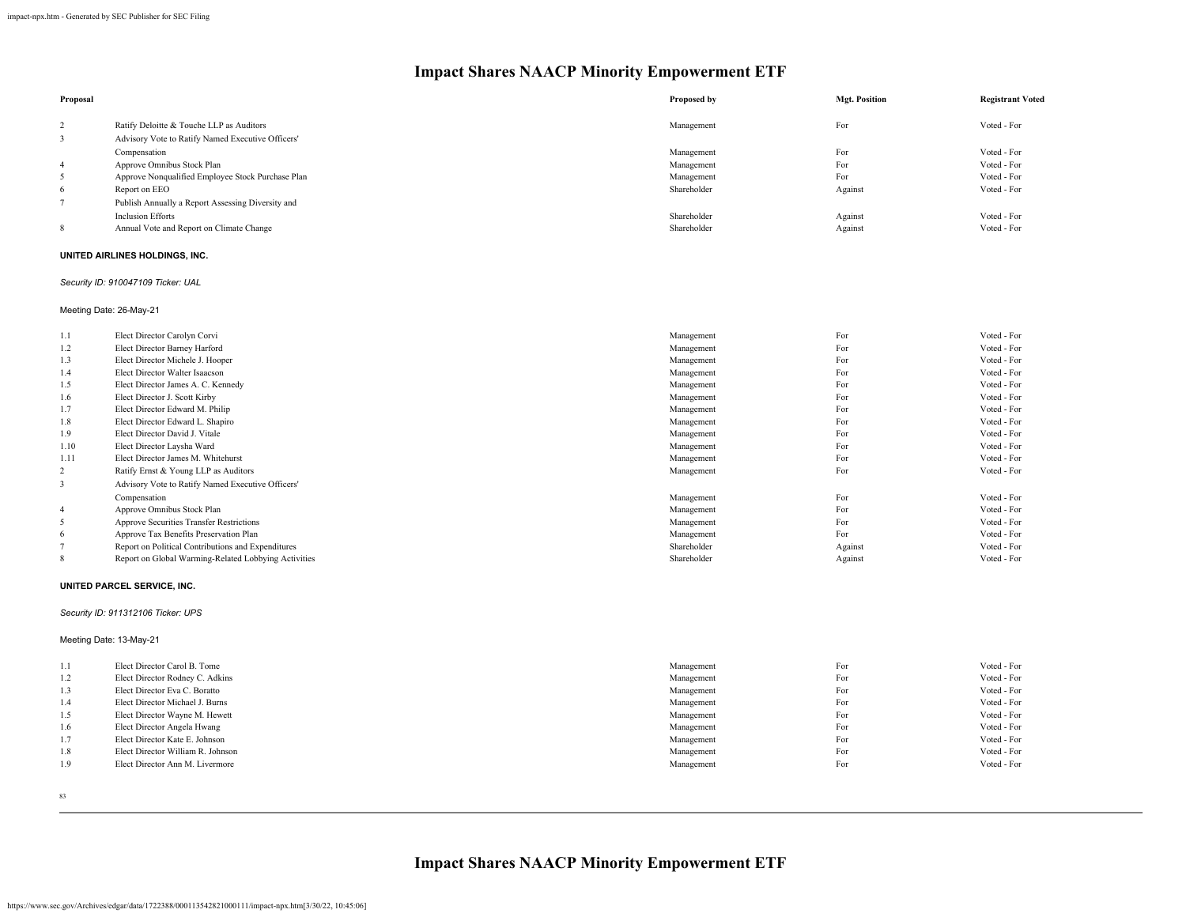# Impact Shares NAACP Minority Empowerment ETF

| Proposal | | Proposed by | Mgt. Position | Registrant Voted |
|---|---|---|---|---|
| 2 | Ratify Deloitte & Touche LLP as Auditors | Management | For | Voted - For |
| 3 | Advisory Vote to Ratify Named Executive Officers' Compensation | Management | For | Voted - For |
| 4 | Approve Omnibus Stock Plan | Management | For | Voted - For |
| 5 | Approve Nonqualified Employee Stock Purchase Plan | Management | For | Voted - For |
| 6 | Report on EEO | Shareholder | Against | Voted - For |
| 7 | Publish Annually a Report Assessing Diversity and Inclusion Efforts | Shareholder | Against | Voted - For |
| 8 | Annual Vote and Report on Climate Change | Shareholder | Against | Voted - For |

**UNITED AIRLINES HOLDINGS, INC.**

*Security ID: 910047109 Ticker: UAL*

Meeting Date: 26-May-21

| Proposal | | Proposed by | Mgt. Position | Registrant Voted |
|---|---|---|---|---|
| 1.1 | Elect Director Carolyn Corvi | Management | For | Voted - For |
| 1.2 | Elect Director Barney Harford | Management | For | Voted - For |
| 1.3 | Elect Director Michele J. Hooper | Management | For | Voted - For |
| 1.4 | Elect Director Walter Isaacson | Management | For | Voted - For |
| 1.5 | Elect Director James A. C. Kennedy | Management | For | Voted - For |
| 1.6 | Elect Director J. Scott Kirby | Management | For | Voted - For |
| 1.7 | Elect Director Edward M. Philip | Management | For | Voted - For |
| 1.8 | Elect Director Edward L. Shapiro | Management | For | Voted - For |
| 1.9 | Elect Director David J. Vitale | Management | For | Voted - For |
| 1.10 | Elect Director Laysha Ward | Management | For | Voted - For |
| 1.11 | Elect Director James M. Whitehurst | Management | For | Voted - For |
| 2 | Ratify Ernst & Young LLP as Auditors | Management | For | Voted - For |
| 3 | Advisory Vote to Ratify Named Executive Officers' Compensation | Management | For | Voted - For |
| 4 | Approve Omnibus Stock Plan | Management | For | Voted - For |
| 5 | Approve Securities Transfer Restrictions | Management | For | Voted - For |
| 6 | Approve Tax Benefits Preservation Plan | Management | For | Voted - For |
| 7 | Report on Political Contributions and Expenditures | Shareholder | Against | Voted - For |
| 8 | Report on Global Warming-Related Lobbying Activities | Shareholder | Against | Voted - For |

**UNITED PARCEL SERVICE, INC.**

*Security ID: 911312106 Ticker: UPS*

Meeting Date: 13-May-21

| Proposal | | Proposed by | Mgt. Position | Registrant Voted |
|---|---|---|---|---|
| 1.1 | Elect Director Carol B. Tome | Management | For | Voted - For |
| 1.2 | Elect Director Rodney C. Adkins | Management | For | Voted - For |
| 1.3 | Elect Director Eva C. Boratto | Management | For | Voted - For |
| 1.4 | Elect Director Michael J. Burns | Management | For | Voted - For |
| 1.5 | Elect Director Wayne M. Hewett | Management | For | Voted - For |
| 1.6 | Elect Director Angela Hwang | Management | For | Voted - For |
| 1.7 | Elect Director Kate E. Johnson | Management | For | Voted - For |
| 1.8 | Elect Director William R. Johnson | Management | For | Voted - For |
| 1.9 | Elect Director Ann M. Livermore | Management | For | Voted - For |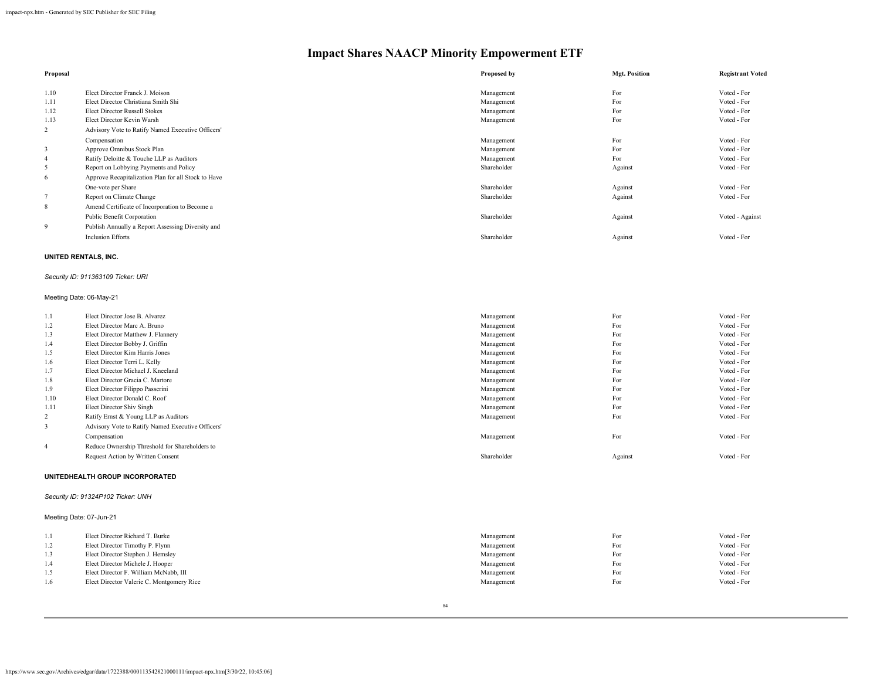# Impact Shares NAACP Minority Empowerment ETF

| Proposal | | Proposed by | Mgt. Position | Registrant Voted |
|---|---|---|---|---|
| 1.10 | Elect Director Franck J. Moison | Management | For | Voted - For |
| 1.11 | Elect Director Christiana Smith Shi | Management | For | Voted - For |
| 1.12 | Elect Director Russell Stokes | Management | For | Voted - For |
| 1.13 | Elect Director Kevin Warsh | Management | For | Voted - For |
| 2 | Advisory Vote to Ratify Named Executive Officers' Compensation | Management | For | Voted - For |
| 3 | Approve Omnibus Stock Plan | Management | For | Voted - For |
| 4 | Ratify Deloitte & Touche LLP as Auditors | Management | For | Voted - For |
| 5 | Report on Lobbying Payments and Policy | Shareholder | Against | Voted - For |
| 6 | Approve Recapitalization Plan for all Stock to Have One-vote per Share | Shareholder | Against | Voted - For |
| 7 | Report on Climate Change | Shareholder | Against | Voted - For |
| 8 | Amend Certificate of Incorporation to Become a Public Benefit Corporation | Shareholder | Against | Voted - Against |
| 9 | Publish Annually a Report Assessing Diversity and Inclusion Efforts | Shareholder | Against | Voted - For |

**UNITED RENTALS, INC.**

*Security ID: 911363109 Ticker: URI*

Meeting Date: 06-May-21

| Proposal | | Proposed by | Mgt. Position | Registrant Voted |
|---|---|---|---|---|
| 1.1 | Elect Director Jose B. Alvarez | Management | For | Voted - For |
| 1.2 | Elect Director Marc A. Bruno | Management | For | Voted - For |
| 1.3 | Elect Director Matthew J. Flannery | Management | For | Voted - For |
| 1.4 | Elect Director Bobby J. Griffin | Management | For | Voted - For |
| 1.5 | Elect Director Kim Harris Jones | Management | For | Voted - For |
| 1.6 | Elect Director Terri L. Kelly | Management | For | Voted - For |
| 1.7 | Elect Director Michael J. Kneeland | Management | For | Voted - For |
| 1.8 | Elect Director Gracia C. Martore | Management | For | Voted - For |
| 1.9 | Elect Director Filippo Passerini | Management | For | Voted - For |
| 1.10 | Elect Director Donald C. Roof | Management | For | Voted - For |
| 1.11 | Elect Director Shiv Singh | Management | For | Voted - For |
| 2 | Ratify Ernst & Young LLP as Auditors | Management | For | Voted - For |
| 3 | Advisory Vote to Ratify Named Executive Officers' Compensation | Management | For | Voted - For |
| 4 | Reduce Ownership Threshold for Shareholders to Request Action by Written Consent | Shareholder | Against | Voted - For |

**UNITEDHEALTH GROUP INCORPORATED**

*Security ID: 91324P102 Ticker: UNH*

Meeting Date: 07-Jun-21

| Proposal | | Proposed by | Mgt. Position | Registrant Voted |
|---|---|---|---|---|
| 1.1 | Elect Director Richard T. Burke | Management | For | Voted - For |
| 1.2 | Elect Director Timothy P. Flynn | Management | For | Voted - For |
| 1.3 | Elect Director Stephen J. Hemsley | Management | For | Voted - For |
| 1.4 | Elect Director Michele J. Hooper | Management | For | Voted - For |
| 1.5 | Elect Director F. William McNabb, III | Management | For | Voted - For |
| 1.6 | Elect Director Valerie C. Montgomery Rice | Management | For | Voted - For |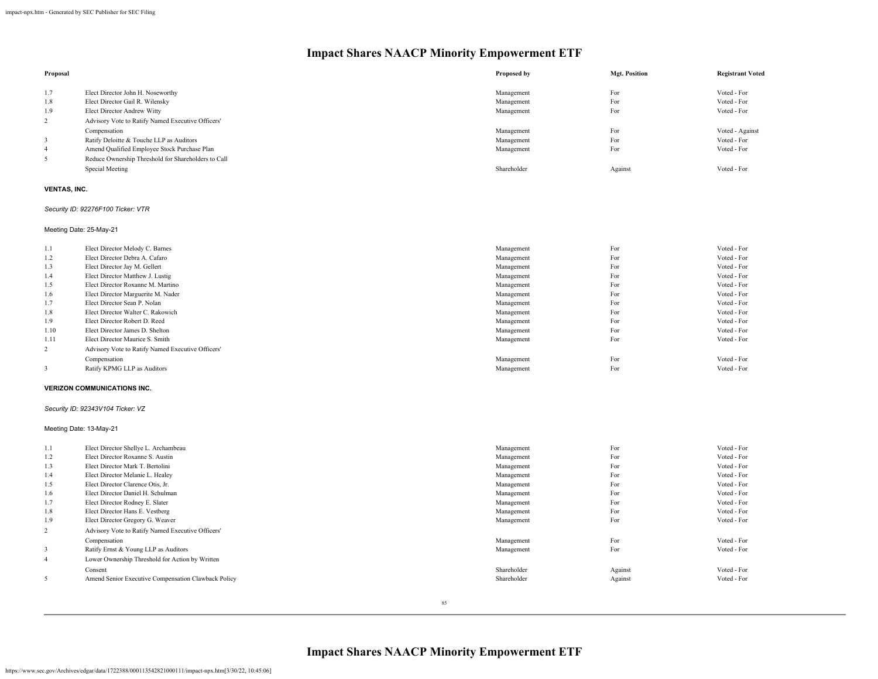# Impact Shares NAACP Minority Empowerment ETF

| Proposal | | Proposed by | Mgt. Position | Registrant Voted |
|---|---|---|---|---|
| 1.7 | Elect Director John H. Noseworthy | Management | For | Voted - For |
| 1.8 | Elect Director Gail R. Wilensky | Management | For | Voted - For |
| 1.9 | Elect Director Andrew Witty | Management | For | Voted - For |
| 2 | Advisory Vote to Ratify Named Executive Officers' Compensation | Management | For | Voted - Against |
| 3 | Ratify Deloitte & Touche LLP as Auditors | Management | For | Voted - For |
| 4 | Amend Qualified Employee Stock Purchase Plan | Management | For | Voted - For |
| 5 | Reduce Ownership Threshold for Shareholders to Call Special Meeting | Shareholder | Against | Voted - For |

**VENTAS, INC.**

*Security ID: 92276F100 Ticker: VTR*

Meeting Date: 25-May-21

| Proposal | | Proposed by | Mgt. Position | Registrant Voted |
|---|---|---|---|---|
| 1.1 | Elect Director Melody C. Barnes | Management | For | Voted - For |
| 1.2 | Elect Director Debra A. Cafaro | Management | For | Voted - For |
| 1.3 | Elect Director Jay M. Gellert | Management | For | Voted - For |
| 1.4 | Elect Director Matthew J. Lustig | Management | For | Voted - For |
| 1.5 | Elect Director Roxanne M. Martino | Management | For | Voted - For |
| 1.6 | Elect Director Marguerite M. Nader | Management | For | Voted - For |
| 1.7 | Elect Director Sean P. Nolan | Management | For | Voted - For |
| 1.8 | Elect Director Walter C. Rakowich | Management | For | Voted - For |
| 1.9 | Elect Director Robert D. Reed | Management | For | Voted - For |
| 1.10 | Elect Director James D. Shelton | Management | For | Voted - For |
| 1.11 | Elect Director Maurice S. Smith | Management | For | Voted - For |
| 2 | Advisory Vote to Ratify Named Executive Officers' Compensation | Management | For | Voted - For |
| 3 | Ratify KPMG LLP as Auditors | Management | For | Voted - For |

**VERIZON COMMUNICATIONS INC.**

*Security ID: 92343V104 Ticker: VZ*

Meeting Date: 13-May-21

| Proposal | | Proposed by | Mgt. Position | Registrant Voted |
|---|---|---|---|---|
| 1.1 | Elect Director Shellye L. Archambeau | Management | For | Voted - For |
| 1.2 | Elect Director Roxanne S. Austin | Management | For | Voted - For |
| 1.3 | Elect Director Mark T. Bertolini | Management | For | Voted - For |
| 1.4 | Elect Director Melanie L. Healey | Management | For | Voted - For |
| 1.5 | Elect Director Clarence Otis, Jr. | Management | For | Voted - For |
| 1.6 | Elect Director Daniel H. Schulman | Management | For | Voted - For |
| 1.7 | Elect Director Rodney E. Slater | Management | For | Voted - For |
| 1.8 | Elect Director Hans E. Vestberg | Management | For | Voted - For |
| 1.9 | Elect Director Gregory G. Weaver | Management | For | Voted - For |
| 2 | Advisory Vote to Ratify Named Executive Officers' Compensation | Management | For | Voted - For |
| 3 | Ratify Ernst & Young LLP as Auditors | Management | For | Voted - For |
| 4 | Lower Ownership Threshold for Action by Written Consent | Shareholder | Against | Voted - For |
| 5 | Amend Senior Executive Compensation Clawback Policy | Shareholder | Against | Voted - For |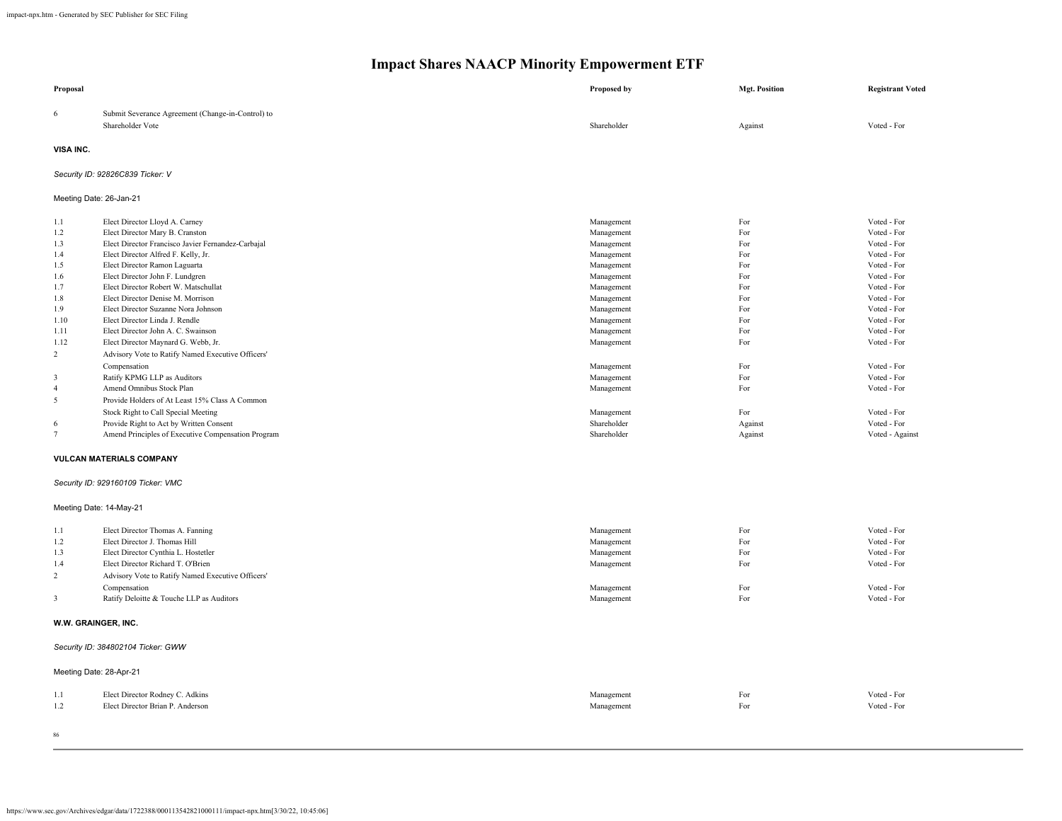# Impact Shares NAACP Minority Empowerment ETF

| Proposal | | Proposed by | Mgt. Position | Registrant Voted |
|---|---|---|---|---|
| 6 | Submit Severance Agreement (Change-in-Control) to Shareholder Vote | Shareholder | Against | Voted - For |

**VISA INC.**

*Security ID: 92826C839 Ticker: V*

Meeting Date: 26-Jan-21

| Proposal | | Proposed by | Mgt. Position | Registrant Voted |
|---|---|---|---|---|
| 1.1 | Elect Director Lloyd A. Carney | Management | For | Voted - For |
| 1.2 | Elect Director Mary B. Cranston | Management | For | Voted - For |
| 1.3 | Elect Director Francisco Javier Fernandez-Carbajal | Management | For | Voted - For |
| 1.4 | Elect Director Alfred F. Kelly, Jr. | Management | For | Voted - For |
| 1.5 | Elect Director Ramon Laguarta | Management | For | Voted - For |
| 1.6 | Elect Director John F. Lundgren | Management | For | Voted - For |
| 1.7 | Elect Director Robert W. Matschullat | Management | For | Voted - For |
| 1.8 | Elect Director Denise M. Morrison | Management | For | Voted - For |
| 1.9 | Elect Director Suzanne Nora Johnson | Management | For | Voted - For |
| 1.10 | Elect Director Linda J. Rendle | Management | For | Voted - For |
| 1.11 | Elect Director John A. C. Swainson | Management | For | Voted - For |
| 1.12 | Elect Director Maynard G. Webb, Jr. | Management | For | Voted - For |
| 2 | Advisory Vote to Ratify Named Executive Officers' Compensation | Management | For | Voted - For |
| 3 | Ratify KPMG LLP as Auditors | Management | For | Voted - For |
| 4 | Amend Omnibus Stock Plan | Management | For | Voted - For |
| 5 | Provide Holders of At Least 15% Class A Common Stock Right to Call Special Meeting | Management | For | Voted - For |
| 6 | Provide Right to Act by Written Consent | Shareholder | Against | Voted - For |
| 7 | Amend Principles of Executive Compensation Program | Shareholder | Against | Voted - Against |

**VULCAN MATERIALS COMPANY**

*Security ID: 929160109 Ticker: VMC*

Meeting Date: 14-May-21

| Proposal | | Proposed by | Mgt. Position | Registrant Voted |
|---|---|---|---|---|
| 1.1 | Elect Director Thomas A. Fanning | Management | For | Voted - For |
| 1.2 | Elect Director J. Thomas Hill | Management | For | Voted - For |
| 1.3 | Elect Director Cynthia L. Hostetler | Management | For | Voted - For |
| 1.4 | Elect Director Richard T. O'Brien | Management | For | Voted - For |
| 2 | Advisory Vote to Ratify Named Executive Officers' Compensation | Management | For | Voted - For |
| 3 | Ratify Deloitte & Touche LLP as Auditors | Management | For | Voted - For |

**W.W. GRAINGER, INC.**

*Security ID: 384802104 Ticker: GWW*

Meeting Date: 28-Apr-21

| Proposal | | Proposed by | Mgt. Position | Registrant Voted |
|---|---|---|---|---|
| 1.1 | Elect Director Rodney C. Adkins | Management | For | Voted - For |
| 1.2 | Elect Director Brian P. Anderson | Management | For | Voted - For |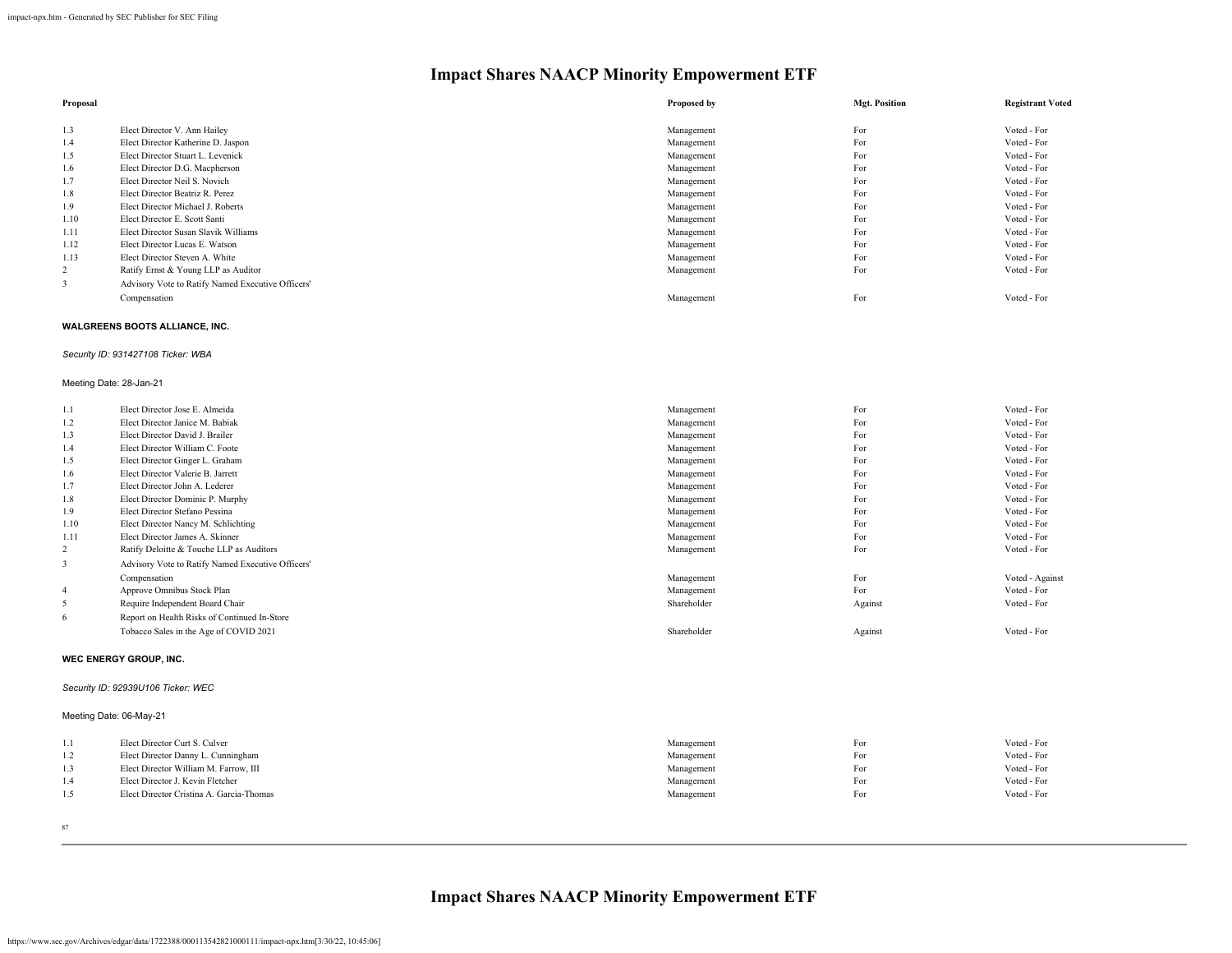# Impact Shares NAACP Minority Empowerment ETF

| Proposal | | Proposed by | Mgt. Position | Registrant Voted |
|---|---|---|---|---|
| 1.3 | Elect Director V. Ann Hailey | Management | For | Voted - For |
| 1.4 | Elect Director Katherine D. Jaspon | Management | For | Voted - For |
| 1.5 | Elect Director Stuart L. Levenick | Management | For | Voted - For |
| 1.6 | Elect Director D.G. Macpherson | Management | For | Voted - For |
| 1.7 | Elect Director Neil S. Novich | Management | For | Voted - For |
| 1.8 | Elect Director Beatriz R. Perez | Management | For | Voted - For |
| 1.9 | Elect Director Michael J. Roberts | Management | For | Voted - For |
| 1.10 | Elect Director E. Scott Santi | Management | For | Voted - For |
| 1.11 | Elect Director Susan Slavik Williams | Management | For | Voted - For |
| 1.12 | Elect Director Lucas E. Watson | Management | For | Voted - For |
| 1.13 | Elect Director Steven A. White | Management | For | Voted - For |
| 2 | Ratify Ernst & Young LLP as Auditor | Management | For | Voted - For |
| 3 | Advisory Vote to Ratify Named Executive Officers' Compensation | Management | For | Voted - For |

**WALGREENS BOOTS ALLIANCE, INC.**

*Security ID: 931427108 Ticker: WBA*

Meeting Date: 28-Jan-21

| Proposal | | Proposed by | Mgt. Position | Registrant Voted |
|---|---|---|---|---|
| 1.1 | Elect Director Jose E. Almeida | Management | For | Voted - For |
| 1.2 | Elect Director Janice M. Babiak | Management | For | Voted - For |
| 1.3 | Elect Director David J. Brailer | Management | For | Voted - For |
| 1.4 | Elect Director William C. Foote | Management | For | Voted - For |
| 1.5 | Elect Director Ginger L. Graham | Management | For | Voted - For |
| 1.6 | Elect Director Valerie B. Jarrett | Management | For | Voted - For |
| 1.7 | Elect Director John A. Lederer | Management | For | Voted - For |
| 1.8 | Elect Director Dominic P. Murphy | Management | For | Voted - For |
| 1.9 | Elect Director Stefano Pessina | Management | For | Voted - For |
| 1.10 | Elect Director Nancy M. Schlichting | Management | For | Voted - For |
| 1.11 | Elect Director James A. Skinner | Management | For | Voted - For |
| 2 | Ratify Deloitte & Touche LLP as Auditors | Management | For | Voted - For |
| 3 | Advisory Vote to Ratify Named Executive Officers' Compensation | Management | For | Voted - Against |
| 4 | Approve Omnibus Stock Plan | Management | For | Voted - For |
| 5 | Require Independent Board Chair | Shareholder | Against | Voted - For |
| 6 | Report on Health Risks of Continued In-Store Tobacco Sales in the Age of COVID 2021 | Shareholder | Against | Voted - For |

**WEC ENERGY GROUP, INC.**

*Security ID: 92939U106 Ticker: WEC*

Meeting Date: 06-May-21

| Proposal | | Proposed by | Mgt. Position | Registrant Voted |
|---|---|---|---|---|
| 1.1 | Elect Director Curt S. Culver | Management | For | Voted - For |
| 1.2 | Elect Director Danny L. Cunningham | Management | For | Voted - For |
| 1.3 | Elect Director William M. Farrow, III | Management | For | Voted - For |
| 1.4 | Elect Director J. Kevin Fletcher | Management | For | Voted - For |
| 1.5 | Elect Director Cristina A. Garcia-Thomas | Management | For | Voted - For |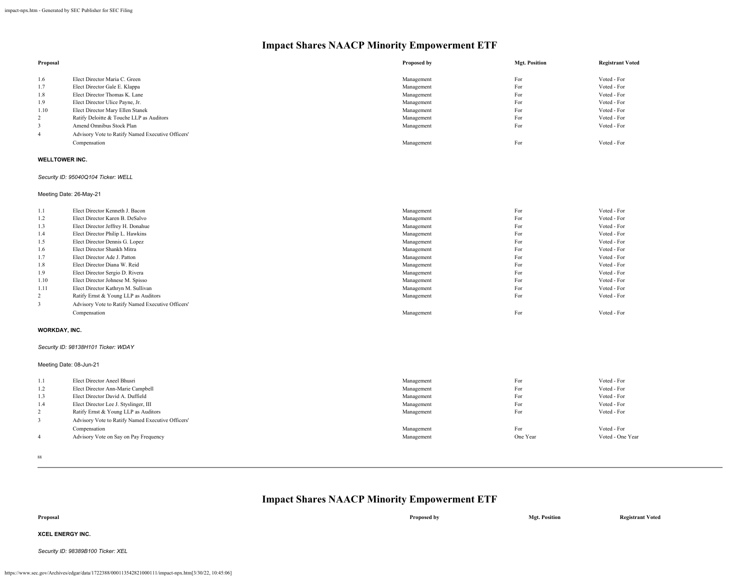# Impact Shares NAACP Minority Empowerment ETF

| Proposal | | Proposed by | Mgt. Position | Registrant Voted |
|---|---|---|---|---|
| 1.6 | Elect Director Maria C. Green | Management | For | Voted - For |
| 1.7 | Elect Director Gale E. Klappa | Management | For | Voted - For |
| 1.8 | Elect Director Thomas K. Lane | Management | For | Voted - For |
| 1.9 | Elect Director Ulice Payne, Jr. | Management | For | Voted - For |
| 1.10 | Elect Director Mary Ellen Stanek | Management | For | Voted - For |
| 2 | Ratify Deloitte & Touche LLP as Auditors | Management | For | Voted - For |
| 3 | Amend Omnibus Stock Plan | Management | For | Voted - For |
| 4 | Advisory Vote to Ratify Named Executive Officers' Compensation | Management | For | Voted - For |

**WELLTOWER INC.**

*Security ID: 95040Q104 Ticker: WELL*

Meeting Date: 26-May-21

| Proposal | | Proposed by | Mgt. Position | Registrant Voted |
|---|---|---|---|---|
| 1.1 | Elect Director Kenneth J. Bacon | Management | For | Voted - For |
| 1.2 | Elect Director Karen B. DeSalvo | Management | For | Voted - For |
| 1.3 | Elect Director Jeffrey H. Donahue | Management | For | Voted - For |
| 1.4 | Elect Director Philip L. Hawkins | Management | For | Voted - For |
| 1.5 | Elect Director Dennis G. Lopez | Management | For | Voted - For |
| 1.6 | Elect Director Shankh Mitra | Management | For | Voted - For |
| 1.7 | Elect Director Ade J. Patton | Management | For | Voted - For |
| 1.8 | Elect Director Diana W. Reid | Management | For | Voted - For |
| 1.9 | Elect Director Sergio D. Rivera | Management | For | Voted - For |
| 1.10 | Elect Director Johnese M. Spisso | Management | For | Voted - For |
| 1.11 | Elect Director Kathryn M. Sullivan | Management | For | Voted - For |
| 2 | Ratify Ernst & Young LLP as Auditors | Management | For | Voted - For |
| 3 | Advisory Vote to Ratify Named Executive Officers' Compensation | Management | For | Voted - For |

**WORKDAY, INC.**

*Security ID: 98138H101 Ticker: WDAY*

Meeting Date: 08-Jun-21

| Proposal | | Proposed by | Mgt. Position | Registrant Voted |
|---|---|---|---|---|
| 1.1 | Elect Director Aneel Bhusri | Management | For | Voted - For |
| 1.2 | Elect Director Ann-Marie Campbell | Management | For | Voted - For |
| 1.3 | Elect Director David A. Duffield | Management | For | Voted - For |
| 1.4 | Elect Director Lee J. Styslinger, III | Management | For | Voted - For |
| 2 | Ratify Ernst & Young LLP as Auditors | Management | For | Voted - For |
| 3 | Advisory Vote to Ratify Named Executive Officers' Compensation | Management | For | Voted - For |
| 4 | Advisory Vote on Say on Pay Frequency | Management | One Year | Voted - One Year |

# Impact Shares NAACP Minority Empowerment ETF

| Proposal | Proposed by | Mgt. Position | Registrant Voted |
|---|---|---|---|

**XCEL ENERGY INC.**

*Security ID: 98389B100 Ticker: XEL*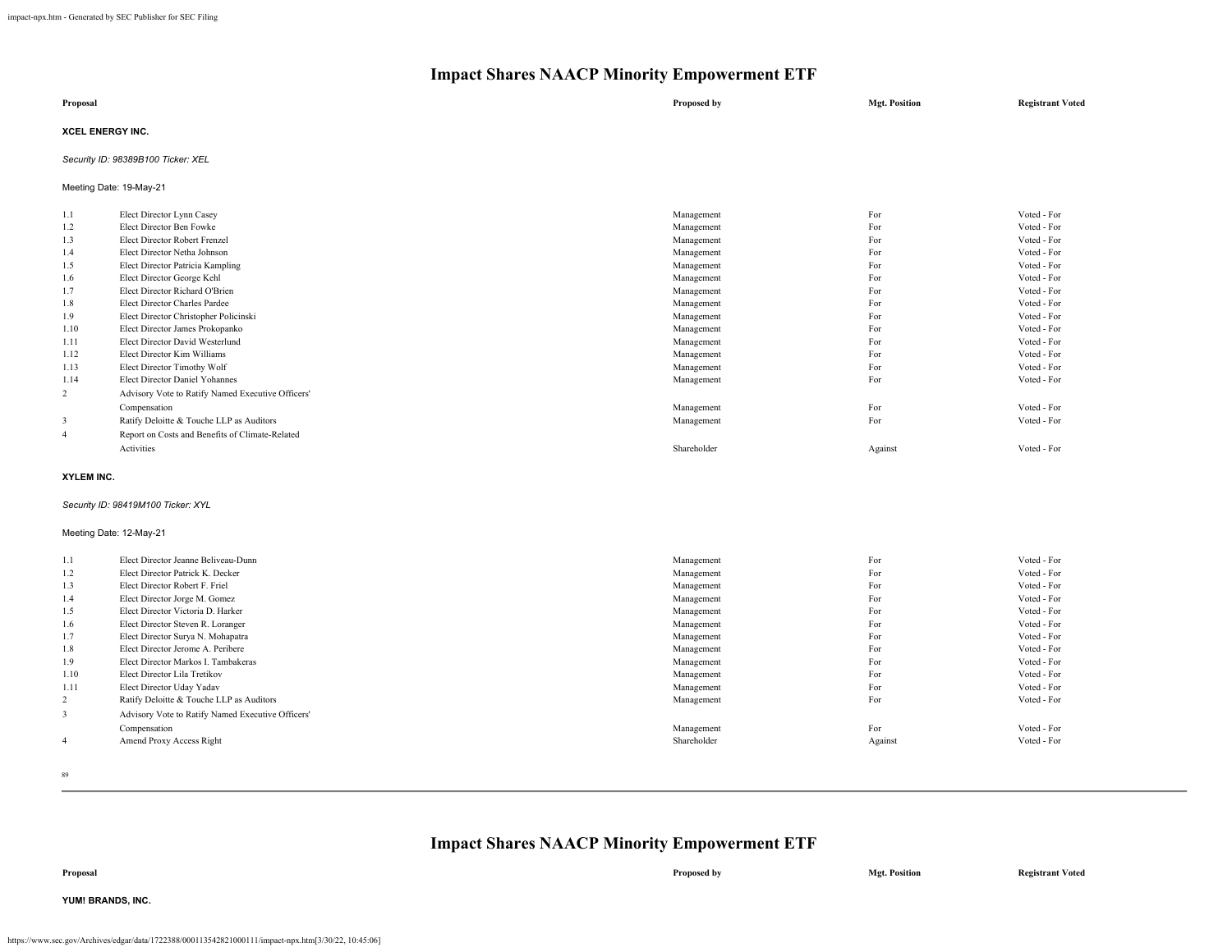## Impact Shares NAACP Minority Empowerment ETF

| Proposal | | Proposed by | Mgt. Position | Registrant Voted |
|---|---|---|---|---|

**XCEL ENERGY INC.**

*Security ID: 98389B100 Ticker: XEL*

Meeting Date: 19-May-21

| | | Proposed by | Mgt. Position | Registrant Voted |
|---|---|---|---|---|
| 1.1 | Elect Director Lynn Casey | Management | For | Voted - For |
| 1.2 | Elect Director Ben Fowke | Management | For | Voted - For |
| 1.3 | Elect Director Robert Frenzel | Management | For | Voted - For |
| 1.4 | Elect Director Netha Johnson | Management | For | Voted - For |
| 1.5 | Elect Director Patricia Kampling | Management | For | Voted - For |
| 1.6 | Elect Director George Kehl | Management | For | Voted - For |
| 1.7 | Elect Director Richard O'Brien | Management | For | Voted - For |
| 1.8 | Elect Director Charles Pardee | Management | For | Voted - For |
| 1.9 | Elect Director Christopher Policinski | Management | For | Voted - For |
| 1.10 | Elect Director James Prokopanko | Management | For | Voted - For |
| 1.11 | Elect Director David Westerlund | Management | For | Voted - For |
| 1.12 | Elect Director Kim Williams | Management | For | Voted - For |
| 1.13 | Elect Director Timothy Wolf | Management | For | Voted - For |
| 1.14 | Elect Director Daniel Yohannes | Management | For | Voted - For |
| 2 | Advisory Vote to Ratify Named Executive Officers' Compensation | Management | For | Voted - For |
| 3 | Ratify Deloitte & Touche LLP as Auditors | Management | For | Voted - For |
| 4 | Report on Costs and Benefits of Climate-Related Activities | Shareholder | Against | Voted - For |

**XYLEM INC.**

*Security ID: 98419M100 Ticker: XYL*

Meeting Date: 12-May-21

| | | Proposed by | Mgt. Position | Registrant Voted |
|---|---|---|---|---|
| 1.1 | Elect Director Jeanne Beliveau-Dunn | Management | For | Voted - For |
| 1.2 | Elect Director Patrick K. Decker | Management | For | Voted - For |
| 1.3 | Elect Director Robert F. Friel | Management | For | Voted - For |
| 1.4 | Elect Director Jorge M. Gomez | Management | For | Voted - For |
| 1.5 | Elect Director Victoria D. Harker | Management | For | Voted - For |
| 1.6 | Elect Director Steven R. Loranger | Management | For | Voted - For |
| 1.7 | Elect Director Surya N. Mohapatra | Management | For | Voted - For |
| 1.8 | Elect Director Jerome A. Peribere | Management | For | Voted - For |
| 1.9 | Elect Director Markos I. Tambakeras | Management | For | Voted - For |
| 1.10 | Elect Director Lila Tretikov | Management | For | Voted - For |
| 1.11 | Elect Director Uday Yadav | Management | For | Voted - For |
| 2 | Ratify Deloitte & Touche LLP as Auditors | Management | For | Voted - For |
| 3 | Advisory Vote to Ratify Named Executive Officers' Compensation | Management | For | Voted - For |
| 4 | Amend Proxy Access Right | Shareholder | Against | Voted - For |

## Impact Shares NAACP Minority Empowerment ETF

| Proposal | | Proposed by | Mgt. Position | Registrant Voted |
|---|---|---|---|---|

**YUM! BRANDS, INC.**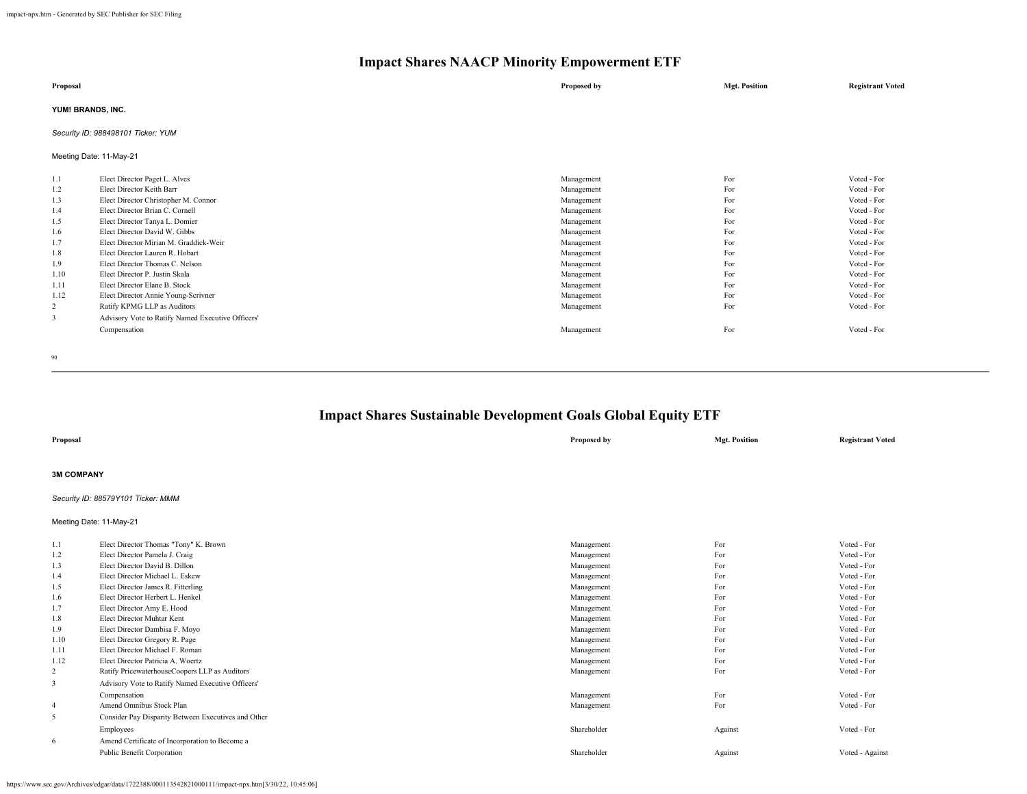# Impact Shares NAACP Minority Empowerment ETF

| Proposal | | Proposed by | Mgt. Position | Registrant Voted |
|---|---|---|---|---|

**YUM! BRANDS, INC.**

*Security ID: 988498101 Ticker: YUM*

Meeting Date: 11-May-21

| | | Proposed by | Mgt. Position | Registrant Voted |
|---|---|---|---|---|
| 1.1 | Elect Director Paget L. Alves | Management | For | Voted - For |
| 1.2 | Elect Director Keith Barr | Management | For | Voted - For |
| 1.3 | Elect Director Christopher M. Connor | Management | For | Voted - For |
| 1.4 | Elect Director Brian C. Cornell | Management | For | Voted - For |
| 1.5 | Elect Director Tanya L. Domier | Management | For | Voted - For |
| 1.6 | Elect Director David W. Gibbs | Management | For | Voted - For |
| 1.7 | Elect Director Mirian M. Graddick-Weir | Management | For | Voted - For |
| 1.8 | Elect Director Lauren R. Hobart | Management | For | Voted - For |
| 1.9 | Elect Director Thomas C. Nelson | Management | For | Voted - For |
| 1.10 | Elect Director P. Justin Skala | Management | For | Voted - For |
| 1.11 | Elect Director Elane B. Stock | Management | For | Voted - For |
| 1.12 | Elect Director Annie Young-Scrivner | Management | For | Voted - For |
| 2 | Ratify KPMG LLP as Auditors | Management | For | Voted - For |
| 3 | Advisory Vote to Ratify Named Executive Officers' Compensation | Management | For | Voted - For |

# Impact Shares Sustainable Development Goals Global Equity ETF

| Proposal | | Proposed by | Mgt. Position | Registrant Voted |
|---|---|---|---|---|

**3M COMPANY**

*Security ID: 88579Y101 Ticker: MMM*

Meeting Date: 11-May-21

| | | Proposed by | Mgt. Position | Registrant Voted |
|---|---|---|---|---|
| 1.1 | Elect Director Thomas "Tony" K. Brown | Management | For | Voted - For |
| 1.2 | Elect Director Pamela J. Craig | Management | For | Voted - For |
| 1.3 | Elect Director David B. Dillon | Management | For | Voted - For |
| 1.4 | Elect Director Michael L. Eskew | Management | For | Voted - For |
| 1.5 | Elect Director James R. Fitterling | Management | For | Voted - For |
| 1.6 | Elect Director Herbert L. Henkel | Management | For | Voted - For |
| 1.7 | Elect Director Amy E. Hood | Management | For | Voted - For |
| 1.8 | Elect Director Muhtar Kent | Management | For | Voted - For |
| 1.9 | Elect Director Dambisa F. Moyo | Management | For | Voted - For |
| 1.10 | Elect Director Gregory R. Page | Management | For | Voted - For |
| 1.11 | Elect Director Michael F. Roman | Management | For | Voted - For |
| 1.12 | Elect Director Patricia A. Woertz | Management | For | Voted - For |
| 2 | Ratify PricewaterhouseCoopers LLP as Auditors | Management | For | Voted - For |
| 3 | Advisory Vote to Ratify Named Executive Officers' Compensation | Management | For | Voted - For |
| 4 | Amend Omnibus Stock Plan | Management | For | Voted - For |
| 5 | Consider Pay Disparity Between Executives and Other Employees | Shareholder | Against | Voted - For |
| 6 | Amend Certificate of Incorporation to Become a Public Benefit Corporation | Shareholder | Against | Voted - Against |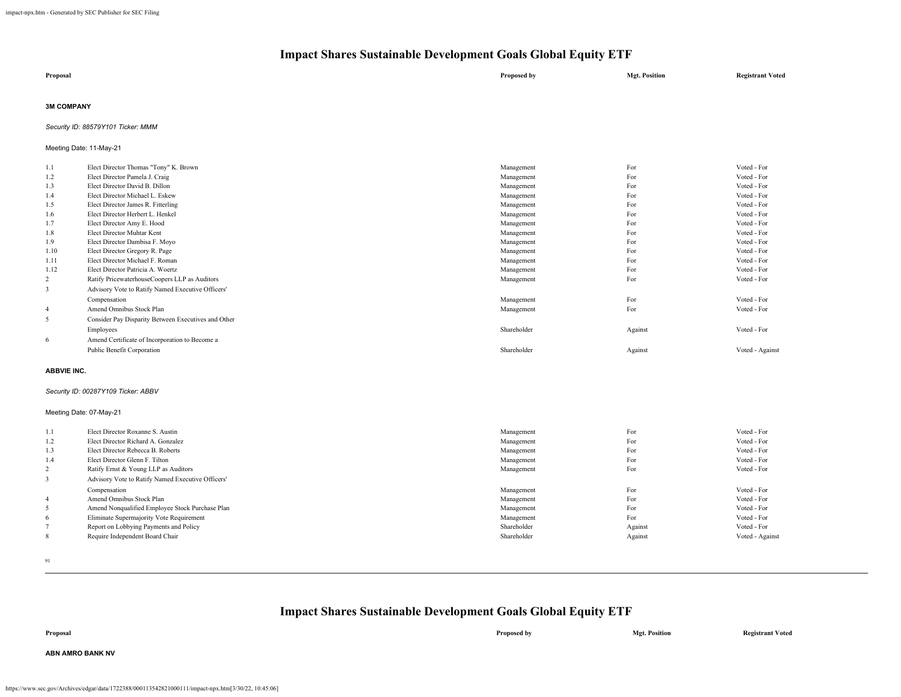# Impact Shares Sustainable Development Goals Global Equity ETF

| Proposal | | Proposed by | Mgt. Position | Registrant Voted |
|---|---|---|---|---|

**3M COMPANY**

*Security ID: 88579Y101 Ticker: MMM*

Meeting Date: 11-May-21

| | Proposal | Proposed by | Mgt. Position | Registrant Voted |
|---|---|---|---|---|
| 1.1 | Elect Director Thomas "Tony" K. Brown | Management | For | Voted - For |
| 1.2 | Elect Director Pamela J. Craig | Management | For | Voted - For |
| 1.3 | Elect Director David B. Dillon | Management | For | Voted - For |
| 1.4 | Elect Director Michael L. Eskew | Management | For | Voted - For |
| 1.5 | Elect Director James R. Fitterling | Management | For | Voted - For |
| 1.6 | Elect Director Herbert L. Henkel | Management | For | Voted - For |
| 1.7 | Elect Director Amy E. Hood | Management | For | Voted - For |
| 1.8 | Elect Director Muhtar Kent | Management | For | Voted - For |
| 1.9 | Elect Director Dambisa F. Moyo | Management | For | Voted - For |
| 1.10 | Elect Director Gregory R. Page | Management | For | Voted - For |
| 1.11 | Elect Director Michael F. Roman | Management | For | Voted - For |
| 1.12 | Elect Director Patricia A. Woertz | Management | For | Voted - For |
| 2 | Ratify PricewaterhouseCoopers LLP as Auditors | Management | For | Voted - For |
| 3 | Advisory Vote to Ratify Named Executive Officers' Compensation | Management | For | Voted - For |
| 4 | Amend Omnibus Stock Plan | Management | For | Voted - For |
| 5 | Consider Pay Disparity Between Executives and Other Employees | Shareholder | Against | Voted - For |
| 6 | Amend Certificate of Incorporation to Become a Public Benefit Corporation | Shareholder | Against | Voted - Against |

**ABBVIE INC.**

*Security ID: 00287Y109 Ticker: ABBV*

Meeting Date: 07-May-21

| | Proposal | Proposed by | Mgt. Position | Registrant Voted |
|---|---|---|---|---|
| 1.1 | Elect Director Roxanne S. Austin | Management | For | Voted - For |
| 1.2 | Elect Director Richard A. Gonzalez | Management | For | Voted - For |
| 1.3 | Elect Director Rebecca B. Roberts | Management | For | Voted - For |
| 1.4 | Elect Director Glenn F. Tilton | Management | For | Voted - For |
| 2 | Ratify Ernst & Young LLP as Auditors | Management | For | Voted - For |
| 3 | Advisory Vote to Ratify Named Executive Officers' Compensation | Management | For | Voted - For |
| 4 | Amend Omnibus Stock Plan | Management | For | Voted - For |
| 5 | Amend Nonqualified Employee Stock Purchase Plan | Management | For | Voted - For |
| 6 | Eliminate Supermajority Vote Requirement | Management | For | Voted - For |
| 7 | Report on Lobbying Payments and Policy | Shareholder | Against | Voted - For |
| 8 | Require Independent Board Chair | Shareholder | Against | Voted - Against |

**ABN AMRO BANK NV**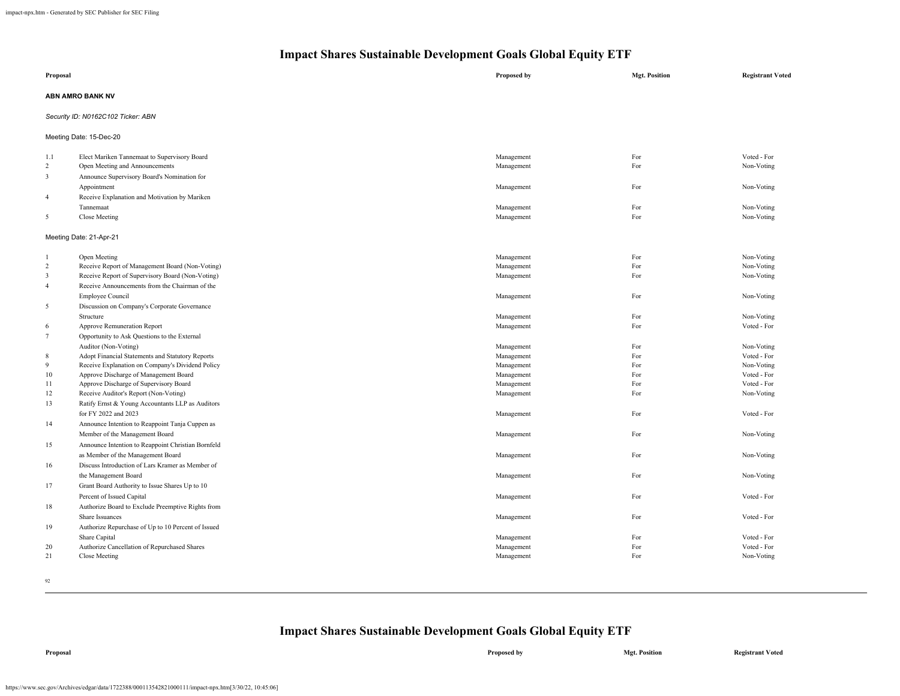# Impact Shares Sustainable Development Goals Global Equity ETF

| Proposal | | Proposed by | Mgt. Position | Registrant Voted |
|---|---|---|---|---|

**ABN AMRO BANK NV**

*Security ID: N0162C102 Ticker: ABN*

Meeting Date: 15-Dec-20

| | Proposal | Proposed by | Mgt. Position | Registrant Voted |
|---|---|---|---|---|
| 1.1 | Elect Mariken Tannemaat to Supervisory Board | Management | For | Voted - For |
| 2 | Open Meeting and Announcements | Management | For | Non-Voting |
| 3 | Announce Supervisory Board's Nomination for Appointment | Management | For | Non-Voting |
| 4 | Receive Explanation and Motivation by Mariken Tannemaat | Management | For | Non-Voting |
| 5 | Close Meeting | Management | For | Non-Voting |

Meeting Date: 21-Apr-21

| | Proposal | Proposed by | Mgt. Position | Registrant Voted |
|---|---|---|---|---|
| 1 | Open Meeting | Management | For | Non-Voting |
| 2 | Receive Report of Management Board (Non-Voting) | Management | For | Non-Voting |
| 3 | Receive Report of Supervisory Board (Non-Voting) | Management | For | Non-Voting |
| 4 | Receive Announcements from the Chairman of the Employee Council | Management | For | Non-Voting |
| 5 | Discussion on Company's Corporate Governance Structure | Management | For | Non-Voting |
| 6 | Approve Remuneration Report | Management | For | Voted - For |
| 7 | Opportunity to Ask Questions to the External Auditor (Non-Voting) | Management | For | Non-Voting |
| 8 | Adopt Financial Statements and Statutory Reports | Management | For | Voted - For |
| 9 | Receive Explanation on Company's Dividend Policy | Management | For | Non-Voting |
| 10 | Approve Discharge of Management Board | Management | For | Voted - For |
| 11 | Approve Discharge of Supervisory Board | Management | For | Voted - For |
| 12 | Receive Auditor's Report (Non-Voting) | Management | For | Non-Voting |
| 13 | Ratify Ernst & Young Accountants LLP as Auditors for FY 2022 and 2023 | Management | For | Voted - For |
| 14 | Announce Intention to Reappoint Tanja Cuppen as Member of the Management Board | Management | For | Non-Voting |
| 15 | Announce Intention to Reappoint Christian Bornfeld as Member of the Management Board | Management | For | Non-Voting |
| 16 | Discuss Introduction of Lars Kramer as Member of the Management Board | Management | For | Non-Voting |
| 17 | Grant Board Authority to Issue Shares Up to 10 Percent of Issued Capital | Management | For | Voted - For |
| 18 | Authorize Board to Exclude Preemptive Rights from Share Issuances | Management | For | Voted - For |
| 19 | Authorize Repurchase of Up to 10 Percent of Issued Share Capital | Management | For | Voted - For |
| 20 | Authorize Cancellation of Repurchased Shares | Management | For | Voted - For |
| 21 | Close Meeting | Management | For | Non-Voting |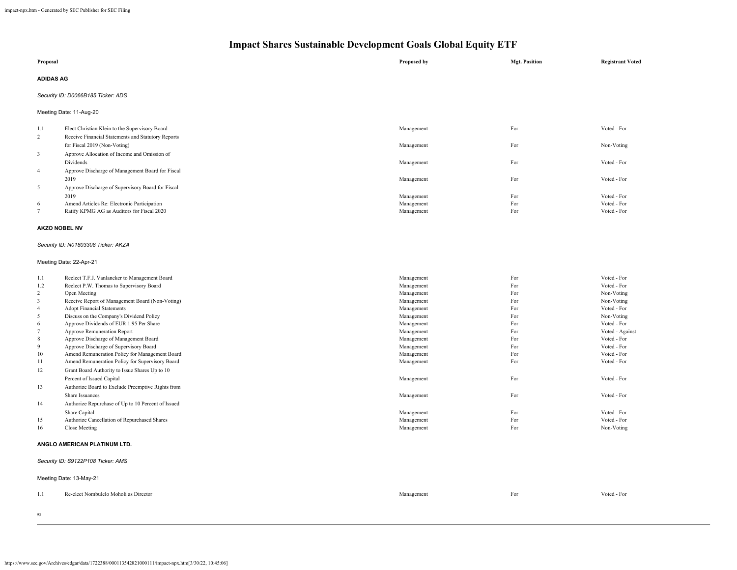# Impact Shares Sustainable Development Goals Global Equity ETF

| Proposal | | Proposed by | Mgt. Position | Registrant Voted |
|---|---|---|---|---|

**ADIDAS AG**

*Security ID: D0066B185 Ticker: ADS*

Meeting Date: 11-Aug-20

| | Proposal | Proposed by | Mgt. Position | Registrant Voted |
|---|---|---|---|---|
| 1.1 | Elect Christian Klein to the Supervisory Board | Management | For | Voted - For |
| 2 | Receive Financial Statements and Statutory Reports for Fiscal 2019 (Non-Voting) | Management | For | Non-Voting |
| 3 | Approve Allocation of Income and Omission of Dividends | Management | For | Voted - For |
| 4 | Approve Discharge of Management Board for Fiscal 2019 | Management | For | Voted - For |
| 5 | Approve Discharge of Supervisory Board for Fiscal 2019 | Management | For | Voted - For |
| 6 | Amend Articles Re: Electronic Participation | Management | For | Voted - For |
| 7 | Ratify KPMG AG as Auditors for Fiscal 2020 | Management | For | Voted - For |

**AKZO NOBEL NV**

*Security ID: N01803308 Ticker: AKZA*

Meeting Date: 22-Apr-21

| | Proposal | Proposed by | Mgt. Position | Registrant Voted |
|---|---|---|---|---|
| 1.1 | Reelect T.F.J. Vanlancker to Management Board | Management | For | Voted - For |
| 1.2 | Reelect P.W. Thomas to Supervisory Board | Management | For | Voted - For |
| 2 | Open Meeting | Management | For | Non-Voting |
| 3 | Receive Report of Management Board (Non-Voting) | Management | For | Non-Voting |
| 4 | Adopt Financial Statements | Management | For | Voted - For |
| 5 | Discuss on the Company's Dividend Policy | Management | For | Non-Voting |
| 6 | Approve Dividends of EUR 1.95 Per Share | Management | For | Voted - For |
| 7 | Approve Remuneration Report | Management | For | Voted - Against |
| 8 | Approve Discharge of Management Board | Management | For | Voted - For |
| 9 | Approve Discharge of Supervisory Board | Management | For | Voted - For |
| 10 | Amend Remuneration Policy for Management Board | Management | For | Voted - For |
| 11 | Amend Remuneration Policy for Supervisory Board | Management | For | Voted - For |
| 12 | Grant Board Authority to Issue Shares Up to 10 Percent of Issued Capital | Management | For | Voted - For |
| 13 | Authorize Board to Exclude Preemptive Rights from Share Issuances | Management | For | Voted - For |
| 14 | Authorize Repurchase of Up to 10 Percent of Issued Share Capital | Management | For | Voted - For |
| 15 | Authorize Cancellation of Repurchased Shares | Management | For | Voted - For |
| 16 | Close Meeting | Management | For | Non-Voting |

**ANGLO AMERICAN PLATINUM LTD.**

*Security ID: S9122P108 Ticker: AMS*

Meeting Date: 13-May-21

| | Proposal | Proposed by | Mgt. Position | Registrant Voted |
|---|---|---|---|---|
| 1.1 | Re-elect Nombulelo Moholi as Director | Management | For | Voted - For |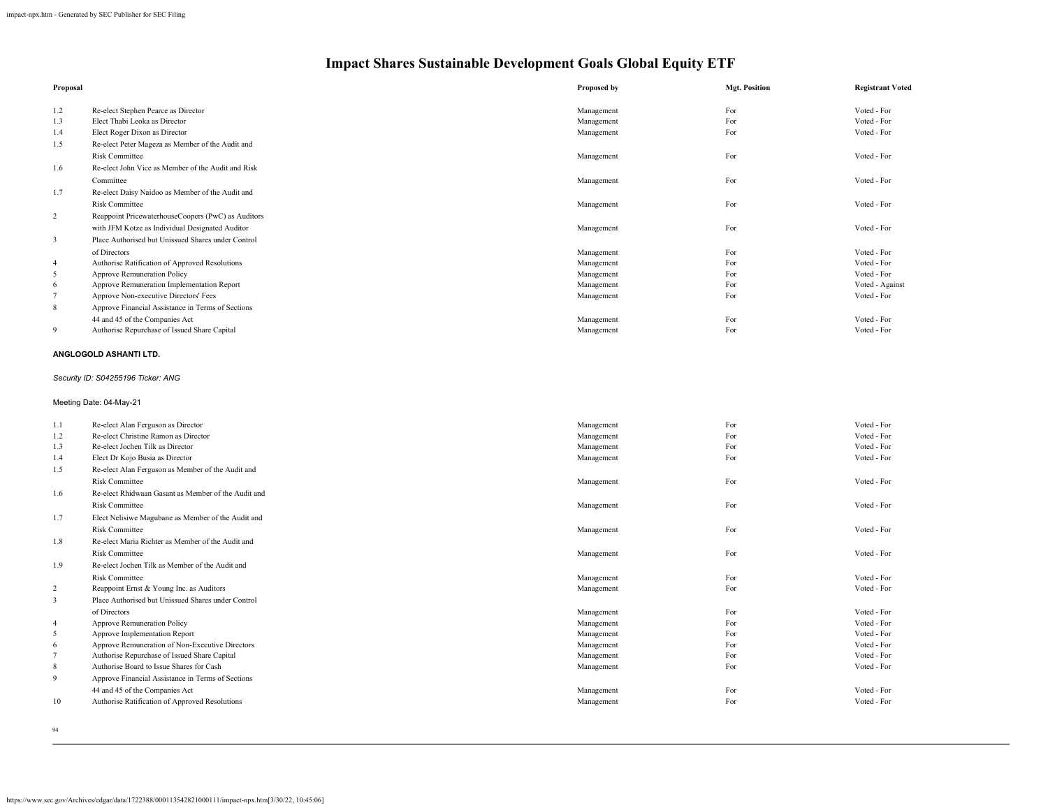# Impact Shares Sustainable Development Goals Global Equity ETF

| Proposal | | Proposed by | Mgt. Position | Registrant Voted |
|---|---|---|---|---|
| 1.2 | Re-elect Stephen Pearce as Director | Management | For | Voted - For |
| 1.3 | Elect Thabi Leoka as Director | Management | For | Voted - For |
| 1.4 | Elect Roger Dixon as Director | Management | For | Voted - For |
| 1.5 | Re-elect Peter Mageza as Member of the Audit and Risk Committee | Management | For | Voted - For |
| 1.6 | Re-elect John Vice as Member of the Audit and Risk Committee | Management | For | Voted - For |
| 1.7 | Re-elect Daisy Naidoo as Member of the Audit and Risk Committee | Management | For | Voted - For |
| 2 | Reappoint PricewaterhouseCoopers (PwC) as Auditors with JFM Kotze as Individual Designated Auditor | Management | For | Voted - For |
| 3 | Place Authorised but Unissued Shares under Control of Directors | Management | For | Voted - For |
| 4 | Authorise Ratification of Approved Resolutions | Management | For | Voted - For |
| 5 | Approve Remuneration Policy | Management | For | Voted - For |
| 6 | Approve Remuneration Implementation Report | Management | For | Voted - Against |
| 7 | Approve Non-executive Directors' Fees | Management | For | Voted - For |
| 8 | Approve Financial Assistance in Terms of Sections 44 and 45 of the Companies Act | Management | For | Voted - For |
| 9 | Authorise Repurchase of Issued Share Capital | Management | For | Voted - For |

**ANGLOGOLD ASHANTI LTD.**

*Security ID: S04255196 Ticker: ANG*

Meeting Date: 04-May-21

| Proposal | | Proposed by | Mgt. Position | Registrant Voted |
|---|---|---|---|---|
| 1.1 | Re-elect Alan Ferguson as Director | Management | For | Voted - For |
| 1.2 | Re-elect Christine Ramon as Director | Management | For | Voted - For |
| 1.3 | Re-elect Jochen Tilk as Director | Management | For | Voted - For |
| 1.4 | Elect Dr Kojo Busia as Director | Management | For | Voted - For |
| 1.5 | Re-elect Alan Ferguson as Member of the Audit and Risk Committee | Management | For | Voted - For |
| 1.6 | Re-elect Rhidwaan Gasant as Member of the Audit and Risk Committee | Management | For | Voted - For |
| 1.7 | Elect Nelisiwe Magubane as Member of the Audit and Risk Committee | Management | For | Voted - For |
| 1.8 | Re-elect Maria Richter as Member of the Audit and Risk Committee | Management | For | Voted - For |
| 1.9 | Re-elect Jochen Tilk as Member of the Audit and Risk Committee | Management | For | Voted - For |
| 2 | Reappoint Ernst & Young Inc. as Auditors | Management | For | Voted - For |
| 3 | Place Authorised but Unissued Shares under Control of Directors | Management | For | Voted - For |
| 4 | Approve Remuneration Policy | Management | For | Voted - For |
| 5 | Approve Implementation Report | Management | For | Voted - For |
| 6 | Approve Remuneration of Non-Executive Directors | Management | For | Voted - For |
| 7 | Authorise Repurchase of Issued Share Capital | Management | For | Voted - For |
| 8 | Authorise Board to Issue Shares for Cash | Management | For | Voted - For |
| 9 | Approve Financial Assistance in Terms of Sections 44 and 45 of the Companies Act | Management | For | Voted - For |
| 10 | Authorise Ratification of Approved Resolutions | Management | For | Voted - For |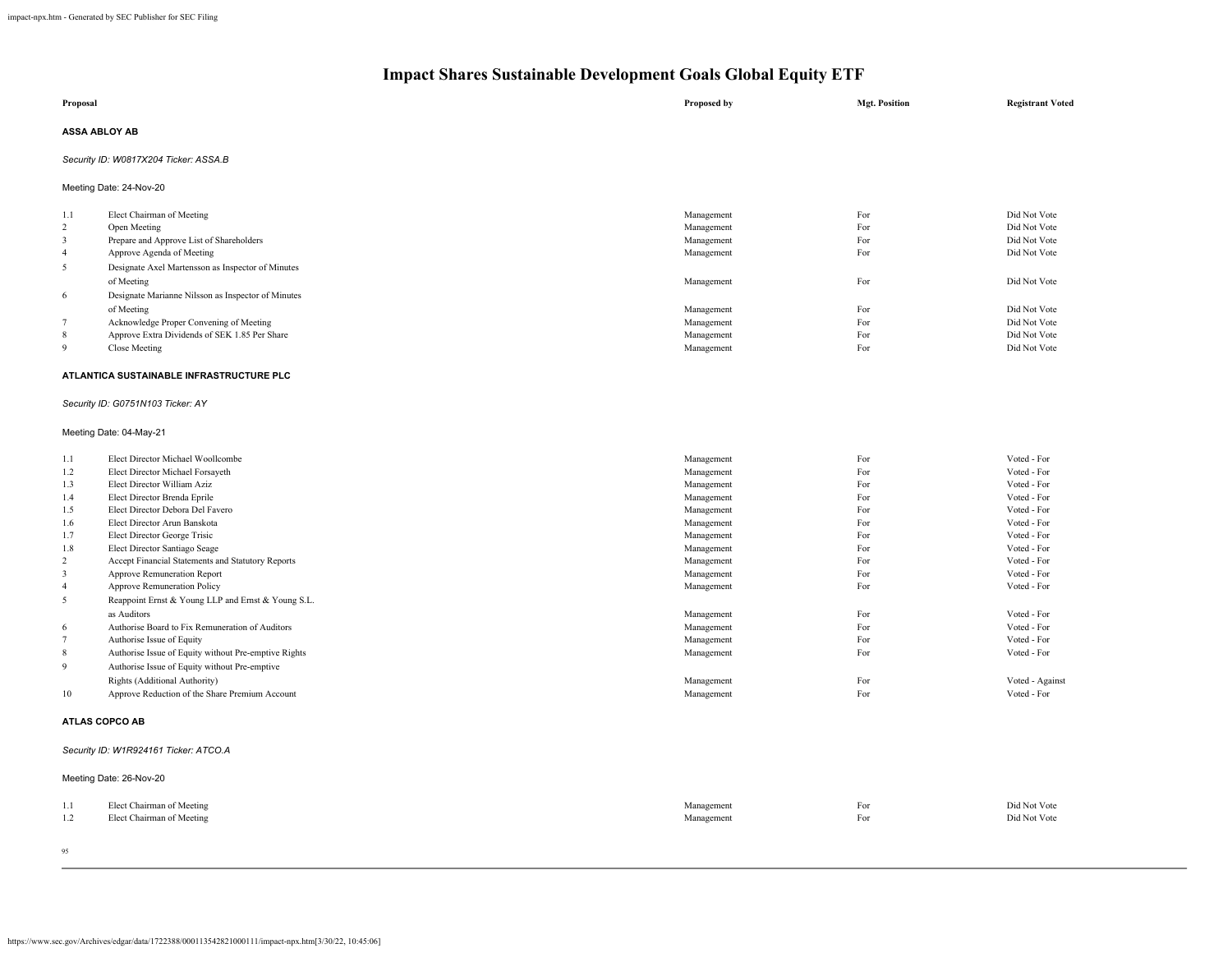# Impact Shares Sustainable Development Goals Global Equity ETF

| Proposal | | Proposed by | Mgt. Position | Registrant Voted |
|---|---|---|---|---|

**ASSA ABLOY AB**

*Security ID: W0817X204 Ticker: ASSA.B*

Meeting Date: 24-Nov-20

| | Proposal | Proposed by | Mgt. Position | Registrant Voted |
|---|---|---|---|---|
| 1.1 | Elect Chairman of Meeting | Management | For | Did Not Vote |
| 2 | Open Meeting | Management | For | Did Not Vote |
| 3 | Prepare and Approve List of Shareholders | Management | For | Did Not Vote |
| 4 | Approve Agenda of Meeting | Management | For | Did Not Vote |
| 5 | Designate Axel Martensson as Inspector of Minutes of Meeting | Management | For | Did Not Vote |
| 6 | Designate Marianne Nilsson as Inspector of Minutes of Meeting | Management | For | Did Not Vote |
| 7 | Acknowledge Proper Convening of Meeting | Management | For | Did Not Vote |
| 8 | Approve Extra Dividends of SEK 1.85 Per Share | Management | For | Did Not Vote |
| 9 | Close Meeting | Management | For | Did Not Vote |

**ATLANTICA SUSTAINABLE INFRASTRUCTURE PLC**

*Security ID: G0751N103 Ticker: AY*

Meeting Date: 04-May-21

| | Proposal | Proposed by | Mgt. Position | Registrant Voted |
|---|---|---|---|---|
| 1.1 | Elect Director Michael Woollcombe | Management | For | Voted - For |
| 1.2 | Elect Director Michael Forsayeth | Management | For | Voted - For |
| 1.3 | Elect Director William Aziz | Management | For | Voted - For |
| 1.4 | Elect Director Brenda Eprile | Management | For | Voted - For |
| 1.5 | Elect Director Debora Del Favero | Management | For | Voted - For |
| 1.6 | Elect Director Arun Banskota | Management | For | Voted - For |
| 1.7 | Elect Director George Trisic | Management | For | Voted - For |
| 1.8 | Elect Director Santiago Seage | Management | For | Voted - For |
| 2 | Accept Financial Statements and Statutory Reports | Management | For | Voted - For |
| 3 | Approve Remuneration Report | Management | For | Voted - For |
| 4 | Approve Remuneration Policy | Management | For | Voted - For |
| 5 | Reappoint Ernst & Young LLP and Ernst & Young S.L. as Auditors | Management | For | Voted - For |
| 6 | Authorise Board to Fix Remuneration of Auditors | Management | For | Voted - For |
| 7 | Authorise Issue of Equity | Management | For | Voted - For |
| 8 | Authorise Issue of Equity without Pre-emptive Rights | Management | For | Voted - For |
| 9 | Authorise Issue of Equity without Pre-emptive Rights (Additional Authority) | Management | For | Voted - Against |
| 10 | Approve Reduction of the Share Premium Account | Management | For | Voted - For |

**ATLAS COPCO AB**

*Security ID: W1R924161 Ticker: ATCO.A*

Meeting Date: 26-Nov-20

| | Proposal | Proposed by | Mgt. Position | Registrant Voted |
|---|---|---|---|---|
| 1.1 | Elect Chairman of Meeting | Management | For | Did Not Vote |
| 1.2 | Elect Chairman of Meeting | Management | For | Did Not Vote |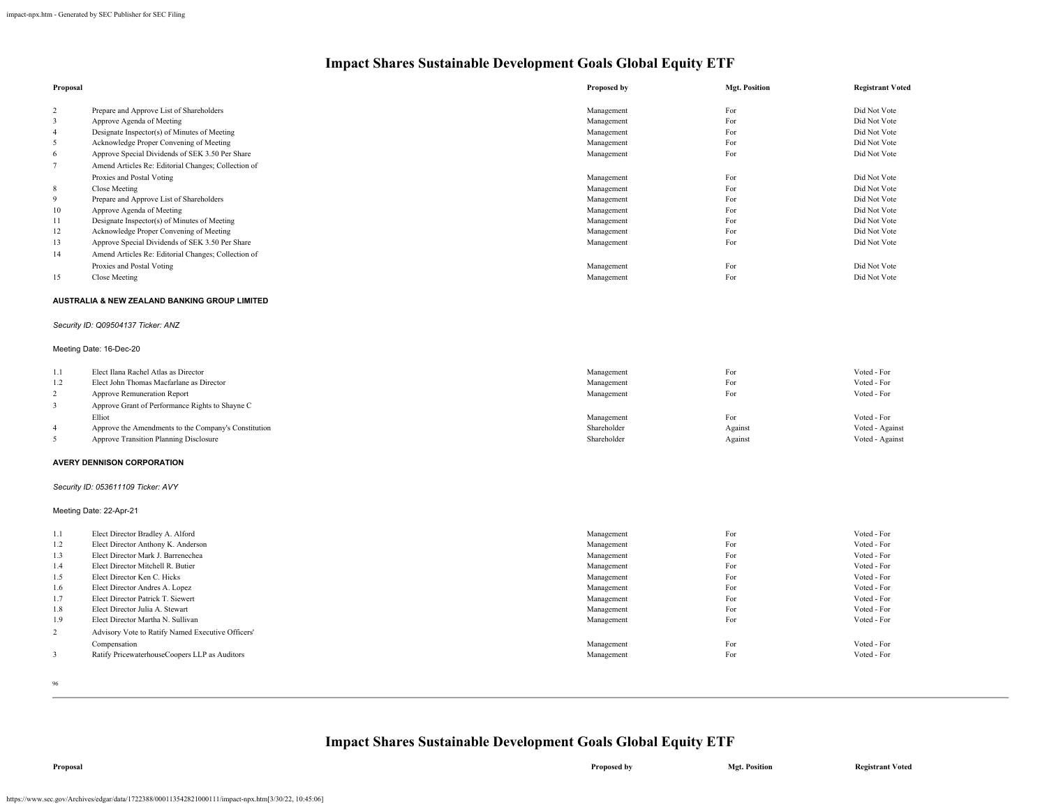# Impact Shares Sustainable Development Goals Global Equity ETF

| Proposal | | Proposed by | Mgt. Position | Registrant Voted |
|---|---|---|---|---|
| 2 | Prepare and Approve List of Shareholders | Management | For | Did Not Vote |
| 3 | Approve Agenda of Meeting | Management | For | Did Not Vote |
| 4 | Designate Inspector(s) of Minutes of Meeting | Management | For | Did Not Vote |
| 5 | Acknowledge Proper Convening of Meeting | Management | For | Did Not Vote |
| 6 | Approve Special Dividends of SEK 3.50 Per Share | Management | For | Did Not Vote |
| 7 | Amend Articles Re: Editorial Changes; Collection of Proxies and Postal Voting | Management | For | Did Not Vote |
| 8 | Close Meeting | Management | For | Did Not Vote |
| 9 | Prepare and Approve List of Shareholders | Management | For | Did Not Vote |
| 10 | Approve Agenda of Meeting | Management | For | Did Not Vote |
| 11 | Designate Inspector(s) of Minutes of Meeting | Management | For | Did Not Vote |
| 12 | Acknowledge Proper Convening of Meeting | Management | For | Did Not Vote |
| 13 | Approve Special Dividends of SEK 3.50 Per Share | Management | For | Did Not Vote |
| 14 | Amend Articles Re: Editorial Changes; Collection of Proxies and Postal Voting | Management | For | Did Not Vote |
| 15 | Close Meeting | Management | For | Did Not Vote |

**AUSTRALIA & NEW ZEALAND BANKING GROUP LIMITED**

*Security ID: Q09504137 Ticker: ANZ*

Meeting Date: 16-Dec-20

| Proposal | | Proposed by | Mgt. Position | Registrant Voted |
|---|---|---|---|---|
| 1.1 | Elect Ilana Rachel Atlas as Director | Management | For | Voted - For |
| 1.2 | Elect John Thomas Macfarlane as Director | Management | For | Voted - For |
| 2 | Approve Remuneration Report | Management | For | Voted - For |
| 3 | Approve Grant of Performance Rights to Shayne C Elliot | Management | For | Voted - For |
| 4 | Approve the Amendments to the Company's Constitution | Shareholder | Against | Voted - Against |
| 5 | Approve Transition Planning Disclosure | Shareholder | Against | Voted - Against |

**AVERY DENNISON CORPORATION**

*Security ID: 053611109 Ticker: AVY*

Meeting Date: 22-Apr-21

| Proposal | | Proposed by | Mgt. Position | Registrant Voted |
|---|---|---|---|---|
| 1.1 | Elect Director Bradley A. Alford | Management | For | Voted - For |
| 1.2 | Elect Director Anthony K. Anderson | Management | For | Voted - For |
| 1.3 | Elect Director Mark J. Barrenechea | Management | For | Voted - For |
| 1.4 | Elect Director Mitchell R. Butier | Management | For | Voted - For |
| 1.5 | Elect Director Ken C. Hicks | Management | For | Voted - For |
| 1.6 | Elect Director Andres A. Lopez | Management | For | Voted - For |
| 1.7 | Elect Director Patrick T. Siewert | Management | For | Voted - For |
| 1.8 | Elect Director Julia A. Stewart | Management | For | Voted - For |
| 1.9 | Elect Director Martha N. Sullivan | Management | For | Voted - For |
| 2 | Advisory Vote to Ratify Named Executive Officers' Compensation | Management | For | Voted - For |
| 3 | Ratify PricewaterhouseCoopers LLP as Auditors | Management | For | Voted - For |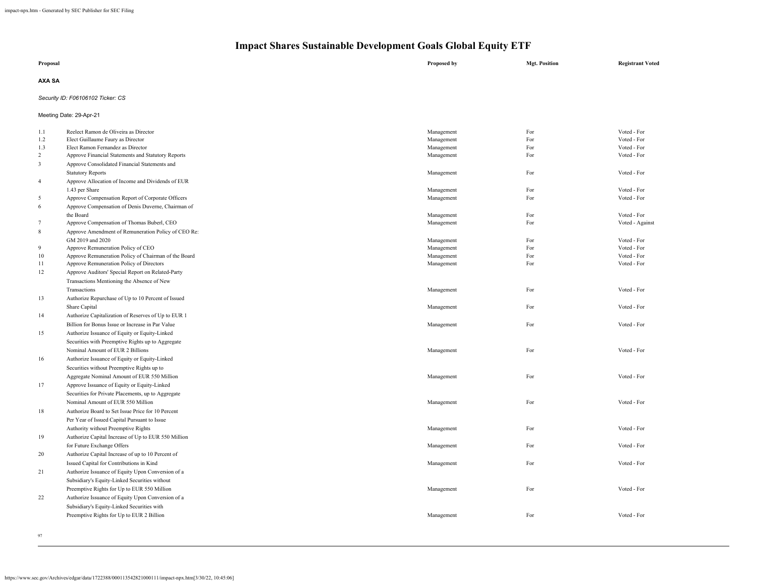# Impact Shares Sustainable Development Goals Global Equity ETF

| Proposal | | Proposed by | Mgt. Position | Registrant Voted |
|---|---|---|---|---|

**AXA SA**

*Security ID: F06106102 Ticker: CS*

Meeting Date: 29-Apr-21

| | Proposal | Proposed by | Mgt. Position | Registrant Voted |
|---|---|---|---|---|
| 1.1 | Reelect Ramon de Oliveira as Director | Management | For | Voted - For |
| 1.2 | Elect Guillaume Faury as Director | Management | For | Voted - For |
| 1.3 | Elect Ramon Fernandez as Director | Management | For | Voted - For |
| 2 | Approve Financial Statements and Statutory Reports | Management | For | Voted - For |
| 3 | Approve Consolidated Financial Statements and Statutory Reports | Management | For | Voted - For |
| 4 | Approve Allocation of Income and Dividends of EUR 1.43 per Share | Management | For | Voted - For |
| 5 | Approve Compensation Report of Corporate Officers | Management | For | Voted - For |
| 6 | Approve Compensation of Denis Duverne, Chairman of the Board | Management | For | Voted - For |
| 7 | Approve Compensation of Thomas Buberl, CEO | Management | For | Voted - Against |
| 8 | Approve Amendment of Remuneration Policy of CEO Re: GM 2019 and 2020 | Management | For | Voted - For |
| 9 | Approve Remuneration Policy of CEO | Management | For | Voted - For |
| 10 | Approve Remuneration Policy of Chairman of the Board | Management | For | Voted - For |
| 11 | Approve Remuneration Policy of Directors | Management | For | Voted - For |
| 12 | Approve Auditors' Special Report on Related-Party Transactions Mentioning the Absence of New Transactions | Management | For | Voted - For |
| 13 | Authorize Repurchase of Up to 10 Percent of Issued Share Capital | Management | For | Voted - For |
| 14 | Authorize Capitalization of Reserves of Up to EUR 1 Billion for Bonus Issue or Increase in Par Value | Management | For | Voted - For |
| 15 | Authorize Issuance of Equity or Equity-Linked Securities with Preemptive Rights up to Aggregate Nominal Amount of EUR 2 Billions | Management | For | Voted - For |
| 16 | Authorize Issuance of Equity or Equity-Linked Securities without Preemptive Rights up to Aggregate Nominal Amount of EUR 550 Million | Management | For | Voted - For |
| 17 | Approve Issuance of Equity or Equity-Linked Securities for Private Placements, up to Aggregate Nominal Amount of EUR 550 Million | Management | For | Voted - For |
| 18 | Authorize Board to Set Issue Price for 10 Percent Per Year of Issued Capital Pursuant to Issue Authority without Preemptive Rights | Management | For | Voted - For |
| 19 | Authorize Capital Increase of Up to EUR 550 Million for Future Exchange Offers | Management | For | Voted - For |
| 20 | Authorize Capital Increase of up to 10 Percent of Issued Capital for Contributions in Kind | Management | For | Voted - For |
| 21 | Authorize Issuance of Equity Upon Conversion of a Subsidiary's Equity-Linked Securities without Preemptive Rights for Up to EUR 550 Million | Management | For | Voted - For |
| 22 | Authorize Issuance of Equity Upon Conversion of a Subsidiary's Equity-Linked Securities with Preemptive Rights for Up to EUR 2 Billion | Management | For | Voted - For |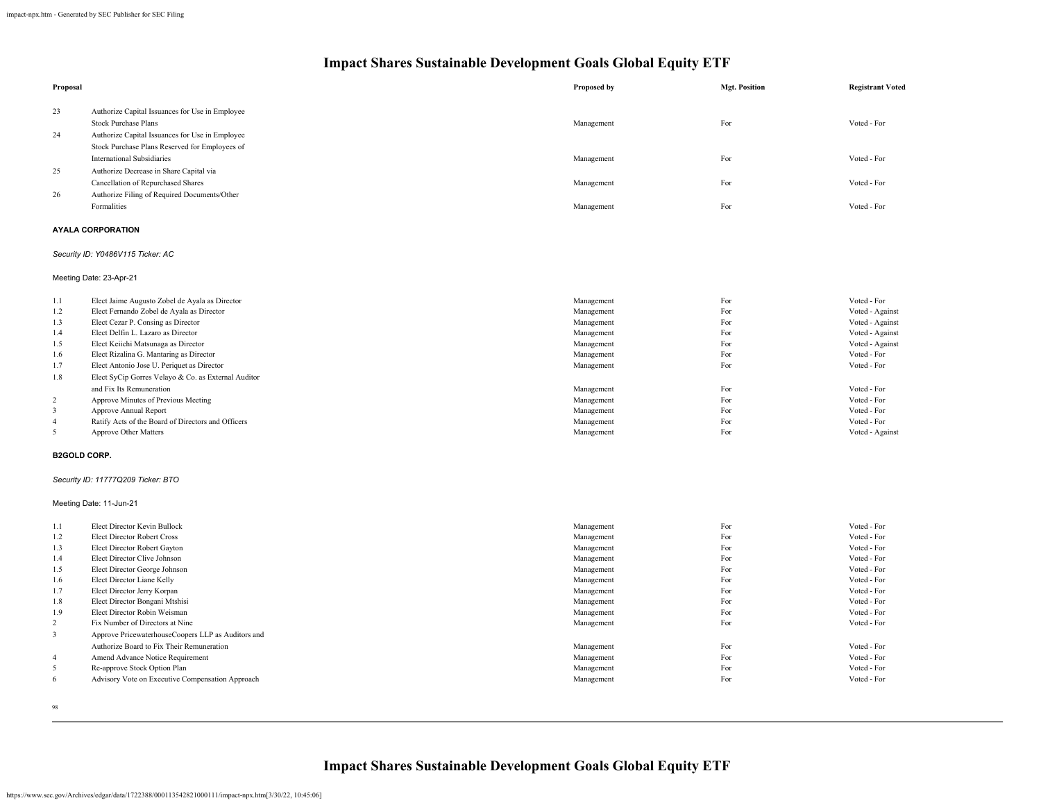# Impact Shares Sustainable Development Goals Global Equity ETF

| Proposal | | Proposed by | Mgt. Position | Registrant Voted |
|---|---|---|---|---|
| 23 | Authorize Capital Issuances for Use in Employee Stock Purchase Plans | Management | For | Voted - For |
| 24 | Authorize Capital Issuances for Use in Employee Stock Purchase Plans Reserved for Employees of International Subsidiaries | Management | For | Voted - For |
| 25 | Authorize Decrease in Share Capital via Cancellation of Repurchased Shares | Management | For | Voted - For |
| 26 | Authorize Filing of Required Documents/Other Formalities | Management | For | Voted - For |

**AYALA CORPORATION**

*Security ID: Y0486V115 Ticker: AC*

Meeting Date: 23-Apr-21

| | | | | |
|---|---|---|---|---|
| 1.1 | Elect Jaime Augusto Zobel de Ayala as Director | Management | For | Voted - For |
| 1.2 | Elect Fernando Zobel de Ayala as Director | Management | For | Voted - Against |
| 1.3 | Elect Cezar P. Consing as Director | Management | For | Voted - Against |
| 1.4 | Elect Delfin L. Lazaro as Director | Management | For | Voted - Against |
| 1.5 | Elect Keiichi Matsunaga as Director | Management | For | Voted - Against |
| 1.6 | Elect Rizalina G. Mantaring as Director | Management | For | Voted - For |
| 1.7 | Elect Antonio Jose U. Periquet as Director | Management | For | Voted - For |
| 1.8 | Elect SyCip Gorres Velayo & Co. as External Auditor and Fix Its Remuneration | Management | For | Voted - For |
| 2 | Approve Minutes of Previous Meeting | Management | For | Voted - For |
| 3 | Approve Annual Report | Management | For | Voted - For |
| 4 | Ratify Acts of the Board of Directors and Officers | Management | For | Voted - For |
| 5 | Approve Other Matters | Management | For | Voted - Against |

**B2GOLD CORP.**

*Security ID: 11777Q209 Ticker: BTO*

Meeting Date: 11-Jun-21

| | | | | |
|---|---|---|---|---|
| 1.1 | Elect Director Kevin Bullock | Management | For | Voted - For |
| 1.2 | Elect Director Robert Cross | Management | For | Voted - For |
| 1.3 | Elect Director Robert Gayton | Management | For | Voted - For |
| 1.4 | Elect Director Clive Johnson | Management | For | Voted - For |
| 1.5 | Elect Director George Johnson | Management | For | Voted - For |
| 1.6 | Elect Director Liane Kelly | Management | For | Voted - For |
| 1.7 | Elect Director Jerry Korpan | Management | For | Voted - For |
| 1.8 | Elect Director Bongani Mtshisi | Management | For | Voted - For |
| 1.9 | Elect Director Robin Weisman | Management | For | Voted - For |
| 2 | Fix Number of Directors at Nine | Management | For | Voted - For |
| 3 | Approve PricewaterhouseCoopers LLP as Auditors and Authorize Board to Fix Their Remuneration | Management | For | Voted - For |
| 4 | Amend Advance Notice Requirement | Management | For | Voted - For |
| 5 | Re-approve Stock Option Plan | Management | For | Voted - For |
| 6 | Advisory Vote on Executive Compensation Approach | Management | For | Voted - For |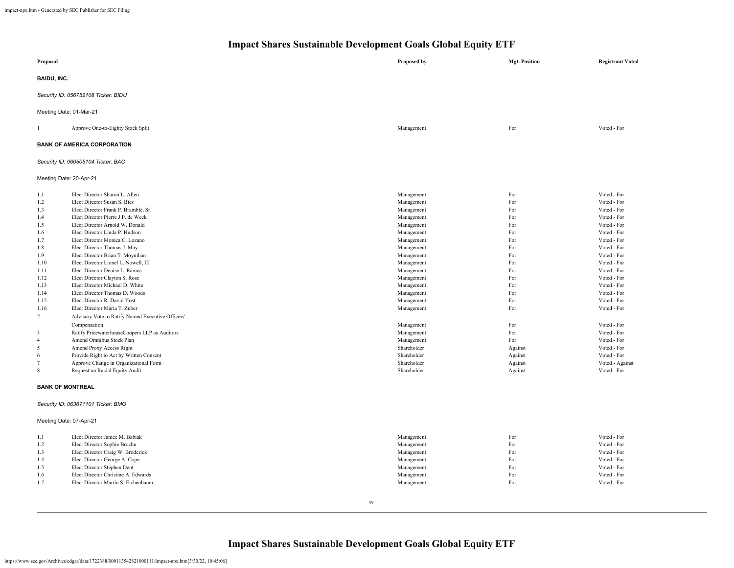# Impact Shares Sustainable Development Goals Global Equity ETF

| Proposal | | Proposed by | Mgt. Position | Registrant Voted |
|---|---|---|---|---|

**BAIDU, INC.**

*Security ID: 056752108 Ticker: BIDU*

Meeting Date: 01-Mar-21

| | | | | |
|---|---|---|---|---|
| 1 | Approve One-to-Eighty Stock Split | Management | For | Voted - For |

**BANK OF AMERICA CORPORATION**

*Security ID: 060505104 Ticker: BAC*

Meeting Date: 20-Apr-21

| | | | | |
|---|---|---|---|---|
| 1.1 | Elect Director Sharon L. Allen | Management | For | Voted - For |
| 1.2 | Elect Director Susan S. Bies | Management | For | Voted - For |
| 1.3 | Elect Director Frank P. Bramble, Sr. | Management | For | Voted - For |
| 1.4 | Elect Director Pierre J.P. de Weck | Management | For | Voted - For |
| 1.5 | Elect Director Arnold W. Donald | Management | For | Voted - For |
| 1.6 | Elect Director Linda P. Hudson | Management | For | Voted - For |
| 1.7 | Elect Director Monica C. Lozano | Management | For | Voted - For |
| 1.8 | Elect Director Thomas J. May | Management | For | Voted - For |
| 1.9 | Elect Director Brian T. Moynihan | Management | For | Voted - For |
| 1.10 | Elect Director Lionel L. Nowell, III | Management | For | Voted - For |
| 1.11 | Elect Director Denise L. Ramos | Management | For | Voted - For |
| 1.12 | Elect Director Clayton S. Rose | Management | For | Voted - For |
| 1.13 | Elect Director Michael D. White | Management | For | Voted - For |
| 1.14 | Elect Director Thomas D. Woods | Management | For | Voted - For |
| 1.15 | Elect Director R. David Yost | Management | For | Voted - For |
| 1.16 | Elect Director Maria T. Zuber | Management | For | Voted - For |
| 2 | Advisory Vote to Ratify Named Executive Officers' Compensation | Management | For | Voted - For |
| 3 | Ratify PricewaterhouseCoopers LLP as Auditors | Management | For | Voted - For |
| 4 | Amend Omnibus Stock Plan | Management | For | Voted - For |
| 5 | Amend Proxy Access Right | Shareholder | Against | Voted - For |
| 6 | Provide Right to Act by Written Consent | Shareholder | Against | Voted - For |
| 7 | Approve Change in Organizational Form | Shareholder | Against | Voted - Against |
| 8 | Request on Racial Equity Audit | Shareholder | Against | Voted - For |

**BANK OF MONTREAL**

*Security ID: 063671101 Ticker: BMO*

Meeting Date: 07-Apr-21

| | | | | |
|---|---|---|---|---|
| 1.1 | Elect Director Janice M. Babiak | Management | For | Voted - For |
| 1.2 | Elect Director Sophie Brochu | Management | For | Voted - For |
| 1.3 | Elect Director Craig W. Broderick | Management | For | Voted - For |
| 1.4 | Elect Director George A. Cope | Management | For | Voted - For |
| 1.5 | Elect Director Stephen Dent | Management | For | Voted - For |
| 1.6 | Elect Director Christine A. Edwards | Management | For | Voted - For |
| 1.7 | Elect Director Martin S. Eichenbaum | Management | For | Voted - For |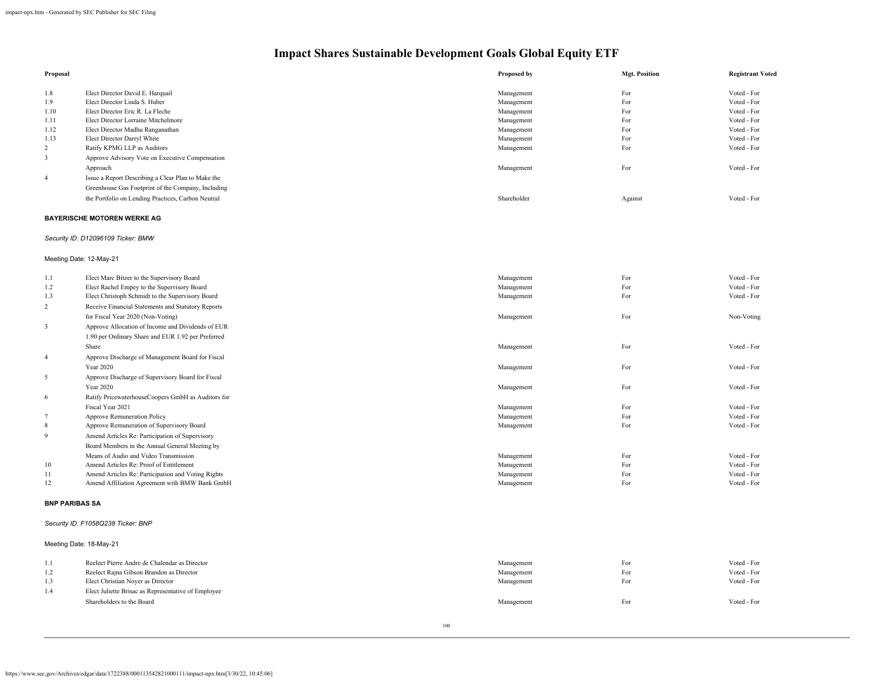# Impact Shares Sustainable Development Goals Global Equity ETF

| Proposal | | Proposed by | Mgt. Position | Registrant Voted |
|---|---|---|---|---|
| 1.8 | Elect Director David E. Harquail | Management | For | Voted - For |
| 1.9 | Elect Director Linda S. Huber | Management | For | Voted - For |
| 1.10 | Elect Director Eric R. La Fleche | Management | For | Voted - For |
| 1.11 | Elect Director Lorraine Mitchelmore | Management | For | Voted - For |
| 1.12 | Elect Director Madhu Ranganathan | Management | For | Voted - For |
| 1.13 | Elect Director Darryl White | Management | For | Voted - For |
| 2 | Ratify KPMG LLP as Auditors | Management | For | Voted - For |
| 3 | Approve Advisory Vote on Executive Compensation Approach | Management | For | Voted - For |
| 4 | Issue a Report Describing a Clear Plan to Make the Greenhouse Gas Footprint of the Company, Including the Portfolio on Lending Practices, Carbon Neutral | Shareholder | Against | Voted - For |

**BAYERISCHE MOTOREN WERKE AG**

*Security ID: D12096109 Ticker: BMW*

Meeting Date: 12-May-21

| Proposal | | Proposed by | Mgt. Position | Registrant Voted |
|---|---|---|---|---|
| 1.1 | Elect Marc Bitzer to the Supervisory Board | Management | For | Voted - For |
| 1.2 | Elect Rachel Empey to the Supervisory Board | Management | For | Voted - For |
| 1.3 | Elect Christoph Schmidt to the Supervisory Board | Management | For | Voted - For |
| 2 | Receive Financial Statements and Statutory Reports for Fiscal Year 2020 (Non-Voting) | Management | For | Non-Voting |
| 3 | Approve Allocation of Income and Dividends of EUR 1.90 per Ordinary Share and EUR 1.92 per Preferred Share | Management | For | Voted - For |
| 4 | Approve Discharge of Management Board for Fiscal Year 2020 | Management | For | Voted - For |
| 5 | Approve Discharge of Supervisory Board for Fiscal Year 2020 | Management | For | Voted - For |
| 6 | Ratify PricewaterhouseCoopers GmbH as Auditors for Fiscal Year 2021 | Management | For | Voted - For |
| 7 | Approve Remuneration Policy | Management | For | Voted - For |
| 8 | Approve Remuneration of Supervisory Board | Management | For | Voted - For |
| 9 | Amend Articles Re: Participation of Supervisory Board Members in the Annual General Meeting by Means of Audio and Video Transmission | Management | For | Voted - For |
| 10 | Amend Articles Re: Proof of Entitlement | Management | For | Voted - For |
| 11 | Amend Articles Re: Participation and Voting Rights | Management | For | Voted - For |
| 12 | Amend Affiliation Agreement with BMW Bank GmbH | Management | For | Voted - For |

**BNP PARIBAS SA**

*Security ID: F1058Q238 Ticker: BNP*

Meeting Date: 18-May-21

| Proposal | | Proposed by | Mgt. Position | Registrant Voted |
|---|---|---|---|---|
| 1.1 | Reelect Pierre Andre de Chalendar as Director | Management | For | Voted - For |
| 1.2 | Reelect Rajna Gibson Brandon as Director | Management | For | Voted - For |
| 1.3 | Elect Christian Noyer as Director | Management | For | Voted - For |
| 1.4 | Elect Juliette Brisac as Representative of Employee Shareholders to the Board | Management | For | Voted - For |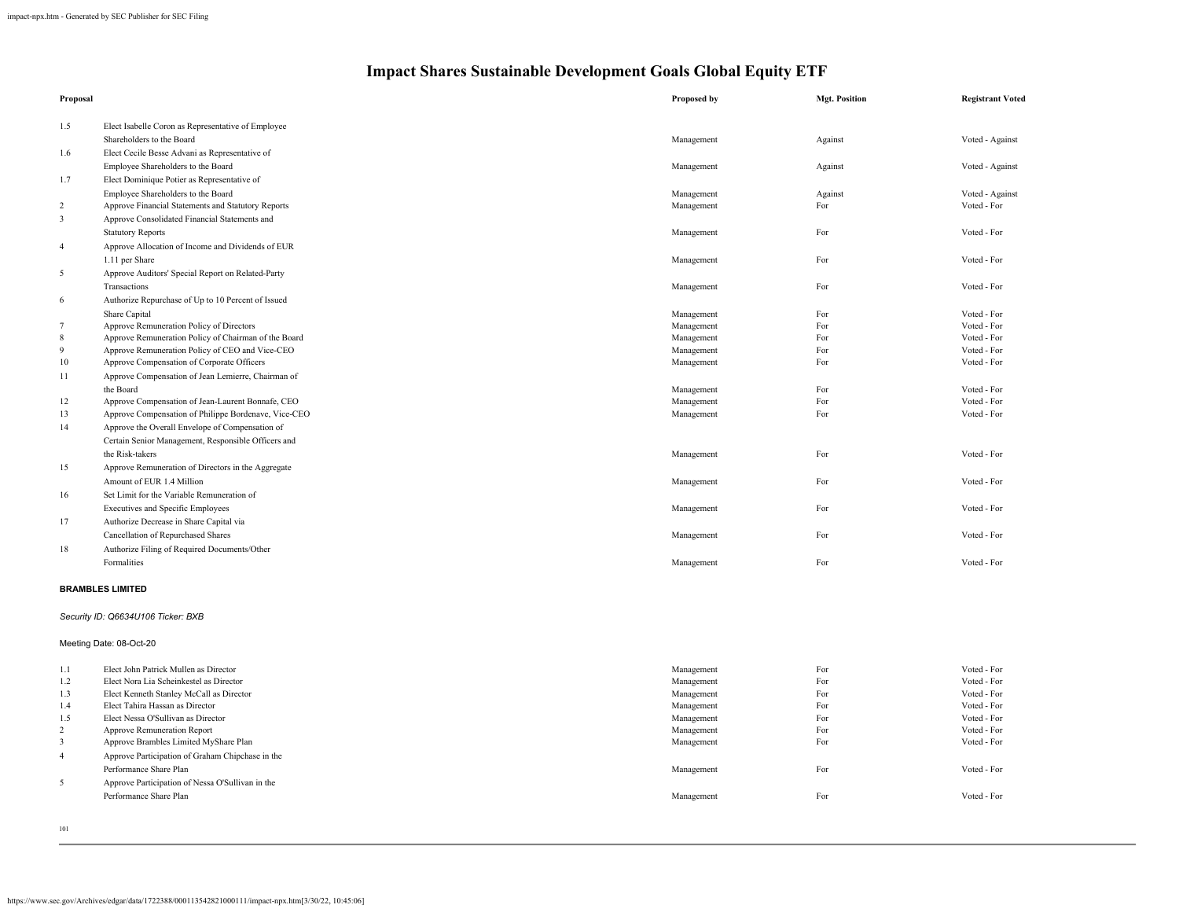# Impact Shares Sustainable Development Goals Global Equity ETF

| Proposal | | Proposed by | Mgt. Position | Registrant Voted |
|---|---|---|---|---|
| 1.5 | Elect Isabelle Coron as Representative of Employee Shareholders to the Board | Management | Against | Voted - Against |
| 1.6 | Elect Cecile Besse Advani as Representative of Employee Shareholders to the Board | Management | Against | Voted - Against |
| 1.7 | Elect Dominique Potier as Representative of Employee Shareholders to the Board | Management | Against | Voted - Against |
| 2 | Approve Financial Statements and Statutory Reports | Management | For | Voted - For |
| 3 | Approve Consolidated Financial Statements and Statutory Reports | Management | For | Voted - For |
| 4 | Approve Allocation of Income and Dividends of EUR 1.11 per Share | Management | For | Voted - For |
| 5 | Approve Auditors' Special Report on Related-Party Transactions | Management | For | Voted - For |
| 6 | Authorize Repurchase of Up to 10 Percent of Issued Share Capital | Management | For | Voted - For |
| 7 | Approve Remuneration Policy of Directors | Management | For | Voted - For |
| 8 | Approve Remuneration Policy of Chairman of the Board | Management | For | Voted - For |
| 9 | Approve Remuneration Policy of CEO and Vice-CEO | Management | For | Voted - For |
| 10 | Approve Compensation of Corporate Officers | Management | For | Voted - For |
| 11 | Approve Compensation of Jean Lemierre, Chairman of the Board | Management | For | Voted - For |
| 12 | Approve Compensation of Jean-Laurent Bonnafe, CEO | Management | For | Voted - For |
| 13 | Approve Compensation of Philippe Bordenave, Vice-CEO | Management | For | Voted - For |
| 14 | Approve the Overall Envelope of Compensation of Certain Senior Management, Responsible Officers and the Risk-takers | Management | For | Voted - For |
| 15 | Approve Remuneration of Directors in the Aggregate Amount of EUR 1.4 Million | Management | For | Voted - For |
| 16 | Set Limit for the Variable Remuneration of Executives and Specific Employees | Management | For | Voted - For |
| 17 | Authorize Decrease in Share Capital via Cancellation of Repurchased Shares | Management | For | Voted - For |
| 18 | Authorize Filing of Required Documents/Other Formalities | Management | For | Voted - For |

**BRAMBLES LIMITED**

*Security ID: Q6634U106 Ticker: BXB*

Meeting Date: 08-Oct-20

| Proposal | | Proposed by | Mgt. Position | Registrant Voted |
|---|---|---|---|---|
| 1.1 | Elect John Patrick Mullen as Director | Management | For | Voted - For |
| 1.2 | Elect Nora Lia Scheinkestel as Director | Management | For | Voted - For |
| 1.3 | Elect Kenneth Stanley McCall as Director | Management | For | Voted - For |
| 1.4 | Elect Tahira Hassan as Director | Management | For | Voted - For |
| 1.5 | Elect Nessa O'Sullivan as Director | Management | For | Voted - For |
| 2 | Approve Remuneration Report | Management | For | Voted - For |
| 3 | Approve Brambles Limited MyShare Plan | Management | For | Voted - For |
| 4 | Approve Participation of Graham Chipchase in the Performance Share Plan | Management | For | Voted - For |
| 5 | Approve Participation of Nessa O'Sullivan in the Performance Share Plan | Management | For | Voted - For |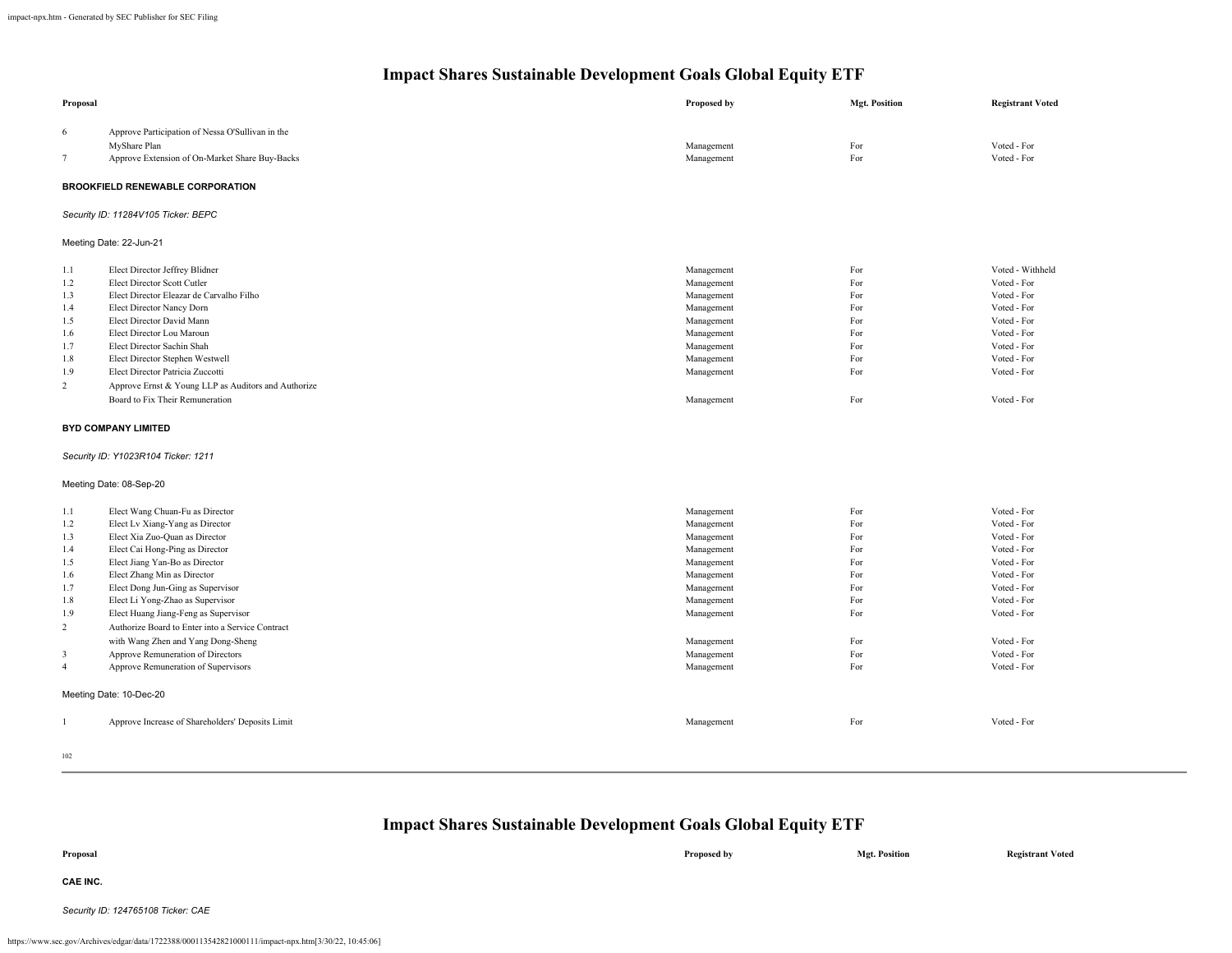# Impact Shares Sustainable Development Goals Global Equity ETF

| Proposal | | Proposed by | Mgt. Position | Registrant Voted |
|---|---|---|---|---|
| 6 | Approve Participation of Nessa O'Sullivan in the MyShare Plan | Management | For | Voted - For |
| 7 | Approve Extension of On-Market Share Buy-Backs | Management | For | Voted - For |

**BROOKFIELD RENEWABLE CORPORATION**

*Security ID: 11284V105 Ticker: BEPC*

Meeting Date: 22-Jun-21

| | | | | |
|---|---|---|---|---|
| 1.1 | Elect Director Jeffrey Blidner | Management | For | Voted - Withheld |
| 1.2 | Elect Director Scott Cutler | Management | For | Voted - For |
| 1.3 | Elect Director Eleazar de Carvalho Filho | Management | For | Voted - For |
| 1.4 | Elect Director Nancy Dorn | Management | For | Voted - For |
| 1.5 | Elect Director David Mann | Management | For | Voted - For |
| 1.6 | Elect Director Lou Maroun | Management | For | Voted - For |
| 1.7 | Elect Director Sachin Shah | Management | For | Voted - For |
| 1.8 | Elect Director Stephen Westwell | Management | For | Voted - For |
| 1.9 | Elect Director Patricia Zuccotti | Management | For | Voted - For |
| 2 | Approve Ernst & Young LLP as Auditors and Authorize Board to Fix Their Remuneration | Management | For | Voted - For |

**BYD COMPANY LIMITED**

*Security ID: Y1023R104 Ticker: 1211*

Meeting Date: 08-Sep-20

| | | | | |
|---|---|---|---|---|
| 1.1 | Elect Wang Chuan-Fu as Director | Management | For | Voted - For |
| 1.2 | Elect Lv Xiang-Yang as Director | Management | For | Voted - For |
| 1.3 | Elect Xia Zuo-Quan as Director | Management | For | Voted - For |
| 1.4 | Elect Cai Hong-Ping as Director | Management | For | Voted - For |
| 1.5 | Elect Jiang Yan-Bo as Director | Management | For | Voted - For |
| 1.6 | Elect Zhang Min as Director | Management | For | Voted - For |
| 1.7 | Elect Dong Jun-Ging as Supervisor | Management | For | Voted - For |
| 1.8 | Elect Li Yong-Zhao as Supervisor | Management | For | Voted - For |
| 1.9 | Elect Huang Jiang-Feng as Supervisor | Management | For | Voted - For |
| 2 | Authorize Board to Enter into a Service Contract with Wang Zhen and Yang Dong-Sheng | Management | For | Voted - For |
| 3 | Approve Remuneration of Directors | Management | For | Voted - For |
| 4 | Approve Remuneration of Supervisors | Management | For | Voted - For |

Meeting Date: 10-Dec-20

| | | | | |
|---|---|---|---|---|
| 1 | Approve Increase of Shareholders' Deposits Limit | Management | For | Voted - For |

# Impact Shares Sustainable Development Goals Global Equity ETF

| Proposal | | Proposed by | Mgt. Position | Registrant Voted |
|---|---|---|---|---|

**CAE INC.**

*Security ID: 124765108 Ticker: CAE*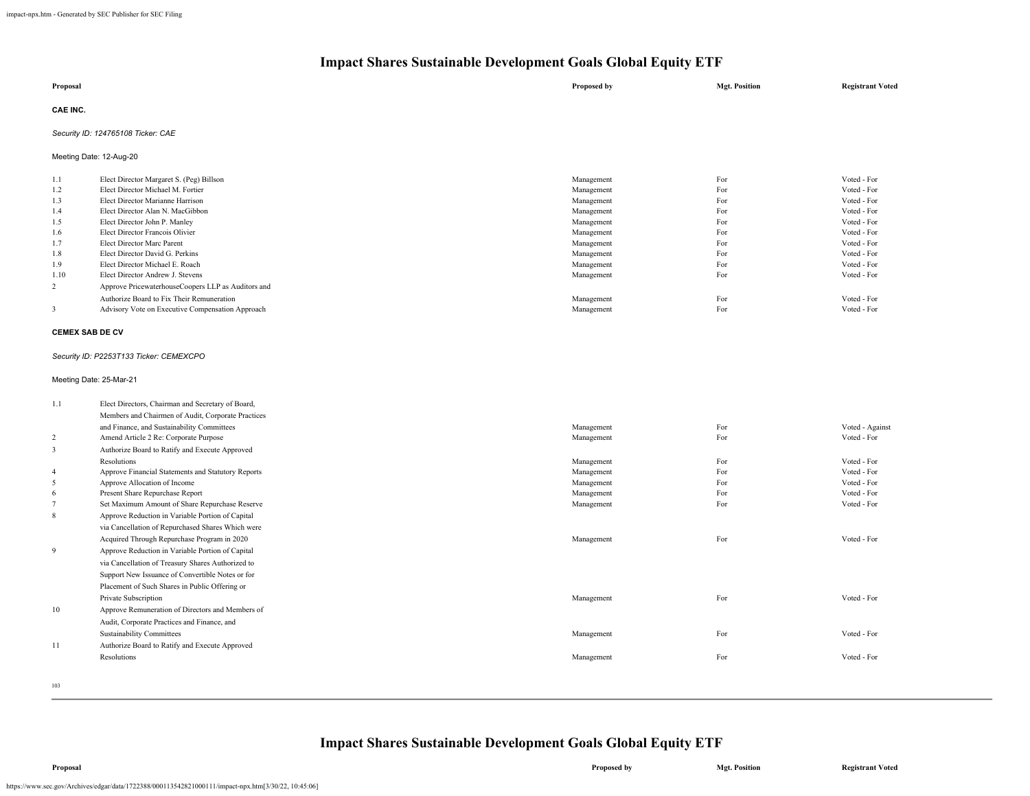# Impact Shares Sustainable Development Goals Global Equity ETF

| Proposal | | Proposed by | Mgt. Position | Registrant Voted |
|---|---|---|---|---|

**CAE INC.**

*Security ID: 124765108 Ticker: CAE*

Meeting Date: 12-Aug-20

| | Proposal | Proposed by | Mgt. Position | Registrant Voted |
|---|---|---|---|---|
| 1.1 | Elect Director Margaret S. (Peg) Billson | Management | For | Voted - For |
| 1.2 | Elect Director Michael M. Fortier | Management | For | Voted - For |
| 1.3 | Elect Director Marianne Harrison | Management | For | Voted - For |
| 1.4 | Elect Director Alan N. MacGibbon | Management | For | Voted - For |
| 1.5 | Elect Director John P. Manley | Management | For | Voted - For |
| 1.6 | Elect Director Francois Olivier | Management | For | Voted - For |
| 1.7 | Elect Director Marc Parent | Management | For | Voted - For |
| 1.8 | Elect Director David G. Perkins | Management | For | Voted - For |
| 1.9 | Elect Director Michael E. Roach | Management | For | Voted - For |
| 1.10 | Elect Director Andrew J. Stevens | Management | For | Voted - For |
| 2 | Approve PricewaterhouseCoopers LLP as Auditors and Authorize Board to Fix Their Remuneration | Management | For | Voted - For |
| 3 | Advisory Vote on Executive Compensation Approach | Management | For | Voted - For |

**CEMEX SAB DE CV**

*Security ID: P2253T133 Ticker: CEMEXCPO*

Meeting Date: 25-Mar-21

| | Proposal | Proposed by | Mgt. Position | Registrant Voted |
|---|---|---|---|---|
| 1.1 | Elect Directors, Chairman and Secretary of Board, Members and Chairmen of Audit, Corporate Practices and Finance, and Sustainability Committees | Management | For | Voted - Against |
| 2 | Amend Article 2 Re: Corporate Purpose | Management | For | Voted - For |
| 3 | Authorize Board to Ratify and Execute Approved Resolutions | Management | For | Voted - For |
| 4 | Approve Financial Statements and Statutory Reports | Management | For | Voted - For |
| 5 | Approve Allocation of Income | Management | For | Voted - For |
| 6 | Present Share Repurchase Report | Management | For | Voted - For |
| 7 | Set Maximum Amount of Share Repurchase Reserve | Management | For | Voted - For |
| 8 | Approve Reduction in Variable Portion of Capital via Cancellation of Repurchased Shares Which were Acquired Through Repurchase Program in 2020 | Management | For | Voted - For |
| 9 | Approve Reduction in Variable Portion of Capital via Cancellation of Treasury Shares Authorized to Support New Issuance of Convertible Notes or for Placement of Such Shares in Public Offering or Private Subscription | Management | For | Voted - For |
| 10 | Approve Remuneration of Directors and Members of Audit, Corporate Practices and Finance, and Sustainability Committees | Management | For | Voted - For |
| 11 | Authorize Board to Ratify and Execute Approved Resolutions | Management | For | Voted - For |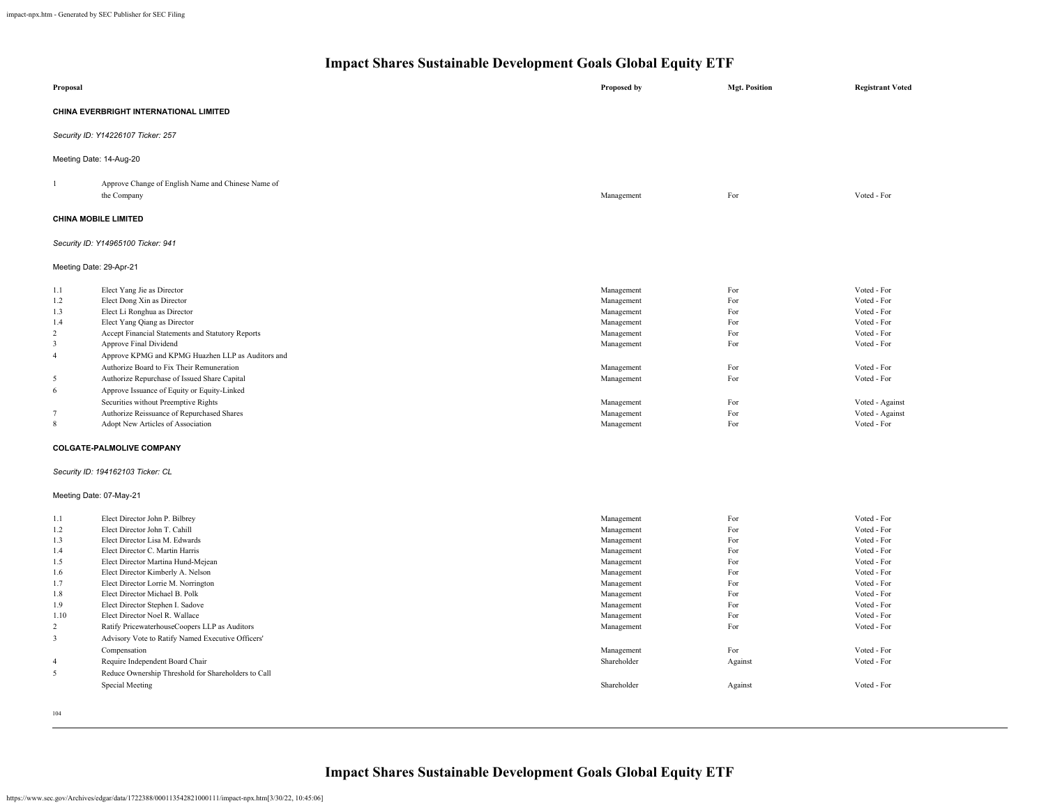# Impact Shares Sustainable Development Goals Global Equity ETF

| Proposal | | Proposed by | Mgt. Position | Registrant Voted |
|---|---|---|---|---|

**CHINA EVERBRIGHT INTERNATIONAL LIMITED**

*Security ID: Y14226107 Ticker: 257*

Meeting Date: 14-Aug-20

| | | | | |
|---|---|---|---|---|
| 1 | Approve Change of English Name and Chinese Name of the Company | Management | For | Voted - For |

**CHINA MOBILE LIMITED**

*Security ID: Y14965100 Ticker: 941*

Meeting Date: 29-Apr-21

| | | | | |
|---|---|---|---|---|
| 1.1 | Elect Yang Jie as Director | Management | For | Voted - For |
| 1.2 | Elect Dong Xin as Director | Management | For | Voted - For |
| 1.3 | Elect Li Ronghua as Director | Management | For | Voted - For |
| 1.4 | Elect Yang Qiang as Director | Management | For | Voted - For |
| 2 | Accept Financial Statements and Statutory Reports | Management | For | Voted - For |
| 3 | Approve Final Dividend | Management | For | Voted - For |
| 4 | Approve KPMG and KPMG Huazhen LLP as Auditors and Authorize Board to Fix Their Remuneration | Management | For | Voted - For |
| 5 | Authorize Repurchase of Issued Share Capital | Management | For | Voted - For |
| 6 | Approve Issuance of Equity or Equity-Linked Securities without Preemptive Rights | Management | For | Voted - Against |
| 7 | Authorize Reissuance of Repurchased Shares | Management | For | Voted - Against |
| 8 | Adopt New Articles of Association | Management | For | Voted - For |

**COLGATE-PALMOLIVE COMPANY**

*Security ID: 194162103 Ticker: CL*

Meeting Date: 07-May-21

| | | | | |
|---|---|---|---|---|
| 1.1 | Elect Director John P. Bilbrey | Management | For | Voted - For |
| 1.2 | Elect Director John T. Cahill | Management | For | Voted - For |
| 1.3 | Elect Director Lisa M. Edwards | Management | For | Voted - For |
| 1.4 | Elect Director C. Martin Harris | Management | For | Voted - For |
| 1.5 | Elect Director Martina Hund-Mejean | Management | For | Voted - For |
| 1.6 | Elect Director Kimberly A. Nelson | Management | For | Voted - For |
| 1.7 | Elect Director Lorrie M. Norrington | Management | For | Voted - For |
| 1.8 | Elect Director Michael B. Polk | Management | For | Voted - For |
| 1.9 | Elect Director Stephen I. Sadove | Management | For | Voted - For |
| 1.10 | Elect Director Noel R. Wallace | Management | For | Voted - For |
| 2 | Ratify PricewaterhouseCoopers LLP as Auditors | Management | For | Voted - For |
| 3 | Advisory Vote to Ratify Named Executive Officers' Compensation | Management | For | Voted - For |
| 4 | Require Independent Board Chair | Shareholder | Against | Voted - For |
| 5 | Reduce Ownership Threshold for Shareholders to Call Special Meeting | Shareholder | Against | Voted - For |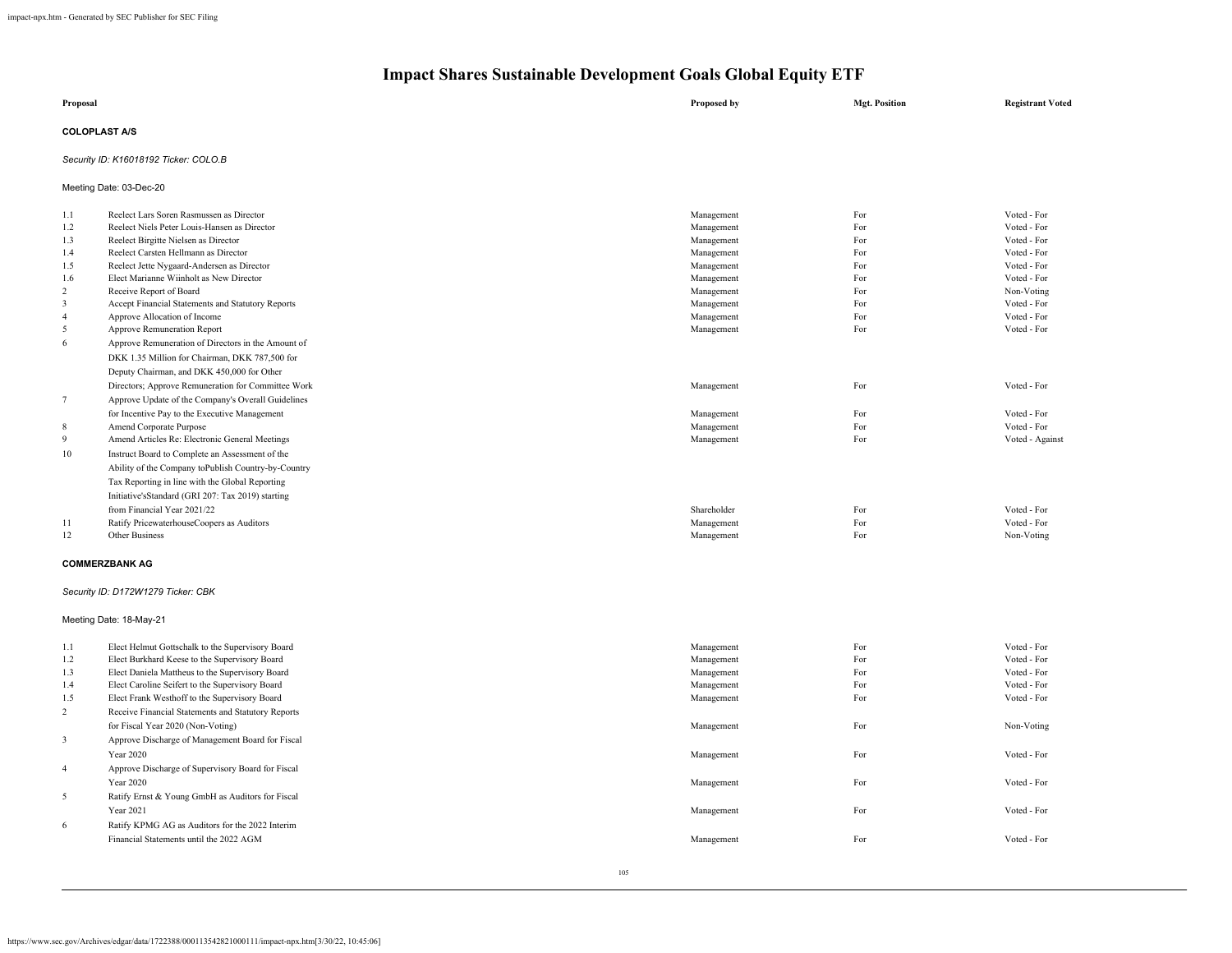# Impact Shares Sustainable Development Goals Global Equity ETF

| | Proposal | Proposed by | Mgt. Position | Registrant Voted |
|---|---|---|---|---|

**COLOPLAST A/S**

*Security ID: K16018192 Ticker: COLO.B*

Meeting Date: 03-Dec-20

| | Proposal | Proposed by | Mgt. Position | Registrant Voted |
|---|---|---|---|---|
| 1.1 | Reelect Lars Soren Rasmussen as Director | Management | For | Voted - For |
| 1.2 | Reelect Niels Peter Louis-Hansen as Director | Management | For | Voted - For |
| 1.3 | Reelect Birgitte Nielsen as Director | Management | For | Voted - For |
| 1.4 | Reelect Carsten Hellmann as Director | Management | For | Voted - For |
| 1.5 | Reelect Jette Nygaard-Andersen as Director | Management | For | Voted - For |
| 1.6 | Elect Marianne Wiinholt as New Director | Management | For | Voted - For |
| 2 | Receive Report of Board | Management | For | Non-Voting |
| 3 | Accept Financial Statements and Statutory Reports | Management | For | Voted - For |
| 4 | Approve Allocation of Income | Management | For | Voted - For |
| 5 | Approve Remuneration Report | Management | For | Voted - For |
| 6 | Approve Remuneration of Directors in the Amount of DKK 1.35 Million for Chairman, DKK 787,500 for Deputy Chairman, and DKK 450,000 for Other Directors; Approve Remuneration for Committee Work | Management | For | Voted - For |
| 7 | Approve Update of the Company's Overall Guidelines for Incentive Pay to the Executive Management | Management | For | Voted - For |
| 8 | Amend Corporate Purpose | Management | For | Voted - For |
| 9 | Amend Articles Re: Electronic General Meetings | Management | For | Voted - Against |
| 10 | Instruct Board to Complete an Assessment of the Ability of the Company toPublish Country-by-Country Tax Reporting in line with the Global Reporting Initiative'sStandard (GRI 207: Tax 2019) starting from Financial Year 2021/22 | Shareholder | For | Voted - For |
| 11 | Ratify PricewaterhouseCoopers as Auditors | Management | For | Voted - For |
| 12 | Other Business | Management | For | Non-Voting |

**COMMERZBANK AG**

*Security ID: D172W1279 Ticker: CBK*

Meeting Date: 18-May-21

| | Proposal | Proposed by | Mgt. Position | Registrant Voted |
|---|---|---|---|---|
| 1.1 | Elect Helmut Gottschalk to the Supervisory Board | Management | For | Voted - For |
| 1.2 | Elect Burkhard Keese to the Supervisory Board | Management | For | Voted - For |
| 1.3 | Elect Daniela Mattheus to the Supervisory Board | Management | For | Voted - For |
| 1.4 | Elect Caroline Seifert to the Supervisory Board | Management | For | Voted - For |
| 1.5 | Elect Frank Westhoff to the Supervisory Board | Management | For | Voted - For |
| 2 | Receive Financial Statements and Statutory Reports for Fiscal Year 2020 (Non-Voting) | Management | For | Non-Voting |
| 3 | Approve Discharge of Management Board for Fiscal Year 2020 | Management | For | Voted - For |
| 4 | Approve Discharge of Supervisory Board for Fiscal Year 2020 | Management | For | Voted - For |
| 5 | Ratify Ernst & Young GmbH as Auditors for Fiscal Year 2021 | Management | For | Voted - For |
| 6 | Ratify KPMG AG as Auditors for the 2022 Interim Financial Statements until the 2022 AGM | Management | For | Voted - For |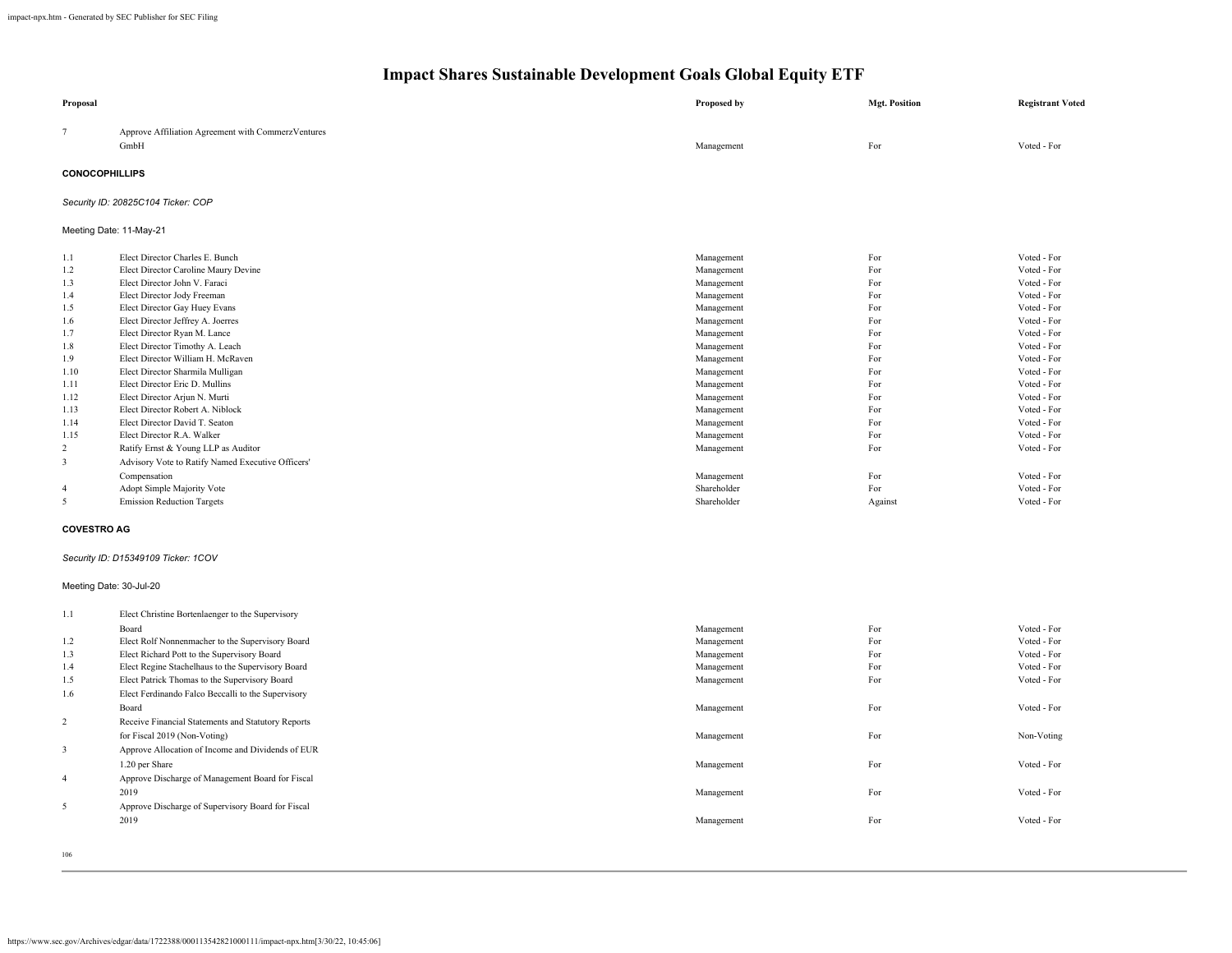# Impact Shares Sustainable Development Goals Global Equity ETF

| Proposal | | Proposed by | Mgt. Position | Registrant Voted |
|---|---|---|---|---|
| 7 | Approve Affiliation Agreement with CommerzVentures GmbH | Management | For | Voted - For |

**CONOCOPHILLIPS**

*Security ID: 20825C104 Ticker: COP*

Meeting Date: 11-May-21

| Proposal | | Proposed by | Mgt. Position | Registrant Voted |
|---|---|---|---|---|
| 1.1 | Elect Director Charles E. Bunch | Management | For | Voted - For |
| 1.2 | Elect Director Caroline Maury Devine | Management | For | Voted - For |
| 1.3 | Elect Director John V. Faraci | Management | For | Voted - For |
| 1.4 | Elect Director Jody Freeman | Management | For | Voted - For |
| 1.5 | Elect Director Gay Huey Evans | Management | For | Voted - For |
| 1.6 | Elect Director Jeffrey A. Joerres | Management | For | Voted - For |
| 1.7 | Elect Director Ryan M. Lance | Management | For | Voted - For |
| 1.8 | Elect Director Timothy A. Leach | Management | For | Voted - For |
| 1.9 | Elect Director William H. McRaven | Management | For | Voted - For |
| 1.10 | Elect Director Sharmila Mulligan | Management | For | Voted - For |
| 1.11 | Elect Director Eric D. Mullins | Management | For | Voted - For |
| 1.12 | Elect Director Arjun N. Murti | Management | For | Voted - For |
| 1.13 | Elect Director Robert A. Niblock | Management | For | Voted - For |
| 1.14 | Elect Director David T. Seaton | Management | For | Voted - For |
| 1.15 | Elect Director R.A. Walker | Management | For | Voted - For |
| 2 | Ratify Ernst & Young LLP as Auditor | Management | For | Voted - For |
| 3 | Advisory Vote to Ratify Named Executive Officers' Compensation | Management | For | Voted - For |
| 4 | Adopt Simple Majority Vote | Shareholder | For | Voted - For |
| 5 | Emission Reduction Targets | Shareholder | Against | Voted - For |

**COVESTRO AG**

*Security ID: D15349109 Ticker: 1COV*

Meeting Date: 30-Jul-20

| Proposal | | Proposed by | Mgt. Position | Registrant Voted |
|---|---|---|---|---|
| 1.1 | Elect Christine Bortenlaenger to the Supervisory Board | Management | For | Voted - For |
| 1.2 | Elect Rolf Nonnenmacher to the Supervisory Board | Management | For | Voted - For |
| 1.3 | Elect Richard Pott to the Supervisory Board | Management | For | Voted - For |
| 1.4 | Elect Regine Stachelhaus to the Supervisory Board | Management | For | Voted - For |
| 1.5 | Elect Patrick Thomas to the Supervisory Board | Management | For | Voted - For |
| 1.6 | Elect Ferdinando Falco Beccalli to the Supervisory Board | Management | For | Voted - For |
| 2 | Receive Financial Statements and Statutory Reports for Fiscal 2019 (Non-Voting) | Management | For | Non-Voting |
| 3 | Approve Allocation of Income and Dividends of EUR 1.20 per Share | Management | For | Voted - For |
| 4 | Approve Discharge of Management Board for Fiscal 2019 | Management | For | Voted - For |
| 5 | Approve Discharge of Supervisory Board for Fiscal 2019 | Management | For | Voted - For |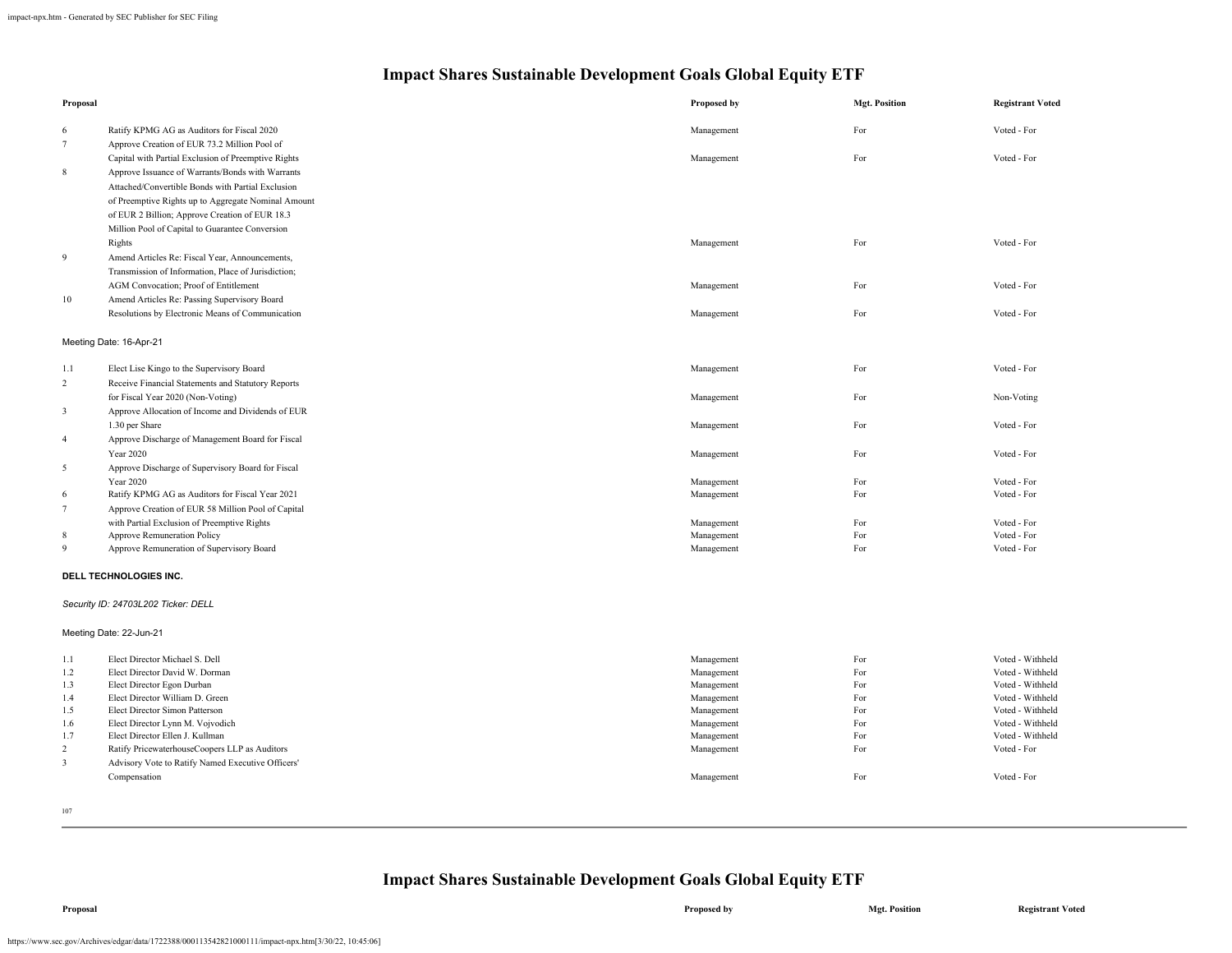# Impact Shares Sustainable Development Goals Global Equity ETF

| Proposal | | Proposed by | Mgt. Position | Registrant Voted |
|---|---|---|---|---|
| 6 | Ratify KPMG AG as Auditors for Fiscal 2020 | Management | For | Voted - For |
| 7 | Approve Creation of EUR 73.2 Million Pool of Capital with Partial Exclusion of Preemptive Rights | Management | For | Voted - For |
| 8 | Approve Issuance of Warrants/Bonds with Warrants Attached/Convertible Bonds with Partial Exclusion of Preemptive Rights up to Aggregate Nominal Amount of EUR 2 Billion; Approve Creation of EUR 18.3 Million Pool of Capital to Guarantee Conversion Rights | Management | For | Voted - For |
| 9 | Amend Articles Re: Fiscal Year, Announcements, Transmission of Information, Place of Jurisdiction; AGM Convocation; Proof of Entitlement | Management | For | Voted - For |
| 10 | Amend Articles Re: Passing Supervisory Board Resolutions by Electronic Means of Communication | Management | For | Voted - For |

Meeting Date: 16-Apr-21

| Proposal | | Proposed by | Mgt. Position | Registrant Voted |
|---|---|---|---|---|
| 1.1 | Elect Lise Kingo to the Supervisory Board | Management | For | Voted - For |
| 2 | Receive Financial Statements and Statutory Reports for Fiscal Year 2020 (Non-Voting) | Management | For | Non-Voting |
| 3 | Approve Allocation of Income and Dividends of EUR 1.30 per Share | Management | For | Voted - For |
| 4 | Approve Discharge of Management Board for Fiscal Year 2020 | Management | For | Voted - For |
| 5 | Approve Discharge of Supervisory Board for Fiscal Year 2020 | Management | For | Voted - For |
| 6 | Ratify KPMG AG as Auditors for Fiscal Year 2021 | Management | For | Voted - For |
| 7 | Approve Creation of EUR 58 Million Pool of Capital with Partial Exclusion of Preemptive Rights | Management | For | Voted - For |
| 8 | Approve Remuneration Policy | Management | For | Voted - For |
| 9 | Approve Remuneration of Supervisory Board | Management | For | Voted - For |

**DELL TECHNOLOGIES INC.**

*Security ID: 24703L202 Ticker: DELL*

Meeting Date: 22-Jun-21

| Proposal | | Proposed by | Mgt. Position | Registrant Voted |
|---|---|---|---|---|
| 1.1 | Elect Director Michael S. Dell | Management | For | Voted - Withheld |
| 1.2 | Elect Director David W. Dorman | Management | For | Voted - Withheld |
| 1.3 | Elect Director Egon Durban | Management | For | Voted - Withheld |
| 1.4 | Elect Director William D. Green | Management | For | Voted - Withheld |
| 1.5 | Elect Director Simon Patterson | Management | For | Voted - Withheld |
| 1.6 | Elect Director Lynn M. Vojvodich | Management | For | Voted - Withheld |
| 1.7 | Elect Director Ellen J. Kullman | Management | For | Voted - Withheld |
| 2 | Ratify PricewaterhouseCoopers LLP as Auditors | Management | For | Voted - For |
| 3 | Advisory Vote to Ratify Named Executive Officers' Compensation | Management | For | Voted - For |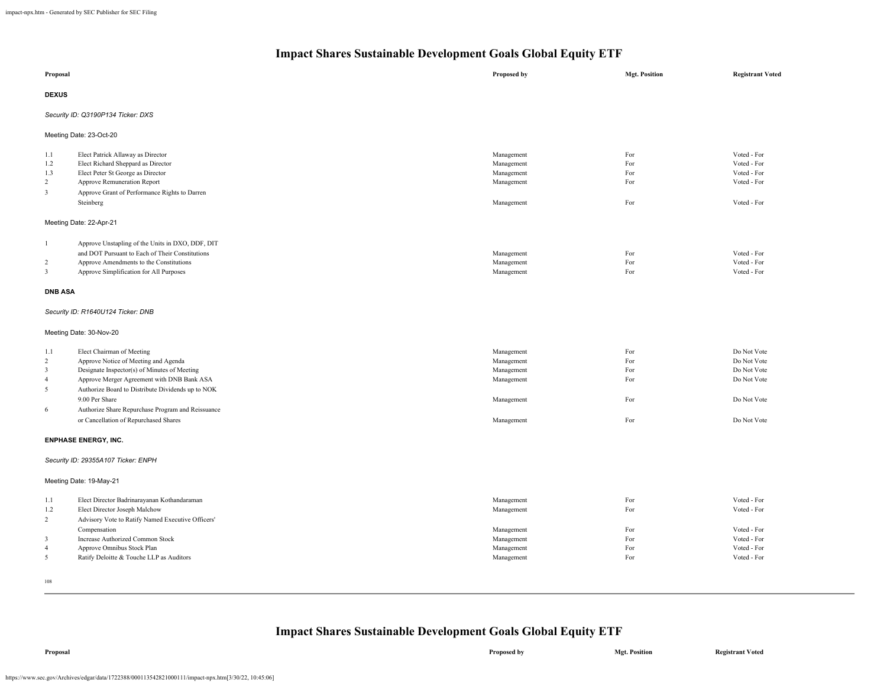# Impact Shares Sustainable Development Goals Global Equity ETF

| Proposal | | Proposed by | Mgt. Position | Registrant Voted |
|---|---|---|---|---|
| **DEXUS** | | | | |
| *Security ID: Q3190P134 Ticker: DXS* | | | | |
| Meeting Date: 23-Oct-20 | | | | |
| 1.1 | Elect Patrick Allaway as Director | Management | For | Voted - For |
| 1.2 | Elect Richard Sheppard as Director | Management | For | Voted - For |
| 1.3 | Elect Peter St George as Director | Management | For | Voted - For |
| 2 | Approve Remuneration Report | Management | For | Voted - For |
| 3 | Approve Grant of Performance Rights to Darren Steinberg | Management | For | Voted - For |
| Meeting Date: 22-Apr-21 | | | | |
| 1 | Approve Unstapling of the Units in DXO, DDF, DIT and DOT Pursuant to Each of Their Constitutions | Management | For | Voted - For |
| 2 | Approve Amendments to the Constitutions | Management | For | Voted - For |
| 3 | Approve Simplification for All Purposes | Management | For | Voted - For |
| **DNB ASA** | | | | |
| *Security ID: R1640U124 Ticker: DNB* | | | | |
| Meeting Date: 30-Nov-20 | | | | |
| 1.1 | Elect Chairman of Meeting | Management | For | Do Not Vote |
| 2 | Approve Notice of Meeting and Agenda | Management | For | Do Not Vote |
| 3 | Designate Inspector(s) of Minutes of Meeting | Management | For | Do Not Vote |
| 4 | Approve Merger Agreement with DNB Bank ASA | Management | For | Do Not Vote |
| 5 | Authorize Board to Distribute Dividends up to NOK 9.00 Per Share | Management | For | Do Not Vote |
| 6 | Authorize Share Repurchase Program and Reissuance or Cancellation of Repurchased Shares | Management | For | Do Not Vote |
| **ENPHASE ENERGY, INC.** | | | | |
| *Security ID: 29355A107 Ticker: ENPH* | | | | |
| Meeting Date: 19-May-21 | | | | |
| 1.1 | Elect Director Badrinarayanan Kothandaraman | Management | For | Voted - For |
| 1.2 | Elect Director Joseph Malchow | Management | For | Voted - For |
| 2 | Advisory Vote to Ratify Named Executive Officers' Compensation | Management | For | Voted - For |
| 3 | Increase Authorized Common Stock | Management | For | Voted - For |
| 4 | Approve Omnibus Stock Plan | Management | For | Voted - For |
| 5 | Ratify Deloitte & Touche LLP as Auditors | Management | For | Voted - For |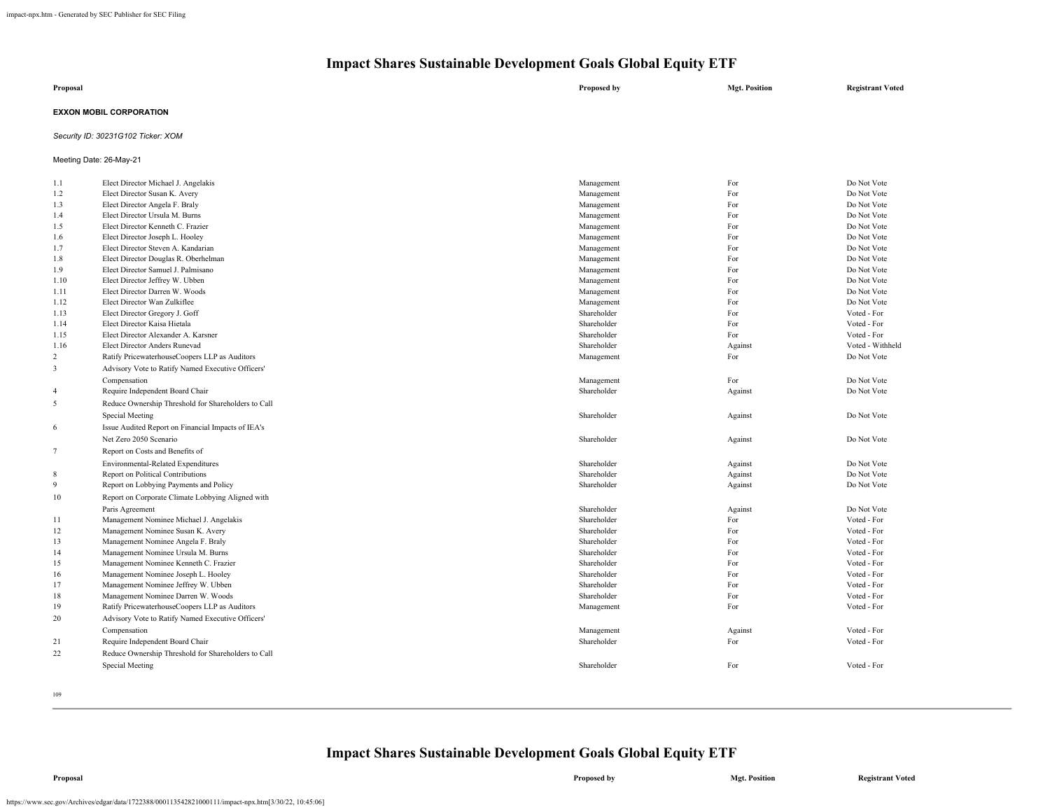# Impact Shares Sustainable Development Goals Global Equity ETF

**EXXON MOBIL CORPORATION**

*Security ID: 30231G102 Ticker: XOM*

Meeting Date: 26-May-21

| | Proposal | Proposed by | Mgt. Position | Registrant Voted |
|---|---|---|---|---|
| 1.1 | Elect Director Michael J. Angelakis | Management | For | Do Not Vote |
| 1.2 | Elect Director Susan K. Avery | Management | For | Do Not Vote |
| 1.3 | Elect Director Angela F. Braly | Management | For | Do Not Vote |
| 1.4 | Elect Director Ursula M. Burns | Management | For | Do Not Vote |
| 1.5 | Elect Director Kenneth C. Frazier | Management | For | Do Not Vote |
| 1.6 | Elect Director Joseph L. Hooley | Management | For | Do Not Vote |
| 1.7 | Elect Director Steven A. Kandarian | Management | For | Do Not Vote |
| 1.8 | Elect Director Douglas R. Oberhelman | Management | For | Do Not Vote |
| 1.9 | Elect Director Samuel J. Palmisano | Management | For | Do Not Vote |
| 1.10 | Elect Director Jeffrey W. Ubben | Management | For | Do Not Vote |
| 1.11 | Elect Director Darren W. Woods | Management | For | Do Not Vote |
| 1.12 | Elect Director Wan Zulkiflee | Management | For | Do Not Vote |
| 1.13 | Elect Director Gregory J. Goff | Shareholder | For | Voted - For |
| 1.14 | Elect Director Kaisa Hietala | Shareholder | For | Voted - For |
| 1.15 | Elect Director Alexander A. Karsner | Shareholder | For | Voted - For |
| 1.16 | Elect Director Anders Runevad | Shareholder | Against | Voted - Withheld |
| 2 | Ratify PricewaterhouseCoopers LLP as Auditors | Management | For | Do Not Vote |
| 3 | Advisory Vote to Ratify Named Executive Officers' Compensation | Management | For | Do Not Vote |
| 4 | Require Independent Board Chair | Shareholder | Against | Do Not Vote |
| 5 | Reduce Ownership Threshold for Shareholders to Call Special Meeting | Shareholder | Against | Do Not Vote |
| 6 | Issue Audited Report on Financial Impacts of IEA's Net Zero 2050 Scenario | Shareholder | Against | Do Not Vote |
| 7 | Report on Costs and Benefits of Environmental-Related Expenditures | Shareholder | Against | Do Not Vote |
| 8 | Report on Political Contributions | Shareholder | Against | Do Not Vote |
| 9 | Report on Lobbying Payments and Policy | Shareholder | Against | Do Not Vote |
| 10 | Report on Corporate Climate Lobbying Aligned with Paris Agreement | Shareholder | Against | Do Not Vote |
| 11 | Management Nominee Michael J. Angelakis | Shareholder | For | Voted - For |
| 12 | Management Nominee Susan K. Avery | Shareholder | For | Voted - For |
| 13 | Management Nominee Angela F. Braly | Shareholder | For | Voted - For |
| 14 | Management Nominee Ursula M. Burns | Shareholder | For | Voted - For |
| 15 | Management Nominee Kenneth C. Frazier | Shareholder | For | Voted - For |
| 16 | Management Nominee Joseph L. Hooley | Shareholder | For | Voted - For |
| 17 | Management Nominee Jeffrey W. Ubben | Shareholder | For | Voted - For |
| 18 | Management Nominee Darren W. Woods | Shareholder | For | Voted - For |
| 19 | Ratify PricewaterhouseCoopers LLP as Auditors | Management | For | Voted - For |
| 20 | Advisory Vote to Ratify Named Executive Officers' Compensation | Management | Against | Voted - For |
| 21 | Require Independent Board Chair | Shareholder | For | Voted - For |
| 22 | Reduce Ownership Threshold for Shareholders to Call Special Meeting | Shareholder | For | Voted - For |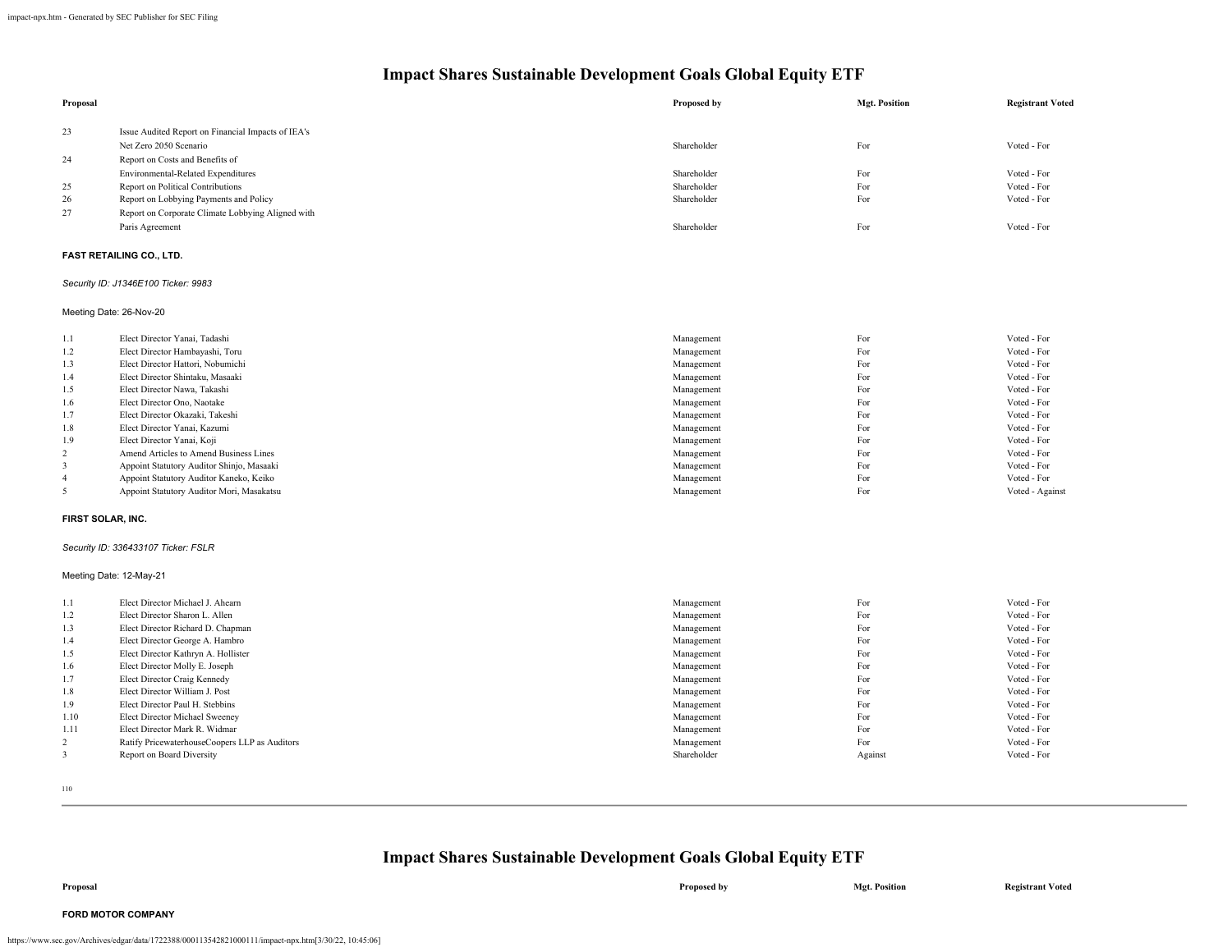## Impact Shares Sustainable Development Goals Global Equity ETF

| Proposal | | Proposed by | Mgt. Position | Registrant Voted |
|---|---|---|---|---|
| 23 | Issue Audited Report on Financial Impacts of IEA's Net Zero 2050 Scenario | Shareholder | For | Voted - For |
| 24 | Report on Costs and Benefits of Environmental-Related Expenditures | Shareholder | For | Voted - For |
| 25 | Report on Political Contributions | Shareholder | For | Voted - For |
| 26 | Report on Lobbying Payments and Policy | Shareholder | For | Voted - For |
| 27 | Report on Corporate Climate Lobbying Aligned with Paris Agreement | Shareholder | For | Voted - For |

**FAST RETAILING CO., LTD.**

*Security ID: J1346E100 Ticker: 9983*

Meeting Date: 26-Nov-20

| | | | | |
|---|---|---|---|---|
| 1.1 | Elect Director Yanai, Tadashi | Management | For | Voted - For |
| 1.2 | Elect Director Hambayashi, Toru | Management | For | Voted - For |
| 1.3 | Elect Director Hattori, Nobumichi | Management | For | Voted - For |
| 1.4 | Elect Director Shintaku, Masaaki | Management | For | Voted - For |
| 1.5 | Elect Director Nawa, Takashi | Management | For | Voted - For |
| 1.6 | Elect Director Ono, Naotake | Management | For | Voted - For |
| 1.7 | Elect Director Okazaki, Takeshi | Management | For | Voted - For |
| 1.8 | Elect Director Yanai, Kazumi | Management | For | Voted - For |
| 1.9 | Elect Director Yanai, Koji | Management | For | Voted - For |
| 2 | Amend Articles to Amend Business Lines | Management | For | Voted - For |
| 3 | Appoint Statutory Auditor Shinjo, Masaaki | Management | For | Voted - For |
| 4 | Appoint Statutory Auditor Kaneko, Keiko | Management | For | Voted - For |
| 5 | Appoint Statutory Auditor Mori, Masakatsu | Management | For | Voted - Against |

**FIRST SOLAR, INC.**

*Security ID: 336433107 Ticker: FSLR*

Meeting Date: 12-May-21

| | | | | |
|---|---|---|---|---|
| 1.1 | Elect Director Michael J. Ahearn | Management | For | Voted - For |
| 1.2 | Elect Director Sharon L. Allen | Management | For | Voted - For |
| 1.3 | Elect Director Richard D. Chapman | Management | For | Voted - For |
| 1.4 | Elect Director George A. Hambro | Management | For | Voted - For |
| 1.5 | Elect Director Kathryn A. Hollister | Management | For | Voted - For |
| 1.6 | Elect Director Molly E. Joseph | Management | For | Voted - For |
| 1.7 | Elect Director Craig Kennedy | Management | For | Voted - For |
| 1.8 | Elect Director William J. Post | Management | For | Voted - For |
| 1.9 | Elect Director Paul H. Stebbins | Management | For | Voted - For |
| 1.10 | Elect Director Michael Sweeney | Management | For | Voted - For |
| 1.11 | Elect Director Mark R. Widmar | Management | For | Voted - For |
| 2 | Ratify PricewaterhouseCoopers LLP as Auditors | Management | For | Voted - For |
| 3 | Report on Board Diversity | Shareholder | Against | Voted - For |

## Impact Shares Sustainable Development Goals Global Equity ETF

| Proposal | | Proposed by | Mgt. Position | Registrant Voted |
|---|---|---|---|---|

**FORD MOTOR COMPANY**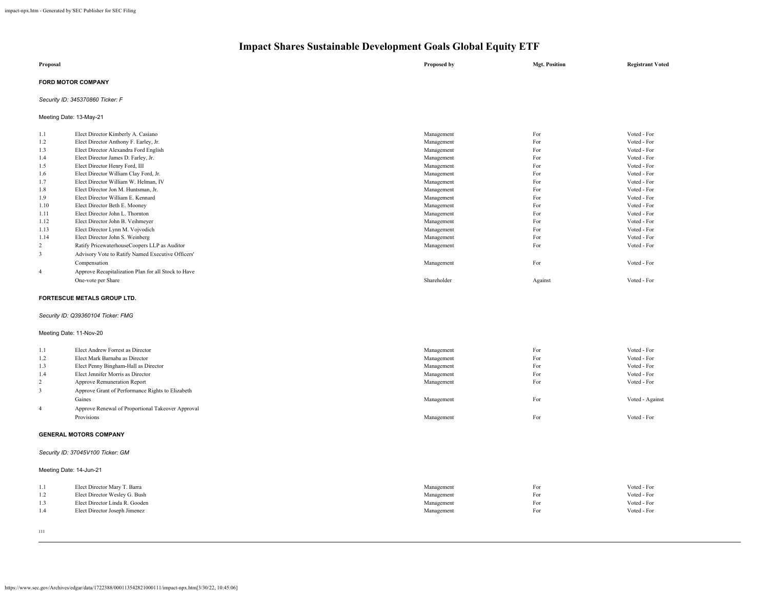# Impact Shares Sustainable Development Goals Global Equity ETF

| Proposal | | Proposed by | Mgt. Position | Registrant Voted |
|---|---|---|---|---|

**FORD MOTOR COMPANY**

*Security ID: 345370860 Ticker: F*

Meeting Date: 13-May-21

| | Proposal | Proposed by | Mgt. Position | Registrant Voted |
|---|---|---|---|---|
| 1.1 | Elect Director Kimberly A. Casiano | Management | For | Voted - For |
| 1.2 | Elect Director Anthony F. Earley, Jr. | Management | For | Voted - For |
| 1.3 | Elect Director Alexandra Ford English | Management | For | Voted - For |
| 1.4 | Elect Director James D. Farley, Jr. | Management | For | Voted - For |
| 1.5 | Elect Director Henry Ford, III | Management | For | Voted - For |
| 1.6 | Elect Director William Clay Ford, Jr. | Management | For | Voted - For |
| 1.7 | Elect Director William W. Helman, IV | Management | For | Voted - For |
| 1.8 | Elect Director Jon M. Huntsman, Jr. | Management | For | Voted - For |
| 1.9 | Elect Director William E. Kennard | Management | For | Voted - For |
| 1.10 | Elect Director Beth E. Mooney | Management | For | Voted - For |
| 1.11 | Elect Director John L. Thornton | Management | For | Voted - For |
| 1.12 | Elect Director John B. Veihmeyer | Management | For | Voted - For |
| 1.13 | Elect Director Lynn M. Vojvodich | Management | For | Voted - For |
| 1.14 | Elect Director John S. Weinberg | Management | For | Voted - For |
| 2 | Ratify PricewaterhouseCoopers LLP as Auditor | Management | For | Voted - For |
| 3 | Advisory Vote to Ratify Named Executive Officers' Compensation | Management | For | Voted - For |
| 4 | Approve Recapitalization Plan for all Stock to Have One-vote per Share | Shareholder | Against | Voted - For |

**FORTESCUE METALS GROUP LTD.**

*Security ID: Q39360104 Ticker: FMG*

Meeting Date: 11-Nov-20

| | Proposal | Proposed by | Mgt. Position | Registrant Voted |
|---|---|---|---|---|
| 1.1 | Elect Andrew Forrest as Director | Management | For | Voted - For |
| 1.2 | Elect Mark Barnaba as Director | Management | For | Voted - For |
| 1.3 | Elect Penny Bingham-Hall as Director | Management | For | Voted - For |
| 1.4 | Elect Jennifer Morris as Director | Management | For | Voted - For |
| 2 | Approve Remuneration Report | Management | For | Voted - For |
| 3 | Approve Grant of Performance Rights to Elizabeth Gaines | Management | For | Voted - Against |
| 4 | Approve Renewal of Proportional Takeover Approval Provisions | Management | For | Voted - For |

**GENERAL MOTORS COMPANY**

*Security ID: 37045V100 Ticker: GM*

Meeting Date: 14-Jun-21

| | Proposal | Proposed by | Mgt. Position | Registrant Voted |
|---|---|---|---|---|
| 1.1 | Elect Director Mary T. Barra | Management | For | Voted - For |
| 1.2 | Elect Director Wesley G. Bush | Management | For | Voted - For |
| 1.3 | Elect Director Linda R. Gooden | Management | For | Voted - For |
| 1.4 | Elect Director Joseph Jimenez | Management | For | Voted - For |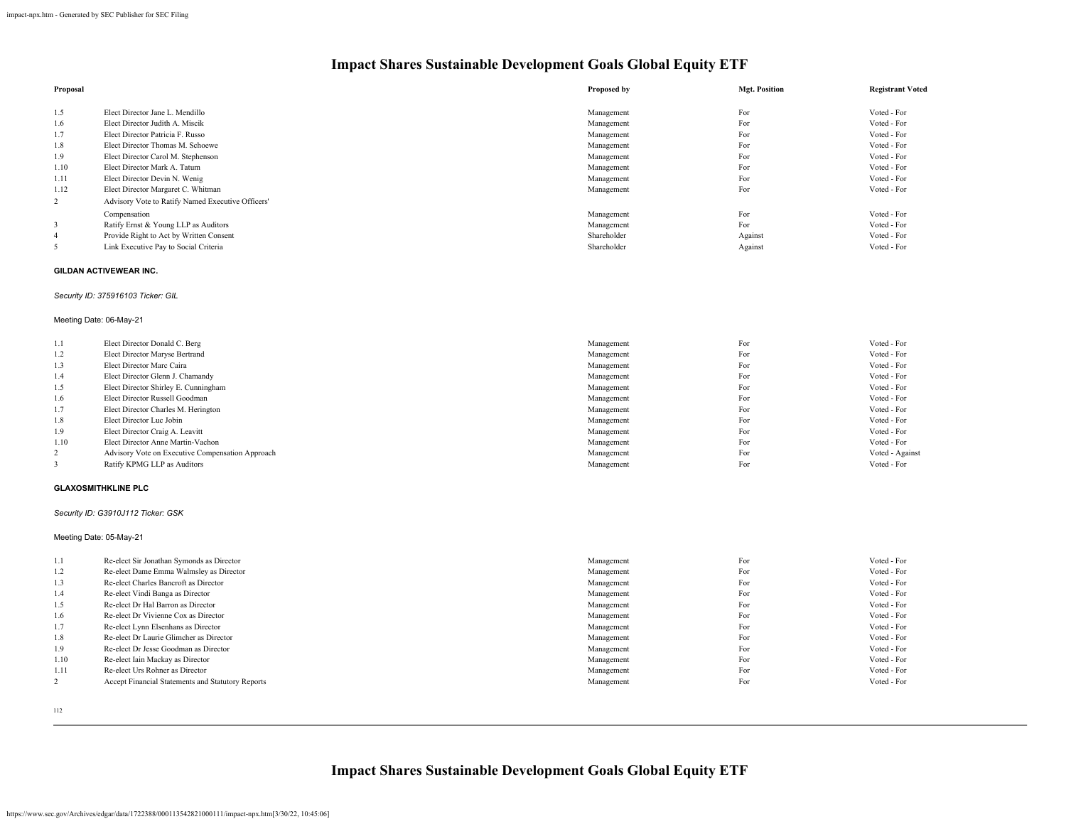# Impact Shares Sustainable Development Goals Global Equity ETF

| Proposal | | Proposed by | Mgt. Position | Registrant Voted |
|---|---|---|---|---|
| 1.5 | Elect Director Jane L. Mendillo | Management | For | Voted - For |
| 1.6 | Elect Director Judith A. Miscik | Management | For | Voted - For |
| 1.7 | Elect Director Patricia F. Russo | Management | For | Voted - For |
| 1.8 | Elect Director Thomas M. Schoewe | Management | For | Voted - For |
| 1.9 | Elect Director Carol M. Stephenson | Management | For | Voted - For |
| 1.10 | Elect Director Mark A. Tatum | Management | For | Voted - For |
| 1.11 | Elect Director Devin N. Wenig | Management | For | Voted - For |
| 1.12 | Elect Director Margaret C. Whitman | Management | For | Voted - For |
| 2 | Advisory Vote to Ratify Named Executive Officers' Compensation | Management | For | Voted - For |
| 3 | Ratify Ernst & Young LLP as Auditors | Management | For | Voted - For |
| 4 | Provide Right to Act by Written Consent | Shareholder | Against | Voted - For |
| 5 | Link Executive Pay to Social Criteria | Shareholder | Against | Voted - For |

**GILDAN ACTIVEWEAR INC.**

*Security ID: 375916103 Ticker: GIL*

Meeting Date: 06-May-21

| Proposal | | Proposed by | Mgt. Position | Registrant Voted |
|---|---|---|---|---|
| 1.1 | Elect Director Donald C. Berg | Management | For | Voted - For |
| 1.2 | Elect Director Maryse Bertrand | Management | For | Voted - For |
| 1.3 | Elect Director Marc Caira | Management | For | Voted - For |
| 1.4 | Elect Director Glenn J. Chamandy | Management | For | Voted - For |
| 1.5 | Elect Director Shirley E. Cunningham | Management | For | Voted - For |
| 1.6 | Elect Director Russell Goodman | Management | For | Voted - For |
| 1.7 | Elect Director Charles M. Herington | Management | For | Voted - For |
| 1.8 | Elect Director Luc Jobin | Management | For | Voted - For |
| 1.9 | Elect Director Craig A. Leavitt | Management | For | Voted - For |
| 1.10 | Elect Director Anne Martin-Vachon | Management | For | Voted - For |
| 2 | Advisory Vote on Executive Compensation Approach | Management | For | Voted - Against |
| 3 | Ratify KPMG LLP as Auditors | Management | For | Voted - For |

**GLAXOSMITHKLINE PLC**

*Security ID: G3910J112 Ticker: GSK*

Meeting Date: 05-May-21

| Proposal | | Proposed by | Mgt. Position | Registrant Voted |
|---|---|---|---|---|
| 1.1 | Re-elect Sir Jonathan Symonds as Director | Management | For | Voted - For |
| 1.2 | Re-elect Dame Emma Walmsley as Director | Management | For | Voted - For |
| 1.3 | Re-elect Charles Bancroft as Director | Management | For | Voted - For |
| 1.4 | Re-elect Vindi Banga as Director | Management | For | Voted - For |
| 1.5 | Re-elect Dr Hal Barron as Director | Management | For | Voted - For |
| 1.6 | Re-elect Dr Vivienne Cox as Director | Management | For | Voted - For |
| 1.7 | Re-elect Lynn Elsenhans as Director | Management | For | Voted - For |
| 1.8 | Re-elect Dr Laurie Glimcher as Director | Management | For | Voted - For |
| 1.9 | Re-elect Dr Jesse Goodman as Director | Management | For | Voted - For |
| 1.10 | Re-elect Iain Mackay as Director | Management | For | Voted - For |
| 1.11 | Re-elect Urs Rohner as Director | Management | For | Voted - For |
| 2 | Accept Financial Statements and Statutory Reports | Management | For | Voted - For |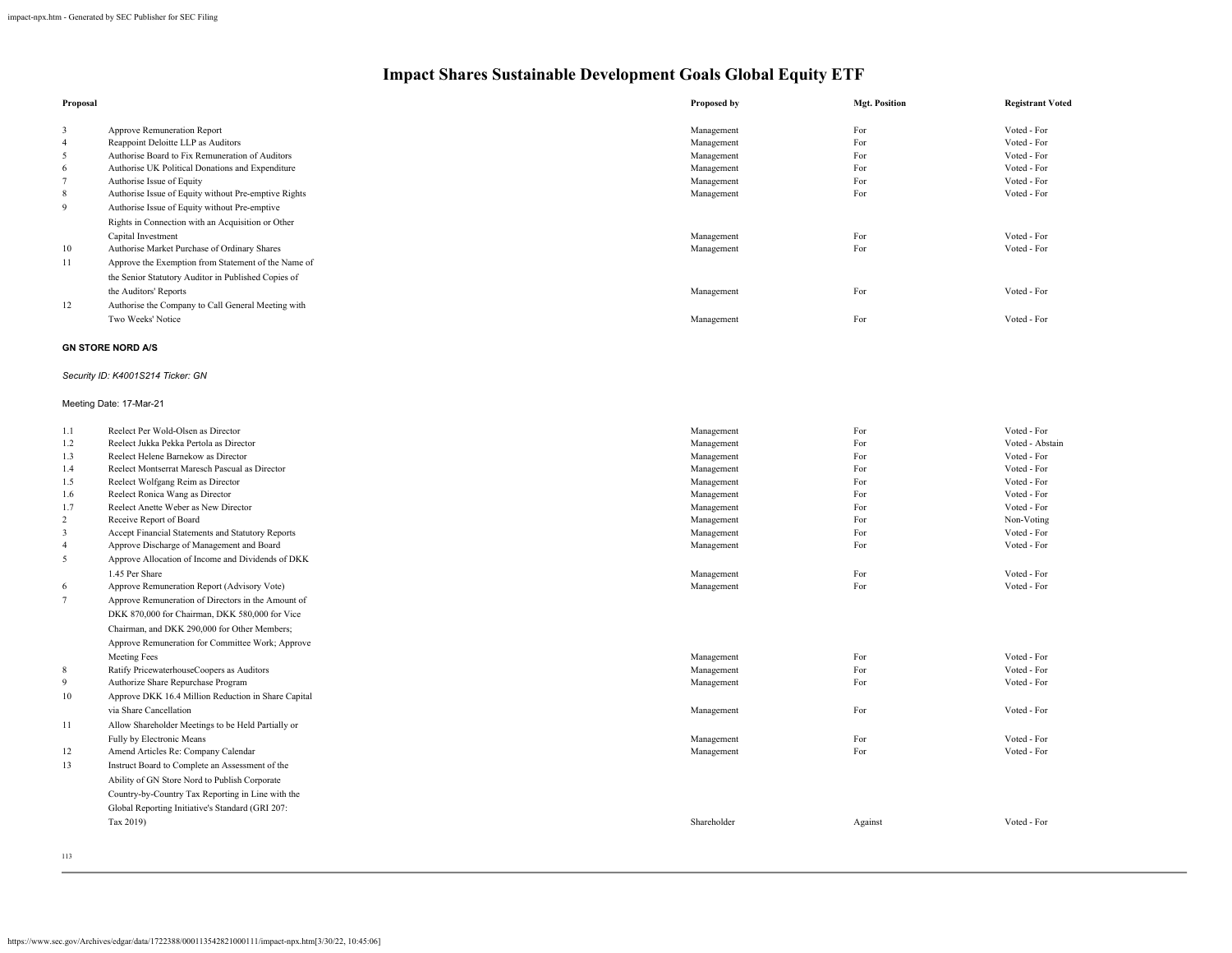# Impact Shares Sustainable Development Goals Global Equity ETF

| Proposal | | Proposed by | Mgt. Position | Registrant Voted |
|---|---|---|---|---|
| 3 | Approve Remuneration Report | Management | For | Voted - For |
| 4 | Reappoint Deloitte LLP as Auditors | Management | For | Voted - For |
| 5 | Authorise Board to Fix Remuneration of Auditors | Management | For | Voted - For |
| 6 | Authorise UK Political Donations and Expenditure | Management | For | Voted - For |
| 7 | Authorise Issue of Equity | Management | For | Voted - For |
| 8 | Authorise Issue of Equity without Pre-emptive Rights | Management | For | Voted - For |
| 9 | Authorise Issue of Equity without Pre-emptive Rights in Connection with an Acquisition or Other Capital Investment | Management | For | Voted - For |
| 10 | Authorise Market Purchase of Ordinary Shares | Management | For | Voted - For |
| 11 | Approve the Exemption from Statement of the Name of the Senior Statutory Auditor in Published Copies of the Auditors' Reports | Management | For | Voted - For |
| 12 | Authorise the Company to Call General Meeting with Two Weeks' Notice | Management | For | Voted - For |

**GN STORE NORD A/S**

*Security ID: K4001S214 Ticker: GN*

Meeting Date: 17-Mar-21

| Proposal | | Proposed by | Mgt. Position | Registrant Voted |
|---|---|---|---|---|
| 1.1 | Reelect Per Wold-Olsen as Director | Management | For | Voted - For |
| 1.2 | Reelect Jukka Pekka Pertola as Director | Management | For | Voted - Abstain |
| 1.3 | Reelect Helene Barnekow as Director | Management | For | Voted - For |
| 1.4 | Reelect Montserrat Maresch Pascual as Director | Management | For | Voted - For |
| 1.5 | Reelect Wolfgang Reim as Director | Management | For | Voted - For |
| 1.6 | Reelect Ronica Wang as Director | Management | For | Voted - For |
| 1.7 | Reelect Anette Weber as New Director | Management | For | Voted - For |
| 2 | Receive Report of Board | Management | For | Non-Voting |
| 3 | Accept Financial Statements and Statutory Reports | Management | For | Voted - For |
| 4 | Approve Discharge of Management and Board | Management | For | Voted - For |
| 5 | Approve Allocation of Income and Dividends of DKK 1.45 Per Share | Management | For | Voted - For |
| 6 | Approve Remuneration Report (Advisory Vote) | Management | For | Voted - For |
| 7 | Approve Remuneration of Directors in the Amount of DKK 870,000 for Chairman, DKK 580,000 for Vice Chairman, and DKK 290,000 for Other Members; Approve Remuneration for Committee Work; Approve Meeting Fees | Management | For | Voted - For |
| 8 | Ratify PricewaterhouseCoopers as Auditors | Management | For | Voted - For |
| 9 | Authorize Share Repurchase Program | Management | For | Voted - For |
| 10 | Approve DKK 16.4 Million Reduction in Share Capital via Share Cancellation | Management | For | Voted - For |
| 11 | Allow Shareholder Meetings to be Held Partially or Fully by Electronic Means | Management | For | Voted - For |
| 12 | Amend Articles Re: Company Calendar | Management | For | Voted - For |
| 13 | Instruct Board to Complete an Assessment of the Ability of GN Store Nord to Publish Corporate Country-by-Country Tax Reporting in Line with the Global Reporting Initiative's Standard (GRI 207: Tax 2019) | Shareholder | Against | Voted - For |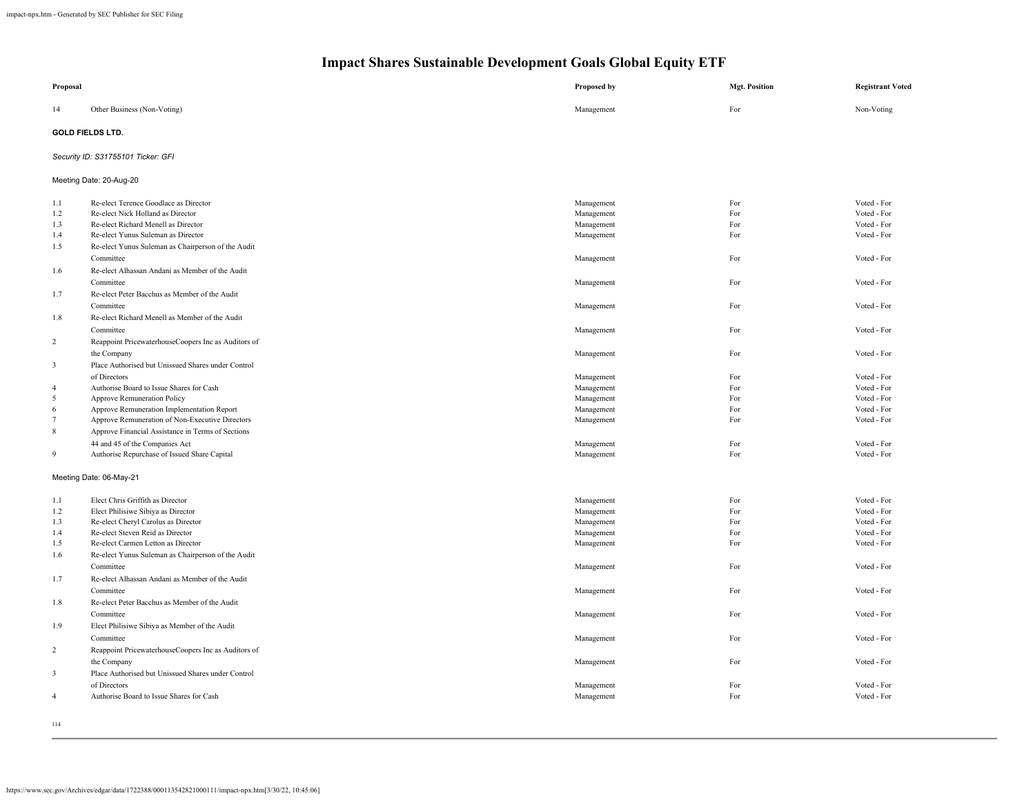# Impact Shares Sustainable Development Goals Global Equity ETF

| Proposal | | Proposed by | Mgt. Position | Registrant Voted |
|---|---|---|---|---|
| 14 | Other Business (Non-Voting) | Management | For | Non-Voting |

**GOLD FIELDS LTD.**

*Security ID: S31755101 Ticker: GFI*

Meeting Date: 20-Aug-20

| Proposal | | Proposed by | Mgt. Position | Registrant Voted |
|---|---|---|---|---|
| 1.1 | Re-elect Terence Goodlace as Director | Management | For | Voted - For |
| 1.2 | Re-elect Nick Holland as Director | Management | For | Voted - For |
| 1.3 | Re-elect Richard Menell as Director | Management | For | Voted - For |
| 1.4 | Re-elect Yunus Suleman as Director | Management | For | Voted - For |
| 1.5 | Re-elect Yunus Suleman as Chairperson of the Audit Committee | Management | For | Voted - For |
| 1.6 | Re-elect Alhassan Andani as Member of the Audit Committee | Management | For | Voted - For |
| 1.7 | Re-elect Peter Bacchus as Member of the Audit Committee | Management | For | Voted - For |
| 1.8 | Re-elect Richard Menell as Member of the Audit Committee | Management | For | Voted - For |
| 2 | Reappoint PricewaterhouseCoopers Inc as Auditors of the Company | Management | For | Voted - For |
| 3 | Place Authorised but Unissued Shares under Control of Directors | Management | For | Voted - For |
| 4 | Authorise Board to Issue Shares for Cash | Management | For | Voted - For |
| 5 | Approve Remuneration Policy | Management | For | Voted - For |
| 6 | Approve Remuneration Implementation Report | Management | For | Voted - For |
| 7 | Approve Remuneration of Non-Executive Directors | Management | For | Voted - For |
| 8 | Approve Financial Assistance in Terms of Sections 44 and 45 of the Companies Act | Management | For | Voted - For |
| 9 | Authorise Repurchase of Issued Share Capital | Management | For | Voted - For |

Meeting Date: 06-May-21

| Proposal | | Proposed by | Mgt. Position | Registrant Voted |
|---|---|---|---|---|
| 1.1 | Elect Chris Griffith as Director | Management | For | Voted - For |
| 1.2 | Elect Philisiwe Sibiya as Director | Management | For | Voted - For |
| 1.3 | Re-elect Cheryl Carolus as Director | Management | For | Voted - For |
| 1.4 | Re-elect Steven Reid as Director | Management | For | Voted - For |
| 1.5 | Re-elect Carmen Letton as Director | Management | For | Voted - For |
| 1.6 | Re-elect Yunus Suleman as Chairperson of the Audit Committee | Management | For | Voted - For |
| 1.7 | Re-elect Alhassan Andani as Member of the Audit Committee | Management | For | Voted - For |
| 1.8 | Re-elect Peter Bacchus as Member of the Audit Committee | Management | For | Voted - For |
| 1.9 | Elect Philisiwe Sibiya as Member of the Audit Committee | Management | For | Voted - For |
| 2 | Reappoint PricewaterhouseCoopers Inc as Auditors of the Company | Management | For | Voted - For |
| 3 | Place Authorised but Unissued Shares under Control of Directors | Management | For | Voted - For |
| 4 | Authorise Board to Issue Shares for Cash | Management | For | Voted - For |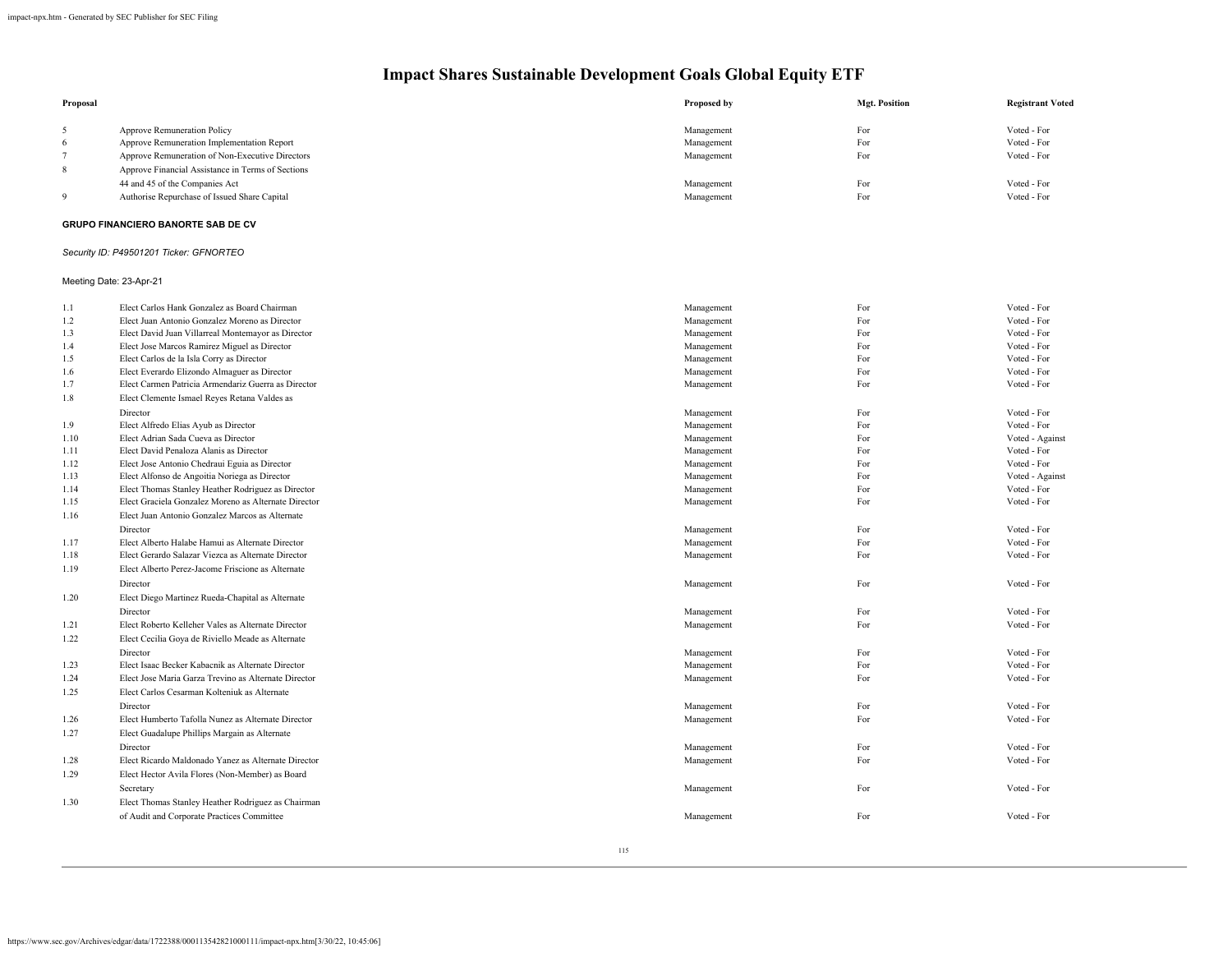# Impact Shares Sustainable Development Goals Global Equity ETF

| Proposal | | Proposed by | Mgt. Position | Registrant Voted |
|---|---|---|---|---|
| 5 | Approve Remuneration Policy | Management | For | Voted - For |
| 6 | Approve Remuneration Implementation Report | Management | For | Voted - For |
| 7 | Approve Remuneration of Non-Executive Directors | Management | For | Voted - For |
| 8 | Approve Financial Assistance in Terms of Sections 44 and 45 of the Companies Act | Management | For | Voted - For |
| 9 | Authorise Repurchase of Issued Share Capital | Management | For | Voted - For |

**GRUPO FINANCIERO BANORTE SAB DE CV**

*Security ID: P49501201 Ticker: GFNORTEO*

Meeting Date: 23-Apr-21

| Proposal | | Proposed by | Mgt. Position | Registrant Voted |
|---|---|---|---|---|
| 1.1 | Elect Carlos Hank Gonzalez as Board Chairman | Management | For | Voted - For |
| 1.2 | Elect Juan Antonio Gonzalez Moreno as Director | Management | For | Voted - For |
| 1.3 | Elect David Juan Villarreal Montemayor as Director | Management | For | Voted - For |
| 1.4 | Elect Jose Marcos Ramirez Miguel as Director | Management | For | Voted - For |
| 1.5 | Elect Carlos de la Isla Corry as Director | Management | For | Voted - For |
| 1.6 | Elect Everardo Elizondo Almaguer as Director | Management | For | Voted - For |
| 1.7 | Elect Carmen Patricia Armendariz Guerra as Director | Management | For | Voted - For |
| 1.8 | Elect Clemente Ismael Reyes Retana Valdes as Director | Management | For | Voted - For |
| 1.9 | Elect Alfredo Elias Ayub as Director | Management | For | Voted - For |
| 1.10 | Elect Adrian Sada Cueva as Director | Management | For | Voted - Against |
| 1.11 | Elect David Penaloza Alanis as Director | Management | For | Voted - For |
| 1.12 | Elect Jose Antonio Chedraui Eguia as Director | Management | For | Voted - For |
| 1.13 | Elect Alfonso de Angoitia Noriega as Director | Management | For | Voted - Against |
| 1.14 | Elect Thomas Stanley Heather Rodriguez as Director | Management | For | Voted - For |
| 1.15 | Elect Graciela Gonzalez Moreno as Alternate Director | Management | For | Voted - For |
| 1.16 | Elect Juan Antonio Gonzalez Marcos as Alternate Director | Management | For | Voted - For |
| 1.17 | Elect Alberto Halabe Hamui as Alternate Director | Management | For | Voted - For |
| 1.18 | Elect Gerardo Salazar Viezca as Alternate Director | Management | For | Voted - For |
| 1.19 | Elect Alberto Perez-Jacome Friscione as Alternate Director | Management | For | Voted - For |
| 1.20 | Elect Diego Martinez Rueda-Chapital as Alternate Director | Management | For | Voted - For |
| 1.21 | Elect Roberto Kelleher Vales as Alternate Director | Management | For | Voted - For |
| 1.22 | Elect Cecilia Goya de Riviello Meade as Alternate Director | Management | For | Voted - For |
| 1.23 | Elect Isaac Becker Kabacnik as Alternate Director | Management | For | Voted - For |
| 1.24 | Elect Jose Maria Garza Trevino as Alternate Director | Management | For | Voted - For |
| 1.25 | Elect Carlos Cesarman Kolteniuk as Alternate Director | Management | For | Voted - For |
| 1.26 | Elect Humberto Tafolla Nunez as Alternate Director | Management | For | Voted - For |
| 1.27 | Elect Guadalupe Phillips Margain as Alternate Director | Management | For | Voted - For |
| 1.28 | Elect Ricardo Maldonado Yanez as Alternate Director | Management | For | Voted - For |
| 1.29 | Elect Hector Avila Flores (Non-Member) as Board Secretary | Management | For | Voted - For |
| 1.30 | Elect Thomas Stanley Heather Rodriguez as Chairman of Audit and Corporate Practices Committee | Management | For | Voted - For |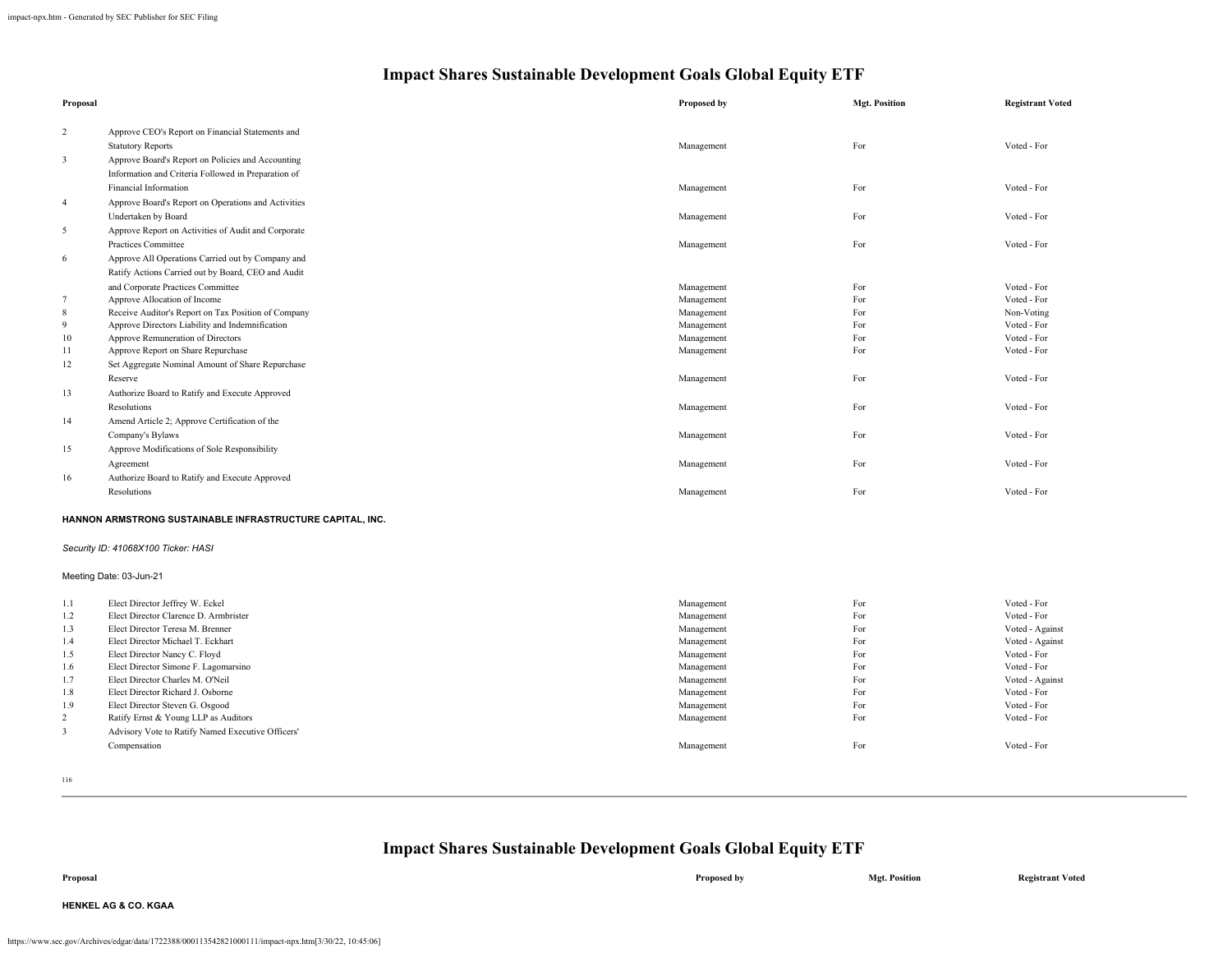# Impact Shares Sustainable Development Goals Global Equity ETF

| Proposal | | Proposed by | Mgt. Position | Registrant Voted |
|---|---|---|---|---|
| 2 | Approve CEO's Report on Financial Statements and Statutory Reports | Management | For | Voted - For |
| 3 | Approve Board's Report on Policies and Accounting Information and Criteria Followed in Preparation of Financial Information | Management | For | Voted - For |
| 4 | Approve Board's Report on Operations and Activities Undertaken by Board | Management | For | Voted - For |
| 5 | Approve Report on Activities of Audit and Corporate Practices Committee | Management | For | Voted - For |
| 6 | Approve All Operations Carried out by Company and Ratify Actions Carried out by Board, CEO and Audit and Corporate Practices Committee | Management | For | Voted - For |
| 7 | Approve Allocation of Income | Management | For | Voted - For |
| 8 | Receive Auditor's Report on Tax Position of Company | Management | For | Non-Voting |
| 9 | Approve Directors Liability and Indemnification | Management | For | Voted - For |
| 10 | Approve Remuneration of Directors | Management | For | Voted - For |
| 11 | Approve Report on Share Repurchase | Management | For | Voted - For |
| 12 | Set Aggregate Nominal Amount of Share Repurchase Reserve | Management | For | Voted - For |
| 13 | Authorize Board to Ratify and Execute Approved Resolutions | Management | For | Voted - For |
| 14 | Amend Article 2; Approve Certification of the Company's Bylaws | Management | For | Voted - For |
| 15 | Approve Modifications of Sole Responsibility Agreement | Management | For | Voted - For |
| 16 | Authorize Board to Ratify and Execute Approved Resolutions | Management | For | Voted - For |

**HANNON ARMSTRONG SUSTAINABLE INFRASTRUCTURE CAPITAL, INC.**

*Security ID: 41068X100 Ticker: HASI*

Meeting Date: 03-Jun-21

| Proposal | | Proposed by | Mgt. Position | Registrant Voted |
|---|---|---|---|---|
| 1.1 | Elect Director Jeffrey W. Eckel | Management | For | Voted - For |
| 1.2 | Elect Director Clarence D. Armbrister | Management | For | Voted - For |
| 1.3 | Elect Director Teresa M. Brenner | Management | For | Voted - Against |
| 1.4 | Elect Director Michael T. Eckhart | Management | For | Voted - Against |
| 1.5 | Elect Director Nancy C. Floyd | Management | For | Voted - For |
| 1.6 | Elect Director Simone F. Lagomarsino | Management | For | Voted - For |
| 1.7 | Elect Director Charles M. O'Neil | Management | For | Voted - Against |
| 1.8 | Elect Director Richard J. Osborne | Management | For | Voted - For |
| 1.9 | Elect Director Steven G. Osgood | Management | For | Voted - For |
| 2 | Ratify Ernst & Young LLP as Auditors | Management | For | Voted - For |
| 3 | Advisory Vote to Ratify Named Executive Officers' Compensation | Management | For | Voted - For |

# Impact Shares Sustainable Development Goals Global Equity ETF

| Proposal | | Proposed by | Mgt. Position | Registrant Voted |
|---|---|---|---|---|

**HENKEL AG & CO. KGAA**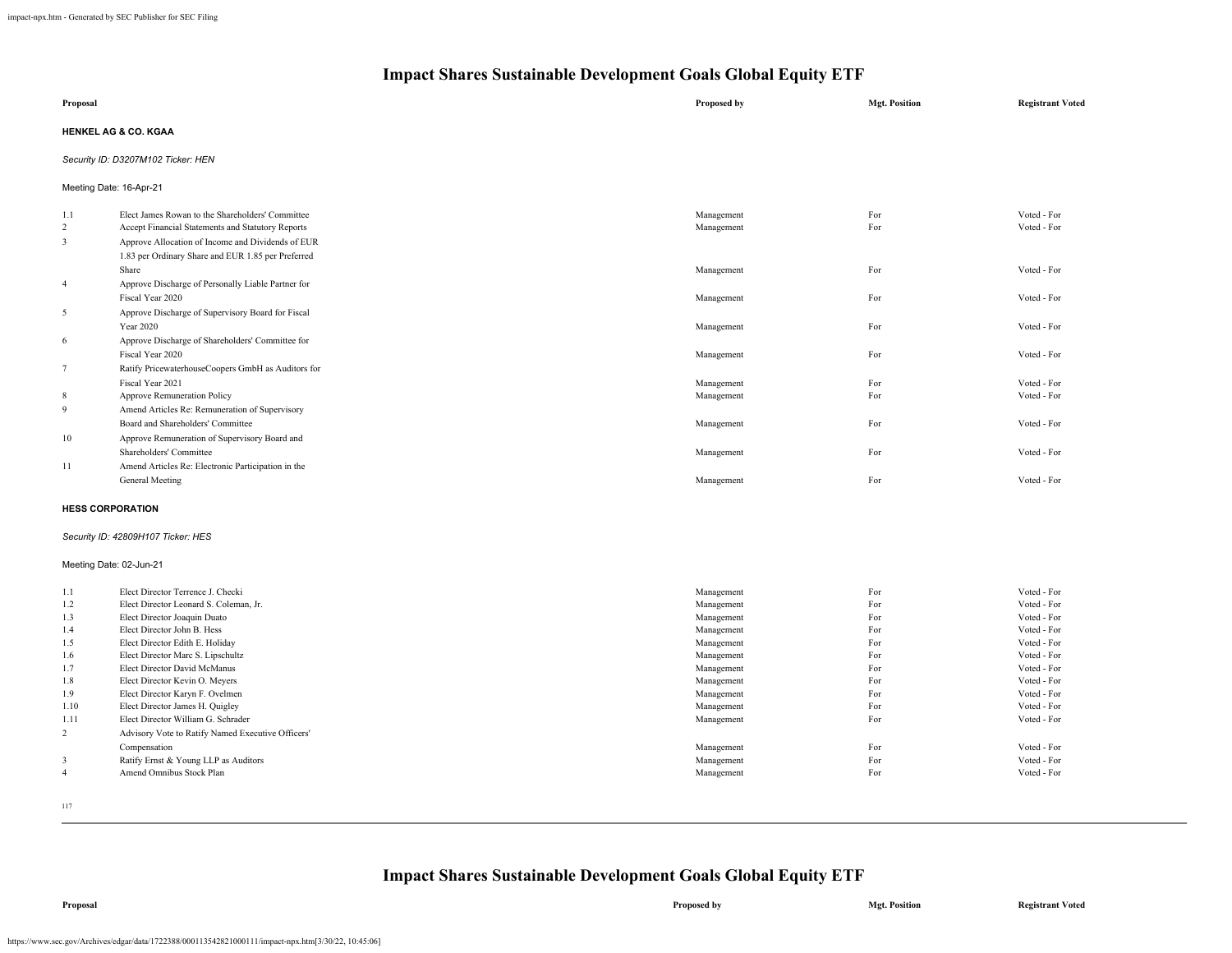# Impact Shares Sustainable Development Goals Global Equity ETF

| Proposal | | Proposed by | Mgt. Position | Registrant Voted |
|---|---|---|---|---|

**HENKEL AG & CO. KGAA**

*Security ID: D3207M102 Ticker: HEN*

Meeting Date: 16-Apr-21

| | | Proposed by | Mgt. Position | Registrant Voted |
|---|---|---|---|---|
| 1.1 | Elect James Rowan to the Shareholders' Committee | Management | For | Voted - For |
| 2 | Accept Financial Statements and Statutory Reports | Management | For | Voted - For |
| 3 | Approve Allocation of Income and Dividends of EUR 1.83 per Ordinary Share and EUR 1.85 per Preferred Share | Management | For | Voted - For |
| 4 | Approve Discharge of Personally Liable Partner for Fiscal Year 2020 | Management | For | Voted - For |
| 5 | Approve Discharge of Supervisory Board for Fiscal Year 2020 | Management | For | Voted - For |
| 6 | Approve Discharge of Shareholders' Committee for Fiscal Year 2020 | Management | For | Voted - For |
| 7 | Ratify PricewaterhouseCoopers GmbH as Auditors for Fiscal Year 2021 | Management | For | Voted - For |
| 8 | Approve Remuneration Policy | Management | For | Voted - For |
| 9 | Amend Articles Re: Remuneration of Supervisory Board and Shareholders' Committee | Management | For | Voted - For |
| 10 | Approve Remuneration of Supervisory Board and Shareholders' Committee | Management | For | Voted - For |
| 11 | Amend Articles Re: Electronic Participation in the General Meeting | Management | For | Voted - For |

**HESS CORPORATION**

*Security ID: 42809H107 Ticker: HES*

Meeting Date: 02-Jun-21

| | | Proposed by | Mgt. Position | Registrant Voted |
|---|---|---|---|---|
| 1.1 | Elect Director Terrence J. Checki | Management | For | Voted - For |
| 1.2 | Elect Director Leonard S. Coleman, Jr. | Management | For | Voted - For |
| 1.3 | Elect Director Joaquin Duato | Management | For | Voted - For |
| 1.4 | Elect Director John B. Hess | Management | For | Voted - For |
| 1.5 | Elect Director Edith E. Holiday | Management | For | Voted - For |
| 1.6 | Elect Director Marc S. Lipschultz | Management | For | Voted - For |
| 1.7 | Elect Director David McManus | Management | For | Voted - For |
| 1.8 | Elect Director Kevin O. Meyers | Management | For | Voted - For |
| 1.9 | Elect Director Karyn F. Ovelmen | Management | For | Voted - For |
| 1.10 | Elect Director James H. Quigley | Management | For | Voted - For |
| 1.11 | Elect Director William G. Schrader | Management | For | Voted - For |
| 2 | Advisory Vote to Ratify Named Executive Officers' Compensation | Management | For | Voted - For |
| 3 | Ratify Ernst & Young LLP as Auditors | Management | For | Voted - For |
| 4 | Amend Omnibus Stock Plan | Management | For | Voted - For |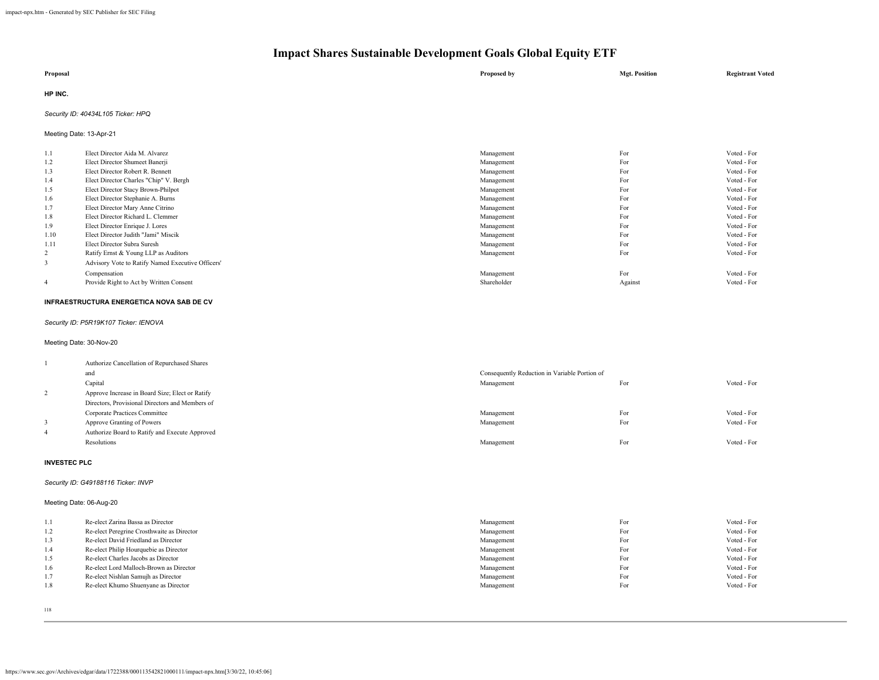# Impact Shares Sustainable Development Goals Global Equity ETF

| Proposal | | Proposed by | Mgt. Position | Registrant Voted |
|---|---|---|---|---|

**HP INC.**

*Security ID: 40434L105 Ticker: HPQ*

Meeting Date: 13-Apr-21

| | Proposal | Proposed by | Mgt. Position | Registrant Voted |
|---|---|---|---|---|
| 1.1 | Elect Director Aida M. Alvarez | Management | For | Voted - For |
| 1.2 | Elect Director Shumeet Banerji | Management | For | Voted - For |
| 1.3 | Elect Director Robert R. Bennett | Management | For | Voted - For |
| 1.4 | Elect Director Charles "Chip" V. Bergh | Management | For | Voted - For |
| 1.5 | Elect Director Stacy Brown-Philpot | Management | For | Voted - For |
| 1.6 | Elect Director Stephanie A. Burns | Management | For | Voted - For |
| 1.7 | Elect Director Mary Anne Citrino | Management | For | Voted - For |
| 1.8 | Elect Director Richard L. Clemmer | Management | For | Voted - For |
| 1.9 | Elect Director Enrique J. Lores | Management | For | Voted - For |
| 1.10 | Elect Director Judith "Jami" Miscik | Management | For | Voted - For |
| 1.11 | Elect Director Subra Suresh | Management | For | Voted - For |
| 2 | Ratify Ernst & Young LLP as Auditors | Management | For | Voted - For |
| 3 | Advisory Vote to Ratify Named Executive Officers' Compensation | Management | For | Voted - For |
| 4 | Provide Right to Act by Written Consent | Shareholder | Against | Voted - For |

**INFRAESTRUCTURA ENERGETICA NOVA SAB DE CV**

*Security ID: P5R19K107 Ticker: IENOVA*

Meeting Date: 30-Nov-20

| | Proposal | Proposed by | Mgt. Position | Registrant Voted |
|---|---|---|---|---|
| 1 | Authorize Cancellation of Repurchased Shares and Consequently Reduction in Variable Portion of Capital | Management | For | Voted - For |
| 2 | Approve Increase in Board Size; Elect or Ratify Directors, Provisional Directors and Members of Corporate Practices Committee | Management | For | Voted - For |
| 3 | Approve Granting of Powers | Management | For | Voted - For |
| 4 | Authorize Board to Ratify and Execute Approved Resolutions | Management | For | Voted - For |

**INVESTEC PLC**

*Security ID: G49188116 Ticker: INVP*

Meeting Date: 06-Aug-20

| | Proposal | Proposed by | Mgt. Position | Registrant Voted |
|---|---|---|---|---|
| 1.1 | Re-elect Zarina Bassa as Director | Management | For | Voted - For |
| 1.2 | Re-elect Peregrine Crosthwaite as Director | Management | For | Voted - For |
| 1.3 | Re-elect David Friedland as Director | Management | For | Voted - For |
| 1.4 | Re-elect Philip Hourquebie as Director | Management | For | Voted - For |
| 1.5 | Re-elect Charles Jacobs as Director | Management | For | Voted - For |
| 1.6 | Re-elect Lord Malloch-Brown as Director | Management | For | Voted - For |
| 1.7 | Re-elect Nishlan Samujh as Director | Management | For | Voted - For |
| 1.8 | Re-elect Khumo Shuenyane as Director | Management | For | Voted - For |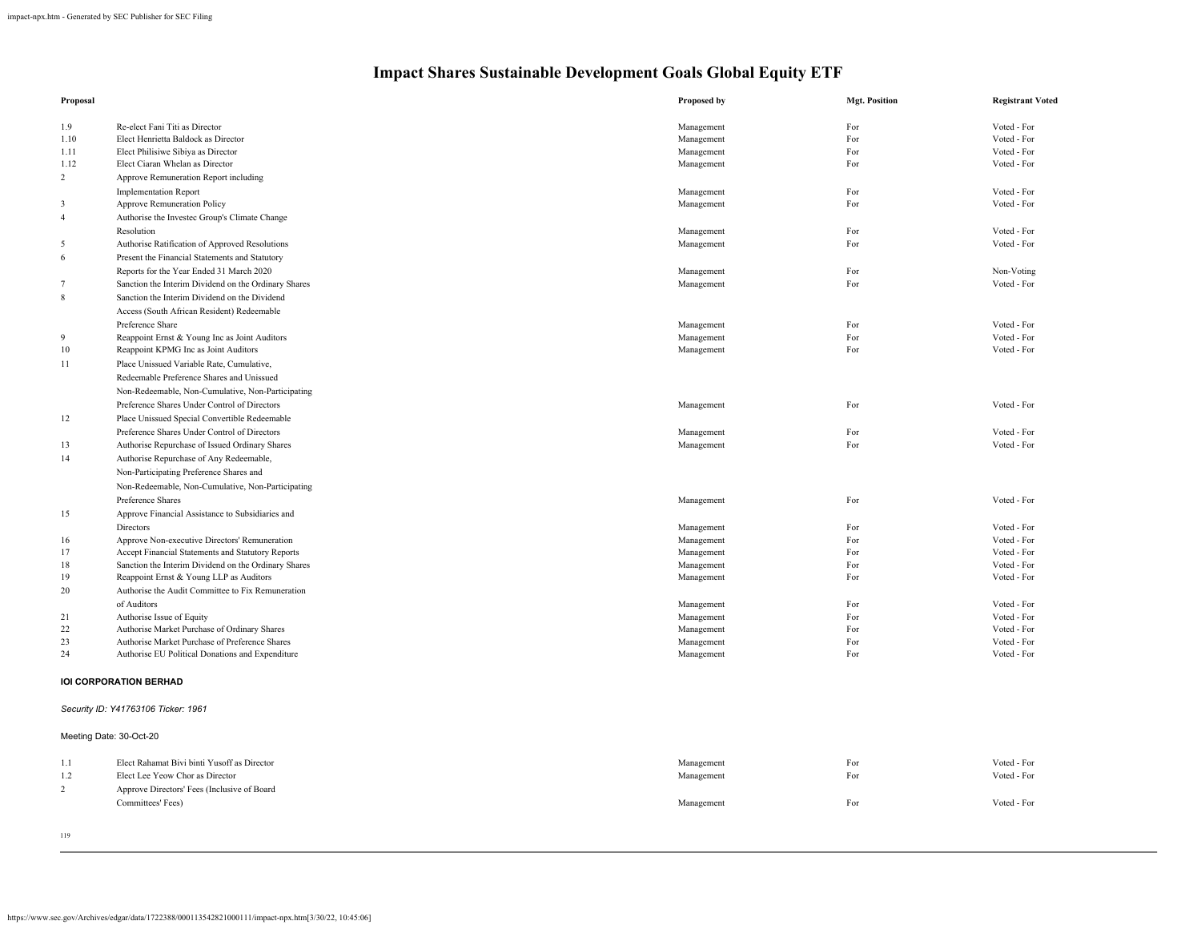# Impact Shares Sustainable Development Goals Global Equity ETF

| Proposal | | Proposed by | Mgt. Position | Registrant Voted |
|---|---|---|---|---|
| 1.9 | Re-elect Fani Titi as Director | Management | For | Voted - For |
| 1.10 | Elect Henrietta Baldock as Director | Management | For | Voted - For |
| 1.11 | Elect Philisiwe Sibiya as Director | Management | For | Voted - For |
| 1.12 | Elect Ciaran Whelan as Director | Management | For | Voted - For |
| 2 | Approve Remuneration Report including Implementation Report | Management | For | Voted - For |
| 3 | Approve Remuneration Policy | Management | For | Voted - For |
| 4 | Authorise the Investec Group's Climate Change Resolution | Management | For | Voted - For |
| 5 | Authorise Ratification of Approved Resolutions | Management | For | Voted - For |
| 6 | Present the Financial Statements and Statutory Reports for the Year Ended 31 March 2020 | Management | For | Non-Voting |
| 7 | Sanction the Interim Dividend on the Ordinary Shares | Management | For | Voted - For |
| 8 | Sanction the Interim Dividend on the Dividend Access (South African Resident) Redeemable Preference Share | Management | For | Voted - For |
| 9 | Reappoint Ernst & Young Inc as Joint Auditors | Management | For | Voted - For |
| 10 | Reappoint KPMG Inc as Joint Auditors | Management | For | Voted - For |
| 11 | Place Unissued Variable Rate, Cumulative, Redeemable Preference Shares and Unissued Non-Redeemable, Non-Cumulative, Non-Participating Preference Shares Under Control of Directors | Management | For | Voted - For |
| 12 | Place Unissued Special Convertible Redeemable Preference Shares Under Control of Directors | Management | For | Voted - For |
| 13 | Authorise Repurchase of Issued Ordinary Shares | Management | For | Voted - For |
| 14 | Authorise Repurchase of Any Redeemable, Non-Participating Preference Shares and Non-Redeemable, Non-Cumulative, Non-Participating Preference Shares | Management | For | Voted - For |
| 15 | Approve Financial Assistance to Subsidiaries and Directors | Management | For | Voted - For |
| 16 | Approve Non-executive Directors' Remuneration | Management | For | Voted - For |
| 17 | Accept Financial Statements and Statutory Reports | Management | For | Voted - For |
| 18 | Sanction the Interim Dividend on the Ordinary Shares | Management | For | Voted - For |
| 19 | Reappoint Ernst & Young LLP as Auditors | Management | For | Voted - For |
| 20 | Authorise the Audit Committee to Fix Remuneration of Auditors | Management | For | Voted - For |
| 21 | Authorise Issue of Equity | Management | For | Voted - For |
| 22 | Authorise Market Purchase of Ordinary Shares | Management | For | Voted - For |
| 23 | Authorise Market Purchase of Preference Shares | Management | For | Voted - For |
| 24 | Authorise EU Political Donations and Expenditure | Management | For | Voted - For |

**IOI CORPORATION BERHAD**

*Security ID: Y41763106 Ticker: 1961*

Meeting Date: 30-Oct-20

| Proposal | | Proposed by | Mgt. Position | Registrant Voted |
|---|---|---|---|---|
| 1.1 | Elect Rahamat Bivi binti Yusoff as Director | Management | For | Voted - For |
| 1.2 | Elect Lee Yeow Chor as Director | Management | For | Voted - For |
| 2 | Approve Directors' Fees (Inclusive of Board Committees' Fees) | Management | For | Voted - For |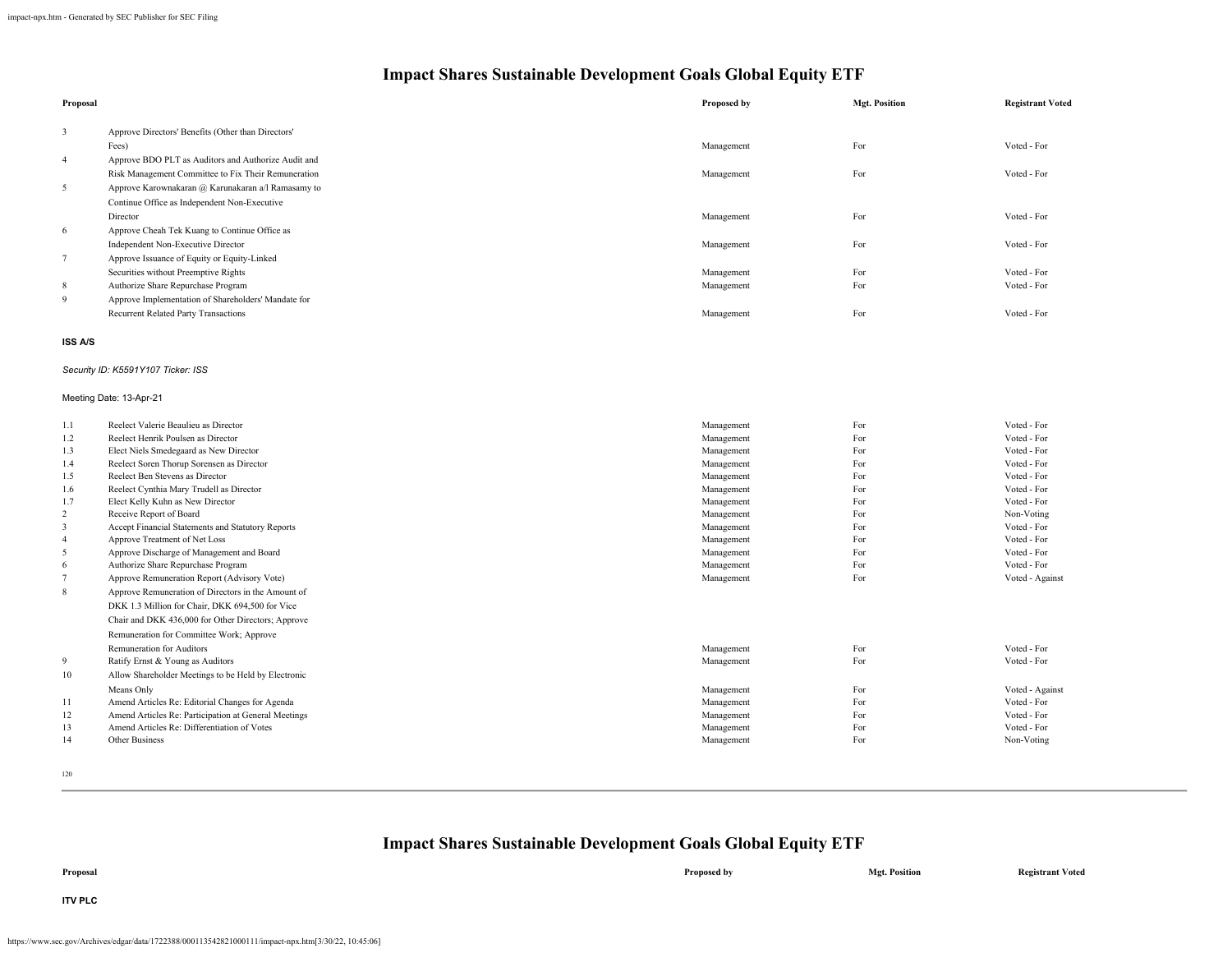# Impact Shares Sustainable Development Goals Global Equity ETF

| Proposal | | Proposed by | Mgt. Position | Registrant Voted |
|---|---|---|---|---|
| 3 | Approve Directors' Benefits (Other than Directors' Fees) | Management | For | Voted - For |
| 4 | Approve BDO PLT as Auditors and Authorize Audit and Risk Management Committee to Fix Their Remuneration | Management | For | Voted - For |
| 5 | Approve Karownakaran @ Karunakaran a/l Ramasamy to Continue Office as Independent Non-Executive Director | Management | For | Voted - For |
| 6 | Approve Cheah Tek Kuang to Continue Office as Independent Non-Executive Director | Management | For | Voted - For |
| 7 | Approve Issuance of Equity or Equity-Linked Securities without Preemptive Rights | Management | For | Voted - For |
| 8 | Authorize Share Repurchase Program | Management | For | Voted - For |
| 9 | Approve Implementation of Shareholders' Mandate for Recurrent Related Party Transactions | Management | For | Voted - For |

**ISS A/S**

*Security ID: K5591Y107 Ticker: ISS*

Meeting Date: 13-Apr-21

| Proposal | | Proposed by | Mgt. Position | Registrant Voted |
|---|---|---|---|---|
| 1.1 | Reelect Valerie Beaulieu as Director | Management | For | Voted - For |
| 1.2 | Reelect Henrik Poulsen as Director | Management | For | Voted - For |
| 1.3 | Elect Niels Smedegaard as New Director | Management | For | Voted - For |
| 1.4 | Reelect Soren Thorup Sorensen as Director | Management | For | Voted - For |
| 1.5 | Reelect Ben Stevens as Director | Management | For | Voted - For |
| 1.6 | Reelect Cynthia Mary Trudell as Director | Management | For | Voted - For |
| 1.7 | Elect Kelly Kuhn as New Director | Management | For | Voted - For |
| 2 | Receive Report of Board | Management | For | Non-Voting |
| 3 | Accept Financial Statements and Statutory Reports | Management | For | Voted - For |
| 4 | Approve Treatment of Net Loss | Management | For | Voted - For |
| 5 | Approve Discharge of Management and Board | Management | For | Voted - For |
| 6 | Authorize Share Repurchase Program | Management | For | Voted - For |
| 7 | Approve Remuneration Report (Advisory Vote) | Management | For | Voted - Against |
| 8 | Approve Remuneration of Directors in the Amount of DKK 1.3 Million for Chair, DKK 694,500 for Vice Chair and DKK 436,000 for Other Directors; Approve Remuneration for Committee Work; Approve Remuneration for Auditors | Management | For | Voted - For |
| 9 | Ratify Ernst & Young as Auditors | Management | For | Voted - For |
| 10 | Allow Shareholder Meetings to be Held by Electronic Means Only | Management | For | Voted - Against |
| 11 | Amend Articles Re: Editorial Changes for Agenda | Management | For | Voted - For |
| 12 | Amend Articles Re: Participation at General Meetings | Management | For | Voted - For |
| 13 | Amend Articles Re: Differentiation of Votes | Management | For | Voted - For |
| 14 | Other Business | Management | For | Non-Voting |

# Impact Shares Sustainable Development Goals Global Equity ETF

| Proposal | Proposed by | Mgt. Position | Registrant Voted |
|---|---|---|---|

**ITV PLC**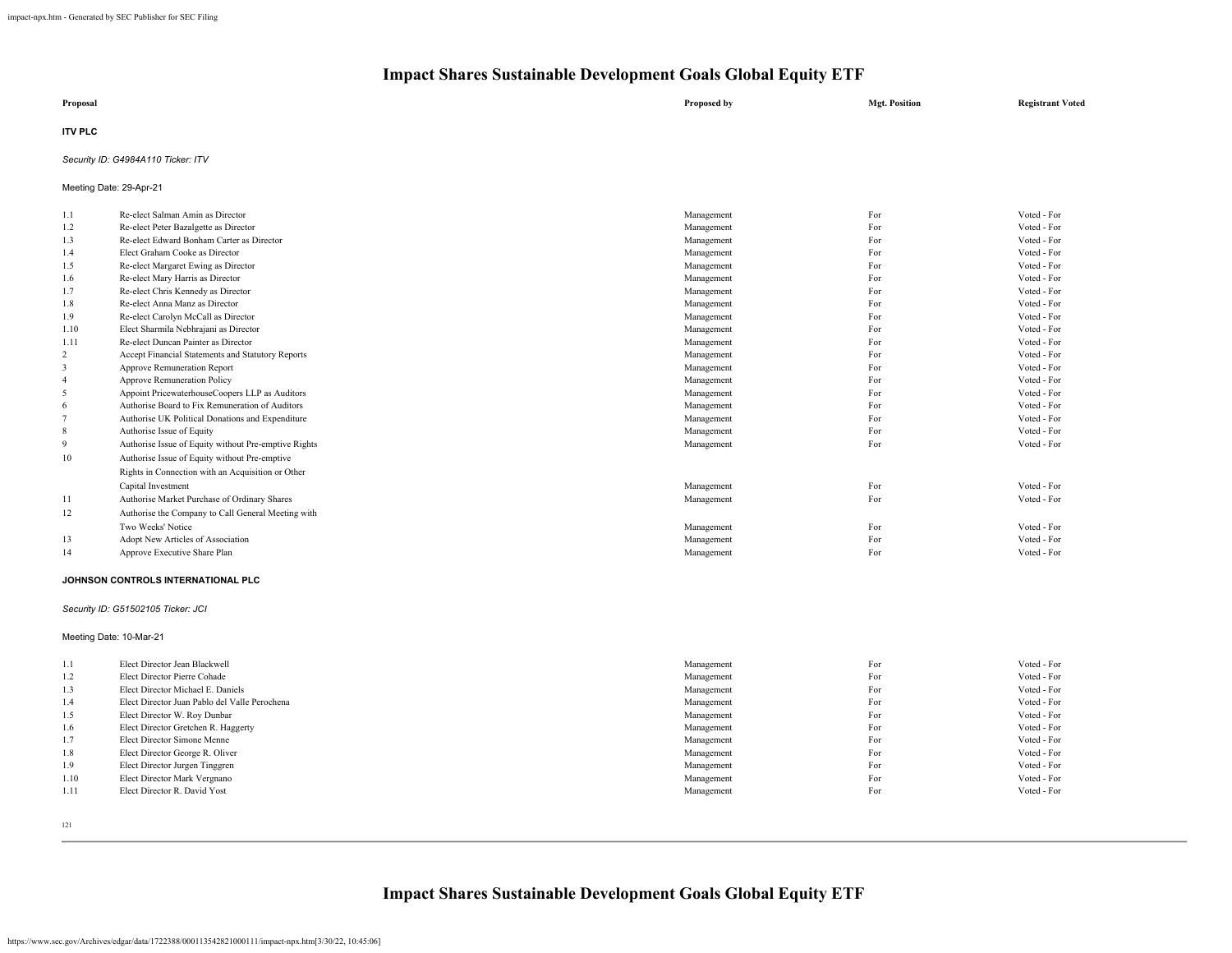# Impact Shares Sustainable Development Goals Global Equity ETF

| Proposal | | Proposed by | Mgt. Position | Registrant Voted |
|---|---|---|---|---|

**ITV PLC**

*Security ID: G4984A110 Ticker: ITV*

Meeting Date: 29-Apr-21

| | | | | |
|---|---|---|---|---|
| 1.1 | Re-elect Salman Amin as Director | Management | For | Voted - For |
| 1.2 | Re-elect Peter Bazalgette as Director | Management | For | Voted - For |
| 1.3 | Re-elect Edward Bonham Carter as Director | Management | For | Voted - For |
| 1.4 | Elect Graham Cooke as Director | Management | For | Voted - For |
| 1.5 | Re-elect Margaret Ewing as Director | Management | For | Voted - For |
| 1.6 | Re-elect Mary Harris as Director | Management | For | Voted - For |
| 1.7 | Re-elect Chris Kennedy as Director | Management | For | Voted - For |
| 1.8 | Re-elect Anna Manz as Director | Management | For | Voted - For |
| 1.9 | Re-elect Carolyn McCall as Director | Management | For | Voted - For |
| 1.10 | Elect Sharmila Nebhrajani as Director | Management | For | Voted - For |
| 1.11 | Re-elect Duncan Painter as Director | Management | For | Voted - For |
| 2 | Accept Financial Statements and Statutory Reports | Management | For | Voted - For |
| 3 | Approve Remuneration Report | Management | For | Voted - For |
| 4 | Approve Remuneration Policy | Management | For | Voted - For |
| 5 | Appoint PricewaterhouseCoopers LLP as Auditors | Management | For | Voted - For |
| 6 | Authorise Board to Fix Remuneration of Auditors | Management | For | Voted - For |
| 7 | Authorise UK Political Donations and Expenditure | Management | For | Voted - For |
| 8 | Authorise Issue of Equity | Management | For | Voted - For |
| 9 | Authorise Issue of Equity without Pre-emptive Rights | Management | For | Voted - For |
| 10 | Authorise Issue of Equity without Pre-emptive Rights in Connection with an Acquisition or Other Capital Investment | Management | For | Voted - For |
| 11 | Authorise Market Purchase of Ordinary Shares | Management | For | Voted - For |
| 12 | Authorise the Company to Call General Meeting with Two Weeks' Notice | Management | For | Voted - For |
| 13 | Adopt New Articles of Association | Management | For | Voted - For |
| 14 | Approve Executive Share Plan | Management | For | Voted - For |

**JOHNSON CONTROLS INTERNATIONAL PLC**

*Security ID: G51502105 Ticker: JCI*

Meeting Date: 10-Mar-21

| | | | | |
|---|---|---|---|---|
| 1.1 | Elect Director Jean Blackwell | Management | For | Voted - For |
| 1.2 | Elect Director Pierre Cohade | Management | For | Voted - For |
| 1.3 | Elect Director Michael E. Daniels | Management | For | Voted - For |
| 1.4 | Elect Director Juan Pablo del Valle Perochena | Management | For | Voted - For |
| 1.5 | Elect Director W. Roy Dunbar | Management | For | Voted - For |
| 1.6 | Elect Director Gretchen R. Haggerty | Management | For | Voted - For |
| 1.7 | Elect Director Simone Menne | Management | For | Voted - For |
| 1.8 | Elect Director George R. Oliver | Management | For | Voted - For |
| 1.9 | Elect Director Jurgen Tinggren | Management | For | Voted - For |
| 1.10 | Elect Director Mark Vergnano | Management | For | Voted - For |
| 1.11 | Elect Director R. David Yost | Management | For | Voted - For |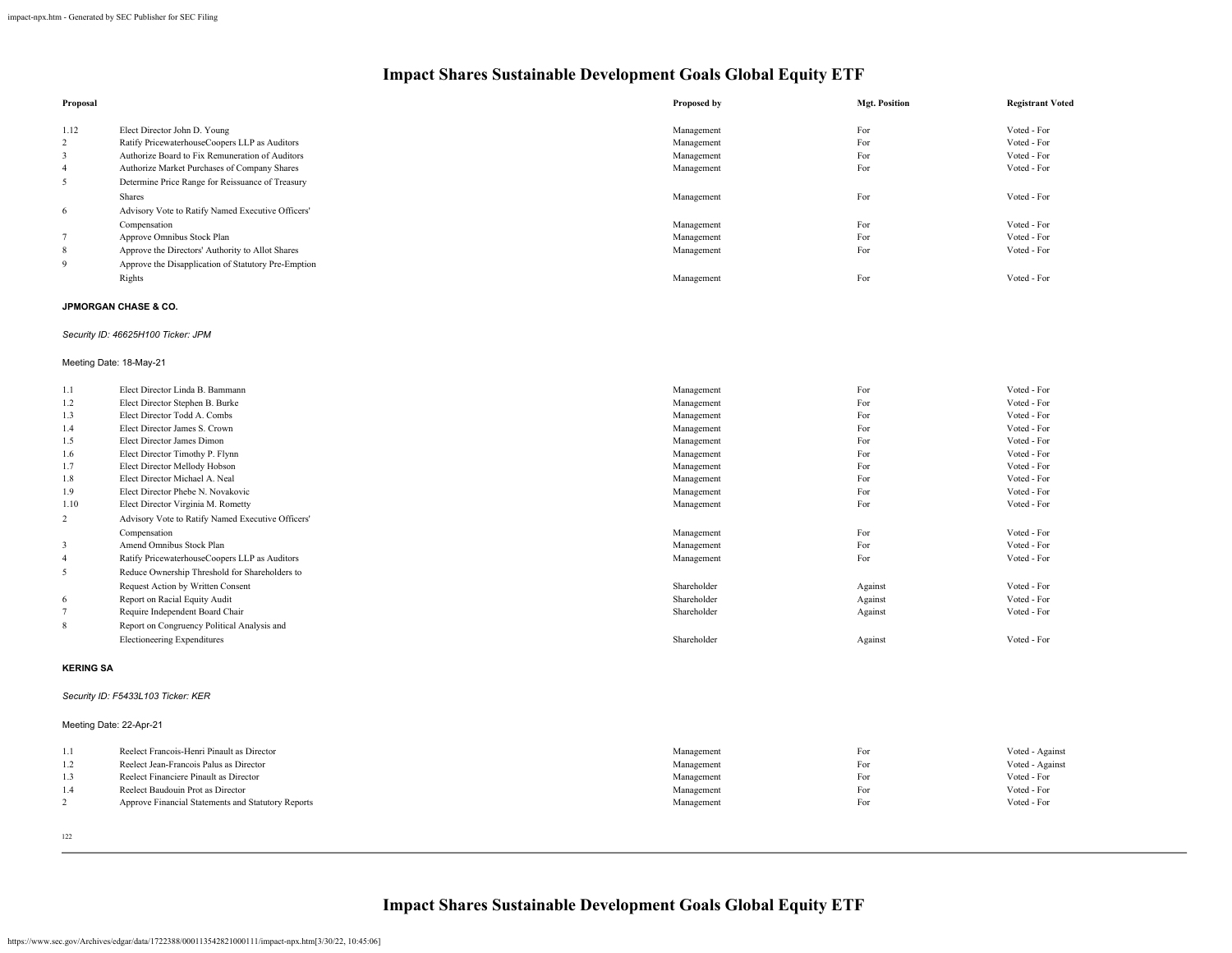# Impact Shares Sustainable Development Goals Global Equity ETF

| Proposal | | Proposed by | Mgt. Position | Registrant Voted |
|---|---|---|---|---|
| 1.12 | Elect Director John D. Young | Management | For | Voted - For |
| 2 | Ratify PricewaterhouseCoopers LLP as Auditors | Management | For | Voted - For |
| 3 | Authorize Board to Fix Remuneration of Auditors | Management | For | Voted - For |
| 4 | Authorize Market Purchases of Company Shares | Management | For | Voted - For |
| 5 | Determine Price Range for Reissuance of Treasury Shares | Management | For | Voted - For |
| 6 | Advisory Vote to Ratify Named Executive Officers' Compensation | Management | For | Voted - For |
| 7 | Approve Omnibus Stock Plan | Management | For | Voted - For |
| 8 | Approve the Directors' Authority to Allot Shares | Management | For | Voted - For |
| 9 | Approve the Disapplication of Statutory Pre-Emption Rights | Management | For | Voted - For |

**JPMORGAN CHASE & CO.**

*Security ID: 46625H100 Ticker: JPM*

Meeting Date: 18-May-21

| Proposal | | Proposed by | Mgt. Position | Registrant Voted |
|---|---|---|---|---|
| 1.1 | Elect Director Linda B. Bammann | Management | For | Voted - For |
| 1.2 | Elect Director Stephen B. Burke | Management | For | Voted - For |
| 1.3 | Elect Director Todd A. Combs | Management | For | Voted - For |
| 1.4 | Elect Director James S. Crown | Management | For | Voted - For |
| 1.5 | Elect Director James Dimon | Management | For | Voted - For |
| 1.6 | Elect Director Timothy P. Flynn | Management | For | Voted - For |
| 1.7 | Elect Director Mellody Hobson | Management | For | Voted - For |
| 1.8 | Elect Director Michael A. Neal | Management | For | Voted - For |
| 1.9 | Elect Director Phebe N. Novakovic | Management | For | Voted - For |
| 1.10 | Elect Director Virginia M. Rometty | Management | For | Voted - For |
| 2 | Advisory Vote to Ratify Named Executive Officers' Compensation | Management | For | Voted - For |
| 3 | Amend Omnibus Stock Plan | Management | For | Voted - For |
| 4 | Ratify PricewaterhouseCoopers LLP as Auditors | Management | For | Voted - For |
| 5 | Reduce Ownership Threshold for Shareholders to Request Action by Written Consent | Shareholder | Against | Voted - For |
| 6 | Report on Racial Equity Audit | Shareholder | Against | Voted - For |
| 7 | Require Independent Board Chair | Shareholder | Against | Voted - For |
| 8 | Report on Congruency Political Analysis and Electioneering Expenditures | Shareholder | Against | Voted - For |

**KERING SA**

*Security ID: F5433L103 Ticker: KER*

Meeting Date: 22-Apr-21

| Proposal | | Proposed by | Mgt. Position | Registrant Voted |
|---|---|---|---|---|
| 1.1 | Reelect Francois-Henri Pinault as Director | Management | For | Voted - Against |
| 1.2 | Reelect Jean-Francois Palus as Director | Management | For | Voted - Against |
| 1.3 | Reelect Financiere Pinault as Director | Management | For | Voted - For |
| 1.4 | Reelect Baudouin Prot as Director | Management | For | Voted - For |
| 2 | Approve Financial Statements and Statutory Reports | Management | For | Voted - For |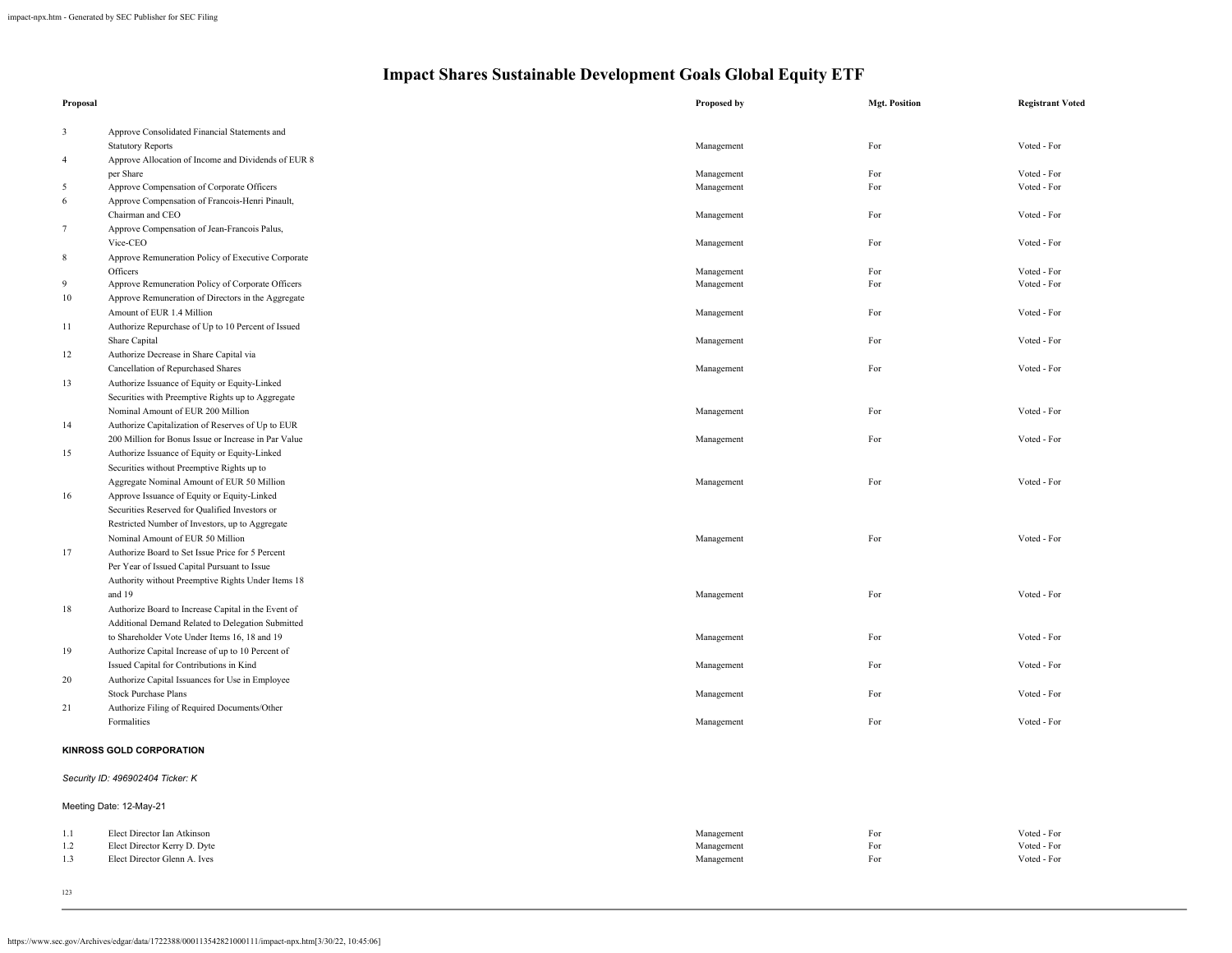# Impact Shares Sustainable Development Goals Global Equity ETF

| Proposal | | Proposed by | Mgt. Position | Registrant Voted |
|---|---|---|---|---|
| 3 | Approve Consolidated Financial Statements and Statutory Reports | Management | For | Voted - For |
| 4 | Approve Allocation of Income and Dividends of EUR 8 per Share | Management | For | Voted - For |
| 5 | Approve Compensation of Corporate Officers | Management | For | Voted - For |
| 6 | Approve Compensation of Francois-Henri Pinault, Chairman and CEO | Management | For | Voted - For |
| 7 | Approve Compensation of Jean-Francois Palus, Vice-CEO | Management | For | Voted - For |
| 8 | Approve Remuneration Policy of Executive Corporate Officers | Management | For | Voted - For |
| 9 | Approve Remuneration Policy of Corporate Officers | Management | For | Voted - For |
| 10 | Approve Remuneration of Directors in the Aggregate Amount of EUR 1.4 Million | Management | For | Voted - For |
| 11 | Authorize Repurchase of Up to 10 Percent of Issued Share Capital | Management | For | Voted - For |
| 12 | Authorize Decrease in Share Capital via Cancellation of Repurchased Shares | Management | For | Voted - For |
| 13 | Authorize Issuance of Equity or Equity-Linked Securities with Preemptive Rights up to Aggregate Nominal Amount of EUR 200 Million | Management | For | Voted - For |
| 14 | Authorize Capitalization of Reserves of Up to EUR 200 Million for Bonus Issue or Increase in Par Value | Management | For | Voted - For |
| 15 | Authorize Issuance of Equity or Equity-Linked Securities without Preemptive Rights up to Aggregate Nominal Amount of EUR 50 Million | Management | For | Voted - For |
| 16 | Approve Issuance of Equity or Equity-Linked Securities Reserved for Qualified Investors or Restricted Number of Investors, up to Aggregate Nominal Amount of EUR 50 Million | Management | For | Voted - For |
| 17 | Authorize Board to Set Issue Price for 5 Percent Per Year of Issued Capital Pursuant to Issue Authority without Preemptive Rights Under Items 18 and 19 | Management | For | Voted - For |
| 18 | Authorize Board to Increase Capital in the Event of Additional Demand Related to Delegation Submitted to Shareholder Vote Under Items 16, 18 and 19 | Management | For | Voted - For |
| 19 | Authorize Capital Increase of up to 10 Percent of Issued Capital for Contributions in Kind | Management | For | Voted - For |
| 20 | Authorize Capital Issuances for Use in Employee Stock Purchase Plans | Management | For | Voted - For |
| 21 | Authorize Filing of Required Documents/Other Formalities | Management | For | Voted - For |

**KINROSS GOLD CORPORATION**

*Security ID: 496902404 Ticker: K*

Meeting Date: 12-May-21

| Proposal | | Proposed by | Mgt. Position | Registrant Voted |
|---|---|---|---|---|
| 1.1 | Elect Director Ian Atkinson | Management | For | Voted - For |
| 1.2 | Elect Director Kerry D. Dyte | Management | For | Voted - For |
| 1.3 | Elect Director Glenn A. Ives | Management | For | Voted - For |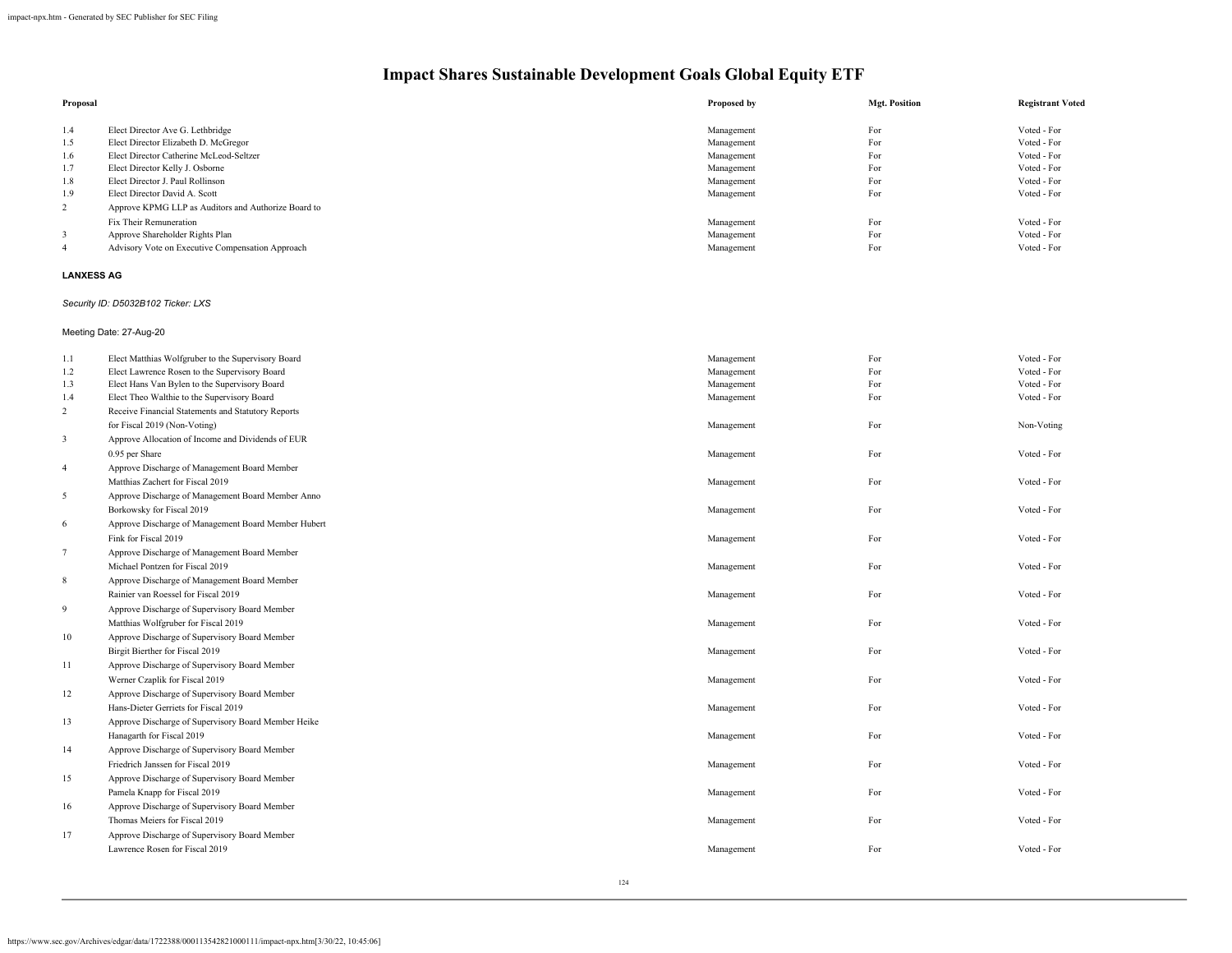# Impact Shares Sustainable Development Goals Global Equity ETF

| Proposal | | Proposed by | Mgt. Position | Registrant Voted |
|---|---|---|---|---|
| 1.4 | Elect Director Ave G. Lethbridge | Management | For | Voted - For |
| 1.5 | Elect Director Elizabeth D. McGregor | Management | For | Voted - For |
| 1.6 | Elect Director Catherine McLeod-Seltzer | Management | For | Voted - For |
| 1.7 | Elect Director Kelly J. Osborne | Management | For | Voted - For |
| 1.8 | Elect Director J. Paul Rollinson | Management | For | Voted - For |
| 1.9 | Elect Director David A. Scott | Management | For | Voted - For |
| 2 | Approve KPMG LLP as Auditors and Authorize Board to Fix Their Remuneration | Management | For | Voted - For |
| 3 | Approve Shareholder Rights Plan | Management | For | Voted - For |
| 4 | Advisory Vote on Executive Compensation Approach | Management | For | Voted - For |

**LANXESS AG**

*Security ID: D5032B102 Ticker: LXS*

Meeting Date: 27-Aug-20

| Proposal | | Proposed by | Mgt. Position | Registrant Voted |
|---|---|---|---|---|
| 1.1 | Elect Matthias Wolfgruber to the Supervisory Board | Management | For | Voted - For |
| 1.2 | Elect Lawrence Rosen to the Supervisory Board | Management | For | Voted - For |
| 1.3 | Elect Hans Van Bylen to the Supervisory Board | Management | For | Voted - For |
| 1.4 | Elect Theo Walthie to the Supervisory Board | Management | For | Voted - For |
| 2 | Receive Financial Statements and Statutory Reports for Fiscal 2019 (Non-Voting) | Management | For | Non-Voting |
| 3 | Approve Allocation of Income and Dividends of EUR 0.95 per Share | Management | For | Voted - For |
| 4 | Approve Discharge of Management Board Member Matthias Zachert for Fiscal 2019 | Management | For | Voted - For |
| 5 | Approve Discharge of Management Board Member Anno Borkowsky for Fiscal 2019 | Management | For | Voted - For |
| 6 | Approve Discharge of Management Board Member Hubert Fink for Fiscal 2019 | Management | For | Voted - For |
| 7 | Approve Discharge of Management Board Member Michael Pontzen for Fiscal 2019 | Management | For | Voted - For |
| 8 | Approve Discharge of Management Board Member Rainier van Roessel for Fiscal 2019 | Management | For | Voted - For |
| 9 | Approve Discharge of Supervisory Board Member Matthias Wolfgruber for Fiscal 2019 | Management | For | Voted - For |
| 10 | Approve Discharge of Supervisory Board Member Birgit Bierther for Fiscal 2019 | Management | For | Voted - For |
| 11 | Approve Discharge of Supervisory Board Member Werner Czaplik for Fiscal 2019 | Management | For | Voted - For |
| 12 | Approve Discharge of Supervisory Board Member Hans-Dieter Gerriets for Fiscal 2019 | Management | For | Voted - For |
| 13 | Approve Discharge of Supervisory Board Member Heike Hanagarth for Fiscal 2019 | Management | For | Voted - For |
| 14 | Approve Discharge of Supervisory Board Member Friedrich Janssen for Fiscal 2019 | Management | For | Voted - For |
| 15 | Approve Discharge of Supervisory Board Member Pamela Knapp for Fiscal 2019 | Management | For | Voted - For |
| 16 | Approve Discharge of Supervisory Board Member Thomas Meiers for Fiscal 2019 | Management | For | Voted - For |
| 17 | Approve Discharge of Supervisory Board Member Lawrence Rosen for Fiscal 2019 | Management | For | Voted - For |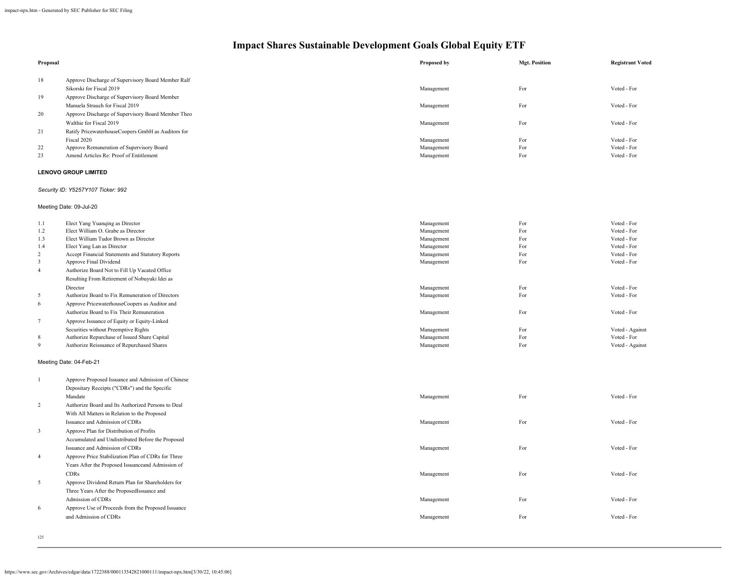# Impact Shares Sustainable Development Goals Global Equity ETF

| Proposal | | Proposed by | Mgt. Position | Registrant Voted |
|---|---|---|---|---|
| 18 | Approve Discharge of Supervisory Board Member Ralf Sikorski for Fiscal 2019 | Management | For | Voted - For |
| 19 | Approve Discharge of Supervisory Board Member Manuela Strauch for Fiscal 2019 | Management | For | Voted - For |
| 20 | Approve Discharge of Supervisory Board Member Theo Walthie for Fiscal 2019 | Management | For | Voted - For |
| 21 | Ratify PricewaterhouseCoopers GmbH as Auditors for Fiscal 2020 | Management | For | Voted - For |
| 22 | Approve Remuneration of Supervisory Board | Management | For | Voted - For |
| 23 | Amend Articles Re: Proof of Entitlement | Management | For | Voted - For |

**LENOVO GROUP LIMITED**

*Security ID: Y5257Y107 Ticker: 992*

Meeting Date: 09-Jul-20

| Proposal | | Proposed by | Mgt. Position | Registrant Voted |
|---|---|---|---|---|
| 1.1 | Elect Yang Yuanqing as Director | Management | For | Voted - For |
| 1.2 | Elect William O. Grabe as Director | Management | For | Voted - For |
| 1.3 | Elect William Tudor Brown as Director | Management | For | Voted - For |
| 1.4 | Elect Yang Lan as Director | Management | For | Voted - For |
| 2 | Accept Financial Statements and Statutory Reports | Management | For | Voted - For |
| 3 | Approve Final Dividend | Management | For | Voted - For |
| 4 | Authorize Board Not to Fill Up Vacated Office Resulting From Retirement of Nobuyuki Idei as Director | Management | For | Voted - For |
| 5 | Authorize Board to Fix Remuneration of Directors | Management | For | Voted - For |
| 6 | Approve PricewaterhouseCoopers as Auditor and Authorize Board to Fix Their Remuneration | Management | For | Voted - For |
| 7 | Approve Issuance of Equity or Equity-Linked Securities without Preemptive Rights | Management | For | Voted - Against |
| 8 | Authorize Repurchase of Issued Share Capital | Management | For | Voted - For |
| 9 | Authorize Reissuance of Repurchased Shares | Management | For | Voted - Against |

Meeting Date: 04-Feb-21

| Proposal | | Proposed by | Mgt. Position | Registrant Voted |
|---|---|---|---|---|
| 1 | Approve Proposed Issuance and Admission of Chinese Depositary Receipts ("CDRs") and the Specific Mandate | Management | For | Voted - For |
| 2 | Authorize Board and Its Authorized Persons to Deal With All Matters in Relation to the Proposed Issuance and Admission of CDRs | Management | For | Voted - For |
| 3 | Approve Plan for Distribution of Profits Accumulated and Undistributed Before the Proposed Issuance and Admission of CDRs | Management | For | Voted - For |
| 4 | Approve Price Stabilization Plan of CDRs for Three Years After the Proposed Issuanceand Admission of CDRs | Management | For | Voted - For |
| 5 | Approve Dividend Return Plan for Shareholders for Three Years After the ProposedIssuance and Admission of CDRs | Management | For | Voted - For |
| 6 | Approve Use of Proceeds from the Proposed Issuance and Admission of CDRs | Management | For | Voted - For |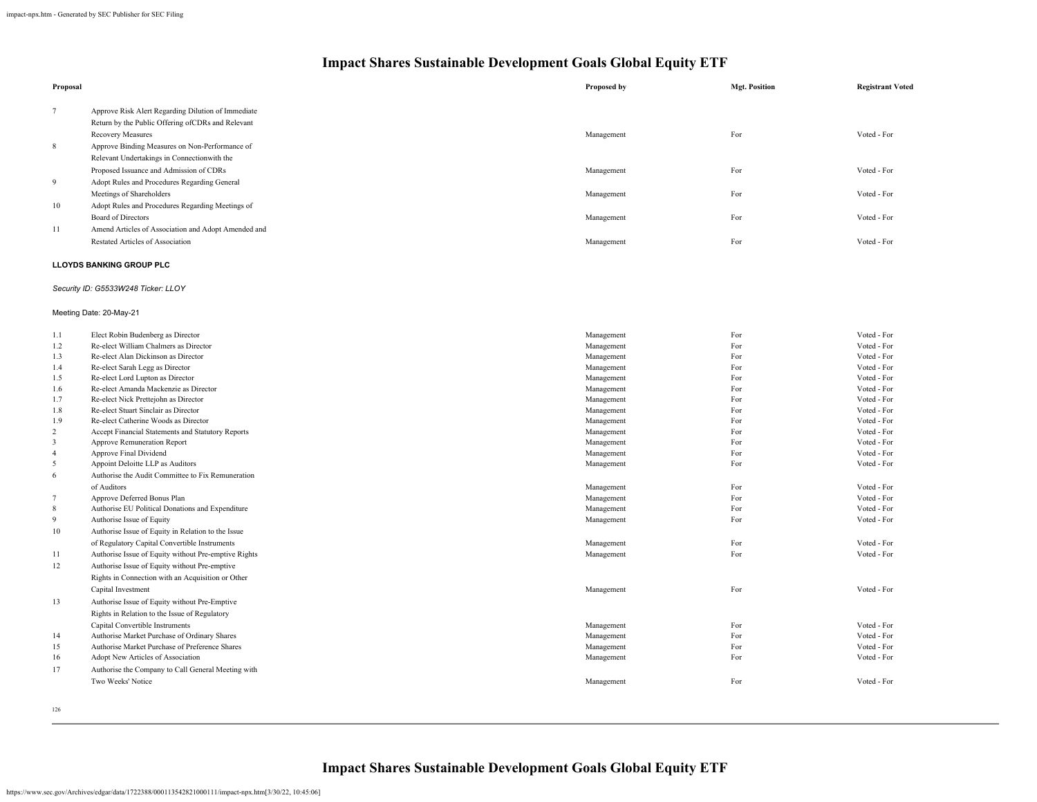# Impact Shares Sustainable Development Goals Global Equity ETF

| Proposal | | Proposed by | Mgt. Position | Registrant Voted |
|---|---|---|---|---|
| 7 | Approve Risk Alert Regarding Dilution of Immediate Return by the Public Offering ofCDRs and Relevant Recovery Measures | Management | For | Voted - For |
| 8 | Approve Binding Measures on Non-Performance of Relevant Undertakings in Connectionwith the Proposed Issuance and Admission of CDRs | Management | For | Voted - For |
| 9 | Adopt Rules and Procedures Regarding General Meetings of Shareholders | Management | For | Voted - For |
| 10 | Adopt Rules and Procedures Regarding Meetings of Board of Directors | Management | For | Voted - For |
| 11 | Amend Articles of Association and Adopt Amended and Restated Articles of Association | Management | For | Voted - For |

**LLOYDS BANKING GROUP PLC**

*Security ID: G5533W248 Ticker: LLOY*

Meeting Date: 20-May-21

| Proposal | | Proposed by | Mgt. Position | Registrant Voted |
|---|---|---|---|---|
| 1.1 | Elect Robin Budenberg as Director | Management | For | Voted - For |
| 1.2 | Re-elect William Chalmers as Director | Management | For | Voted - For |
| 1.3 | Re-elect Alan Dickinson as Director | Management | For | Voted - For |
| 1.4 | Re-elect Sarah Legg as Director | Management | For | Voted - For |
| 1.5 | Re-elect Lord Lupton as Director | Management | For | Voted - For |
| 1.6 | Re-elect Amanda Mackenzie as Director | Management | For | Voted - For |
| 1.7 | Re-elect Nick Prettejohn as Director | Management | For | Voted - For |
| 1.8 | Re-elect Stuart Sinclair as Director | Management | For | Voted - For |
| 1.9 | Re-elect Catherine Woods as Director | Management | For | Voted - For |
| 2 | Accept Financial Statements and Statutory Reports | Management | For | Voted - For |
| 3 | Approve Remuneration Report | Management | For | Voted - For |
| 4 | Approve Final Dividend | Management | For | Voted - For |
| 5 | Appoint Deloitte LLP as Auditors | Management | For | Voted - For |
| 6 | Authorise the Audit Committee to Fix Remuneration of Auditors | Management | For | Voted - For |
| 7 | Approve Deferred Bonus Plan | Management | For | Voted - For |
| 8 | Authorise EU Political Donations and Expenditure | Management | For | Voted - For |
| 9 | Authorise Issue of Equity | Management | For | Voted - For |
| 10 | Authorise Issue of Equity in Relation to the Issue of Regulatory Capital Convertible Instruments | Management | For | Voted - For |
| 11 | Authorise Issue of Equity without Pre-emptive Rights | Management | For | Voted - For |
| 12 | Authorise Issue of Equity without Pre-emptive Rights in Connection with an Acquisition or Other Capital Investment | Management | For | Voted - For |
| 13 | Authorise Issue of Equity without Pre-Emptive Rights in Relation to the Issue of Regulatory Capital Convertible Instruments | Management | For | Voted - For |
| 14 | Authorise Market Purchase of Ordinary Shares | Management | For | Voted - For |
| 15 | Authorise Market Purchase of Preference Shares | Management | For | Voted - For |
| 16 | Adopt New Articles of Association | Management | For | Voted - For |
| 17 | Authorise the Company to Call General Meeting with Two Weeks' Notice | Management | For | Voted - For |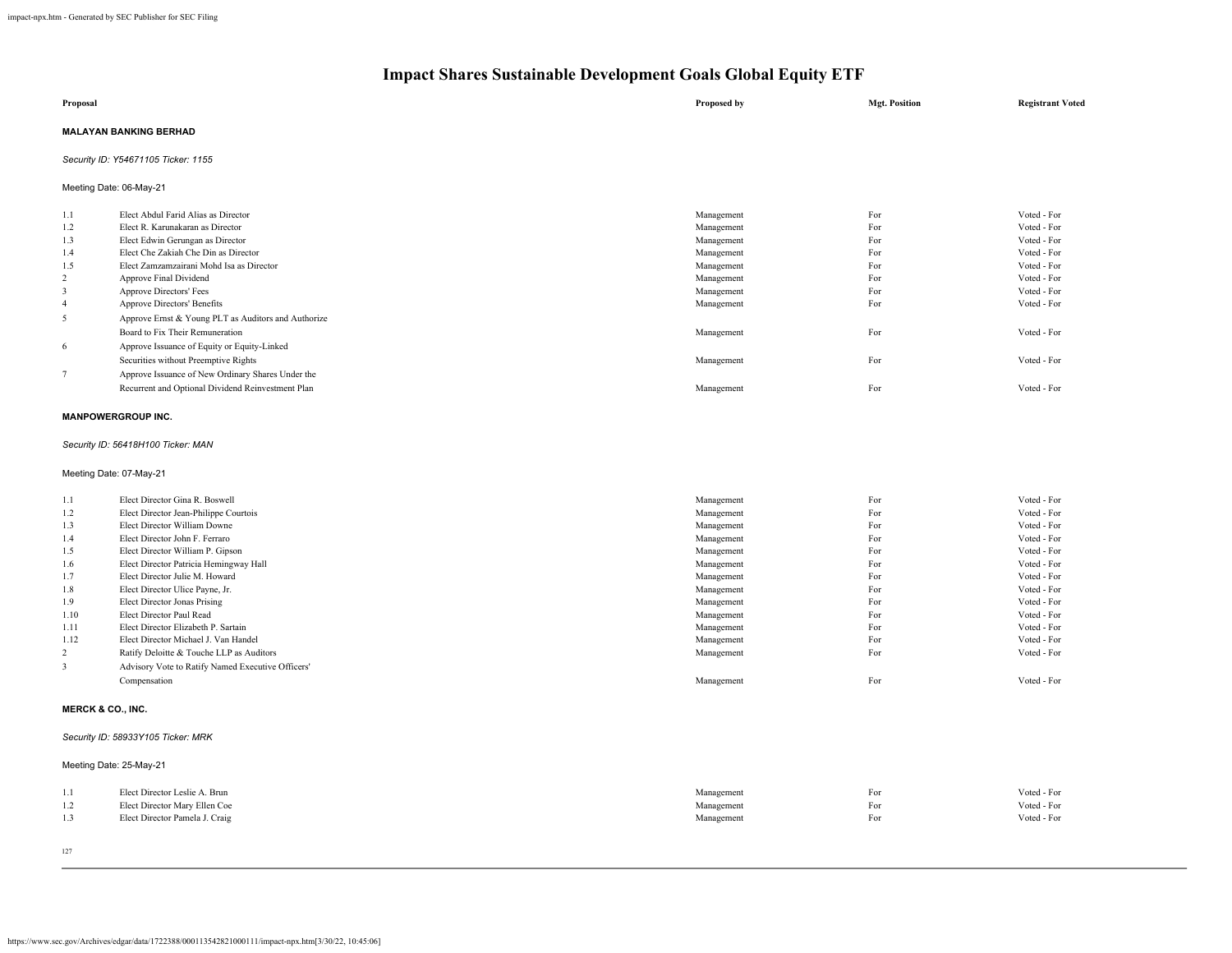# Impact Shares Sustainable Development Goals Global Equity ETF

| Proposal | | Proposed by | Mgt. Position | Registrant Voted |
|---|---|---|---|---|

**MALAYAN BANKING BERHAD**

*Security ID: Y54671105 Ticker: 1155*

Meeting Date: 06-May-21

| Proposal | | Proposed by | Mgt. Position | Registrant Voted |
|---|---|---|---|---|
| 1.1 | Elect Abdul Farid Alias as Director | Management | For | Voted - For |
| 1.2 | Elect R. Karunakaran as Director | Management | For | Voted - For |
| 1.3 | Elect Edwin Gerungan as Director | Management | For | Voted - For |
| 1.4 | Elect Che Zakiah Che Din as Director | Management | For | Voted - For |
| 1.5 | Elect Zamzamzairani Mohd Isa as Director | Management | For | Voted - For |
| 2 | Approve Final Dividend | Management | For | Voted - For |
| 3 | Approve Directors' Fees | Management | For | Voted - For |
| 4 | Approve Directors' Benefits | Management | For | Voted - For |
| 5 | Approve Ernst & Young PLT as Auditors and Authorize Board to Fix Their Remuneration | Management | For | Voted - For |
| 6 | Approve Issuance of Equity or Equity-Linked Securities without Preemptive Rights | Management | For | Voted - For |
| 7 | Approve Issuance of New Ordinary Shares Under the Recurrent and Optional Dividend Reinvestment Plan | Management | For | Voted - For |

**MANPOWERGROUP INC.**

*Security ID: 56418H100 Ticker: MAN*

Meeting Date: 07-May-21

| Proposal | | Proposed by | Mgt. Position | Registrant Voted |
|---|---|---|---|---|
| 1.1 | Elect Director Gina R. Boswell | Management | For | Voted - For |
| 1.2 | Elect Director Jean-Philippe Courtois | Management | For | Voted - For |
| 1.3 | Elect Director William Downe | Management | For | Voted - For |
| 1.4 | Elect Director John F. Ferraro | Management | For | Voted - For |
| 1.5 | Elect Director William P. Gipson | Management | For | Voted - For |
| 1.6 | Elect Director Patricia Hemingway Hall | Management | For | Voted - For |
| 1.7 | Elect Director Julie M. Howard | Management | For | Voted - For |
| 1.8 | Elect Director Ulice Payne, Jr. | Management | For | Voted - For |
| 1.9 | Elect Director Jonas Prising | Management | For | Voted - For |
| 1.10 | Elect Director Paul Read | Management | For | Voted - For |
| 1.11 | Elect Director Elizabeth P. Sartain | Management | For | Voted - For |
| 1.12 | Elect Director Michael J. Van Handel | Management | For | Voted - For |
| 2 | Ratify Deloitte & Touche LLP as Auditors | Management | For | Voted - For |
| 3 | Advisory Vote to Ratify Named Executive Officers' Compensation | Management | For | Voted - For |

**MERCK & CO., INC.**

*Security ID: 58933Y105 Ticker: MRK*

Meeting Date: 25-May-21

| Proposal | | Proposed by | Mgt. Position | Registrant Voted |
|---|---|---|---|---|
| 1.1 | Elect Director Leslie A. Brun | Management | For | Voted - For |
| 1.2 | Elect Director Mary Ellen Coe | Management | For | Voted - For |
| 1.3 | Elect Director Pamela J. Craig | Management | For | Voted - For |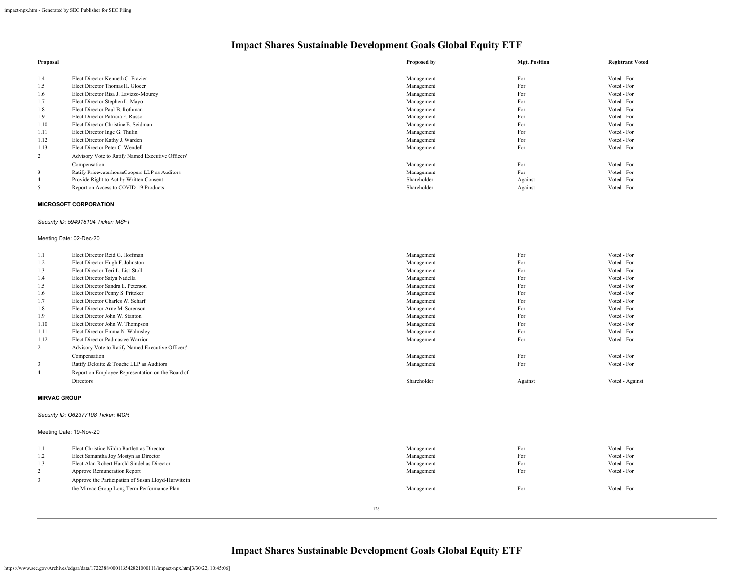# Impact Shares Sustainable Development Goals Global Equity ETF

| Proposal | | Proposed by | Mgt. Position | Registrant Voted |
|---|---|---|---|---|
| 1.4 | Elect Director Kenneth C. Frazier | Management | For | Voted - For |
| 1.5 | Elect Director Thomas H. Glocer | Management | For | Voted - For |
| 1.6 | Elect Director Risa J. Lavizzo-Mourey | Management | For | Voted - For |
| 1.7 | Elect Director Stephen L. Mayo | Management | For | Voted - For |
| 1.8 | Elect Director Paul B. Rothman | Management | For | Voted - For |
| 1.9 | Elect Director Patricia F. Russo | Management | For | Voted - For |
| 1.10 | Elect Director Christine E. Seidman | Management | For | Voted - For |
| 1.11 | Elect Director Inge G. Thulin | Management | For | Voted - For |
| 1.12 | Elect Director Kathy J. Warden | Management | For | Voted - For |
| 1.13 | Elect Director Peter C. Wendell | Management | For | Voted - For |
| 2 | Advisory Vote to Ratify Named Executive Officers' Compensation | Management | For | Voted - For |
| 3 | Ratify PricewaterhouseCoopers LLP as Auditors | Management | For | Voted - For |
| 4 | Provide Right to Act by Written Consent | Shareholder | Against | Voted - For |
| 5 | Report on Access to COVID-19 Products | Shareholder | Against | Voted - For |

**MICROSOFT CORPORATION**

*Security ID: 594918104 Ticker: MSFT*

Meeting Date: 02-Dec-20

| Proposal | | Proposed by | Mgt. Position | Registrant Voted |
|---|---|---|---|---|
| 1.1 | Elect Director Reid G. Hoffman | Management | For | Voted - For |
| 1.2 | Elect Director Hugh F. Johnston | Management | For | Voted - For |
| 1.3 | Elect Director Teri L. List-Stoll | Management | For | Voted - For |
| 1.4 | Elect Director Satya Nadella | Management | For | Voted - For |
| 1.5 | Elect Director Sandra E. Peterson | Management | For | Voted - For |
| 1.6 | Elect Director Penny S. Pritzker | Management | For | Voted - For |
| 1.7 | Elect Director Charles W. Scharf | Management | For | Voted - For |
| 1.8 | Elect Director Arne M. Sorenson | Management | For | Voted - For |
| 1.9 | Elect Director John W. Stanton | Management | For | Voted - For |
| 1.10 | Elect Director John W. Thompson | Management | For | Voted - For |
| 1.11 | Elect Director Emma N. Walmsley | Management | For | Voted - For |
| 1.12 | Elect Director Padmasree Warrior | Management | For | Voted - For |
| 2 | Advisory Vote to Ratify Named Executive Officers' Compensation | Management | For | Voted - For |
| 3 | Ratify Deloitte & Touche LLP as Auditors | Management | For | Voted - For |
| 4 | Report on Employee Representation on the Board of Directors | Shareholder | Against | Voted - Against |

**MIRVAC GROUP**

*Security ID: Q62377108 Ticker: MGR*

Meeting Date: 19-Nov-20

| Proposal | | Proposed by | Mgt. Position | Registrant Voted |
|---|---|---|---|---|
| 1.1 | Elect Christine Nildra Bartlett as Director | Management | For | Voted - For |
| 1.2 | Elect Samantha Joy Mostyn as Director | Management | For | Voted - For |
| 1.3 | Elect Alan Robert Harold Sindel as Director | Management | For | Voted - For |
| 2 | Approve Remuneration Report | Management | For | Voted - For |
| 3 | Approve the Participation of Susan Lloyd-Hurwitz in the Mirvac Group Long Term Performance Plan | Management | For | Voted - For |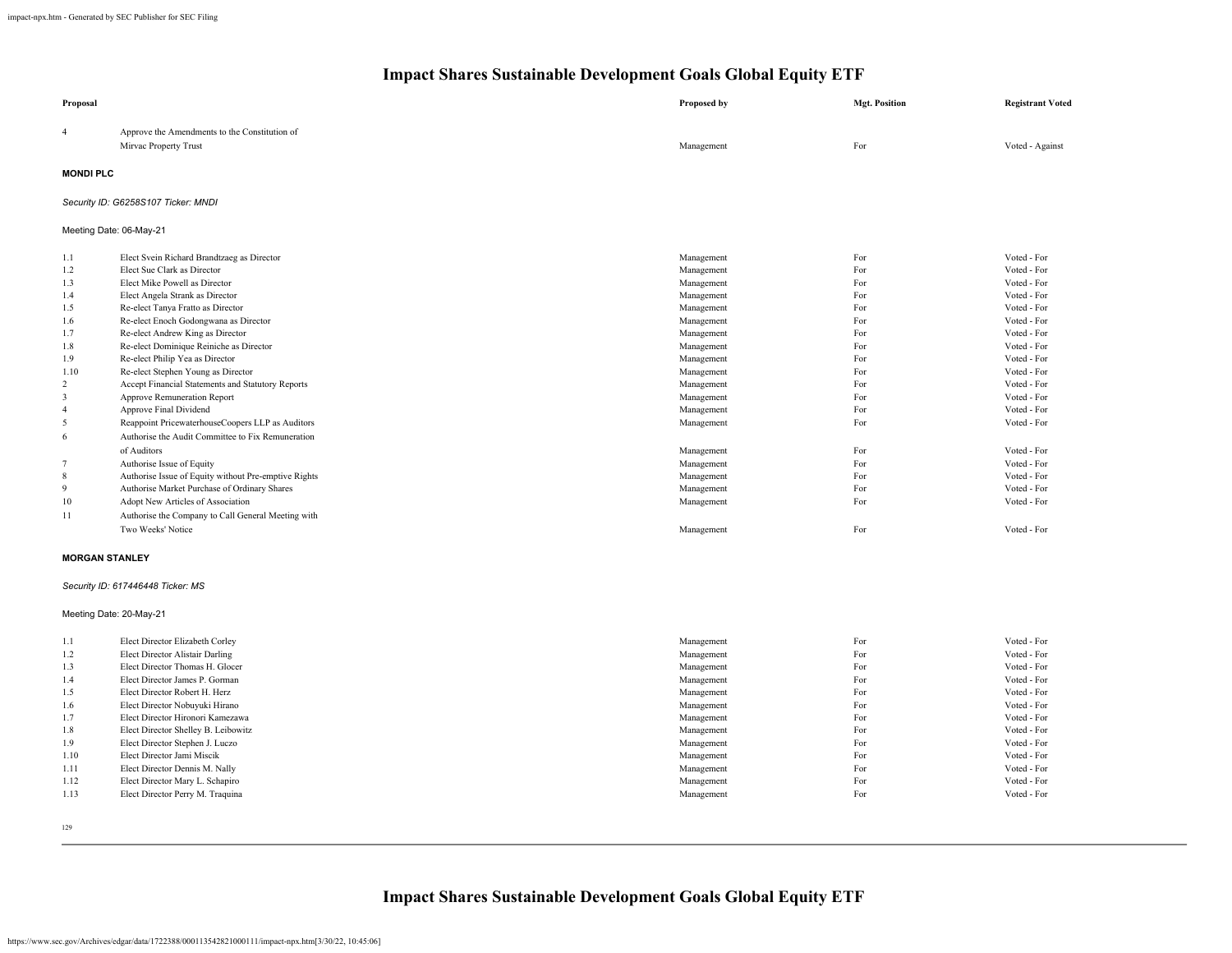# Impact Shares Sustainable Development Goals Global Equity ETF

| Proposal | | Proposed by | Mgt. Position | Registrant Voted |
|---|---|---|---|---|
| 4 | Approve the Amendments to the Constitution of Mirvac Property Trust | Management | For | Voted - Against |

**MONDI PLC**

*Security ID: G6258S107 Ticker: MNDI*

Meeting Date: 06-May-21

| Proposal | | Proposed by | Mgt. Position | Registrant Voted |
|---|---|---|---|---|
| 1.1 | Elect Svein Richard Brandtzaeg as Director | Management | For | Voted - For |
| 1.2 | Elect Sue Clark as Director | Management | For | Voted - For |
| 1.3 | Elect Mike Powell as Director | Management | For | Voted - For |
| 1.4 | Elect Angela Strank as Director | Management | For | Voted - For |
| 1.5 | Re-elect Tanya Fratto as Director | Management | For | Voted - For |
| 1.6 | Re-elect Enoch Godongwana as Director | Management | For | Voted - For |
| 1.7 | Re-elect Andrew King as Director | Management | For | Voted - For |
| 1.8 | Re-elect Dominique Reiniche as Director | Management | For | Voted - For |
| 1.9 | Re-elect Philip Yea as Director | Management | For | Voted - For |
| 1.10 | Re-elect Stephen Young as Director | Management | For | Voted - For |
| 2 | Accept Financial Statements and Statutory Reports | Management | For | Voted - For |
| 3 | Approve Remuneration Report | Management | For | Voted - For |
| 4 | Approve Final Dividend | Management | For | Voted - For |
| 5 | Reappoint PricewaterhouseCoopers LLP as Auditors | Management | For | Voted - For |
| 6 | Authorise the Audit Committee to Fix Remuneration of Auditors | Management | For | Voted - For |
| 7 | Authorise Issue of Equity | Management | For | Voted - For |
| 8 | Authorise Issue of Equity without Pre-emptive Rights | Management | For | Voted - For |
| 9 | Authorise Market Purchase of Ordinary Shares | Management | For | Voted - For |
| 10 | Adopt New Articles of Association | Management | For | Voted - For |
| 11 | Authorise the Company to Call General Meeting with Two Weeks' Notice | Management | For | Voted - For |

**MORGAN STANLEY**

*Security ID: 617446448 Ticker: MS*

Meeting Date: 20-May-21

| Proposal | | Proposed by | Mgt. Position | Registrant Voted |
|---|---|---|---|---|
| 1.1 | Elect Director Elizabeth Corley | Management | For | Voted - For |
| 1.2 | Elect Director Alistair Darling | Management | For | Voted - For |
| 1.3 | Elect Director Thomas H. Glocer | Management | For | Voted - For |
| 1.4 | Elect Director James P. Gorman | Management | For | Voted - For |
| 1.5 | Elect Director Robert H. Herz | Management | For | Voted - For |
| 1.6 | Elect Director Nobuyuki Hirano | Management | For | Voted - For |
| 1.7 | Elect Director Hironori Kamezawa | Management | For | Voted - For |
| 1.8 | Elect Director Shelley B. Leibowitz | Management | For | Voted - For |
| 1.9 | Elect Director Stephen J. Luczo | Management | For | Voted - For |
| 1.10 | Elect Director Jami Miscik | Management | For | Voted - For |
| 1.11 | Elect Director Dennis M. Nally | Management | For | Voted - For |
| 1.12 | Elect Director Mary L. Schapiro | Management | For | Voted - For |
| 1.13 | Elect Director Perry M. Traquina | Management | For | Voted - For |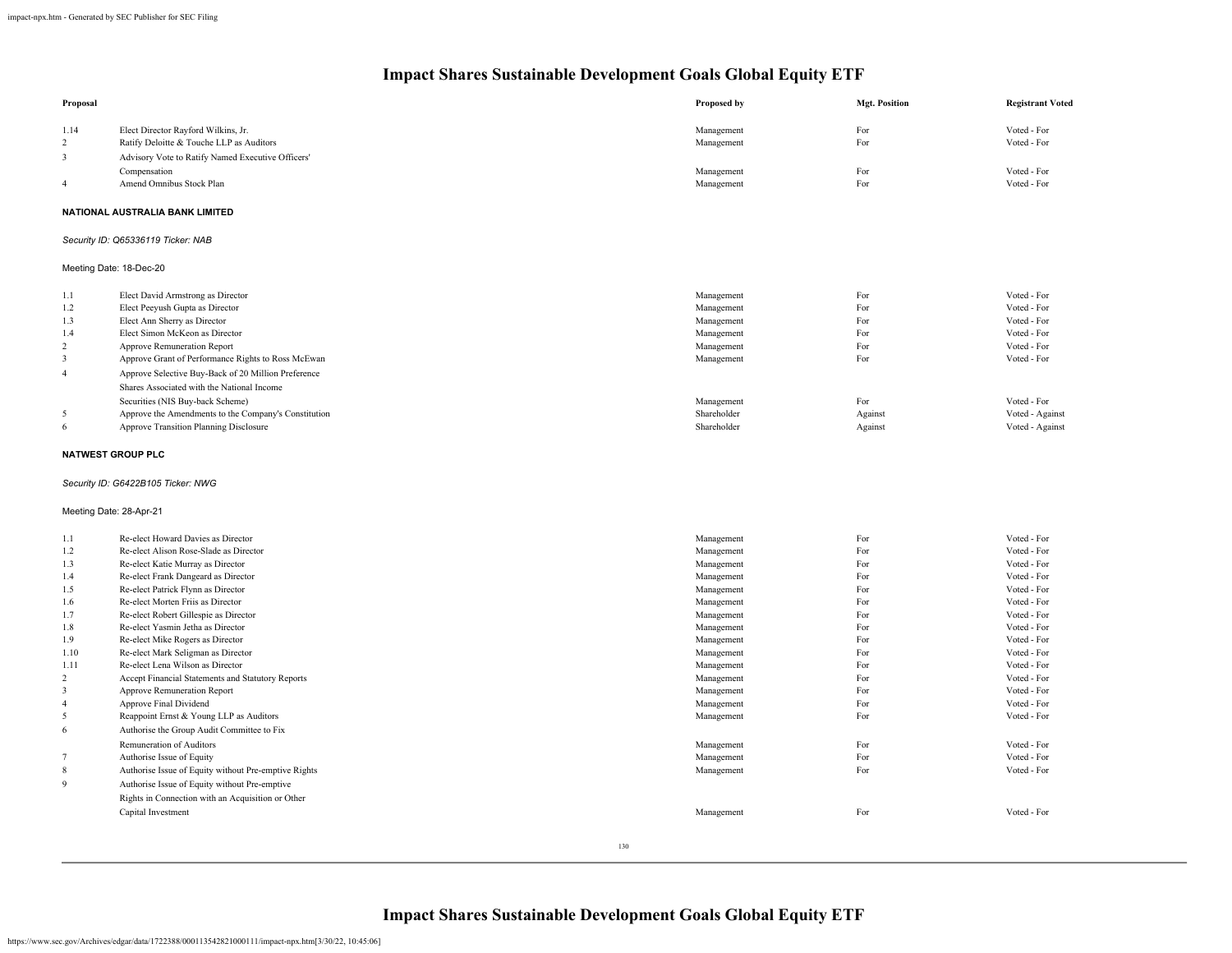# Impact Shares Sustainable Development Goals Global Equity ETF

| Proposal | | Proposed by | Mgt. Position | Registrant Voted |
|---|---|---|---|---|
| 1.14 | Elect Director Rayford Wilkins, Jr. | Management | For | Voted - For |
| 2 | Ratify Deloitte & Touche LLP as Auditors | Management | For | Voted - For |
| 3 | Advisory Vote to Ratify Named Executive Officers' Compensation | Management | For | Voted - For |
| 4 | Amend Omnibus Stock Plan | Management | For | Voted - For |

**NATIONAL AUSTRALIA BANK LIMITED**

*Security ID: Q65336119 Ticker: NAB*

Meeting Date: 18-Dec-20

| Proposal | | Proposed by | Mgt. Position | Registrant Voted |
|---|---|---|---|---|
| 1.1 | Elect David Armstrong as Director | Management | For | Voted - For |
| 1.2 | Elect Peeyush Gupta as Director | Management | For | Voted - For |
| 1.3 | Elect Ann Sherry as Director | Management | For | Voted - For |
| 1.4 | Elect Simon McKeon as Director | Management | For | Voted - For |
| 2 | Approve Remuneration Report | Management | For | Voted - For |
| 3 | Approve Grant of Performance Rights to Ross McEwan | Management | For | Voted - For |
| 4 | Approve Selective Buy-Back of 20 Million Preference Shares Associated with the National Income Securities (NIS Buy-back Scheme) | Management | For | Voted - For |
| 5 | Approve the Amendments to the Company's Constitution | Shareholder | Against | Voted - Against |
| 6 | Approve Transition Planning Disclosure | Shareholder | Against | Voted - Against |

**NATWEST GROUP PLC**

*Security ID: G6422B105 Ticker: NWG*

Meeting Date: 28-Apr-21

| Proposal | | Proposed by | Mgt. Position | Registrant Voted |
|---|---|---|---|---|
| 1.1 | Re-elect Howard Davies as Director | Management | For | Voted - For |
| 1.2 | Re-elect Alison Rose-Slade as Director | Management | For | Voted - For |
| 1.3 | Re-elect Katie Murray as Director | Management | For | Voted - For |
| 1.4 | Re-elect Frank Dangeard as Director | Management | For | Voted - For |
| 1.5 | Re-elect Patrick Flynn as Director | Management | For | Voted - For |
| 1.6 | Re-elect Morten Friis as Director | Management | For | Voted - For |
| 1.7 | Re-elect Robert Gillespie as Director | Management | For | Voted - For |
| 1.8 | Re-elect Yasmin Jetha as Director | Management | For | Voted - For |
| 1.9 | Re-elect Mike Rogers as Director | Management | For | Voted - For |
| 1.10 | Re-elect Mark Seligman as Director | Management | For | Voted - For |
| 1.11 | Re-elect Lena Wilson as Director | Management | For | Voted - For |
| 2 | Accept Financial Statements and Statutory Reports | Management | For | Voted - For |
| 3 | Approve Remuneration Report | Management | For | Voted - For |
| 4 | Approve Final Dividend | Management | For | Voted - For |
| 5 | Reappoint Ernst & Young LLP as Auditors | Management | For | Voted - For |
| 6 | Authorise the Group Audit Committee to Fix Remuneration of Auditors | Management | For | Voted - For |
| 7 | Authorise Issue of Equity | Management | For | Voted - For |
| 8 | Authorise Issue of Equity without Pre-emptive Rights | Management | For | Voted - For |
| 9 | Authorise Issue of Equity without Pre-emptive Rights in Connection with an Acquisition or Other Capital Investment | Management | For | Voted - For |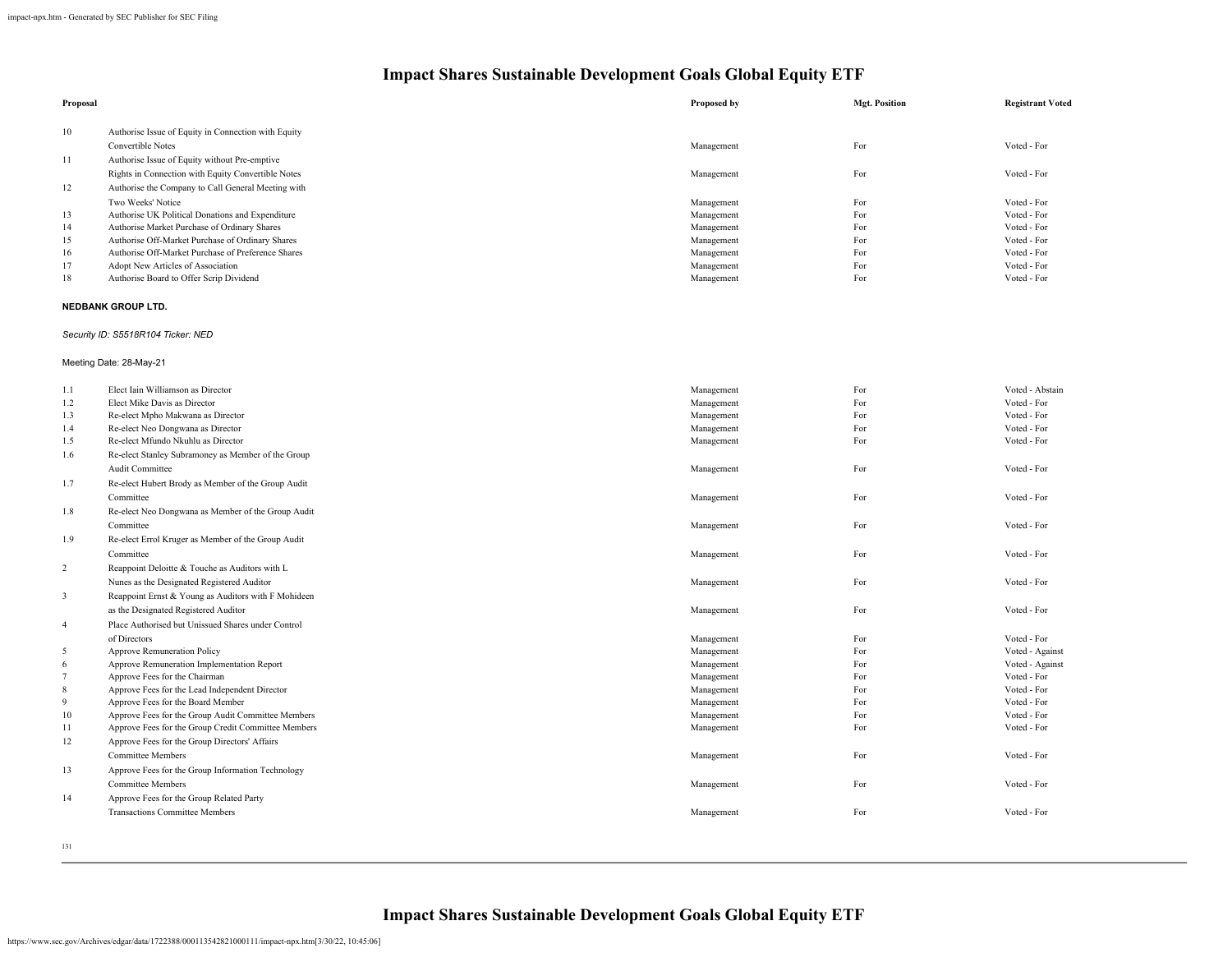# Impact Shares Sustainable Development Goals Global Equity ETF

| Proposal | | Proposed by | Mgt. Position | Registrant Voted |
|---|---|---|---|---|
| 10 | Authorise Issue of Equity in Connection with Equity Convertible Notes | Management | For | Voted - For |
| 11 | Authorise Issue of Equity without Pre-emptive Rights in Connection with Equity Convertible Notes | Management | For | Voted - For |
| 12 | Authorise the Company to Call General Meeting with Two Weeks' Notice | Management | For | Voted - For |
| 13 | Authorise UK Political Donations and Expenditure | Management | For | Voted - For |
| 14 | Authorise Market Purchase of Ordinary Shares | Management | For | Voted - For |
| 15 | Authorise Off-Market Purchase of Ordinary Shares | Management | For | Voted - For |
| 16 | Authorise Off-Market Purchase of Preference Shares | Management | For | Voted - For |
| 17 | Adopt New Articles of Association | Management | For | Voted - For |
| 18 | Authorise Board to Offer Scrip Dividend | Management | For | Voted - For |

**NEDBANK GROUP LTD.**

*Security ID: S5518R104 Ticker: NED*

Meeting Date: 28-May-21

| Proposal | | Proposed by | Mgt. Position | Registrant Voted |
|---|---|---|---|---|
| 1.1 | Elect Iain Williamson as Director | Management | For | Voted - Abstain |
| 1.2 | Elect Mike Davis as Director | Management | For | Voted - For |
| 1.3 | Re-elect Mpho Makwana as Director | Management | For | Voted - For |
| 1.4 | Re-elect Neo Dongwana as Director | Management | For | Voted - For |
| 1.5 | Re-elect Mfundo Nkuhlu as Director | Management | For | Voted - For |
| 1.6 | Re-elect Stanley Subramoney as Member of the Group Audit Committee | Management | For | Voted - For |
| 1.7 | Re-elect Hubert Brody as Member of the Group Audit Committee | Management | For | Voted - For |
| 1.8 | Re-elect Neo Dongwana as Member of the Group Audit Committee | Management | For | Voted - For |
| 1.9 | Re-elect Errol Kruger as Member of the Group Audit Committee | Management | For | Voted - For |
| 2 | Reappoint Deloitte & Touche as Auditors with L Nunes as the Designated Registered Auditor | Management | For | Voted - For |
| 3 | Reappoint Ernst & Young as Auditors with F Mohideen as the Designated Registered Auditor | Management | For | Voted - For |
| 4 | Place Authorised but Unissued Shares under Control of Directors | Management | For | Voted - For |
| 5 | Approve Remuneration Policy | Management | For | Voted - Against |
| 6 | Approve Remuneration Implementation Report | Management | For | Voted - Against |
| 7 | Approve Fees for the Chairman | Management | For | Voted - For |
| 8 | Approve Fees for the Lead Independent Director | Management | For | Voted - For |
| 9 | Approve Fees for the Board Member | Management | For | Voted - For |
| 10 | Approve Fees for the Group Audit Committee Members | Management | For | Voted - For |
| 11 | Approve Fees for the Group Credit Committee Members | Management | For | Voted - For |
| 12 | Approve Fees for the Group Directors' Affairs Committee Members | Management | For | Voted - For |
| 13 | Approve Fees for the Group Information Technology Committee Members | Management | For | Voted - For |
| 14 | Approve Fees for the Group Related Party Transactions Committee Members | Management | For | Voted - For |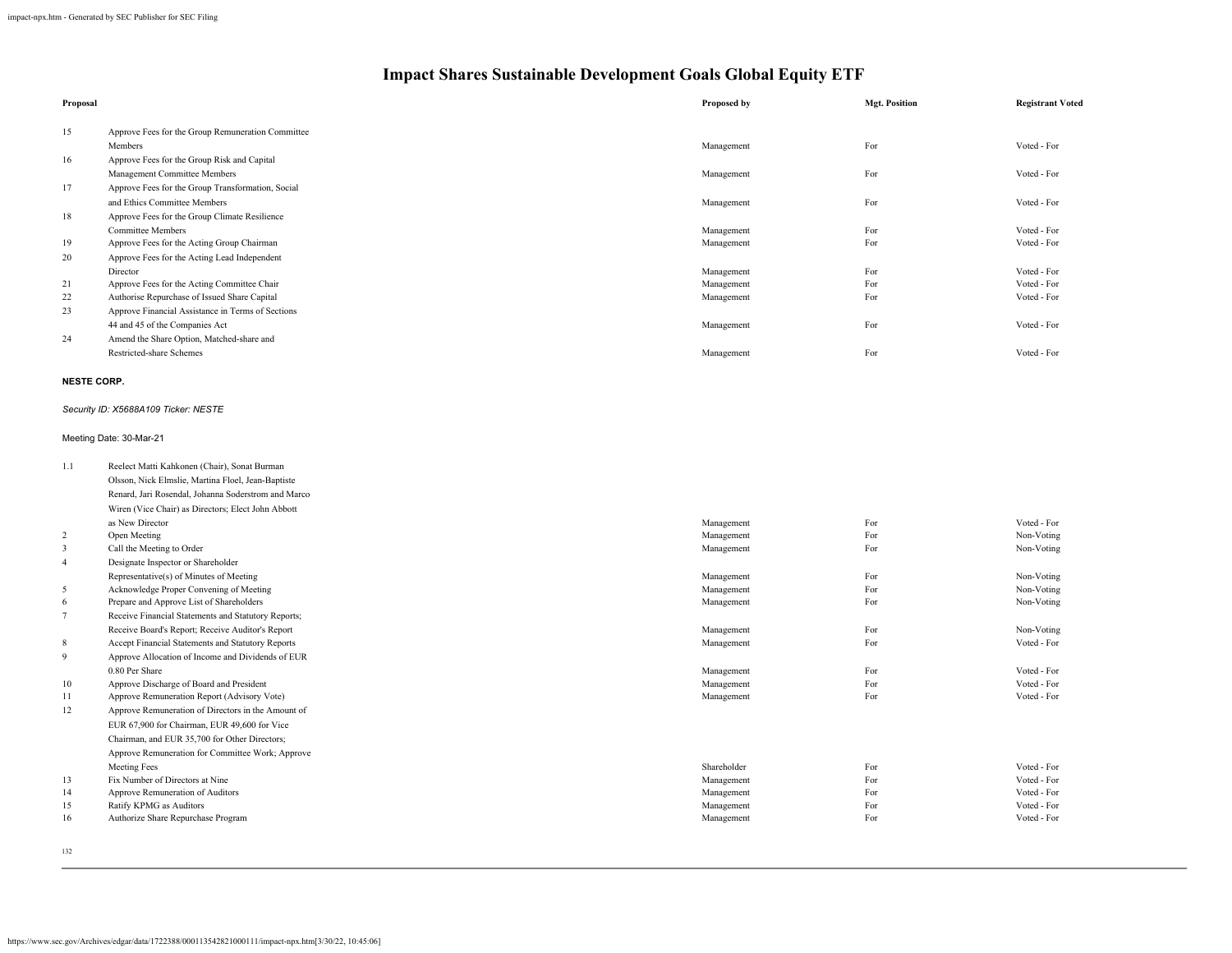# Impact Shares Sustainable Development Goals Global Equity ETF

| Proposal | | Proposed by | Mgt. Position | Registrant Voted |
|---|---|---|---|---|
| 15 | Approve Fees for the Group Remuneration Committee Members | Management | For | Voted - For |
| 16 | Approve Fees for the Group Risk and Capital Management Committee Members | Management | For | Voted - For |
| 17 | Approve Fees for the Group Transformation, Social and Ethics Committee Members | Management | For | Voted - For |
| 18 | Approve Fees for the Group Climate Resilience Committee Members | Management | For | Voted - For |
| 19 | Approve Fees for the Acting Group Chairman | Management | For | Voted - For |
| 20 | Approve Fees for the Acting Lead Independent Director | Management | For | Voted - For |
| 21 | Approve Fees for the Acting Committee Chair | Management | For | Voted - For |
| 22 | Authorise Repurchase of Issued Share Capital | Management | For | Voted - For |
| 23 | Approve Financial Assistance in Terms of Sections 44 and 45 of the Companies Act | Management | For | Voted - For |
| 24 | Amend the Share Option, Matched-share and Restricted-share Schemes | Management | For | Voted - For |

**NESTE CORP.**

*Security ID: X5688A109 Ticker: NESTE*

Meeting Date: 30-Mar-21

| Proposal | | Proposed by | Mgt. Position | Registrant Voted |
|---|---|---|---|---|
| 1.1 | Reelect Matti Kahkonen (Chair), Sonat Burman Olsson, Nick Elmslie, Martina Floel, Jean-Baptiste Renard, Jari Rosendal, Johanna Soderstrom and Marco Wiren (Vice Chair) as Directors; Elect John Abbott as New Director | Management | For | Voted - For |
| 2 | Open Meeting | Management | For | Non-Voting |
| 3 | Call the Meeting to Order | Management | For | Non-Voting |
| 4 | Designate Inspector or Shareholder Representative(s) of Minutes of Meeting | Management | For | Non-Voting |
| 5 | Acknowledge Proper Convening of Meeting | Management | For | Non-Voting |
| 6 | Prepare and Approve List of Shareholders | Management | For | Non-Voting |
| 7 | Receive Financial Statements and Statutory Reports; Receive Board's Report; Receive Auditor's Report | Management | For | Non-Voting |
| 8 | Accept Financial Statements and Statutory Reports | Management | For | Voted - For |
| 9 | Approve Allocation of Income and Dividends of EUR 0.80 Per Share | Management | For | Voted - For |
| 10 | Approve Discharge of Board and President | Management | For | Voted - For |
| 11 | Approve Remuneration Report (Advisory Vote) | Management | For | Voted - For |
| 12 | Approve Remuneration of Directors in the Amount of EUR 67,900 for Chairman, EUR 49,600 for Vice Chairman, and EUR 35,700 for Other Directors; Approve Remuneration for Committee Work; Approve Meeting Fees | Shareholder | For | Voted - For |
| 13 | Fix Number of Directors at Nine | Management | For | Voted - For |
| 14 | Approve Remuneration of Auditors | Management | For | Voted - For |
| 15 | Ratify KPMG as Auditors | Management | For | Voted - For |
| 16 | Authorize Share Repurchase Program | Management | For | Voted - For |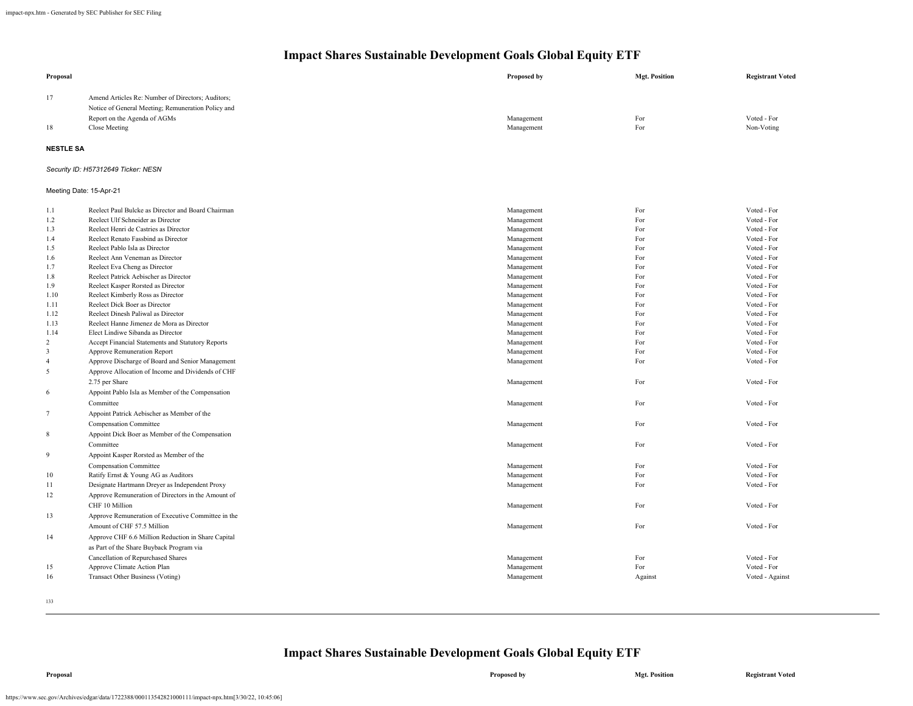| Proposal | | Proposed by | Mgt. Position | Registrant Voted |
|---|---|---|---|---|
| 17 | Amend Articles Re: Number of Directors; Auditors; Notice of General Meeting; Remuneration Policy and Report on the Agenda of AGMs | Management | For | Voted - For |
| 18 | Close Meeting | Management | For | Non-Voting |

**NESTLE SA**

*Security ID: H57312649 Ticker: NESN*

Meeting Date: 15-Apr-21

| Proposal | | Proposed by | Mgt. Position | Registrant Voted |
|---|---|---|---|---|
| 1.1 | Reelect Paul Bulcke as Director and Board Chairman | Management | For | Voted - For |
| 1.2 | Reelect Ulf Schneider as Director | Management | For | Voted - For |
| 1.3 | Reelect Henri de Castries as Director | Management | For | Voted - For |
| 1.4 | Reelect Renato Fassbind as Director | Management | For | Voted - For |
| 1.5 | Reelect Pablo Isla as Director | Management | For | Voted - For |
| 1.6 | Reelect Ann Veneman as Director | Management | For | Voted - For |
| 1.7 | Reelect Eva Cheng as Director | Management | For | Voted - For |
| 1.8 | Reelect Patrick Aebischer as Director | Management | For | Voted - For |
| 1.9 | Reelect Kasper Rorsted as Director | Management | For | Voted - For |
| 1.10 | Reelect Kimberly Ross as Director | Management | For | Voted - For |
| 1.11 | Reelect Dick Boer as Director | Management | For | Voted - For |
| 1.12 | Reelect Dinesh Paliwal as Director | Management | For | Voted - For |
| 1.13 | Reelect Hanne Jimenez de Mora as Director | Management | For | Voted - For |
| 1.14 | Elect Lindiwe Sibanda as Director | Management | For | Voted - For |
| 2 | Accept Financial Statements and Statutory Reports | Management | For | Voted - For |
| 3 | Approve Remuneration Report | Management | For | Voted - For |
| 4 | Approve Discharge of Board and Senior Management | Management | For | Voted - For |
| 5 | Approve Allocation of Income and Dividends of CHF 2.75 per Share | Management | For | Voted - For |
| 6 | Appoint Pablo Isla as Member of the Compensation Committee | Management | For | Voted - For |
| 7 | Appoint Patrick Aebischer as Member of the Compensation Committee | Management | For | Voted - For |
| 8 | Appoint Dick Boer as Member of the Compensation Committee | Management | For | Voted - For |
| 9 | Appoint Kasper Rorsted as Member of the Compensation Committee | Management | For | Voted - For |
| 10 | Ratify Ernst & Young AG as Auditors | Management | For | Voted - For |
| 11 | Designate Hartmann Dreyer as Independent Proxy | Management | For | Voted - For |
| 12 | Approve Remuneration of Directors in the Amount of CHF 10 Million | Management | For | Voted - For |
| 13 | Approve Remuneration of Executive Committee in the Amount of CHF 57.5 Million | Management | For | Voted - For |
| 14 | Approve CHF 6.6 Million Reduction in Share Capital as Part of the Share Buyback Program via Cancellation of Repurchased Shares | Management | For | Voted - For |
| 15 | Approve Climate Action Plan | Management | For | Voted - For |
| 16 | Transact Other Business (Voting) | Management | Against | Voted - Against |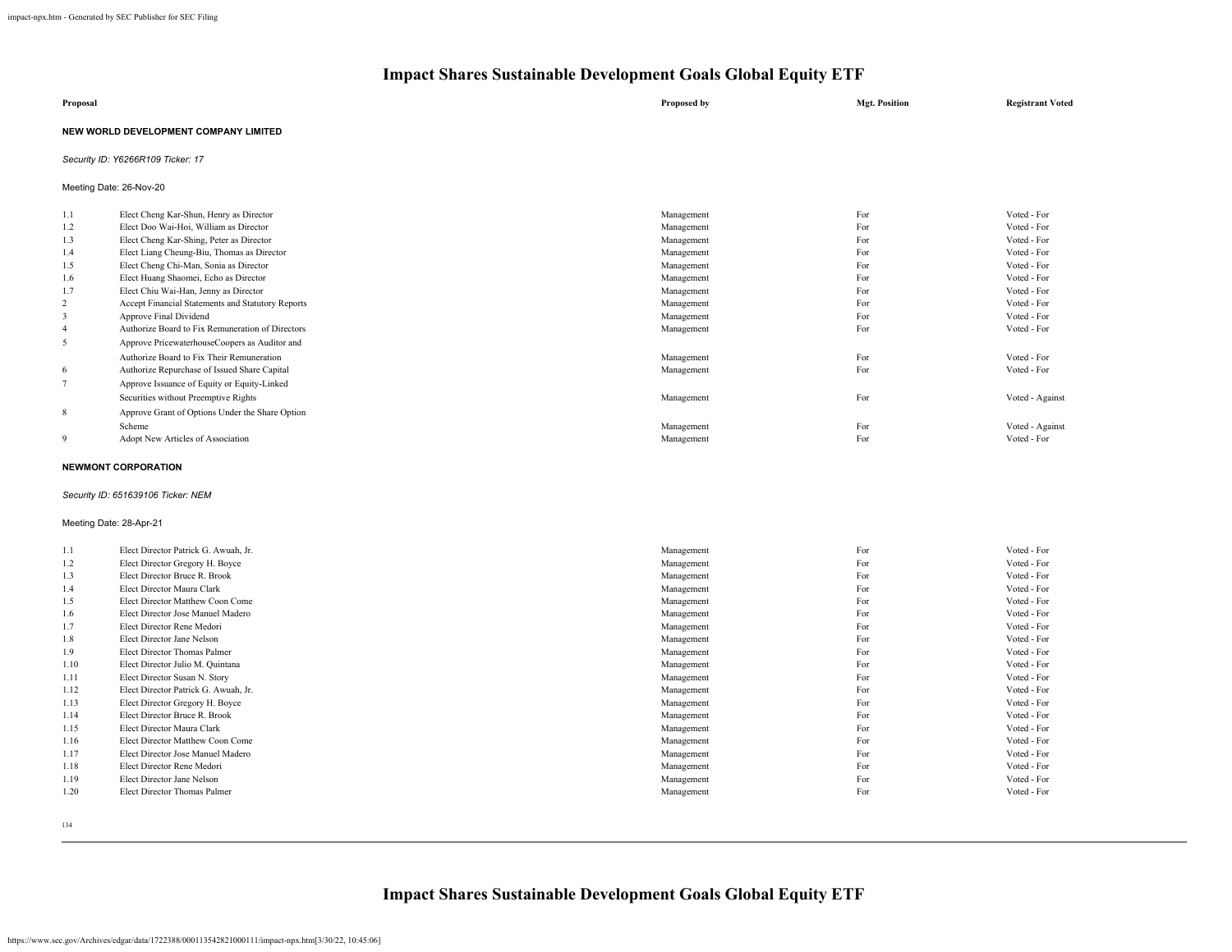# Impact Shares Sustainable Development Goals Global Equity ETF

| Proposal | | Proposed by | Mgt. Position | Registrant Voted |
|---|---|---|---|---|

**NEW WORLD DEVELOPMENT COMPANY LIMITED**

*Security ID: Y6266R109 Ticker: 17*

Meeting Date: 26-Nov-20

| | Proposal | Proposed by | Mgt. Position | Registrant Voted |
|---|---|---|---|---|
| 1.1 | Elect Cheng Kar-Shun, Henry as Director | Management | For | Voted - For |
| 1.2 | Elect Doo Wai-Hoi, William as Director | Management | For | Voted - For |
| 1.3 | Elect Cheng Kar-Shing, Peter as Director | Management | For | Voted - For |
| 1.4 | Elect Liang Cheung-Biu, Thomas as Director | Management | For | Voted - For |
| 1.5 | Elect Cheng Chi-Man, Sonia as Director | Management | For | Voted - For |
| 1.6 | Elect Huang Shaomei, Echo as Director | Management | For | Voted - For |
| 1.7 | Elect Chiu Wai-Han, Jenny as Director | Management | For | Voted - For |
| 2 | Accept Financial Statements and Statutory Reports | Management | For | Voted - For |
| 3 | Approve Final Dividend | Management | For | Voted - For |
| 4 | Authorize Board to Fix Remuneration of Directors | Management | For | Voted - For |
| 5 | Approve PricewaterhouseCoopers as Auditor and Authorize Board to Fix Their Remuneration | Management | For | Voted - For |
| 6 | Authorize Repurchase of Issued Share Capital | Management | For | Voted - For |
| 7 | Approve Issuance of Equity or Equity-Linked Securities without Preemptive Rights | Management | For | Voted - Against |
| 8 | Approve Grant of Options Under the Share Option Scheme | Management | For | Voted - Against |
| 9 | Adopt New Articles of Association | Management | For | Voted - For |

**NEWMONT CORPORATION**

*Security ID: 651639106 Ticker: NEM*

Meeting Date: 28-Apr-21

| | Proposal | Proposed by | Mgt. Position | Registrant Voted |
|---|---|---|---|---|
| 1.1 | Elect Director Patrick G. Awuah, Jr. | Management | For | Voted - For |
| 1.2 | Elect Director Gregory H. Boyce | Management | For | Voted - For |
| 1.3 | Elect Director Bruce R. Brook | Management | For | Voted - For |
| 1.4 | Elect Director Maura Clark | Management | For | Voted - For |
| 1.5 | Elect Director Matthew Coon Come | Management | For | Voted - For |
| 1.6 | Elect Director Jose Manuel Madero | Management | For | Voted - For |
| 1.7 | Elect Director Rene Medori | Management | For | Voted - For |
| 1.8 | Elect Director Jane Nelson | Management | For | Voted - For |
| 1.9 | Elect Director Thomas Palmer | Management | For | Voted - For |
| 1.10 | Elect Director Julio M. Quintana | Management | For | Voted - For |
| 1.11 | Elect Director Susan N. Story | Management | For | Voted - For |
| 1.12 | Elect Director Patrick G. Awuah, Jr. | Management | For | Voted - For |
| 1.13 | Elect Director Gregory H. Boyce | Management | For | Voted - For |
| 1.14 | Elect Director Bruce R. Brook | Management | For | Voted - For |
| 1.15 | Elect Director Maura Clark | Management | For | Voted - For |
| 1.16 | Elect Director Matthew Coon Come | Management | For | Voted - For |
| 1.17 | Elect Director Jose Manuel Madero | Management | For | Voted - For |
| 1.18 | Elect Director Rene Medori | Management | For | Voted - For |
| 1.19 | Elect Director Jane Nelson | Management | For | Voted - For |
| 1.20 | Elect Director Thomas Palmer | Management | For | Voted - For |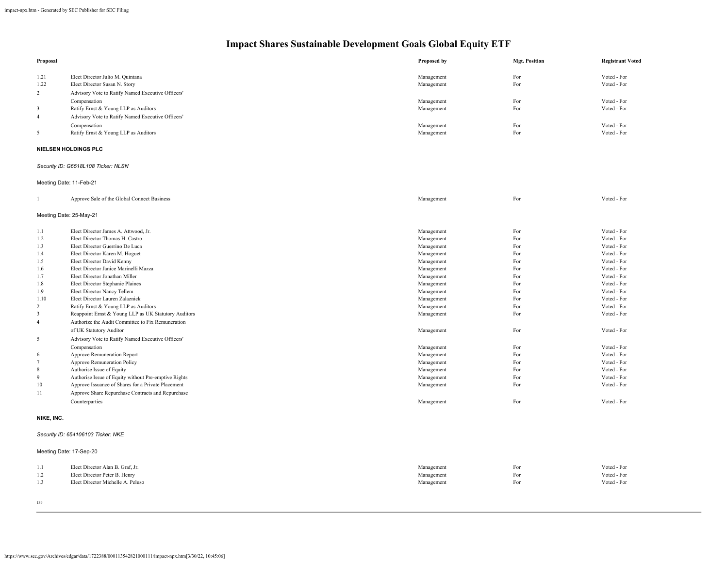# Impact Shares Sustainable Development Goals Global Equity ETF

| Proposal | | Proposed by | Mgt. Position | Registrant Voted |
|---|---|---|---|---|
| 1.21 | Elect Director Julio M. Quintana | Management | For | Voted - For |
| 1.22 | Elect Director Susan N. Story | Management | For | Voted - For |
| 2 | Advisory Vote to Ratify Named Executive Officers' Compensation | Management | For | Voted - For |
| 3 | Ratify Ernst & Young LLP as Auditors | Management | For | Voted - For |
| 4 | Advisory Vote to Ratify Named Executive Officers' Compensation | Management | For | Voted - For |
| 5 | Ratify Ernst & Young LLP as Auditors | Management | For | Voted - For |

**NIELSEN HOLDINGS PLC**

*Security ID: G6518L108 Ticker: NLSN*

Meeting Date: 11-Feb-21

| Proposal | | Proposed by | Mgt. Position | Registrant Voted |
|---|---|---|---|---|
| 1 | Approve Sale of the Global Connect Business | Management | For | Voted - For |

Meeting Date: 25-May-21

| Proposal | | Proposed by | Mgt. Position | Registrant Voted |
|---|---|---|---|---|
| 1.1 | Elect Director James A. Attwood, Jr. | Management | For | Voted - For |
| 1.2 | Elect Director Thomas H. Castro | Management | For | Voted - For |
| 1.3 | Elect Director Guerrino De Luca | Management | For | Voted - For |
| 1.4 | Elect Director Karen M. Hoguet | Management | For | Voted - For |
| 1.5 | Elect Director David Kenny | Management | For | Voted - For |
| 1.6 | Elect Director Janice Marinelli Mazza | Management | For | Voted - For |
| 1.7 | Elect Director Jonathan Miller | Management | For | Voted - For |
| 1.8 | Elect Director Stephanie Plaines | Management | For | Voted - For |
| 1.9 | Elect Director Nancy Tellem | Management | For | Voted - For |
| 1.10 | Elect Director Lauren Zalaznick | Management | For | Voted - For |
| 2 | Ratify Ernst & Young LLP as Auditors | Management | For | Voted - For |
| 3 | Reappoint Ernst & Young LLP as UK Statutory Auditors | Management | For | Voted - For |
| 4 | Authorize the Audit Committee to Fix Remuneration of UK Statutory Auditor | Management | For | Voted - For |
| 5 | Advisory Vote to Ratify Named Executive Officers' Compensation | Management | For | Voted - For |
| 6 | Approve Remuneration Report | Management | For | Voted - For |
| 7 | Approve Remuneration Policy | Management | For | Voted - For |
| 8 | Authorise Issue of Equity | Management | For | Voted - For |
| 9 | Authorise Issue of Equity without Pre-emptive Rights | Management | For | Voted - For |
| 10 | Approve Issuance of Shares for a Private Placement | Management | For | Voted - For |
| 11 | Approve Share Repurchase Contracts and Repurchase Counterparties | Management | For | Voted - For |

**NIKE, INC.**

*Security ID: 654106103 Ticker: NKE*

Meeting Date: 17-Sep-20

| Proposal | | Proposed by | Mgt. Position | Registrant Voted |
|---|---|---|---|---|
| 1.1 | Elect Director Alan B. Graf, Jr. | Management | For | Voted - For |
| 1.2 | Elect Director Peter B. Henry | Management | For | Voted - For |
| 1.3 | Elect Director Michelle A. Peluso | Management | For | Voted - For |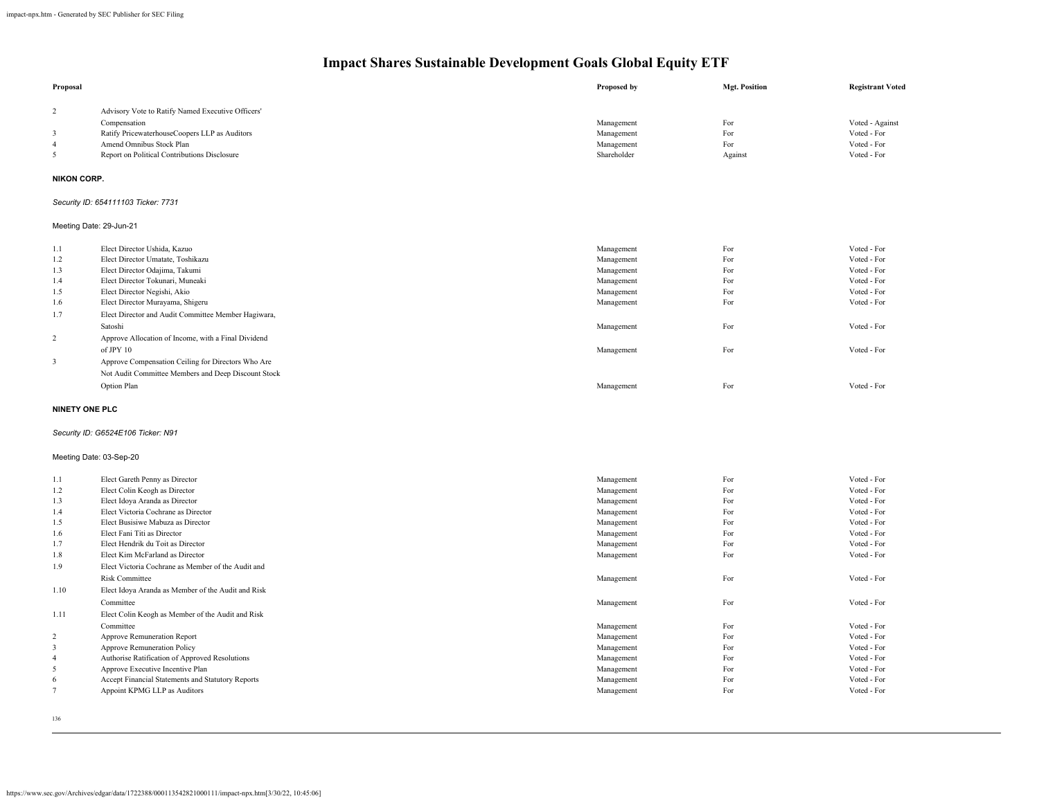# Impact Shares Sustainable Development Goals Global Equity ETF

| Proposal | | Proposed by | Mgt. Position | Registrant Voted |
|---|---|---|---|---|
| 2 | Advisory Vote to Ratify Named Executive Officers' Compensation | Management | For | Voted - Against |
| 3 | Ratify PricewaterhouseCoopers LLP as Auditors | Management | For | Voted - For |
| 4 | Amend Omnibus Stock Plan | Management | For | Voted - For |
| 5 | Report on Political Contributions Disclosure | Shareholder | Against | Voted - For |

**NIKON CORP.**

*Security ID: 654111103 Ticker: 7731*

Meeting Date: 29-Jun-21

| Proposal | | Proposed by | Mgt. Position | Registrant Voted |
|---|---|---|---|---|
| 1.1 | Elect Director Ushida, Kazuo | Management | For | Voted - For |
| 1.2 | Elect Director Umatate, Toshikazu | Management | For | Voted - For |
| 1.3 | Elect Director Odajima, Takumi | Management | For | Voted - For |
| 1.4 | Elect Director Tokunari, Muneaki | Management | For | Voted - For |
| 1.5 | Elect Director Negishi, Akio | Management | For | Voted - For |
| 1.6 | Elect Director Murayama, Shigeru | Management | For | Voted - For |
| 1.7 | Elect Director and Audit Committee Member Hagiwara, Satoshi | Management | For | Voted - For |
| 2 | Approve Allocation of Income, with a Final Dividend of JPY 10 | Management | For | Voted - For |
| 3 | Approve Compensation Ceiling for Directors Who Are Not Audit Committee Members and Deep Discount Stock Option Plan | Management | For | Voted - For |

**NINETY ONE PLC**

*Security ID: G6524E106 Ticker: N91*

Meeting Date: 03-Sep-20

| Proposal | | Proposed by | Mgt. Position | Registrant Voted |
|---|---|---|---|---|
| 1.1 | Elect Gareth Penny as Director | Management | For | Voted - For |
| 1.2 | Elect Colin Keogh as Director | Management | For | Voted - For |
| 1.3 | Elect Idoya Aranda as Director | Management | For | Voted - For |
| 1.4 | Elect Victoria Cochrane as Director | Management | For | Voted - For |
| 1.5 | Elect Busisiwe Mabuza as Director | Management | For | Voted - For |
| 1.6 | Elect Fani Titi as Director | Management | For | Voted - For |
| 1.7 | Elect Hendrik du Toit as Director | Management | For | Voted - For |
| 1.8 | Elect Kim McFarland as Director | Management | For | Voted - For |
| 1.9 | Elect Victoria Cochrane as Member of the Audit and Risk Committee | Management | For | Voted - For |
| 1.10 | Elect Idoya Aranda as Member of the Audit and Risk Committee | Management | For | Voted - For |
| 1.11 | Elect Colin Keogh as Member of the Audit and Risk Committee | Management | For | Voted - For |
| 2 | Approve Remuneration Report | Management | For | Voted - For |
| 3 | Approve Remuneration Policy | Management | For | Voted - For |
| 4 | Authorise Ratification of Approved Resolutions | Management | For | Voted - For |
| 5 | Approve Executive Incentive Plan | Management | For | Voted - For |
| 6 | Accept Financial Statements and Statutory Reports | Management | For | Voted - For |
| 7 | Appoint KPMG LLP as Auditors | Management | For | Voted - For |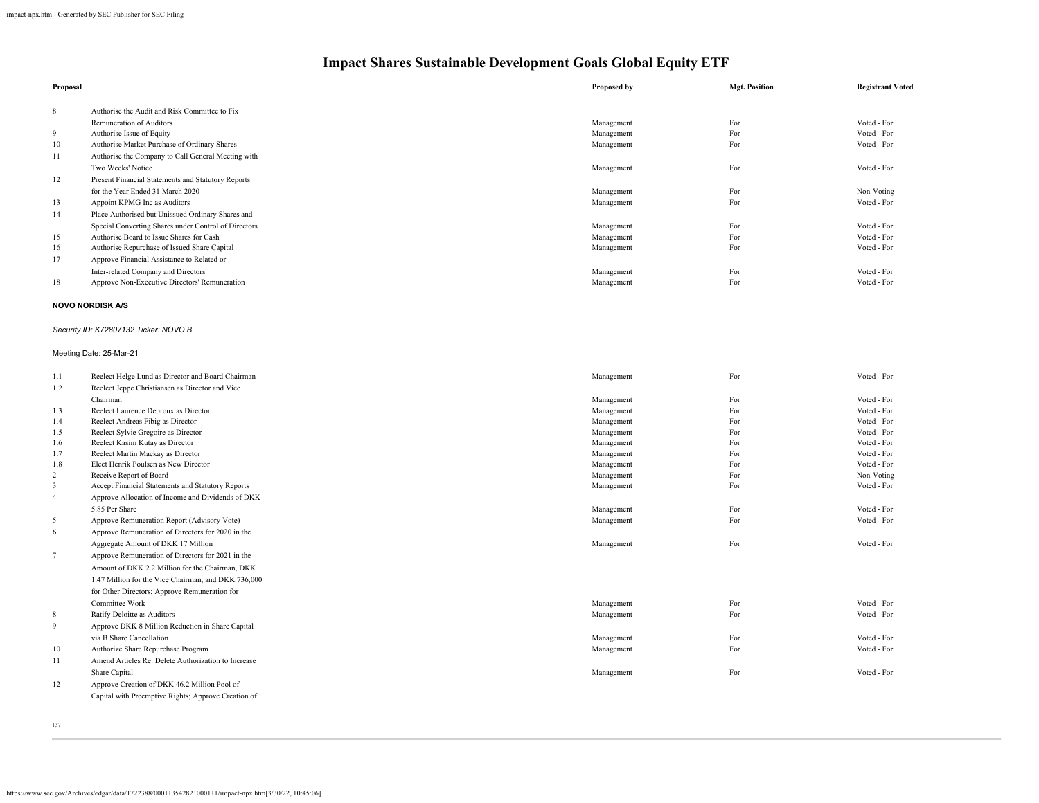# Impact Shares Sustainable Development Goals Global Equity ETF

| Proposal | | Proposed by | Mgt. Position | Registrant Voted |
|---|---|---|---|---|
| 8 | Authorise the Audit and Risk Committee to Fix Remuneration of Auditors | Management | For | Voted - For |
| 9 | Authorise Issue of Equity | Management | For | Voted - For |
| 10 | Authorise Market Purchase of Ordinary Shares | Management | For | Voted - For |
| 11 | Authorise the Company to Call General Meeting with Two Weeks' Notice | Management | For | Voted - For |
| 12 | Present Financial Statements and Statutory Reports for the Year Ended 31 March 2020 | Management | For | Non-Voting |
| 13 | Appoint KPMG Inc as Auditors | Management | For | Voted - For |
| 14 | Place Authorised but Unissued Ordinary Shares and Special Converting Shares under Control of Directors | Management | For | Voted - For |
| 15 | Authorise Board to Issue Shares for Cash | Management | For | Voted - For |
| 16 | Authorise Repurchase of Issued Share Capital | Management | For | Voted - For |
| 17 | Approve Financial Assistance to Related or Inter-related Company and Directors | Management | For | Voted - For |
| 18 | Approve Non-Executive Directors' Remuneration | Management | For | Voted - For |

**NOVO NORDISK A/S**

*Security ID: K72807132 Ticker: NOVO.B*

Meeting Date: 25-Mar-21

| Proposal | | Proposed by | Mgt. Position | Registrant Voted |
|---|---|---|---|---|
| 1.1 | Reelect Helge Lund as Director and Board Chairman | Management | For | Voted - For |
| 1.2 | Reelect Jeppe Christiansen as Director and Vice Chairman | Management | For | Voted - For |
| 1.3 | Reelect Laurence Debroux as Director | Management | For | Voted - For |
| 1.4 | Reelect Andreas Fibig as Director | Management | For | Voted - For |
| 1.5 | Reelect Sylvie Gregoire as Director | Management | For | Voted - For |
| 1.6 | Reelect Kasim Kutay as Director | Management | For | Voted - For |
| 1.7 | Reelect Martin Mackay as Director | Management | For | Voted - For |
| 1.8 | Elect Henrik Poulsen as New Director | Management | For | Voted - For |
| 2 | Receive Report of Board | Management | For | Non-Voting |
| 3 | Accept Financial Statements and Statutory Reports | Management | For | Voted - For |
| 4 | Approve Allocation of Income and Dividends of DKK 5.85 Per Share | Management | For | Voted - For |
| 5 | Approve Remuneration Report (Advisory Vote) | Management | For | Voted - For |
| 6 | Approve Remuneration of Directors for 2020 in the Aggregate Amount of DKK 17 Million | Management | For | Voted - For |
| 7 | Approve Remuneration of Directors for 2021 in the Amount of DKK 2.2 Million for the Chairman, DKK 1.47 Million for the Vice Chairman, and DKK 736,000 for Other Directors; Approve Remuneration for Committee Work | Management | For | Voted - For |
| 8 | Ratify Deloitte as Auditors | Management | For | Voted - For |
| 9 | Approve DKK 8 Million Reduction in Share Capital via B Share Cancellation | Management | For | Voted - For |
| 10 | Authorize Share Repurchase Program | Management | For | Voted - For |
| 11 | Amend Articles Re: Delete Authorization to Increase Share Capital | Management | For | Voted - For |
| 12 | Approve Creation of DKK 46.2 Million Pool of Capital with Preemptive Rights; Approve Creation of | | | |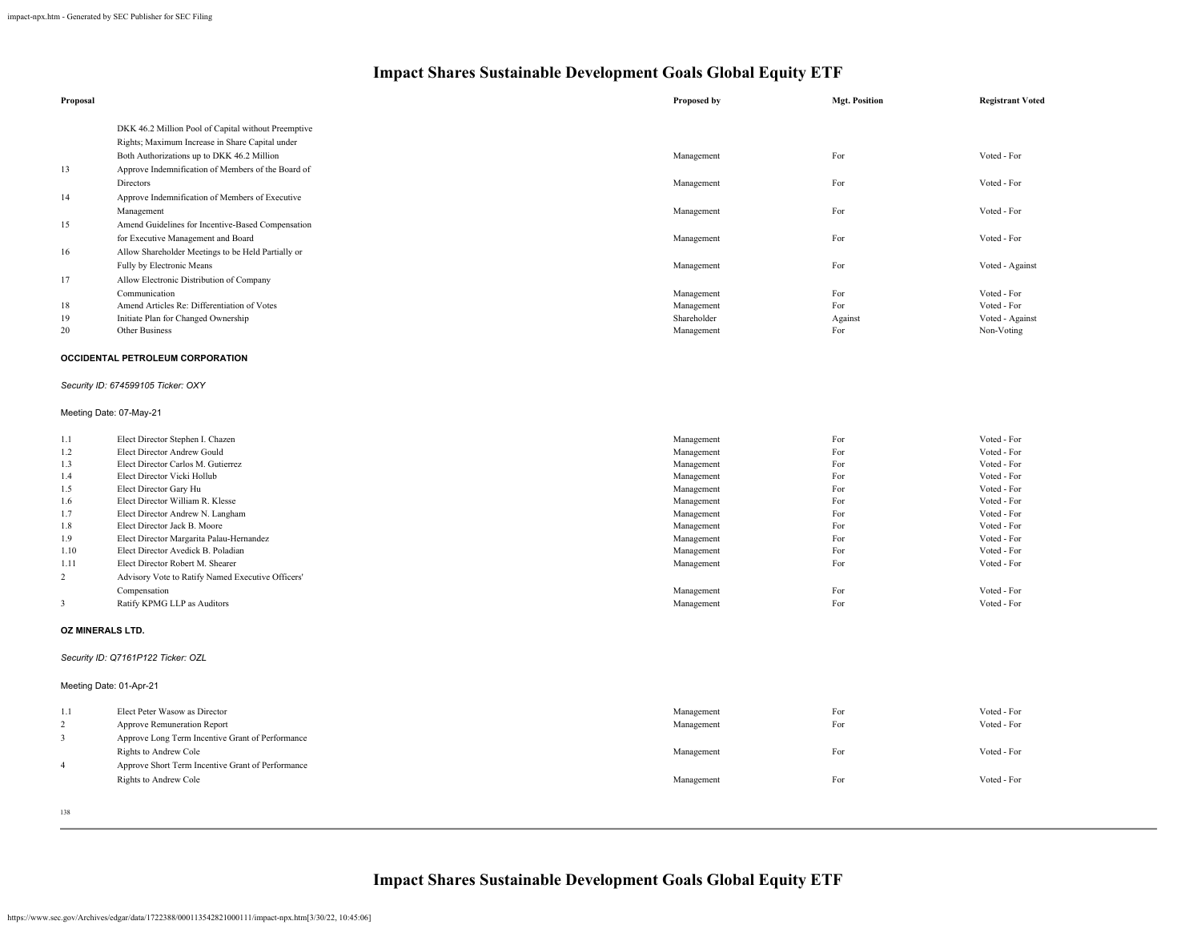# Impact Shares Sustainable Development Goals Global Equity ETF

| Proposal | | Proposed by | Mgt. Position | Registrant Voted |
|---|---|---|---|---|
| | DKK 46.2 Million Pool of Capital without Preemptive Rights; Maximum Increase in Share Capital under Both Authorizations up to DKK 46.2 Million | Management | For | Voted - For |
| 13 | Approve Indemnification of Members of the Board of Directors | Management | For | Voted - For |
| 14 | Approve Indemnification of Members of Executive Management | Management | For | Voted - For |
| 15 | Amend Guidelines for Incentive-Based Compensation for Executive Management and Board | Management | For | Voted - For |
| 16 | Allow Shareholder Meetings to be Held Partially or Fully by Electronic Means | Management | For | Voted - Against |
| 17 | Allow Electronic Distribution of Company Communication | Management | For | Voted - For |
| 18 | Amend Articles Re: Differentiation of Votes | Management | For | Voted - For |
| 19 | Initiate Plan for Changed Ownership | Shareholder | Against | Voted - Against |
| 20 | Other Business | Management | For | Non-Voting |

**OCCIDENTAL PETROLEUM CORPORATION**

*Security ID: 674599105 Ticker: OXY*

Meeting Date: 07-May-21

| Proposal | | Proposed by | Mgt. Position | Registrant Voted |
|---|---|---|---|---|
| 1.1 | Elect Director Stephen I. Chazen | Management | For | Voted - For |
| 1.2 | Elect Director Andrew Gould | Management | For | Voted - For |
| 1.3 | Elect Director Carlos M. Gutierrez | Management | For | Voted - For |
| 1.4 | Elect Director Vicki Hollub | Management | For | Voted - For |
| 1.5 | Elect Director Gary Hu | Management | For | Voted - For |
| 1.6 | Elect Director William R. Klesse | Management | For | Voted - For |
| 1.7 | Elect Director Andrew N. Langham | Management | For | Voted - For |
| 1.8 | Elect Director Jack B. Moore | Management | For | Voted - For |
| 1.9 | Elect Director Margarita Palau-Hernandez | Management | For | Voted - For |
| 1.10 | Elect Director Avedick B. Poladian | Management | For | Voted - For |
| 1.11 | Elect Director Robert M. Shearer | Management | For | Voted - For |
| 2 | Advisory Vote to Ratify Named Executive Officers' Compensation | Management | For | Voted - For |
| 3 | Ratify KPMG LLP as Auditors | Management | For | Voted - For |

**OZ MINERALS LTD.**

*Security ID: Q7161P122 Ticker: OZL*

Meeting Date: 01-Apr-21

| Proposal | | Proposed by | Mgt. Position | Registrant Voted |
|---|---|---|---|---|
| 1.1 | Elect Peter Wasow as Director | Management | For | Voted - For |
| 2 | Approve Remuneration Report | Management | For | Voted - For |
| 3 | Approve Long Term Incentive Grant of Performance Rights to Andrew Cole | Management | For | Voted - For |
| 4 | Approve Short Term Incentive Grant of Performance Rights to Andrew Cole | Management | For | Voted - For |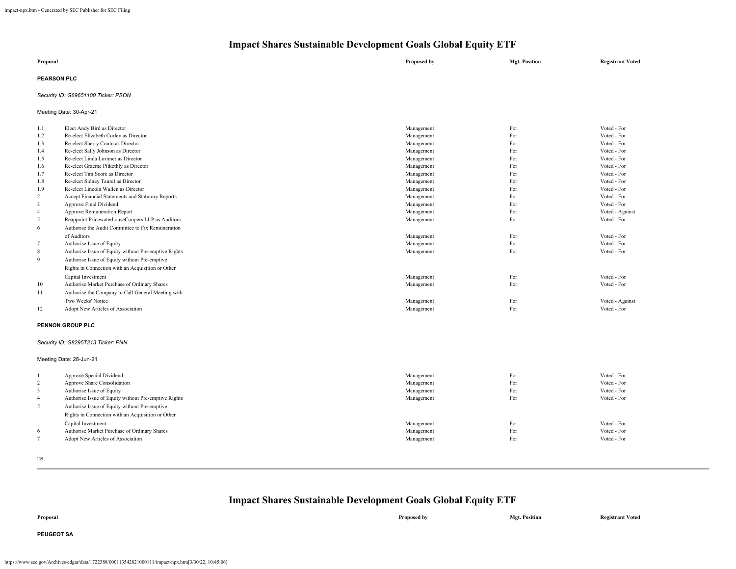# Impact Shares Sustainable Development Goals Global Equity ETF

| Proposal | | Proposed by | Mgt. Position | Registrant Voted |
|---|---|---|---|---|

**PEARSON PLC**

*Security ID: G69651100 Ticker: PSON*

Meeting Date: 30-Apr-21

| | Proposal | Proposed by | Mgt. Position | Registrant Voted |
|---|---|---|---|---|
| 1.1 | Elect Andy Bird as Director | Management | For | Voted - For |
| 1.2 | Re-elect Elizabeth Corley as Director | Management | For | Voted - For |
| 1.3 | Re-elect Sherry Coutu as Director | Management | For | Voted - For |
| 1.4 | Re-elect Sally Johnson as Director | Management | For | Voted - For |
| 1.5 | Re-elect Linda Lorimer as Director | Management | For | Voted - For |
| 1.6 | Re-elect Graeme Pitkethly as Director | Management | For | Voted - For |
| 1.7 | Re-elect Tim Score as Director | Management | For | Voted - For |
| 1.8 | Re-elect Sidney Taurel as Director | Management | For | Voted - For |
| 1.9 | Re-elect Lincoln Wallen as Director | Management | For | Voted - For |
| 2 | Accept Financial Statements and Statutory Reports | Management | For | Voted - For |
| 3 | Approve Final Dividend | Management | For | Voted - For |
| 4 | Approve Remuneration Report | Management | For | Voted - Against |
| 5 | Reappoint PricewaterhouseCoopers LLP as Auditors | Management | For | Voted - For |
| 6 | Authorise the Audit Committee to Fix Remuneration of Auditors | Management | For | Voted - For |
| 7 | Authorise Issue of Equity | Management | For | Voted - For |
| 8 | Authorise Issue of Equity without Pre-emptive Rights | Management | For | Voted - For |
| 9 | Authorise Issue of Equity without Pre-emptive Rights in Connection with an Acquisition or Other Capital Investment | Management | For | Voted - For |
| 10 | Authorise Market Purchase of Ordinary Shares | Management | For | Voted - For |
| 11 | Authorise the Company to Call General Meeting with Two Weeks' Notice | Management | For | Voted - Against |
| 12 | Adopt New Articles of Association | Management | For | Voted - For |

**PENNON GROUP PLC**

*Security ID: G8295T213 Ticker: PNN*

Meeting Date: 28-Jun-21

| | Proposal | Proposed by | Mgt. Position | Registrant Voted |
|---|---|---|---|---|
| 1 | Approve Special Dividend | Management | For | Voted - For |
| 2 | Approve Share Consolidation | Management | For | Voted - For |
| 3 | Authorise Issue of Equity | Management | For | Voted - For |
| 4 | Authorise Issue of Equity without Pre-emptive Rights | Management | For | Voted - For |
| 5 | Authorise Issue of Equity without Pre-emptive Rights in Connection with an Acquisition or Other Capital Investment | Management | For | Voted - For |
| 6 | Authorise Market Purchase of Ordinary Shares | Management | For | Voted - For |
| 7 | Adopt New Articles of Association | Management | For | Voted - For |

# Impact Shares Sustainable Development Goals Global Equity ETF

| Proposal | | Proposed by | Mgt. Position | Registrant Voted |
|---|---|---|---|---|

**PEUGEOT SA**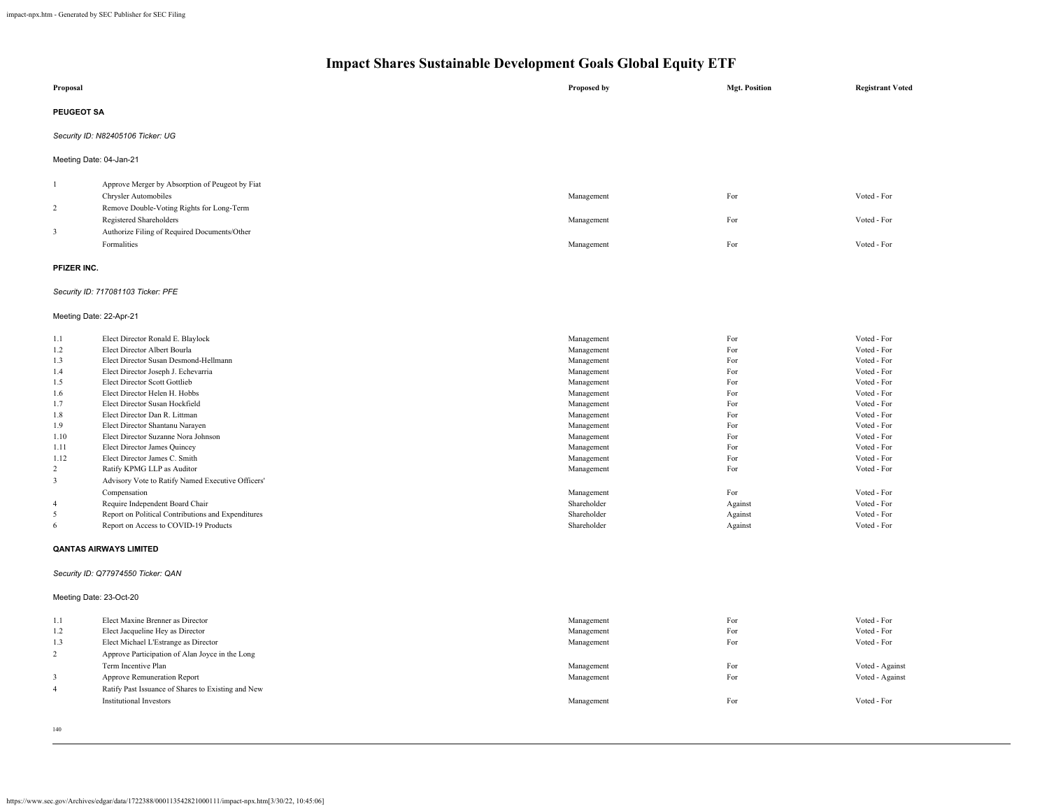# Impact Shares Sustainable Development Goals Global Equity ETF

| Proposal | | Proposed by | Mgt. Position | Registrant Voted |
|---|---|---|---|---|

**PEUGEOT SA**

*Security ID: N82405106 Ticker: UG*

Meeting Date: 04-Jan-21

| | Proposal | Proposed by | Mgt. Position | Registrant Voted |
|---|---|---|---|---|
| 1 | Approve Merger by Absorption of Peugeot by Fiat Chrysler Automobiles | Management | For | Voted - For |
| 2 | Remove Double-Voting Rights for Long-Term Registered Shareholders | Management | For | Voted - For |
| 3 | Authorize Filing of Required Documents/Other Formalities | Management | For | Voted - For |

**PFIZER INC.**

*Security ID: 717081103 Ticker: PFE*

Meeting Date: 22-Apr-21

| | Proposal | Proposed by | Mgt. Position | Registrant Voted |
|---|---|---|---|---|
| 1.1 | Elect Director Ronald E. Blaylock | Management | For | Voted - For |
| 1.2 | Elect Director Albert Bourla | Management | For | Voted - For |
| 1.3 | Elect Director Susan Desmond-Hellmann | Management | For | Voted - For |
| 1.4 | Elect Director Joseph J. Echevarria | Management | For | Voted - For |
| 1.5 | Elect Director Scott Gottlieb | Management | For | Voted - For |
| 1.6 | Elect Director Helen H. Hobbs | Management | For | Voted - For |
| 1.7 | Elect Director Susan Hockfield | Management | For | Voted - For |
| 1.8 | Elect Director Dan R. Littman | Management | For | Voted - For |
| 1.9 | Elect Director Shantanu Narayen | Management | For | Voted - For |
| 1.10 | Elect Director Suzanne Nora Johnson | Management | For | Voted - For |
| 1.11 | Elect Director James Quincey | Management | For | Voted - For |
| 1.12 | Elect Director James C. Smith | Management | For | Voted - For |
| 2 | Ratify KPMG LLP as Auditor | Management | For | Voted - For |
| 3 | Advisory Vote to Ratify Named Executive Officers' Compensation | Management | For | Voted - For |
| 4 | Require Independent Board Chair | Shareholder | Against | Voted - For |
| 5 | Report on Political Contributions and Expenditures | Shareholder | Against | Voted - For |
| 6 | Report on Access to COVID-19 Products | Shareholder | Against | Voted - For |

**QANTAS AIRWAYS LIMITED**

*Security ID: Q77974550 Ticker: QAN*

Meeting Date: 23-Oct-20

| | Proposal | Proposed by | Mgt. Position | Registrant Voted |
|---|---|---|---|---|
| 1.1 | Elect Maxine Brenner as Director | Management | For | Voted - For |
| 1.2 | Elect Jacqueline Hey as Director | Management | For | Voted - For |
| 1.3 | Elect Michael L'Estrange as Director | Management | For | Voted - For |
| 2 | Approve Participation of Alan Joyce in the Long Term Incentive Plan | Management | For | Voted - Against |
| 3 | Approve Remuneration Report | Management | For | Voted - Against |
| 4 | Ratify Past Issuance of Shares to Existing and New Institutional Investors | Management | For | Voted - For |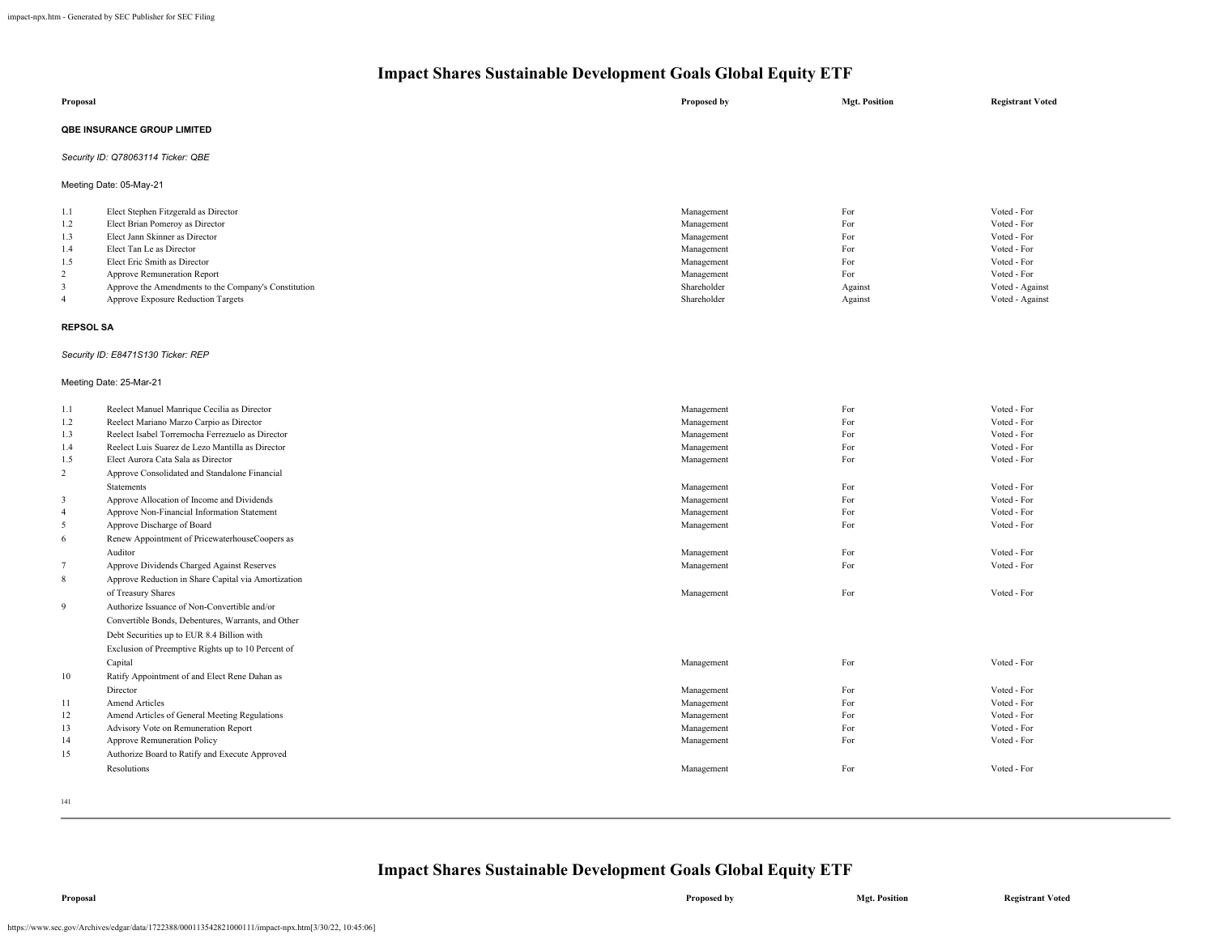# Impact Shares Sustainable Development Goals Global Equity ETF

| Proposal | | Proposed by | Mgt. Position | Registrant Voted |
|---|---|---|---|---|

**QBE INSURANCE GROUP LIMITED**

*Security ID: Q78063114 Ticker: QBE*

Meeting Date: 05-May-21

| | Proposal | Proposed by | Mgt. Position | Registrant Voted |
|---|---|---|---|---|
| 1.1 | Elect Stephen Fitzgerald as Director | Management | For | Voted - For |
| 1.2 | Elect Brian Pomeroy as Director | Management | For | Voted - For |
| 1.3 | Elect Jann Skinner as Director | Management | For | Voted - For |
| 1.4 | Elect Tan Le as Director | Management | For | Voted - For |
| 1.5 | Elect Eric Smith as Director | Management | For | Voted - For |
| 2 | Approve Remuneration Report | Management | For | Voted - For |
| 3 | Approve the Amendments to the Company's Constitution | Shareholder | Against | Voted - Against |
| 4 | Approve Exposure Reduction Targets | Shareholder | Against | Voted - Against |

**REPSOL SA**

*Security ID: E8471S130 Ticker: REP*

Meeting Date: 25-Mar-21

| | Proposal | Proposed by | Mgt. Position | Registrant Voted |
|---|---|---|---|---|
| 1.1 | Reelect Manuel Manrique Cecilia as Director | Management | For | Voted - For |
| 1.2 | Reelect Mariano Marzo Carpio as Director | Management | For | Voted - For |
| 1.3 | Reelect Isabel Torremocha Ferrezuelo as Director | Management | For | Voted - For |
| 1.4 | Reelect Luis Suarez de Lezo Mantilla as Director | Management | For | Voted - For |
| 1.5 | Elect Aurora Cata Sala as Director | Management | For | Voted - For |
| 2 | Approve Consolidated and Standalone Financial Statements | Management | For | Voted - For |
| 3 | Approve Allocation of Income and Dividends | Management | For | Voted - For |
| 4 | Approve Non-Financial Information Statement | Management | For | Voted - For |
| 5 | Approve Discharge of Board | Management | For | Voted - For |
| 6 | Renew Appointment of PricewaterhouseCoopers as Auditor | Management | For | Voted - For |
| 7 | Approve Dividends Charged Against Reserves | Management | For | Voted - For |
| 8 | Approve Reduction in Share Capital via Amortization of Treasury Shares | Management | For | Voted - For |
| 9 | Authorize Issuance of Non-Convertible and/or Convertible Bonds, Debentures, Warrants, and Other Debt Securities up to EUR 8.4 Billion with Exclusion of Preemptive Rights up to 10 Percent of Capital | Management | For | Voted - For |
| 10 | Ratify Appointment of and Elect Rene Dahan as Director | Management | For | Voted - For |
| 11 | Amend Articles | Management | For | Voted - For |
| 12 | Amend Articles of General Meeting Regulations | Management | For | Voted - For |
| 13 | Advisory Vote on Remuneration Report | Management | For | Voted - For |
| 14 | Approve Remuneration Policy | Management | For | Voted - For |
| 15 | Authorize Board to Ratify and Execute Approved Resolutions | Management | For | Voted - For |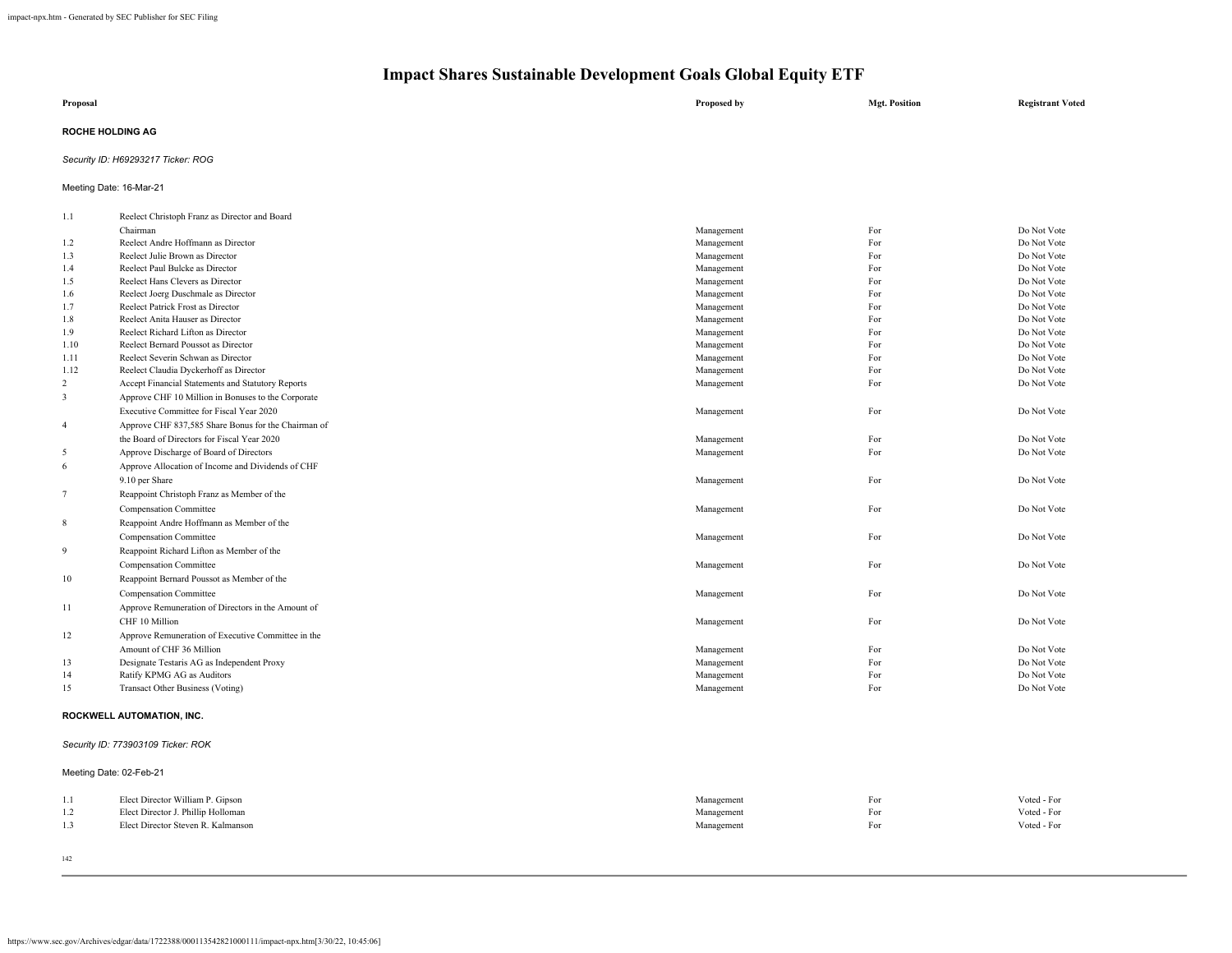# Impact Shares Sustainable Development Goals Global Equity ETF

| Proposal | | Proposed by | Mgt. Position | Registrant Voted |
|---|---|---|---|---|

**ROCHE HOLDING AG**

*Security ID: H69293217 Ticker: ROG*

Meeting Date: 16-Mar-21

| | | Proposed by | Mgt. Position | Registrant Voted |
|---|---|---|---|---|
| 1.1 | Reelect Christoph Franz as Director and Board Chairman | Management | For | Do Not Vote |
| 1.2 | Reelect Andre Hoffmann as Director | Management | For | Do Not Vote |
| 1.3 | Reelect Julie Brown as Director | Management | For | Do Not Vote |
| 1.4 | Reelect Paul Bulcke as Director | Management | For | Do Not Vote |
| 1.5 | Reelect Hans Clevers as Director | Management | For | Do Not Vote |
| 1.6 | Reelect Joerg Duschmale as Director | Management | For | Do Not Vote |
| 1.7 | Reelect Patrick Frost as Director | Management | For | Do Not Vote |
| 1.8 | Reelect Anita Hauser as Director | Management | For | Do Not Vote |
| 1.9 | Reelect Richard Lifton as Director | Management | For | Do Not Vote |
| 1.10 | Reelect Bernard Poussot as Director | Management | For | Do Not Vote |
| 1.11 | Reelect Severin Schwan as Director | Management | For | Do Not Vote |
| 1.12 | Reelect Claudia Dyckerhoff as Director | Management | For | Do Not Vote |
| 2 | Accept Financial Statements and Statutory Reports | Management | For | Do Not Vote |
| 3 | Approve CHF 10 Million in Bonuses to the Corporate Executive Committee for Fiscal Year 2020 | Management | For | Do Not Vote |
| 4 | Approve CHF 837,585 Share Bonus for the Chairman of the Board of Directors for Fiscal Year 2020 | Management | For | Do Not Vote |
| 5 | Approve Discharge of Board of Directors | Management | For | Do Not Vote |
| 6 | Approve Allocation of Income and Dividends of CHF 9.10 per Share | Management | For | Do Not Vote |
| 7 | Reappoint Christoph Franz as Member of the Compensation Committee | Management | For | Do Not Vote |
| 8 | Reappoint Andre Hoffmann as Member of the Compensation Committee | Management | For | Do Not Vote |
| 9 | Reappoint Richard Lifton as Member of the Compensation Committee | Management | For | Do Not Vote |
| 10 | Reappoint Bernard Poussot as Member of the Compensation Committee | Management | For | Do Not Vote |
| 11 | Approve Remuneration of Directors in the Amount of CHF 10 Million | Management | For | Do Not Vote |
| 12 | Approve Remuneration of Executive Committee in the Amount of CHF 36 Million | Management | For | Do Not Vote |
| 13 | Designate Testaris AG as Independent Proxy | Management | For | Do Not Vote |
| 14 | Ratify KPMG AG as Auditors | Management | For | Do Not Vote |
| 15 | Transact Other Business (Voting) | Management | For | Do Not Vote |

**ROCKWELL AUTOMATION, INC.**

*Security ID: 773903109 Ticker: ROK*

Meeting Date: 02-Feb-21

| | | Proposed by | Mgt. Position | Registrant Voted |
|---|---|---|---|---|
| 1.1 | Elect Director William P. Gipson | Management | For | Voted - For |
| 1.2 | Elect Director J. Phillip Holloman | Management | For | Voted - For |
| 1.3 | Elect Director Steven R. Kalmanson | Management | For | Voted - For |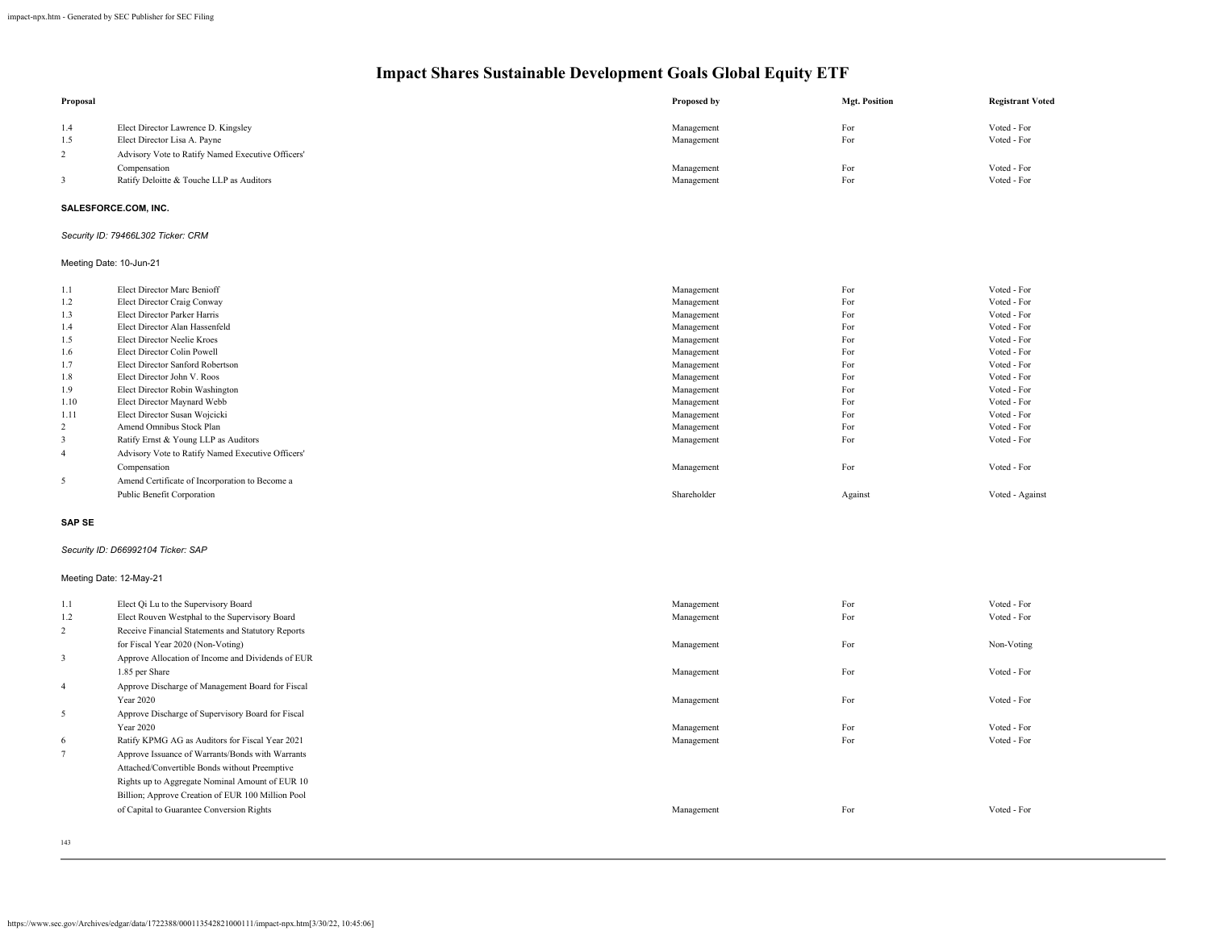# Impact Shares Sustainable Development Goals Global Equity ETF

| Proposal | | Proposed by | Mgt. Position | Registrant Voted |
|---|---|---|---|---|
| 1.4 | Elect Director Lawrence D. Kingsley | Management | For | Voted - For |
| 1.5 | Elect Director Lisa A. Payne | Management | For | Voted - For |
| 2 | Advisory Vote to Ratify Named Executive Officers' Compensation | Management | For | Voted - For |
| 3 | Ratify Deloitte & Touche LLP as Auditors | Management | For | Voted - For |

**SALESFORCE.COM, INC.**

*Security ID: 79466L302 Ticker: CRM*

Meeting Date: 10-Jun-21

| Proposal | | Proposed by | Mgt. Position | Registrant Voted |
|---|---|---|---|---|
| 1.1 | Elect Director Marc Benioff | Management | For | Voted - For |
| 1.2 | Elect Director Craig Conway | Management | For | Voted - For |
| 1.3 | Elect Director Parker Harris | Management | For | Voted - For |
| 1.4 | Elect Director Alan Hassenfeld | Management | For | Voted - For |
| 1.5 | Elect Director Neelie Kroes | Management | For | Voted - For |
| 1.6 | Elect Director Colin Powell | Management | For | Voted - For |
| 1.7 | Elect Director Sanford Robertson | Management | For | Voted - For |
| 1.8 | Elect Director John V. Roos | Management | For | Voted - For |
| 1.9 | Elect Director Robin Washington | Management | For | Voted - For |
| 1.10 | Elect Director Maynard Webb | Management | For | Voted - For |
| 1.11 | Elect Director Susan Wojcicki | Management | For | Voted - For |
| 2 | Amend Omnibus Stock Plan | Management | For | Voted - For |
| 3 | Ratify Ernst & Young LLP as Auditors | Management | For | Voted - For |
| 4 | Advisory Vote to Ratify Named Executive Officers' Compensation | Management | For | Voted - For |
| 5 | Amend Certificate of Incorporation to Become a Public Benefit Corporation | Shareholder | Against | Voted - Against |

**SAP SE**

*Security ID: D66992104 Ticker: SAP*

Meeting Date: 12-May-21

| Proposal | | Proposed by | Mgt. Position | Registrant Voted |
|---|---|---|---|---|
| 1.1 | Elect Qi Lu to the Supervisory Board | Management | For | Voted - For |
| 1.2 | Elect Rouven Westphal to the Supervisory Board | Management | For | Voted - For |
| 2 | Receive Financial Statements and Statutory Reports for Fiscal Year 2020 (Non-Voting) | Management | For | Non-Voting |
| 3 | Approve Allocation of Income and Dividends of EUR 1.85 per Share | Management | For | Voted - For |
| 4 | Approve Discharge of Management Board for Fiscal Year 2020 | Management | For | Voted - For |
| 5 | Approve Discharge of Supervisory Board for Fiscal Year 2020 | Management | For | Voted - For |
| 6 | Ratify KPMG AG as Auditors for Fiscal Year 2021 | Management | For | Voted - For |
| 7 | Approve Issuance of Warrants/Bonds with Warrants Attached/Convertible Bonds without Preemptive Rights up to Aggregate Nominal Amount of EUR 10 Billion; Approve Creation of EUR 100 Million Pool of Capital to Guarantee Conversion Rights | Management | For | Voted - For |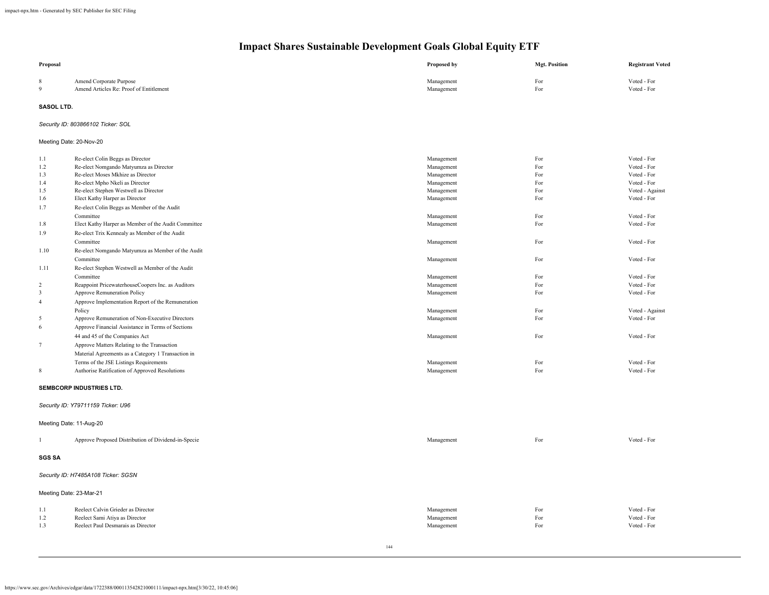# Impact Shares Sustainable Development Goals Global Equity ETF

| Proposal | | Proposed by | Mgt. Position | Registrant Voted |
|---|---|---|---|---|
| 8 | Amend Corporate Purpose | Management | For | Voted - For |
| 9 | Amend Articles Re: Proof of Entitlement | Management | For | Voted - For |

**SASOL LTD.**

*Security ID: 803866102 Ticker: SOL*

Meeting Date: 20-Nov-20

| Proposal | | Proposed by | Mgt. Position | Registrant Voted |
|---|---|---|---|---|
| 1.1 | Re-elect Colin Beggs as Director | Management | For | Voted - For |
| 1.2 | Re-elect Nomgando Matyumza as Director | Management | For | Voted - For |
| 1.3 | Re-elect Moses Mkhize as Director | Management | For | Voted - For |
| 1.4 | Re-elect Mpho Nkeli as Director | Management | For | Voted - For |
| 1.5 | Re-elect Stephen Westwell as Director | Management | For | Voted - Against |
| 1.6 | Elect Kathy Harper as Director | Management | For | Voted - For |
| 1.7 | Re-elect Colin Beggs as Member of the Audit Committee | Management | For | Voted - For |
| 1.8 | Elect Kathy Harper as Member of the Audit Committee | Management | For | Voted - For |
| 1.9 | Re-elect Trix Kennealy as Member of the Audit Committee | Management | For | Voted - For |
| 1.10 | Re-elect Nomgando Matyumza as Member of the Audit Committee | Management | For | Voted - For |
| 1.11 | Re-elect Stephen Westwell as Member of the Audit Committee | Management | For | Voted - For |
| 2 | Reappoint PricewaterhouseCoopers Inc. as Auditors | Management | For | Voted - For |
| 3 | Approve Remuneration Policy | Management | For | Voted - For |
| 4 | Approve Implementation Report of the Remuneration Policy | Management | For | Voted - Against |
| 5 | Approve Remuneration of Non-Executive Directors | Management | For | Voted - For |
| 6 | Approve Financial Assistance in Terms of Sections 44 and 45 of the Companies Act | Management | For | Voted - For |
| 7 | Approve Matters Relating to the Transaction Material Agreements as a Category 1 Transaction in Terms of the JSE Listings Requirements | Management | For | Voted - For |
| 8 | Authorise Ratification of Approved Resolutions | Management | For | Voted - For |

**SEMBCORP INDUSTRIES LTD.**

*Security ID: Y79711159 Ticker: U96*

Meeting Date: 11-Aug-20

| Proposal | | Proposed by | Mgt. Position | Registrant Voted |
|---|---|---|---|---|
| 1 | Approve Proposed Distribution of Dividend-in-Specie | Management | For | Voted - For |

**SGS SA**

*Security ID: H7485A108 Ticker: SGSN*

Meeting Date: 23-Mar-21

| Proposal | | Proposed by | Mgt. Position | Registrant Voted |
|---|---|---|---|---|
| 1.1 | Reelect Calvin Grieder as Director | Management | For | Voted - For |
| 1.2 | Reelect Sami Atiya as Director | Management | For | Voted - For |
| 1.3 | Reelect Paul Desmarais as Director | Management | For | Voted - For |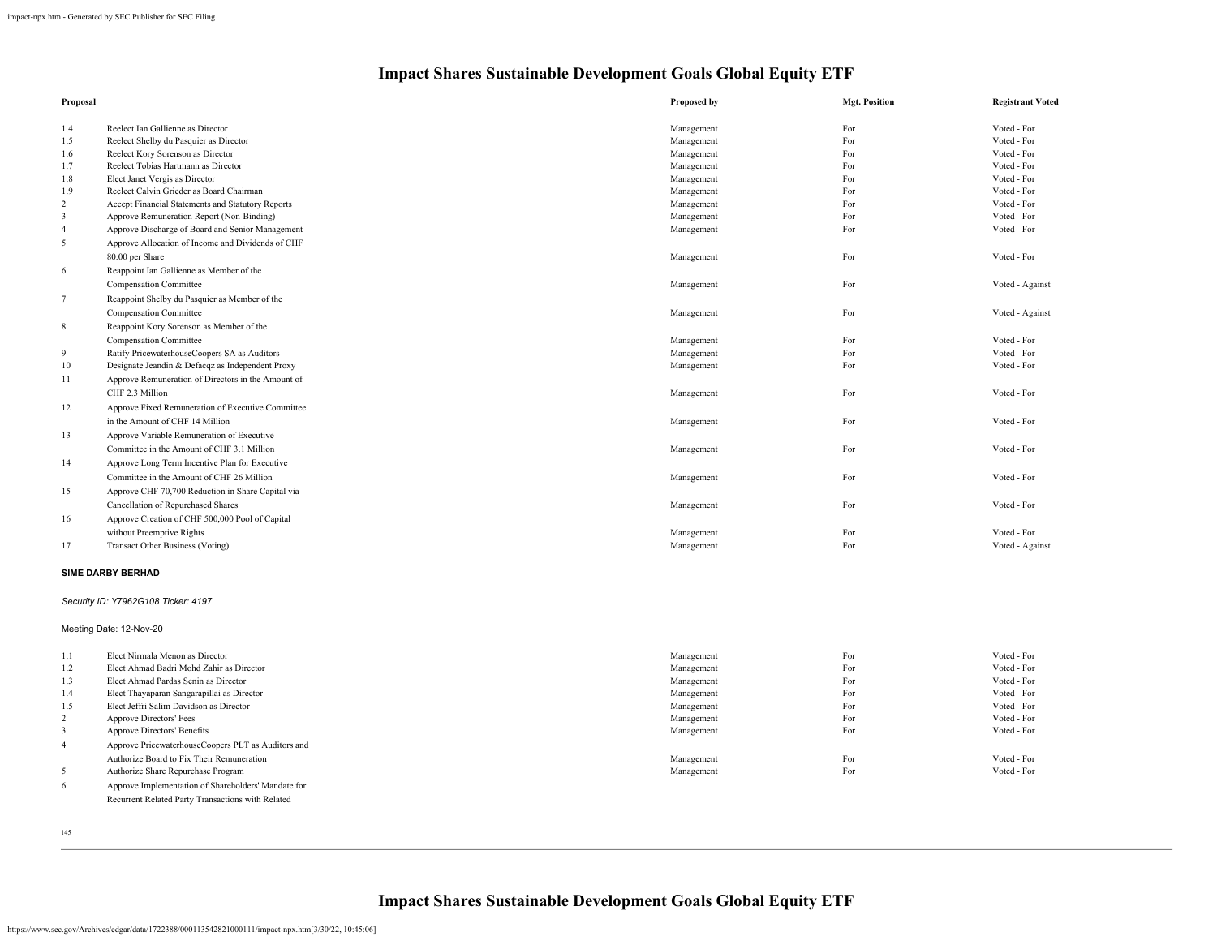# Impact Shares Sustainable Development Goals Global Equity ETF

| Proposal | | Proposed by | Mgt. Position | Registrant Voted |
|---|---|---|---|---|
| 1.4 | Reelect Ian Gallienne as Director | Management | For | Voted - For |
| 1.5 | Reelect Shelby du Pasquier as Director | Management | For | Voted - For |
| 1.6 | Reelect Kory Sorenson as Director | Management | For | Voted - For |
| 1.7 | Reelect Tobias Hartmann as Director | Management | For | Voted - For |
| 1.8 | Elect Janet Vergis as Director | Management | For | Voted - For |
| 1.9 | Reelect Calvin Grieder as Board Chairman | Management | For | Voted - For |
| 2 | Accept Financial Statements and Statutory Reports | Management | For | Voted - For |
| 3 | Approve Remuneration Report (Non-Binding) | Management | For | Voted - For |
| 4 | Approve Discharge of Board and Senior Management | Management | For | Voted - For |
| 5 | Approve Allocation of Income and Dividends of CHF 80.00 per Share | Management | For | Voted - For |
| 6 | Reappoint Ian Gallienne as Member of the Compensation Committee | Management | For | Voted - Against |
| 7 | Reappoint Shelby du Pasquier as Member of the Compensation Committee | Management | For | Voted - Against |
| 8 | Reappoint Kory Sorenson as Member of the Compensation Committee | Management | For | Voted - For |
| 9 | Ratify PricewaterhouseCoopers SA as Auditors | Management | For | Voted - For |
| 10 | Designate Jeandin & Defacqz as Independent Proxy | Management | For | Voted - For |
| 11 | Approve Remuneration of Directors in the Amount of CHF 2.3 Million | Management | For | Voted - For |
| 12 | Approve Fixed Remuneration of Executive Committee in the Amount of CHF 14 Million | Management | For | Voted - For |
| 13 | Approve Variable Remuneration of Executive Committee in the Amount of CHF 3.1 Million | Management | For | Voted - For |
| 14 | Approve Long Term Incentive Plan for Executive Committee in the Amount of CHF 26 Million | Management | For | Voted - For |
| 15 | Approve CHF 70,700 Reduction in Share Capital via Cancellation of Repurchased Shares | Management | For | Voted - For |
| 16 | Approve Creation of CHF 500,000 Pool of Capital without Preemptive Rights | Management | For | Voted - For |
| 17 | Transact Other Business (Voting) | Management | For | Voted - Against |

**SIME DARBY BERHAD**

*Security ID: Y7962G108 Ticker: 4197*

Meeting Date: 12-Nov-20

| Proposal | | Proposed by | Mgt. Position | Registrant Voted |
|---|---|---|---|---|
| 1.1 | Elect Nirmala Menon as Director | Management | For | Voted - For |
| 1.2 | Elect Ahmad Badri Mohd Zahir as Director | Management | For | Voted - For |
| 1.3 | Elect Ahmad Pardas Senin as Director | Management | For | Voted - For |
| 1.4 | Elect Thayaparan Sangarapillai as Director | Management | For | Voted - For |
| 1.5 | Elect Jeffri Salim Davidson as Director | Management | For | Voted - For |
| 2 | Approve Directors' Fees | Management | For | Voted - For |
| 3 | Approve Directors' Benefits | Management | For | Voted - For |
| 4 | Approve PricewaterhouseCoopers PLT as Auditors and Authorize Board to Fix Their Remuneration | Management | For | Voted - For |
| 5 | Authorize Share Repurchase Program | Management | For | Voted - For |
| 6 | Approve Implementation of Shareholders' Mandate for Recurrent Related Party Transactions with Related | | | |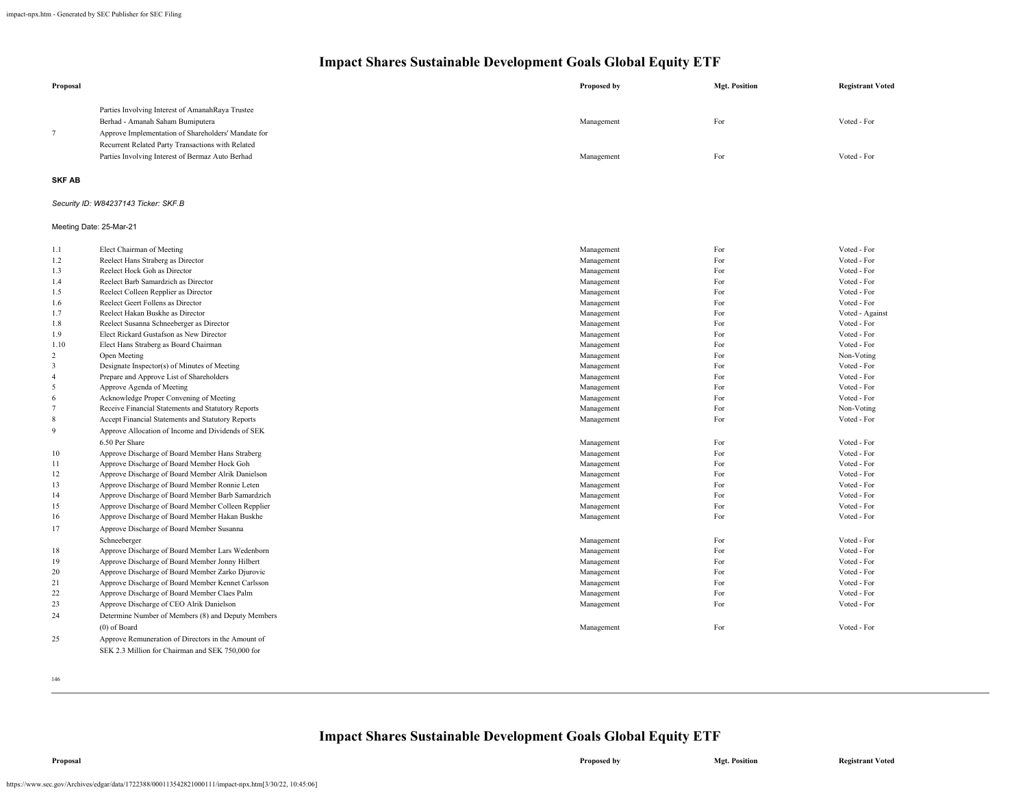## Impact Shares Sustainable Development Goals Global Equity ETF

| Proposal | | Proposed by | Mgt. Position | Registrant Voted |
|---|---|---|---|---|
| | Parties Involving Interest of AmanahRaya Trustee Berhad - Amanah Saham Bumiputera | Management | For | Voted - For |
| 7 | Approve Implementation of Shareholders' Mandate for Recurrent Related Party Transactions with Related Parties Involving Interest of Bermaz Auto Berhad | Management | For | Voted - For |

**SKF AB**

*Security ID: W84237143 Ticker: SKF.B*

Meeting Date: 25-Mar-21

| Proposal | | Proposed by | Mgt. Position | Registrant Voted |
|---|---|---|---|---|
| 1.1 | Elect Chairman of Meeting | Management | For | Voted - For |
| 1.2 | Reelect Hans Straberg as Director | Management | For | Voted - For |
| 1.3 | Reelect Hock Goh as Director | Management | For | Voted - For |
| 1.4 | Reelect Barb Samardzich as Director | Management | For | Voted - For |
| 1.5 | Reelect Colleen Repplier as Director | Management | For | Voted - For |
| 1.6 | Reelect Geert Follens as Director | Management | For | Voted - For |
| 1.7 | Reelect Hakan Buskhe as Director | Management | For | Voted - Against |
| 1.8 | Reelect Susanna Schneeberger as Director | Management | For | Voted - For |
| 1.9 | Elect Rickard Gustafson as New Director | Management | For | Voted - For |
| 1.10 | Elect Hans Straberg as Board Chairman | Management | For | Voted - For |
| 2 | Open Meeting | Management | For | Non-Voting |
| 3 | Designate Inspector(s) of Minutes of Meeting | Management | For | Voted - For |
| 4 | Prepare and Approve List of Shareholders | Management | For | Voted - For |
| 5 | Approve Agenda of Meeting | Management | For | Voted - For |
| 6 | Acknowledge Proper Convening of Meeting | Management | For | Voted - For |
| 7 | Receive Financial Statements and Statutory Reports | Management | For | Non-Voting |
| 8 | Accept Financial Statements and Statutory Reports | Management | For | Voted - For |
| 9 | Approve Allocation of Income and Dividends of SEK 6.50 Per Share | Management | For | Voted - For |
| 10 | Approve Discharge of Board Member Hans Straberg | Management | For | Voted - For |
| 11 | Approve Discharge of Board Member Hock Goh | Management | For | Voted - For |
| 12 | Approve Discharge of Board Member Alrik Danielson | Management | For | Voted - For |
| 13 | Approve Discharge of Board Member Ronnie Leten | Management | For | Voted - For |
| 14 | Approve Discharge of Board Member Barb Samardzich | Management | For | Voted - For |
| 15 | Approve Discharge of Board Member Colleen Repplier | Management | For | Voted - For |
| 16 | Approve Discharge of Board Member Hakan Buskhe | Management | For | Voted - For |
| 17 | Approve Discharge of Board Member Susanna Schneeberger | Management | For | Voted - For |
| 18 | Approve Discharge of Board Member Lars Wedenborn | Management | For | Voted - For |
| 19 | Approve Discharge of Board Member Jonny Hilbert | Management | For | Voted - For |
| 20 | Approve Discharge of Board Member Zarko Djurovic | Management | For | Voted - For |
| 21 | Approve Discharge of Board Member Kennet Carlsson | Management | For | Voted - For |
| 22 | Approve Discharge of Board Member Claes Palm | Management | For | Voted - For |
| 23 | Approve Discharge of CEO Alrik Danielson | Management | For | Voted - For |
| 24 | Determine Number of Members (8) and Deputy Members (0) of Board | Management | For | Voted - For |
| 25 | Approve Remuneration of Directors in the Amount of SEK 2.3 Million for Chairman and SEK 750,000 for | | | |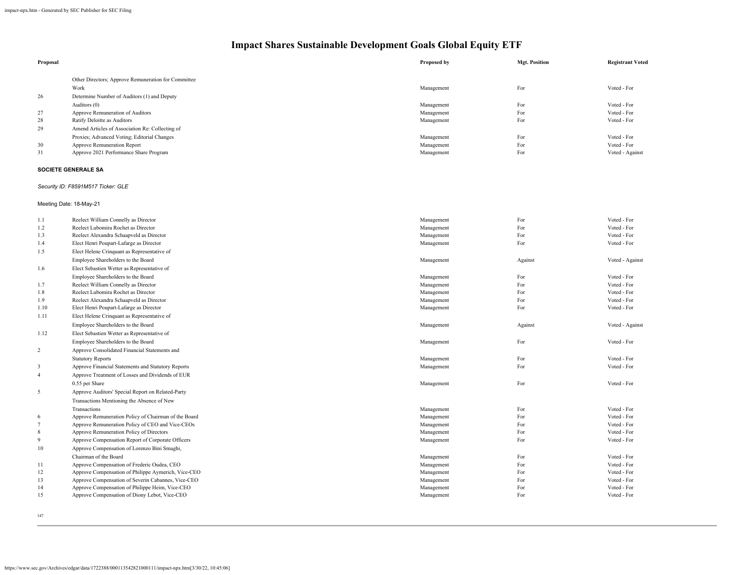# Impact Shares Sustainable Development Goals Global Equity ETF

| Proposal | | Proposed by | Mgt. Position | Registrant Voted |
|---|---|---|---|---|
| | Other Directors; Approve Remuneration for Committee Work | Management | For | Voted - For |
| 26 | Determine Number of Auditors (1) and Deputy Auditors (0) | Management | For | Voted - For |
| 27 | Approve Remuneration of Auditors | Management | For | Voted - For |
| 28 | Ratify Deloitte as Auditors | Management | For | Voted - For |
| 29 | Amend Articles of Association Re: Collecting of Proxies; Advanced Voting; Editorial Changes | Management | For | Voted - For |
| 30 | Approve Remuneration Report | Management | For | Voted - For |
| 31 | Approve 2021 Performance Share Program | Management | For | Voted - Against |

**SOCIETE GENERALE SA**

*Security ID: F8591M517 Ticker: GLE*

Meeting Date: 18-May-21

| Proposal | | Proposed by | Mgt. Position | Registrant Voted |
|---|---|---|---|---|
| 1.1 | Reelect William Connelly as Director | Management | For | Voted - For |
| 1.2 | Reelect Lubomira Rochet as Director | Management | For | Voted - For |
| 1.3 | Reelect Alexandra Schaapveld as Director | Management | For | Voted - For |
| 1.4 | Elect Henri Poupart-Lafarge as Director | Management | For | Voted - For |
| 1.5 | Elect Helene Crinquant as Representative of Employee Shareholders to the Board | Management | Against | Voted - Against |
| 1.6 | Elect Sebastien Wetter as Representative of Employee Shareholders to the Board | Management | For | Voted - For |
| 1.7 | Reelect William Connelly as Director | Management | For | Voted - For |
| 1.8 | Reelect Lubomira Rochet as Director | Management | For | Voted - For |
| 1.9 | Reelect Alexandra Schaapveld as Director | Management | For | Voted - For |
| 1.10 | Elect Henri Poupart-Lafarge as Director | Management | For | Voted - For |
| 1.11 | Elect Helene Crinquant as Representative of Employee Shareholders to the Board | Management | Against | Voted - Against |
| 1.12 | Elect Sebastien Wetter as Representative of Employee Shareholders to the Board | Management | For | Voted - For |
| 2 | Approve Consolidated Financial Statements and Statutory Reports | Management | For | Voted - For |
| 3 | Approve Financial Statements and Statutory Reports | Management | For | Voted - For |
| 4 | Approve Treatment of Losses and Dividends of EUR 0.55 per Share | Management | For | Voted - For |
| 5 | Approve Auditors' Special Report on Related-Party Transactions Mentioning the Absence of New Transactions | Management | For | Voted - For |
| 6 | Approve Remuneration Policy of Chairman of the Board | Management | For | Voted - For |
| 7 | Approve Remuneration Policy of CEO and Vice-CEOs | Management | For | Voted - For |
| 8 | Approve Remuneration Policy of Directors | Management | For | Voted - For |
| 9 | Approve Compensation Report of Corporate Officers | Management | For | Voted - For |
| 10 | Approve Compensation of Lorenzo Bini Smaghi, Chairman of the Board | Management | For | Voted - For |
| 11 | Approve Compensation of Frederic Oudea, CEO | Management | For | Voted - For |
| 12 | Approve Compensation of Philippe Aymerich, Vice-CEO | Management | For | Voted - For |
| 13 | Approve Compensation of Severin Cabannes, Vice-CEO | Management | For | Voted - For |
| 14 | Approve Compensation of Philippe Heim, Vice-CEO | Management | For | Voted - For |
| 15 | Approve Compensation of Diony Lebot, Vice-CEO | Management | For | Voted - For |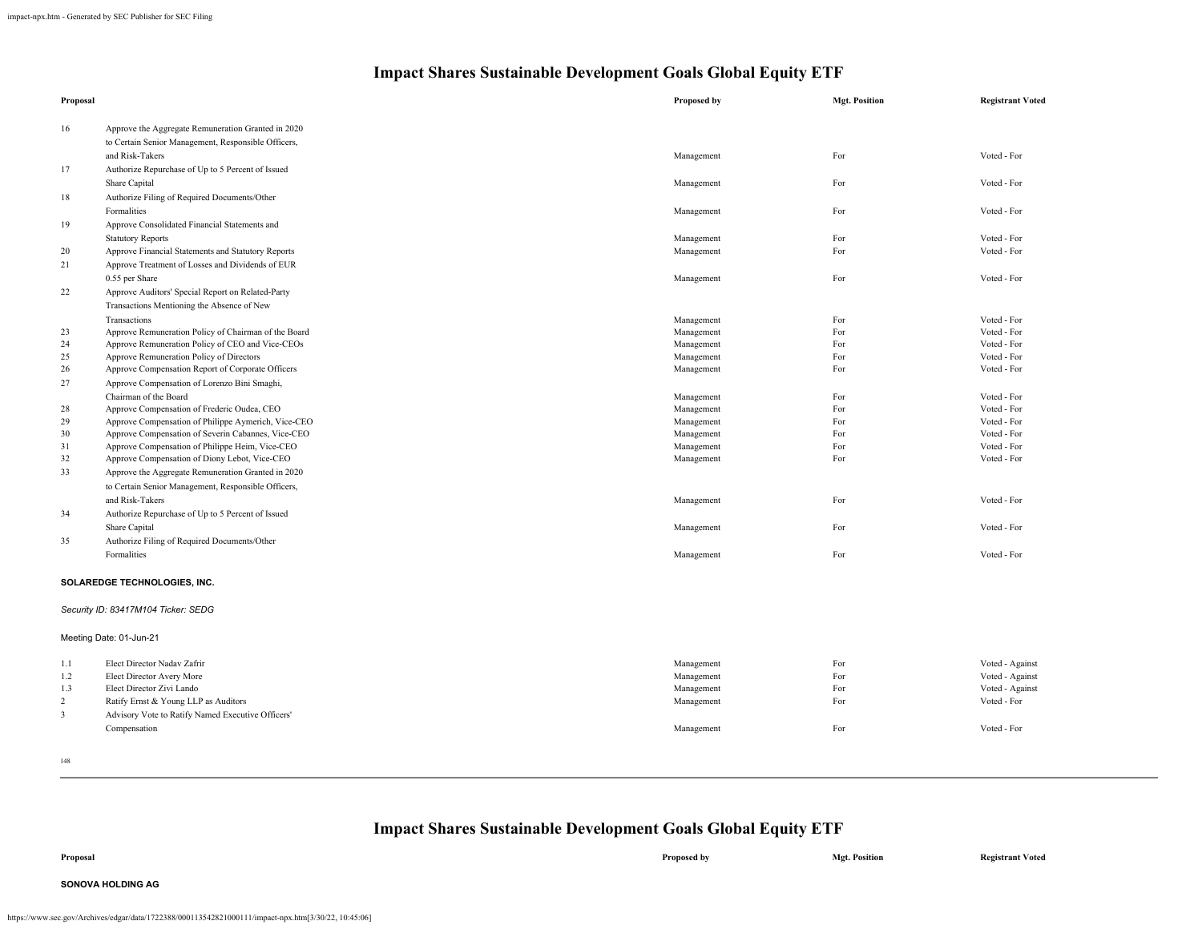# Impact Shares Sustainable Development Goals Global Equity ETF

| Proposal | | Proposed by | Mgt. Position | Registrant Voted |
|---|---|---|---|---|
| 16 | Approve the Aggregate Remuneration Granted in 2020 to Certain Senior Management, Responsible Officers, and Risk-Takers | Management | For | Voted - For |
| 17 | Authorize Repurchase of Up to 5 Percent of Issued Share Capital | Management | For | Voted - For |
| 18 | Authorize Filing of Required Documents/Other Formalities | Management | For | Voted - For |
| 19 | Approve Consolidated Financial Statements and Statutory Reports | Management | For | Voted - For |
| 20 | Approve Financial Statements and Statutory Reports | Management | For | Voted - For |
| 21 | Approve Treatment of Losses and Dividends of EUR 0.55 per Share | Management | For | Voted - For |
| 22 | Approve Auditors' Special Report on Related-Party Transactions Mentioning the Absence of New Transactions | Management | For | Voted - For |
| 23 | Approve Remuneration Policy of Chairman of the Board | Management | For | Voted - For |
| 24 | Approve Remuneration Policy of CEO and Vice-CEOs | Management | For | Voted - For |
| 25 | Approve Remuneration Policy of Directors | Management | For | Voted - For |
| 26 | Approve Compensation Report of Corporate Officers | Management | For | Voted - For |
| 27 | Approve Compensation of Lorenzo Bini Smaghi, Chairman of the Board | Management | For | Voted - For |
| 28 | Approve Compensation of Frederic Oudea, CEO | Management | For | Voted - For |
| 29 | Approve Compensation of Philippe Aymerich, Vice-CEO | Management | For | Voted - For |
| 30 | Approve Compensation of Severin Cabannes, Vice-CEO | Management | For | Voted - For |
| 31 | Approve Compensation of Philippe Heim, Vice-CEO | Management | For | Voted - For |
| 32 | Approve Compensation of Diony Lebot, Vice-CEO | Management | For | Voted - For |
| 33 | Approve the Aggregate Remuneration Granted in 2020 to Certain Senior Management, Responsible Officers, and Risk-Takers | Management | For | Voted - For |
| 34 | Authorize Repurchase of Up to 5 Percent of Issued Share Capital | Management | For | Voted - For |
| 35 | Authorize Filing of Required Documents/Other Formalities | Management | For | Voted - For |

**SOLAREDGE TECHNOLOGIES, INC.**

*Security ID: 83417M104 Ticker: SEDG*

Meeting Date: 01-Jun-21

| Proposal | | Proposed by | Mgt. Position | Registrant Voted |
|---|---|---|---|---|
| 1.1 | Elect Director Nadav Zafrir | Management | For | Voted - Against |
| 1.2 | Elect Director Avery More | Management | For | Voted - Against |
| 1.3 | Elect Director Zivi Lando | Management | For | Voted - Against |
| 2 | Ratify Ernst & Young LLP as Auditors | Management | For | Voted - For |
| 3 | Advisory Vote to Ratify Named Executive Officers' Compensation | Management | For | Voted - For |

# Impact Shares Sustainable Development Goals Global Equity ETF

| Proposal | | Proposed by | Mgt. Position | Registrant Voted |
|---|---|---|---|---|

**SONOVA HOLDING AG**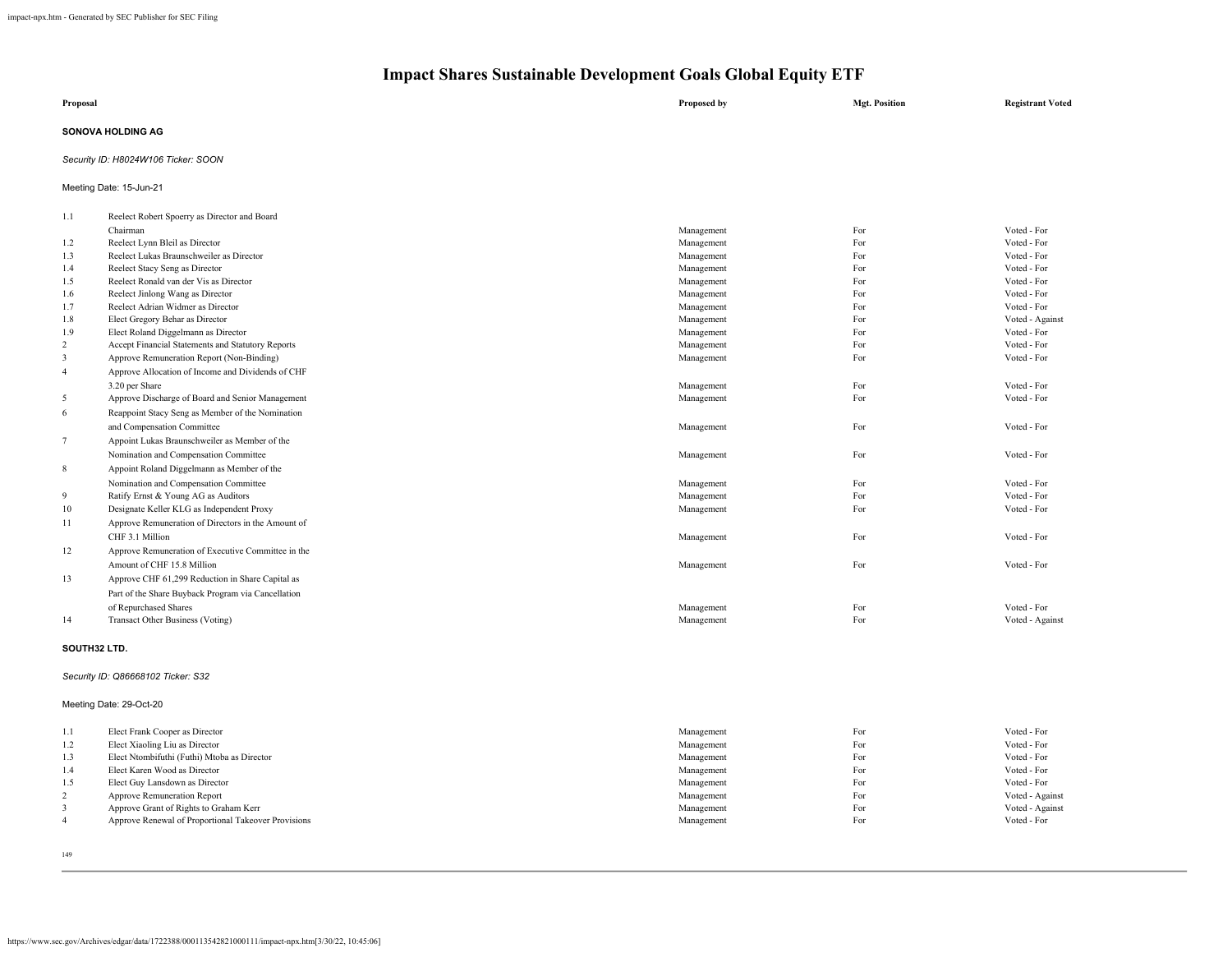# Impact Shares Sustainable Development Goals Global Equity ETF

| Proposal | | Proposed by | Mgt. Position | Registrant Voted |
|---|---|---|---|---|

**SONOVA HOLDING AG**

*Security ID: H8024W106 Ticker: SOON*

Meeting Date: 15-Jun-21

| | Proposal | Proposed by | Mgt. Position | Registrant Voted |
|---|---|---|---|---|
| 1.1 | Reelect Robert Spoerry as Director and Board Chairman | Management | For | Voted - For |
| 1.2 | Reelect Lynn Bleil as Director | Management | For | Voted - For |
| 1.3 | Reelect Lukas Braunschweiler as Director | Management | For | Voted - For |
| 1.4 | Reelect Stacy Seng as Director | Management | For | Voted - For |
| 1.5 | Reelect Ronald van der Vis as Director | Management | For | Voted - For |
| 1.6 | Reelect Jinlong Wang as Director | Management | For | Voted - For |
| 1.7 | Reelect Adrian Widmer as Director | Management | For | Voted - For |
| 1.8 | Elect Gregory Behar as Director | Management | For | Voted - Against |
| 1.9 | Elect Roland Diggelmann as Director | Management | For | Voted - For |
| 2 | Accept Financial Statements and Statutory Reports | Management | For | Voted - For |
| 3 | Approve Remuneration Report (Non-Binding) | Management | For | Voted - For |
| 4 | Approve Allocation of Income and Dividends of CHF 3.20 per Share | Management | For | Voted - For |
| 5 | Approve Discharge of Board and Senior Management | Management | For | Voted - For |
| 6 | Reappoint Stacy Seng as Member of the Nomination and Compensation Committee | Management | For | Voted - For |
| 7 | Appoint Lukas Braunschweiler as Member of the Nomination and Compensation Committee | Management | For | Voted - For |
| 8 | Appoint Roland Diggelmann as Member of the Nomination and Compensation Committee | Management | For | Voted - For |
| 9 | Ratify Ernst & Young AG as Auditors | Management | For | Voted - For |
| 10 | Designate Keller KLG as Independent Proxy | Management | For | Voted - For |
| 11 | Approve Remuneration of Directors in the Amount of CHF 3.1 Million | Management | For | Voted - For |
| 12 | Approve Remuneration of Executive Committee in the Amount of CHF 15.8 Million | Management | For | Voted - For |
| 13 | Approve CHF 61,299 Reduction in Share Capital as Part of the Share Buyback Program via Cancellation of Repurchased Shares | Management | For | Voted - For |
| 14 | Transact Other Business (Voting) | Management | For | Voted - Against |

**SOUTH32 LTD.**

*Security ID: Q86668102 Ticker: S32*

Meeting Date: 29-Oct-20

| | Proposal | Proposed by | Mgt. Position | Registrant Voted |
|---|---|---|---|---|
| 1.1 | Elect Frank Cooper as Director | Management | For | Voted - For |
| 1.2 | Elect Xiaoling Liu as Director | Management | For | Voted - For |
| 1.3 | Elect Ntombifuthi (Futhi) Mtoba as Director | Management | For | Voted - For |
| 1.4 | Elect Karen Wood as Director | Management | For | Voted - For |
| 1.5 | Elect Guy Lansdown as Director | Management | For | Voted - For |
| 2 | Approve Remuneration Report | Management | For | Voted - Against |
| 3 | Approve Grant of Rights to Graham Kerr | Management | For | Voted - Against |
| 4 | Approve Renewal of Proportional Takeover Provisions | Management | For | Voted - For |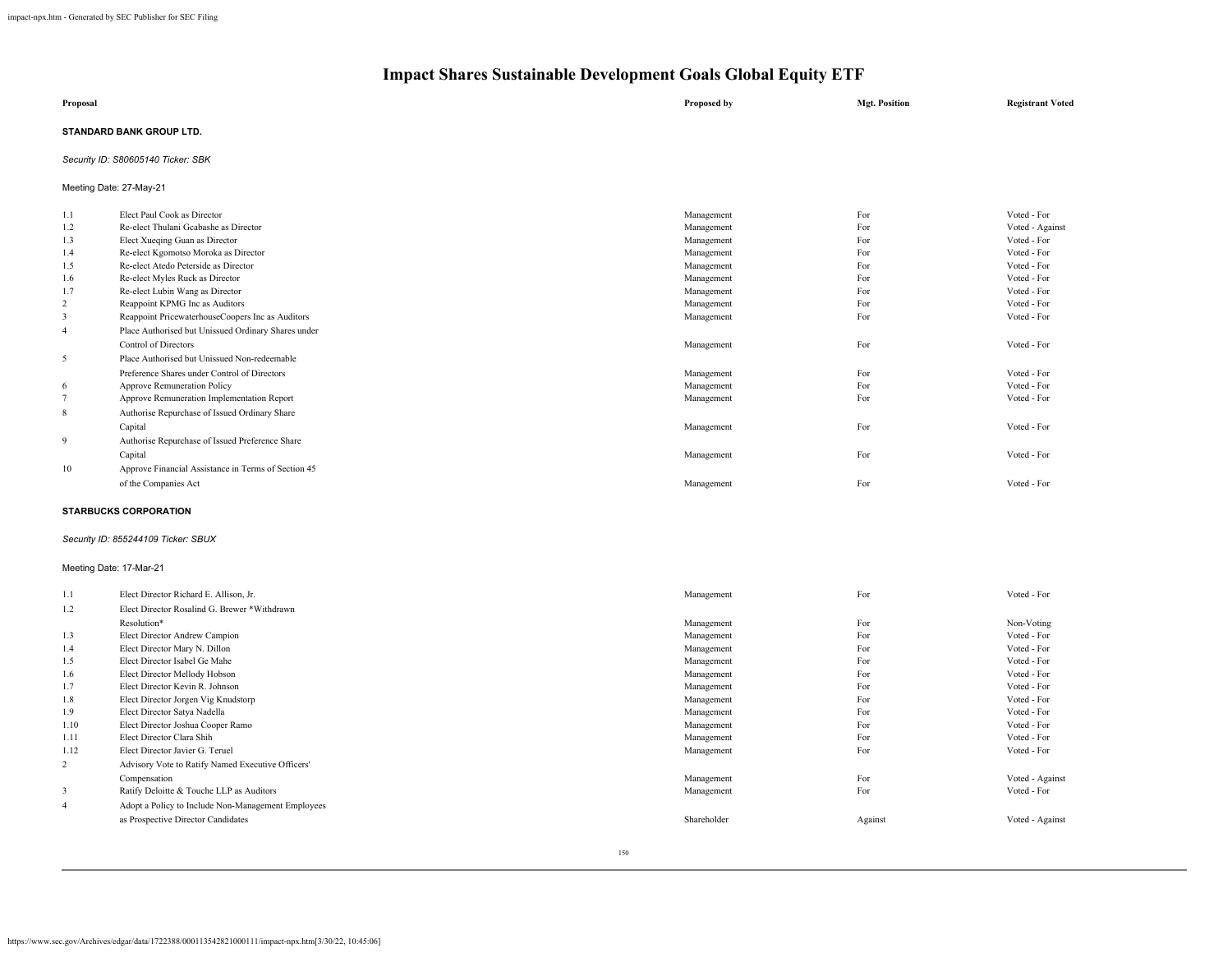# Impact Shares Sustainable Development Goals Global Equity ETF

| Proposal | | Proposed by | Mgt. Position | Registrant Voted |
|---|---|---|---|---|

**STANDARD BANK GROUP LTD.**

*Security ID: S80605140 Ticker: SBK*

Meeting Date: 27-May-21

| | Proposal | Proposed by | Mgt. Position | Registrant Voted |
|---|---|---|---|---|
| 1.1 | Elect Paul Cook as Director | Management | For | Voted - For |
| 1.2 | Re-elect Thulani Gcabashe as Director | Management | For | Voted - Against |
| 1.3 | Elect Xueqing Guan as Director | Management | For | Voted - For |
| 1.4 | Re-elect Kgomotso Moroka as Director | Management | For | Voted - For |
| 1.5 | Re-elect Atedo Peterside as Director | Management | For | Voted - For |
| 1.6 | Re-elect Myles Ruck as Director | Management | For | Voted - For |
| 1.7 | Re-elect Lubin Wang as Director | Management | For | Voted - For |
| 2 | Reappoint KPMG Inc as Auditors | Management | For | Voted - For |
| 3 | Reappoint PricewaterhouseCoopers Inc as Auditors | Management | For | Voted - For |
| 4 | Place Authorised but Unissued Ordinary Shares under Control of Directors | Management | For | Voted - For |
| 5 | Place Authorised but Unissued Non-redeemable Preference Shares under Control of Directors | Management | For | Voted - For |
| 6 | Approve Remuneration Policy | Management | For | Voted - For |
| 7 | Approve Remuneration Implementation Report | Management | For | Voted - For |
| 8 | Authorise Repurchase of Issued Ordinary Share Capital | Management | For | Voted - For |
| 9 | Authorise Repurchase of Issued Preference Share Capital | Management | For | Voted - For |
| 10 | Approve Financial Assistance in Terms of Section 45 of the Companies Act | Management | For | Voted - For |

**STARBUCKS CORPORATION**

*Security ID: 855244109 Ticker: SBUX*

Meeting Date: 17-Mar-21

| | Proposal | Proposed by | Mgt. Position | Registrant Voted |
|---|---|---|---|---|
| 1.1 | Elect Director Richard E. Allison, Jr. | Management | For | Voted - For |
| 1.2 | Elect Director Rosalind G. Brewer *Withdrawn Resolution* | Management | For | Non-Voting |
| 1.3 | Elect Director Andrew Campion | Management | For | Voted - For |
| 1.4 | Elect Director Mary N. Dillon | Management | For | Voted - For |
| 1.5 | Elect Director Isabel Ge Mahe | Management | For | Voted - For |
| 1.6 | Elect Director Mellody Hobson | Management | For | Voted - For |
| 1.7 | Elect Director Kevin R. Johnson | Management | For | Voted - For |
| 1.8 | Elect Director Jorgen Vig Knudstorp | Management | For | Voted - For |
| 1.9 | Elect Director Satya Nadella | Management | For | Voted - For |
| 1.10 | Elect Director Joshua Cooper Ramo | Management | For | Voted - For |
| 1.11 | Elect Director Clara Shih | Management | For | Voted - For |
| 1.12 | Elect Director Javier G. Teruel | Management | For | Voted - For |
| 2 | Advisory Vote to Ratify Named Executive Officers' Compensation | Management | For | Voted - Against |
| 3 | Ratify Deloitte & Touche LLP as Auditors | Management | For | Voted - For |
| 4 | Adopt a Policy to Include Non-Management Employees as Prospective Director Candidates | Shareholder | Against | Voted - Against |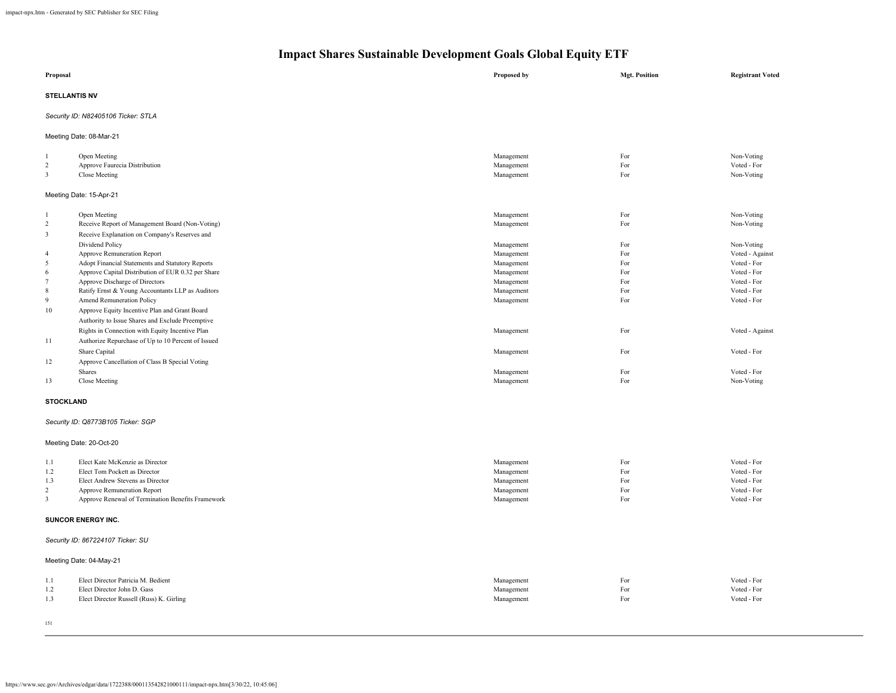# Impact Shares Sustainable Development Goals Global Equity ETF

| Proposal | | Proposed by | Mgt. Position | Registrant Voted |
|---|---|---|---|---|

**STELLANTIS NV**

*Security ID: N82405106 Ticker: STLA*

Meeting Date: 08-Mar-21

| | | | | |
|---|---|---|---|---|
| 1 | Open Meeting | Management | For | Non-Voting |
| 2 | Approve Faurecia Distribution | Management | For | Voted - For |
| 3 | Close Meeting | Management | For | Non-Voting |

Meeting Date: 15-Apr-21

| | | | | |
|---|---|---|---|---|
| 1 | Open Meeting | Management | For | Non-Voting |
| 2 | Receive Report of Management Board (Non-Voting) | Management | For | Non-Voting |
| 3 | Receive Explanation on Company's Reserves and Dividend Policy | Management | For | Non-Voting |
| 4 | Approve Remuneration Report | Management | For | Voted - Against |
| 5 | Adopt Financial Statements and Statutory Reports | Management | For | Voted - For |
| 6 | Approve Capital Distribution of EUR 0.32 per Share | Management | For | Voted - For |
| 7 | Approve Discharge of Directors | Management | For | Voted - For |
| 8 | Ratify Ernst & Young Accountants LLP as Auditors | Management | For | Voted - For |
| 9 | Amend Remuneration Policy | Management | For | Voted - For |
| 10 | Approve Equity Incentive Plan and Grant Board Authority to Issue Shares and Exclude Preemptive Rights in Connection with Equity Incentive Plan | Management | For | Voted - Against |
| 11 | Authorize Repurchase of Up to 10 Percent of Issued Share Capital | Management | For | Voted - For |
| 12 | Approve Cancellation of Class B Special Voting Shares | Management | For | Voted - For |
| 13 | Close Meeting | Management | For | Non-Voting |

**STOCKLAND**

*Security ID: Q8773B105 Ticker: SGP*

Meeting Date: 20-Oct-20

| | | | | |
|---|---|---|---|---|
| 1.1 | Elect Kate McKenzie as Director | Management | For | Voted - For |
| 1.2 | Elect Tom Pockett as Director | Management | For | Voted - For |
| 1.3 | Elect Andrew Stevens as Director | Management | For | Voted - For |
| 2 | Approve Remuneration Report | Management | For | Voted - For |
| 3 | Approve Renewal of Termination Benefits Framework | Management | For | Voted - For |

**SUNCOR ENERGY INC.**

*Security ID: 867224107 Ticker: SU*

Meeting Date: 04-May-21

| | | | | |
|---|---|---|---|---|
| 1.1 | Elect Director Patricia M. Bedient | Management | For | Voted - For |
| 1.2 | Elect Director John D. Gass | Management | For | Voted - For |
| 1.3 | Elect Director Russell (Russ) K. Girling | Management | For | Voted - For |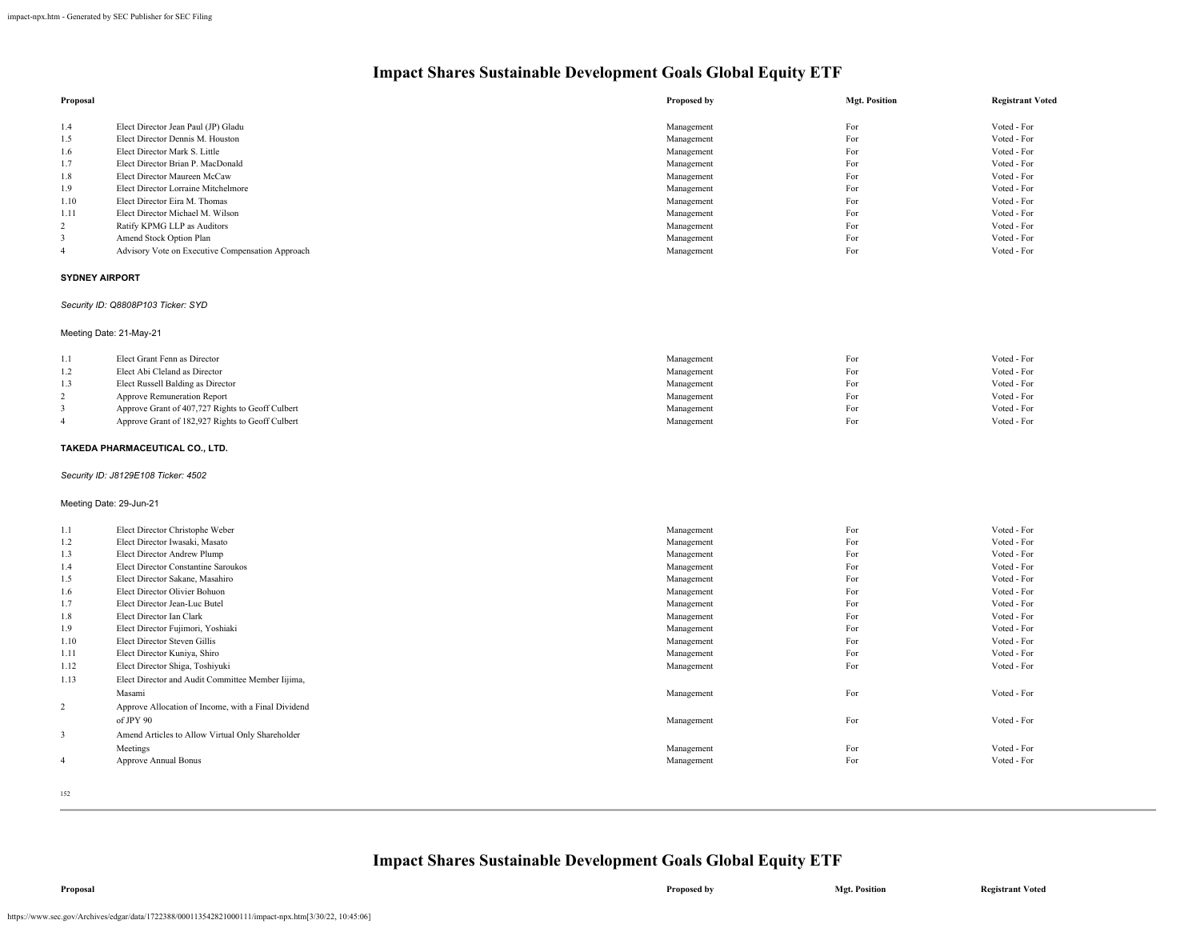# Impact Shares Sustainable Development Goals Global Equity ETF

| Proposal | | Proposed by | Mgt. Position | Registrant Voted |
|---|---|---|---|---|
| 1.4 | Elect Director Jean Paul (JP) Gladu | Management | For | Voted - For |
| 1.5 | Elect Director Dennis M. Houston | Management | For | Voted - For |
| 1.6 | Elect Director Mark S. Little | Management | For | Voted - For |
| 1.7 | Elect Director Brian P. MacDonald | Management | For | Voted - For |
| 1.8 | Elect Director Maureen McCaw | Management | For | Voted - For |
| 1.9 | Elect Director Lorraine Mitchelmore | Management | For | Voted - For |
| 1.10 | Elect Director Eira M. Thomas | Management | For | Voted - For |
| 1.11 | Elect Director Michael M. Wilson | Management | For | Voted - For |
| 2 | Ratify KPMG LLP as Auditors | Management | For | Voted - For |
| 3 | Amend Stock Option Plan | Management | For | Voted - For |
| 4 | Advisory Vote on Executive Compensation Approach | Management | For | Voted - For |

**SYDNEY AIRPORT**

*Security ID: Q8808P103 Ticker: SYD*

Meeting Date: 21-May-21

| Proposal | | Proposed by | Mgt. Position | Registrant Voted |
|---|---|---|---|---|
| 1.1 | Elect Grant Fenn as Director | Management | For | Voted - For |
| 1.2 | Elect Abi Cleland as Director | Management | For | Voted - For |
| 1.3 | Elect Russell Balding as Director | Management | For | Voted - For |
| 2 | Approve Remuneration Report | Management | For | Voted - For |
| 3 | Approve Grant of 407,727 Rights to Geoff Culbert | Management | For | Voted - For |
| 4 | Approve Grant of 182,927 Rights to Geoff Culbert | Management | For | Voted - For |

**TAKEDA PHARMACEUTICAL CO., LTD.**

*Security ID: J8129E108 Ticker: 4502*

Meeting Date: 29-Jun-21

| Proposal | | Proposed by | Mgt. Position | Registrant Voted |
|---|---|---|---|---|
| 1.1 | Elect Director Christophe Weber | Management | For | Voted - For |
| 1.2 | Elect Director Iwasaki, Masato | Management | For | Voted - For |
| 1.3 | Elect Director Andrew Plump | Management | For | Voted - For |
| 1.4 | Elect Director Constantine Saroukos | Management | For | Voted - For |
| 1.5 | Elect Director Sakane, Masahiro | Management | For | Voted - For |
| 1.6 | Elect Director Olivier Bohuon | Management | For | Voted - For |
| 1.7 | Elect Director Jean-Luc Butel | Management | For | Voted - For |
| 1.8 | Elect Director Ian Clark | Management | For | Voted - For |
| 1.9 | Elect Director Fujimori, Yoshiaki | Management | For | Voted - For |
| 1.10 | Elect Director Steven Gillis | Management | For | Voted - For |
| 1.11 | Elect Director Kuniya, Shiro | Management | For | Voted - For |
| 1.12 | Elect Director Shiga, Toshiyuki | Management | For | Voted - For |
| 1.13 | Elect Director and Audit Committee Member Iijima, Masami | Management | For | Voted - For |
| 2 | Approve Allocation of Income, with a Final Dividend of JPY 90 | Management | For | Voted - For |
| 3 | Amend Articles to Allow Virtual Only Shareholder Meetings | Management | For | Voted - For |
| 4 | Approve Annual Bonus | Management | For | Voted - For |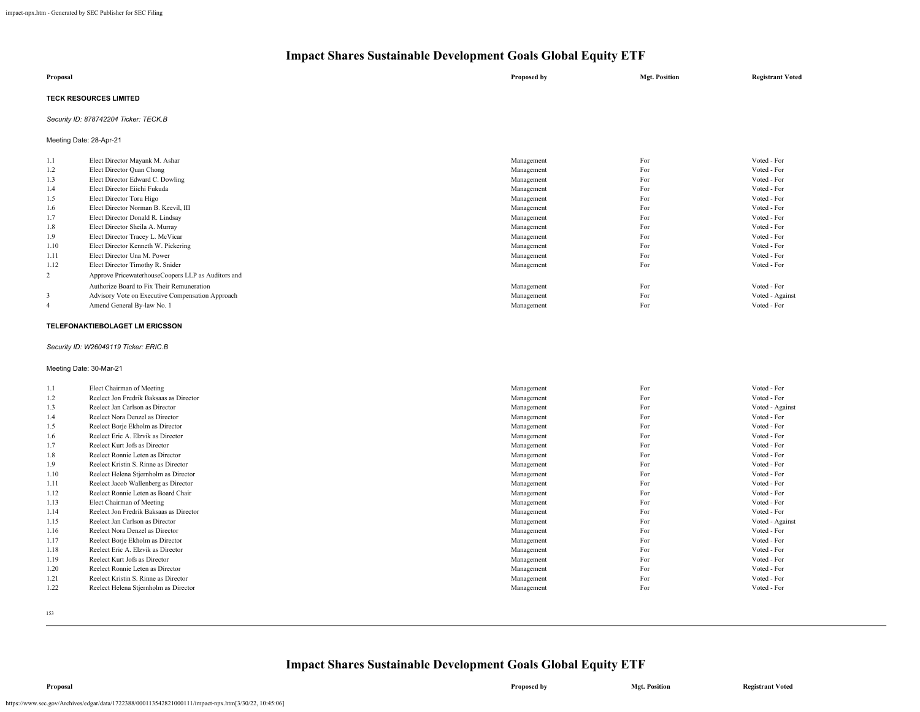# Impact Shares Sustainable Development Goals Global Equity ETF

| Proposal | | Proposed by | Mgt. Position | Registrant Voted |
|---|---|---|---|---|

**TECK RESOURCES LIMITED**

*Security ID: 878742204 Ticker: TECK.B*

Meeting Date: 28-Apr-21

| | | Proposed by | Mgt. Position | Registrant Voted |
|---|---|---|---|---|
| 1.1 | Elect Director Mayank M. Ashar | Management | For | Voted - For |
| 1.2 | Elect Director Quan Chong | Management | For | Voted - For |
| 1.3 | Elect Director Edward C. Dowling | Management | For | Voted - For |
| 1.4 | Elect Director Eiichi Fukuda | Management | For | Voted - For |
| 1.5 | Elect Director Toru Higo | Management | For | Voted - For |
| 1.6 | Elect Director Norman B. Keevil, III | Management | For | Voted - For |
| 1.7 | Elect Director Donald R. Lindsay | Management | For | Voted - For |
| 1.8 | Elect Director Sheila A. Murray | Management | For | Voted - For |
| 1.9 | Elect Director Tracey L. McVicar | Management | For | Voted - For |
| 1.10 | Elect Director Kenneth W. Pickering | Management | For | Voted - For |
| 1.11 | Elect Director Una M. Power | Management | For | Voted - For |
| 1.12 | Elect Director Timothy R. Snider | Management | For | Voted - For |
| 2 | Approve PricewaterhouseCoopers LLP as Auditors and Authorize Board to Fix Their Remuneration | Management | For | Voted - For |
| 3 | Advisory Vote on Executive Compensation Approach | Management | For | Voted - Against |
| 4 | Amend General By-law No. 1 | Management | For | Voted - For |

**TELEFONAKTIEBOLAGET LM ERICSSON**

*Security ID: W26049119 Ticker: ERIC.B*

Meeting Date: 30-Mar-21

| | | Proposed by | Mgt. Position | Registrant Voted |
|---|---|---|---|---|
| 1.1 | Elect Chairman of Meeting | Management | For | Voted - For |
| 1.2 | Reelect Jon Fredrik Baksaas as Director | Management | For | Voted - For |
| 1.3 | Reelect Jan Carlson as Director | Management | For | Voted - Against |
| 1.4 | Reelect Nora Denzel as Director | Management | For | Voted - For |
| 1.5 | Reelect Borje Ekholm as Director | Management | For | Voted - For |
| 1.6 | Reelect Eric A. Elzvik as Director | Management | For | Voted - For |
| 1.7 | Reelect Kurt Jofs as Director | Management | For | Voted - For |
| 1.8 | Reelect Ronnie Leten as Director | Management | For | Voted - For |
| 1.9 | Reelect Kristin S. Rinne as Director | Management | For | Voted - For |
| 1.10 | Reelect Helena Stjernholm as Director | Management | For | Voted - For |
| 1.11 | Reelect Jacob Wallenberg as Director | Management | For | Voted - For |
| 1.12 | Reelect Ronnie Leten as Board Chair | Management | For | Voted - For |
| 1.13 | Elect Chairman of Meeting | Management | For | Voted - For |
| 1.14 | Reelect Jon Fredrik Baksaas as Director | Management | For | Voted - For |
| 1.15 | Reelect Jan Carlson as Director | Management | For | Voted - Against |
| 1.16 | Reelect Nora Denzel as Director | Management | For | Voted - For |
| 1.17 | Reelect Borje Ekholm as Director | Management | For | Voted - For |
| 1.18 | Reelect Eric A. Elzvik as Director | Management | For | Voted - For |
| 1.19 | Reelect Kurt Jofs as Director | Management | For | Voted - For |
| 1.20 | Reelect Ronnie Leten as Director | Management | For | Voted - For |
| 1.21 | Reelect Kristin S. Rinne as Director | Management | For | Voted - For |
| 1.22 | Reelect Helena Stjernholm as Director | Management | For | Voted - For |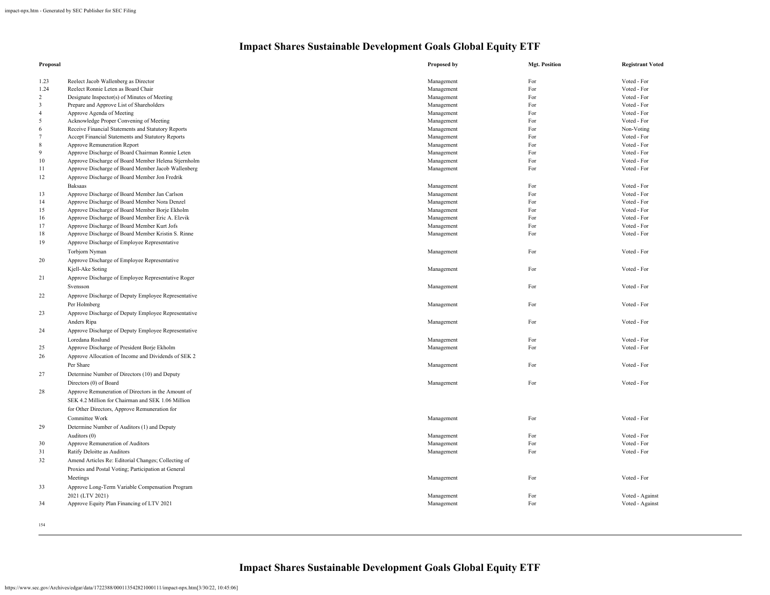# Impact Shares Sustainable Development Goals Global Equity ETF

| Proposal | | Proposed by | Mgt. Position | Registrant Voted |
|---|---|---|---|---|
| 1.23 | Reelect Jacob Wallenberg as Director | Management | For | Voted - For |
| 1.24 | Reelect Ronnie Leten as Board Chair | Management | For | Voted - For |
| 2 | Designate Inspector(s) of Minutes of Meeting | Management | For | Voted - For |
| 3 | Prepare and Approve List of Shareholders | Management | For | Voted - For |
| 4 | Approve Agenda of Meeting | Management | For | Voted - For |
| 5 | Acknowledge Proper Convening of Meeting | Management | For | Voted - For |
| 6 | Receive Financial Statements and Statutory Reports | Management | For | Non-Voting |
| 7 | Accept Financial Statements and Statutory Reports | Management | For | Voted - For |
| 8 | Approve Remuneration Report | Management | For | Voted - For |
| 9 | Approve Discharge of Board Chairman Ronnie Leten | Management | For | Voted - For |
| 10 | Approve Discharge of Board Member Helena Stjernholm | Management | For | Voted - For |
| 11 | Approve Discharge of Board Member Jacob Wallenberg | Management | For | Voted - For |
| 12 | Approve Discharge of Board Member Jon Fredrik Baksaas | Management | For | Voted - For |
| 13 | Approve Discharge of Board Member Jan Carlson | Management | For | Voted - For |
| 14 | Approve Discharge of Board Member Nora Denzel | Management | For | Voted - For |
| 15 | Approve Discharge of Board Member Borje Ekholm | Management | For | Voted - For |
| 16 | Approve Discharge of Board Member Eric A. Elzvik | Management | For | Voted - For |
| 17 | Approve Discharge of Board Member Kurt Jofs | Management | For | Voted - For |
| 18 | Approve Discharge of Board Member Kristin S. Rinne | Management | For | Voted - For |
| 19 | Approve Discharge of Employee Representative Torbjorn Nyman | Management | For | Voted - For |
| 20 | Approve Discharge of Employee Representative Kjell-Ake Soting | Management | For | Voted - For |
| 21 | Approve Discharge of Employee Representative Roger Svensson | Management | For | Voted - For |
| 22 | Approve Discharge of Deputy Employee Representative Per Holmberg | Management | For | Voted - For |
| 23 | Approve Discharge of Deputy Employee Representative Anders Ripa | Management | For | Voted - For |
| 24 | Approve Discharge of Deputy Employee Representative Loredana Roslund | Management | For | Voted - For |
| 25 | Approve Discharge of President Borje Ekholm | Management | For | Voted - For |
| 26 | Approve Allocation of Income and Dividends of SEK 2 Per Share | Management | For | Voted - For |
| 27 | Determine Number of Directors (10) and Deputy Directors (0) of Board | Management | For | Voted - For |
| 28 | Approve Remuneration of Directors in the Amount of SEK 4.2 Million for Chairman and SEK 1.06 Million for Other Directors, Approve Remuneration for Committee Work | Management | For | Voted - For |
| 29 | Determine Number of Auditors (1) and Deputy Auditors (0) | Management | For | Voted - For |
| 30 | Approve Remuneration of Auditors | Management | For | Voted - For |
| 31 | Ratify Deloitte as Auditors | Management | For | Voted - For |
| 32 | Amend Articles Re: Editorial Changes; Collecting of Proxies and Postal Voting; Participation at General Meetings | Management | For | Voted - For |
| 33 | Approve Long-Term Variable Compensation Program 2021 (LTV 2021) | Management | For | Voted - Against |
| 34 | Approve Equity Plan Financing of LTV 2021 | Management | For | Voted - Against |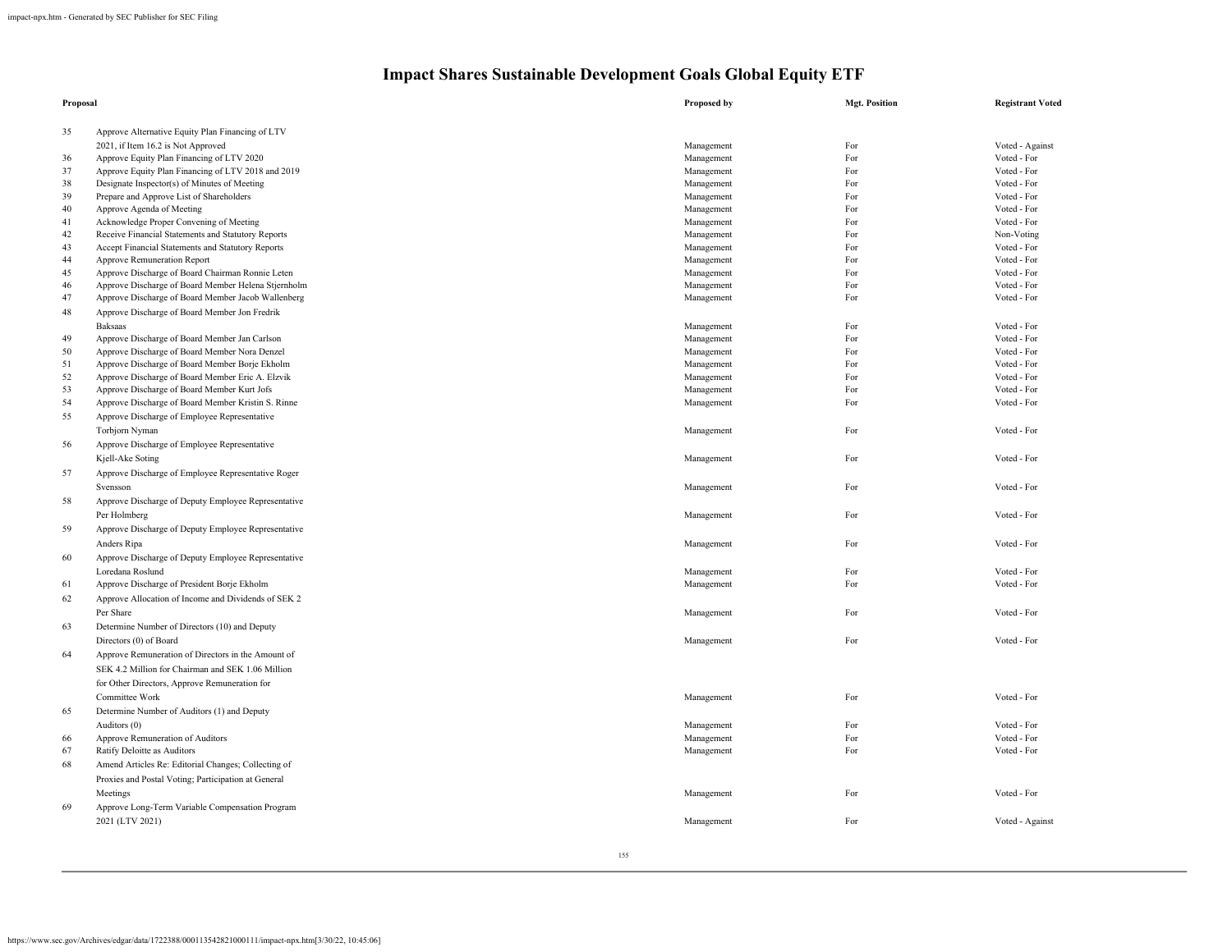# Impact Shares Sustainable Development Goals Global Equity ETF

| Proposal | | Proposed by | Mgt. Position | Registrant Voted |
|---|---|---|---|---|
| 35 | Approve Alternative Equity Plan Financing of LTV 2021, if Item 16.2 is Not Approved | Management | For | Voted - Against |
| 36 | Approve Equity Plan Financing of LTV 2020 | Management | For | Voted - For |
| 37 | Approve Equity Plan Financing of LTV 2018 and 2019 | Management | For | Voted - For |
| 38 | Designate Inspector(s) of Minutes of Meeting | Management | For | Voted - For |
| 39 | Prepare and Approve List of Shareholders | Management | For | Voted - For |
| 40 | Approve Agenda of Meeting | Management | For | Voted - For |
| 41 | Acknowledge Proper Convening of Meeting | Management | For | Voted - For |
| 42 | Receive Financial Statements and Statutory Reports | Management | For | Non-Voting |
| 43 | Accept Financial Statements and Statutory Reports | Management | For | Voted - For |
| 44 | Approve Remuneration Report | Management | For | Voted - For |
| 45 | Approve Discharge of Board Chairman Ronnie Leten | Management | For | Voted - For |
| 46 | Approve Discharge of Board Member Helena Stjernholm | Management | For | Voted - For |
| 47 | Approve Discharge of Board Member Jacob Wallenberg | Management | For | Voted - For |
| 48 | Approve Discharge of Board Member Jon Fredrik Baksaas | Management | For | Voted - For |
| 49 | Approve Discharge of Board Member Jan Carlson | Management | For | Voted - For |
| 50 | Approve Discharge of Board Member Nora Denzel | Management | For | Voted - For |
| 51 | Approve Discharge of Board Member Borje Ekholm | Management | For | Voted - For |
| 52 | Approve Discharge of Board Member Eric A. Elzvik | Management | For | Voted - For |
| 53 | Approve Discharge of Board Member Kurt Jofs | Management | For | Voted - For |
| 54 | Approve Discharge of Board Member Kristin S. Rinne | Management | For | Voted - For |
| 55 | Approve Discharge of Employee Representative Torbjorn Nyman | Management | For | Voted - For |
| 56 | Approve Discharge of Employee Representative Kjell-Ake Soting | Management | For | Voted - For |
| 57 | Approve Discharge of Employee Representative Roger Svensson | Management | For | Voted - For |
| 58 | Approve Discharge of Deputy Employee Representative Per Holmberg | Management | For | Voted - For |
| 59 | Approve Discharge of Deputy Employee Representative Anders Ripa | Management | For | Voted - For |
| 60 | Approve Discharge of Deputy Employee Representative Loredana Roslund | Management | For | Voted - For |
| 61 | Approve Discharge of President Borje Ekholm | Management | For | Voted - For |
| 62 | Approve Allocation of Income and Dividends of SEK 2 Per Share | Management | For | Voted - For |
| 63 | Determine Number of Directors (10) and Deputy Directors (0) of Board | Management | For | Voted - For |
| 64 | Approve Remuneration of Directors in the Amount of SEK 4.2 Million for Chairman and SEK 1.06 Million for Other Directors, Approve Remuneration for Committee Work | Management | For | Voted - For |
| 65 | Determine Number of Auditors (1) and Deputy Auditors (0) | Management | For | Voted - For |
| 66 | Approve Remuneration of Auditors | Management | For | Voted - For |
| 67 | Ratify Deloitte as Auditors | Management | For | Voted - For |
| 68 | Amend Articles Re: Editorial Changes; Collecting of Proxies and Postal Voting; Participation at General Meetings | Management | For | Voted - For |
| 69 | Approve Long-Term Variable Compensation Program 2021 (LTV 2021) | Management | For | Voted - Against |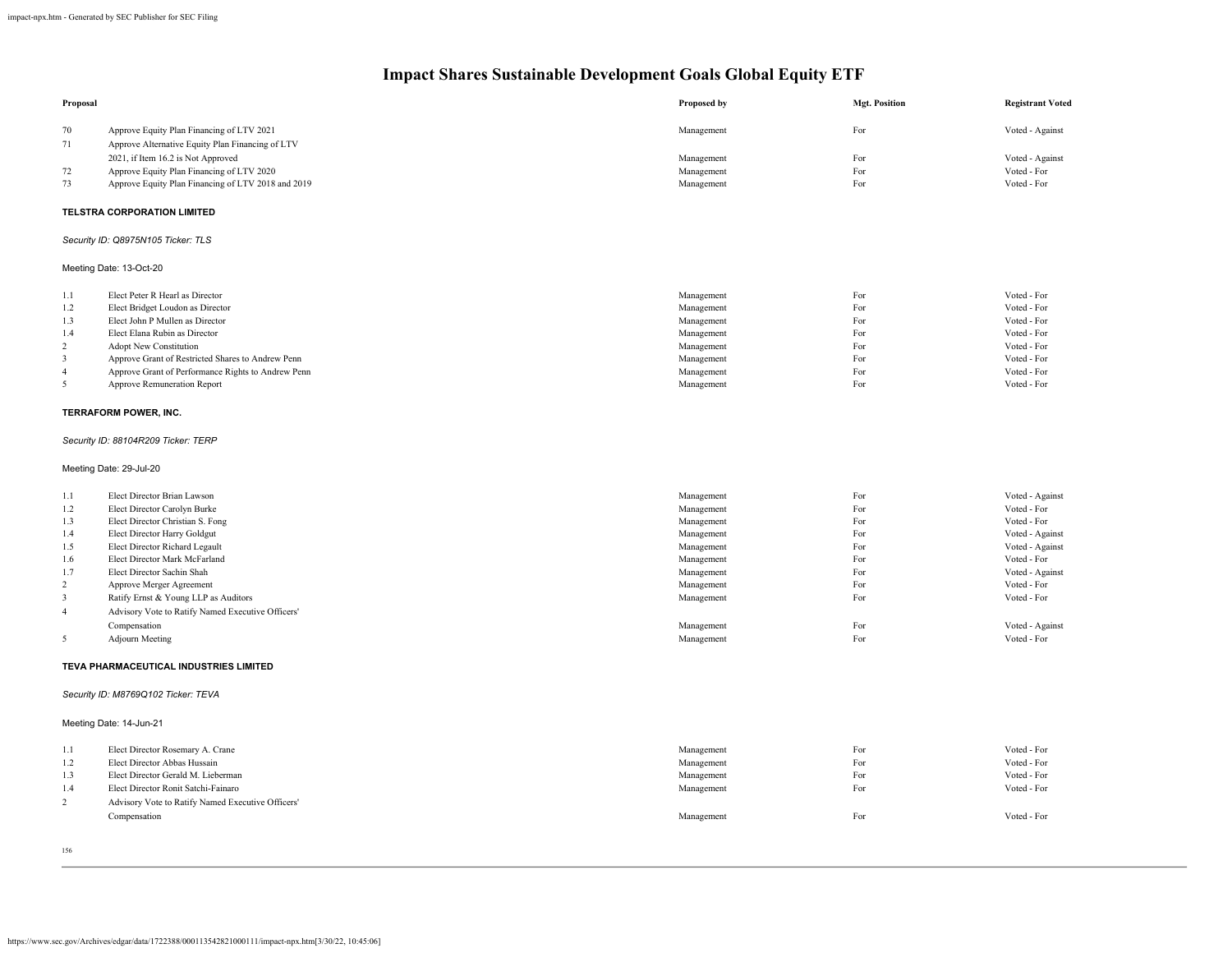# Impact Shares Sustainable Development Goals Global Equity ETF

| Proposal | | Proposed by | Mgt. Position | Registrant Voted |
|---|---|---|---|---|
| 70 | Approve Equity Plan Financing of LTV 2021 | Management | For | Voted - Against |
| 71 | Approve Alternative Equity Plan Financing of LTV 2021, if Item 16.2 is Not Approved | Management | For | Voted - Against |
| 72 | Approve Equity Plan Financing of LTV 2020 | Management | For | Voted - For |
| 73 | Approve Equity Plan Financing of LTV 2018 and 2019 | Management | For | Voted - For |

**TELSTRA CORPORATION LIMITED**

*Security ID: Q8975N105 Ticker: TLS*

Meeting Date: 13-Oct-20

| | | | | |
|---|---|---|---|---|
| 1.1 | Elect Peter R Hearl as Director | Management | For | Voted - For |
| 1.2 | Elect Bridget Loudon as Director | Management | For | Voted - For |
| 1.3 | Elect John P Mullen as Director | Management | For | Voted - For |
| 1.4 | Elect Elana Rubin as Director | Management | For | Voted - For |
| 2 | Adopt New Constitution | Management | For | Voted - For |
| 3 | Approve Grant of Restricted Shares to Andrew Penn | Management | For | Voted - For |
| 4 | Approve Grant of Performance Rights to Andrew Penn | Management | For | Voted - For |
| 5 | Approve Remuneration Report | Management | For | Voted - For |

**TERRAFORM POWER, INC.**

*Security ID: 88104R209 Ticker: TERP*

Meeting Date: 29-Jul-20

| | | | | |
|---|---|---|---|---|
| 1.1 | Elect Director Brian Lawson | Management | For | Voted - Against |
| 1.2 | Elect Director Carolyn Burke | Management | For | Voted - For |
| 1.3 | Elect Director Christian S. Fong | Management | For | Voted - For |
| 1.4 | Elect Director Harry Goldgut | Management | For | Voted - Against |
| 1.5 | Elect Director Richard Legault | Management | For | Voted - Against |
| 1.6 | Elect Director Mark McFarland | Management | For | Voted - For |
| 1.7 | Elect Director Sachin Shah | Management | For | Voted - Against |
| 2 | Approve Merger Agreement | Management | For | Voted - For |
| 3 | Ratify Ernst & Young LLP as Auditors | Management | For | Voted - For |
| 4 | Advisory Vote to Ratify Named Executive Officers' Compensation | Management | For | Voted - Against |
| 5 | Adjourn Meeting | Management | For | Voted - For |

**TEVA PHARMACEUTICAL INDUSTRIES LIMITED**

*Security ID: M8769Q102 Ticker: TEVA*

Meeting Date: 14-Jun-21

| | | | | |
|---|---|---|---|---|
| 1.1 | Elect Director Rosemary A. Crane | Management | For | Voted - For |
| 1.2 | Elect Director Abbas Hussain | Management | For | Voted - For |
| 1.3 | Elect Director Gerald M. Lieberman | Management | For | Voted - For |
| 1.4 | Elect Director Ronit Satchi-Fainaro | Management | For | Voted - For |
| 2 | Advisory Vote to Ratify Named Executive Officers' Compensation | Management | For | Voted - For |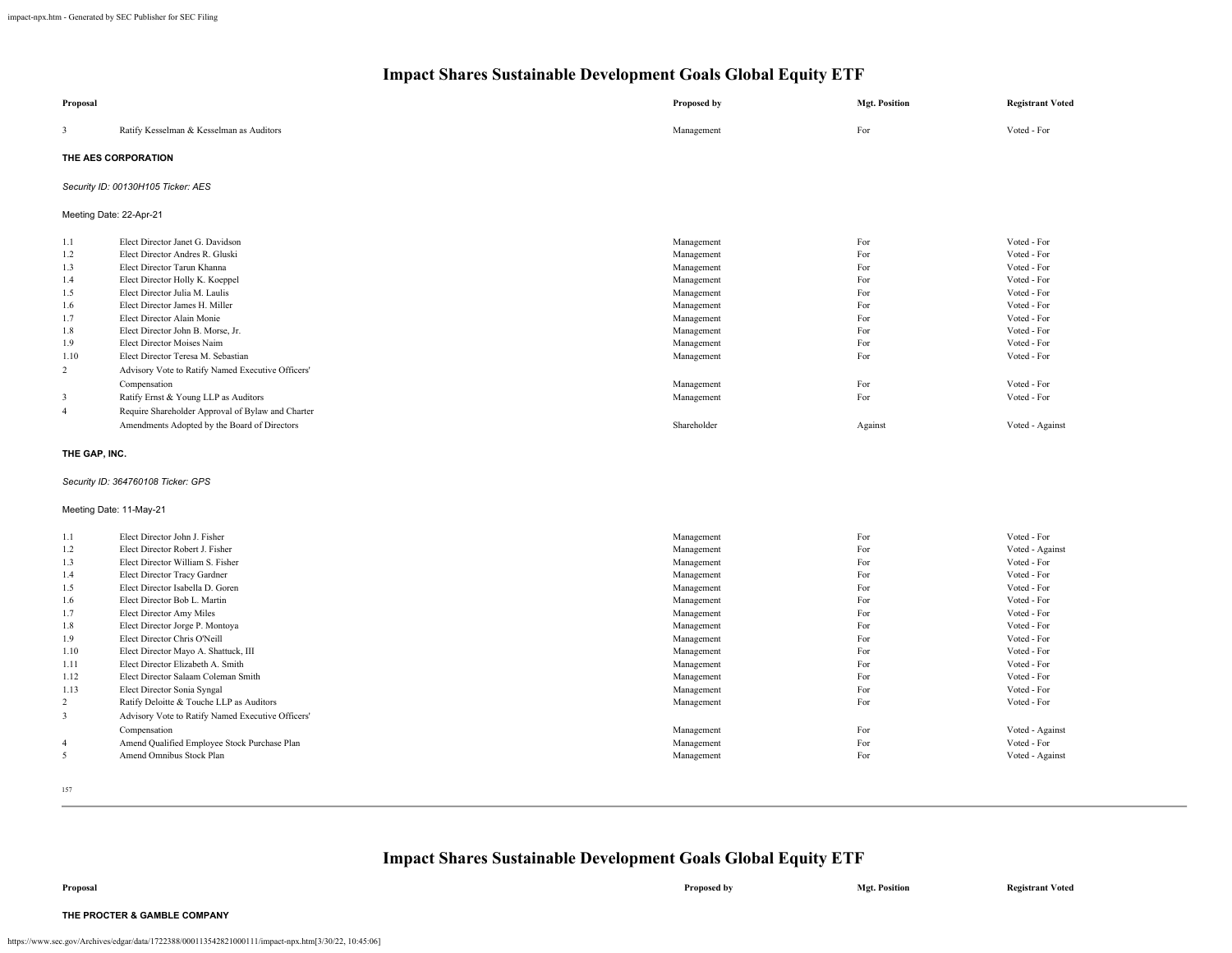# Impact Shares Sustainable Development Goals Global Equity ETF

| Proposal | | Proposed by | Mgt. Position | Registrant Voted |
|---|---|---|---|---|
| 3 | Ratify Kesselman & Kesselman as Auditors | Management | For | Voted - For |

**THE AES CORPORATION**

*Security ID: 00130H105 Ticker: AES*

Meeting Date: 22-Apr-21

| | | | | |
|---|---|---|---|---|
| 1.1 | Elect Director Janet G. Davidson | Management | For | Voted - For |
| 1.2 | Elect Director Andres R. Gluski | Management | For | Voted - For |
| 1.3 | Elect Director Tarun Khanna | Management | For | Voted - For |
| 1.4 | Elect Director Holly K. Koeppel | Management | For | Voted - For |
| 1.5 | Elect Director Julia M. Laulis | Management | For | Voted - For |
| 1.6 | Elect Director James H. Miller | Management | For | Voted - For |
| 1.7 | Elect Director Alain Monie | Management | For | Voted - For |
| 1.8 | Elect Director John B. Morse, Jr. | Management | For | Voted - For |
| 1.9 | Elect Director Moises Naim | Management | For | Voted - For |
| 1.10 | Elect Director Teresa M. Sebastian | Management | For | Voted - For |
| 2 | Advisory Vote to Ratify Named Executive Officers' Compensation | Management | For | Voted - For |
| 3 | Ratify Ernst & Young LLP as Auditors | Management | For | Voted - For |
| 4 | Require Shareholder Approval of Bylaw and Charter Amendments Adopted by the Board of Directors | Shareholder | Against | Voted - Against |

**THE GAP, INC.**

*Security ID: 364760108 Ticker: GPS*

Meeting Date: 11-May-21

| | | | | |
|---|---|---|---|---|
| 1.1 | Elect Director John J. Fisher | Management | For | Voted - For |
| 1.2 | Elect Director Robert J. Fisher | Management | For | Voted - Against |
| 1.3 | Elect Director William S. Fisher | Management | For | Voted - For |
| 1.4 | Elect Director Tracy Gardner | Management | For | Voted - For |
| 1.5 | Elect Director Isabella D. Goren | Management | For | Voted - For |
| 1.6 | Elect Director Bob L. Martin | Management | For | Voted - For |
| 1.7 | Elect Director Amy Miles | Management | For | Voted - For |
| 1.8 | Elect Director Jorge P. Montoya | Management | For | Voted - For |
| 1.9 | Elect Director Chris O'Neill | Management | For | Voted - For |
| 1.10 | Elect Director Mayo A. Shattuck, III | Management | For | Voted - For |
| 1.11 | Elect Director Elizabeth A. Smith | Management | For | Voted - For |
| 1.12 | Elect Director Salaam Coleman Smith | Management | For | Voted - For |
| 1.13 | Elect Director Sonia Syngal | Management | For | Voted - For |
| 2 | Ratify Deloitte & Touche LLP as Auditors | Management | For | Voted - For |
| 3 | Advisory Vote to Ratify Named Executive Officers' Compensation | Management | For | Voted - Against |
| 4 | Amend Qualified Employee Stock Purchase Plan | Management | For | Voted - For |
| 5 | Amend Omnibus Stock Plan | Management | For | Voted - Against |

# Impact Shares Sustainable Development Goals Global Equity ETF

| Proposal | | Proposed by | Mgt. Position | Registrant Voted |
|---|---|---|---|---|

**THE PROCTER & GAMBLE COMPANY**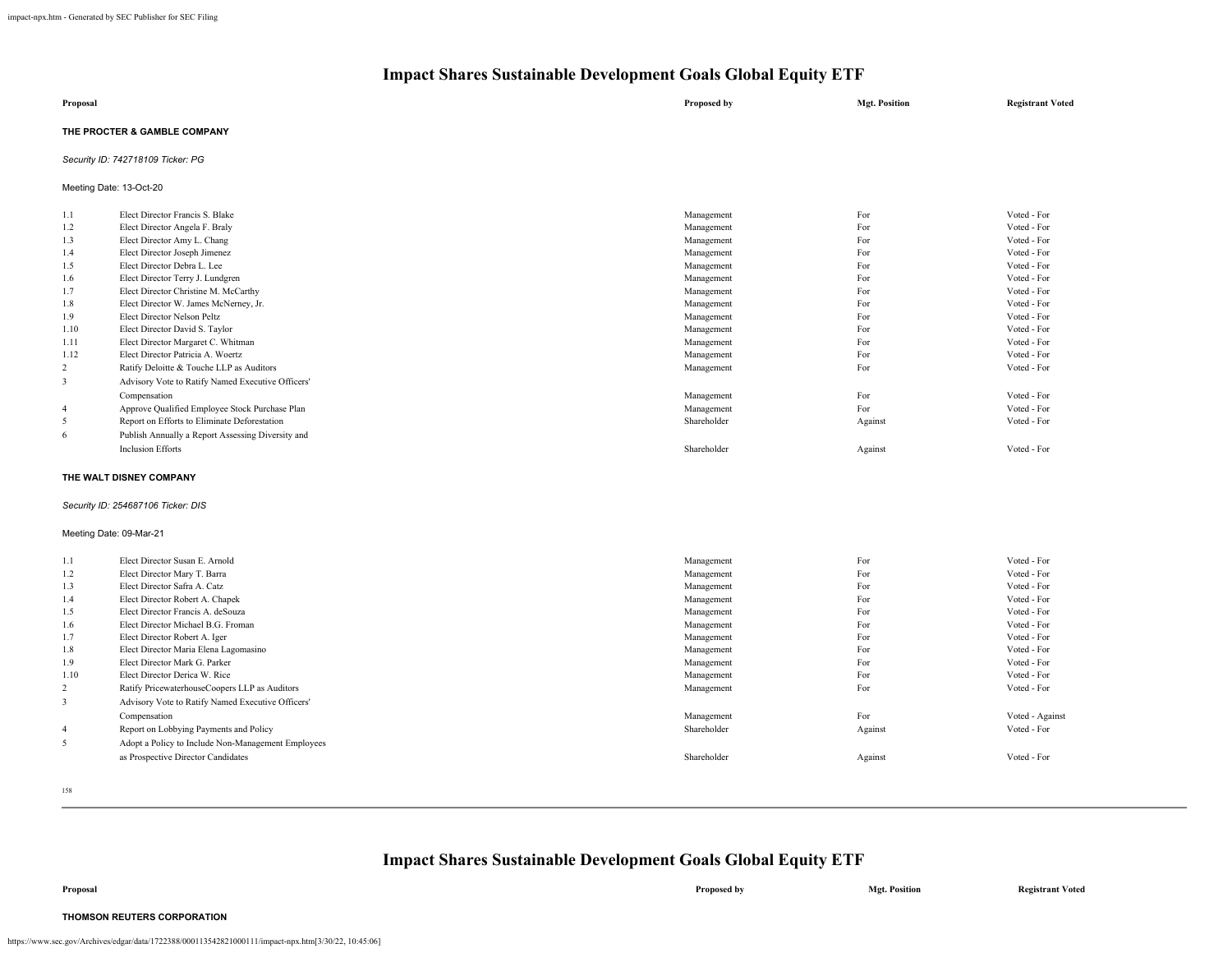# Impact Shares Sustainable Development Goals Global Equity ETF

| Proposal | | Proposed by | Mgt. Position | Registrant Voted |
|---|---|---|---|---|

**THE PROCTER & GAMBLE COMPANY**

*Security ID: 742718109 Ticker: PG*

Meeting Date: 13-Oct-20

| | Proposal | Proposed by | Mgt. Position | Registrant Voted |
|---|---|---|---|---|
| 1.1 | Elect Director Francis S. Blake | Management | For | Voted - For |
| 1.2 | Elect Director Angela F. Braly | Management | For | Voted - For |
| 1.3 | Elect Director Amy L. Chang | Management | For | Voted - For |
| 1.4 | Elect Director Joseph Jimenez | Management | For | Voted - For |
| 1.5 | Elect Director Debra L. Lee | Management | For | Voted - For |
| 1.6 | Elect Director Terry J. Lundgren | Management | For | Voted - For |
| 1.7 | Elect Director Christine M. McCarthy | Management | For | Voted - For |
| 1.8 | Elect Director W. James McNerney, Jr. | Management | For | Voted - For |
| 1.9 | Elect Director Nelson Peltz | Management | For | Voted - For |
| 1.10 | Elect Director David S. Taylor | Management | For | Voted - For |
| 1.11 | Elect Director Margaret C. Whitman | Management | For | Voted - For |
| 1.12 | Elect Director Patricia A. Woertz | Management | For | Voted - For |
| 2 | Ratify Deloitte & Touche LLP as Auditors | Management | For | Voted - For |
| 3 | Advisory Vote to Ratify Named Executive Officers' Compensation | Management | For | Voted - For |
| 4 | Approve Qualified Employee Stock Purchase Plan | Management | For | Voted - For |
| 5 | Report on Efforts to Eliminate Deforestation | Shareholder | Against | Voted - For |
| 6 | Publish Annually a Report Assessing Diversity and Inclusion Efforts | Shareholder | Against | Voted - For |

**THE WALT DISNEY COMPANY**

*Security ID: 254687106 Ticker: DIS*

Meeting Date: 09-Mar-21

| | Proposal | Proposed by | Mgt. Position | Registrant Voted |
|---|---|---|---|---|
| 1.1 | Elect Director Susan E. Arnold | Management | For | Voted - For |
| 1.2 | Elect Director Mary T. Barra | Management | For | Voted - For |
| 1.3 | Elect Director Safra A. Catz | Management | For | Voted - For |
| 1.4 | Elect Director Robert A. Chapek | Management | For | Voted - For |
| 1.5 | Elect Director Francis A. deSouza | Management | For | Voted - For |
| 1.6 | Elect Director Michael B.G. Froman | Management | For | Voted - For |
| 1.7 | Elect Director Robert A. Iger | Management | For | Voted - For |
| 1.8 | Elect Director Maria Elena Lagomasino | Management | For | Voted - For |
| 1.9 | Elect Director Mark G. Parker | Management | For | Voted - For |
| 1.10 | Elect Director Derica W. Rice | Management | For | Voted - For |
| 2 | Ratify PricewaterhouseCoopers LLP as Auditors | Management | For | Voted - For |
| 3 | Advisory Vote to Ratify Named Executive Officers' Compensation | Management | For | Voted - Against |
| 4 | Report on Lobbying Payments and Policy | Shareholder | Against | Voted - For |
| 5 | Adopt a Policy to Include Non-Management Employees as Prospective Director Candidates | Shareholder | Against | Voted - For |

# Impact Shares Sustainable Development Goals Global Equity ETF

| Proposal | | Proposed by | Mgt. Position | Registrant Voted |
|---|---|---|---|---|

**THOMSON REUTERS CORPORATION**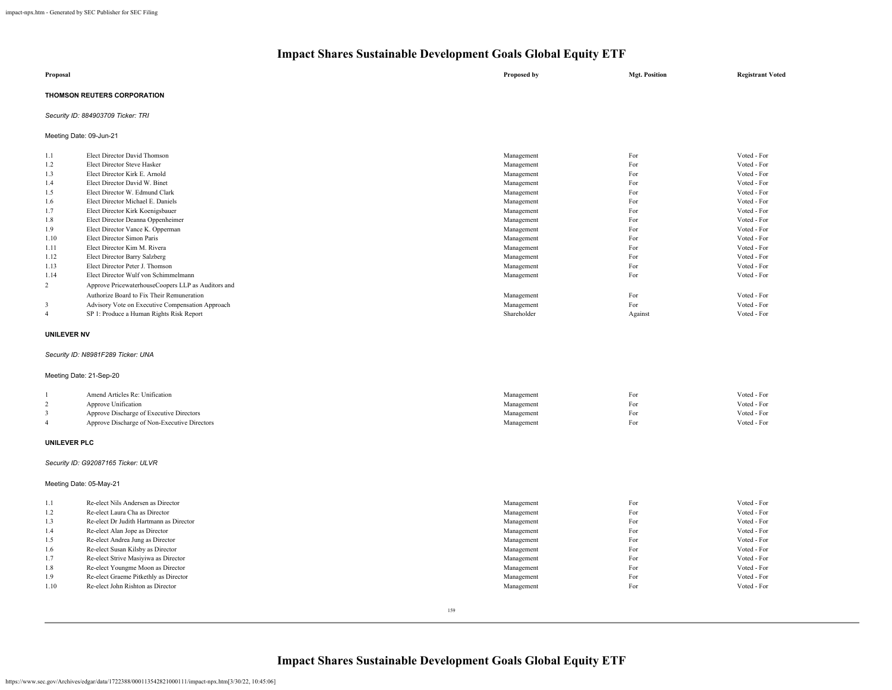# Impact Shares Sustainable Development Goals Global Equity ETF

| Proposal | | Proposed by | Mgt. Position | Registrant Voted |
|---|---|---|---|---|

**THOMSON REUTERS CORPORATION**

*Security ID: 884903709 Ticker: TRI*

Meeting Date: 09-Jun-21

| | | | | |
|---|---|---|---|---|
| 1.1 | Elect Director David Thomson | Management | For | Voted - For |
| 1.2 | Elect Director Steve Hasker | Management | For | Voted - For |
| 1.3 | Elect Director Kirk E. Arnold | Management | For | Voted - For |
| 1.4 | Elect Director David W. Binet | Management | For | Voted - For |
| 1.5 | Elect Director W. Edmund Clark | Management | For | Voted - For |
| 1.6 | Elect Director Michael E. Daniels | Management | For | Voted - For |
| 1.7 | Elect Director Kirk Koenigsbauer | Management | For | Voted - For |
| 1.8 | Elect Director Deanna Oppenheimer | Management | For | Voted - For |
| 1.9 | Elect Director Vance K. Opperman | Management | For | Voted - For |
| 1.10 | Elect Director Simon Paris | Management | For | Voted - For |
| 1.11 | Elect Director Kim M. Rivera | Management | For | Voted - For |
| 1.12 | Elect Director Barry Salzberg | Management | For | Voted - For |
| 1.13 | Elect Director Peter J. Thomson | Management | For | Voted - For |
| 1.14 | Elect Director Wulf von Schimmelmann | Management | For | Voted - For |
| 2 | Approve PricewaterhouseCoopers LLP as Auditors and Authorize Board to Fix Their Remuneration | Management | For | Voted - For |
| 3 | Advisory Vote on Executive Compensation Approach | Management | For | Voted - For |
| 4 | SP 1: Produce a Human Rights Risk Report | Shareholder | Against | Voted - For |

**UNILEVER NV**

*Security ID: N8981F289 Ticker: UNA*

Meeting Date: 21-Sep-20

| | | | | |
|---|---|---|---|---|
| 1 | Amend Articles Re: Unification | Management | For | Voted - For |
| 2 | Approve Unification | Management | For | Voted - For |
| 3 | Approve Discharge of Executive Directors | Management | For | Voted - For |
| 4 | Approve Discharge of Non-Executive Directors | Management | For | Voted - For |

**UNILEVER PLC**

*Security ID: G92087165 Ticker: ULVR*

Meeting Date: 05-May-21

| | | | | |
|---|---|---|---|---|
| 1.1 | Re-elect Nils Andersen as Director | Management | For | Voted - For |
| 1.2 | Re-elect Laura Cha as Director | Management | For | Voted - For |
| 1.3 | Re-elect Dr Judith Hartmann as Director | Management | For | Voted - For |
| 1.4 | Re-elect Alan Jope as Director | Management | For | Voted - For |
| 1.5 | Re-elect Andrea Jung as Director | Management | For | Voted - For |
| 1.6 | Re-elect Susan Kilsby as Director | Management | For | Voted - For |
| 1.7 | Re-elect Strive Masiyiwa as Director | Management | For | Voted - For |
| 1.8 | Re-elect Youngme Moon as Director | Management | For | Voted - For |
| 1.9 | Re-elect Graeme Pitkethly as Director | Management | For | Voted - For |
| 1.10 | Re-elect John Rishton as Director | Management | For | Voted - For |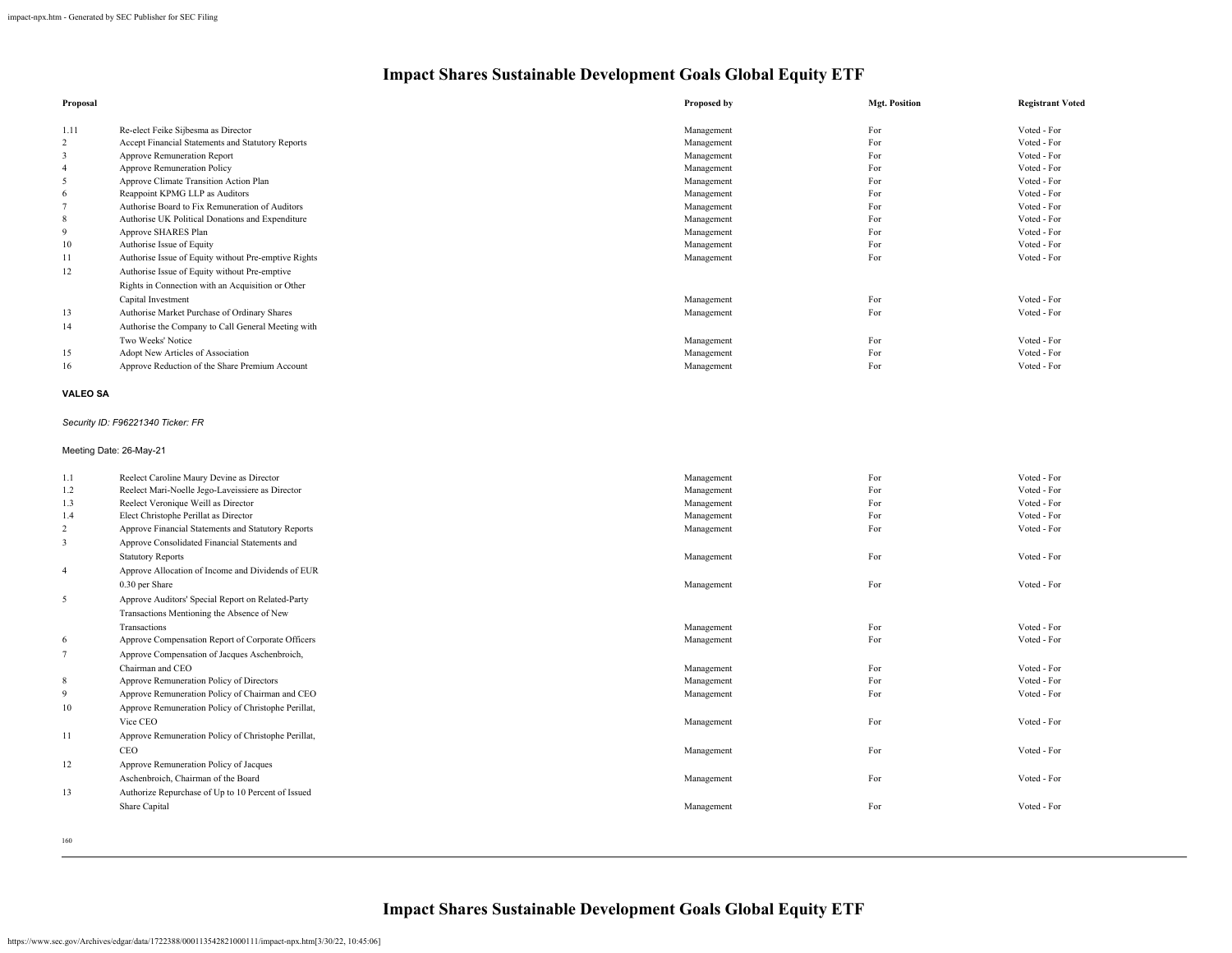| Proposal | | Proposed by | Mgt. Position | Registrant Voted |
|---|---|---|---|---|
| 1.11 | Re-elect Feike Sijbesma as Director | Management | For | Voted - For |
| 2 | Accept Financial Statements and Statutory Reports | Management | For | Voted - For |
| 3 | Approve Remuneration Report | Management | For | Voted - For |
| 4 | Approve Remuneration Policy | Management | For | Voted - For |
| 5 | Approve Climate Transition Action Plan | Management | For | Voted - For |
| 6 | Reappoint KPMG LLP as Auditors | Management | For | Voted - For |
| 7 | Authorise Board to Fix Remuneration of Auditors | Management | For | Voted - For |
| 8 | Authorise UK Political Donations and Expenditure | Management | For | Voted - For |
| 9 | Approve SHARES Plan | Management | For | Voted - For |
| 10 | Authorise Issue of Equity | Management | For | Voted - For |
| 11 | Authorise Issue of Equity without Pre-emptive Rights | Management | For | Voted - For |
| 12 | Authorise Issue of Equity without Pre-emptive Rights in Connection with an Acquisition or Other Capital Investment | Management | For | Voted - For |
| 13 | Authorise Market Purchase of Ordinary Shares | Management | For | Voted - For |
| 14 | Authorise the Company to Call General Meeting with Two Weeks' Notice | Management | For | Voted - For |
| 15 | Adopt New Articles of Association | Management | For | Voted - For |
| 16 | Approve Reduction of the Share Premium Account | Management | For | Voted - For |

**VALEO SA**

*Security ID: F96221340 Ticker: FR*

Meeting Date: 26-May-21

| Proposal | | Proposed by | Mgt. Position | Registrant Voted |
|---|---|---|---|---|
| 1.1 | Reelect Caroline Maury Devine as Director | Management | For | Voted - For |
| 1.2 | Reelect Mari-Noelle Jego-Laveissiere as Director | Management | For | Voted - For |
| 1.3 | Reelect Veronique Weill as Director | Management | For | Voted - For |
| 1.4 | Elect Christophe Perillat as Director | Management | For | Voted - For |
| 2 | Approve Financial Statements and Statutory Reports | Management | For | Voted - For |
| 3 | Approve Consolidated Financial Statements and Statutory Reports | Management | For | Voted - For |
| 4 | Approve Allocation of Income and Dividends of EUR 0.30 per Share | Management | For | Voted - For |
| 5 | Approve Auditors' Special Report on Related-Party Transactions Mentioning the Absence of New Transactions | Management | For | Voted - For |
| 6 | Approve Compensation Report of Corporate Officers | Management | For | Voted - For |
| 7 | Approve Compensation of Jacques Aschenbroich, Chairman and CEO | Management | For | Voted - For |
| 8 | Approve Remuneration Policy of Directors | Management | For | Voted - For |
| 9 | Approve Remuneration Policy of Chairman and CEO | Management | For | Voted - For |
| 10 | Approve Remuneration Policy of Christophe Perillat, Vice CEO | Management | For | Voted - For |
| 11 | Approve Remuneration Policy of Christophe Perillat, CEO | Management | For | Voted - For |
| 12 | Approve Remuneration Policy of Jacques Aschenbroich, Chairman of the Board | Management | For | Voted - For |
| 13 | Authorize Repurchase of Up to 10 Percent of Issued Share Capital | Management | For | Voted - For |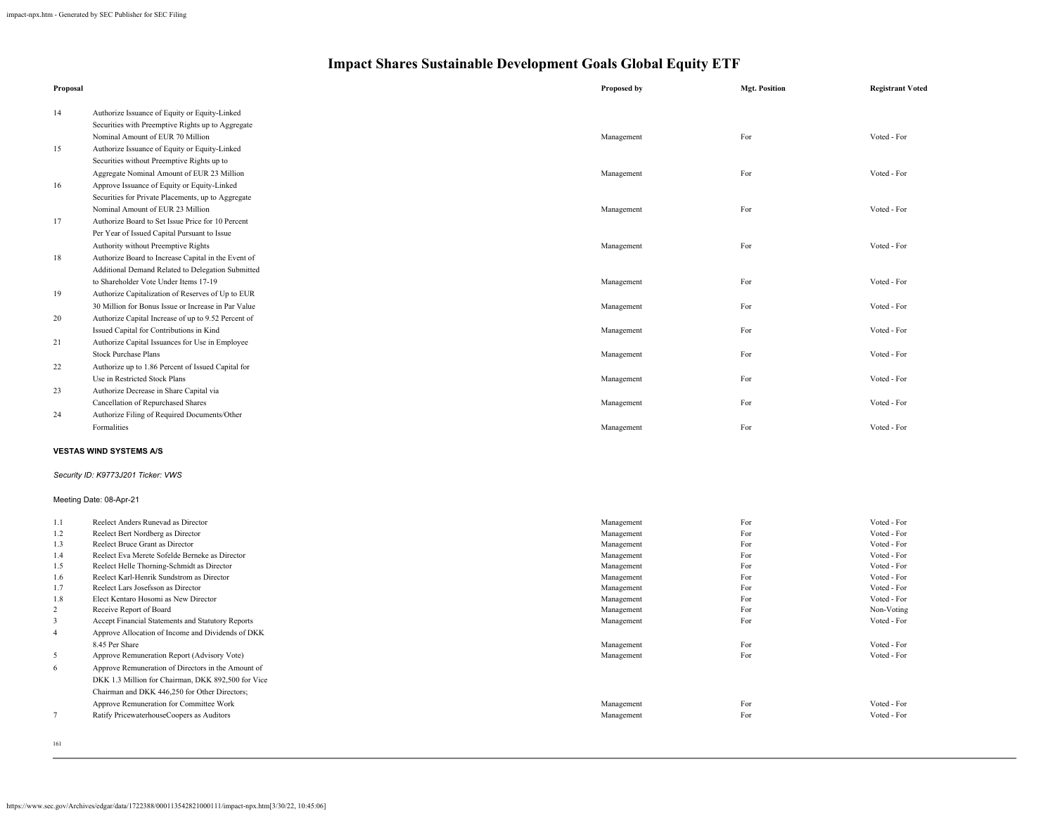# Impact Shares Sustainable Development Goals Global Equity ETF

| Proposal | | Proposed by | Mgt. Position | Registrant Voted |
|---|---|---|---|---|
| 14 | Authorize Issuance of Equity or Equity-Linked Securities with Preemptive Rights up to Aggregate Nominal Amount of EUR 70 Million | Management | For | Voted - For |
| 15 | Authorize Issuance of Equity or Equity-Linked Securities without Preemptive Rights up to Aggregate Nominal Amount of EUR 23 Million | Management | For | Voted - For |
| 16 | Approve Issuance of Equity or Equity-Linked Securities for Private Placements, up to Aggregate Nominal Amount of EUR 23 Million | Management | For | Voted - For |
| 17 | Authorize Board to Set Issue Price for 10 Percent Per Year of Issued Capital Pursuant to Issue Authority without Preemptive Rights | Management | For | Voted - For |
| 18 | Authorize Board to Increase Capital in the Event of Additional Demand Related to Delegation Submitted to Shareholder Vote Under Items 17-19 | Management | For | Voted - For |
| 19 | Authorize Capitalization of Reserves of Up to EUR 30 Million for Bonus Issue or Increase in Par Value | Management | For | Voted - For |
| 20 | Authorize Capital Increase of up to 9.52 Percent of Issued Capital for Contributions in Kind | Management | For | Voted - For |
| 21 | Authorize Capital Issuances for Use in Employee Stock Purchase Plans | Management | For | Voted - For |
| 22 | Authorize up to 1.86 Percent of Issued Capital for Use in Restricted Stock Plans | Management | For | Voted - For |
| 23 | Authorize Decrease in Share Capital via Cancellation of Repurchased Shares | Management | For | Voted - For |
| 24 | Authorize Filing of Required Documents/Other Formalities | Management | For | Voted - For |

**VESTAS WIND SYSTEMS A/S**

*Security ID: K9773J201 Ticker: VWS*

Meeting Date: 08-Apr-21

| Proposal | | Proposed by | Mgt. Position | Registrant Voted |
|---|---|---|---|---|
| 1.1 | Reelect Anders Runevad as Director | Management | For | Voted - For |
| 1.2 | Reelect Bert Nordberg as Director | Management | For | Voted - For |
| 1.3 | Reelect Bruce Grant as Director | Management | For | Voted - For |
| 1.4 | Reelect Eva Merete Sofelde Berneke as Director | Management | For | Voted - For |
| 1.5 | Reelect Helle Thorning-Schmidt as Director | Management | For | Voted - For |
| 1.6 | Reelect Karl-Henrik Sundstrom as Director | Management | For | Voted - For |
| 1.7 | Reelect Lars Josefsson as Director | Management | For | Voted - For |
| 1.8 | Elect Kentaro Hosomi as New Director | Management | For | Voted - For |
| 2 | Receive Report of Board | Management | For | Non-Voting |
| 3 | Accept Financial Statements and Statutory Reports | Management | For | Voted - For |
| 4 | Approve Allocation of Income and Dividends of DKK 8.45 Per Share | Management | For | Voted - For |
| 5 | Approve Remuneration Report (Advisory Vote) | Management | For | Voted - For |
| 6 | Approve Remuneration of Directors in the Amount of DKK 1.3 Million for Chairman, DKK 892,500 for Vice Chairman and DKK 446,250 for Other Directors; Approve Remuneration for Committee Work | Management | For | Voted - For |
| 7 | Ratify PricewaterhouseCoopers as Auditors | Management | For | Voted - For |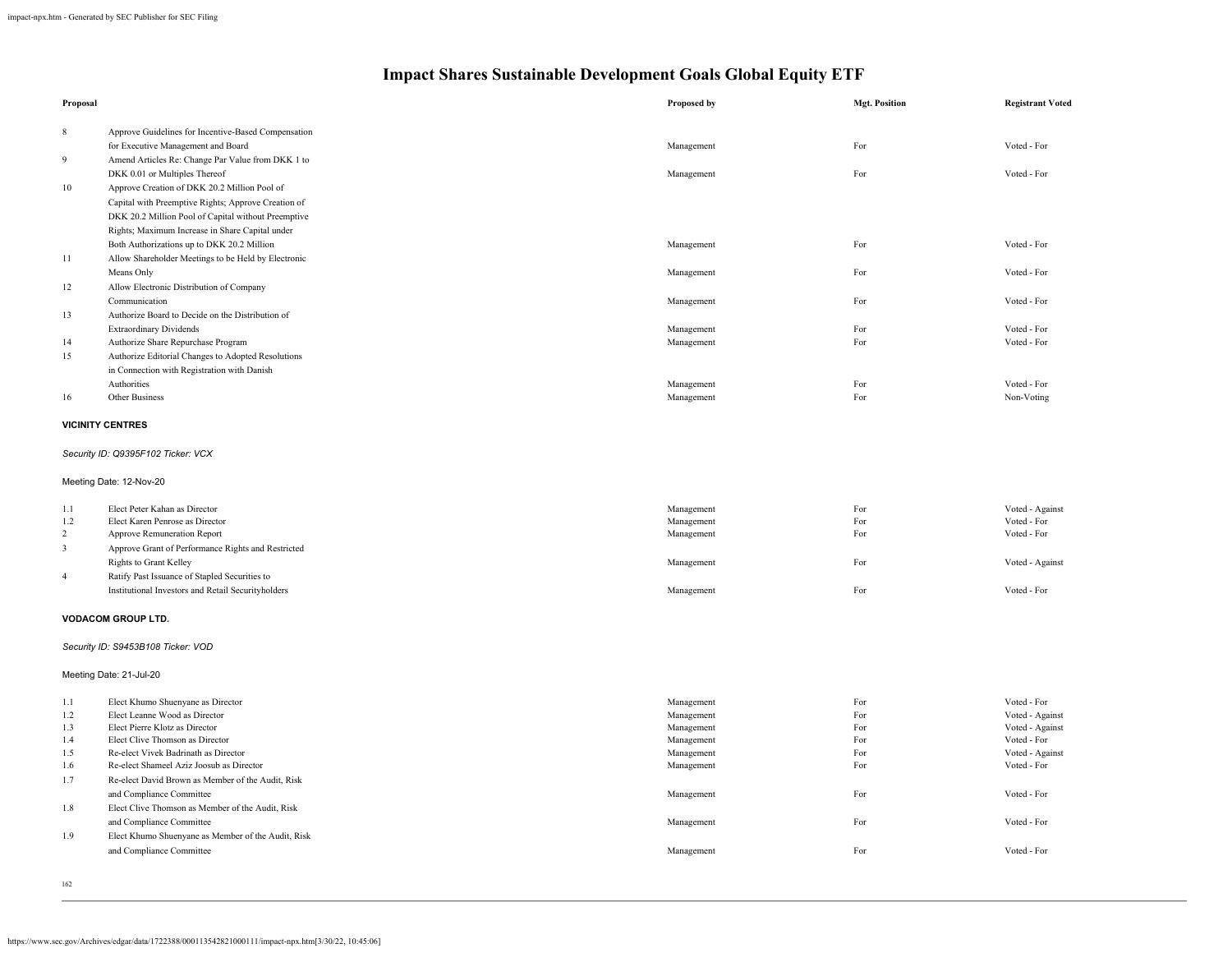# Impact Shares Sustainable Development Goals Global Equity ETF

| Proposal | | Proposed by | Mgt. Position | Registrant Voted |
|---|---|---|---|---|
| 8 | Approve Guidelines for Incentive-Based Compensation for Executive Management and Board | Management | For | Voted - For |
| 9 | Amend Articles Re: Change Par Value from DKK 1 to DKK 0.01 or Multiples Thereof | Management | For | Voted - For |
| 10 | Approve Creation of DKK 20.2 Million Pool of Capital with Preemptive Rights; Approve Creation of DKK 20.2 Million Pool of Capital without Preemptive Rights; Maximum Increase in Share Capital under Both Authorizations up to DKK 20.2 Million | Management | For | Voted - For |
| 11 | Allow Shareholder Meetings to be Held by Electronic Means Only | Management | For | Voted - For |
| 12 | Allow Electronic Distribution of Company Communication | Management | For | Voted - For |
| 13 | Authorize Board to Decide on the Distribution of Extraordinary Dividends | Management | For | Voted - For |
| 14 | Authorize Share Repurchase Program | Management | For | Voted - For |
| 15 | Authorize Editorial Changes to Adopted Resolutions in Connection with Registration with Danish Authorities | Management | For | Voted - For |
| 16 | Other Business | Management | For | Non-Voting |

**VICINITY CENTRES**

*Security ID: Q9395F102 Ticker: VCX*

Meeting Date: 12-Nov-20

| Proposal | | Proposed by | Mgt. Position | Registrant Voted |
|---|---|---|---|---|
| 1.1 | Elect Peter Kahan as Director | Management | For | Voted - Against |
| 1.2 | Elect Karen Penrose as Director | Management | For | Voted - For |
| 2 | Approve Remuneration Report | Management | For | Voted - For |
| 3 | Approve Grant of Performance Rights and Restricted Rights to Grant Kelley | Management | For | Voted - Against |
| 4 | Ratify Past Issuance of Stapled Securities to Institutional Investors and Retail Securityholders | Management | For | Voted - For |

**VODACOM GROUP LTD.**

*Security ID: S9453B108 Ticker: VOD*

Meeting Date: 21-Jul-20

| Proposal | | Proposed by | Mgt. Position | Registrant Voted |
|---|---|---|---|---|
| 1.1 | Elect Khumo Shuenyane as Director | Management | For | Voted - For |
| 1.2 | Elect Leanne Wood as Director | Management | For | Voted - Against |
| 1.3 | Elect Pierre Klotz as Director | Management | For | Voted - Against |
| 1.4 | Elect Clive Thomson as Director | Management | For | Voted - For |
| 1.5 | Re-elect Vivek Badrinath as Director | Management | For | Voted - Against |
| 1.6 | Re-elect Shameel Aziz Joosub as Director | Management | For | Voted - For |
| 1.7 | Re-elect David Brown as Member of the Audit, Risk and Compliance Committee | Management | For | Voted - For |
| 1.8 | Elect Clive Thomson as Member of the Audit, Risk and Compliance Committee | Management | For | Voted - For |
| 1.9 | Elect Khumo Shuenyane as Member of the Audit, Risk and Compliance Committee | Management | For | Voted - For |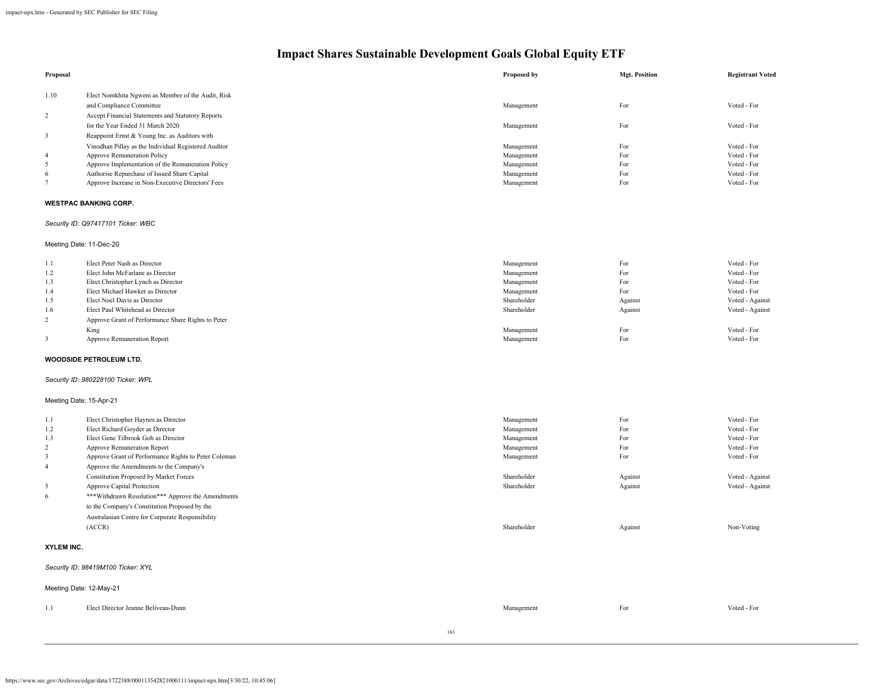# Impact Shares Sustainable Development Goals Global Equity ETF

| Proposal | | Proposed by | Mgt. Position | Registrant Voted |
|---|---|---|---|---|
| 1.10 | Elect Nomkhita Ngweni as Member of the Audit, Risk and Compliance Committee | Management | For | Voted - For |
| 2 | Accept Financial Statements and Statutory Reports for the Year Ended 31 March 2020 | Management | For | Voted - For |
| 3 | Reappoint Ernst & Young Inc. as Auditors with Vinodhan Pillay as the Individual Registered Auditor | Management | For | Voted - For |
| 4 | Approve Remuneration Policy | Management | For | Voted - For |
| 5 | Approve Implementation of the Remuneration Policy | Management | For | Voted - For |
| 6 | Authorise Repurchase of Issued Share Capital | Management | For | Voted - For |
| 7 | Approve Increase in Non-Executive Directors' Fees | Management | For | Voted - For |

**WESTPAC BANKING CORP.**

*Security ID: Q97417101 Ticker: WBC*

Meeting Date: 11-Dec-20

| Proposal | | Proposed by | Mgt. Position | Registrant Voted |
|---|---|---|---|---|
| 1.1 | Elect Peter Nash as Director | Management | For | Voted - For |
| 1.2 | Elect John McFarlane as Director | Management | For | Voted - For |
| 1.3 | Elect Christopher Lynch as Director | Management | For | Voted - For |
| 1.4 | Elect Michael Hawker as Director | Management | For | Voted - For |
| 1.5 | Elect Noel Davis as Director | Shareholder | Against | Voted - Against |
| 1.6 | Elect Paul Whitehead as Director | Shareholder | Against | Voted - Against |
| 2 | Approve Grant of Performance Share Rights to Peter King | Management | For | Voted - For |
| 3 | Approve Remuneration Report | Management | For | Voted - For |

**WOODSIDE PETROLEUM LTD.**

*Security ID: 980228100 Ticker: WPL*

Meeting Date: 15-Apr-21

| Proposal | | Proposed by | Mgt. Position | Registrant Voted |
|---|---|---|---|---|
| 1.1 | Elect Christopher Haynes as Director | Management | For | Voted - For |
| 1.2 | Elect Richard Goyder as Director | Management | For | Voted - For |
| 1.3 | Elect Gene Tilbrook Goh as Director | Management | For | Voted - For |
| 2 | Approve Remuneration Report | Management | For | Voted - For |
| 3 | Approve Grant of Performance Rights to Peter Coleman | Management | For | Voted - For |
| 4 | Approve the Amendments to the Company's Constitution Proposed by Market Forces | Shareholder | Against | Voted - Against |
| 5 | Approve Capital Protection | Shareholder | Against | Voted - Against |
| 6 | ***Withdrawn Resolution*** Approve the Amendments to the Company's Constitution Proposed by the Australasian Centre for Corporate Responsibility (ACCR) | Shareholder | Against | Non-Voting |

**XYLEM INC.**

*Security ID: 98419M100 Ticker: XYL*

Meeting Date: 12-May-21

| Proposal | | Proposed by | Mgt. Position | Registrant Voted |
|---|---|---|---|---|
| 1.1 | Elect Director Jeanne Beliveau-Dunn | Management | For | Voted - For |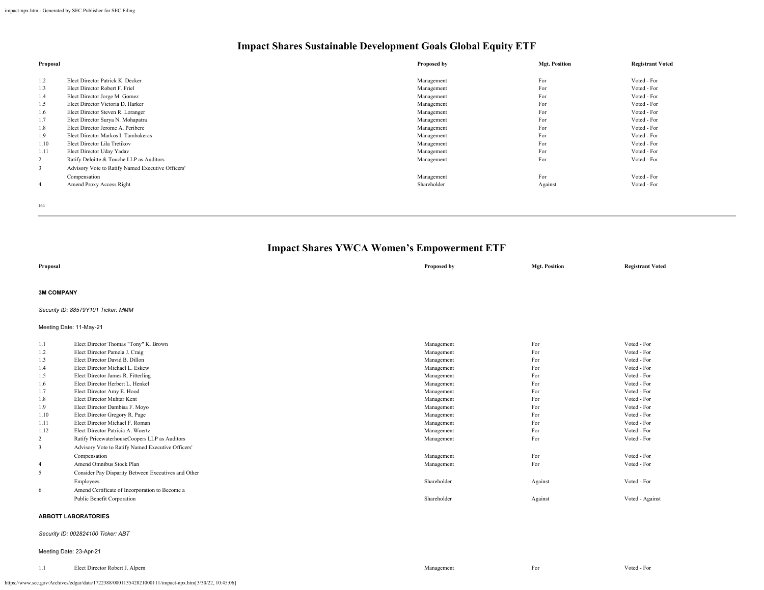## Impact Shares Sustainable Development Goals Global Equity ETF

| Proposal | | Proposed by | Mgt. Position | Registrant Voted |
|---|---|---|---|---|
| 1.2 | Elect Director Patrick K. Decker | Management | For | Voted - For |
| 1.3 | Elect Director Robert F. Friel | Management | For | Voted - For |
| 1.4 | Elect Director Jorge M. Gomez | Management | For | Voted - For |
| 1.5 | Elect Director Victoria D. Harker | Management | For | Voted - For |
| 1.6 | Elect Director Steven R. Loranger | Management | For | Voted - For |
| 1.7 | Elect Director Surya N. Mohapatra | Management | For | Voted - For |
| 1.8 | Elect Director Jerome A. Peribere | Management | For | Voted - For |
| 1.9 | Elect Director Markos I. Tambakeras | Management | For | Voted - For |
| 1.10 | Elect Director Lila Tretikov | Management | For | Voted - For |
| 1.11 | Elect Director Uday Yadav | Management | For | Voted - For |
| 2 | Ratify Deloitte & Touche LLP as Auditors | Management | For | Voted - For |
| 3 | Advisory Vote to Ratify Named Executive Officers' Compensation | Management | For | Voted - For |
| 4 | Amend Proxy Access Right | Shareholder | Against | Voted - For |

## Impact Shares YWCA Women's Empowerment ETF

| Proposal | | Proposed by | Mgt. Position | Registrant Voted |
|---|---|---|---|---|

**3M COMPANY**

*Security ID: 88579Y101 Ticker: MMM*

Meeting Date: 11-May-21

| Proposal | | Proposed by | Mgt. Position | Registrant Voted |
|---|---|---|---|---|
| 1.1 | Elect Director Thomas "Tony" K. Brown | Management | For | Voted - For |
| 1.2 | Elect Director Pamela J. Craig | Management | For | Voted - For |
| 1.3 | Elect Director David B. Dillon | Management | For | Voted - For |
| 1.4 | Elect Director Michael L. Eskew | Management | For | Voted - For |
| 1.5 | Elect Director James R. Fitterling | Management | For | Voted - For |
| 1.6 | Elect Director Herbert L. Henkel | Management | For | Voted - For |
| 1.7 | Elect Director Amy E. Hood | Management | For | Voted - For |
| 1.8 | Elect Director Muhtar Kent | Management | For | Voted - For |
| 1.9 | Elect Director Dambisa F. Moyo | Management | For | Voted - For |
| 1.10 | Elect Director Gregory R. Page | Management | For | Voted - For |
| 1.11 | Elect Director Michael F. Roman | Management | For | Voted - For |
| 1.12 | Elect Director Patricia A. Woertz | Management | For | Voted - For |
| 2 | Ratify PricewaterhouseCoopers LLP as Auditors | Management | For | Voted - For |
| 3 | Advisory Vote to Ratify Named Executive Officers' Compensation | Management | For | Voted - For |
| 4 | Amend Omnibus Stock Plan | Management | For | Voted - For |
| 5 | Consider Pay Disparity Between Executives and Other Employees | Shareholder | Against | Voted - For |
| 6 | Amend Certificate of Incorporation to Become a Public Benefit Corporation | Shareholder | Against | Voted - Against |

**ABBOTT LABORATORIES**

*Security ID: 002824100 Ticker: ABT*

Meeting Date: 23-Apr-21

| Proposal | | Proposed by | Mgt. Position | Registrant Voted |
|---|---|---|---|---|
| 1.1 | Elect Director Robert J. Alpern | Management | For | Voted - For |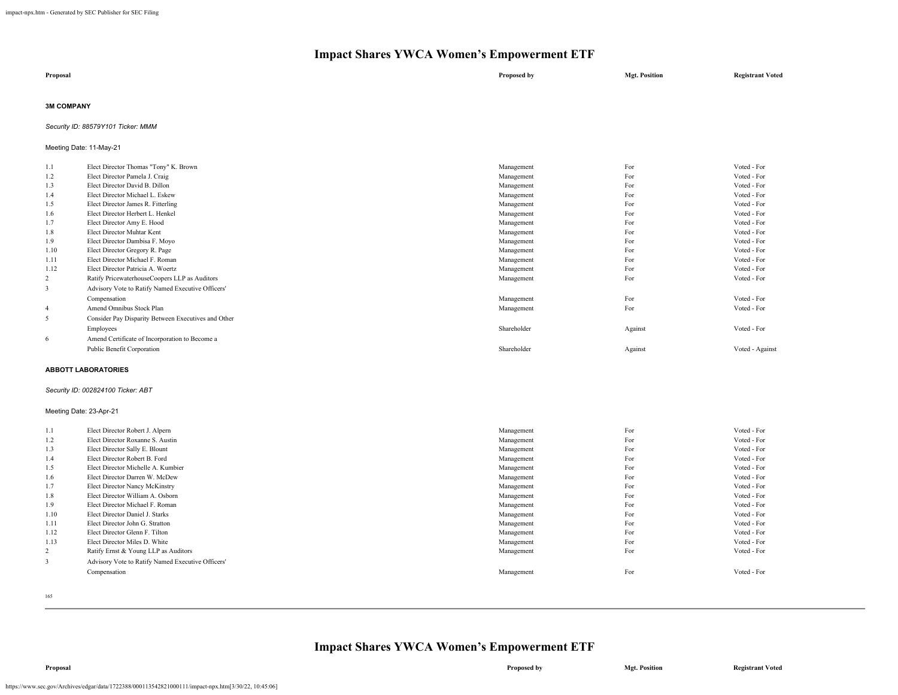# Impact Shares YWCA Women's Empowerment ETF

| Proposal | | Proposed by | Mgt. Position | Registrant Voted |
|---|---|---|---|---|

**3M COMPANY**

*Security ID: 88579Y101 Ticker: MMM*

Meeting Date: 11-May-21

| | Proposal | Proposed by | Mgt. Position | Registrant Voted |
|---|---|---|---|---|
| 1.1 | Elect Director Thomas "Tony" K. Brown | Management | For | Voted - For |
| 1.2 | Elect Director Pamela J. Craig | Management | For | Voted - For |
| 1.3 | Elect Director David B. Dillon | Management | For | Voted - For |
| 1.4 | Elect Director Michael L. Eskew | Management | For | Voted - For |
| 1.5 | Elect Director James R. Fitterling | Management | For | Voted - For |
| 1.6 | Elect Director Herbert L. Henkel | Management | For | Voted - For |
| 1.7 | Elect Director Amy E. Hood | Management | For | Voted - For |
| 1.8 | Elect Director Muhtar Kent | Management | For | Voted - For |
| 1.9 | Elect Director Dambisa F. Moyo | Management | For | Voted - For |
| 1.10 | Elect Director Gregory R. Page | Management | For | Voted - For |
| 1.11 | Elect Director Michael F. Roman | Management | For | Voted - For |
| 1.12 | Elect Director Patricia A. Woertz | Management | For | Voted - For |
| 2 | Ratify PricewaterhouseCoopers LLP as Auditors | Management | For | Voted - For |
| 3 | Advisory Vote to Ratify Named Executive Officers' Compensation | Management | For | Voted - For |
| 4 | Amend Omnibus Stock Plan | Management | For | Voted - For |
| 5 | Consider Pay Disparity Between Executives and Other Employees | Shareholder | Against | Voted - For |
| 6 | Amend Certificate of Incorporation to Become a Public Benefit Corporation | Shareholder | Against | Voted - Against |

**ABBOTT LABORATORIES**

*Security ID: 002824100 Ticker: ABT*

Meeting Date: 23-Apr-21

| | Proposal | Proposed by | Mgt. Position | Registrant Voted |
|---|---|---|---|---|
| 1.1 | Elect Director Robert J. Alpern | Management | For | Voted - For |
| 1.2 | Elect Director Roxanne S. Austin | Management | For | Voted - For |
| 1.3 | Elect Director Sally E. Blount | Management | For | Voted - For |
| 1.4 | Elect Director Robert B. Ford | Management | For | Voted - For |
| 1.5 | Elect Director Michelle A. Kumbier | Management | For | Voted - For |
| 1.6 | Elect Director Darren W. McDew | Management | For | Voted - For |
| 1.7 | Elect Director Nancy McKinstry | Management | For | Voted - For |
| 1.8 | Elect Director William A. Osborn | Management | For | Voted - For |
| 1.9 | Elect Director Michael F. Roman | Management | For | Voted - For |
| 1.10 | Elect Director Daniel J. Starks | Management | For | Voted - For |
| 1.11 | Elect Director John G. Stratton | Management | For | Voted - For |
| 1.12 | Elect Director Glenn F. Tilton | Management | For | Voted - For |
| 1.13 | Elect Director Miles D. White | Management | For | Voted - For |
| 2 | Ratify Ernst & Young LLP as Auditors | Management | For | Voted - For |
| 3 | Advisory Vote to Ratify Named Executive Officers' Compensation | Management | For | Voted - For |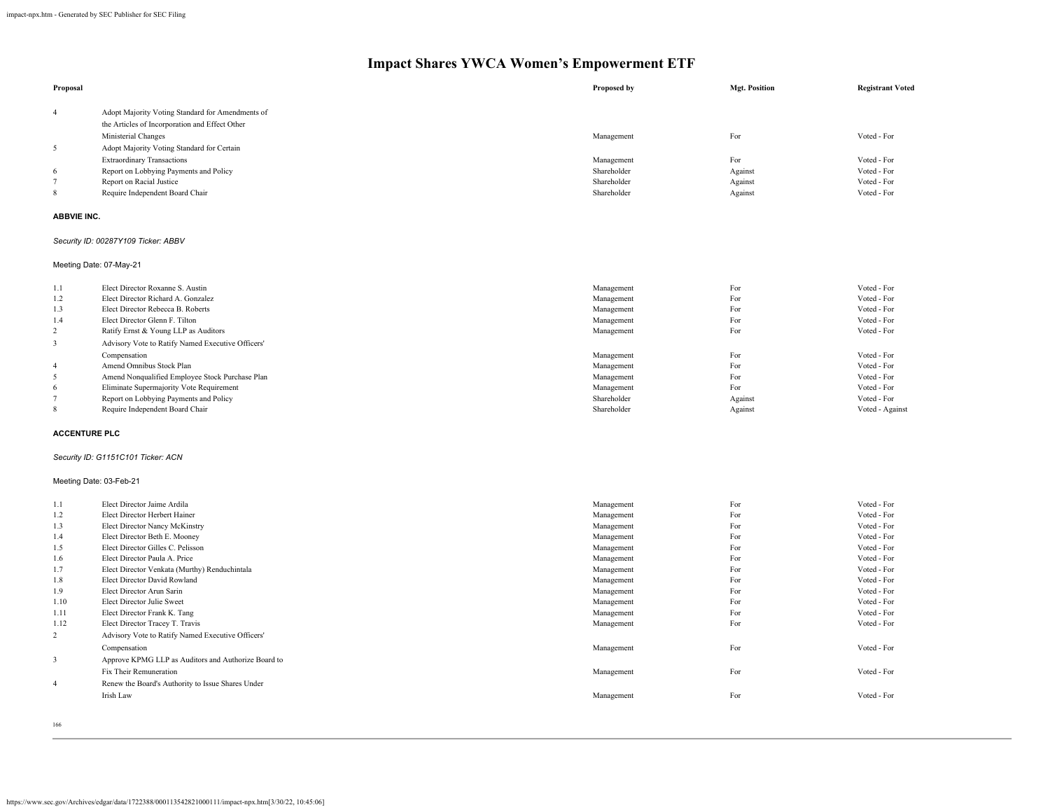# Impact Shares YWCA Women's Empowerment ETF

| Proposal | | Proposed by | Mgt. Position | Registrant Voted |
|---|---|---|---|---|
| 4 | Adopt Majority Voting Standard for Amendments of the Articles of Incorporation and Effect Other Ministerial Changes | Management | For | Voted - For |
| 5 | Adopt Majority Voting Standard for Certain Extraordinary Transactions | Management | For | Voted - For |
| 6 | Report on Lobbying Payments and Policy | Shareholder | Against | Voted - For |
| 7 | Report on Racial Justice | Shareholder | Against | Voted - For |
| 8 | Require Independent Board Chair | Shareholder | Against | Voted - For |

**ABBVIE INC.**

*Security ID: 00287Y109 Ticker: ABBV*

Meeting Date: 07-May-21

| Proposal | | Proposed by | Mgt. Position | Registrant Voted |
|---|---|---|---|---|
| 1.1 | Elect Director Roxanne S. Austin | Management | For | Voted - For |
| 1.2 | Elect Director Richard A. Gonzalez | Management | For | Voted - For |
| 1.3 | Elect Director Rebecca B. Roberts | Management | For | Voted - For |
| 1.4 | Elect Director Glenn F. Tilton | Management | For | Voted - For |
| 2 | Ratify Ernst & Young LLP as Auditors | Management | For | Voted - For |
| 3 | Advisory Vote to Ratify Named Executive Officers' Compensation | Management | For | Voted - For |
| 4 | Amend Omnibus Stock Plan | Management | For | Voted - For |
| 5 | Amend Nonqualified Employee Stock Purchase Plan | Management | For | Voted - For |
| 6 | Eliminate Supermajority Vote Requirement | Management | For | Voted - For |
| 7 | Report on Lobbying Payments and Policy | Shareholder | Against | Voted - For |
| 8 | Require Independent Board Chair | Shareholder | Against | Voted - Against |

**ACCENTURE PLC**

*Security ID: G1151C101 Ticker: ACN*

Meeting Date: 03-Feb-21

| Proposal | | Proposed by | Mgt. Position | Registrant Voted |
|---|---|---|---|---|
| 1.1 | Elect Director Jaime Ardila | Management | For | Voted - For |
| 1.2 | Elect Director Herbert Hainer | Management | For | Voted - For |
| 1.3 | Elect Director Nancy McKinstry | Management | For | Voted - For |
| 1.4 | Elect Director Beth E. Mooney | Management | For | Voted - For |
| 1.5 | Elect Director Gilles C. Pelisson | Management | For | Voted - For |
| 1.6 | Elect Director Paula A. Price | Management | For | Voted - For |
| 1.7 | Elect Director Venkata (Murthy) Renduchintala | Management | For | Voted - For |
| 1.8 | Elect Director David Rowland | Management | For | Voted - For |
| 1.9 | Elect Director Arun Sarin | Management | For | Voted - For |
| 1.10 | Elect Director Julie Sweet | Management | For | Voted - For |
| 1.11 | Elect Director Frank K. Tang | Management | For | Voted - For |
| 1.12 | Elect Director Tracey T. Travis | Management | For | Voted - For |
| 2 | Advisory Vote to Ratify Named Executive Officers' Compensation | Management | For | Voted - For |
| 3 | Approve KPMG LLP as Auditors and Authorize Board to Fix Their Remuneration | Management | For | Voted - For |
| 4 | Renew the Board's Authority to Issue Shares Under Irish Law | Management | For | Voted - For |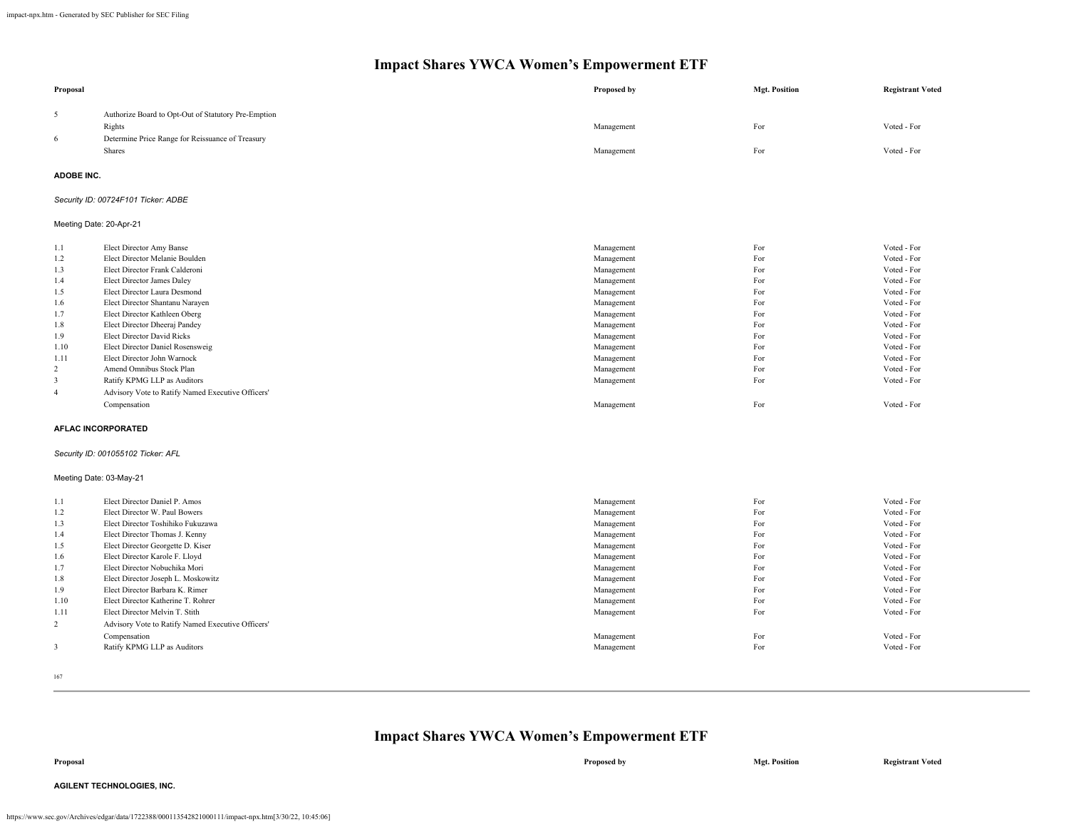# Impact Shares YWCA Women's Empowerment ETF

| Proposal | | Proposed by | Mgt. Position | Registrant Voted |
|---|---|---|---|---|
| 5 | Authorize Board to Opt-Out of Statutory Pre-Emption Rights | Management | For | Voted - For |
| 6 | Determine Price Range for Reissuance of Treasury Shares | Management | For | Voted - For |

**ADOBE INC.**

*Security ID: 00724F101 Ticker: ADBE*

Meeting Date: 20-Apr-21

| Proposal | | Proposed by | Mgt. Position | Registrant Voted |
|---|---|---|---|---|
| 1.1 | Elect Director Amy Banse | Management | For | Voted - For |
| 1.2 | Elect Director Melanie Boulden | Management | For | Voted - For |
| 1.3 | Elect Director Frank Calderoni | Management | For | Voted - For |
| 1.4 | Elect Director James Daley | Management | For | Voted - For |
| 1.5 | Elect Director Laura Desmond | Management | For | Voted - For |
| 1.6 | Elect Director Shantanu Narayen | Management | For | Voted - For |
| 1.7 | Elect Director Kathleen Oberg | Management | For | Voted - For |
| 1.8 | Elect Director Dheeraj Pandey | Management | For | Voted - For |
| 1.9 | Elect Director David Ricks | Management | For | Voted - For |
| 1.10 | Elect Director Daniel Rosensweig | Management | For | Voted - For |
| 1.11 | Elect Director John Warnock | Management | For | Voted - For |
| 2 | Amend Omnibus Stock Plan | Management | For | Voted - For |
| 3 | Ratify KPMG LLP as Auditors | Management | For | Voted - For |
| 4 | Advisory Vote to Ratify Named Executive Officers' Compensation | Management | For | Voted - For |

**AFLAC INCORPORATED**

*Security ID: 001055102 Ticker: AFL*

Meeting Date: 03-May-21

| Proposal | | Proposed by | Mgt. Position | Registrant Voted |
|---|---|---|---|---|
| 1.1 | Elect Director Daniel P. Amos | Management | For | Voted - For |
| 1.2 | Elect Director W. Paul Bowers | Management | For | Voted - For |
| 1.3 | Elect Director Toshihiko Fukuzawa | Management | For | Voted - For |
| 1.4 | Elect Director Thomas J. Kenny | Management | For | Voted - For |
| 1.5 | Elect Director Georgette D. Kiser | Management | For | Voted - For |
| 1.6 | Elect Director Karole F. Lloyd | Management | For | Voted - For |
| 1.7 | Elect Director Nobuchika Mori | Management | For | Voted - For |
| 1.8 | Elect Director Joseph L. Moskowitz | Management | For | Voted - For |
| 1.9 | Elect Director Barbara K. Rimer | Management | For | Voted - For |
| 1.10 | Elect Director Katherine T. Rohrer | Management | For | Voted - For |
| 1.11 | Elect Director Melvin T. Stith | Management | For | Voted - For |
| 2 | Advisory Vote to Ratify Named Executive Officers' Compensation | Management | For | Voted - For |
| 3 | Ratify KPMG LLP as Auditors | Management | For | Voted - For |

**AGILENT TECHNOLOGIES, INC.**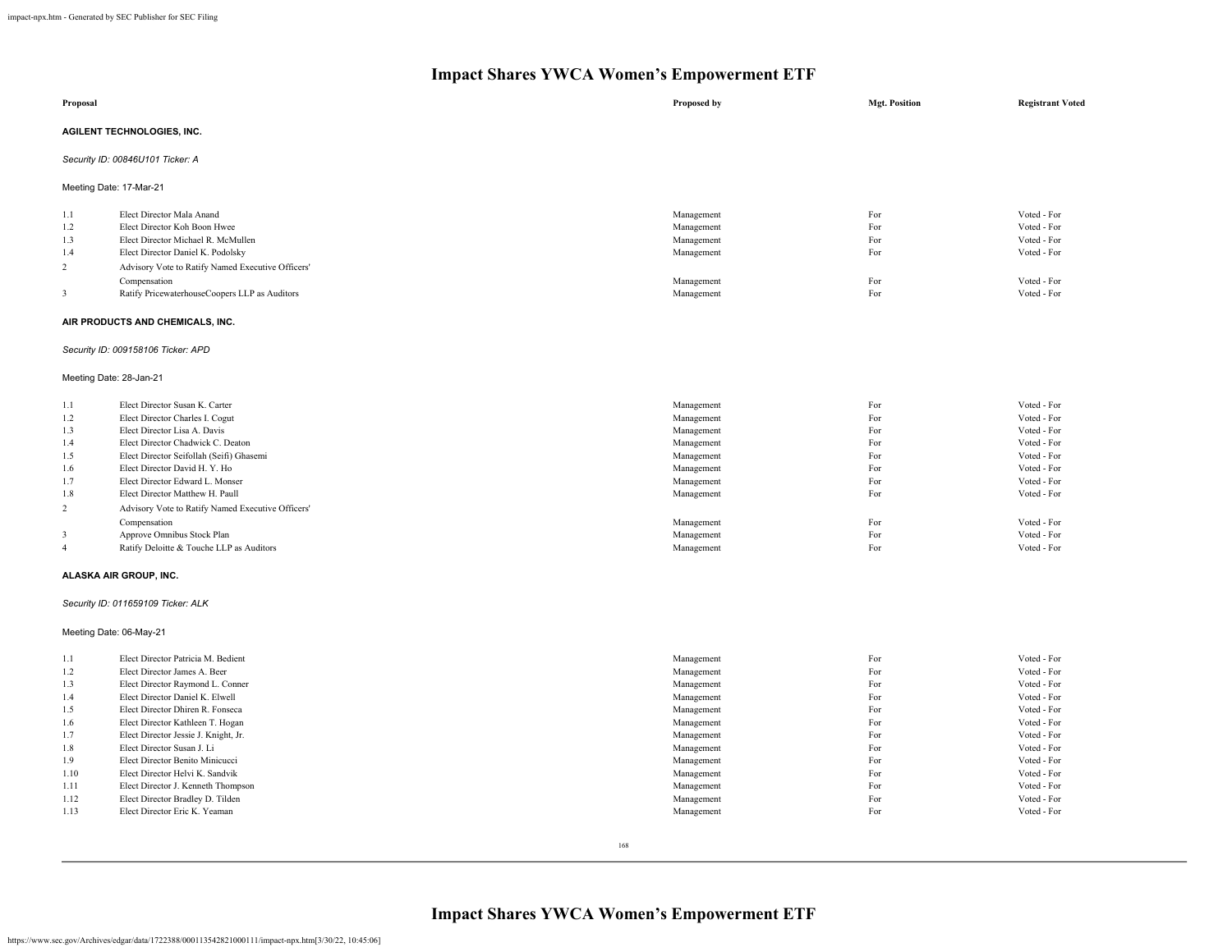# Impact Shares YWCA Women's Empowerment ETF

| Proposal | | Proposed by | Mgt. Position | Registrant Voted |
|---|---|---|---|---|

**AGILENT TECHNOLOGIES, INC.**

*Security ID: 00846U101 Ticker: A*

Meeting Date: 17-Mar-21

| | | | | |
|---|---|---|---|---|
| 1.1 | Elect Director Mala Anand | Management | For | Voted - For |
| 1.2 | Elect Director Koh Boon Hwee | Management | For | Voted - For |
| 1.3 | Elect Director Michael R. McMullen | Management | For | Voted - For |
| 1.4 | Elect Director Daniel K. Podolsky | Management | For | Voted - For |
| 2 | Advisory Vote to Ratify Named Executive Officers' Compensation | Management | For | Voted - For |
| 3 | Ratify PricewaterhouseCoopers LLP as Auditors | Management | For | Voted - For |

**AIR PRODUCTS AND CHEMICALS, INC.**

*Security ID: 009158106 Ticker: APD*

Meeting Date: 28-Jan-21

| | | | | |
|---|---|---|---|---|
| 1.1 | Elect Director Susan K. Carter | Management | For | Voted - For |
| 1.2 | Elect Director Charles I. Cogut | Management | For | Voted - For |
| 1.3 | Elect Director Lisa A. Davis | Management | For | Voted - For |
| 1.4 | Elect Director Chadwick C. Deaton | Management | For | Voted - For |
| 1.5 | Elect Director Seifollah (Seifi) Ghasemi | Management | For | Voted - For |
| 1.6 | Elect Director David H. Y. Ho | Management | For | Voted - For |
| 1.7 | Elect Director Edward L. Monser | Management | For | Voted - For |
| 1.8 | Elect Director Matthew H. Paull | Management | For | Voted - For |
| 2 | Advisory Vote to Ratify Named Executive Officers' Compensation | Management | For | Voted - For |
| 3 | Approve Omnibus Stock Plan | Management | For | Voted - For |
| 4 | Ratify Deloitte & Touche LLP as Auditors | Management | For | Voted - For |

**ALASKA AIR GROUP, INC.**

*Security ID: 011659109 Ticker: ALK*

Meeting Date: 06-May-21

| | | | | |
|---|---|---|---|---|
| 1.1 | Elect Director Patricia M. Bedient | Management | For | Voted - For |
| 1.2 | Elect Director James A. Beer | Management | For | Voted - For |
| 1.3 | Elect Director Raymond L. Conner | Management | For | Voted - For |
| 1.4 | Elect Director Daniel K. Elwell | Management | For | Voted - For |
| 1.5 | Elect Director Dhiren R. Fonseca | Management | For | Voted - For |
| 1.6 | Elect Director Kathleen T. Hogan | Management | For | Voted - For |
| 1.7 | Elect Director Jessie J. Knight, Jr. | Management | For | Voted - For |
| 1.8 | Elect Director Susan J. Li | Management | For | Voted - For |
| 1.9 | Elect Director Benito Minicucci | Management | For | Voted - For |
| 1.10 | Elect Director Helvi K. Sandvik | Management | For | Voted - For |
| 1.11 | Elect Director J. Kenneth Thompson | Management | For | Voted - For |
| 1.12 | Elect Director Bradley D. Tilden | Management | For | Voted - For |
| 1.13 | Elect Director Eric K. Yeaman | Management | For | Voted - For |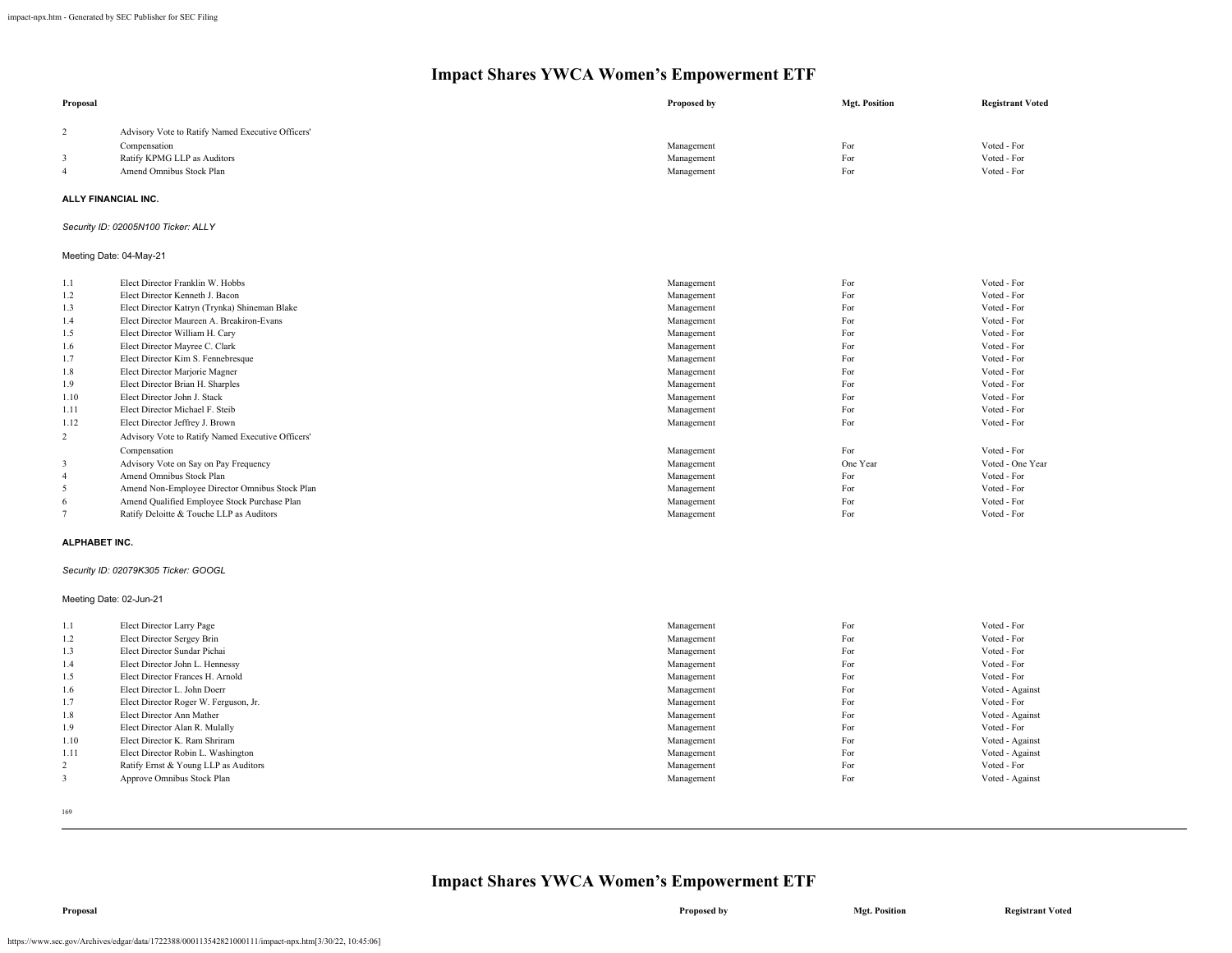# Impact Shares YWCA Women's Empowerment ETF

| Proposal | | Proposed by | Mgt. Position | Registrant Voted |
|---|---|---|---|---|
| 2 | Advisory Vote to Ratify Named Executive Officers' Compensation | Management | For | Voted - For |
| 3 | Ratify KPMG LLP as Auditors | Management | For | Voted - For |
| 4 | Amend Omnibus Stock Plan | Management | For | Voted - For |

**ALLY FINANCIAL INC.**

*Security ID: 02005N100 Ticker: ALLY*

Meeting Date: 04-May-21

| Proposal | | Proposed by | Mgt. Position | Registrant Voted |
|---|---|---|---|---|
| 1.1 | Elect Director Franklin W. Hobbs | Management | For | Voted - For |
| 1.2 | Elect Director Kenneth J. Bacon | Management | For | Voted - For |
| 1.3 | Elect Director Katryn (Trynka) Shineman Blake | Management | For | Voted - For |
| 1.4 | Elect Director Maureen A. Breakiron-Evans | Management | For | Voted - For |
| 1.5 | Elect Director William H. Cary | Management | For | Voted - For |
| 1.6 | Elect Director Mayree C. Clark | Management | For | Voted - For |
| 1.7 | Elect Director Kim S. Fennebresque | Management | For | Voted - For |
| 1.8 | Elect Director Marjorie Magner | Management | For | Voted - For |
| 1.9 | Elect Director Brian H. Sharples | Management | For | Voted - For |
| 1.10 | Elect Director John J. Stack | Management | For | Voted - For |
| 1.11 | Elect Director Michael F. Steib | Management | For | Voted - For |
| 1.12 | Elect Director Jeffrey J. Brown | Management | For | Voted - For |
| 2 | Advisory Vote to Ratify Named Executive Officers' Compensation | Management | For | Voted - For |
| 3 | Advisory Vote on Say on Pay Frequency | Management | One Year | Voted - One Year |
| 4 | Amend Omnibus Stock Plan | Management | For | Voted - For |
| 5 | Amend Non-Employee Director Omnibus Stock Plan | Management | For | Voted - For |
| 6 | Amend Qualified Employee Stock Purchase Plan | Management | For | Voted - For |
| 7 | Ratify Deloitte & Touche LLP as Auditors | Management | For | Voted - For |

**ALPHABET INC.**

*Security ID: 02079K305 Ticker: GOOGL*

Meeting Date: 02-Jun-21

| Proposal | | Proposed by | Mgt. Position | Registrant Voted |
|---|---|---|---|---|
| 1.1 | Elect Director Larry Page | Management | For | Voted - For |
| 1.2 | Elect Director Sergey Brin | Management | For | Voted - For |
| 1.3 | Elect Director Sundar Pichai | Management | For | Voted - For |
| 1.4 | Elect Director John L. Hennessy | Management | For | Voted - For |
| 1.5 | Elect Director Frances H. Arnold | Management | For | Voted - For |
| 1.6 | Elect Director L. John Doerr | Management | For | Voted - Against |
| 1.7 | Elect Director Roger W. Ferguson, Jr. | Management | For | Voted - For |
| 1.8 | Elect Director Ann Mather | Management | For | Voted - Against |
| 1.9 | Elect Director Alan R. Mulally | Management | For | Voted - For |
| 1.10 | Elect Director K. Ram Shriram | Management | For | Voted - Against |
| 1.11 | Elect Director Robin L. Washington | Management | For | Voted - Against |
| 2 | Ratify Ernst & Young LLP as Auditors | Management | For | Voted - For |
| 3 | Approve Omnibus Stock Plan | Management | For | Voted - Against |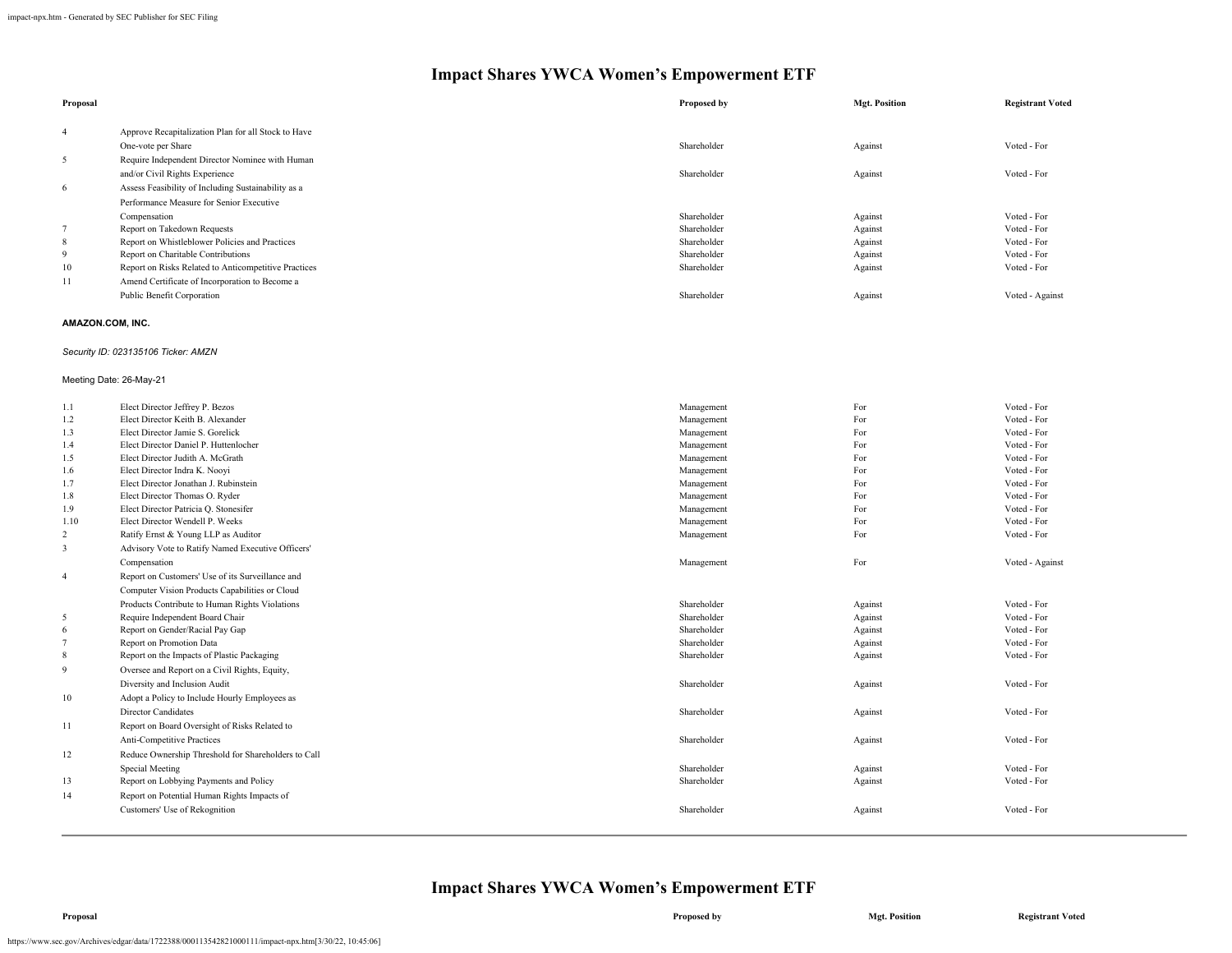## Impact Shares YWCA Women's Empowerment ETF

| Proposal | | Proposed by | Mgt. Position | Registrant Voted |
|---|---|---|---|---|
| 4 | Approve Recapitalization Plan for all Stock to Have One-vote per Share | Shareholder | Against | Voted - For |
| 5 | Require Independent Director Nominee with Human and/or Civil Rights Experience | Shareholder | Against | Voted - For |
| 6 | Assess Feasibility of Including Sustainability as a Performance Measure for Senior Executive Compensation | Shareholder | Against | Voted - For |
| 7 | Report on Takedown Requests | Shareholder | Against | Voted - For |
| 8 | Report on Whistleblower Policies and Practices | Shareholder | Against | Voted - For |
| 9 | Report on Charitable Contributions | Shareholder | Against | Voted - For |
| 10 | Report on Risks Related to Anticompetitive Practices | Shareholder | Against | Voted - For |
| 11 | Amend Certificate of Incorporation to Become a Public Benefit Corporation | Shareholder | Against | Voted - Against |

**AMAZON.COM, INC.**

*Security ID: 023135106 Ticker: AMZN*

Meeting Date: 26-May-21

| Proposal | | Proposed by | Mgt. Position | Registrant Voted |
|---|---|---|---|---|
| 1.1 | Elect Director Jeffrey P. Bezos | Management | For | Voted - For |
| 1.2 | Elect Director Keith B. Alexander | Management | For | Voted - For |
| 1.3 | Elect Director Jamie S. Gorelick | Management | For | Voted - For |
| 1.4 | Elect Director Daniel P. Huttenlocher | Management | For | Voted - For |
| 1.5 | Elect Director Judith A. McGrath | Management | For | Voted - For |
| 1.6 | Elect Director Indra K. Nooyi | Management | For | Voted - For |
| 1.7 | Elect Director Jonathan J. Rubinstein | Management | For | Voted - For |
| 1.8 | Elect Director Thomas O. Ryder | Management | For | Voted - For |
| 1.9 | Elect Director Patricia Q. Stonesifer | Management | For | Voted - For |
| 1.10 | Elect Director Wendell P. Weeks | Management | For | Voted - For |
| 2 | Ratify Ernst & Young LLP as Auditor | Management | For | Voted - For |
| 3 | Advisory Vote to Ratify Named Executive Officers' Compensation | Management | For | Voted - Against |
| 4 | Report on Customers' Use of its Surveillance and Computer Vision Products Capabilities or Cloud Products Contribute to Human Rights Violations | Shareholder | Against | Voted - For |
| 5 | Require Independent Board Chair | Shareholder | Against | Voted - For |
| 6 | Report on Gender/Racial Pay Gap | Shareholder | Against | Voted - For |
| 7 | Report on Promotion Data | Shareholder | Against | Voted - For |
| 8 | Report on the Impacts of Plastic Packaging | Shareholder | Against | Voted - For |
| 9 | Oversee and Report on a Civil Rights, Equity, Diversity and Inclusion Audit | Shareholder | Against | Voted - For |
| 10 | Adopt a Policy to Include Hourly Employees as Director Candidates | Shareholder | Against | Voted - For |
| 11 | Report on Board Oversight of Risks Related to Anti-Competitive Practices | Shareholder | Against | Voted - For |
| 12 | Reduce Ownership Threshold for Shareholders to Call Special Meeting | Shareholder | Against | Voted - For |
| 13 | Report on Lobbying Payments and Policy | Shareholder | Against | Voted - For |
| 14 | Report on Potential Human Rights Impacts of Customers' Use of Rekognition | Shareholder | Against | Voted - For |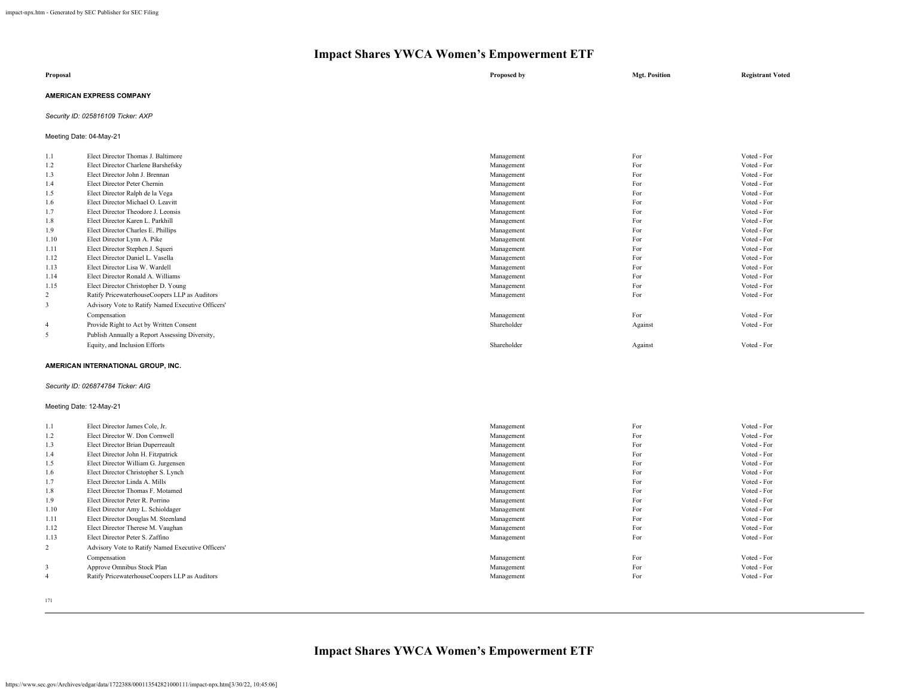# Impact Shares YWCA Women's Empowerment ETF

| Proposal | | Proposed by | Mgt. Position | Registrant Voted |
|---|---|---|---|---|

**AMERICAN EXPRESS COMPANY**

*Security ID: 025816109 Ticker: AXP*

Meeting Date: 04-May-21

| | | Proposed by | Mgt. Position | Registrant Voted |
|---|---|---|---|---|
| 1.1 | Elect Director Thomas J. Baltimore | Management | For | Voted - For |
| 1.2 | Elect Director Charlene Barshefsky | Management | For | Voted - For |
| 1.3 | Elect Director John J. Brennan | Management | For | Voted - For |
| 1.4 | Elect Director Peter Chernin | Management | For | Voted - For |
| 1.5 | Elect Director Ralph de la Vega | Management | For | Voted - For |
| 1.6 | Elect Director Michael O. Leavitt | Management | For | Voted - For |
| 1.7 | Elect Director Theodore J. Leonsis | Management | For | Voted - For |
| 1.8 | Elect Director Karen L. Parkhill | Management | For | Voted - For |
| 1.9 | Elect Director Charles E. Phillips | Management | For | Voted - For |
| 1.10 | Elect Director Lynn A. Pike | Management | For | Voted - For |
| 1.11 | Elect Director Stephen J. Squeri | Management | For | Voted - For |
| 1.12 | Elect Director Daniel L. Vasella | Management | For | Voted - For |
| 1.13 | Elect Director Lisa W. Wardell | Management | For | Voted - For |
| 1.14 | Elect Director Ronald A. Williams | Management | For | Voted - For |
| 1.15 | Elect Director Christopher D. Young | Management | For | Voted - For |
| 2 | Ratify PricewaterhouseCoopers LLP as Auditors | Management | For | Voted - For |
| 3 | Advisory Vote to Ratify Named Executive Officers' Compensation | Management | For | Voted - For |
| 4 | Provide Right to Act by Written Consent | Shareholder | Against | Voted - For |
| 5 | Publish Annually a Report Assessing Diversity, Equity, and Inclusion Efforts | Shareholder | Against | Voted - For |

**AMERICAN INTERNATIONAL GROUP, INC.**

*Security ID: 026874784 Ticker: AIG*

Meeting Date: 12-May-21

| | | Proposed by | Mgt. Position | Registrant Voted |
|---|---|---|---|---|
| 1.1 | Elect Director James Cole, Jr. | Management | For | Voted - For |
| 1.2 | Elect Director W. Don Cornwell | Management | For | Voted - For |
| 1.3 | Elect Director Brian Duperreault | Management | For | Voted - For |
| 1.4 | Elect Director John H. Fitzpatrick | Management | For | Voted - For |
| 1.5 | Elect Director William G. Jurgensen | Management | For | Voted - For |
| 1.6 | Elect Director Christopher S. Lynch | Management | For | Voted - For |
| 1.7 | Elect Director Linda A. Mills | Management | For | Voted - For |
| 1.8 | Elect Director Thomas F. Motamed | Management | For | Voted - For |
| 1.9 | Elect Director Peter R. Porrino | Management | For | Voted - For |
| 1.10 | Elect Director Amy L. Schioldager | Management | For | Voted - For |
| 1.11 | Elect Director Douglas M. Steenland | Management | For | Voted - For |
| 1.12 | Elect Director Therese M. Vaughan | Management | For | Voted - For |
| 1.13 | Elect Director Peter S. Zaffino | Management | For | Voted - For |
| 2 | Advisory Vote to Ratify Named Executive Officers' Compensation | Management | For | Voted - For |
| 3 | Approve Omnibus Stock Plan | Management | For | Voted - For |
| 4 | Ratify PricewaterhouseCoopers LLP as Auditors | Management | For | Voted - For |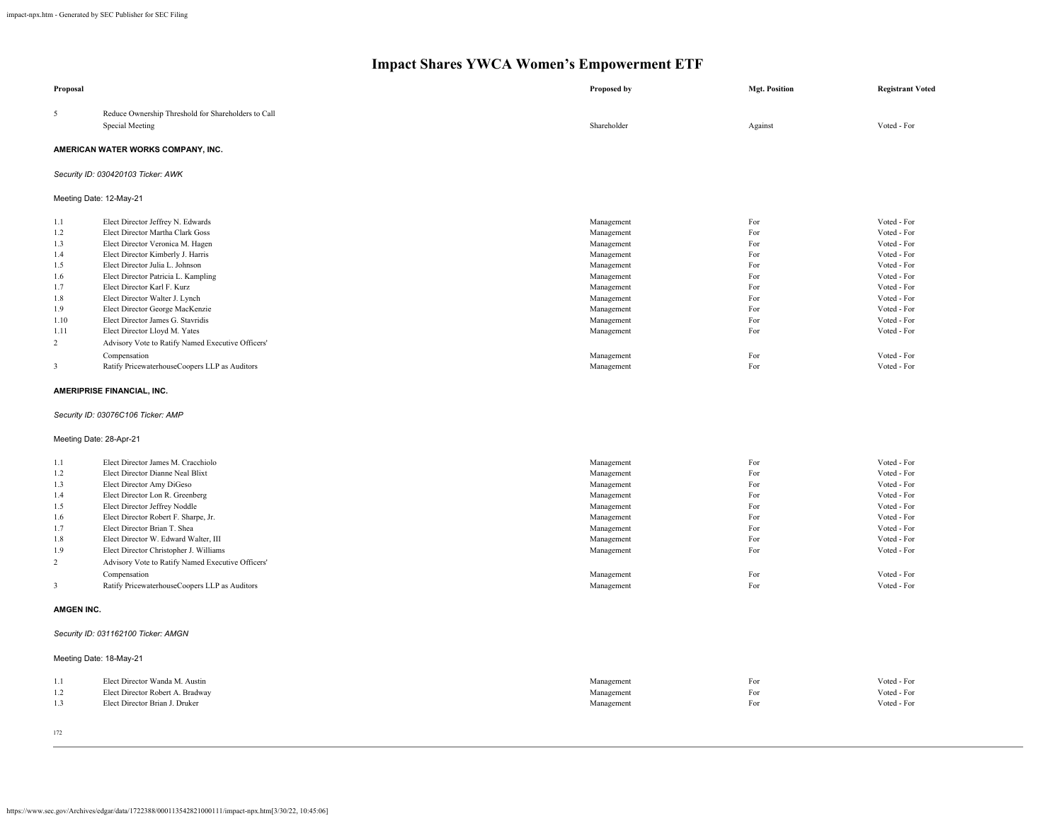# Impact Shares YWCA Women's Empowerment ETF

| Proposal | | Proposed by | Mgt. Position | Registrant Voted |
|---|---|---|---|---|
| 5 | Reduce Ownership Threshold for Shareholders to Call Special Meeting | Shareholder | Against | Voted - For |

**AMERICAN WATER WORKS COMPANY, INC.**

*Security ID: 030420103 Ticker: AWK*

Meeting Date: 12-May-21

| Proposal | | Proposed by | Mgt. Position | Registrant Voted |
|---|---|---|---|---|
| 1.1 | Elect Director Jeffrey N. Edwards | Management | For | Voted - For |
| 1.2 | Elect Director Martha Clark Goss | Management | For | Voted - For |
| 1.3 | Elect Director Veronica M. Hagen | Management | For | Voted - For |
| 1.4 | Elect Director Kimberly J. Harris | Management | For | Voted - For |
| 1.5 | Elect Director Julia L. Johnson | Management | For | Voted - For |
| 1.6 | Elect Director Patricia L. Kampling | Management | For | Voted - For |
| 1.7 | Elect Director Karl F. Kurz | Management | For | Voted - For |
| 1.8 | Elect Director Walter J. Lynch | Management | For | Voted - For |
| 1.9 | Elect Director George MacKenzie | Management | For | Voted - For |
| 1.10 | Elect Director James G. Stavridis | Management | For | Voted - For |
| 1.11 | Elect Director Lloyd M. Yates | Management | For | Voted - For |
| 2 | Advisory Vote to Ratify Named Executive Officers' Compensation | Management | For | Voted - For |
| 3 | Ratify PricewaterhouseCoopers LLP as Auditors | Management | For | Voted - For |

**AMERIPRISE FINANCIAL, INC.**

*Security ID: 03076C106 Ticker: AMP*

Meeting Date: 28-Apr-21

| Proposal | | Proposed by | Mgt. Position | Registrant Voted |
|---|---|---|---|---|
| 1.1 | Elect Director James M. Cracchiolo | Management | For | Voted - For |
| 1.2 | Elect Director Dianne Neal Blixt | Management | For | Voted - For |
| 1.3 | Elect Director Amy DiGeso | Management | For | Voted - For |
| 1.4 | Elect Director Lon R. Greenberg | Management | For | Voted - For |
| 1.5 | Elect Director Jeffrey Noddle | Management | For | Voted - For |
| 1.6 | Elect Director Robert F. Sharpe, Jr. | Management | For | Voted - For |
| 1.7 | Elect Director Brian T. Shea | Management | For | Voted - For |
| 1.8 | Elect Director W. Edward Walter, III | Management | For | Voted - For |
| 1.9 | Elect Director Christopher J. Williams | Management | For | Voted - For |
| 2 | Advisory Vote to Ratify Named Executive Officers' Compensation | Management | For | Voted - For |
| 3 | Ratify PricewaterhouseCoopers LLP as Auditors | Management | For | Voted - For |

**AMGEN INC.**

*Security ID: 031162100 Ticker: AMGN*

Meeting Date: 18-May-21

| Proposal | | Proposed by | Mgt. Position | Registrant Voted |
|---|---|---|---|---|
| 1.1 | Elect Director Wanda M. Austin | Management | For | Voted - For |
| 1.2 | Elect Director Robert A. Bradway | Management | For | Voted - For |
| 1.3 | Elect Director Brian J. Druker | Management | For | Voted - For |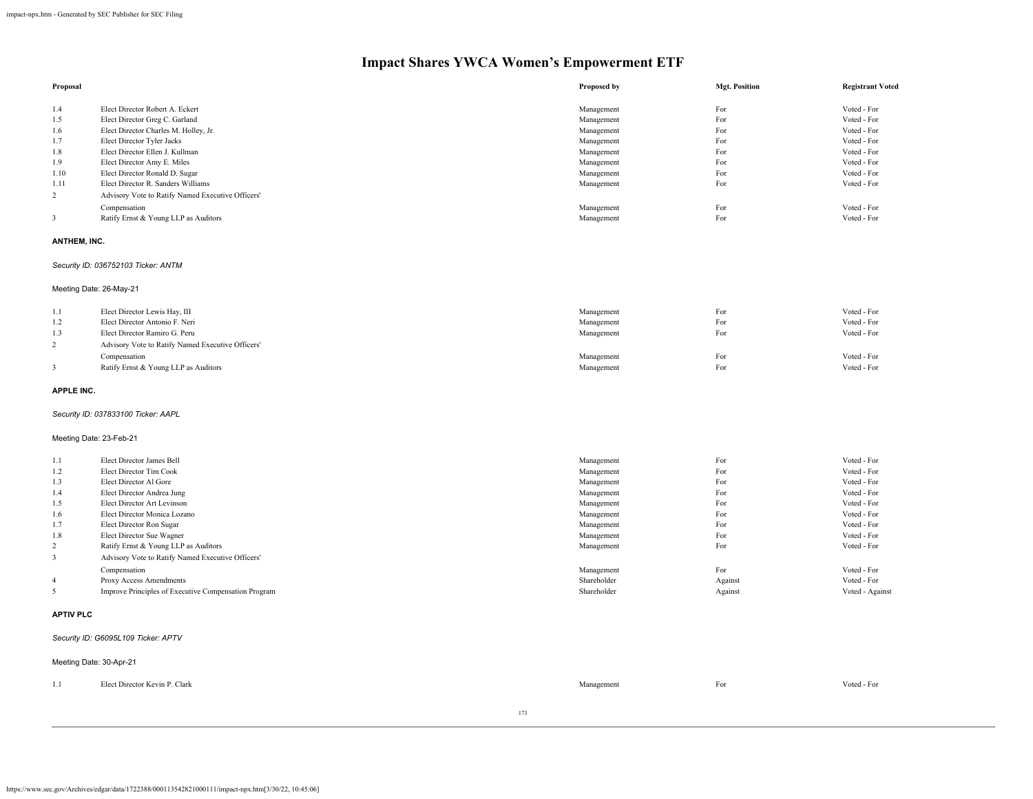# Impact Shares YWCA Women's Empowerment ETF

| Proposal | | Proposed by | Mgt. Position | Registrant Voted |
|---|---|---|---|---|
| 1.4 | Elect Director Robert A. Eckert | Management | For | Voted - For |
| 1.5 | Elect Director Greg C. Garland | Management | For | Voted - For |
| 1.6 | Elect Director Charles M. Holley, Jr. | Management | For | Voted - For |
| 1.7 | Elect Director Tyler Jacks | Management | For | Voted - For |
| 1.8 | Elect Director Ellen J. Kullman | Management | For | Voted - For |
| 1.9 | Elect Director Amy E. Miles | Management | For | Voted - For |
| 1.10 | Elect Director Ronald D. Sugar | Management | For | Voted - For |
| 1.11 | Elect Director R. Sanders Williams | Management | For | Voted - For |
| 2 | Advisory Vote to Ratify Named Executive Officers' Compensation | Management | For | Voted - For |
| 3 | Ratify Ernst & Young LLP as Auditors | Management | For | Voted - For |

**ANTHEM, INC.**

*Security ID: 036752103 Ticker: ANTM*

Meeting Date: 26-May-21

| Proposal | | Proposed by | Mgt. Position | Registrant Voted |
|---|---|---|---|---|
| 1.1 | Elect Director Lewis Hay, III | Management | For | Voted - For |
| 1.2 | Elect Director Antonio F. Neri | Management | For | Voted - For |
| 1.3 | Elect Director Ramiro G. Peru | Management | For | Voted - For |
| 2 | Advisory Vote to Ratify Named Executive Officers' Compensation | Management | For | Voted - For |
| 3 | Ratify Ernst & Young LLP as Auditors | Management | For | Voted - For |

**APPLE INC.**

*Security ID: 037833100 Ticker: AAPL*

Meeting Date: 23-Feb-21

| Proposal | | Proposed by | Mgt. Position | Registrant Voted |
|---|---|---|---|---|
| 1.1 | Elect Director James Bell | Management | For | Voted - For |
| 1.2 | Elect Director Tim Cook | Management | For | Voted - For |
| 1.3 | Elect Director Al Gore | Management | For | Voted - For |
| 1.4 | Elect Director Andrea Jung | Management | For | Voted - For |
| 1.5 | Elect Director Art Levinson | Management | For | Voted - For |
| 1.6 | Elect Director Monica Lozano | Management | For | Voted - For |
| 1.7 | Elect Director Ron Sugar | Management | For | Voted - For |
| 1.8 | Elect Director Sue Wagner | Management | For | Voted - For |
| 2 | Ratify Ernst & Young LLP as Auditors | Management | For | Voted - For |
| 3 | Advisory Vote to Ratify Named Executive Officers' Compensation | Management | For | Voted - For |
| 4 | Proxy Access Amendments | Shareholder | Against | Voted - For |
| 5 | Improve Principles of Executive Compensation Program | Shareholder | Against | Voted - Against |

**APTIV PLC**

*Security ID: G6095L109 Ticker: APTV*

Meeting Date: 30-Apr-21

| Proposal | | Proposed by | Mgt. Position | Registrant Voted |
|---|---|---|---|---|
| 1.1 | Elect Director Kevin P. Clark | Management | For | Voted - For |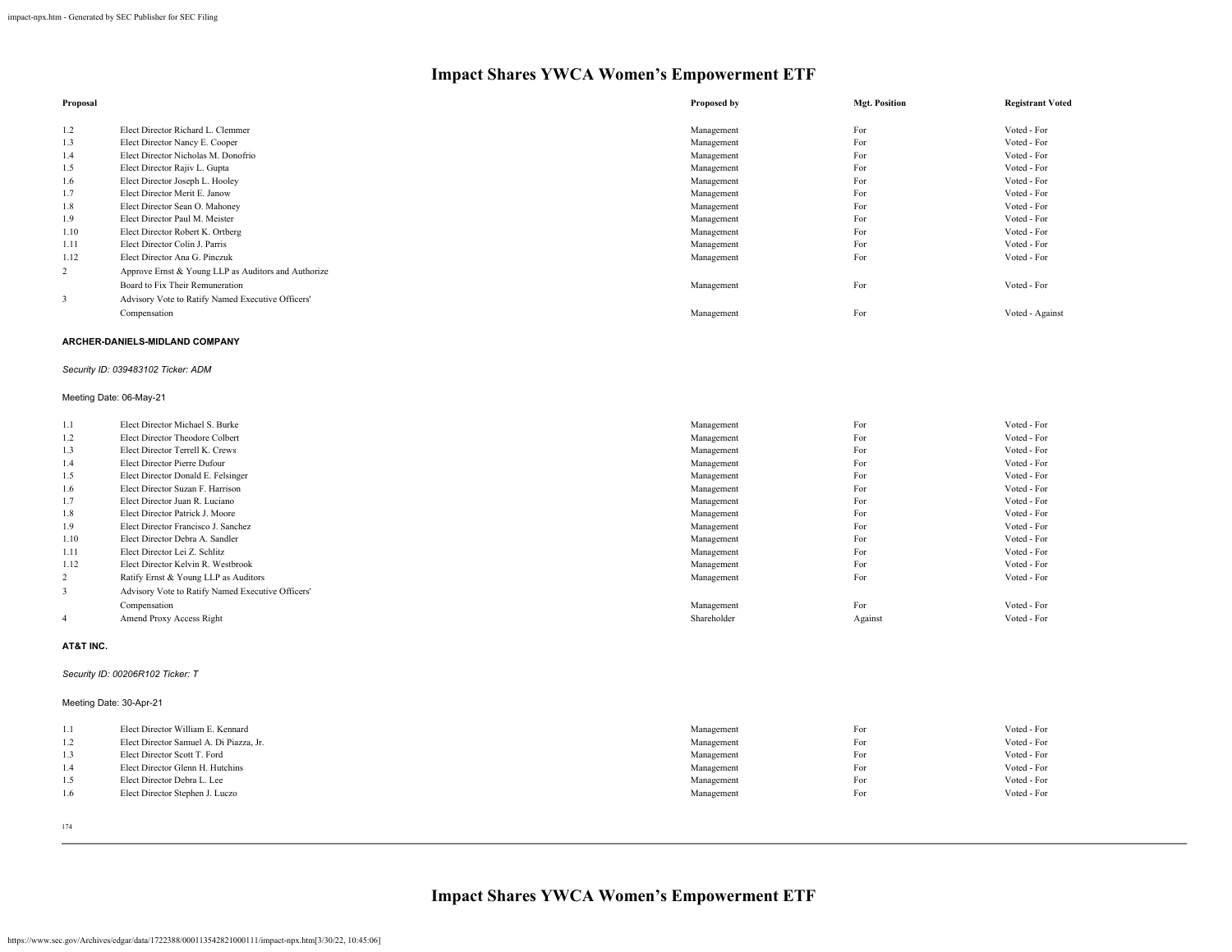# Impact Shares YWCA Women's Empowerment ETF

| Proposal | | Proposed by | Mgt. Position | Registrant Voted |
|---|---|---|---|---|
| 1.2 | Elect Director Richard L. Clemmer | Management | For | Voted - For |
| 1.3 | Elect Director Nancy E. Cooper | Management | For | Voted - For |
| 1.4 | Elect Director Nicholas M. Donofrio | Management | For | Voted - For |
| 1.5 | Elect Director Rajiv L. Gupta | Management | For | Voted - For |
| 1.6 | Elect Director Joseph L. Hooley | Management | For | Voted - For |
| 1.7 | Elect Director Merit E. Janow | Management | For | Voted - For |
| 1.8 | Elect Director Sean O. Mahoney | Management | For | Voted - For |
| 1.9 | Elect Director Paul M. Meister | Management | For | Voted - For |
| 1.10 | Elect Director Robert K. Ortberg | Management | For | Voted - For |
| 1.11 | Elect Director Colin J. Parris | Management | For | Voted - For |
| 1.12 | Elect Director Ana G. Pinczuk | Management | For | Voted - For |
| 2 | Approve Ernst & Young LLP as Auditors and Authorize Board to Fix Their Remuneration | Management | For | Voted - For |
| 3 | Advisory Vote to Ratify Named Executive Officers' Compensation | Management | For | Voted - Against |

**ARCHER-DANIELS-MIDLAND COMPANY**

*Security ID: 039483102 Ticker: ADM*

Meeting Date: 06-May-21

| Proposal | | Proposed by | Mgt. Position | Registrant Voted |
|---|---|---|---|---|
| 1.1 | Elect Director Michael S. Burke | Management | For | Voted - For |
| 1.2 | Elect Director Theodore Colbert | Management | For | Voted - For |
| 1.3 | Elect Director Terrell K. Crews | Management | For | Voted - For |
| 1.4 | Elect Director Pierre Dufour | Management | For | Voted - For |
| 1.5 | Elect Director Donald E. Felsinger | Management | For | Voted - For |
| 1.6 | Elect Director Suzan F. Harrison | Management | For | Voted - For |
| 1.7 | Elect Director Juan R. Luciano | Management | For | Voted - For |
| 1.8 | Elect Director Patrick J. Moore | Management | For | Voted - For |
| 1.9 | Elect Director Francisco J. Sanchez | Management | For | Voted - For |
| 1.10 | Elect Director Debra A. Sandler | Management | For | Voted - For |
| 1.11 | Elect Director Lei Z. Schlitz | Management | For | Voted - For |
| 1.12 | Elect Director Kelvin R. Westbrook | Management | For | Voted - For |
| 2 | Ratify Ernst & Young LLP as Auditors | Management | For | Voted - For |
| 3 | Advisory Vote to Ratify Named Executive Officers' Compensation | Management | For | Voted - For |
| 4 | Amend Proxy Access Right | Shareholder | Against | Voted - For |

**AT&T INC.**

*Security ID: 00206R102 Ticker: T*

Meeting Date: 30-Apr-21

| Proposal | | Proposed by | Mgt. Position | Registrant Voted |
|---|---|---|---|---|
| 1.1 | Elect Director William E. Kennard | Management | For | Voted - For |
| 1.2 | Elect Director Samuel A. Di Piazza, Jr. | Management | For | Voted - For |
| 1.3 | Elect Director Scott T. Ford | Management | For | Voted - For |
| 1.4 | Elect Director Glenn H. Hutchins | Management | For | Voted - For |
| 1.5 | Elect Director Debra L. Lee | Management | For | Voted - For |
| 1.6 | Elect Director Stephen J. Luczo | Management | For | Voted - For |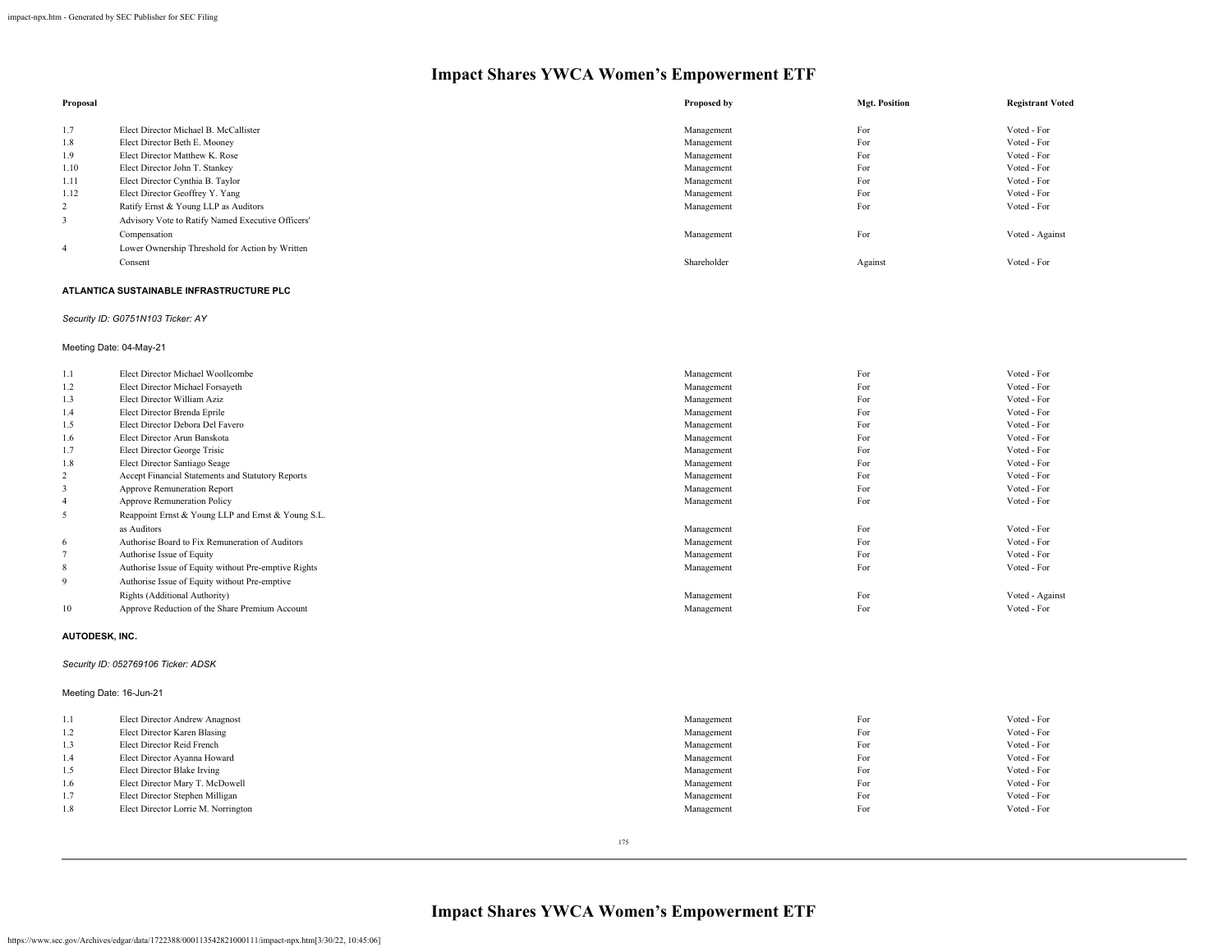# Impact Shares YWCA Women's Empowerment ETF

| Proposal | | Proposed by | Mgt. Position | Registrant Voted |
|---|---|---|---|---|
| 1.7 | Elect Director Michael B. McCallister | Management | For | Voted - For |
| 1.8 | Elect Director Beth E. Mooney | Management | For | Voted - For |
| 1.9 | Elect Director Matthew K. Rose | Management | For | Voted - For |
| 1.10 | Elect Director John T. Stankey | Management | For | Voted - For |
| 1.11 | Elect Director Cynthia B. Taylor | Management | For | Voted - For |
| 1.12 | Elect Director Geoffrey Y. Yang | Management | For | Voted - For |
| 2 | Ratify Ernst & Young LLP as Auditors | Management | For | Voted - For |
| 3 | Advisory Vote to Ratify Named Executive Officers' Compensation | Management | For | Voted - Against |
| 4 | Lower Ownership Threshold for Action by Written Consent | Shareholder | Against | Voted - For |

**ATLANTICA SUSTAINABLE INFRASTRUCTURE PLC**

*Security ID: G0751N103 Ticker: AY*

Meeting Date: 04-May-21

| Proposal | | Proposed by | Mgt. Position | Registrant Voted |
|---|---|---|---|---|
| 1.1 | Elect Director Michael Woollcombe | Management | For | Voted - For |
| 1.2 | Elect Director Michael Forsayeth | Management | For | Voted - For |
| 1.3 | Elect Director William Aziz | Management | For | Voted - For |
| 1.4 | Elect Director Brenda Eprile | Management | For | Voted - For |
| 1.5 | Elect Director Debora Del Favero | Management | For | Voted - For |
| 1.6 | Elect Director Arun Banskota | Management | For | Voted - For |
| 1.7 | Elect Director George Trisic | Management | For | Voted - For |
| 1.8 | Elect Director Santiago Seage | Management | For | Voted - For |
| 2 | Accept Financial Statements and Statutory Reports | Management | For | Voted - For |
| 3 | Approve Remuneration Report | Management | For | Voted - For |
| 4 | Approve Remuneration Policy | Management | For | Voted - For |
| 5 | Reappoint Ernst & Young LLP and Ernst & Young S.L. as Auditors | Management | For | Voted - For |
| 6 | Authorise Board to Fix Remuneration of Auditors | Management | For | Voted - For |
| 7 | Authorise Issue of Equity | Management | For | Voted - For |
| 8 | Authorise Issue of Equity without Pre-emptive Rights | Management | For | Voted - For |
| 9 | Authorise Issue of Equity without Pre-emptive Rights (Additional Authority) | Management | For | Voted - Against |
| 10 | Approve Reduction of the Share Premium Account | Management | For | Voted - For |

**AUTODESK, INC.**

*Security ID: 052769106 Ticker: ADSK*

Meeting Date: 16-Jun-21

| Proposal | | Proposed by | Mgt. Position | Registrant Voted |
|---|---|---|---|---|
| 1.1 | Elect Director Andrew Anagnost | Management | For | Voted - For |
| 1.2 | Elect Director Karen Blasing | Management | For | Voted - For |
| 1.3 | Elect Director Reid French | Management | For | Voted - For |
| 1.4 | Elect Director Ayanna Howard | Management | For | Voted - For |
| 1.5 | Elect Director Blake Irving | Management | For | Voted - For |
| 1.6 | Elect Director Mary T. McDowell | Management | For | Voted - For |
| 1.7 | Elect Director Stephen Milligan | Management | For | Voted - For |
| 1.8 | Elect Director Lorrie M. Norrington | Management | For | Voted - For |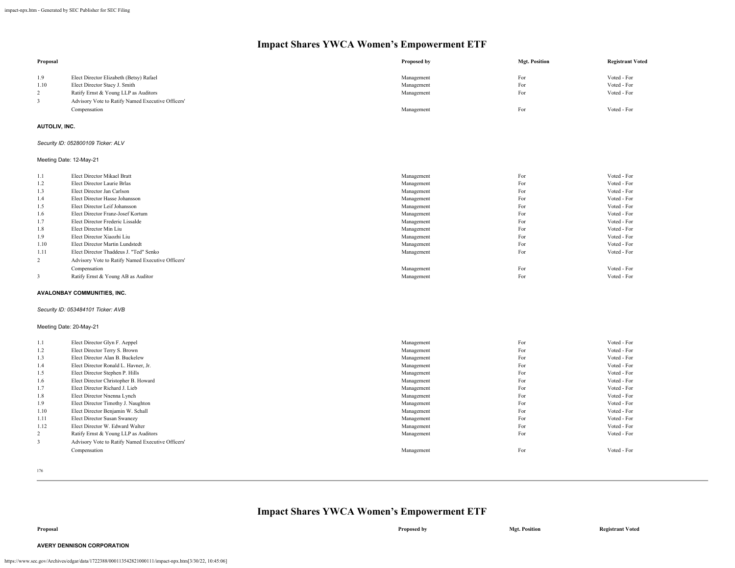# Impact Shares YWCA Women's Empowerment ETF

| Proposal | | Proposed by | Mgt. Position | Registrant Voted |
|---|---|---|---|---|
| 1.9 | Elect Director Elizabeth (Betsy) Rafael | Management | For | Voted - For |
| 1.10 | Elect Director Stacy J. Smith | Management | For | Voted - For |
| 2 | Ratify Ernst & Young LLP as Auditors | Management | For | Voted - For |
| 3 | Advisory Vote to Ratify Named Executive Officers' Compensation | Management | For | Voted - For |

**AUTOLIV, INC.**

*Security ID: 052800109 Ticker: ALV*

Meeting Date: 12-May-21

| Proposal | | Proposed by | Mgt. Position | Registrant Voted |
|---|---|---|---|---|
| 1.1 | Elect Director Mikael Bratt | Management | For | Voted - For |
| 1.2 | Elect Director Laurie Brlas | Management | For | Voted - For |
| 1.3 | Elect Director Jan Carlson | Management | For | Voted - For |
| 1.4 | Elect Director Hasse Johansson | Management | For | Voted - For |
| 1.5 | Elect Director Leif Johansson | Management | For | Voted - For |
| 1.6 | Elect Director Franz-Josef Kortum | Management | For | Voted - For |
| 1.7 | Elect Director Frederic Lissalde | Management | For | Voted - For |
| 1.8 | Elect Director Min Liu | Management | For | Voted - For |
| 1.9 | Elect Director Xiaozhi Liu | Management | For | Voted - For |
| 1.10 | Elect Director Martin Lundstedt | Management | For | Voted - For |
| 1.11 | Elect Director Thaddeus J. "Ted" Senko | Management | For | Voted - For |
| 2 | Advisory Vote to Ratify Named Executive Officers' Compensation | Management | For | Voted - For |
| 3 | Ratify Ernst & Young AB as Auditor | Management | For | Voted - For |

**AVALONBAY COMMUNITIES, INC.**

*Security ID: 053484101 Ticker: AVB*

Meeting Date: 20-May-21

| Proposal | | Proposed by | Mgt. Position | Registrant Voted |
|---|---|---|---|---|
| 1.1 | Elect Director Glyn F. Aeppel | Management | For | Voted - For |
| 1.2 | Elect Director Terry S. Brown | Management | For | Voted - For |
| 1.3 | Elect Director Alan B. Buckelew | Management | For | Voted - For |
| 1.4 | Elect Director Ronald L. Havner, Jr. | Management | For | Voted - For |
| 1.5 | Elect Director Stephen P. Hills | Management | For | Voted - For |
| 1.6 | Elect Director Christopher B. Howard | Management | For | Voted - For |
| 1.7 | Elect Director Richard J. Lieb | Management | For | Voted - For |
| 1.8 | Elect Director Nnenna Lynch | Management | For | Voted - For |
| 1.9 | Elect Director Timothy J. Naughton | Management | For | Voted - For |
| 1.10 | Elect Director Benjamin W. Schall | Management | For | Voted - For |
| 1.11 | Elect Director Susan Swanezy | Management | For | Voted - For |
| 1.12 | Elect Director W. Edward Walter | Management | For | Voted - For |
| 2 | Ratify Ernst & Young LLP as Auditors | Management | For | Voted - For |
| 3 | Advisory Vote to Ratify Named Executive Officers' Compensation | Management | For | Voted - For |

# Impact Shares YWCA Women's Empowerment ETF

| Proposal | | Proposed by | Mgt. Position | Registrant Voted |
|---|---|---|---|---|

**AVERY DENNISON CORPORATION**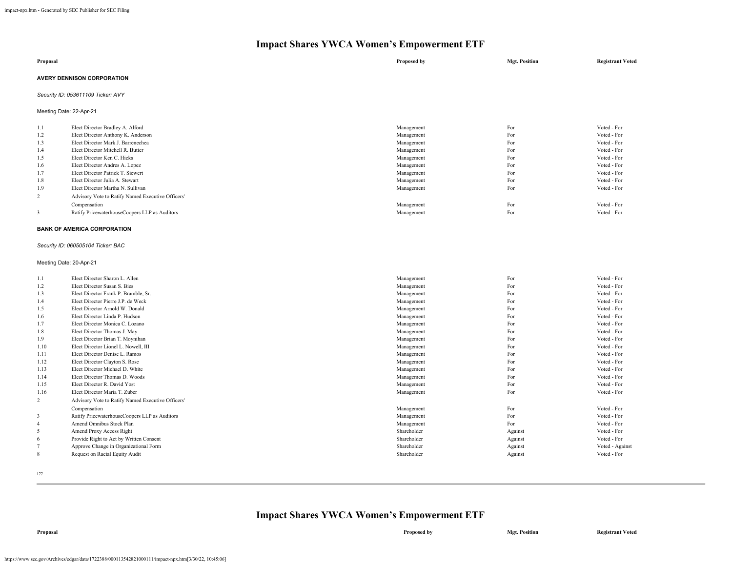# Impact Shares YWCA Women's Empowerment ETF

| Proposal | | Proposed by | Mgt. Position | Registrant Voted |
|---|---|---|---|---|

**AVERY DENNISON CORPORATION**

*Security ID: 053611109 Ticker: AVY*

Meeting Date: 22-Apr-21

| | Proposal | Proposed by | Mgt. Position | Registrant Voted |
|---|---|---|---|---|
| 1.1 | Elect Director Bradley A. Alford | Management | For | Voted - For |
| 1.2 | Elect Director Anthony K. Anderson | Management | For | Voted - For |
| 1.3 | Elect Director Mark J. Barrenechea | Management | For | Voted - For |
| 1.4 | Elect Director Mitchell R. Butier | Management | For | Voted - For |
| 1.5 | Elect Director Ken C. Hicks | Management | For | Voted - For |
| 1.6 | Elect Director Andres A. Lopez | Management | For | Voted - For |
| 1.7 | Elect Director Patrick T. Siewert | Management | For | Voted - For |
| 1.8 | Elect Director Julia A. Stewart | Management | For | Voted - For |
| 1.9 | Elect Director Martha N. Sullivan | Management | For | Voted - For |
| 2 | Advisory Vote to Ratify Named Executive Officers' Compensation | Management | For | Voted - For |
| 3 | Ratify PricewaterhouseCoopers LLP as Auditors | Management | For | Voted - For |

**BANK OF AMERICA CORPORATION**

*Security ID: 060505104 Ticker: BAC*

Meeting Date: 20-Apr-21

| | Proposal | Proposed by | Mgt. Position | Registrant Voted |
|---|---|---|---|---|
| 1.1 | Elect Director Sharon L. Allen | Management | For | Voted - For |
| 1.2 | Elect Director Susan S. Bies | Management | For | Voted - For |
| 1.3 | Elect Director Frank P. Bramble, Sr. | Management | For | Voted - For |
| 1.4 | Elect Director Pierre J.P. de Weck | Management | For | Voted - For |
| 1.5 | Elect Director Arnold W. Donald | Management | For | Voted - For |
| 1.6 | Elect Director Linda P. Hudson | Management | For | Voted - For |
| 1.7 | Elect Director Monica C. Lozano | Management | For | Voted - For |
| 1.8 | Elect Director Thomas J. May | Management | For | Voted - For |
| 1.9 | Elect Director Brian T. Moynihan | Management | For | Voted - For |
| 1.10 | Elect Director Lionel L. Nowell, III | Management | For | Voted - For |
| 1.11 | Elect Director Denise L. Ramos | Management | For | Voted - For |
| 1.12 | Elect Director Clayton S. Rose | Management | For | Voted - For |
| 1.13 | Elect Director Michael D. White | Management | For | Voted - For |
| 1.14 | Elect Director Thomas D. Woods | Management | For | Voted - For |
| 1.15 | Elect Director R. David Yost | Management | For | Voted - For |
| 1.16 | Elect Director Maria T. Zuber | Management | For | Voted - For |
| 2 | Advisory Vote to Ratify Named Executive Officers' Compensation | Management | For | Voted - For |
| 3 | Ratify PricewaterhouseCoopers LLP as Auditors | Management | For | Voted - For |
| 4 | Amend Omnibus Stock Plan | Management | For | Voted - For |
| 5 | Amend Proxy Access Right | Shareholder | Against | Voted - For |
| 6 | Provide Right to Act by Written Consent | Shareholder | Against | Voted - For |
| 7 | Approve Change in Organizational Form | Shareholder | Against | Voted - Against |
| 8 | Request on Racial Equity Audit | Shareholder | Against | Voted - For |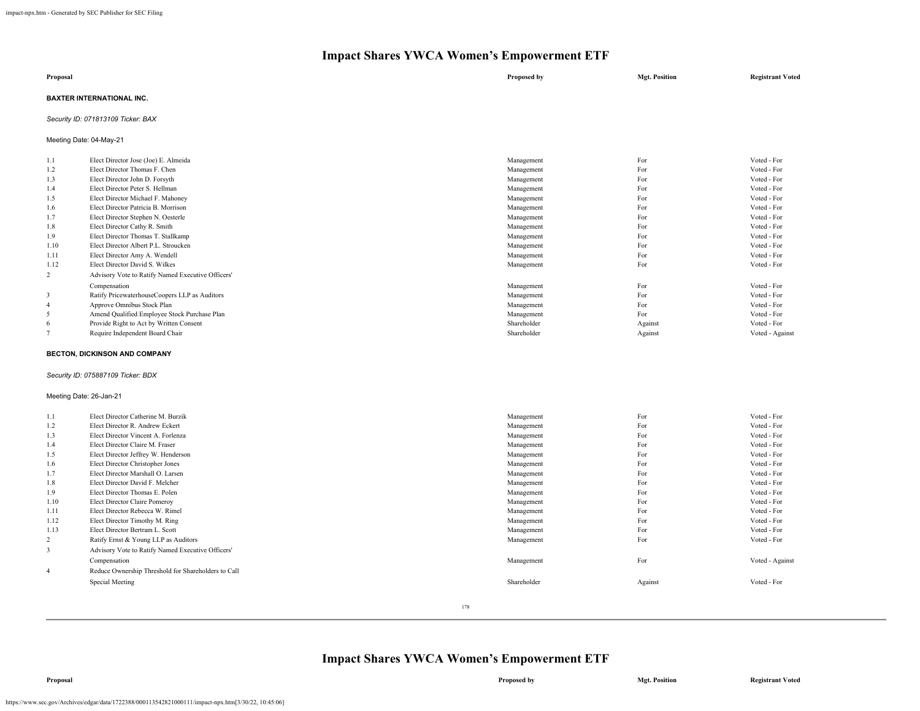# Impact Shares YWCA Women's Empowerment ETF

| Proposal | | Proposed by | Mgt. Position | Registrant Voted |
|---|---|---|---|---|

**BAXTER INTERNATIONAL INC.**

*Security ID: 071813109 Ticker: BAX*

Meeting Date: 04-May-21

| | | Proposed by | Mgt. Position | Registrant Voted |
|---|---|---|---|---|
| 1.1 | Elect Director Jose (Joe) E. Almeida | Management | For | Voted - For |
| 1.2 | Elect Director Thomas F. Chen | Management | For | Voted - For |
| 1.3 | Elect Director John D. Forsyth | Management | For | Voted - For |
| 1.4 | Elect Director Peter S. Hellman | Management | For | Voted - For |
| 1.5 | Elect Director Michael F. Mahoney | Management | For | Voted - For |
| 1.6 | Elect Director Patricia B. Morrison | Management | For | Voted - For |
| 1.7 | Elect Director Stephen N. Oesterle | Management | For | Voted - For |
| 1.8 | Elect Director Cathy R. Smith | Management | For | Voted - For |
| 1.9 | Elect Director Thomas T. Stallkamp | Management | For | Voted - For |
| 1.10 | Elect Director Albert P.L. Stroucken | Management | For | Voted - For |
| 1.11 | Elect Director Amy A. Wendell | Management | For | Voted - For |
| 1.12 | Elect Director David S. Wilkes | Management | For | Voted - For |
| 2 | Advisory Vote to Ratify Named Executive Officers' Compensation | Management | For | Voted - For |
| 3 | Ratify PricewaterhouseCoopers LLP as Auditors | Management | For | Voted - For |
| 4 | Approve Omnibus Stock Plan | Management | For | Voted - For |
| 5 | Amend Qualified Employee Stock Purchase Plan | Management | For | Voted - For |
| 6 | Provide Right to Act by Written Consent | Shareholder | Against | Voted - For |
| 7 | Require Independent Board Chair | Shareholder | Against | Voted - Against |

**BECTON, DICKINSON AND COMPANY**

*Security ID: 075887109 Ticker: BDX*

Meeting Date: 26-Jan-21

| | | Proposed by | Mgt. Position | Registrant Voted |
|---|---|---|---|---|
| 1.1 | Elect Director Catherine M. Burzik | Management | For | Voted - For |
| 1.2 | Elect Director R. Andrew Eckert | Management | For | Voted - For |
| 1.3 | Elect Director Vincent A. Forlenza | Management | For | Voted - For |
| 1.4 | Elect Director Claire M. Fraser | Management | For | Voted - For |
| 1.5 | Elect Director Jeffrey W. Henderson | Management | For | Voted - For |
| 1.6 | Elect Director Christopher Jones | Management | For | Voted - For |
| 1.7 | Elect Director Marshall O. Larsen | Management | For | Voted - For |
| 1.8 | Elect Director David F. Melcher | Management | For | Voted - For |
| 1.9 | Elect Director Thomas E. Polen | Management | For | Voted - For |
| 1.10 | Elect Director Claire Pomeroy | Management | For | Voted - For |
| 1.11 | Elect Director Rebecca W. Rimel | Management | For | Voted - For |
| 1.12 | Elect Director Timothy M. Ring | Management | For | Voted - For |
| 1.13 | Elect Director Bertram L. Scott | Management | For | Voted - For |
| 2 | Ratify Ernst & Young LLP as Auditors | Management | For | Voted - For |
| 3 | Advisory Vote to Ratify Named Executive Officers' Compensation | Management | For | Voted - Against |
| 4 | Reduce Ownership Threshold for Shareholders to Call Special Meeting | Shareholder | Against | Voted - For |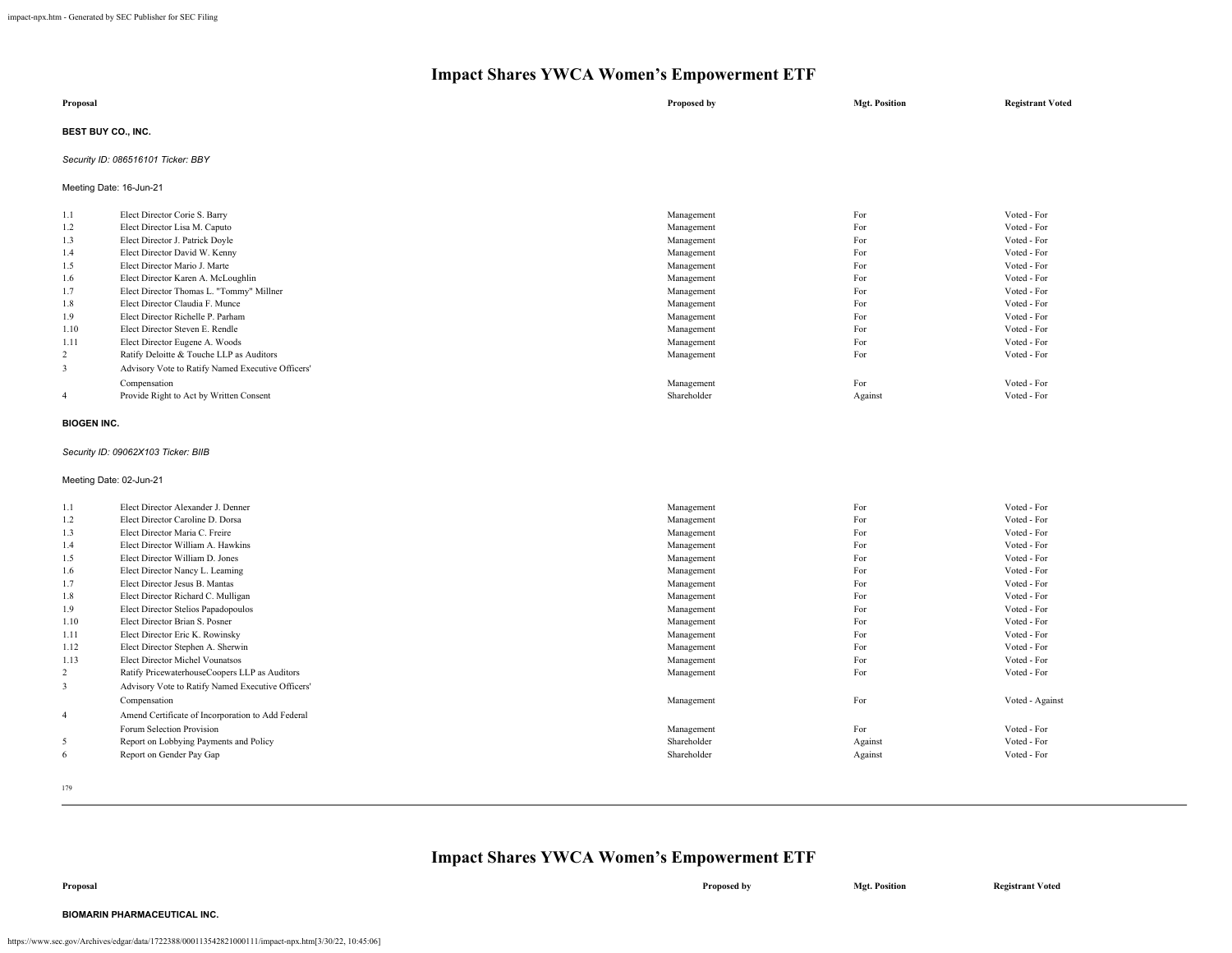# Impact Shares YWCA Women's Empowerment ETF

| Proposal | | Proposed by | Mgt. Position | Registrant Voted |
|---|---|---|---|---|

**BEST BUY CO., INC.**

*Security ID: 086516101 Ticker: BBY*

Meeting Date: 16-Jun-21

| | | | | |
|---|---|---|---|---|
| 1.1 | Elect Director Corie S. Barry | Management | For | Voted - For |
| 1.2 | Elect Director Lisa M. Caputo | Management | For | Voted - For |
| 1.3 | Elect Director J. Patrick Doyle | Management | For | Voted - For |
| 1.4 | Elect Director David W. Kenny | Management | For | Voted - For |
| 1.5 | Elect Director Mario J. Marte | Management | For | Voted - For |
| 1.6 | Elect Director Karen A. McLoughlin | Management | For | Voted - For |
| 1.7 | Elect Director Thomas L. "Tommy" Millner | Management | For | Voted - For |
| 1.8 | Elect Director Claudia F. Munce | Management | For | Voted - For |
| 1.9 | Elect Director Richelle P. Parham | Management | For | Voted - For |
| 1.10 | Elect Director Steven E. Rendle | Management | For | Voted - For |
| 1.11 | Elect Director Eugene A. Woods | Management | For | Voted - For |
| 2 | Ratify Deloitte & Touche LLP as Auditors | Management | For | Voted - For |
| 3 | Advisory Vote to Ratify Named Executive Officers' Compensation | Management | For | Voted - For |
| 4 | Provide Right to Act by Written Consent | Shareholder | Against | Voted - For |

**BIOGEN INC.**

*Security ID: 09062X103 Ticker: BIIB*

Meeting Date: 02-Jun-21

| | | | | |
|---|---|---|---|---|
| 1.1 | Elect Director Alexander J. Denner | Management | For | Voted - For |
| 1.2 | Elect Director Caroline D. Dorsa | Management | For | Voted - For |
| 1.3 | Elect Director Maria C. Freire | Management | For | Voted - For |
| 1.4 | Elect Director William A. Hawkins | Management | For | Voted - For |
| 1.5 | Elect Director William D. Jones | Management | For | Voted - For |
| 1.6 | Elect Director Nancy L. Leaming | Management | For | Voted - For |
| 1.7 | Elect Director Jesus B. Mantas | Management | For | Voted - For |
| 1.8 | Elect Director Richard C. Mulligan | Management | For | Voted - For |
| 1.9 | Elect Director Stelios Papadopoulos | Management | For | Voted - For |
| 1.10 | Elect Director Brian S. Posner | Management | For | Voted - For |
| 1.11 | Elect Director Eric K. Rowinsky | Management | For | Voted - For |
| 1.12 | Elect Director Stephen A. Sherwin | Management | For | Voted - For |
| 1.13 | Elect Director Michel Vounatsos | Management | For | Voted - For |
| 2 | Ratify PricewaterhouseCoopers LLP as Auditors | Management | For | Voted - For |
| 3 | Advisory Vote to Ratify Named Executive Officers' Compensation | Management | For | Voted - Against |
| 4 | Amend Certificate of Incorporation to Add Federal Forum Selection Provision | Management | For | Voted - For |
| 5 | Report on Lobbying Payments and Policy | Shareholder | Against | Voted - For |
| 6 | Report on Gender Pay Gap | Shareholder | Against | Voted - For |

# Impact Shares YWCA Women's Empowerment ETF

| Proposal | Proposed by | Mgt. Position | Registrant Voted |
|---|---|---|---|

**BIOMARIN PHARMACEUTICAL INC.**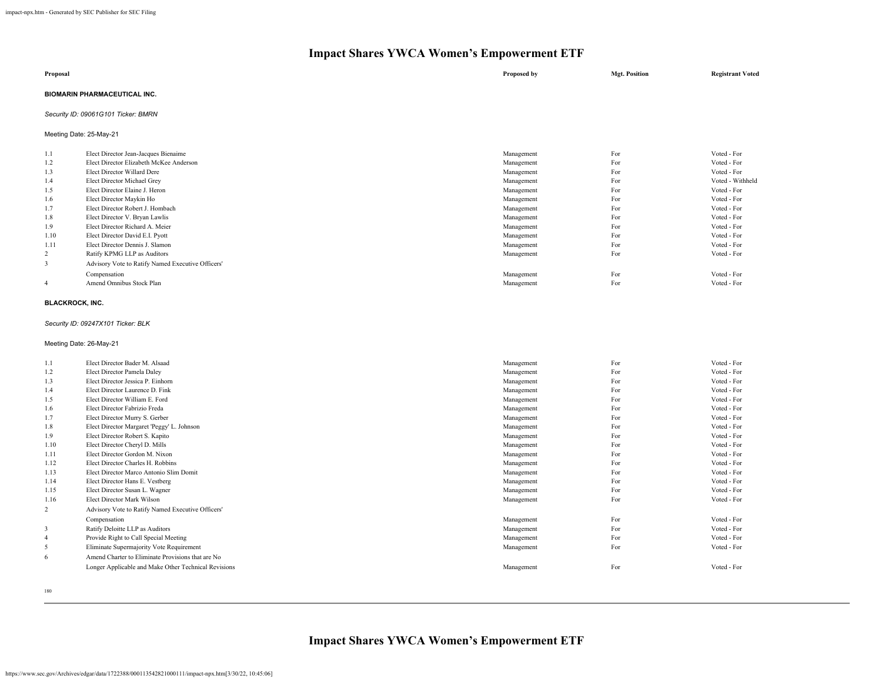# Impact Shares YWCA Women's Empowerment ETF

| Proposal | | Proposed by | Mgt. Position | Registrant Voted |
|---|---|---|---|---|

**BIOMARIN PHARMACEUTICAL INC.**

*Security ID: 09061G101 Ticker: BMRN*

Meeting Date: 25-May-21

| | | | | |
|---|---|---|---|---|
| 1.1 | Elect Director Jean-Jacques Bienaime | Management | For | Voted - For |
| 1.2 | Elect Director Elizabeth McKee Anderson | Management | For | Voted - For |
| 1.3 | Elect Director Willard Dere | Management | For | Voted - For |
| 1.4 | Elect Director Michael Grey | Management | For | Voted - Withheld |
| 1.5 | Elect Director Elaine J. Heron | Management | For | Voted - For |
| 1.6 | Elect Director Maykin Ho | Management | For | Voted - For |
| 1.7 | Elect Director Robert J. Hombach | Management | For | Voted - For |
| 1.8 | Elect Director V. Bryan Lawlis | Management | For | Voted - For |
| 1.9 | Elect Director Richard A. Meier | Management | For | Voted - For |
| 1.10 | Elect Director David E.I. Pyott | Management | For | Voted - For |
| 1.11 | Elect Director Dennis J. Slamon | Management | For | Voted - For |
| 2 | Ratify KPMG LLP as Auditors | Management | For | Voted - For |
| 3 | Advisory Vote to Ratify Named Executive Officers' Compensation | Management | For | Voted - For |
| 4 | Amend Omnibus Stock Plan | Management | For | Voted - For |

**BLACKROCK, INC.**

*Security ID: 09247X101 Ticker: BLK*

Meeting Date: 26-May-21

| | | | | |
|---|---|---|---|---|
| 1.1 | Elect Director Bader M. Alsaad | Management | For | Voted - For |
| 1.2 | Elect Director Pamela Daley | Management | For | Voted - For |
| 1.3 | Elect Director Jessica P. Einhorn | Management | For | Voted - For |
| 1.4 | Elect Director Laurence D. Fink | Management | For | Voted - For |
| 1.5 | Elect Director William E. Ford | Management | For | Voted - For |
| 1.6 | Elect Director Fabrizio Freda | Management | For | Voted - For |
| 1.7 | Elect Director Murry S. Gerber | Management | For | Voted - For |
| 1.8 | Elect Director Margaret 'Peggy' L. Johnson | Management | For | Voted - For |
| 1.9 | Elect Director Robert S. Kapito | Management | For | Voted - For |
| 1.10 | Elect Director Cheryl D. Mills | Management | For | Voted - For |
| 1.11 | Elect Director Gordon M. Nixon | Management | For | Voted - For |
| 1.12 | Elect Director Charles H. Robbins | Management | For | Voted - For |
| 1.13 | Elect Director Marco Antonio Slim Domit | Management | For | Voted - For |
| 1.14 | Elect Director Hans E. Vestberg | Management | For | Voted - For |
| 1.15 | Elect Director Susan L. Wagner | Management | For | Voted - For |
| 1.16 | Elect Director Mark Wilson | Management | For | Voted - For |
| 2 | Advisory Vote to Ratify Named Executive Officers' Compensation | Management | For | Voted - For |
| 3 | Ratify Deloitte LLP as Auditors | Management | For | Voted - For |
| 4 | Provide Right to Call Special Meeting | Management | For | Voted - For |
| 5 | Eliminate Supermajority Vote Requirement | Management | For | Voted - For |
| 6 | Amend Charter to Eliminate Provisions that are No Longer Applicable and Make Other Technical Revisions | Management | For | Voted - For |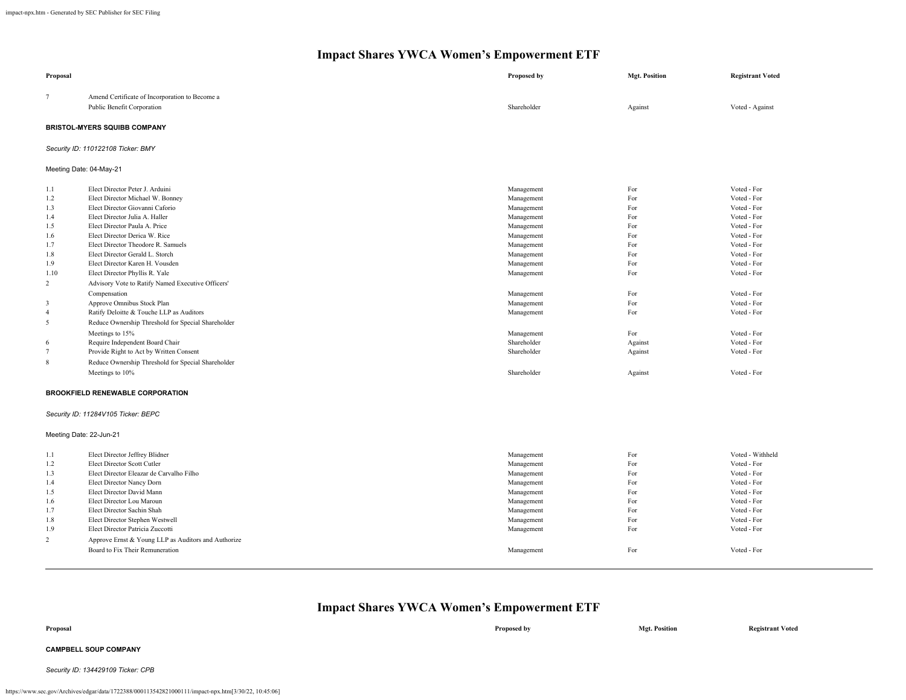# Impact Shares YWCA Women's Empowerment ETF

| Proposal | | Proposed by | Mgt. Position | Registrant Voted |
|---|---|---|---|---|
| 7 | Amend Certificate of Incorporation to Become a Public Benefit Corporation | Shareholder | Against | Voted - Against |

**BRISTOL-MYERS SQUIBB COMPANY**

*Security ID: 110122108 Ticker: BMY*

Meeting Date: 04-May-21

| Proposal | | Proposed by | Mgt. Position | Registrant Voted |
|---|---|---|---|---|
| 1.1 | Elect Director Peter J. Arduini | Management | For | Voted - For |
| 1.2 | Elect Director Michael W. Bonney | Management | For | Voted - For |
| 1.3 | Elect Director Giovanni Caforio | Management | For | Voted - For |
| 1.4 | Elect Director Julia A. Haller | Management | For | Voted - For |
| 1.5 | Elect Director Paula A. Price | Management | For | Voted - For |
| 1.6 | Elect Director Derica W. Rice | Management | For | Voted - For |
| 1.7 | Elect Director Theodore R. Samuels | Management | For | Voted - For |
| 1.8 | Elect Director Gerald L. Storch | Management | For | Voted - For |
| 1.9 | Elect Director Karen H. Vousden | Management | For | Voted - For |
| 1.10 | Elect Director Phyllis R. Yale | Management | For | Voted - For |
| 2 | Advisory Vote to Ratify Named Executive Officers' Compensation | Management | For | Voted - For |
| 3 | Approve Omnibus Stock Plan | Management | For | Voted - For |
| 4 | Ratify Deloitte & Touche LLP as Auditors | Management | For | Voted - For |
| 5 | Reduce Ownership Threshold for Special Shareholder Meetings to 15% | Management | For | Voted - For |
| 6 | Require Independent Board Chair | Shareholder | Against | Voted - For |
| 7 | Provide Right to Act by Written Consent | Shareholder | Against | Voted - For |
| 8 | Reduce Ownership Threshold for Special Shareholder Meetings to 10% | Shareholder | Against | Voted - For |

**BROOKFIELD RENEWABLE CORPORATION**

*Security ID: 11284V105 Ticker: BEPC*

Meeting Date: 22-Jun-21

| Proposal | | Proposed by | Mgt. Position | Registrant Voted |
|---|---|---|---|---|
| 1.1 | Elect Director Jeffrey Blidner | Management | For | Voted - Withheld |
| 1.2 | Elect Director Scott Cutler | Management | For | Voted - For |
| 1.3 | Elect Director Eleazar de Carvalho Filho | Management | For | Voted - For |
| 1.4 | Elect Director Nancy Dorn | Management | For | Voted - For |
| 1.5 | Elect Director David Mann | Management | For | Voted - For |
| 1.6 | Elect Director Lou Maroun | Management | For | Voted - For |
| 1.7 | Elect Director Sachin Shah | Management | For | Voted - For |
| 1.8 | Elect Director Stephen Westwell | Management | For | Voted - For |
| 1.9 | Elect Director Patricia Zuccotti | Management | For | Voted - For |
| 2 | Approve Ernst & Young LLP as Auditors and Authorize Board to Fix Their Remuneration | Management | For | Voted - For |

# Impact Shares YWCA Women's Empowerment ETF

| Proposal | | Proposed by | Mgt. Position | Registrant Voted |
|---|---|---|---|---|

**CAMPBELL SOUP COMPANY**

*Security ID: 134429109 Ticker: CPB*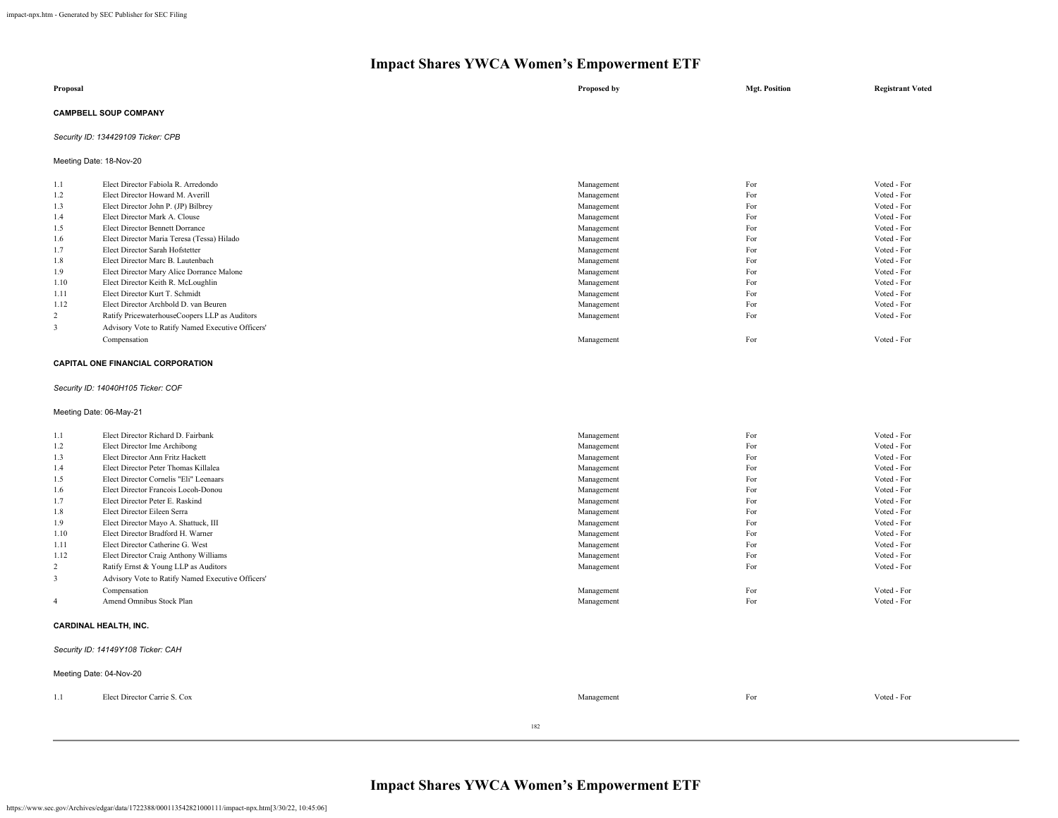# Impact Shares YWCA Women's Empowerment ETF

| Proposal | | Proposed by | Mgt. Position | Registrant Voted |
|---|---|---|---|---|

**CAMPBELL SOUP COMPANY**

*Security ID: 134429109 Ticker: CPB*

Meeting Date: 18-Nov-20

| | | | | |
|---|---|---|---|---|
| 1.1 | Elect Director Fabiola R. Arredondo | Management | For | Voted - For |
| 1.2 | Elect Director Howard M. Averill | Management | For | Voted - For |
| 1.3 | Elect Director John P. (JP) Bilbrey | Management | For | Voted - For |
| 1.4 | Elect Director Mark A. Clouse | Management | For | Voted - For |
| 1.5 | Elect Director Bennett Dorrance | Management | For | Voted - For |
| 1.6 | Elect Director Maria Teresa (Tessa) Hilado | Management | For | Voted - For |
| 1.7 | Elect Director Sarah Hofstetter | Management | For | Voted - For |
| 1.8 | Elect Director Marc B. Lautenbach | Management | For | Voted - For |
| 1.9 | Elect Director Mary Alice Dorrance Malone | Management | For | Voted - For |
| 1.10 | Elect Director Keith R. McLoughlin | Management | For | Voted - For |
| 1.11 | Elect Director Kurt T. Schmidt | Management | For | Voted - For |
| 1.12 | Elect Director Archbold D. van Beuren | Management | For | Voted - For |
| 2 | Ratify PricewaterhouseCoopers LLP as Auditors | Management | For | Voted - For |
| 3 | Advisory Vote to Ratify Named Executive Officers' Compensation | Management | For | Voted - For |

**CAPITAL ONE FINANCIAL CORPORATION**

*Security ID: 14040H105 Ticker: COF*

Meeting Date: 06-May-21

| | | | | |
|---|---|---|---|---|
| 1.1 | Elect Director Richard D. Fairbank | Management | For | Voted - For |
| 1.2 | Elect Director Ime Archibong | Management | For | Voted - For |
| 1.3 | Elect Director Ann Fritz Hackett | Management | For | Voted - For |
| 1.4 | Elect Director Peter Thomas Killalea | Management | For | Voted - For |
| 1.5 | Elect Director Cornelis "Eli" Leenaars | Management | For | Voted - For |
| 1.6 | Elect Director Francois Locoh-Donou | Management | For | Voted - For |
| 1.7 | Elect Director Peter E. Raskind | Management | For | Voted - For |
| 1.8 | Elect Director Eileen Serra | Management | For | Voted - For |
| 1.9 | Elect Director Mayo A. Shattuck, III | Management | For | Voted - For |
| 1.10 | Elect Director Bradford H. Warner | Management | For | Voted - For |
| 1.11 | Elect Director Catherine G. West | Management | For | Voted - For |
| 1.12 | Elect Director Craig Anthony Williams | Management | For | Voted - For |
| 2 | Ratify Ernst & Young LLP as Auditors | Management | For | Voted - For |
| 3 | Advisory Vote to Ratify Named Executive Officers' Compensation | Management | For | Voted - For |
| 4 | Amend Omnibus Stock Plan | Management | For | Voted - For |

**CARDINAL HEALTH, INC.**

*Security ID: 14149Y108 Ticker: CAH*

Meeting Date: 04-Nov-20

| | | | | |
|---|---|---|---|---|
| 1.1 | Elect Director Carrie S. Cox | Management | For | Voted - For |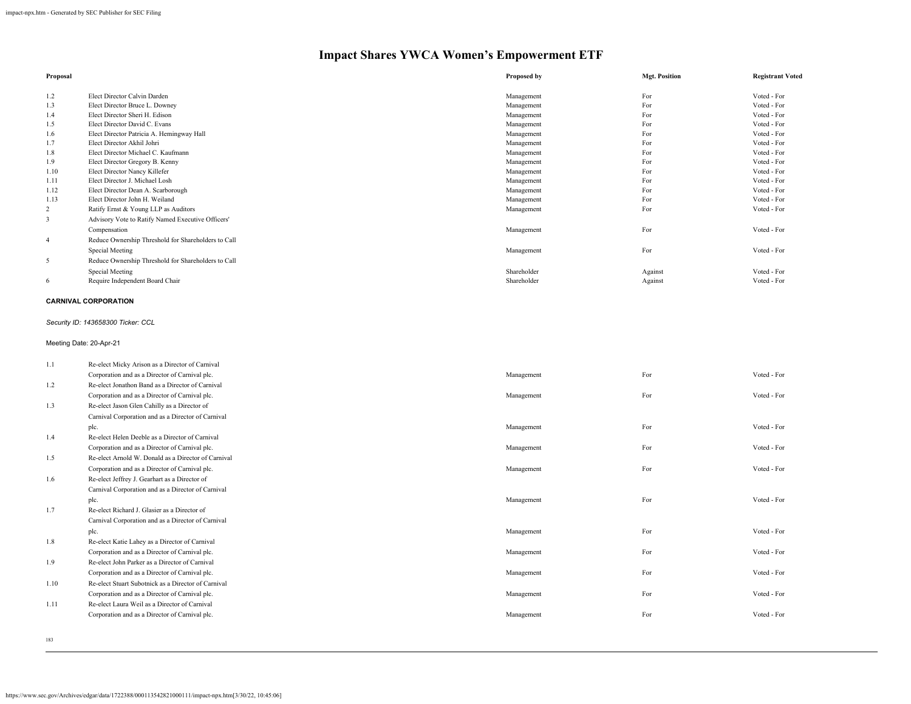# Impact Shares YWCA Women's Empowerment ETF

| Proposal | | Proposed by | Mgt. Position | Registrant Voted |
|---|---|---|---|---|
| 1.2 | Elect Director Calvin Darden | Management | For | Voted - For |
| 1.3 | Elect Director Bruce L. Downey | Management | For | Voted - For |
| 1.4 | Elect Director Sheri H. Edison | Management | For | Voted - For |
| 1.5 | Elect Director David C. Evans | Management | For | Voted - For |
| 1.6 | Elect Director Patricia A. Hemingway Hall | Management | For | Voted - For |
| 1.7 | Elect Director Akhil Johri | Management | For | Voted - For |
| 1.8 | Elect Director Michael C. Kaufmann | Management | For | Voted - For |
| 1.9 | Elect Director Gregory B. Kenny | Management | For | Voted - For |
| 1.10 | Elect Director Nancy Killefer | Management | For | Voted - For |
| 1.11 | Elect Director J. Michael Losh | Management | For | Voted - For |
| 1.12 | Elect Director Dean A. Scarborough | Management | For | Voted - For |
| 1.13 | Elect Director John H. Weiland | Management | For | Voted - For |
| 2 | Ratify Ernst & Young LLP as Auditors | Management | For | Voted - For |
| 3 | Advisory Vote to Ratify Named Executive Officers' Compensation | Management | For | Voted - For |
| 4 | Reduce Ownership Threshold for Shareholders to Call Special Meeting | Management | For | Voted - For |
| 5 | Reduce Ownership Threshold for Shareholders to Call Special Meeting | Shareholder | Against | Voted - For |
| 6 | Require Independent Board Chair | Shareholder | Against | Voted - For |

**CARNIVAL CORPORATION**

*Security ID: 143658300 Ticker: CCL*

Meeting Date: 20-Apr-21

| Proposal | | Proposed by | Mgt. Position | Registrant Voted |
|---|---|---|---|---|
| 1.1 | Re-elect Micky Arison as a Director of Carnival Corporation and as a Director of Carnival plc. | Management | For | Voted - For |
| 1.2 | Re-elect Jonathon Band as a Director of Carnival Corporation and as a Director of Carnival plc. | Management | For | Voted - For |
| 1.3 | Re-elect Jason Glen Cahilly as a Director of Carnival Corporation and as a Director of Carnival plc. | Management | For | Voted - For |
| 1.4 | Re-elect Helen Deeble as a Director of Carnival Corporation and as a Director of Carnival plc. | Management | For | Voted - For |
| 1.5 | Re-elect Arnold W. Donald as a Director of Carnival Corporation and as a Director of Carnival plc. | Management | For | Voted - For |
| 1.6 | Re-elect Jeffrey J. Gearhart as a Director of Carnival Corporation and as a Director of Carnival plc. | Management | For | Voted - For |
| 1.7 | Re-elect Richard J. Glasier as a Director of Carnival Corporation and as a Director of Carnival plc. | Management | For | Voted - For |
| 1.8 | Re-elect Katie Lahey as a Director of Carnival Corporation and as a Director of Carnival plc. | Management | For | Voted - For |
| 1.9 | Re-elect John Parker as a Director of Carnival Corporation and as a Director of Carnival plc. | Management | For | Voted - For |
| 1.10 | Re-elect Stuart Subotnick as a Director of Carnival Corporation and as a Director of Carnival plc. | Management | For | Voted - For |
| 1.11 | Re-elect Laura Weil as a Director of Carnival Corporation and as a Director of Carnival plc. | Management | For | Voted - For |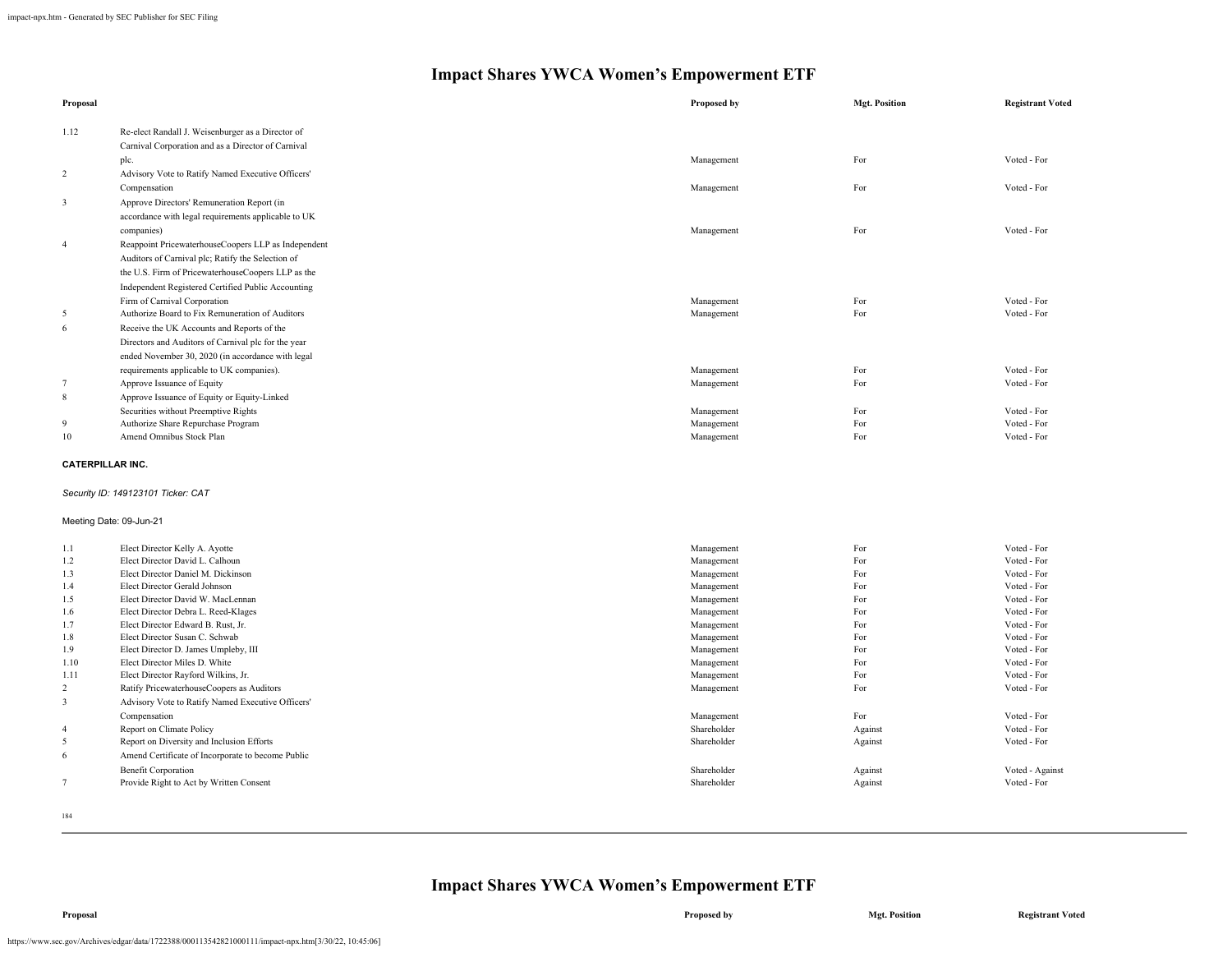# Impact Shares YWCA Women's Empowerment ETF

| Proposal | | Proposed by | Mgt. Position | Registrant Voted |
|---|---|---|---|---|
| 1.12 | Re-elect Randall J. Weisenburger as a Director of Carnival Corporation and as a Director of Carnival plc. | Management | For | Voted - For |
| 2 | Advisory Vote to Ratify Named Executive Officers' Compensation | Management | For | Voted - For |
| 3 | Approve Directors' Remuneration Report (in accordance with legal requirements applicable to UK companies) | Management | For | Voted - For |
| 4 | Reappoint PricewaterhouseCoopers LLP as Independent Auditors of Carnival plc; Ratify the Selection of the U.S. Firm of PricewaterhouseCoopers LLP as the Independent Registered Certified Public Accounting Firm of Carnival Corporation | Management | For | Voted - For |
| 5 | Authorize Board to Fix Remuneration of Auditors | Management | For | Voted - For |
| 6 | Receive the UK Accounts and Reports of the Directors and Auditors of Carnival plc for the year ended November 30, 2020 (in accordance with legal requirements applicable to UK companies). | Management | For | Voted - For |
| 7 | Approve Issuance of Equity | Management | For | Voted - For |
| 8 | Approve Issuance of Equity or Equity-Linked Securities without Preemptive Rights | Management | For | Voted - For |
| 9 | Authorize Share Repurchase Program | Management | For | Voted - For |
| 10 | Amend Omnibus Stock Plan | Management | For | Voted - For |

**CATERPILLAR INC.**

*Security ID: 149123101 Ticker: CAT*

Meeting Date: 09-Jun-21

| Proposal | | Proposed by | Mgt. Position | Registrant Voted |
|---|---|---|---|---|
| 1.1 | Elect Director Kelly A. Ayotte | Management | For | Voted - For |
| 1.2 | Elect Director David L. Calhoun | Management | For | Voted - For |
| 1.3 | Elect Director Daniel M. Dickinson | Management | For | Voted - For |
| 1.4 | Elect Director Gerald Johnson | Management | For | Voted - For |
| 1.5 | Elect Director David W. MacLennan | Management | For | Voted - For |
| 1.6 | Elect Director Debra L. Reed-Klages | Management | For | Voted - For |
| 1.7 | Elect Director Edward B. Rust, Jr. | Management | For | Voted - For |
| 1.8 | Elect Director Susan C. Schwab | Management | For | Voted - For |
| 1.9 | Elect Director D. James Umpleby, III | Management | For | Voted - For |
| 1.10 | Elect Director Miles D. White | Management | For | Voted - For |
| 1.11 | Elect Director Rayford Wilkins, Jr. | Management | For | Voted - For |
| 2 | Ratify PricewaterhouseCoopers as Auditors | Management | For | Voted - For |
| 3 | Advisory Vote to Ratify Named Executive Officers' Compensation | Management | For | Voted - For |
| 4 | Report on Climate Policy | Shareholder | Against | Voted - For |
| 5 | Report on Diversity and Inclusion Efforts | Shareholder | Against | Voted - For |
| 6 | Amend Certificate of Incorporate to become Public Benefit Corporation | Shareholder | Against | Voted - Against |
| 7 | Provide Right to Act by Written Consent | Shareholder | Against | Voted - For |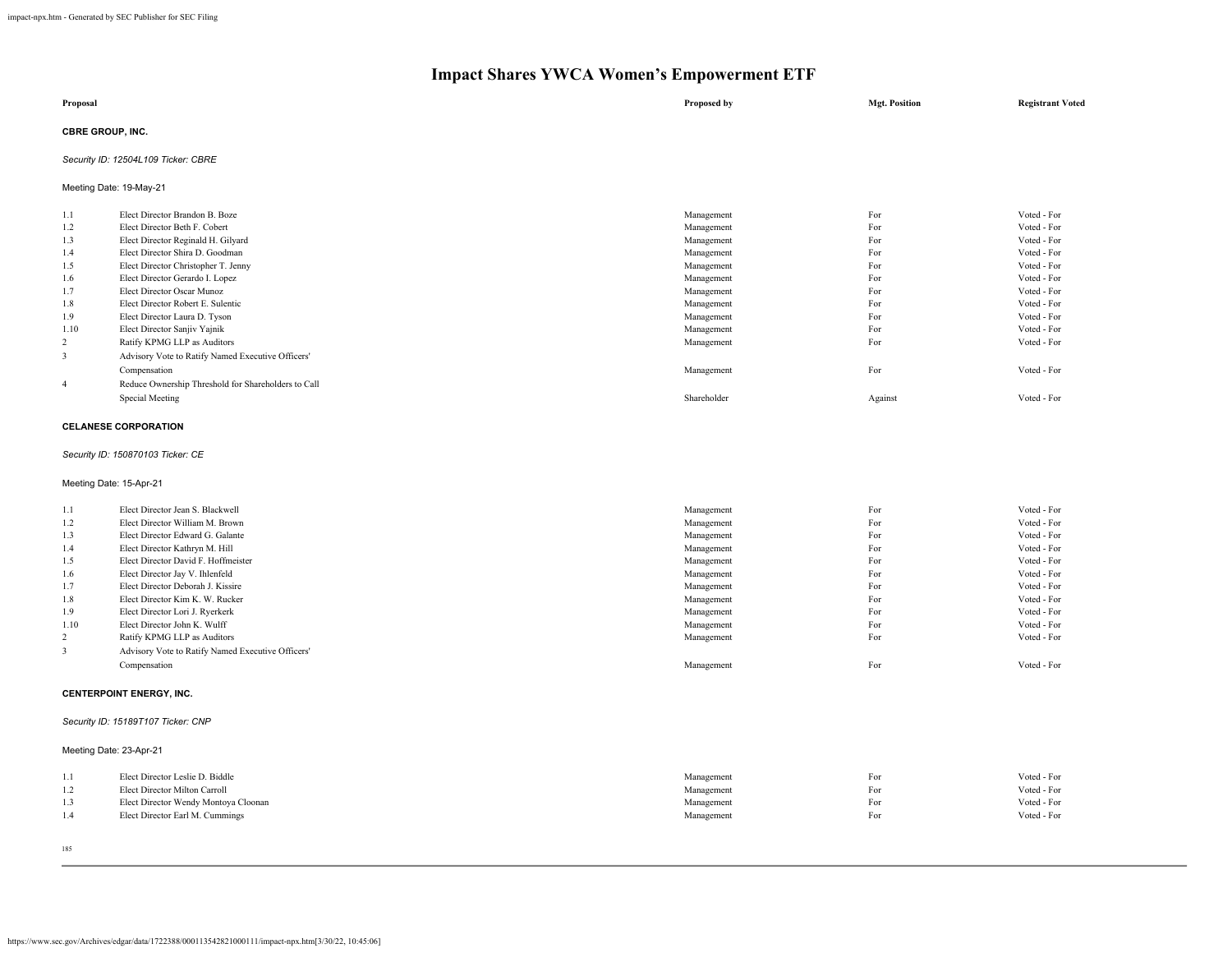# Impact Shares YWCA Women's Empowerment ETF

| Proposal | | Proposed by | Mgt. Position | Registrant Voted |
|---|---|---|---|---|

**CBRE GROUP, INC.**

*Security ID: 12504L109 Ticker: CBRE*

Meeting Date: 19-May-21

| | | | | |
|---|---|---|---|---|
| 1.1 | Elect Director Brandon B. Boze | Management | For | Voted - For |
| 1.2 | Elect Director Beth F. Cobert | Management | For | Voted - For |
| 1.3 | Elect Director Reginald H. Gilyard | Management | For | Voted - For |
| 1.4 | Elect Director Shira D. Goodman | Management | For | Voted - For |
| 1.5 | Elect Director Christopher T. Jenny | Management | For | Voted - For |
| 1.6 | Elect Director Gerardo I. Lopez | Management | For | Voted - For |
| 1.7 | Elect Director Oscar Munoz | Management | For | Voted - For |
| 1.8 | Elect Director Robert E. Sulentic | Management | For | Voted - For |
| 1.9 | Elect Director Laura D. Tyson | Management | For | Voted - For |
| 1.10 | Elect Director Sanjiv Yajnik | Management | For | Voted - For |
| 2 | Ratify KPMG LLP as Auditors | Management | For | Voted - For |
| 3 | Advisory Vote to Ratify Named Executive Officers' Compensation | Management | For | Voted - For |
| 4 | Reduce Ownership Threshold for Shareholders to Call Special Meeting | Shareholder | Against | Voted - For |

**CELANESE CORPORATION**

*Security ID: 150870103 Ticker: CE*

Meeting Date: 15-Apr-21

| | | | | |
|---|---|---|---|---|
| 1.1 | Elect Director Jean S. Blackwell | Management | For | Voted - For |
| 1.2 | Elect Director William M. Brown | Management | For | Voted - For |
| 1.3 | Elect Director Edward G. Galante | Management | For | Voted - For |
| 1.4 | Elect Director Kathryn M. Hill | Management | For | Voted - For |
| 1.5 | Elect Director David F. Hoffmeister | Management | For | Voted - For |
| 1.6 | Elect Director Jay V. Ihlenfeld | Management | For | Voted - For |
| 1.7 | Elect Director Deborah J. Kissire | Management | For | Voted - For |
| 1.8 | Elect Director Kim K. W. Rucker | Management | For | Voted - For |
| 1.9 | Elect Director Lori J. Ryerkerk | Management | For | Voted - For |
| 1.10 | Elect Director John K. Wulff | Management | For | Voted - For |
| 2 | Ratify KPMG LLP as Auditors | Management | For | Voted - For |
| 3 | Advisory Vote to Ratify Named Executive Officers' Compensation | Management | For | Voted - For |

**CENTERPOINT ENERGY, INC.**

*Security ID: 15189T107 Ticker: CNP*

Meeting Date: 23-Apr-21

| | | | | |
|---|---|---|---|---|
| 1.1 | Elect Director Leslie D. Biddle | Management | For | Voted - For |
| 1.2 | Elect Director Milton Carroll | Management | For | Voted - For |
| 1.3 | Elect Director Wendy Montoya Cloonan | Management | For | Voted - For |
| 1.4 | Elect Director Earl M. Cummings | Management | For | Voted - For |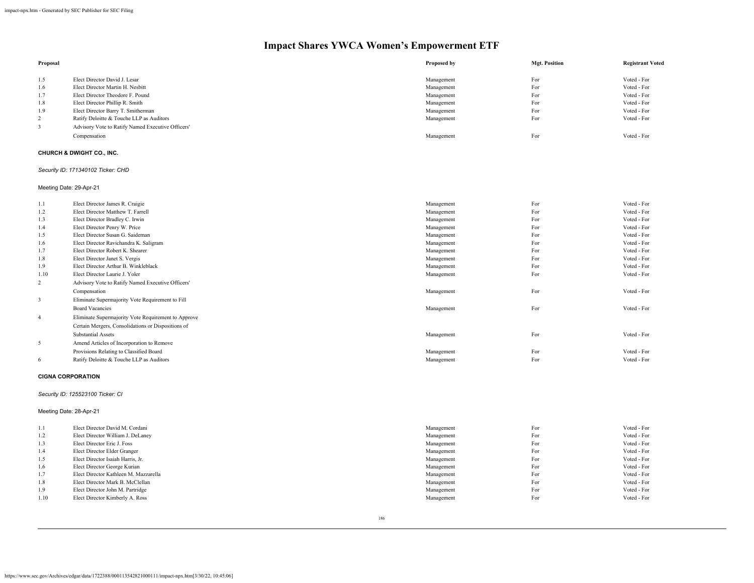# Impact Shares YWCA Women's Empowerment ETF

| Proposal | | Proposed by | Mgt. Position | Registrant Voted |
|---|---|---|---|---|
| 1.5 | Elect Director David J. Lesar | Management | For | Voted - For |
| 1.6 | Elect Director Martin H. Nesbitt | Management | For | Voted - For |
| 1.7 | Elect Director Theodore F. Pound | Management | For | Voted - For |
| 1.8 | Elect Director Phillip R. Smith | Management | For | Voted - For |
| 1.9 | Elect Director Barry T. Smitherman | Management | For | Voted - For |
| 2 | Ratify Deloitte & Touche LLP as Auditors | Management | For | Voted - For |
| 3 | Advisory Vote to Ratify Named Executive Officers' Compensation | Management | For | Voted - For |

**CHURCH & DWIGHT CO., INC.**

*Security ID: 171340102 Ticker: CHD*

Meeting Date: 29-Apr-21

| Proposal | | Proposed by | Mgt. Position | Registrant Voted |
|---|---|---|---|---|
| 1.1 | Elect Director James R. Craigie | Management | For | Voted - For |
| 1.2 | Elect Director Matthew T. Farrell | Management | For | Voted - For |
| 1.3 | Elect Director Bradley C. Irwin | Management | For | Voted - For |
| 1.4 | Elect Director Penry W. Price | Management | For | Voted - For |
| 1.5 | Elect Director Susan G. Saideman | Management | For | Voted - For |
| 1.6 | Elect Director Ravichandra K. Saligram | Management | For | Voted - For |
| 1.7 | Elect Director Robert K. Shearer | Management | For | Voted - For |
| 1.8 | Elect Director Janet S. Vergis | Management | For | Voted - For |
| 1.9 | Elect Director Arthur B. Winkleblack | Management | For | Voted - For |
| 1.10 | Elect Director Laurie J. Yoler | Management | For | Voted - For |
| 2 | Advisory Vote to Ratify Named Executive Officers' Compensation | Management | For | Voted - For |
| 3 | Eliminate Supermajority Vote Requirement to Fill Board Vacancies | Management | For | Voted - For |
| 4 | Eliminate Supermajority Vote Requirement to Approve Certain Mergers, Consolidations or Dispositions of Substantial Assets | Management | For | Voted - For |
| 5 | Amend Articles of Incorporation to Remove Provisions Relating to Classified Board | Management | For | Voted - For |
| 6 | Ratify Deloitte & Touche LLP as Auditors | Management | For | Voted - For |

**CIGNA CORPORATION**

*Security ID: 125523100 Ticker: CI*

Meeting Date: 28-Apr-21

| Proposal | | Proposed by | Mgt. Position | Registrant Voted |
|---|---|---|---|---|
| 1.1 | Elect Director David M. Cordani | Management | For | Voted - For |
| 1.2 | Elect Director William J. DeLaney | Management | For | Voted - For |
| 1.3 | Elect Director Eric J. Foss | Management | For | Voted - For |
| 1.4 | Elect Director Elder Granger | Management | For | Voted - For |
| 1.5 | Elect Director Isaiah Harris, Jr. | Management | For | Voted - For |
| 1.6 | Elect Director George Kurian | Management | For | Voted - For |
| 1.7 | Elect Director Kathleen M. Mazzarella | Management | For | Voted - For |
| 1.8 | Elect Director Mark B. McClellan | Management | For | Voted - For |
| 1.9 | Elect Director John M. Partridge | Management | For | Voted - For |
| 1.10 | Elect Director Kimberly A. Ross | Management | For | Voted - For |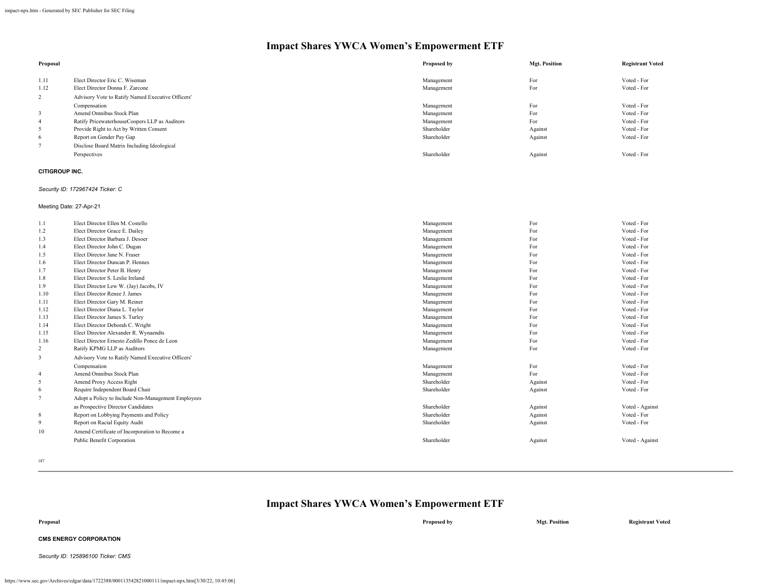# Impact Shares YWCA Women's Empowerment ETF

| Proposal | | Proposed by | Mgt. Position | Registrant Voted |
|---|---|---|---|---|
| 1.11 | Elect Director Eric C. Wiseman | Management | For | Voted - For |
| 1.12 | Elect Director Donna F. Zarcone | Management | For | Voted - For |
| 2 | Advisory Vote to Ratify Named Executive Officers' Compensation | Management | For | Voted - For |
| 3 | Amend Omnibus Stock Plan | Management | For | Voted - For |
| 4 | Ratify PricewaterhouseCoopers LLP as Auditors | Management | For | Voted - For |
| 5 | Provide Right to Act by Written Consent | Shareholder | Against | Voted - For |
| 6 | Report on Gender Pay Gap | Shareholder | Against | Voted - For |
| 7 | Disclose Board Matrix Including Ideological Perspectives | Shareholder | Against | Voted - For |

**CITIGROUP INC.**

*Security ID: 172967424 Ticker: C*

Meeting Date: 27-Apr-21

| Proposal | | Proposed by | Mgt. Position | Registrant Voted |
|---|---|---|---|---|
| 1.1 | Elect Director Ellen M. Costello | Management | For | Voted - For |
| 1.2 | Elect Director Grace E. Dailey | Management | For | Voted - For |
| 1.3 | Elect Director Barbara J. Desoer | Management | For | Voted - For |
| 1.4 | Elect Director John C. Dugan | Management | For | Voted - For |
| 1.5 | Elect Director Jane N. Fraser | Management | For | Voted - For |
| 1.6 | Elect Director Duncan P. Hennes | Management | For | Voted - For |
| 1.7 | Elect Director Peter B. Henry | Management | For | Voted - For |
| 1.8 | Elect Director S. Leslie Ireland | Management | For | Voted - For |
| 1.9 | Elect Director Lew W. (Jay) Jacobs, IV | Management | For | Voted - For |
| 1.10 | Elect Director Renee J. James | Management | For | Voted - For |
| 1.11 | Elect Director Gary M. Reiner | Management | For | Voted - For |
| 1.12 | Elect Director Diana L. Taylor | Management | For | Voted - For |
| 1.13 | Elect Director James S. Turley | Management | For | Voted - For |
| 1.14 | Elect Director Deborah C. Wright | Management | For | Voted - For |
| 1.15 | Elect Director Alexander R. Wynaendts | Management | For | Voted - For |
| 1.16 | Elect Director Ernesto Zedillo Ponce de Leon | Management | For | Voted - For |
| 2 | Ratify KPMG LLP as Auditors | Management | For | Voted - For |
| 3 | Advisory Vote to Ratify Named Executive Officers' Compensation | Management | For | Voted - For |
| 4 | Amend Omnibus Stock Plan | Management | For | Voted - For |
| 5 | Amend Proxy Access Right | Shareholder | Against | Voted - For |
| 6 | Require Independent Board Chair | Shareholder | Against | Voted - For |
| 7 | Adopt a Policy to Include Non-Management Employees as Prospective Director Candidates | Shareholder | Against | Voted - Against |
| 8 | Report on Lobbying Payments and Policy | Shareholder | Against | Voted - For |
| 9 | Report on Racial Equity Audit | Shareholder | Against | Voted - For |
| 10 | Amend Certificate of Incorporation to Become a Public Benefit Corporation | Shareholder | Against | Voted - Against |

**CMS ENERGY CORPORATION**

*Security ID: 125896100 Ticker: CMS*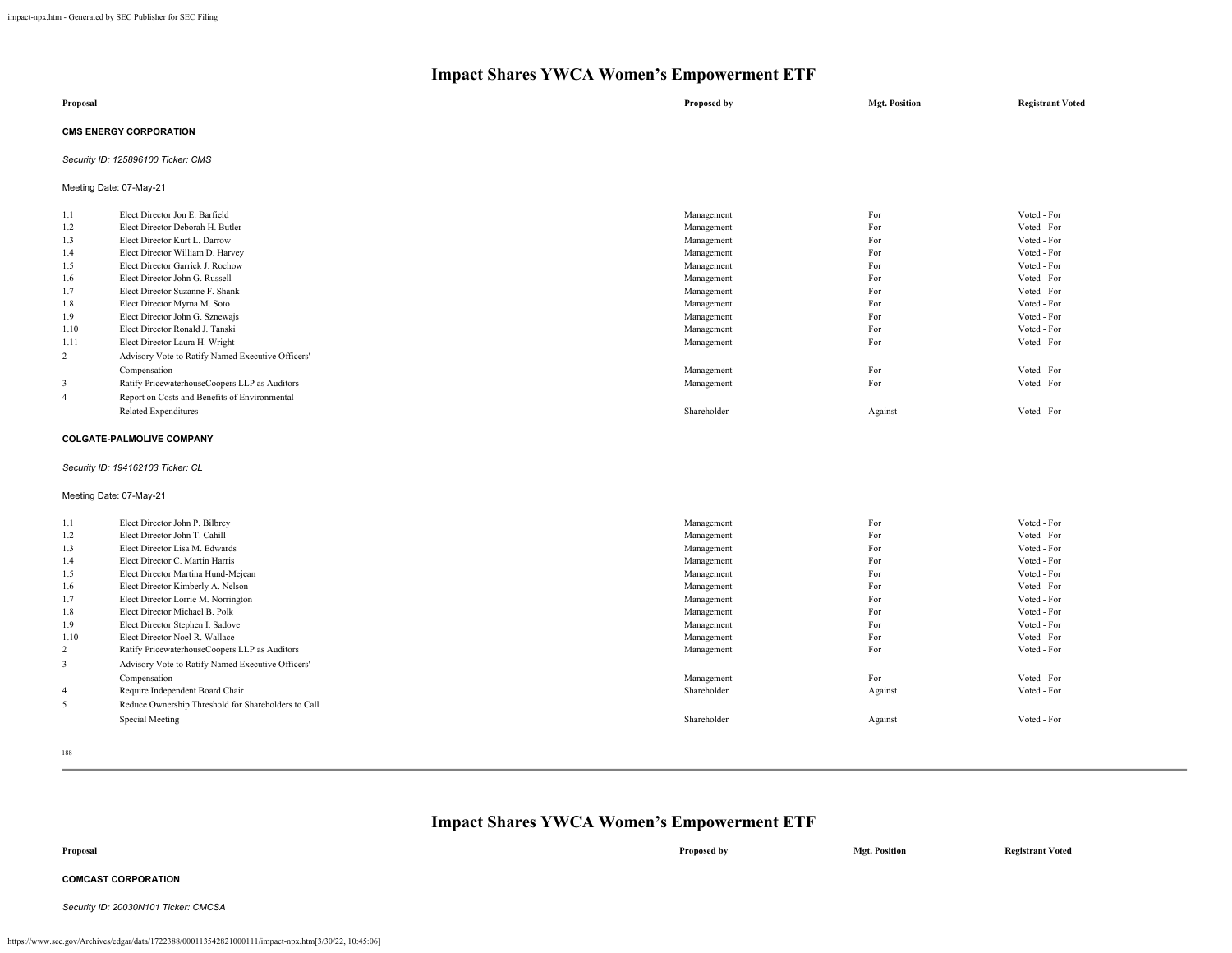# Impact Shares YWCA Women's Empowerment ETF

| Proposal | | Proposed by | Mgt. Position | Registrant Voted |
|---|---|---|---|---|

**CMS ENERGY CORPORATION**

*Security ID: 125896100 Ticker: CMS*

Meeting Date: 07-May-21

| | | Proposed by | Mgt. Position | Registrant Voted |
|---|---|---|---|---|
| 1.1 | Elect Director Jon E. Barfield | Management | For | Voted - For |
| 1.2 | Elect Director Deborah H. Butler | Management | For | Voted - For |
| 1.3 | Elect Director Kurt L. Darrow | Management | For | Voted - For |
| 1.4 | Elect Director William D. Harvey | Management | For | Voted - For |
| 1.5 | Elect Director Garrick J. Rochow | Management | For | Voted - For |
| 1.6 | Elect Director John G. Russell | Management | For | Voted - For |
| 1.7 | Elect Director Suzanne F. Shank | Management | For | Voted - For |
| 1.8 | Elect Director Myrna M. Soto | Management | For | Voted - For |
| 1.9 | Elect Director John G. Sznewajs | Management | For | Voted - For |
| 1.10 | Elect Director Ronald J. Tanski | Management | For | Voted - For |
| 1.11 | Elect Director Laura H. Wright | Management | For | Voted - For |
| 2 | Advisory Vote to Ratify Named Executive Officers' Compensation | Management | For | Voted - For |
| 3 | Ratify PricewaterhouseCoopers LLP as Auditors | Management | For | Voted - For |
| 4 | Report on Costs and Benefits of Environmental Related Expenditures | Shareholder | Against | Voted - For |

**COLGATE-PALMOLIVE COMPANY**

*Security ID: 194162103 Ticker: CL*

Meeting Date: 07-May-21

| | | Proposed by | Mgt. Position | Registrant Voted |
|---|---|---|---|---|
| 1.1 | Elect Director John P. Bilbrey | Management | For | Voted - For |
| 1.2 | Elect Director John T. Cahill | Management | For | Voted - For |
| 1.3 | Elect Director Lisa M. Edwards | Management | For | Voted - For |
| 1.4 | Elect Director C. Martin Harris | Management | For | Voted - For |
| 1.5 | Elect Director Martina Hund-Mejean | Management | For | Voted - For |
| 1.6 | Elect Director Kimberly A. Nelson | Management | For | Voted - For |
| 1.7 | Elect Director Lorrie M. Norrington | Management | For | Voted - For |
| 1.8 | Elect Director Michael B. Polk | Management | For | Voted - For |
| 1.9 | Elect Director Stephen I. Sadove | Management | For | Voted - For |
| 1.10 | Elect Director Noel R. Wallace | Management | For | Voted - For |
| 2 | Ratify PricewaterhouseCoopers LLP as Auditors | Management | For | Voted - For |
| 3 | Advisory Vote to Ratify Named Executive Officers' Compensation | Management | For | Voted - For |
| 4 | Require Independent Board Chair | Shareholder | Against | Voted - For |
| 5 | Reduce Ownership Threshold for Shareholders to Call Special Meeting | Shareholder | Against | Voted - For |

# Impact Shares YWCA Women's Empowerment ETF

| Proposal | | Proposed by | Mgt. Position | Registrant Voted |
|---|---|---|---|---|

**COMCAST CORPORATION**

*Security ID: 20030N101 Ticker: CMCSA*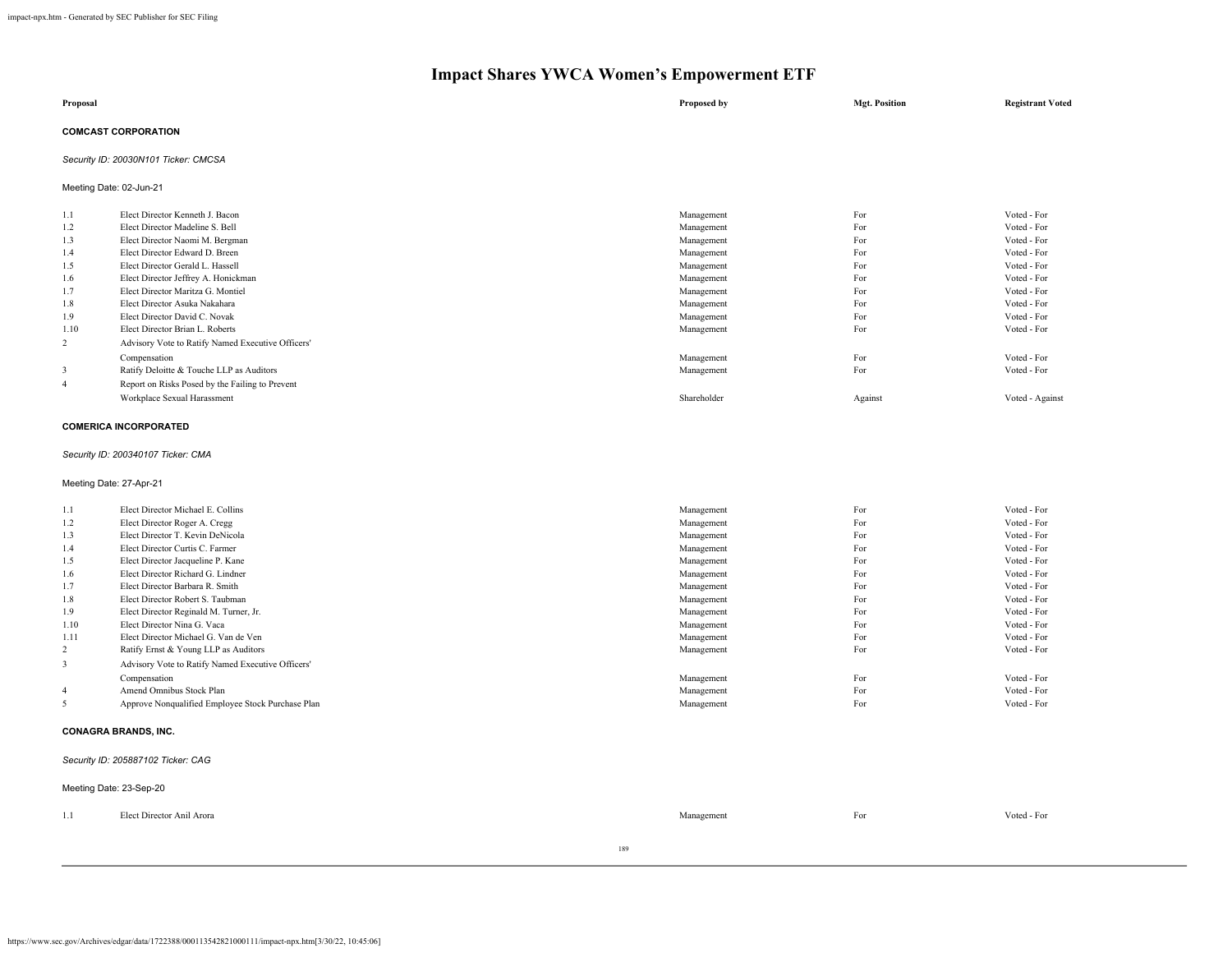# Impact Shares YWCA Women's Empowerment ETF

| Proposal | | Proposed by | Mgt. Position | Registrant Voted |
|---|---|---|---|---|

**COMCAST CORPORATION**

*Security ID: 20030N101 Ticker: CMCSA*

Meeting Date: 02-Jun-21

| | Proposal | Proposed by | Mgt. Position | Registrant Voted |
|---|---|---|---|---|
| 1.1 | Elect Director Kenneth J. Bacon | Management | For | Voted - For |
| 1.2 | Elect Director Madeline S. Bell | Management | For | Voted - For |
| 1.3 | Elect Director Naomi M. Bergman | Management | For | Voted - For |
| 1.4 | Elect Director Edward D. Breen | Management | For | Voted - For |
| 1.5 | Elect Director Gerald L. Hassell | Management | For | Voted - For |
| 1.6 | Elect Director Jeffrey A. Honickman | Management | For | Voted - For |
| 1.7 | Elect Director Maritza G. Montiel | Management | For | Voted - For |
| 1.8 | Elect Director Asuka Nakahara | Management | For | Voted - For |
| 1.9 | Elect Director David C. Novak | Management | For | Voted - For |
| 1.10 | Elect Director Brian L. Roberts | Management | For | Voted - For |
| 2 | Advisory Vote to Ratify Named Executive Officers' Compensation | Management | For | Voted - For |
| 3 | Ratify Deloitte & Touche LLP as Auditors | Management | For | Voted - For |
| 4 | Report on Risks Posed by the Failing to Prevent Workplace Sexual Harassment | Shareholder | Against | Voted - Against |

**COMERICA INCORPORATED**

*Security ID: 200340107 Ticker: CMA*

Meeting Date: 27-Apr-21

| | Proposal | Proposed by | Mgt. Position | Registrant Voted |
|---|---|---|---|---|
| 1.1 | Elect Director Michael E. Collins | Management | For | Voted - For |
| 1.2 | Elect Director Roger A. Cregg | Management | For | Voted - For |
| 1.3 | Elect Director T. Kevin DeNicola | Management | For | Voted - For |
| 1.4 | Elect Director Curtis C. Farmer | Management | For | Voted - For |
| 1.5 | Elect Director Jacqueline P. Kane | Management | For | Voted - For |
| 1.6 | Elect Director Richard G. Lindner | Management | For | Voted - For |
| 1.7 | Elect Director Barbara R. Smith | Management | For | Voted - For |
| 1.8 | Elect Director Robert S. Taubman | Management | For | Voted - For |
| 1.9 | Elect Director Reginald M. Turner, Jr. | Management | For | Voted - For |
| 1.10 | Elect Director Nina G. Vaca | Management | For | Voted - For |
| 1.11 | Elect Director Michael G. Van de Ven | Management | For | Voted - For |
| 2 | Ratify Ernst & Young LLP as Auditors | Management | For | Voted - For |
| 3 | Advisory Vote to Ratify Named Executive Officers' Compensation | Management | For | Voted - For |
| 4 | Amend Omnibus Stock Plan | Management | For | Voted - For |
| 5 | Approve Nonqualified Employee Stock Purchase Plan | Management | For | Voted - For |

**CONAGRA BRANDS, INC.**

*Security ID: 205887102 Ticker: CAG*

Meeting Date: 23-Sep-20

| | Proposal | Proposed by | Mgt. Position | Registrant Voted |
|---|---|---|---|---|
| 1.1 | Elect Director Anil Arora | Management | For | Voted - For |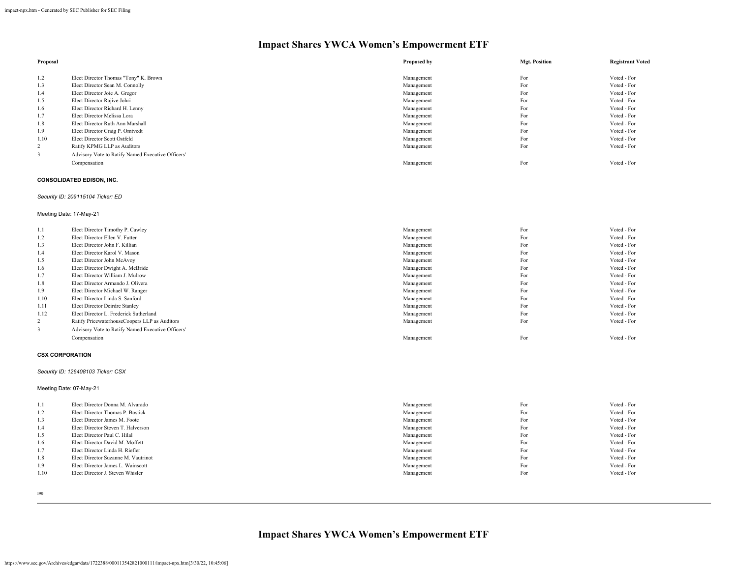# Impact Shares YWCA Women’s Empowerment ETF

| Proposal | | Proposed by | Mgt. Position | Registrant Voted |
|---|---|---|---|---|
| 1.2 | Elect Director Thomas "Tony" K. Brown | Management | For | Voted - For |
| 1.3 | Elect Director Sean M. Connolly | Management | For | Voted - For |
| 1.4 | Elect Director Joie A. Gregor | Management | For | Voted - For |
| 1.5 | Elect Director Rajive Johri | Management | For | Voted - For |
| 1.6 | Elect Director Richard H. Lenny | Management | For | Voted - For |
| 1.7 | Elect Director Melissa Lora | Management | For | Voted - For |
| 1.8 | Elect Director Ruth Ann Marshall | Management | For | Voted - For |
| 1.9 | Elect Director Craig P. Omtvedt | Management | For | Voted - For |
| 1.10 | Elect Director Scott Ostfeld | Management | For | Voted - For |
| 2 | Ratify KPMG LLP as Auditors | Management | For | Voted - For |
| 3 | Advisory Vote to Ratify Named Executive Officers' Compensation | Management | For | Voted - For |

**CONSOLIDATED EDISON, INC.**

*Security ID: 209115104 Ticker: ED*

Meeting Date: 17-May-21

| Proposal | | Proposed by | Mgt. Position | Registrant Voted |
|---|---|---|---|---|
| 1.1 | Elect Director Timothy P. Cawley | Management | For | Voted - For |
| 1.2 | Elect Director Ellen V. Futter | Management | For | Voted - For |
| 1.3 | Elect Director John F. Killian | Management | For | Voted - For |
| 1.4 | Elect Director Karol V. Mason | Management | For | Voted - For |
| 1.5 | Elect Director John McAvoy | Management | For | Voted - For |
| 1.6 | Elect Director Dwight A. McBride | Management | For | Voted - For |
| 1.7 | Elect Director William J. Mulrow | Management | For | Voted - For |
| 1.8 | Elect Director Armando J. Olivera | Management | For | Voted - For |
| 1.9 | Elect Director Michael W. Ranger | Management | For | Voted - For |
| 1.10 | Elect Director Linda S. Sanford | Management | For | Voted - For |
| 1.11 | Elect Director Deirdre Stanley | Management | For | Voted - For |
| 1.12 | Elect Director L. Frederick Sutherland | Management | For | Voted - For |
| 2 | Ratify PricewaterhouseCoopers LLP as Auditors | Management | For | Voted - For |
| 3 | Advisory Vote to Ratify Named Executive Officers' Compensation | Management | For | Voted - For |

**CSX CORPORATION**

*Security ID: 126408103 Ticker: CSX*

Meeting Date: 07-May-21

| Proposal | | Proposed by | Mgt. Position | Registrant Voted |
|---|---|---|---|---|
| 1.1 | Elect Director Donna M. Alvarado | Management | For | Voted - For |
| 1.2 | Elect Director Thomas P. Bostick | Management | For | Voted - For |
| 1.3 | Elect Director James M. Foote | Management | For | Voted - For |
| 1.4 | Elect Director Steven T. Halverson | Management | For | Voted - For |
| 1.5 | Elect Director Paul C. Hilal | Management | For | Voted - For |
| 1.6 | Elect Director David M. Moffett | Management | For | Voted - For |
| 1.7 | Elect Director Linda H. Riefler | Management | For | Voted - For |
| 1.8 | Elect Director Suzanne M. Vautrinot | Management | For | Voted - For |
| 1.9 | Elect Director James L. Wainscott | Management | For | Voted - For |
| 1.10 | Elect Director J. Steven Whisler | Management | For | Voted - For |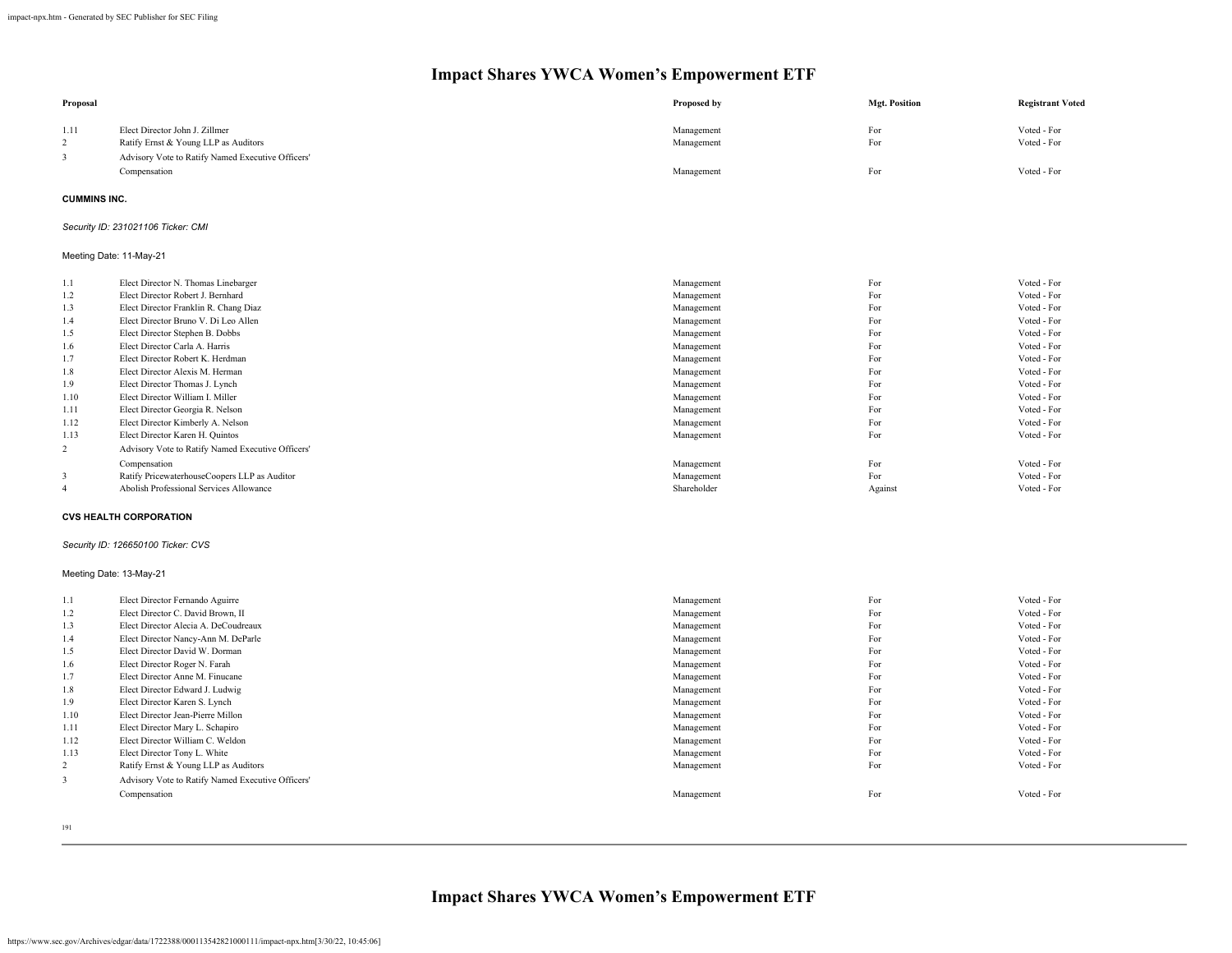# Impact Shares YWCA Women's Empowerment ETF

| Proposal | | Proposed by | Mgt. Position | Registrant Voted |
|---|---|---|---|---|
| 1.11 | Elect Director John J. Zillmer | Management | For | Voted - For |
| 2 | Ratify Ernst & Young LLP as Auditors | Management | For | Voted - For |
| 3 | Advisory Vote to Ratify Named Executive Officers' Compensation | Management | For | Voted - For |

**CUMMINS INC.**

*Security ID: 231021106 Ticker: CMI*

Meeting Date: 11-May-21

| Proposal | | Proposed by | Mgt. Position | Registrant Voted |
|---|---|---|---|---|
| 1.1 | Elect Director N. Thomas Linebarger | Management | For | Voted - For |
| 1.2 | Elect Director Robert J. Bernhard | Management | For | Voted - For |
| 1.3 | Elect Director Franklin R. Chang Diaz | Management | For | Voted - For |
| 1.4 | Elect Director Bruno V. Di Leo Allen | Management | For | Voted - For |
| 1.5 | Elect Director Stephen B. Dobbs | Management | For | Voted - For |
| 1.6 | Elect Director Carla A. Harris | Management | For | Voted - For |
| 1.7 | Elect Director Robert K. Herdman | Management | For | Voted - For |
| 1.8 | Elect Director Alexis M. Herman | Management | For | Voted - For |
| 1.9 | Elect Director Thomas J. Lynch | Management | For | Voted - For |
| 1.10 | Elect Director William I. Miller | Management | For | Voted - For |
| 1.11 | Elect Director Georgia R. Nelson | Management | For | Voted - For |
| 1.12 | Elect Director Kimberly A. Nelson | Management | For | Voted - For |
| 1.13 | Elect Director Karen H. Quintos | Management | For | Voted - For |
| 2 | Advisory Vote to Ratify Named Executive Officers' Compensation | Management | For | Voted - For |
| 3 | Ratify PricewaterhouseCoopers LLP as Auditor | Management | For | Voted - For |
| 4 | Abolish Professional Services Allowance | Shareholder | Against | Voted - For |

**CVS HEALTH CORPORATION**

*Security ID: 126650100 Ticker: CVS*

Meeting Date: 13-May-21

| Proposal | | Proposed by | Mgt. Position | Registrant Voted |
|---|---|---|---|---|
| 1.1 | Elect Director Fernando Aguirre | Management | For | Voted - For |
| 1.2 | Elect Director C. David Brown, II | Management | For | Voted - For |
| 1.3 | Elect Director Alecia A. DeCoudreaux | Management | For | Voted - For |
| 1.4 | Elect Director Nancy-Ann M. DeParle | Management | For | Voted - For |
| 1.5 | Elect Director David W. Dorman | Management | For | Voted - For |
| 1.6 | Elect Director Roger N. Farah | Management | For | Voted - For |
| 1.7 | Elect Director Anne M. Finucane | Management | For | Voted - For |
| 1.8 | Elect Director Edward J. Ludwig | Management | For | Voted - For |
| 1.9 | Elect Director Karen S. Lynch | Management | For | Voted - For |
| 1.10 | Elect Director Jean-Pierre Millon | Management | For | Voted - For |
| 1.11 | Elect Director Mary L. Schapiro | Management | For | Voted - For |
| 1.12 | Elect Director William C. Weldon | Management | For | Voted - For |
| 1.13 | Elect Director Tony L. White | Management | For | Voted - For |
| 2 | Ratify Ernst & Young LLP as Auditors | Management | For | Voted - For |
| 3 | Advisory Vote to Ratify Named Executive Officers' Compensation | Management | For | Voted - For |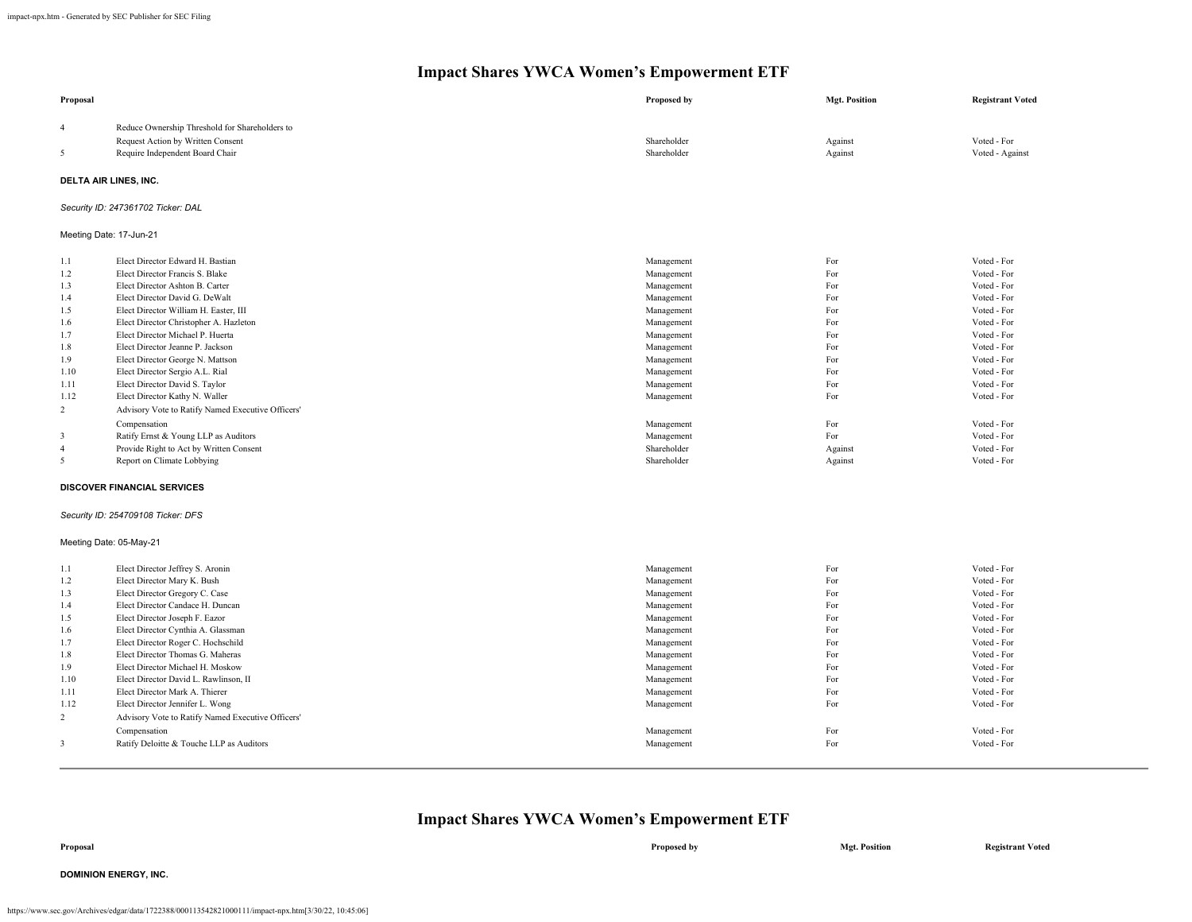## Impact Shares YWCA Women's Empowerment ETF

| Proposal | | Proposed by | Mgt. Position | Registrant Voted |
|---|---|---|---|---|
| 4 | Reduce Ownership Threshold for Shareholders to Request Action by Written Consent | Shareholder | Against | Voted - For |
| 5 | Require Independent Board Chair | Shareholder | Against | Voted - Against |

**DELTA AIR LINES, INC.**

*Security ID: 247361702 Ticker: DAL*

Meeting Date: 17-Jun-21

| Proposal | | Proposed by | Mgt. Position | Registrant Voted |
|---|---|---|---|---|
| 1.1 | Elect Director Edward H. Bastian | Management | For | Voted - For |
| 1.2 | Elect Director Francis S. Blake | Management | For | Voted - For |
| 1.3 | Elect Director Ashton B. Carter | Management | For | Voted - For |
| 1.4 | Elect Director David G. DeWalt | Management | For | Voted - For |
| 1.5 | Elect Director William H. Easter, III | Management | For | Voted - For |
| 1.6 | Elect Director Christopher A. Hazleton | Management | For | Voted - For |
| 1.7 | Elect Director Michael P. Huerta | Management | For | Voted - For |
| 1.8 | Elect Director Jeanne P. Jackson | Management | For | Voted - For |
| 1.9 | Elect Director George N. Mattson | Management | For | Voted - For |
| 1.10 | Elect Director Sergio A.L. Rial | Management | For | Voted - For |
| 1.11 | Elect Director David S. Taylor | Management | For | Voted - For |
| 1.12 | Elect Director Kathy N. Waller | Management | For | Voted - For |
| 2 | Advisory Vote to Ratify Named Executive Officers' Compensation | Management | For | Voted - For |
| 3 | Ratify Ernst & Young LLP as Auditors | Management | For | Voted - For |
| 4 | Provide Right to Act by Written Consent | Shareholder | Against | Voted - For |
| 5 | Report on Climate Lobbying | Shareholder | Against | Voted - For |

**DISCOVER FINANCIAL SERVICES**

*Security ID: 254709108 Ticker: DFS*

Meeting Date: 05-May-21

| Proposal | | Proposed by | Mgt. Position | Registrant Voted |
|---|---|---|---|---|
| 1.1 | Elect Director Jeffrey S. Aronin | Management | For | Voted - For |
| 1.2 | Elect Director Mary K. Bush | Management | For | Voted - For |
| 1.3 | Elect Director Gregory C. Case | Management | For | Voted - For |
| 1.4 | Elect Director Candace H. Duncan | Management | For | Voted - For |
| 1.5 | Elect Director Joseph F. Eazor | Management | For | Voted - For |
| 1.6 | Elect Director Cynthia A. Glassman | Management | For | Voted - For |
| 1.7 | Elect Director Roger C. Hochschild | Management | For | Voted - For |
| 1.8 | Elect Director Thomas G. Maheras | Management | For | Voted - For |
| 1.9 | Elect Director Michael H. Moskow | Management | For | Voted - For |
| 1.10 | Elect Director David L. Rawlinson, II | Management | For | Voted - For |
| 1.11 | Elect Director Mark A. Thierer | Management | For | Voted - For |
| 1.12 | Elect Director Jennifer L. Wong | Management | For | Voted - For |
| 2 | Advisory Vote to Ratify Named Executive Officers' Compensation | Management | For | Voted - For |
| 3 | Ratify Deloitte & Touche LLP as Auditors | Management | For | Voted - For |

---

## Impact Shares YWCA Women's Empowerment ETF

| Proposal | | Proposed by | Mgt. Position | Registrant Voted |
|---|---|---|---|---|

**DOMINION ENERGY, INC.**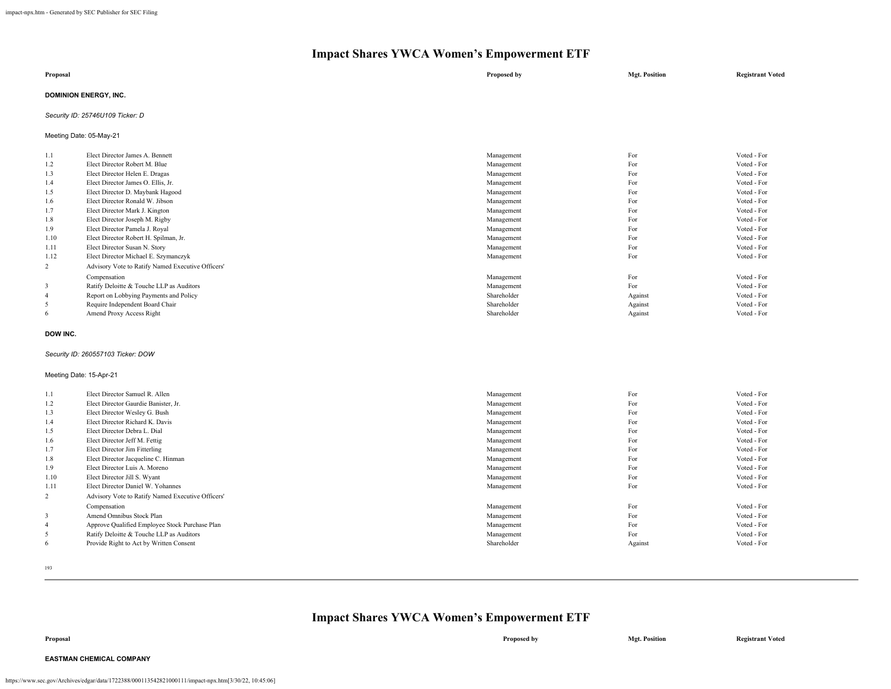# Impact Shares YWCA Women's Empowerment ETF

| Proposal | | Proposed by | Mgt. Position | Registrant Voted |
|---|---|---|---|---|

**DOMINION ENERGY, INC.**

*Security ID: 25746U109 Ticker: D*

Meeting Date: 05-May-21

| | | | | |
|---|---|---|---|---|
| 1.1 | Elect Director James A. Bennett | Management | For | Voted - For |
| 1.2 | Elect Director Robert M. Blue | Management | For | Voted - For |
| 1.3 | Elect Director Helen E. Dragas | Management | For | Voted - For |
| 1.4 | Elect Director James O. Ellis, Jr. | Management | For | Voted - For |
| 1.5 | Elect Director D. Maybank Hagood | Management | For | Voted - For |
| 1.6 | Elect Director Ronald W. Jibson | Management | For | Voted - For |
| 1.7 | Elect Director Mark J. Kington | Management | For | Voted - For |
| 1.8 | Elect Director Joseph M. Rigby | Management | For | Voted - For |
| 1.9 | Elect Director Pamela J. Royal | Management | For | Voted - For |
| 1.10 | Elect Director Robert H. Spilman, Jr. | Management | For | Voted - For |
| 1.11 | Elect Director Susan N. Story | Management | For | Voted - For |
| 1.12 | Elect Director Michael E. Szymanczyk | Management | For | Voted - For |
| 2 | Advisory Vote to Ratify Named Executive Officers' Compensation | Management | For | Voted - For |
| 3 | Ratify Deloitte & Touche LLP as Auditors | Management | For | Voted - For |
| 4 | Report on Lobbying Payments and Policy | Shareholder | Against | Voted - For |
| 5 | Require Independent Board Chair | Shareholder | Against | Voted - For |
| 6 | Amend Proxy Access Right | Shareholder | Against | Voted - For |

**DOW INC.**

*Security ID: 260557103 Ticker: DOW*

Meeting Date: 15-Apr-21

| | | | | |
|---|---|---|---|---|
| 1.1 | Elect Director Samuel R. Allen | Management | For | Voted - For |
| 1.2 | Elect Director Gaurdie Banister, Jr. | Management | For | Voted - For |
| 1.3 | Elect Director Wesley G. Bush | Management | For | Voted - For |
| 1.4 | Elect Director Richard K. Davis | Management | For | Voted - For |
| 1.5 | Elect Director Debra L. Dial | Management | For | Voted - For |
| 1.6 | Elect Director Jeff M. Fettig | Management | For | Voted - For |
| 1.7 | Elect Director Jim Fitterling | Management | For | Voted - For |
| 1.8 | Elect Director Jacqueline C. Hinman | Management | For | Voted - For |
| 1.9 | Elect Director Luis A. Moreno | Management | For | Voted - For |
| 1.10 | Elect Director Jill S. Wyant | Management | For | Voted - For |
| 1.11 | Elect Director Daniel W. Yohannes | Management | For | Voted - For |
| 2 | Advisory Vote to Ratify Named Executive Officers' Compensation | Management | For | Voted - For |
| 3 | Amend Omnibus Stock Plan | Management | For | Voted - For |
| 4 | Approve Qualified Employee Stock Purchase Plan | Management | For | Voted - For |
| 5 | Ratify Deloitte & Touche LLP as Auditors | Management | For | Voted - For |
| 6 | Provide Right to Act by Written Consent | Shareholder | Against | Voted - For |

**EASTMAN CHEMICAL COMPANY**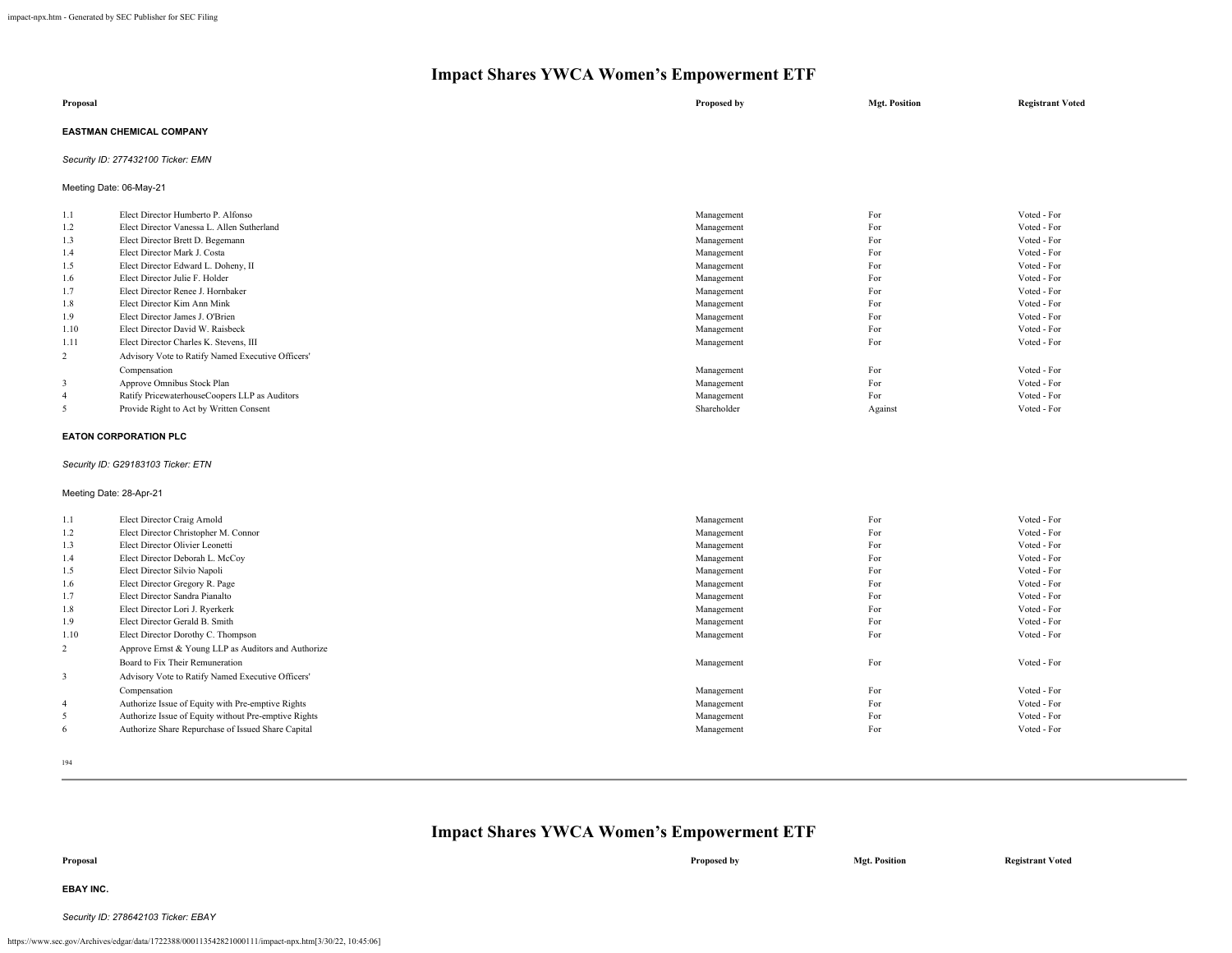# Impact Shares YWCA Women's Empowerment ETF

| Proposal | | Proposed by | Mgt. Position | Registrant Voted |
|---|---|---|---|---|

**EASTMAN CHEMICAL COMPANY**

*Security ID: 277432100 Ticker: EMN*

Meeting Date: 06-May-21

| | | | | |
|---|---|---|---|---|
| 1.1 | Elect Director Humberto P. Alfonso | Management | For | Voted - For |
| 1.2 | Elect Director Vanessa L. Allen Sutherland | Management | For | Voted - For |
| 1.3 | Elect Director Brett D. Begemann | Management | For | Voted - For |
| 1.4 | Elect Director Mark J. Costa | Management | For | Voted - For |
| 1.5 | Elect Director Edward L. Doheny, II | Management | For | Voted - For |
| 1.6 | Elect Director Julie F. Holder | Management | For | Voted - For |
| 1.7 | Elect Director Renee J. Hornbaker | Management | For | Voted - For |
| 1.8 | Elect Director Kim Ann Mink | Management | For | Voted - For |
| 1.9 | Elect Director James J. O'Brien | Management | For | Voted - For |
| 1.10 | Elect Director David W. Raisbeck | Management | For | Voted - For |
| 1.11 | Elect Director Charles K. Stevens, III | Management | For | Voted - For |
| 2 | Advisory Vote to Ratify Named Executive Officers' Compensation | Management | For | Voted - For |
| 3 | Approve Omnibus Stock Plan | Management | For | Voted - For |
| 4 | Ratify PricewaterhouseCoopers LLP as Auditors | Management | For | Voted - For |
| 5 | Provide Right to Act by Written Consent | Shareholder | Against | Voted - For |

**EATON CORPORATION PLC**

*Security ID: G29183103 Ticker: ETN*

Meeting Date: 28-Apr-21

| | | | | |
|---|---|---|---|---|
| 1.1 | Elect Director Craig Arnold | Management | For | Voted - For |
| 1.2 | Elect Director Christopher M. Connor | Management | For | Voted - For |
| 1.3 | Elect Director Olivier Leonetti | Management | For | Voted - For |
| 1.4 | Elect Director Deborah L. McCoy | Management | For | Voted - For |
| 1.5 | Elect Director Silvio Napoli | Management | For | Voted - For |
| 1.6 | Elect Director Gregory R. Page | Management | For | Voted - For |
| 1.7 | Elect Director Sandra Pianalto | Management | For | Voted - For |
| 1.8 | Elect Director Lori J. Ryerkerk | Management | For | Voted - For |
| 1.9 | Elect Director Gerald B. Smith | Management | For | Voted - For |
| 1.10 | Elect Director Dorothy C. Thompson | Management | For | Voted - For |
| 2 | Approve Ernst & Young LLP as Auditors and Authorize Board to Fix Their Remuneration | Management | For | Voted - For |
| 3 | Advisory Vote to Ratify Named Executive Officers' Compensation | Management | For | Voted - For |
| 4 | Authorize Issue of Equity with Pre-emptive Rights | Management | For | Voted - For |
| 5 | Authorize Issue of Equity without Pre-emptive Rights | Management | For | Voted - For |
| 6 | Authorize Share Repurchase of Issued Share Capital | Management | For | Voted - For |

# Impact Shares YWCA Women's Empowerment ETF

| Proposal | | Proposed by | Mgt. Position | Registrant Voted |
|---|---|---|---|---|

**EBAY INC.**

*Security ID: 278642103 Ticker: EBAY*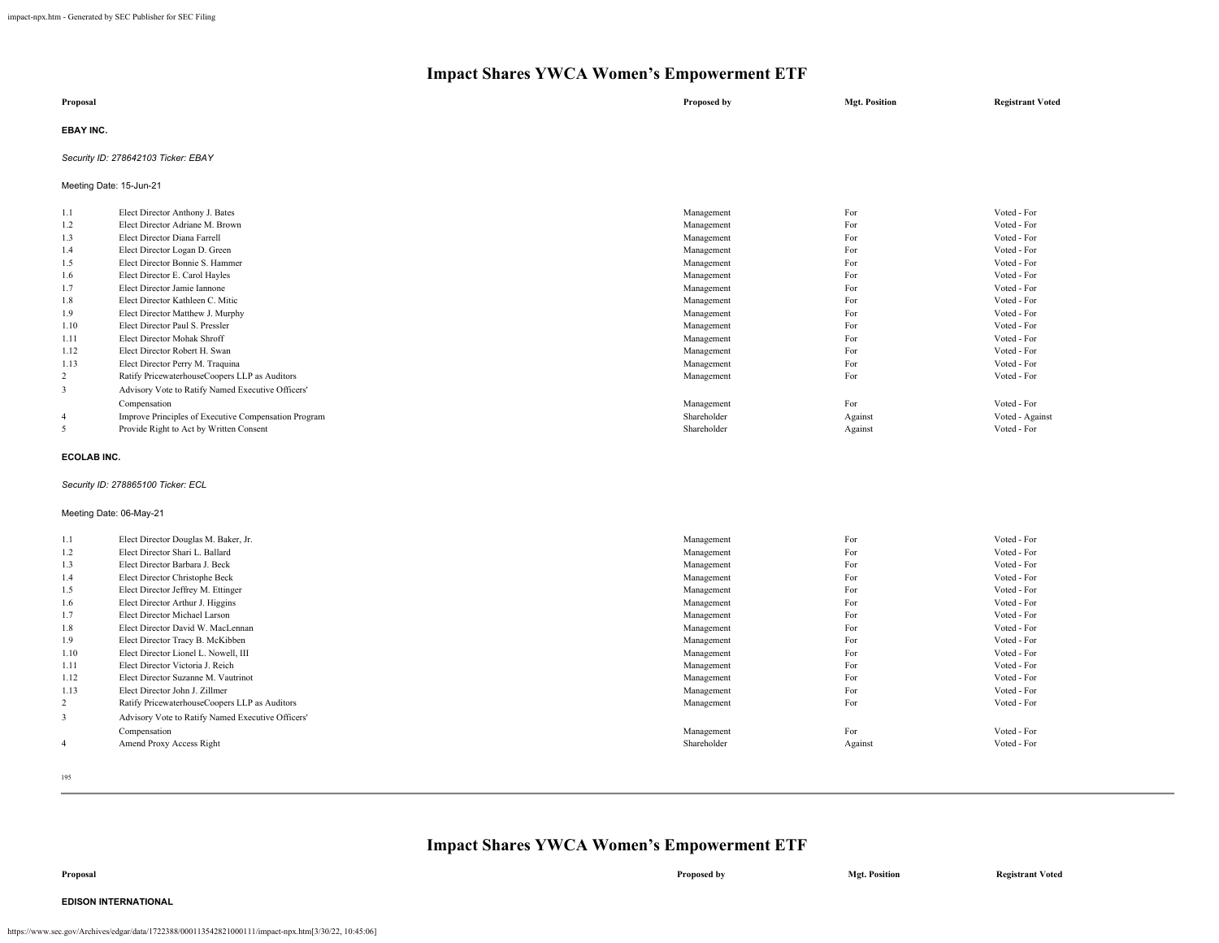# Impact Shares YWCA Women's Empowerment ETF

| Proposal | | Proposed by | Mgt. Position | Registrant Voted |
|---|---|---|---|---|

**EBAY INC.**

*Security ID: 278642103 Ticker: EBAY*

Meeting Date: 15-Jun-21

| | Proposal | Proposed by | Mgt. Position | Registrant Voted |
|---|---|---|---|---|
| 1.1 | Elect Director Anthony J. Bates | Management | For | Voted - For |
| 1.2 | Elect Director Adriane M. Brown | Management | For | Voted - For |
| 1.3 | Elect Director Diana Farrell | Management | For | Voted - For |
| 1.4 | Elect Director Logan D. Green | Management | For | Voted - For |
| 1.5 | Elect Director Bonnie S. Hammer | Management | For | Voted - For |
| 1.6 | Elect Director E. Carol Hayles | Management | For | Voted - For |
| 1.7 | Elect Director Jamie Iannone | Management | For | Voted - For |
| 1.8 | Elect Director Kathleen C. Mitic | Management | For | Voted - For |
| 1.9 | Elect Director Matthew J. Murphy | Management | For | Voted - For |
| 1.10 | Elect Director Paul S. Pressler | Management | For | Voted - For |
| 1.11 | Elect Director Mohak Shroff | Management | For | Voted - For |
| 1.12 | Elect Director Robert H. Swan | Management | For | Voted - For |
| 1.13 | Elect Director Perry M. Traquina | Management | For | Voted - For |
| 2 | Ratify PricewaterhouseCoopers LLP as Auditors | Management | For | Voted - For |
| 3 | Advisory Vote to Ratify Named Executive Officers' Compensation | Management | For | Voted - For |
| 4 | Improve Principles of Executive Compensation Program | Shareholder | Against | Voted - Against |
| 5 | Provide Right to Act by Written Consent | Shareholder | Against | Voted - For |

**ECOLAB INC.**

*Security ID: 278865100 Ticker: ECL*

Meeting Date: 06-May-21

| | Proposal | Proposed by | Mgt. Position | Registrant Voted |
|---|---|---|---|---|
| 1.1 | Elect Director Douglas M. Baker, Jr. | Management | For | Voted - For |
| 1.2 | Elect Director Shari L. Ballard | Management | For | Voted - For |
| 1.3 | Elect Director Barbara J. Beck | Management | For | Voted - For |
| 1.4 | Elect Director Christophe Beck | Management | For | Voted - For |
| 1.5 | Elect Director Jeffrey M. Ettinger | Management | For | Voted - For |
| 1.6 | Elect Director Arthur J. Higgins | Management | For | Voted - For |
| 1.7 | Elect Director Michael Larson | Management | For | Voted - For |
| 1.8 | Elect Director David W. MacLennan | Management | For | Voted - For |
| 1.9 | Elect Director Tracy B. McKibben | Management | For | Voted - For |
| 1.10 | Elect Director Lionel L. Nowell, III | Management | For | Voted - For |
| 1.11 | Elect Director Victoria J. Reich | Management | For | Voted - For |
| 1.12 | Elect Director Suzanne M. Vautrinot | Management | For | Voted - For |
| 1.13 | Elect Director John J. Zillmer | Management | For | Voted - For |
| 2 | Ratify PricewaterhouseCoopers LLP as Auditors | Management | For | Voted - For |
| 3 | Advisory Vote to Ratify Named Executive Officers' Compensation | Management | For | Voted - For |
| 4 | Amend Proxy Access Right | Shareholder | Against | Voted - For |

# Impact Shares YWCA Women's Empowerment ETF

| Proposal | | Proposed by | Mgt. Position | Registrant Voted |
|---|---|---|---|---|

**EDISON INTERNATIONAL**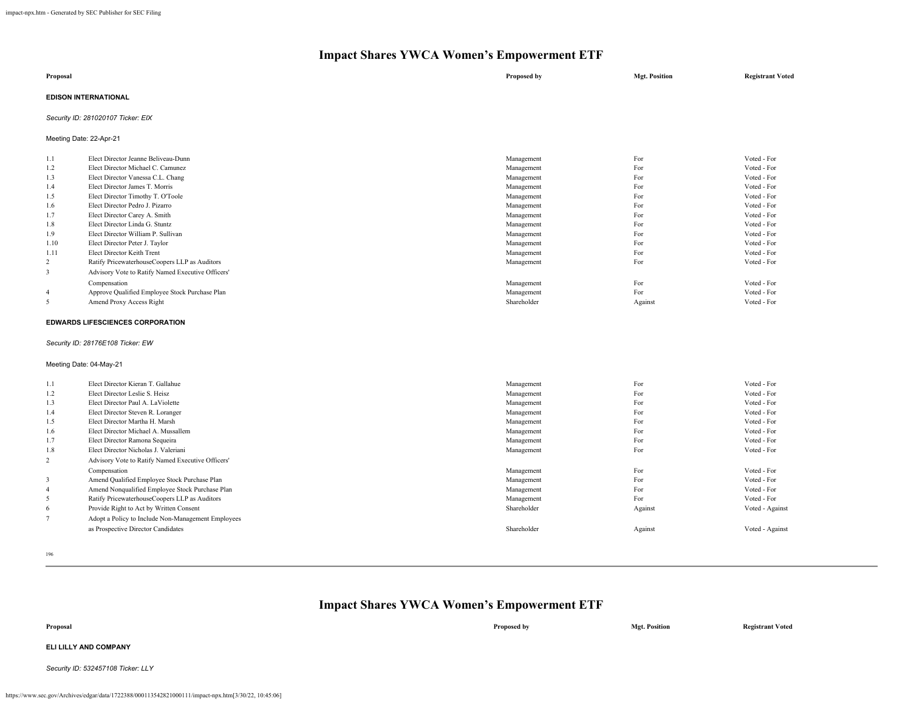# Impact Shares YWCA Women's Empowerment ETF

| Proposal | | Proposed by | Mgt. Position | Registrant Voted |
|---|---|---|---|---|

**EDISON INTERNATIONAL**

*Security ID: 281020107 Ticker: EIX*

Meeting Date: 22-Apr-21

| | Proposal | Proposed by | Mgt. Position | Registrant Voted |
|---|---|---|---|---|
| 1.1 | Elect Director Jeanne Beliveau-Dunn | Management | For | Voted - For |
| 1.2 | Elect Director Michael C. Camunez | Management | For | Voted - For |
| 1.3 | Elect Director Vanessa C.L. Chang | Management | For | Voted - For |
| 1.4 | Elect Director James T. Morris | Management | For | Voted - For |
| 1.5 | Elect Director Timothy T. O'Toole | Management | For | Voted - For |
| 1.6 | Elect Director Pedro J. Pizarro | Management | For | Voted - For |
| 1.7 | Elect Director Carey A. Smith | Management | For | Voted - For |
| 1.8 | Elect Director Linda G. Stuntz | Management | For | Voted - For |
| 1.9 | Elect Director William P. Sullivan | Management | For | Voted - For |
| 1.10 | Elect Director Peter J. Taylor | Management | For | Voted - For |
| 1.11 | Elect Director Keith Trent | Management | For | Voted - For |
| 2 | Ratify PricewaterhouseCoopers LLP as Auditors | Management | For | Voted - For |
| 3 | Advisory Vote to Ratify Named Executive Officers' Compensation | Management | For | Voted - For |
| 4 | Approve Qualified Employee Stock Purchase Plan | Management | For | Voted - For |
| 5 | Amend Proxy Access Right | Shareholder | Against | Voted - For |

**EDWARDS LIFESCIENCES CORPORATION**

*Security ID: 28176E108 Ticker: EW*

Meeting Date: 04-May-21

| | Proposal | Proposed by | Mgt. Position | Registrant Voted |
|---|---|---|---|---|
| 1.1 | Elect Director Kieran T. Gallahue | Management | For | Voted - For |
| 1.2 | Elect Director Leslie S. Heisz | Management | For | Voted - For |
| 1.3 | Elect Director Paul A. LaViolette | Management | For | Voted - For |
| 1.4 | Elect Director Steven R. Loranger | Management | For | Voted - For |
| 1.5 | Elect Director Martha H. Marsh | Management | For | Voted - For |
| 1.6 | Elect Director Michael A. Mussallem | Management | For | Voted - For |
| 1.7 | Elect Director Ramona Sequeira | Management | For | Voted - For |
| 1.8 | Elect Director Nicholas J. Valeriani | Management | For | Voted - For |
| 2 | Advisory Vote to Ratify Named Executive Officers' Compensation | Management | For | Voted - For |
| 3 | Amend Qualified Employee Stock Purchase Plan | Management | For | Voted - For |
| 4 | Amend Nonqualified Employee Stock Purchase Plan | Management | For | Voted - For |
| 5 | Ratify PricewaterhouseCoopers LLP as Auditors | Management | For | Voted - For |
| 6 | Provide Right to Act by Written Consent | Shareholder | Against | Voted - Against |
| 7 | Adopt a Policy to Include Non-Management Employees as Prospective Director Candidates | Shareholder | Against | Voted - Against |

# Impact Shares YWCA Women's Empowerment ETF

| Proposal | | Proposed by | Mgt. Position | Registrant Voted |
|---|---|---|---|---|

**ELI LILLY AND COMPANY**

*Security ID: 532457108 Ticker: LLY*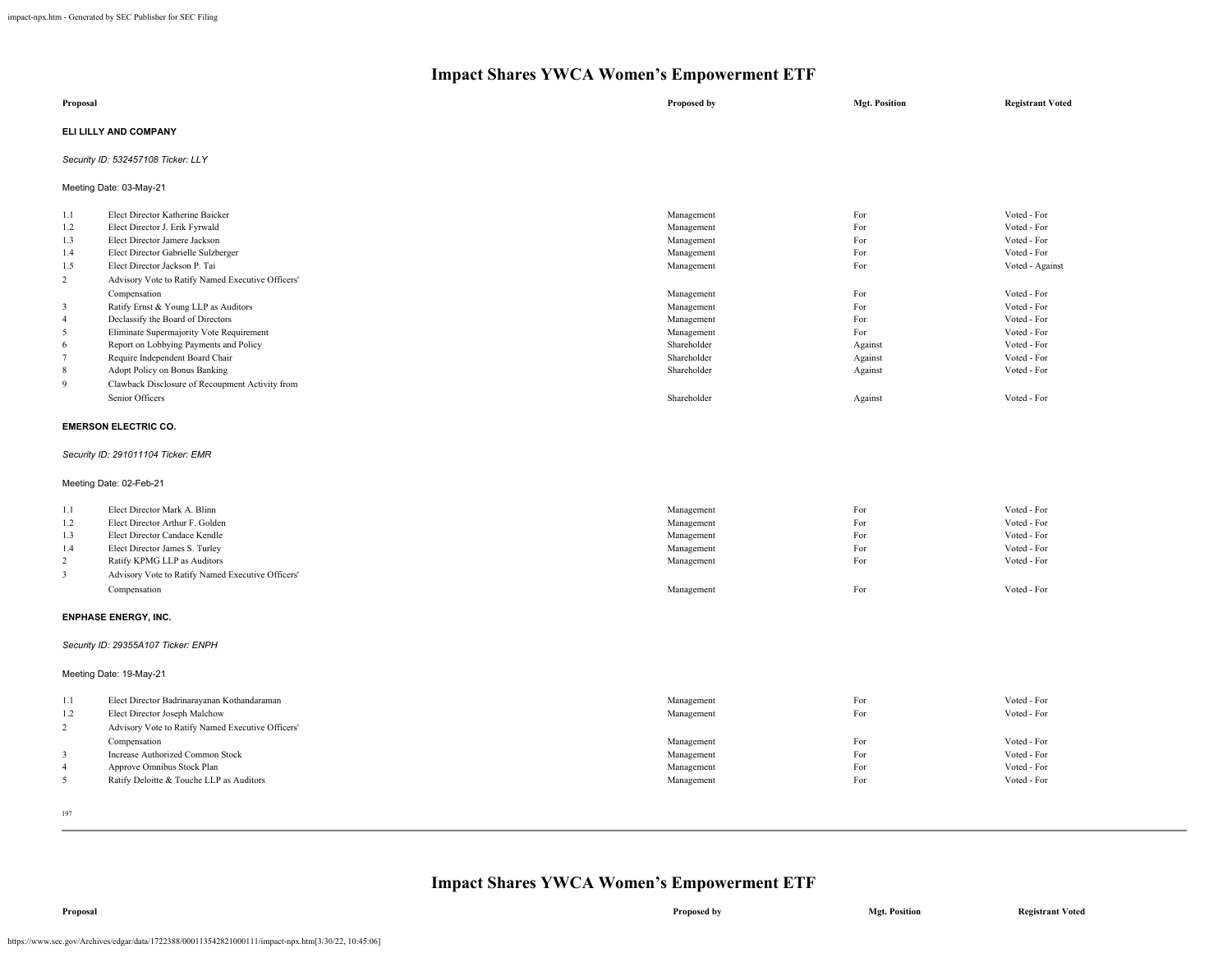# Impact Shares YWCA Women's Empowerment ETF

| Proposal | | Proposed by | Mgt. Position | Registrant Voted |
|---|---|---|---|---|

**ELI LILLY AND COMPANY**

*Security ID: 532457108 Ticker: LLY*

Meeting Date: 03-May-21

| | | | | |
|---|---|---|---|---|
| 1.1 | Elect Director Katherine Baicker | Management | For | Voted - For |
| 1.2 | Elect Director J. Erik Fyrwald | Management | For | Voted - For |
| 1.3 | Elect Director Jamere Jackson | Management | For | Voted - For |
| 1.4 | Elect Director Gabrielle Sulzberger | Management | For | Voted - For |
| 1.5 | Elect Director Jackson P. Tai | Management | For | Voted - Against |
| 2 | Advisory Vote to Ratify Named Executive Officers' Compensation | Management | For | Voted - For |
| 3 | Ratify Ernst & Young LLP as Auditors | Management | For | Voted - For |
| 4 | Declassify the Board of Directors | Management | For | Voted - For |
| 5 | Eliminate Supermajority Vote Requirement | Management | For | Voted - For |
| 6 | Report on Lobbying Payments and Policy | Shareholder | Against | Voted - For |
| 7 | Require Independent Board Chair | Shareholder | Against | Voted - For |
| 8 | Adopt Policy on Bonus Banking | Shareholder | Against | Voted - For |
| 9 | Clawback Disclosure of Recoupment Activity from Senior Officers | Shareholder | Against | Voted - For |

**EMERSON ELECTRIC CO.**

*Security ID: 291011104 Ticker: EMR*

Meeting Date: 02-Feb-21

| | | | | |
|---|---|---|---|---|
| 1.1 | Elect Director Mark A. Blinn | Management | For | Voted - For |
| 1.2 | Elect Director Arthur F. Golden | Management | For | Voted - For |
| 1.3 | Elect Director Candace Kendle | Management | For | Voted - For |
| 1.4 | Elect Director James S. Turley | Management | For | Voted - For |
| 2 | Ratify KPMG LLP as Auditors | Management | For | Voted - For |
| 3 | Advisory Vote to Ratify Named Executive Officers' Compensation | Management | For | Voted - For |

**ENPHASE ENERGY, INC.**

*Security ID: 29355A107 Ticker: ENPH*

Meeting Date: 19-May-21

| | | | | |
|---|---|---|---|---|
| 1.1 | Elect Director Badrinarayanan Kothandaraman | Management | For | Voted - For |
| 1.2 | Elect Director Joseph Malchow | Management | For | Voted - For |
| 2 | Advisory Vote to Ratify Named Executive Officers' Compensation | Management | For | Voted - For |
| 3 | Increase Authorized Common Stock | Management | For | Voted - For |
| 4 | Approve Omnibus Stock Plan | Management | For | Voted - For |
| 5 | Ratify Deloitte & Touche LLP as Auditors | Management | For | Voted - For |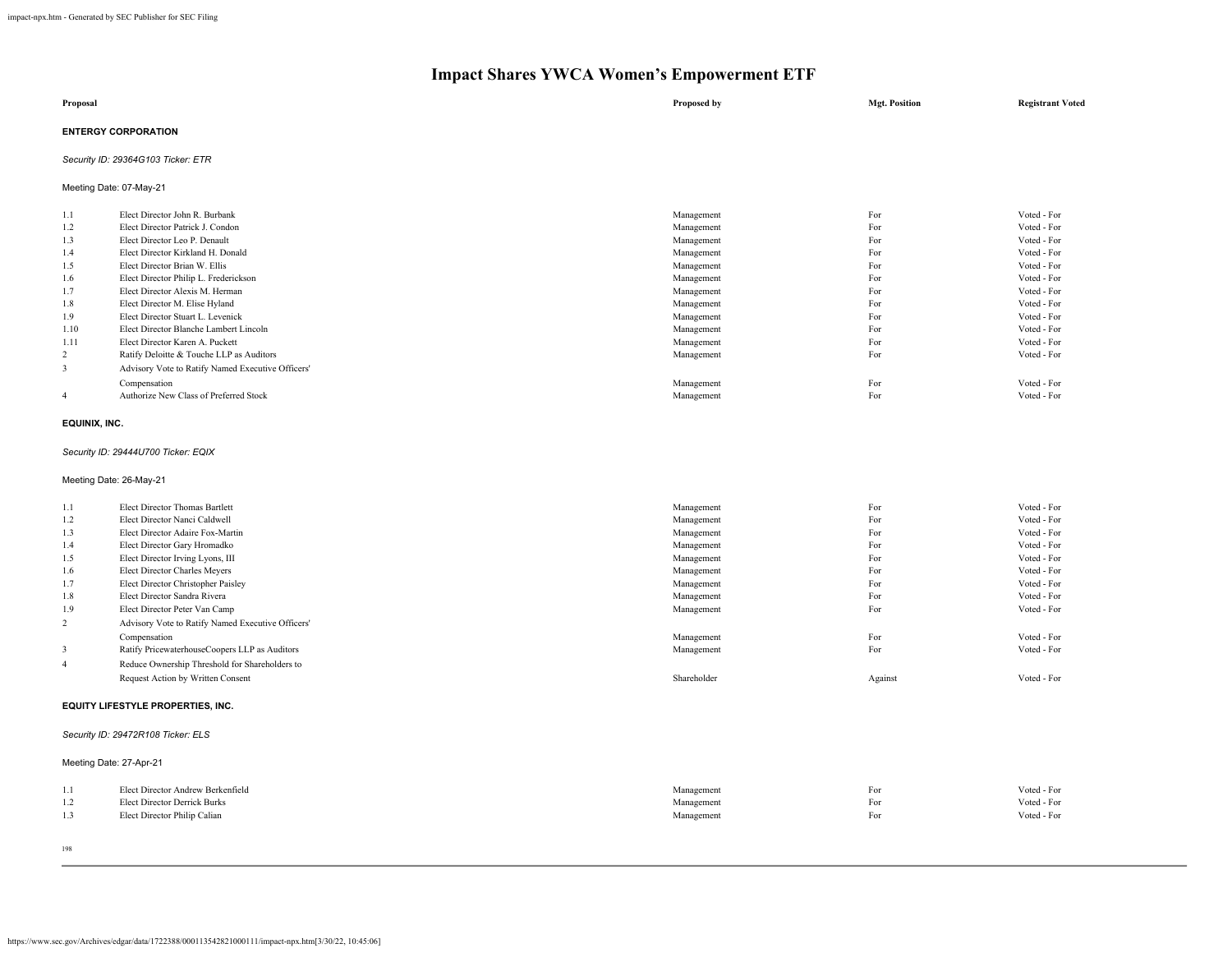# Impact Shares YWCA Women's Empowerment ETF

| Proposal | | Proposed by | Mgt. Position | Registrant Voted |
|---|---|---|---|---|

**ENTERGY CORPORATION**

*Security ID: 29364G103 Ticker: ETR*

Meeting Date: 07-May-21

| | | Proposed by | Mgt. Position | Registrant Voted |
|---|---|---|---|---|
| 1.1 | Elect Director John R. Burbank | Management | For | Voted - For |
| 1.2 | Elect Director Patrick J. Condon | Management | For | Voted - For |
| 1.3 | Elect Director Leo P. Denault | Management | For | Voted - For |
| 1.4 | Elect Director Kirkland H. Donald | Management | For | Voted - For |
| 1.5 | Elect Director Brian W. Ellis | Management | For | Voted - For |
| 1.6 | Elect Director Philip L. Frederickson | Management | For | Voted - For |
| 1.7 | Elect Director Alexis M. Herman | Management | For | Voted - For |
| 1.8 | Elect Director M. Elise Hyland | Management | For | Voted - For |
| 1.9 | Elect Director Stuart L. Levenick | Management | For | Voted - For |
| 1.10 | Elect Director Blanche Lambert Lincoln | Management | For | Voted - For |
| 1.11 | Elect Director Karen A. Puckett | Management | For | Voted - For |
| 2 | Ratify Deloitte & Touche LLP as Auditors | Management | For | Voted - For |
| 3 | Advisory Vote to Ratify Named Executive Officers' Compensation | Management | For | Voted - For |
| 4 | Authorize New Class of Preferred Stock | Management | For | Voted - For |

**EQUINIX, INC.**

*Security ID: 29444U700 Ticker: EQIX*

Meeting Date: 26-May-21

| | | Proposed by | Mgt. Position | Registrant Voted |
|---|---|---|---|---|
| 1.1 | Elect Director Thomas Bartlett | Management | For | Voted - For |
| 1.2 | Elect Director Nanci Caldwell | Management | For | Voted - For |
| 1.3 | Elect Director Adaire Fox-Martin | Management | For | Voted - For |
| 1.4 | Elect Director Gary Hromadko | Management | For | Voted - For |
| 1.5 | Elect Director Irving Lyons, III | Management | For | Voted - For |
| 1.6 | Elect Director Charles Meyers | Management | For | Voted - For |
| 1.7 | Elect Director Christopher Paisley | Management | For | Voted - For |
| 1.8 | Elect Director Sandra Rivera | Management | For | Voted - For |
| 1.9 | Elect Director Peter Van Camp | Management | For | Voted - For |
| 2 | Advisory Vote to Ratify Named Executive Officers' Compensation | Management | For | Voted - For |
| 3 | Ratify PricewaterhouseCoopers LLP as Auditors | Management | For | Voted - For |
| 4 | Reduce Ownership Threshold for Shareholders to Request Action by Written Consent | Shareholder | Against | Voted - For |

**EQUITY LIFESTYLE PROPERTIES, INC.**

*Security ID: 29472R108 Ticker: ELS*

Meeting Date: 27-Apr-21

| | | Proposed by | Mgt. Position | Registrant Voted |
|---|---|---|---|---|
| 1.1 | Elect Director Andrew Berkenfield | Management | For | Voted - For |
| 1.2 | Elect Director Derrick Burks | Management | For | Voted - For |
| 1.3 | Elect Director Philip Calian | Management | For | Voted - For |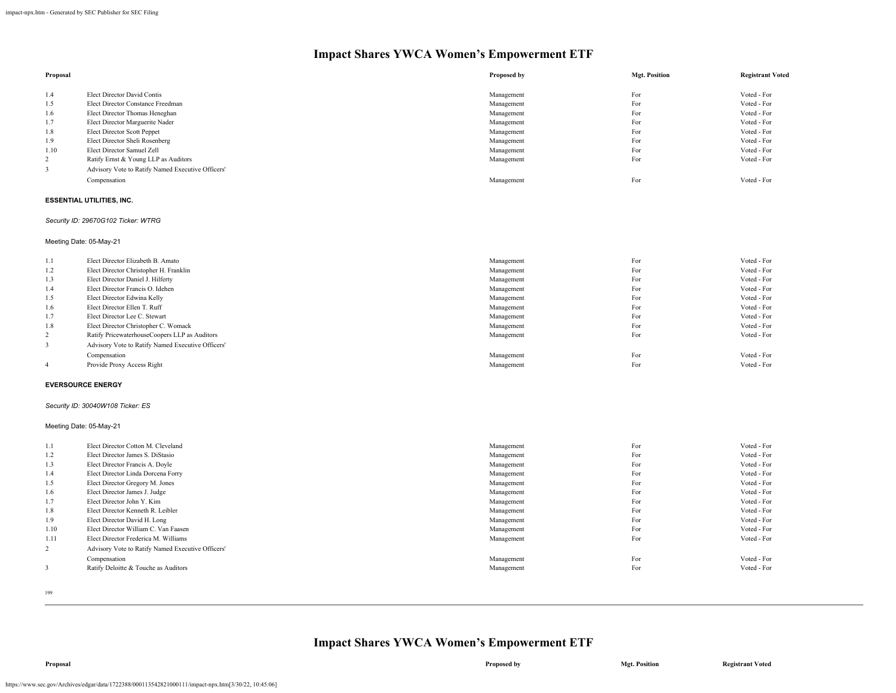# Impact Shares YWCA Women's Empowerment ETF

| Proposal | | Proposed by | Mgt. Position | Registrant Voted |
|---|---|---|---|---|
| 1.4 | Elect Director David Contis | Management | For | Voted - For |
| 1.5 | Elect Director Constance Freedman | Management | For | Voted - For |
| 1.6 | Elect Director Thomas Heneghan | Management | For | Voted - For |
| 1.7 | Elect Director Marguerite Nader | Management | For | Voted - For |
| 1.8 | Elect Director Scott Peppet | Management | For | Voted - For |
| 1.9 | Elect Director Sheli Rosenberg | Management | For | Voted - For |
| 1.10 | Elect Director Samuel Zell | Management | For | Voted - For |
| 2 | Ratify Ernst & Young LLP as Auditors | Management | For | Voted - For |
| 3 | Advisory Vote to Ratify Named Executive Officers' Compensation | Management | For | Voted - For |

**ESSENTIAL UTILITIES, INC.**

*Security ID: 29670G102 Ticker: WTRG*

Meeting Date: 05-May-21

| Proposal | | Proposed by | Mgt. Position | Registrant Voted |
|---|---|---|---|---|
| 1.1 | Elect Director Elizabeth B. Amato | Management | For | Voted - For |
| 1.2 | Elect Director Christopher H. Franklin | Management | For | Voted - For |
| 1.3 | Elect Director Daniel J. Hilferty | Management | For | Voted - For |
| 1.4 | Elect Director Francis O. Idehen | Management | For | Voted - For |
| 1.5 | Elect Director Edwina Kelly | Management | For | Voted - For |
| 1.6 | Elect Director Ellen T. Ruff | Management | For | Voted - For |
| 1.7 | Elect Director Lee C. Stewart | Management | For | Voted - For |
| 1.8 | Elect Director Christopher C. Womack | Management | For | Voted - For |
| 2 | Ratify PricewaterhouseCoopers LLP as Auditors | Management | For | Voted - For |
| 3 | Advisory Vote to Ratify Named Executive Officers' Compensation | Management | For | Voted - For |
| 4 | Provide Proxy Access Right | Management | For | Voted - For |

**EVERSOURCE ENERGY**

*Security ID: 30040W108 Ticker: ES*

Meeting Date: 05-May-21

| Proposal | | Proposed by | Mgt. Position | Registrant Voted |
|---|---|---|---|---|
| 1.1 | Elect Director Cotton M. Cleveland | Management | For | Voted - For |
| 1.2 | Elect Director James S. DiStasio | Management | For | Voted - For |
| 1.3 | Elect Director Francis A. Doyle | Management | For | Voted - For |
| 1.4 | Elect Director Linda Dorcena Forry | Management | For | Voted - For |
| 1.5 | Elect Director Gregory M. Jones | Management | For | Voted - For |
| 1.6 | Elect Director James J. Judge | Management | For | Voted - For |
| 1.7 | Elect Director John Y. Kim | Management | For | Voted - For |
| 1.8 | Elect Director Kenneth R. Leibler | Management | For | Voted - For |
| 1.9 | Elect Director David H. Long | Management | For | Voted - For |
| 1.10 | Elect Director William C. Van Faasen | Management | For | Voted - For |
| 1.11 | Elect Director Frederica M. Williams | Management | For | Voted - For |
| 2 | Advisory Vote to Ratify Named Executive Officers' Compensation | Management | For | Voted - For |
| 3 | Ratify Deloitte & Touche as Auditors | Management | For | Voted - For |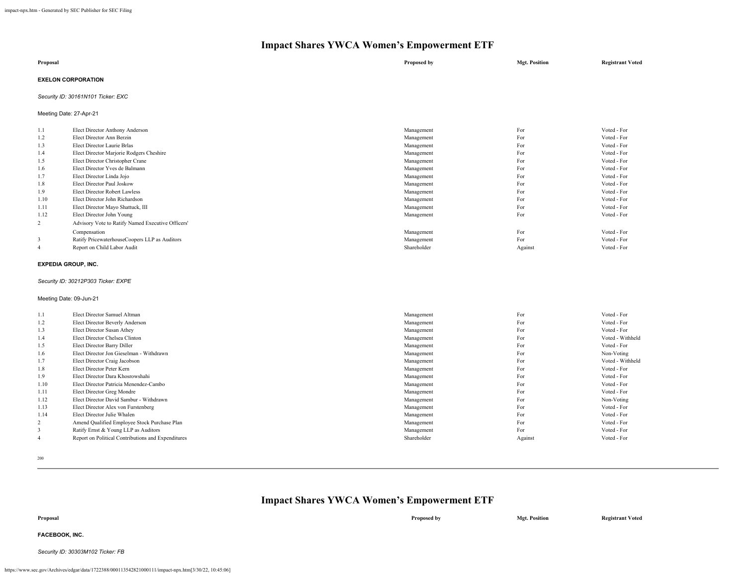# Impact Shares YWCA Women's Empowerment ETF

| Proposal | | Proposed by | Mgt. Position | Registrant Voted |
|---|---|---|---|---|

**EXELON CORPORATION**

*Security ID: 30161N101 Ticker: EXC*

Meeting Date: 27-Apr-21

| | | | | |
|---|---|---|---|---|
| 1.1 | Elect Director Anthony Anderson | Management | For | Voted - For |
| 1.2 | Elect Director Ann Berzin | Management | For | Voted - For |
| 1.3 | Elect Director Laurie Brlas | Management | For | Voted - For |
| 1.4 | Elect Director Marjorie Rodgers Cheshire | Management | For | Voted - For |
| 1.5 | Elect Director Christopher Crane | Management | For | Voted - For |
| 1.6 | Elect Director Yves de Balmann | Management | For | Voted - For |
| 1.7 | Elect Director Linda Jojo | Management | For | Voted - For |
| 1.8 | Elect Director Paul Joskow | Management | For | Voted - For |
| 1.9 | Elect Director Robert Lawless | Management | For | Voted - For |
| 1.10 | Elect Director John Richardson | Management | For | Voted - For |
| 1.11 | Elect Director Mayo Shattuck, III | Management | For | Voted - For |
| 1.12 | Elect Director John Young | Management | For | Voted - For |
| 2 | Advisory Vote to Ratify Named Executive Officers' Compensation | Management | For | Voted - For |
| 3 | Ratify PricewaterhouseCoopers LLP as Auditors | Management | For | Voted - For |
| 4 | Report on Child Labor Audit | Shareholder | Against | Voted - For |

**EXPEDIA GROUP, INC.**

*Security ID: 30212P303 Ticker: EXPE*

Meeting Date: 09-Jun-21

| | | | | |
|---|---|---|---|---|
| 1.1 | Elect Director Samuel Altman | Management | For | Voted - For |
| 1.2 | Elect Director Beverly Anderson | Management | For | Voted - For |
| 1.3 | Elect Director Susan Athey | Management | For | Voted - For |
| 1.4 | Elect Director Chelsea Clinton | Management | For | Voted - Withheld |
| 1.5 | Elect Director Barry Diller | Management | For | Voted - For |
| 1.6 | Elect Director Jon Gieselman - Withdrawn | Management | For | Non-Voting |
| 1.7 | Elect Director Craig Jacobson | Management | For | Voted - Withheld |
| 1.8 | Elect Director Peter Kern | Management | For | Voted - For |
| 1.9 | Elect Director Dara Khosrowshahi | Management | For | Voted - For |
| 1.10 | Elect Director Patricia Menendez-Cambo | Management | For | Voted - For |
| 1.11 | Elect Director Greg Mondre | Management | For | Voted - For |
| 1.12 | Elect Director David Sambur - Withdrawn | Management | For | Non-Voting |
| 1.13 | Elect Director Alex von Furstenberg | Management | For | Voted - For |
| 1.14 | Elect Director Julie Whalen | Management | For | Voted - For |
| 2 | Amend Qualified Employee Stock Purchase Plan | Management | For | Voted - For |
| 3 | Ratify Ernst & Young LLP as Auditors | Management | For | Voted - For |
| 4 | Report on Political Contributions and Expenditures | Shareholder | Against | Voted - For |

# Impact Shares YWCA Women's Empowerment ETF

| Proposal | | Proposed by | Mgt. Position | Registrant Voted |
|---|---|---|---|---|

**FACEBOOK, INC.**

*Security ID: 30303M102 Ticker: FB*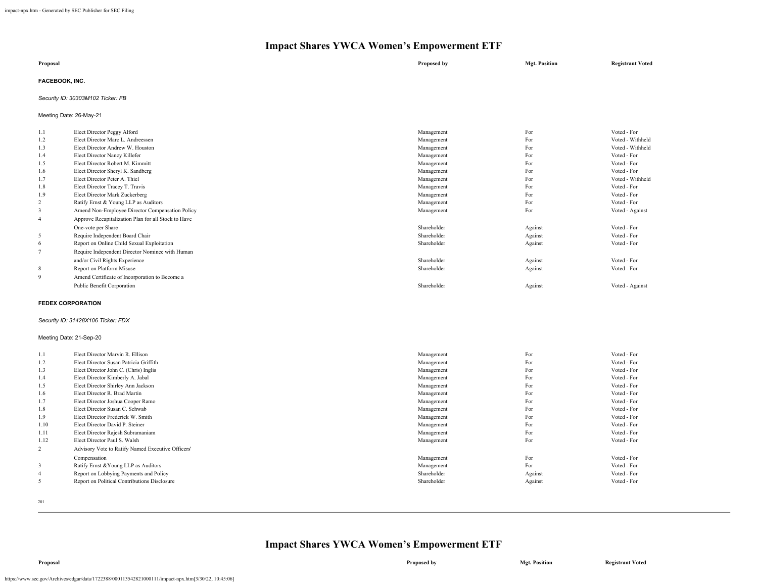# Impact Shares YWCA Women's Empowerment ETF

| Proposal | | Proposed by | Mgt. Position | Registrant Voted |
|---|---|---|---|---|

**FACEBOOK, INC.**

*Security ID: 30303M102 Ticker: FB*

Meeting Date: 26-May-21

| | Proposal | Proposed by | Mgt. Position | Registrant Voted |
|---|---|---|---|---|
| 1.1 | Elect Director Peggy Alford | Management | For | Voted - For |
| 1.2 | Elect Director Marc L. Andreessen | Management | For | Voted - Withheld |
| 1.3 | Elect Director Andrew W. Houston | Management | For | Voted - Withheld |
| 1.4 | Elect Director Nancy Killefer | Management | For | Voted - For |
| 1.5 | Elect Director Robert M. Kimmitt | Management | For | Voted - For |
| 1.6 | Elect Director Sheryl K. Sandberg | Management | For | Voted - For |
| 1.7 | Elect Director Peter A. Thiel | Management | For | Voted - Withheld |
| 1.8 | Elect Director Tracey T. Travis | Management | For | Voted - For |
| 1.9 | Elect Director Mark Zuckerberg | Management | For | Voted - For |
| 2 | Ratify Ernst & Young LLP as Auditors | Management | For | Voted - For |
| 3 | Amend Non-Employee Director Compensation Policy | Management | For | Voted - Against |
| 4 | Approve Recapitalization Plan for all Stock to Have One-vote per Share | Shareholder | Against | Voted - For |
| 5 | Require Independent Board Chair | Shareholder | Against | Voted - For |
| 6 | Report on Online Child Sexual Exploitation | Shareholder | Against | Voted - For |
| 7 | Require Independent Director Nominee with Human and/or Civil Rights Experience | Shareholder | Against | Voted - For |
| 8 | Report on Platform Misuse | Shareholder | Against | Voted - For |
| 9 | Amend Certificate of Incorporation to Become a Public Benefit Corporation | Shareholder | Against | Voted - Against |

**FEDEX CORPORATION**

*Security ID: 31428X106 Ticker: FDX*

Meeting Date: 21-Sep-20

| | Proposal | Proposed by | Mgt. Position | Registrant Voted |
|---|---|---|---|---|
| 1.1 | Elect Director Marvin R. Ellison | Management | For | Voted - For |
| 1.2 | Elect Director Susan Patricia Griffith | Management | For | Voted - For |
| 1.3 | Elect Director John C. (Chris) Inglis | Management | For | Voted - For |
| 1.4 | Elect Director Kimberly A. Jabal | Management | For | Voted - For |
| 1.5 | Elect Director Shirley Ann Jackson | Management | For | Voted - For |
| 1.6 | Elect Director R. Brad Martin | Management | For | Voted - For |
| 1.7 | Elect Director Joshua Cooper Ramo | Management | For | Voted - For |
| 1.8 | Elect Director Susan C. Schwab | Management | For | Voted - For |
| 1.9 | Elect Director Frederick W. Smith | Management | For | Voted - For |
| 1.10 | Elect Director David P. Steiner | Management | For | Voted - For |
| 1.11 | Elect Director Rajesh Subramaniam | Management | For | Voted - For |
| 1.12 | Elect Director Paul S. Walsh | Management | For | Voted - For |
| 2 | Advisory Vote to Ratify Named Executive Officers' Compensation | Management | For | Voted - For |
| 3 | Ratify Ernst &Young LLP as Auditors | Management | For | Voted - For |
| 4 | Report on Lobbying Payments and Policy | Shareholder | Against | Voted - For |
| 5 | Report on Political Contributions Disclosure | Shareholder | Against | Voted - For |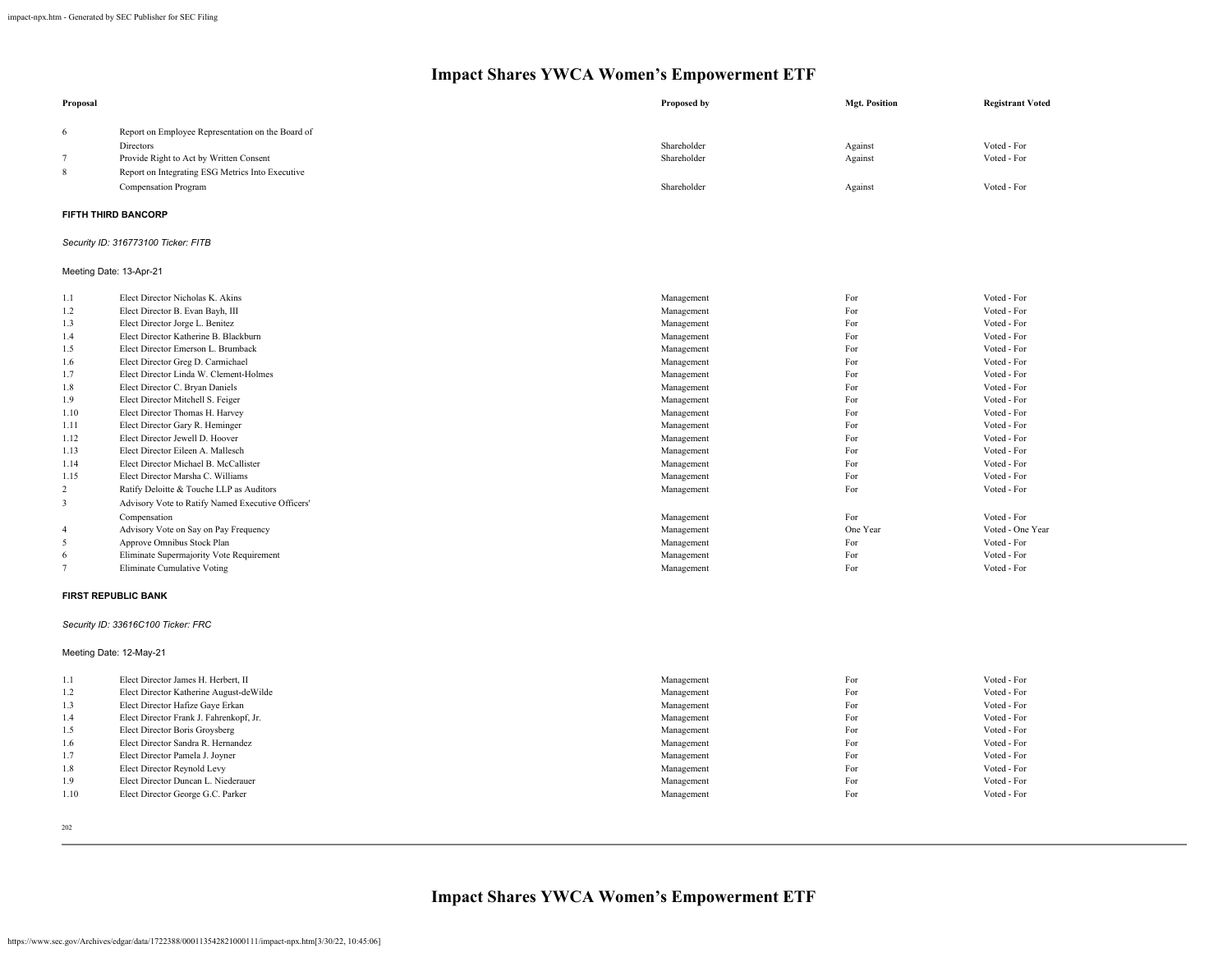# Impact Shares YWCA Women's Empowerment ETF

| Proposal | | Proposed by | Mgt. Position | Registrant Voted |
|---|---|---|---|---|
| 6 | Report on Employee Representation on the Board of Directors | Shareholder | Against | Voted - For |
| 7 | Provide Right to Act by Written Consent | Shareholder | Against | Voted - For |
| 8 | Report on Integrating ESG Metrics Into Executive Compensation Program | Shareholder | Against | Voted - For |

**FIFTH THIRD BANCORP**

*Security ID: 316773100 Ticker: FITB*

Meeting Date: 13-Apr-21

| Proposal | | Proposed by | Mgt. Position | Registrant Voted |
|---|---|---|---|---|
| 1.1 | Elect Director Nicholas K. Akins | Management | For | Voted - For |
| 1.2 | Elect Director B. Evan Bayh, III | Management | For | Voted - For |
| 1.3 | Elect Director Jorge L. Benitez | Management | For | Voted - For |
| 1.4 | Elect Director Katherine B. Blackburn | Management | For | Voted - For |
| 1.5 | Elect Director Emerson L. Brumback | Management | For | Voted - For |
| 1.6 | Elect Director Greg D. Carmichael | Management | For | Voted - For |
| 1.7 | Elect Director Linda W. Clement-Holmes | Management | For | Voted - For |
| 1.8 | Elect Director C. Bryan Daniels | Management | For | Voted - For |
| 1.9 | Elect Director Mitchell S. Feiger | Management | For | Voted - For |
| 1.10 | Elect Director Thomas H. Harvey | Management | For | Voted - For |
| 1.11 | Elect Director Gary R. Heminger | Management | For | Voted - For |
| 1.12 | Elect Director Jewell D. Hoover | Management | For | Voted - For |
| 1.13 | Elect Director Eileen A. Mallesch | Management | For | Voted - For |
| 1.14 | Elect Director Michael B. McCallister | Management | For | Voted - For |
| 1.15 | Elect Director Marsha C. Williams | Management | For | Voted - For |
| 2 | Ratify Deloitte & Touche LLP as Auditors | Management | For | Voted - For |
| 3 | Advisory Vote to Ratify Named Executive Officers' Compensation | Management | For | Voted - For |
| 4 | Advisory Vote on Say on Pay Frequency | Management | One Year | Voted - One Year |
| 5 | Approve Omnibus Stock Plan | Management | For | Voted - For |
| 6 | Eliminate Supermajority Vote Requirement | Management | For | Voted - For |
| 7 | Eliminate Cumulative Voting | Management | For | Voted - For |

**FIRST REPUBLIC BANK**

*Security ID: 33616C100 Ticker: FRC*

Meeting Date: 12-May-21

| Proposal | | Proposed by | Mgt. Position | Registrant Voted |
|---|---|---|---|---|
| 1.1 | Elect Director James H. Herbert, II | Management | For | Voted - For |
| 1.2 | Elect Director Katherine August-deWilde | Management | For | Voted - For |
| 1.3 | Elect Director Hafize Gaye Erkan | Management | For | Voted - For |
| 1.4 | Elect Director Frank J. Fahrenkopf, Jr. | Management | For | Voted - For |
| 1.5 | Elect Director Boris Groysberg | Management | For | Voted - For |
| 1.6 | Elect Director Sandra R. Hernandez | Management | For | Voted - For |
| 1.7 | Elect Director Pamela J. Joyner | Management | For | Voted - For |
| 1.8 | Elect Director Reynold Levy | Management | For | Voted - For |
| 1.9 | Elect Director Duncan L. Niederauer | Management | For | Voted - For |
| 1.10 | Elect Director George G.C. Parker | Management | For | Voted - For |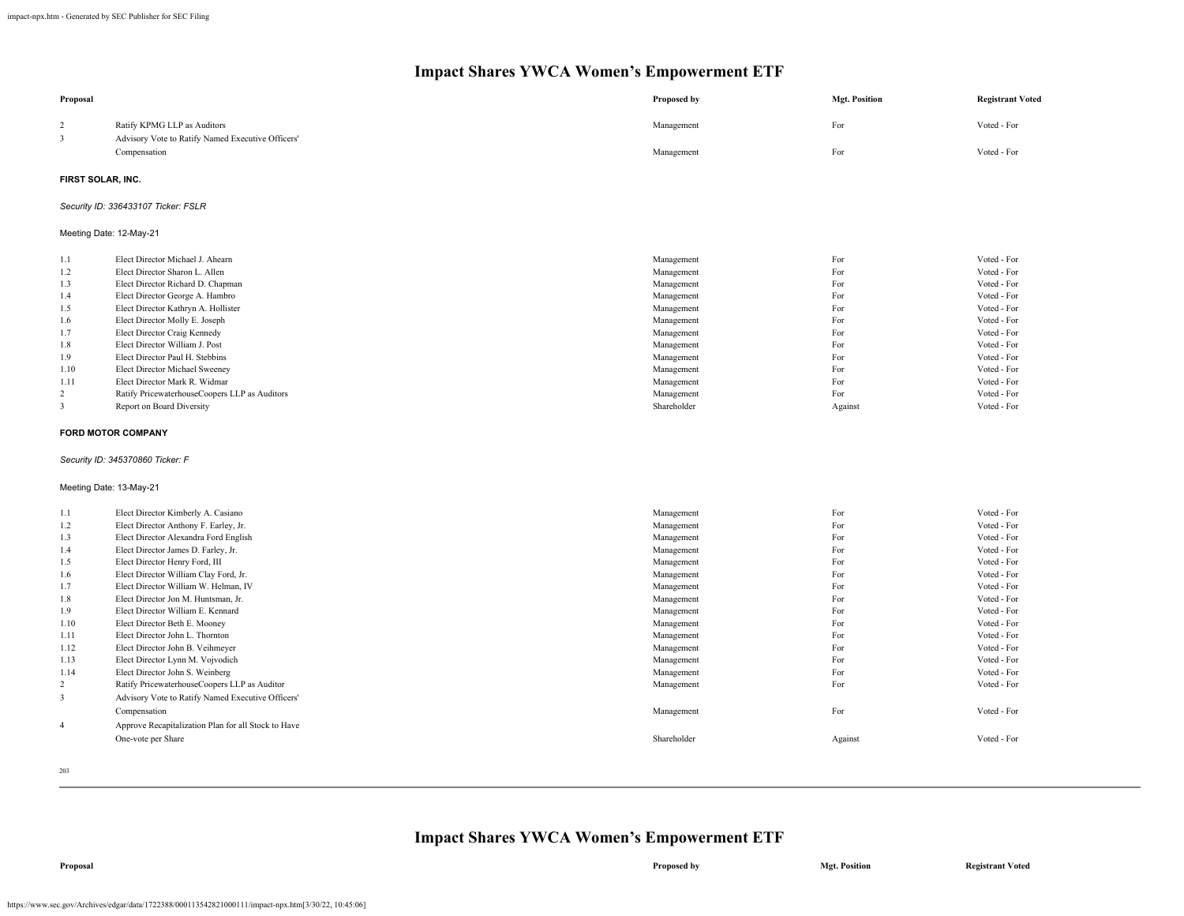# Impact Shares YWCA Women's Empowerment ETF

| Proposal | | Proposed by | Mgt. Position | Registrant Voted |
|---|---|---|---|---|
| 2 | Ratify KPMG LLP as Auditors | Management | For | Voted - For |
| 3 | Advisory Vote to Ratify Named Executive Officers' Compensation | Management | For | Voted - For |

**FIRST SOLAR, INC.**

*Security ID: 336433107 Ticker: FSLR*

Meeting Date: 12-May-21

| Proposal | | Proposed by | Mgt. Position | Registrant Voted |
|---|---|---|---|---|
| 1.1 | Elect Director Michael J. Ahearn | Management | For | Voted - For |
| 1.2 | Elect Director Sharon L. Allen | Management | For | Voted - For |
| 1.3 | Elect Director Richard D. Chapman | Management | For | Voted - For |
| 1.4 | Elect Director George A. Hambro | Management | For | Voted - For |
| 1.5 | Elect Director Kathryn A. Hollister | Management | For | Voted - For |
| 1.6 | Elect Director Molly E. Joseph | Management | For | Voted - For |
| 1.7 | Elect Director Craig Kennedy | Management | For | Voted - For |
| 1.8 | Elect Director William J. Post | Management | For | Voted - For |
| 1.9 | Elect Director Paul H. Stebbins | Management | For | Voted - For |
| 1.10 | Elect Director Michael Sweeney | Management | For | Voted - For |
| 1.11 | Elect Director Mark R. Widmar | Management | For | Voted - For |
| 2 | Ratify PricewaterhouseCoopers LLP as Auditors | Management | For | Voted - For |
| 3 | Report on Board Diversity | Shareholder | Against | Voted - For |

**FORD MOTOR COMPANY**

*Security ID: 345370860 Ticker: F*

Meeting Date: 13-May-21

| Proposal | | Proposed by | Mgt. Position | Registrant Voted |
|---|---|---|---|---|
| 1.1 | Elect Director Kimberly A. Casiano | Management | For | Voted - For |
| 1.2 | Elect Director Anthony F. Earley, Jr. | Management | For | Voted - For |
| 1.3 | Elect Director Alexandra Ford English | Management | For | Voted - For |
| 1.4 | Elect Director James D. Farley, Jr. | Management | For | Voted - For |
| 1.5 | Elect Director Henry Ford, III | Management | For | Voted - For |
| 1.6 | Elect Director William Clay Ford, Jr. | Management | For | Voted - For |
| 1.7 | Elect Director William W. Helman, IV | Management | For | Voted - For |
| 1.8 | Elect Director Jon M. Huntsman, Jr. | Management | For | Voted - For |
| 1.9 | Elect Director William E. Kennard | Management | For | Voted - For |
| 1.10 | Elect Director Beth E. Mooney | Management | For | Voted - For |
| 1.11 | Elect Director John L. Thornton | Management | For | Voted - For |
| 1.12 | Elect Director John B. Veihmeyer | Management | For | Voted - For |
| 1.13 | Elect Director Lynn M. Vojvodich | Management | For | Voted - For |
| 1.14 | Elect Director John S. Weinberg | Management | For | Voted - For |
| 2 | Ratify PricewaterhouseCoopers LLP as Auditor | Management | For | Voted - For |
| 3 | Advisory Vote to Ratify Named Executive Officers' Compensation | Management | For | Voted - For |
| 4 | Approve Recapitalization Plan for all Stock to Have One-vote per Share | Shareholder | Against | Voted - For |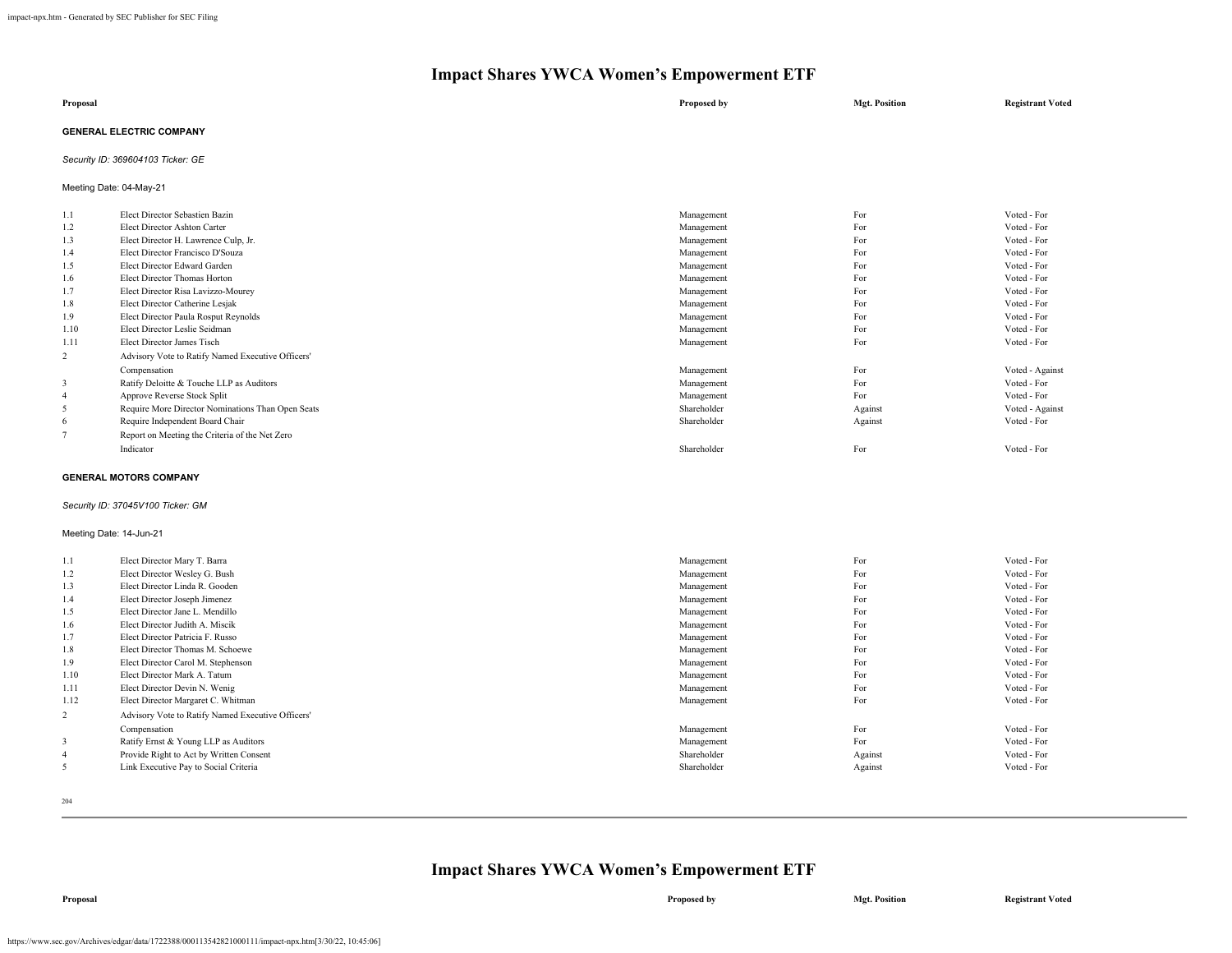# Impact Shares YWCA Women's Empowerment ETF

| Proposal | | Proposed by | Mgt. Position | Registrant Voted |
|---|---|---|---|---|

**GENERAL ELECTRIC COMPANY**

*Security ID: 369604103 Ticker: GE*

Meeting Date: 04-May-21

| | Proposal | Proposed by | Mgt. Position | Registrant Voted |
|---|---|---|---|---|
| 1.1 | Elect Director Sebastien Bazin | Management | For | Voted - For |
| 1.2 | Elect Director Ashton Carter | Management | For | Voted - For |
| 1.3 | Elect Director H. Lawrence Culp, Jr. | Management | For | Voted - For |
| 1.4 | Elect Director Francisco D'Souza | Management | For | Voted - For |
| 1.5 | Elect Director Edward Garden | Management | For | Voted - For |
| 1.6 | Elect Director Thomas Horton | Management | For | Voted - For |
| 1.7 | Elect Director Risa Lavizzo-Mourey | Management | For | Voted - For |
| 1.8 | Elect Director Catherine Lesjak | Management | For | Voted - For |
| 1.9 | Elect Director Paula Rosput Reynolds | Management | For | Voted - For |
| 1.10 | Elect Director Leslie Seidman | Management | For | Voted - For |
| 1.11 | Elect Director James Tisch | Management | For | Voted - For |
| 2 | Advisory Vote to Ratify Named Executive Officers' Compensation | Management | For | Voted - Against |
| 3 | Ratify Deloitte & Touche LLP as Auditors | Management | For | Voted - For |
| 4 | Approve Reverse Stock Split | Management | For | Voted - For |
| 5 | Require More Director Nominations Than Open Seats | Shareholder | Against | Voted - Against |
| 6 | Require Independent Board Chair | Shareholder | Against | Voted - For |
| 7 | Report on Meeting the Criteria of the Net Zero Indicator | Shareholder | For | Voted - For |

**GENERAL MOTORS COMPANY**

*Security ID: 37045V100 Ticker: GM*

Meeting Date: 14-Jun-21

| | Proposal | Proposed by | Mgt. Position | Registrant Voted |
|---|---|---|---|---|
| 1.1 | Elect Director Mary T. Barra | Management | For | Voted - For |
| 1.2 | Elect Director Wesley G. Bush | Management | For | Voted - For |
| 1.3 | Elect Director Linda R. Gooden | Management | For | Voted - For |
| 1.4 | Elect Director Joseph Jimenez | Management | For | Voted - For |
| 1.5 | Elect Director Jane L. Mendillo | Management | For | Voted - For |
| 1.6 | Elect Director Judith A. Miscik | Management | For | Voted - For |
| 1.7 | Elect Director Patricia F. Russo | Management | For | Voted - For |
| 1.8 | Elect Director Thomas M. Schoewe | Management | For | Voted - For |
| 1.9 | Elect Director Carol M. Stephenson | Management | For | Voted - For |
| 1.10 | Elect Director Mark A. Tatum | Management | For | Voted - For |
| 1.11 | Elect Director Devin N. Wenig | Management | For | Voted - For |
| 1.12 | Elect Director Margaret C. Whitman | Management | For | Voted - For |
| 2 | Advisory Vote to Ratify Named Executive Officers' Compensation | Management | For | Voted - For |
| 3 | Ratify Ernst & Young LLP as Auditors | Management | For | Voted - For |
| 4 | Provide Right to Act by Written Consent | Shareholder | Against | Voted - For |
| 5 | Link Executive Pay to Social Criteria | Shareholder | Against | Voted - For |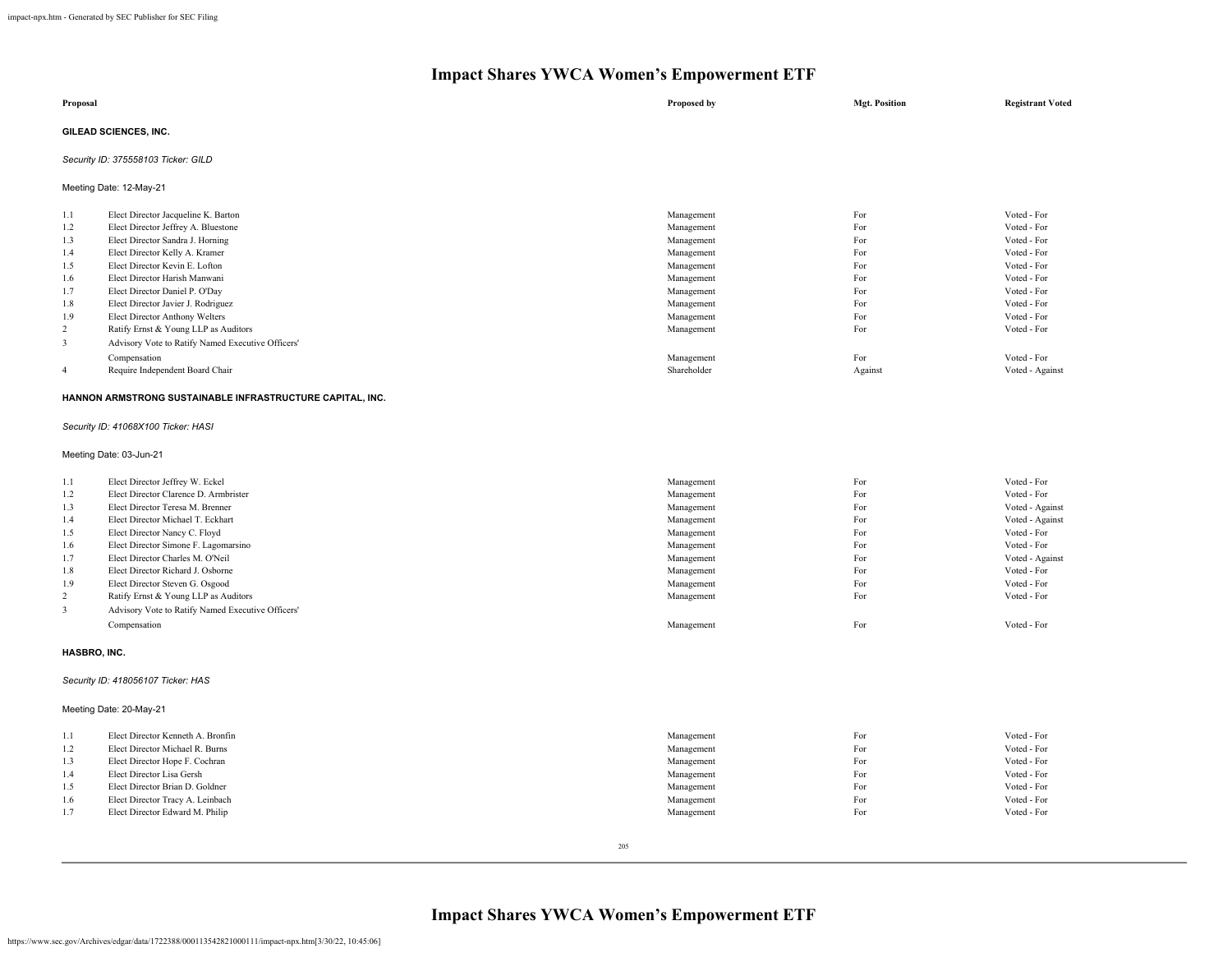# Impact Shares YWCA Women's Empowerment ETF

| | Proposal | Proposed by | Mgt. Position | Registrant Voted |
|---|---|---|---|---|

**GILEAD SCIENCES, INC.**

*Security ID: 375558103 Ticker: GILD*

Meeting Date: 12-May-21

| | Proposal | Proposed by | Mgt. Position | Registrant Voted |
|---|---|---|---|---|
| 1.1 | Elect Director Jacqueline K. Barton | Management | For | Voted - For |
| 1.2 | Elect Director Jeffrey A. Bluestone | Management | For | Voted - For |
| 1.3 | Elect Director Sandra J. Horning | Management | For | Voted - For |
| 1.4 | Elect Director Kelly A. Kramer | Management | For | Voted - For |
| 1.5 | Elect Director Kevin E. Lofton | Management | For | Voted - For |
| 1.6 | Elect Director Harish Manwani | Management | For | Voted - For |
| 1.7 | Elect Director Daniel P. O'Day | Management | For | Voted - For |
| 1.8 | Elect Director Javier J. Rodriguez | Management | For | Voted - For |
| 1.9 | Elect Director Anthony Welters | Management | For | Voted - For |
| 2 | Ratify Ernst & Young LLP as Auditors | Management | For | Voted - For |
| 3 | Advisory Vote to Ratify Named Executive Officers' Compensation | Management | For | Voted - For |
| 4 | Require Independent Board Chair | Shareholder | Against | Voted - Against |

**HANNON ARMSTRONG SUSTAINABLE INFRASTRUCTURE CAPITAL, INC.**

*Security ID: 41068X100 Ticker: HASI*

Meeting Date: 03-Jun-21

| | Proposal | Proposed by | Mgt. Position | Registrant Voted |
|---|---|---|---|---|
| 1.1 | Elect Director Jeffrey W. Eckel | Management | For | Voted - For |
| 1.2 | Elect Director Clarence D. Armbrister | Management | For | Voted - For |
| 1.3 | Elect Director Teresa M. Brenner | Management | For | Voted - Against |
| 1.4 | Elect Director Michael T. Eckhart | Management | For | Voted - Against |
| 1.5 | Elect Director Nancy C. Floyd | Management | For | Voted - For |
| 1.6 | Elect Director Simone F. Lagomarsino | Management | For | Voted - For |
| 1.7 | Elect Director Charles M. O'Neil | Management | For | Voted - Against |
| 1.8 | Elect Director Richard J. Osborne | Management | For | Voted - For |
| 1.9 | Elect Director Steven G. Osgood | Management | For | Voted - For |
| 2 | Ratify Ernst & Young LLP as Auditors | Management | For | Voted - For |
| 3 | Advisory Vote to Ratify Named Executive Officers' Compensation | Management | For | Voted - For |

**HASBRO, INC.**

*Security ID: 418056107 Ticker: HAS*

Meeting Date: 20-May-21

| | Proposal | Proposed by | Mgt. Position | Registrant Voted |
|---|---|---|---|---|
| 1.1 | Elect Director Kenneth A. Bronfin | Management | For | Voted - For |
| 1.2 | Elect Director Michael R. Burns | Management | For | Voted - For |
| 1.3 | Elect Director Hope F. Cochran | Management | For | Voted - For |
| 1.4 | Elect Director Lisa Gersh | Management | For | Voted - For |
| 1.5 | Elect Director Brian D. Goldner | Management | For | Voted - For |
| 1.6 | Elect Director Tracy A. Leinbach | Management | For | Voted - For |
| 1.7 | Elect Director Edward M. Philip | Management | For | Voted - For |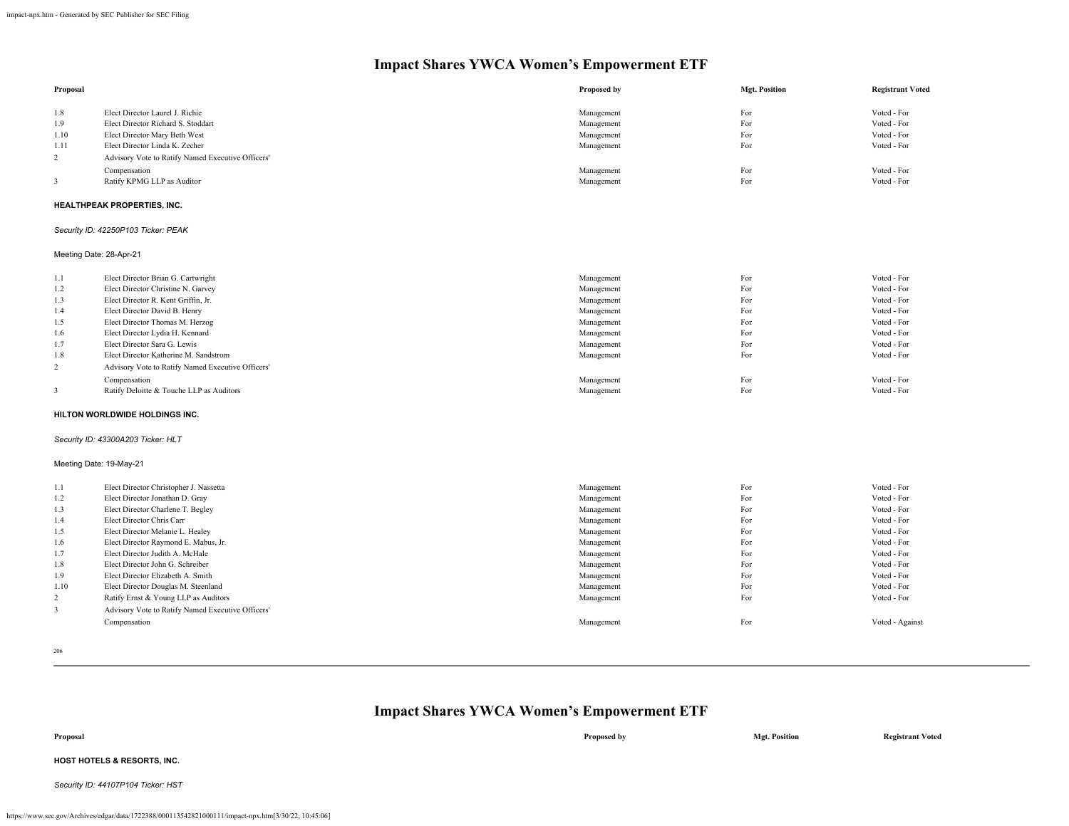# Impact Shares YWCA Women's Empowerment ETF

| Proposal | | Proposed by | Mgt. Position | Registrant Voted |
|---|---|---|---|---|
| 1.8 | Elect Director Laurel J. Richie | Management | For | Voted - For |
| 1.9 | Elect Director Richard S. Stoddart | Management | For | Voted - For |
| 1.10 | Elect Director Mary Beth West | Management | For | Voted - For |
| 1.11 | Elect Director Linda K. Zecher | Management | For | Voted - For |
| 2 | Advisory Vote to Ratify Named Executive Officers' Compensation | Management | For | Voted - For |
| 3 | Ratify KPMG LLP as Auditor | Management | For | Voted - For |

**HEALTHPEAK PROPERTIES, INC.**

*Security ID: 42250P103 Ticker: PEAK*

Meeting Date: 28-Apr-21

| Proposal | | Proposed by | Mgt. Position | Registrant Voted |
|---|---|---|---|---|
| 1.1 | Elect Director Brian G. Cartwright | Management | For | Voted - For |
| 1.2 | Elect Director Christine N. Garvey | Management | For | Voted - For |
| 1.3 | Elect Director R. Kent Griffin, Jr. | Management | For | Voted - For |
| 1.4 | Elect Director David B. Henry | Management | For | Voted - For |
| 1.5 | Elect Director Thomas M. Herzog | Management | For | Voted - For |
| 1.6 | Elect Director Lydia H. Kennard | Management | For | Voted - For |
| 1.7 | Elect Director Sara G. Lewis | Management | For | Voted - For |
| 1.8 | Elect Director Katherine M. Sandstrom | Management | For | Voted - For |
| 2 | Advisory Vote to Ratify Named Executive Officers' Compensation | Management | For | Voted - For |
| 3 | Ratify Deloitte & Touche LLP as Auditors | Management | For | Voted - For |

**HILTON WORLDWIDE HOLDINGS INC.**

*Security ID: 43300A203 Ticker: HLT*

Meeting Date: 19-May-21

| Proposal | | Proposed by | Mgt. Position | Registrant Voted |
|---|---|---|---|---|
| 1.1 | Elect Director Christopher J. Nassetta | Management | For | Voted - For |
| 1.2 | Elect Director Jonathan D. Gray | Management | For | Voted - For |
| 1.3 | Elect Director Charlene T. Begley | Management | For | Voted - For |
| 1.4 | Elect Director Chris Carr | Management | For | Voted - For |
| 1.5 | Elect Director Melanie L. Healey | Management | For | Voted - For |
| 1.6 | Elect Director Raymond E. Mabus, Jr. | Management | For | Voted - For |
| 1.7 | Elect Director Judith A. McHale | Management | For | Voted - For |
| 1.8 | Elect Director John G. Schreiber | Management | For | Voted - For |
| 1.9 | Elect Director Elizabeth A. Smith | Management | For | Voted - For |
| 1.10 | Elect Director Douglas M. Steenland | Management | For | Voted - For |
| 2 | Ratify Ernst & Young LLP as Auditors | Management | For | Voted - For |
| 3 | Advisory Vote to Ratify Named Executive Officers' Compensation | Management | For | Voted - Against |

# Impact Shares YWCA Women's Empowerment ETF

| Proposal | Proposed by | Mgt. Position | Registrant Voted |
|---|---|---|---|

**HOST HOTELS & RESORTS, INC.**

*Security ID: 44107P104 Ticker: HST*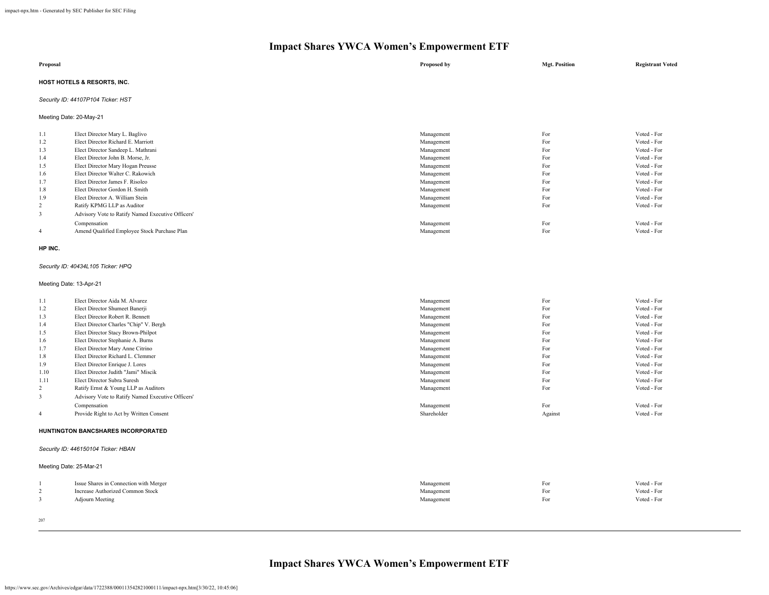# Impact Shares YWCA Women's Empowerment ETF

| Proposal | | Proposed by | Mgt. Position | Registrant Voted |
|---|---|---|---|---|

**HOST HOTELS & RESORTS, INC.**

*Security ID: 44107P104 Ticker: HST*

Meeting Date: 20-May-21

| | | Proposed by | Mgt. Position | Registrant Voted |
|---|---|---|---|---|
| 1.1 | Elect Director Mary L. Baglivo | Management | For | Voted - For |
| 1.2 | Elect Director Richard E. Marriott | Management | For | Voted - For |
| 1.3 | Elect Director Sandeep L. Mathrani | Management | For | Voted - For |
| 1.4 | Elect Director John B. Morse, Jr. | Management | For | Voted - For |
| 1.5 | Elect Director Mary Hogan Preusse | Management | For | Voted - For |
| 1.6 | Elect Director Walter C. Rakowich | Management | For | Voted - For |
| 1.7 | Elect Director James F. Risoleo | Management | For | Voted - For |
| 1.8 | Elect Director Gordon H. Smith | Management | For | Voted - For |
| 1.9 | Elect Director A. William Stein | Management | For | Voted - For |
| 2 | Ratify KPMG LLP as Auditor | Management | For | Voted - For |
| 3 | Advisory Vote to Ratify Named Executive Officers' Compensation | Management | For | Voted - For |
| 4 | Amend Qualified Employee Stock Purchase Plan | Management | For | Voted - For |

**HP INC.**

*Security ID: 40434L105 Ticker: HPQ*

Meeting Date: 13-Apr-21

| | | Proposed by | Mgt. Position | Registrant Voted |
|---|---|---|---|---|
| 1.1 | Elect Director Aida M. Alvarez | Management | For | Voted - For |
| 1.2 | Elect Director Shumeet Banerji | Management | For | Voted - For |
| 1.3 | Elect Director Robert R. Bennett | Management | For | Voted - For |
| 1.4 | Elect Director Charles "Chip" V. Bergh | Management | For | Voted - For |
| 1.5 | Elect Director Stacy Brown-Philpot | Management | For | Voted - For |
| 1.6 | Elect Director Stephanie A. Burns | Management | For | Voted - For |
| 1.7 | Elect Director Mary Anne Citrino | Management | For | Voted - For |
| 1.8 | Elect Director Richard L. Clemmer | Management | For | Voted - For |
| 1.9 | Elect Director Enrique J. Lores | Management | For | Voted - For |
| 1.10 | Elect Director Judith "Jami" Miscik | Management | For | Voted - For |
| 1.11 | Elect Director Subra Suresh | Management | For | Voted - For |
| 2 | Ratify Ernst & Young LLP as Auditors | Management | For | Voted - For |
| 3 | Advisory Vote to Ratify Named Executive Officers' Compensation | Management | For | Voted - For |
| 4 | Provide Right to Act by Written Consent | Shareholder | Against | Voted - For |

**HUNTINGTON BANCSHARES INCORPORATED**

*Security ID: 446150104 Ticker: HBAN*

Meeting Date: 25-Mar-21

| | | Proposed by | Mgt. Position | Registrant Voted |
|---|---|---|---|---|
| 1 | Issue Shares in Connection with Merger | Management | For | Voted - For |
| 2 | Increase Authorized Common Stock | Management | For | Voted - For |
| 3 | Adjourn Meeting | Management | For | Voted - For |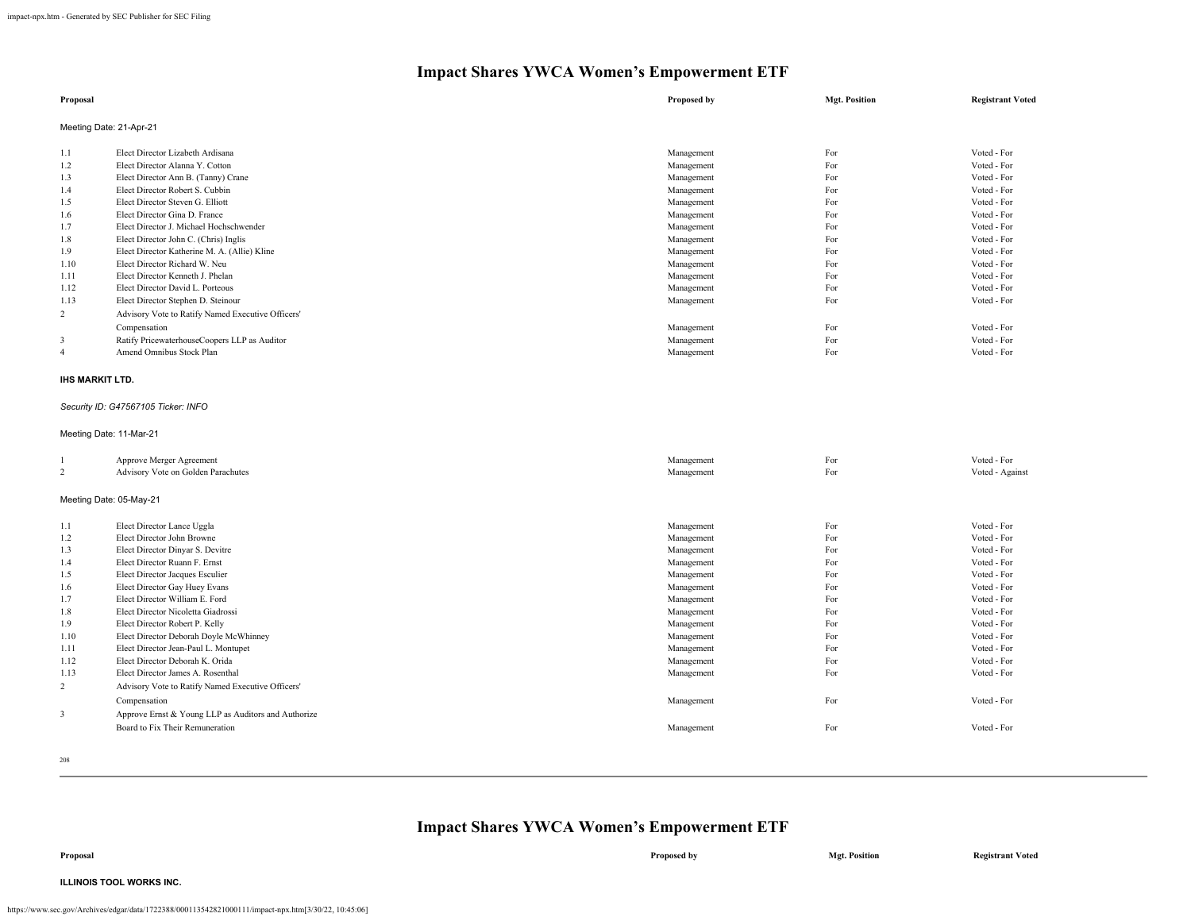# Impact Shares YWCA Women's Empowerment ETF

| Proposal | | Proposed by | Mgt. Position | Registrant Voted |
|---|---|---|---|---|
| Meeting Date: 21-Apr-21 | | | | |
| 1.1 | Elect Director Lizabeth Ardisana | Management | For | Voted - For |
| 1.2 | Elect Director Alanna Y. Cotton | Management | For | Voted - For |
| 1.3 | Elect Director Ann B. (Tanny) Crane | Management | For | Voted - For |
| 1.4 | Elect Director Robert S. Cubbin | Management | For | Voted - For |
| 1.5 | Elect Director Steven G. Elliott | Management | For | Voted - For |
| 1.6 | Elect Director Gina D. France | Management | For | Voted - For |
| 1.7 | Elect Director J. Michael Hochschwender | Management | For | Voted - For |
| 1.8 | Elect Director John C. (Chris) Inglis | Management | For | Voted - For |
| 1.9 | Elect Director Katherine M. A. (Allie) Kline | Management | For | Voted - For |
| 1.10 | Elect Director Richard W. Neu | Management | For | Voted - For |
| 1.11 | Elect Director Kenneth J. Phelan | Management | For | Voted - For |
| 1.12 | Elect Director David L. Porteous | Management | For | Voted - For |
| 1.13 | Elect Director Stephen D. Steinour | Management | For | Voted - For |
| 2 | Advisory Vote to Ratify Named Executive Officers' Compensation | Management | For | Voted - For |
| 3 | Ratify PricewaterhouseCoopers LLP as Auditor | Management | For | Voted - For |
| 4 | Amend Omnibus Stock Plan | Management | For | Voted - For |

**IHS MARKIT LTD.**

*Security ID: G47567105 Ticker: INFO*

| Proposal | | Proposed by | Mgt. Position | Registrant Voted |
|---|---|---|---|---|
| Meeting Date: 11-Mar-21 | | | | |
| 1 | Approve Merger Agreement | Management | For | Voted - For |
| 2 | Advisory Vote on Golden Parachutes | Management | For | Voted - Against |
| Meeting Date: 05-May-21 | | | | |
| 1.1 | Elect Director Lance Uggla | Management | For | Voted - For |
| 1.2 | Elect Director John Browne | Management | For | Voted - For |
| 1.3 | Elect Director Dinyar S. Devitre | Management | For | Voted - For |
| 1.4 | Elect Director Ruann F. Ernst | Management | For | Voted - For |
| 1.5 | Elect Director Jacques Esculier | Management | For | Voted - For |
| 1.6 | Elect Director Gay Huey Evans | Management | For | Voted - For |
| 1.7 | Elect Director William E. Ford | Management | For | Voted - For |
| 1.8 | Elect Director Nicoletta Giadrossi | Management | For | Voted - For |
| 1.9 | Elect Director Robert P. Kelly | Management | For | Voted - For |
| 1.10 | Elect Director Deborah Doyle McWhinney | Management | For | Voted - For |
| 1.11 | Elect Director Jean-Paul L. Montupet | Management | For | Voted - For |
| 1.12 | Elect Director Deborah K. Orida | Management | For | Voted - For |
| 1.13 | Elect Director James A. Rosenthal | Management | For | Voted - For |
| 2 | Advisory Vote to Ratify Named Executive Officers' Compensation | Management | For | Voted - For |
| 3 | Approve Ernst & Young LLP as Auditors and Authorize Board to Fix Their Remuneration | Management | For | Voted - For |

**ILLINOIS TOOL WORKS INC.**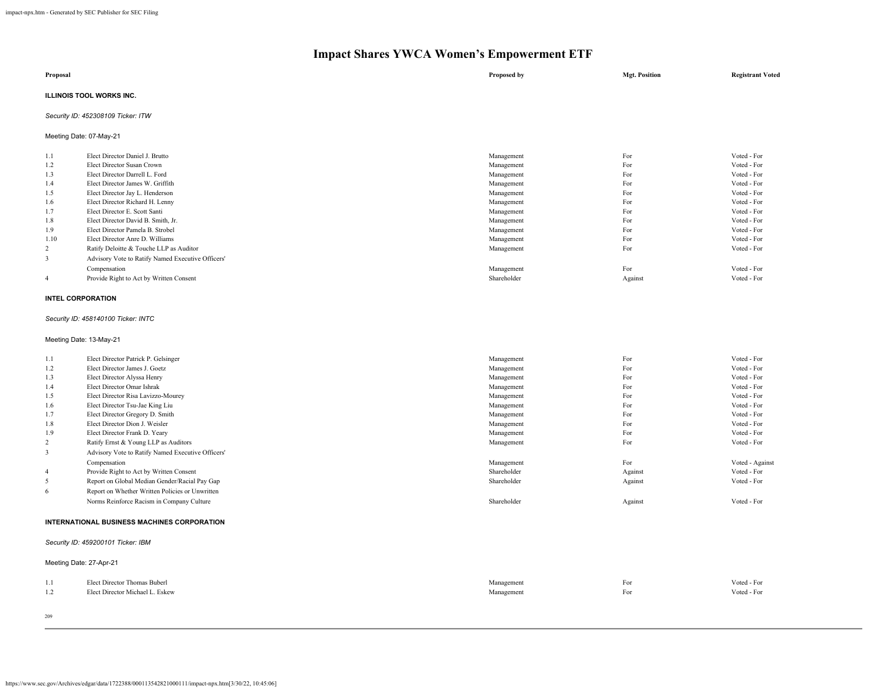# Impact Shares YWCA Women's Empowerment ETF

| Proposal | | Proposed by | Mgt. Position | Registrant Voted |
|---|---|---|---|---|

**ILLINOIS TOOL WORKS INC.**

*Security ID: 452308109 Ticker: ITW*

Meeting Date: 07-May-21

| | | | | |
|---|---|---|---|---|
| 1.1 | Elect Director Daniel J. Brutto | Management | For | Voted - For |
| 1.2 | Elect Director Susan Crown | Management | For | Voted - For |
| 1.3 | Elect Director Darrell L. Ford | Management | For | Voted - For |
| 1.4 | Elect Director James W. Griffith | Management | For | Voted - For |
| 1.5 | Elect Director Jay L. Henderson | Management | For | Voted - For |
| 1.6 | Elect Director Richard H. Lenny | Management | For | Voted - For |
| 1.7 | Elect Director E. Scott Santi | Management | For | Voted - For |
| 1.8 | Elect Director David B. Smith, Jr. | Management | For | Voted - For |
| 1.9 | Elect Director Pamela B. Strobel | Management | For | Voted - For |
| 1.10 | Elect Director Anre D. Williams | Management | For | Voted - For |
| 2 | Ratify Deloitte & Touche LLP as Auditor | Management | For | Voted - For |
| 3 | Advisory Vote to Ratify Named Executive Officers' Compensation | Management | For | Voted - For |
| 4 | Provide Right to Act by Written Consent | Shareholder | Against | Voted - For |

**INTEL CORPORATION**

*Security ID: 458140100 Ticker: INTC*

Meeting Date: 13-May-21

| | | | | |
|---|---|---|---|---|
| 1.1 | Elect Director Patrick P. Gelsinger | Management | For | Voted - For |
| 1.2 | Elect Director James J. Goetz | Management | For | Voted - For |
| 1.3 | Elect Director Alyssa Henry | Management | For | Voted - For |
| 1.4 | Elect Director Omar Ishrak | Management | For | Voted - For |
| 1.5 | Elect Director Risa Lavizzo-Mourey | Management | For | Voted - For |
| 1.6 | Elect Director Tsu-Jae King Liu | Management | For | Voted - For |
| 1.7 | Elect Director Gregory D. Smith | Management | For | Voted - For |
| 1.8 | Elect Director Dion J. Weisler | Management | For | Voted - For |
| 1.9 | Elect Director Frank D. Yeary | Management | For | Voted - For |
| 2 | Ratify Ernst & Young LLP as Auditors | Management | For | Voted - For |
| 3 | Advisory Vote to Ratify Named Executive Officers' Compensation | Management | For | Voted - Against |
| 4 | Provide Right to Act by Written Consent | Shareholder | Against | Voted - For |
| 5 | Report on Global Median Gender/Racial Pay Gap | Shareholder | Against | Voted - For |
| 6 | Report on Whether Written Policies or Unwritten Norms Reinforce Racism in Company Culture | Shareholder | Against | Voted - For |

**INTERNATIONAL BUSINESS MACHINES CORPORATION**

*Security ID: 459200101 Ticker: IBM*

Meeting Date: 27-Apr-21

| | | | | |
|---|---|---|---|---|
| 1.1 | Elect Director Thomas Buberl | Management | For | Voted - For |
| 1.2 | Elect Director Michael L. Eskew | Management | For | Voted - For |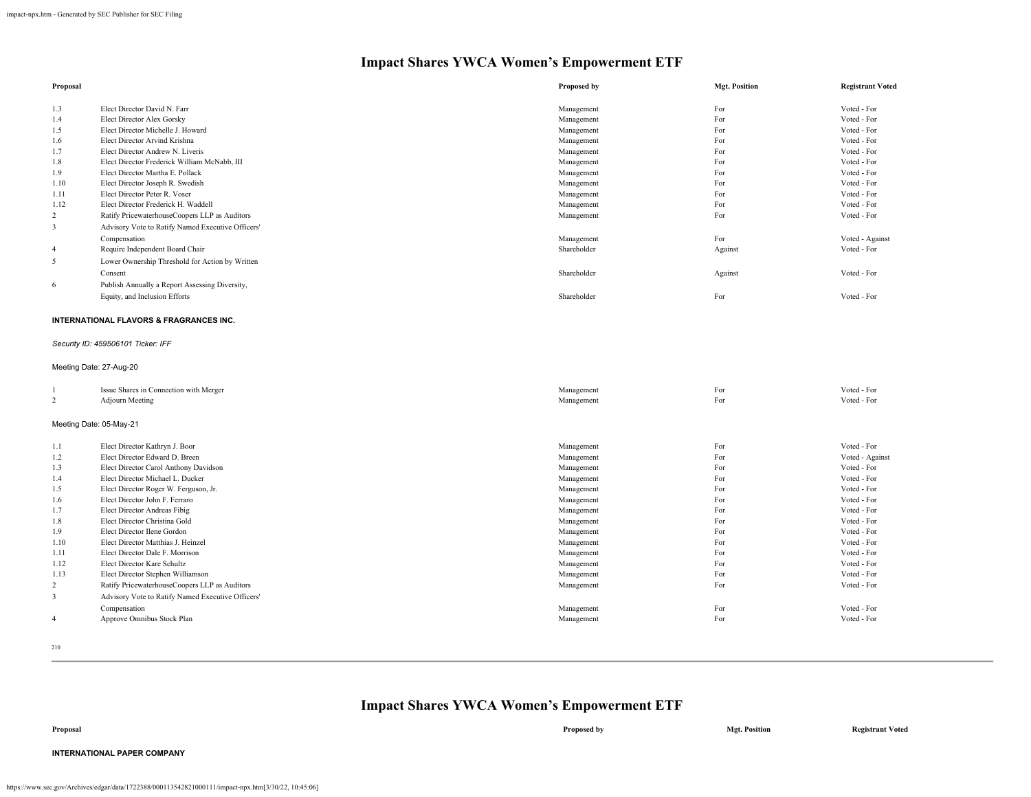# Impact Shares YWCA Women's Empowerment ETF

| Proposal | | Proposed by | Mgt. Position | Registrant Voted |
|---|---|---|---|---|
| 1.3 | Elect Director David N. Farr | Management | For | Voted - For |
| 1.4 | Elect Director Alex Gorsky | Management | For | Voted - For |
| 1.5 | Elect Director Michelle J. Howard | Management | For | Voted - For |
| 1.6 | Elect Director Arvind Krishna | Management | For | Voted - For |
| 1.7 | Elect Director Andrew N. Liveris | Management | For | Voted - For |
| 1.8 | Elect Director Frederick William McNabb, III | Management | For | Voted - For |
| 1.9 | Elect Director Martha E. Pollack | Management | For | Voted - For |
| 1.10 | Elect Director Joseph R. Swedish | Management | For | Voted - For |
| 1.11 | Elect Director Peter R. Voser | Management | For | Voted - For |
| 1.12 | Elect Director Frederick H. Waddell | Management | For | Voted - For |
| 2 | Ratify PricewaterhouseCoopers LLP as Auditors | Management | For | Voted - For |
| 3 | Advisory Vote to Ratify Named Executive Officers' Compensation | Management | For | Voted - Against |
| 4 | Require Independent Board Chair | Shareholder | Against | Voted - For |
| 5 | Lower Ownership Threshold for Action by Written Consent | Shareholder | Against | Voted - For |
| 6 | Publish Annually a Report Assessing Diversity, Equity, and Inclusion Efforts | Shareholder | For | Voted - For |

**INTERNATIONAL FLAVORS & FRAGRANCES INC.**

*Security ID: 459506101 Ticker: IFF*

Meeting Date: 27-Aug-20

| Proposal | | Proposed by | Mgt. Position | Registrant Voted |
|---|---|---|---|---|
| 1 | Issue Shares in Connection with Merger | Management | For | Voted - For |
| 2 | Adjourn Meeting | Management | For | Voted - For |

Meeting Date: 05-May-21

| Proposal | | Proposed by | Mgt. Position | Registrant Voted |
|---|---|---|---|---|
| 1.1 | Elect Director Kathryn J. Boor | Management | For | Voted - For |
| 1.2 | Elect Director Edward D. Breen | Management | For | Voted - Against |
| 1.3 | Elect Director Carol Anthony Davidson | Management | For | Voted - For |
| 1.4 | Elect Director Michael L. Ducker | Management | For | Voted - For |
| 1.5 | Elect Director Roger W. Ferguson, Jr. | Management | For | Voted - For |
| 1.6 | Elect Director John F. Ferraro | Management | For | Voted - For |
| 1.7 | Elect Director Andreas Fibig | Management | For | Voted - For |
| 1.8 | Elect Director Christina Gold | Management | For | Voted - For |
| 1.9 | Elect Director Ilene Gordon | Management | For | Voted - For |
| 1.10 | Elect Director Matthias J. Heinzel | Management | For | Voted - For |
| 1.11 | Elect Director Dale F. Morrison | Management | For | Voted - For |
| 1.12 | Elect Director Kare Schultz | Management | For | Voted - For |
| 1.13 | Elect Director Stephen Williamson | Management | For | Voted - For |
| 2 | Ratify PricewaterhouseCoopers LLP as Auditors | Management | For | Voted - For |
| 3 | Advisory Vote to Ratify Named Executive Officers' Compensation | Management | For | Voted - For |
| 4 | Approve Omnibus Stock Plan | Management | For | Voted - For |

# Impact Shares YWCA Women's Empowerment ETF

| Proposal | Proposed by | Mgt. Position | Registrant Voted |
|---|---|---|---|

**INTERNATIONAL PAPER COMPANY**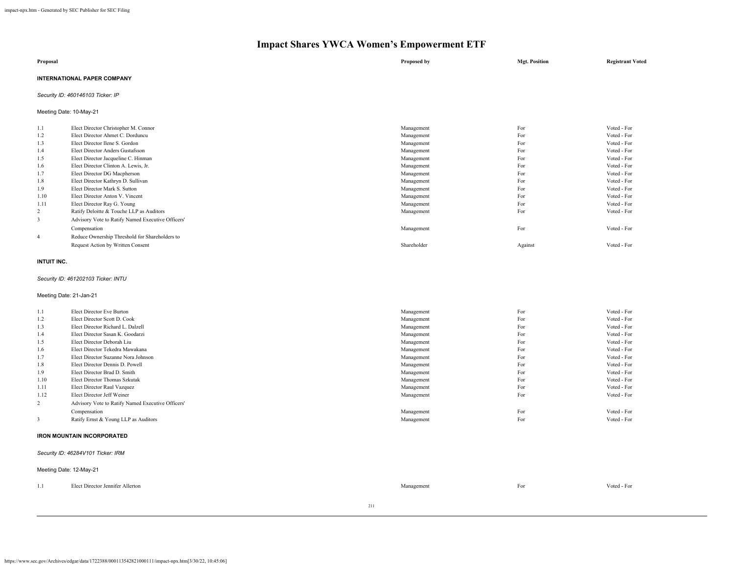# Impact Shares YWCA Women's Empowerment ETF

| Proposal | | Proposed by | Mgt. Position | Registrant Voted |
|---|---|---|---|---|

**INTERNATIONAL PAPER COMPANY**

*Security ID: 460146103 Ticker: IP*

Meeting Date: 10-May-21

| | | | | |
|---|---|---|---|---|
| 1.1 | Elect Director Christopher M. Connor | Management | For | Voted - For |
| 1.2 | Elect Director Ahmet C. Dorduncu | Management | For | Voted - For |
| 1.3 | Elect Director Ilene S. Gordon | Management | For | Voted - For |
| 1.4 | Elect Director Anders Gustafsson | Management | For | Voted - For |
| 1.5 | Elect Director Jacqueline C. Hinman | Management | For | Voted - For |
| 1.6 | Elect Director Clinton A. Lewis, Jr. | Management | For | Voted - For |
| 1.7 | Elect Director DG Macpherson | Management | For | Voted - For |
| 1.8 | Elect Director Kathryn D. Sullivan | Management | For | Voted - For |
| 1.9 | Elect Director Mark S. Sutton | Management | For | Voted - For |
| 1.10 | Elect Director Anton V. Vincent | Management | For | Voted - For |
| 1.11 | Elect Director Ray G. Young | Management | For | Voted - For |
| 2 | Ratify Deloitte & Touche LLP as Auditors | Management | For | Voted - For |
| 3 | Advisory Vote to Ratify Named Executive Officers' Compensation | Management | For | Voted - For |
| 4 | Reduce Ownership Threshold for Shareholders to Request Action by Written Consent | Shareholder | Against | Voted - For |

**INTUIT INC.**

*Security ID: 461202103 Ticker: INTU*

Meeting Date: 21-Jan-21

| | | | | |
|---|---|---|---|---|
| 1.1 | Elect Director Eve Burton | Management | For | Voted - For |
| 1.2 | Elect Director Scott D. Cook | Management | For | Voted - For |
| 1.3 | Elect Director Richard L. Dalzell | Management | For | Voted - For |
| 1.4 | Elect Director Sasan K. Goodarzi | Management | For | Voted - For |
| 1.5 | Elect Director Deborah Liu | Management | For | Voted - For |
| 1.6 | Elect Director Tekedra Mawakana | Management | For | Voted - For |
| 1.7 | Elect Director Suzanne Nora Johnson | Management | For | Voted - For |
| 1.8 | Elect Director Dennis D. Powell | Management | For | Voted - For |
| 1.9 | Elect Director Brad D. Smith | Management | For | Voted - For |
| 1.10 | Elect Director Thomas Szkutak | Management | For | Voted - For |
| 1.11 | Elect Director Raul Vazquez | Management | For | Voted - For |
| 1.12 | Elect Director Jeff Weiner | Management | For | Voted - For |
| 2 | Advisory Vote to Ratify Named Executive Officers' Compensation | Management | For | Voted - For |
| 3 | Ratify Ernst & Young LLP as Auditors | Management | For | Voted - For |

**IRON MOUNTAIN INCORPORATED**

*Security ID: 46284V101 Ticker: IRM*

Meeting Date: 12-May-21

| | | | | |
|---|---|---|---|---|
| 1.1 | Elect Director Jennifer Allerton | Management | For | Voted - For |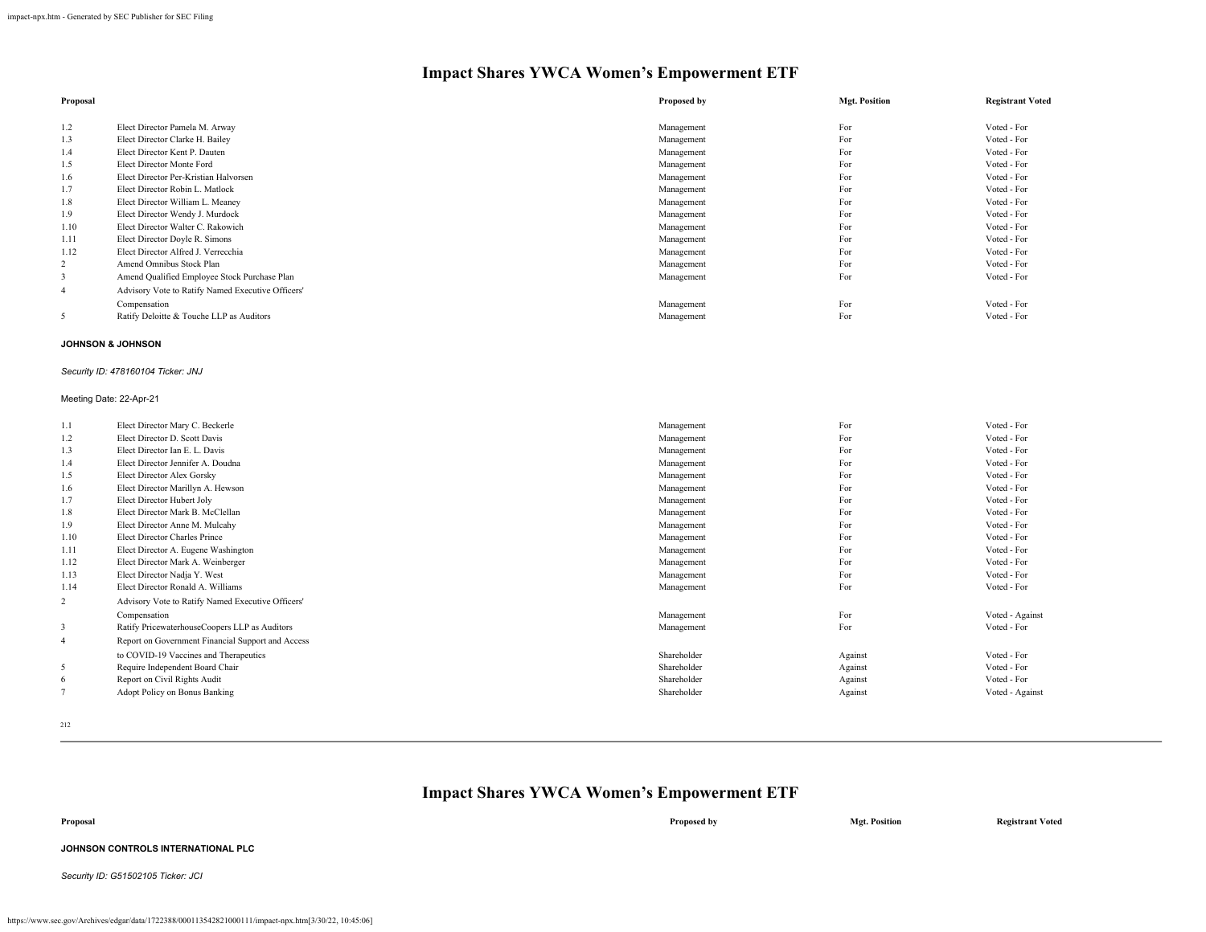# Impact Shares YWCA Women's Empowerment ETF

| Proposal | | Proposed by | Mgt. Position | Registrant Voted |
|---|---|---|---|---|
| 1.2 | Elect Director Pamela M. Arway | Management | For | Voted - For |
| 1.3 | Elect Director Clarke H. Bailey | Management | For | Voted - For |
| 1.4 | Elect Director Kent P. Dauten | Management | For | Voted - For |
| 1.5 | Elect Director Monte Ford | Management | For | Voted - For |
| 1.6 | Elect Director Per-Kristian Halvorsen | Management | For | Voted - For |
| 1.7 | Elect Director Robin L. Matlock | Management | For | Voted - For |
| 1.8 | Elect Director William L. Meaney | Management | For | Voted - For |
| 1.9 | Elect Director Wendy J. Murdock | Management | For | Voted - For |
| 1.10 | Elect Director Walter C. Rakowich | Management | For | Voted - For |
| 1.11 | Elect Director Doyle R. Simons | Management | For | Voted - For |
| 1.12 | Elect Director Alfred J. Verrecchia | Management | For | Voted - For |
| 2 | Amend Omnibus Stock Plan | Management | For | Voted - For |
| 3 | Amend Qualified Employee Stock Purchase Plan | Management | For | Voted - For |
| 4 | Advisory Vote to Ratify Named Executive Officers' Compensation | Management | For | Voted - For |
| 5 | Ratify Deloitte & Touche LLP as Auditors | Management | For | Voted - For |

**JOHNSON & JOHNSON**

*Security ID: 478160104 Ticker: JNJ*

Meeting Date: 22-Apr-21

| Proposal | | Proposed by | Mgt. Position | Registrant Voted |
|---|---|---|---|---|
| 1.1 | Elect Director Mary C. Beckerle | Management | For | Voted - For |
| 1.2 | Elect Director D. Scott Davis | Management | For | Voted - For |
| 1.3 | Elect Director Ian E. L. Davis | Management | For | Voted - For |
| 1.4 | Elect Director Jennifer A. Doudna | Management | For | Voted - For |
| 1.5 | Elect Director Alex Gorsky | Management | For | Voted - For |
| 1.6 | Elect Director Marillyn A. Hewson | Management | For | Voted - For |
| 1.7 | Elect Director Hubert Joly | Management | For | Voted - For |
| 1.8 | Elect Director Mark B. McClellan | Management | For | Voted - For |
| 1.9 | Elect Director Anne M. Mulcahy | Management | For | Voted - For |
| 1.10 | Elect Director Charles Prince | Management | For | Voted - For |
| 1.11 | Elect Director A. Eugene Washington | Management | For | Voted - For |
| 1.12 | Elect Director Mark A. Weinberger | Management | For | Voted - For |
| 1.13 | Elect Director Nadja Y. West | Management | For | Voted - For |
| 1.14 | Elect Director Ronald A. Williams | Management | For | Voted - For |
| 2 | Advisory Vote to Ratify Named Executive Officers' Compensation | Management | For | Voted - Against |
| 3 | Ratify PricewaterhouseCoopers LLP as Auditors | Management | For | Voted - For |
| 4 | Report on Government Financial Support and Access to COVID-19 Vaccines and Therapeutics | Shareholder | Against | Voted - For |
| 5 | Require Independent Board Chair | Shareholder | Against | Voted - For |
| 6 | Report on Civil Rights Audit | Shareholder | Against | Voted - For |
| 7 | Adopt Policy on Bonus Banking | Shareholder | Against | Voted - Against |

**JOHNSON CONTROLS INTERNATIONAL PLC**

*Security ID: G51502105 Ticker: JCI*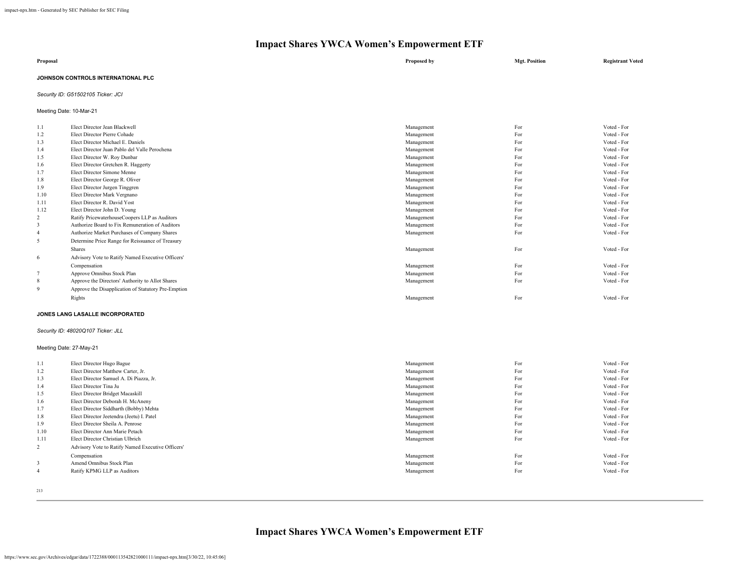# Impact Shares YWCA Women's Empowerment ETF

| Proposal | | Proposed by | Mgt. Position | Registrant Voted |
|---|---|---|---|---|

**JOHNSON CONTROLS INTERNATIONAL PLC**

*Security ID: G51502105 Ticker: JCI*

Meeting Date: 10-Mar-21

| | | | | |
|---|---|---|---|---|
| 1.1 | Elect Director Jean Blackwell | Management | For | Voted - For |
| 1.2 | Elect Director Pierre Cohade | Management | For | Voted - For |
| 1.3 | Elect Director Michael E. Daniels | Management | For | Voted - For |
| 1.4 | Elect Director Juan Pablo del Valle Perochena | Management | For | Voted - For |
| 1.5 | Elect Director W. Roy Dunbar | Management | For | Voted - For |
| 1.6 | Elect Director Gretchen R. Haggerty | Management | For | Voted - For |
| 1.7 | Elect Director Simone Menne | Management | For | Voted - For |
| 1.8 | Elect Director George R. Oliver | Management | For | Voted - For |
| 1.9 | Elect Director Jurgen Tinggren | Management | For | Voted - For |
| 1.10 | Elect Director Mark Vergnano | Management | For | Voted - For |
| 1.11 | Elect Director R. David Yost | Management | For | Voted - For |
| 1.12 | Elect Director John D. Young | Management | For | Voted - For |
| 2 | Ratify PricewaterhouseCoopers LLP as Auditors | Management | For | Voted - For |
| 3 | Authorize Board to Fix Remuneration of Auditors | Management | For | Voted - For |
| 4 | Authorize Market Purchases of Company Shares | Management | For | Voted - For |
| 5 | Determine Price Range for Reissuance of Treasury Shares | Management | For | Voted - For |
| 6 | Advisory Vote to Ratify Named Executive Officers' Compensation | Management | For | Voted - For |
| 7 | Approve Omnibus Stock Plan | Management | For | Voted - For |
| 8 | Approve the Directors' Authority to Allot Shares | Management | For | Voted - For |
| 9 | Approve the Disapplication of Statutory Pre-Emption Rights | Management | For | Voted - For |

**JONES LANG LASALLE INCORPORATED**

*Security ID: 48020Q107 Ticker: JLL*

Meeting Date: 27-May-21

| | | | | |
|---|---|---|---|---|
| 1.1 | Elect Director Hugo Bague | Management | For | Voted - For |
| 1.2 | Elect Director Matthew Carter, Jr. | Management | For | Voted - For |
| 1.3 | Elect Director Samuel A. Di Piazza, Jr. | Management | For | Voted - For |
| 1.4 | Elect Director Tina Ju | Management | For | Voted - For |
| 1.5 | Elect Director Bridget Macaskill | Management | For | Voted - For |
| 1.6 | Elect Director Deborah H. McAneny | Management | For | Voted - For |
| 1.7 | Elect Director Siddharth (Bobby) Mehta | Management | For | Voted - For |
| 1.8 | Elect Director Jeetendra (Jeetu) I. Patel | Management | For | Voted - For |
| 1.9 | Elect Director Sheila A. Penrose | Management | For | Voted - For |
| 1.10 | Elect Director Ann Marie Petach | Management | For | Voted - For |
| 1.11 | Elect Director Christian Ulbrich | Management | For | Voted - For |
| 2 | Advisory Vote to Ratify Named Executive Officers' Compensation | Management | For | Voted - For |
| 3 | Amend Omnibus Stock Plan | Management | For | Voted - For |
| 4 | Ratify KPMG LLP as Auditors | Management | For | Voted - For |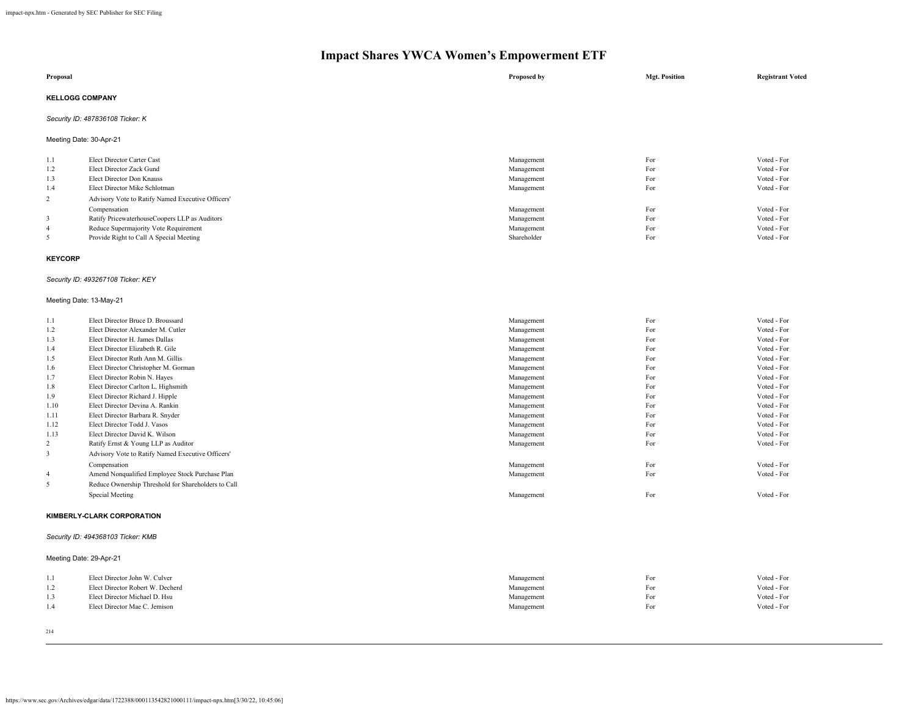# Impact Shares YWCA Women's Empowerment ETF

| Proposal | | Proposed by | Mgt. Position | Registrant Voted |
|---|---|---|---|---|

**KELLOGG COMPANY**

*Security ID: 487836108 Ticker: K*

Meeting Date: 30-Apr-21

| | | Proposed by | Mgt. Position | Registrant Voted |
|---|---|---|---|---|
| 1.1 | Elect Director Carter Cast | Management | For | Voted - For |
| 1.2 | Elect Director Zack Gund | Management | For | Voted - For |
| 1.3 | Elect Director Don Knauss | Management | For | Voted - For |
| 1.4 | Elect Director Mike Schlotman | Management | For | Voted - For |
| 2 | Advisory Vote to Ratify Named Executive Officers' Compensation | Management | For | Voted - For |
| 3 | Ratify PricewaterhouseCoopers LLP as Auditors | Management | For | Voted - For |
| 4 | Reduce Supermajority Vote Requirement | Management | For | Voted - For |
| 5 | Provide Right to Call A Special Meeting | Shareholder | For | Voted - For |

**KEYCORP**

*Security ID: 493267108 Ticker: KEY*

Meeting Date: 13-May-21

| | | Proposed by | Mgt. Position | Registrant Voted |
|---|---|---|---|---|
| 1.1 | Elect Director Bruce D. Broussard | Management | For | Voted - For |
| 1.2 | Elect Director Alexander M. Cutler | Management | For | Voted - For |
| 1.3 | Elect Director H. James Dallas | Management | For | Voted - For |
| 1.4 | Elect Director Elizabeth R. Gile | Management | For | Voted - For |
| 1.5 | Elect Director Ruth Ann M. Gillis | Management | For | Voted - For |
| 1.6 | Elect Director Christopher M. Gorman | Management | For | Voted - For |
| 1.7 | Elect Director Robin N. Hayes | Management | For | Voted - For |
| 1.8 | Elect Director Carlton L. Highsmith | Management | For | Voted - For |
| 1.9 | Elect Director Richard J. Hipple | Management | For | Voted - For |
| 1.10 | Elect Director Devina A. Rankin | Management | For | Voted - For |
| 1.11 | Elect Director Barbara R. Snyder | Management | For | Voted - For |
| 1.12 | Elect Director Todd J. Vasos | Management | For | Voted - For |
| 1.13 | Elect Director David K. Wilson | Management | For | Voted - For |
| 2 | Ratify Ernst & Young LLP as Auditor | Management | For | Voted - For |
| 3 | Advisory Vote to Ratify Named Executive Officers' Compensation | Management | For | Voted - For |
| 4 | Amend Nonqualified Employee Stock Purchase Plan | Management | For | Voted - For |
| 5 | Reduce Ownership Threshold for Shareholders to Call Special Meeting | Management | For | Voted - For |

**KIMBERLY-CLARK CORPORATION**

*Security ID: 494368103 Ticker: KMB*

Meeting Date: 29-Apr-21

| | | Proposed by | Mgt. Position | Registrant Voted |
|---|---|---|---|---|
| 1.1 | Elect Director John W. Culver | Management | For | Voted - For |
| 1.2 | Elect Director Robert W. Decherd | Management | For | Voted - For |
| 1.3 | Elect Director Michael D. Hsu | Management | For | Voted - For |
| 1.4 | Elect Director Mae C. Jemison | Management | For | Voted - For |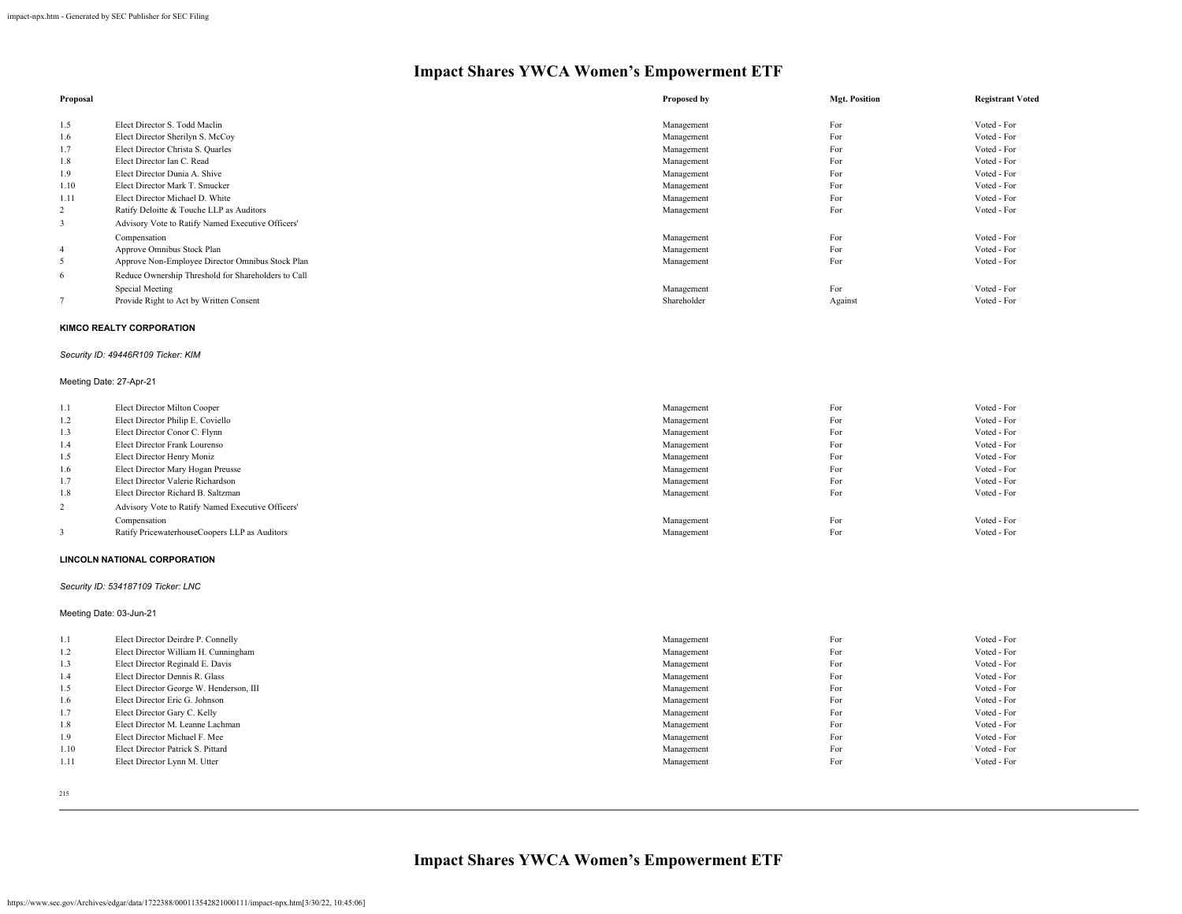# Impact Shares YWCA Women's Empowerment ETF

| Proposal | | Proposed by | Mgt. Position | Registrant Voted |
|---|---|---|---|---|
| 1.5 | Elect Director S. Todd Maclin | Management | For | Voted - For |
| 1.6 | Elect Director Sherilyn S. McCoy | Management | For | Voted - For |
| 1.7 | Elect Director Christa S. Quarles | Management | For | Voted - For |
| 1.8 | Elect Director Ian C. Read | Management | For | Voted - For |
| 1.9 | Elect Director Dunia A. Shive | Management | For | Voted - For |
| 1.10 | Elect Director Mark T. Smucker | Management | For | Voted - For |
| 1.11 | Elect Director Michael D. White | Management | For | Voted - For |
| 2 | Ratify Deloitte & Touche LLP as Auditors | Management | For | Voted - For |
| 3 | Advisory Vote to Ratify Named Executive Officers' Compensation | Management | For | Voted - For |
| 4 | Approve Omnibus Stock Plan | Management | For | Voted - For |
| 5 | Approve Non-Employee Director Omnibus Stock Plan | Management | For | Voted - For |
| 6 | Reduce Ownership Threshold for Shareholders to Call Special Meeting | Management | For | Voted - For |
| 7 | Provide Right to Act by Written Consent | Shareholder | Against | Voted - For |

**KIMCO REALTY CORPORATION**

*Security ID: 49446R109 Ticker: KIM*

Meeting Date: 27-Apr-21

| Proposal | | Proposed by | Mgt. Position | Registrant Voted |
|---|---|---|---|---|
| 1.1 | Elect Director Milton Cooper | Management | For | Voted - For |
| 1.2 | Elect Director Philip E. Coviello | Management | For | Voted - For |
| 1.3 | Elect Director Conor C. Flynn | Management | For | Voted - For |
| 1.4 | Elect Director Frank Lourenso | Management | For | Voted - For |
| 1.5 | Elect Director Henry Moniz | Management | For | Voted - For |
| 1.6 | Elect Director Mary Hogan Preusse | Management | For | Voted - For |
| 1.7 | Elect Director Valerie Richardson | Management | For | Voted - For |
| 1.8 | Elect Director Richard B. Saltzman | Management | For | Voted - For |
| 2 | Advisory Vote to Ratify Named Executive Officers' Compensation | Management | For | Voted - For |
| 3 | Ratify PricewaterhouseCoopers LLP as Auditors | Management | For | Voted - For |

**LINCOLN NATIONAL CORPORATION**

*Security ID: 534187109 Ticker: LNC*

Meeting Date: 03-Jun-21

| Proposal | | Proposed by | Mgt. Position | Registrant Voted |
|---|---|---|---|---|
| 1.1 | Elect Director Deirdre P. Connelly | Management | For | Voted - For |
| 1.2 | Elect Director William H. Cunningham | Management | For | Voted - For |
| 1.3 | Elect Director Reginald E. Davis | Management | For | Voted - For |
| 1.4 | Elect Director Dennis R. Glass | Management | For | Voted - For |
| 1.5 | Elect Director George W. Henderson, III | Management | For | Voted - For |
| 1.6 | Elect Director Eric G. Johnson | Management | For | Voted - For |
| 1.7 | Elect Director Gary C. Kelly | Management | For | Voted - For |
| 1.8 | Elect Director M. Leanne Lachman | Management | For | Voted - For |
| 1.9 | Elect Director Michael F. Mee | Management | For | Voted - For |
| 1.10 | Elect Director Patrick S. Pittard | Management | For | Voted - For |
| 1.11 | Elect Director Lynn M. Utter | Management | For | Voted - For |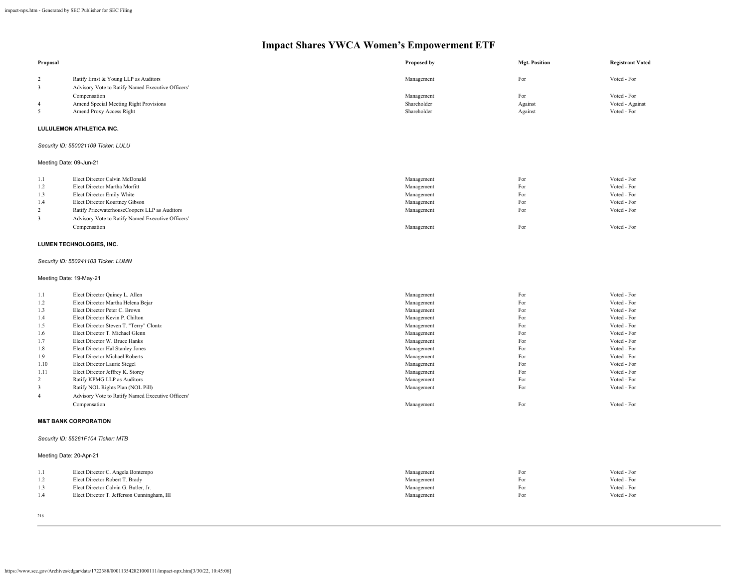# Impact Shares YWCA Women's Empowerment ETF

| Proposal | | Proposed by | Mgt. Position | Registrant Voted |
|---|---|---|---|---|
| 2 | Ratify Ernst & Young LLP as Auditors | Management | For | Voted - For |
| 3 | Advisory Vote to Ratify Named Executive Officers' Compensation | Management | For | Voted - For |
| 4 | Amend Special Meeting Right Provisions | Shareholder | Against | Voted - Against |
| 5 | Amend Proxy Access Right | Shareholder | Against | Voted - For |

**LULULEMON ATHLETICA INC.**

*Security ID: 550021109 Ticker: LULU*

Meeting Date: 09-Jun-21

| Proposal | | Proposed by | Mgt. Position | Registrant Voted |
|---|---|---|---|---|
| 1.1 | Elect Director Calvin McDonald | Management | For | Voted - For |
| 1.2 | Elect Director Martha Morfitt | Management | For | Voted - For |
| 1.3 | Elect Director Emily White | Management | For | Voted - For |
| 1.4 | Elect Director Kourtney Gibson | Management | For | Voted - For |
| 2 | Ratify PricewaterhouseCoopers LLP as Auditors | Management | For | Voted - For |
| 3 | Advisory Vote to Ratify Named Executive Officers' Compensation | Management | For | Voted - For |

**LUMEN TECHNOLOGIES, INC.**

*Security ID: 550241103 Ticker: LUMN*

Meeting Date: 19-May-21

| Proposal | | Proposed by | Mgt. Position | Registrant Voted |
|---|---|---|---|---|
| 1.1 | Elect Director Quincy L. Allen | Management | For | Voted - For |
| 1.2 | Elect Director Martha Helena Bejar | Management | For | Voted - For |
| 1.3 | Elect Director Peter C. Brown | Management | For | Voted - For |
| 1.4 | Elect Director Kevin P. Chilton | Management | For | Voted - For |
| 1.5 | Elect Director Steven T. "Terry" Clontz | Management | For | Voted - For |
| 1.6 | Elect Director T. Michael Glenn | Management | For | Voted - For |
| 1.7 | Elect Director W. Bruce Hanks | Management | For | Voted - For |
| 1.8 | Elect Director Hal Stanley Jones | Management | For | Voted - For |
| 1.9 | Elect Director Michael Roberts | Management | For | Voted - For |
| 1.10 | Elect Director Laurie Siegel | Management | For | Voted - For |
| 1.11 | Elect Director Jeffrey K. Storey | Management | For | Voted - For |
| 2 | Ratify KPMG LLP as Auditors | Management | For | Voted - For |
| 3 | Ratify NOL Rights Plan (NOL Pill) | Management | For | Voted - For |
| 4 | Advisory Vote to Ratify Named Executive Officers' Compensation | Management | For | Voted - For |

**M&T BANK CORPORATION**

*Security ID: 55261F104 Ticker: MTB*

Meeting Date: 20-Apr-21

| Proposal | | Proposed by | Mgt. Position | Registrant Voted |
|---|---|---|---|---|
| 1.1 | Elect Director C. Angela Bontempo | Management | For | Voted - For |
| 1.2 | Elect Director Robert T. Brady | Management | For | Voted - For |
| 1.3 | Elect Director Calvin G. Butler, Jr. | Management | For | Voted - For |
| 1.4 | Elect Director T. Jefferson Cunningham, III | Management | For | Voted - For |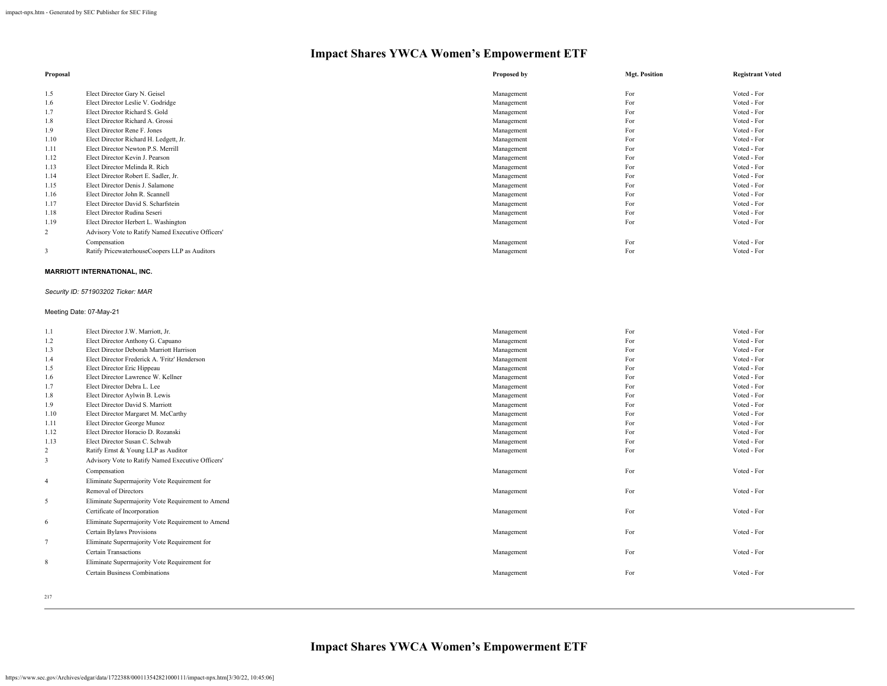# Impact Shares YWCA Women's Empowerment ETF

| Proposal | | Proposed by | Mgt. Position | Registrant Voted |
|---|---|---|---|---|
| 1.5 | Elect Director Gary N. Geisel | Management | For | Voted - For |
| 1.6 | Elect Director Leslie V. Godridge | Management | For | Voted - For |
| 1.7 | Elect Director Richard S. Gold | Management | For | Voted - For |
| 1.8 | Elect Director Richard A. Grossi | Management | For | Voted - For |
| 1.9 | Elect Director Rene F. Jones | Management | For | Voted - For |
| 1.10 | Elect Director Richard H. Ledgett, Jr. | Management | For | Voted - For |
| 1.11 | Elect Director Newton P.S. Merrill | Management | For | Voted - For |
| 1.12 | Elect Director Kevin J. Pearson | Management | For | Voted - For |
| 1.13 | Elect Director Melinda R. Rich | Management | For | Voted - For |
| 1.14 | Elect Director Robert E. Sadler, Jr. | Management | For | Voted - For |
| 1.15 | Elect Director Denis J. Salamone | Management | For | Voted - For |
| 1.16 | Elect Director John R. Scannell | Management | For | Voted - For |
| 1.17 | Elect Director David S. Scharfstein | Management | For | Voted - For |
| 1.18 | Elect Director Rudina Seseri | Management | For | Voted - For |
| 1.19 | Elect Director Herbert L. Washington | Management | For | Voted - For |
| 2 | Advisory Vote to Ratify Named Executive Officers' Compensation | Management | For | Voted - For |
| 3 | Ratify PricewaterhouseCoopers LLP as Auditors | Management | For | Voted - For |

**MARRIOTT INTERNATIONAL, INC.**

*Security ID: 571903202 Ticker: MAR*

Meeting Date: 07-May-21

| Proposal | | Proposed by | Mgt. Position | Registrant Voted |
|---|---|---|---|---|
| 1.1 | Elect Director J.W. Marriott, Jr. | Management | For | Voted - For |
| 1.2 | Elect Director Anthony G. Capuano | Management | For | Voted - For |
| 1.3 | Elect Director Deborah Marriott Harrison | Management | For | Voted - For |
| 1.4 | Elect Director Frederick A. 'Fritz' Henderson | Management | For | Voted - For |
| 1.5 | Elect Director Eric Hippeau | Management | For | Voted - For |
| 1.6 | Elect Director Lawrence W. Kellner | Management | For | Voted - For |
| 1.7 | Elect Director Debra L. Lee | Management | For | Voted - For |
| 1.8 | Elect Director Aylwin B. Lewis | Management | For | Voted - For |
| 1.9 | Elect Director David S. Marriott | Management | For | Voted - For |
| 1.10 | Elect Director Margaret M. McCarthy | Management | For | Voted - For |
| 1.11 | Elect Director George Munoz | Management | For | Voted - For |
| 1.12 | Elect Director Horacio D. Rozanski | Management | For | Voted - For |
| 1.13 | Elect Director Susan C. Schwab | Management | For | Voted - For |
| 2 | Ratify Ernst & Young LLP as Auditor | Management | For | Voted - For |
| 3 | Advisory Vote to Ratify Named Executive Officers' Compensation | Management | For | Voted - For |
| 4 | Eliminate Supermajority Vote Requirement for Removal of Directors | Management | For | Voted - For |
| 5 | Eliminate Supermajority Vote Requirement to Amend Certificate of Incorporation | Management | For | Voted - For |
| 6 | Eliminate Supermajority Vote Requirement to Amend Certain Bylaws Provisions | Management | For | Voted - For |
| 7 | Eliminate Supermajority Vote Requirement for Certain Transactions | Management | For | Voted - For |
| 8 | Eliminate Supermajority Vote Requirement for Certain Business Combinations | Management | For | Voted - For |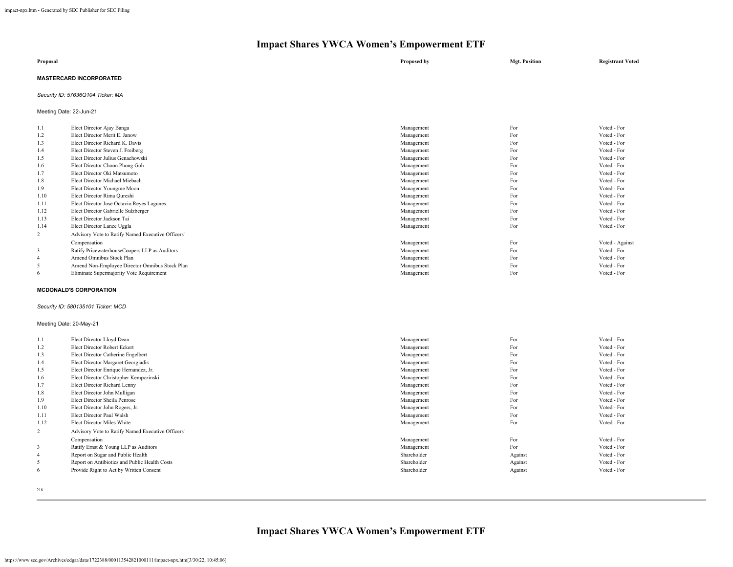# Impact Shares YWCA Women's Empowerment ETF

| Proposal | | Proposed by | Mgt. Position | Registrant Voted |
|---|---|---|---|---|

**MASTERCARD INCORPORATED**

*Security ID: 57636Q104 Ticker: MA*

Meeting Date: 22-Jun-21

| | Proposal | Proposed by | Mgt. Position | Registrant Voted |
|---|---|---|---|---|
| 1.1 | Elect Director Ajay Banga | Management | For | Voted - For |
| 1.2 | Elect Director Merit E. Janow | Management | For | Voted - For |
| 1.3 | Elect Director Richard K. Davis | Management | For | Voted - For |
| 1.4 | Elect Director Steven J. Freiberg | Management | For | Voted - For |
| 1.5 | Elect Director Julius Genachowski | Management | For | Voted - For |
| 1.6 | Elect Director Choon Phong Goh | Management | For | Voted - For |
| 1.7 | Elect Director Oki Matsumoto | Management | For | Voted - For |
| 1.8 | Elect Director Michael Miebach | Management | For | Voted - For |
| 1.9 | Elect Director Youngme Moon | Management | For | Voted - For |
| 1.10 | Elect Director Rima Qureshi | Management | For | Voted - For |
| 1.11 | Elect Director Jose Octavio Reyes Lagunes | Management | For | Voted - For |
| 1.12 | Elect Director Gabrielle Sulzberger | Management | For | Voted - For |
| 1.13 | Elect Director Jackson Tai | Management | For | Voted - For |
| 1.14 | Elect Director Lance Uggla | Management | For | Voted - For |
| 2 | Advisory Vote to Ratify Named Executive Officers' Compensation | Management | For | Voted - Against |
| 3 | Ratify PricewaterhouseCoopers LLP as Auditors | Management | For | Voted - For |
| 4 | Amend Omnibus Stock Plan | Management | For | Voted - For |
| 5 | Amend Non-Employee Director Omnibus Stock Plan | Management | For | Voted - For |
| 6 | Eliminate Supermajority Vote Requirement | Management | For | Voted - For |

**MCDONALD'S CORPORATION**

*Security ID: 580135101 Ticker: MCD*

Meeting Date: 20-May-21

| | Proposal | Proposed by | Mgt. Position | Registrant Voted |
|---|---|---|---|---|
| 1.1 | Elect Director Lloyd Dean | Management | For | Voted - For |
| 1.2 | Elect Director Robert Eckert | Management | For | Voted - For |
| 1.3 | Elect Director Catherine Engelbert | Management | For | Voted - For |
| 1.4 | Elect Director Margaret Georgiadis | Management | For | Voted - For |
| 1.5 | Elect Director Enrique Hernandez, Jr. | Management | For | Voted - For |
| 1.6 | Elect Director Christopher Kempczinski | Management | For | Voted - For |
| 1.7 | Elect Director Richard Lenny | Management | For | Voted - For |
| 1.8 | Elect Director John Mulligan | Management | For | Voted - For |
| 1.9 | Elect Director Sheila Penrose | Management | For | Voted - For |
| 1.10 | Elect Director John Rogers, Jr. | Management | For | Voted - For |
| 1.11 | Elect Director Paul Walsh | Management | For | Voted - For |
| 1.12 | Elect Director Miles White | Management | For | Voted - For |
| 2 | Advisory Vote to Ratify Named Executive Officers' Compensation | Management | For | Voted - For |
| 3 | Ratify Ernst & Young LLP as Auditors | Management | For | Voted - For |
| 4 | Report on Sugar and Public Health | Shareholder | Against | Voted - For |
| 5 | Report on Antibiotics and Public Health Costs | Shareholder | Against | Voted - For |
| 6 | Provide Right to Act by Written Consent | Shareholder | Against | Voted - For |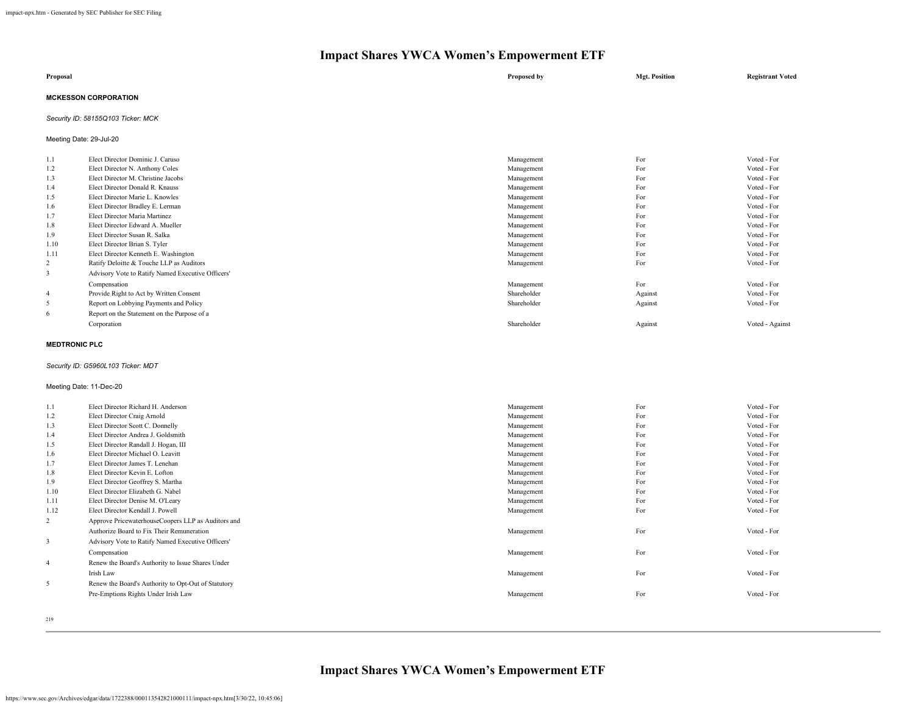# Impact Shares YWCA Women's Empowerment ETF

| Proposal | | Proposed by | Mgt. Position | Registrant Voted |
|---|---|---|---|---|

**MCKESSON CORPORATION**

*Security ID: 58155Q103 Ticker: MCK*

Meeting Date: 29-Jul-20

| | Proposal | Proposed by | Mgt. Position | Registrant Voted |
|---|---|---|---|---|
| 1.1 | Elect Director Dominic J. Caruso | Management | For | Voted - For |
| 1.2 | Elect Director N. Anthony Coles | Management | For | Voted - For |
| 1.3 | Elect Director M. Christine Jacobs | Management | For | Voted - For |
| 1.4 | Elect Director Donald R. Knauss | Management | For | Voted - For |
| 1.5 | Elect Director Marie L. Knowles | Management | For | Voted - For |
| 1.6 | Elect Director Bradley E. Lerman | Management | For | Voted - For |
| 1.7 | Elect Director Maria Martinez | Management | For | Voted - For |
| 1.8 | Elect Director Edward A. Mueller | Management | For | Voted - For |
| 1.9 | Elect Director Susan R. Salka | Management | For | Voted - For |
| 1.10 | Elect Director Brian S. Tyler | Management | For | Voted - For |
| 1.11 | Elect Director Kenneth E. Washington | Management | For | Voted - For |
| 2 | Ratify Deloitte & Touche LLP as Auditors | Management | For | Voted - For |
| 3 | Advisory Vote to Ratify Named Executive Officers' Compensation | Management | For | Voted - For |
| 4 | Provide Right to Act by Written Consent | Shareholder | Against | Voted - For |
| 5 | Report on Lobbying Payments and Policy | Shareholder | Against | Voted - For |
| 6 | Report on the Statement on the Purpose of a Corporation | Shareholder | Against | Voted - Against |

**MEDTRONIC PLC**

*Security ID: G5960L103 Ticker: MDT*

Meeting Date: 11-Dec-20

| | Proposal | Proposed by | Mgt. Position | Registrant Voted |
|---|---|---|---|---|
| 1.1 | Elect Director Richard H. Anderson | Management | For | Voted - For |
| 1.2 | Elect Director Craig Arnold | Management | For | Voted - For |
| 1.3 | Elect Director Scott C. Donnelly | Management | For | Voted - For |
| 1.4 | Elect Director Andrea J. Goldsmith | Management | For | Voted - For |
| 1.5 | Elect Director Randall J. Hogan, III | Management | For | Voted - For |
| 1.6 | Elect Director Michael O. Leavitt | Management | For | Voted - For |
| 1.7 | Elect Director James T. Lenehan | Management | For | Voted - For |
| 1.8 | Elect Director Kevin E. Lofton | Management | For | Voted - For |
| 1.9 | Elect Director Geoffrey S. Martha | Management | For | Voted - For |
| 1.10 | Elect Director Elizabeth G. Nabel | Management | For | Voted - For |
| 1.11 | Elect Director Denise M. O'Leary | Management | For | Voted - For |
| 1.12 | Elect Director Kendall J. Powell | Management | For | Voted - For |
| 2 | Approve PricewaterhouseCoopers LLP as Auditors and Authorize Board to Fix Their Remuneration | Management | For | Voted - For |
| 3 | Advisory Vote to Ratify Named Executive Officers' Compensation | Management | For | Voted - For |
| 4 | Renew the Board's Authority to Issue Shares Under Irish Law | Management | For | Voted - For |
| 5 | Renew the Board's Authority to Opt-Out of Statutory Pre-Emptions Rights Under Irish Law | Management | For | Voted - For |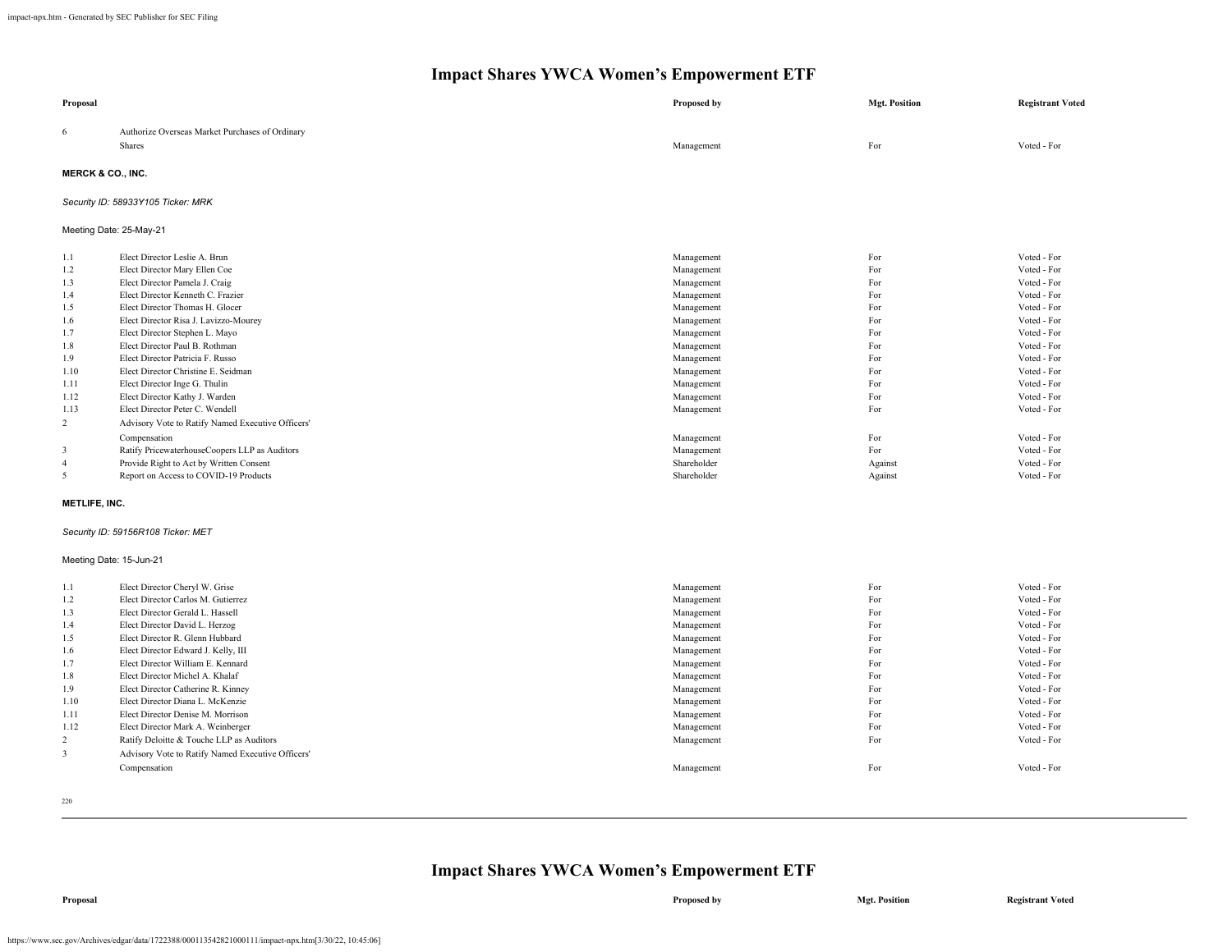## Impact Shares YWCA Women's Empowerment ETF

| Proposal | | Proposed by | Mgt. Position | Registrant Voted |
|---|---|---|---|---|
| 6 | Authorize Overseas Market Purchases of Ordinary Shares | Management | For | Voted - For |

**MERCK & CO., INC.**

*Security ID: 58933Y105 Ticker: MRK*

Meeting Date: 25-May-21

| Proposal | | Proposed by | Mgt. Position | Registrant Voted |
|---|---|---|---|---|
| 1.1 | Elect Director Leslie A. Brun | Management | For | Voted - For |
| 1.2 | Elect Director Mary Ellen Coe | Management | For | Voted - For |
| 1.3 | Elect Director Pamela J. Craig | Management | For | Voted - For |
| 1.4 | Elect Director Kenneth C. Frazier | Management | For | Voted - For |
| 1.5 | Elect Director Thomas H. Glocer | Management | For | Voted - For |
| 1.6 | Elect Director Risa J. Lavizzo-Mourey | Management | For | Voted - For |
| 1.7 | Elect Director Stephen L. Mayo | Management | For | Voted - For |
| 1.8 | Elect Director Paul B. Rothman | Management | For | Voted - For |
| 1.9 | Elect Director Patricia F. Russo | Management | For | Voted - For |
| 1.10 | Elect Director Christine E. Seidman | Management | For | Voted - For |
| 1.11 | Elect Director Inge G. Thulin | Management | For | Voted - For |
| 1.12 | Elect Director Kathy J. Warden | Management | For | Voted - For |
| 1.13 | Elect Director Peter C. Wendell | Management | For | Voted - For |
| 2 | Advisory Vote to Ratify Named Executive Officers' Compensation | Management | For | Voted - For |
| 3 | Ratify PricewaterhouseCoopers LLP as Auditors | Management | For | Voted - For |
| 4 | Provide Right to Act by Written Consent | Shareholder | Against | Voted - For |
| 5 | Report on Access to COVID-19 Products | Shareholder | Against | Voted - For |

**METLIFE, INC.**

*Security ID: 59156R108 Ticker: MET*

Meeting Date: 15-Jun-21

| Proposal | | Proposed by | Mgt. Position | Registrant Voted |
|---|---|---|---|---|
| 1.1 | Elect Director Cheryl W. Grise | Management | For | Voted - For |
| 1.2 | Elect Director Carlos M. Gutierrez | Management | For | Voted - For |
| 1.3 | Elect Director Gerald L. Hassell | Management | For | Voted - For |
| 1.4 | Elect Director David L. Herzog | Management | For | Voted - For |
| 1.5 | Elect Director R. Glenn Hubbard | Management | For | Voted - For |
| 1.6 | Elect Director Edward J. Kelly, III | Management | For | Voted - For |
| 1.7 | Elect Director William E. Kennard | Management | For | Voted - For |
| 1.8 | Elect Director Michel A. Khalaf | Management | For | Voted - For |
| 1.9 | Elect Director Catherine R. Kinney | Management | For | Voted - For |
| 1.10 | Elect Director Diana L. McKenzie | Management | For | Voted - For |
| 1.11 | Elect Director Denise M. Morrison | Management | For | Voted - For |
| 1.12 | Elect Director Mark A. Weinberger | Management | For | Voted - For |
| 2 | Ratify Deloitte & Touche LLP as Auditors | Management | For | Voted - For |
| 3 | Advisory Vote to Ratify Named Executive Officers' Compensation | Management | For | Voted - For |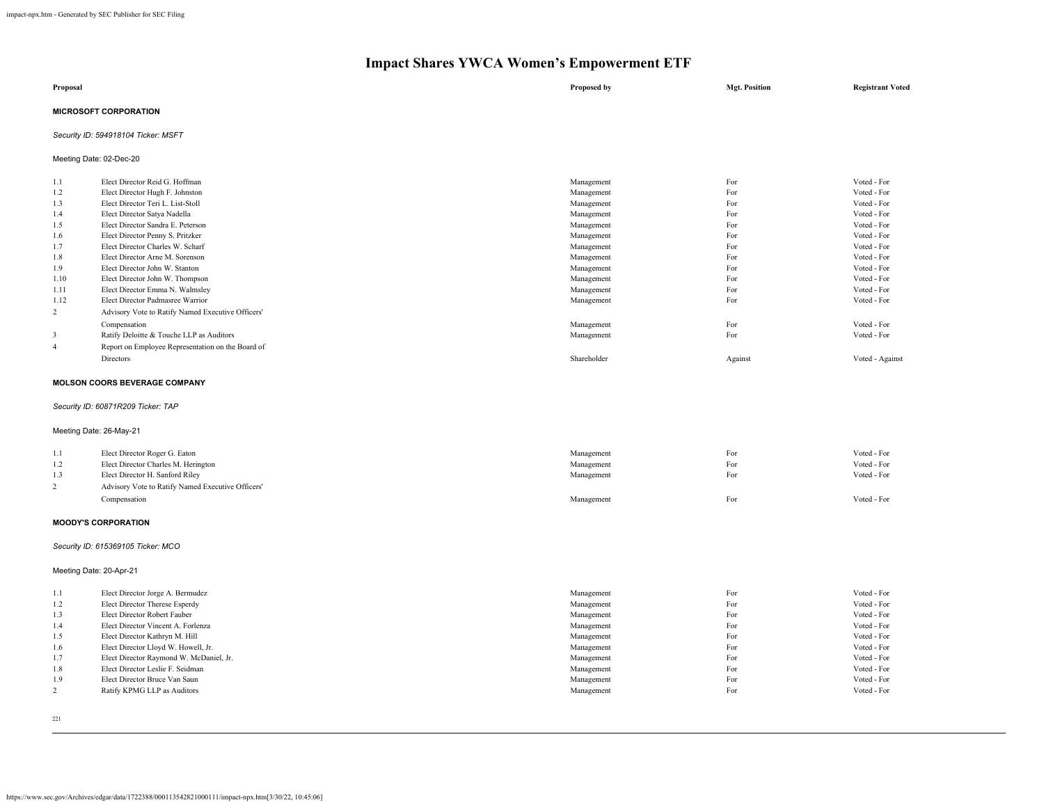# Impact Shares YWCA Women's Empowerment ETF

| Proposal | | Proposed by | Mgt. Position | Registrant Voted |
|---|---|---|---|---|

**MICROSOFT CORPORATION**

*Security ID: 594918104 Ticker: MSFT*

Meeting Date: 02-Dec-20

| | Proposal | Proposed by | Mgt. Position | Registrant Voted |
|---|---|---|---|---|
| 1.1 | Elect Director Reid G. Hoffman | Management | For | Voted - For |
| 1.2 | Elect Director Hugh F. Johnston | Management | For | Voted - For |
| 1.3 | Elect Director Teri L. List-Stoll | Management | For | Voted - For |
| 1.4 | Elect Director Satya Nadella | Management | For | Voted - For |
| 1.5 | Elect Director Sandra E. Peterson | Management | For | Voted - For |
| 1.6 | Elect Director Penny S. Pritzker | Management | For | Voted - For |
| 1.7 | Elect Director Charles W. Scharf | Management | For | Voted - For |
| 1.8 | Elect Director Arne M. Sorenson | Management | For | Voted - For |
| 1.9 | Elect Director John W. Stanton | Management | For | Voted - For |
| 1.10 | Elect Director John W. Thompson | Management | For | Voted - For |
| 1.11 | Elect Director Emma N. Walmsley | Management | For | Voted - For |
| 1.12 | Elect Director Padmasree Warrior | Management | For | Voted - For |
| 2 | Advisory Vote to Ratify Named Executive Officers' Compensation | Management | For | Voted - For |
| 3 | Ratify Deloitte & Touche LLP as Auditors | Management | For | Voted - For |
| 4 | Report on Employee Representation on the Board of Directors | Shareholder | Against | Voted - Against |

**MOLSON COORS BEVERAGE COMPANY**

*Security ID: 60871R209 Ticker: TAP*

Meeting Date: 26-May-21

| | Proposal | Proposed by | Mgt. Position | Registrant Voted |
|---|---|---|---|---|
| 1.1 | Elect Director Roger G. Eaton | Management | For | Voted - For |
| 1.2 | Elect Director Charles M. Herington | Management | For | Voted - For |
| 1.3 | Elect Director H. Sanford Riley | Management | For | Voted - For |
| 2 | Advisory Vote to Ratify Named Executive Officers' Compensation | Management | For | Voted - For |

**MOODY'S CORPORATION**

*Security ID: 615369105 Ticker: MCO*

Meeting Date: 20-Apr-21

| | Proposal | Proposed by | Mgt. Position | Registrant Voted |
|---|---|---|---|---|
| 1.1 | Elect Director Jorge A. Bermudez | Management | For | Voted - For |
| 1.2 | Elect Director Therese Esperdy | Management | For | Voted - For |
| 1.3 | Elect Director Robert Fauber | Management | For | Voted - For |
| 1.4 | Elect Director Vincent A. Forlenza | Management | For | Voted - For |
| 1.5 | Elect Director Kathryn M. Hill | Management | For | Voted - For |
| 1.6 | Elect Director Lloyd W. Howell, Jr. | Management | For | Voted - For |
| 1.7 | Elect Director Raymond W. McDaniel, Jr. | Management | For | Voted - For |
| 1.8 | Elect Director Leslie F. Seidman | Management | For | Voted - For |
| 1.9 | Elect Director Bruce Van Saun | Management | For | Voted - For |
| 2 | Ratify KPMG LLP as Auditors | Management | For | Voted - For |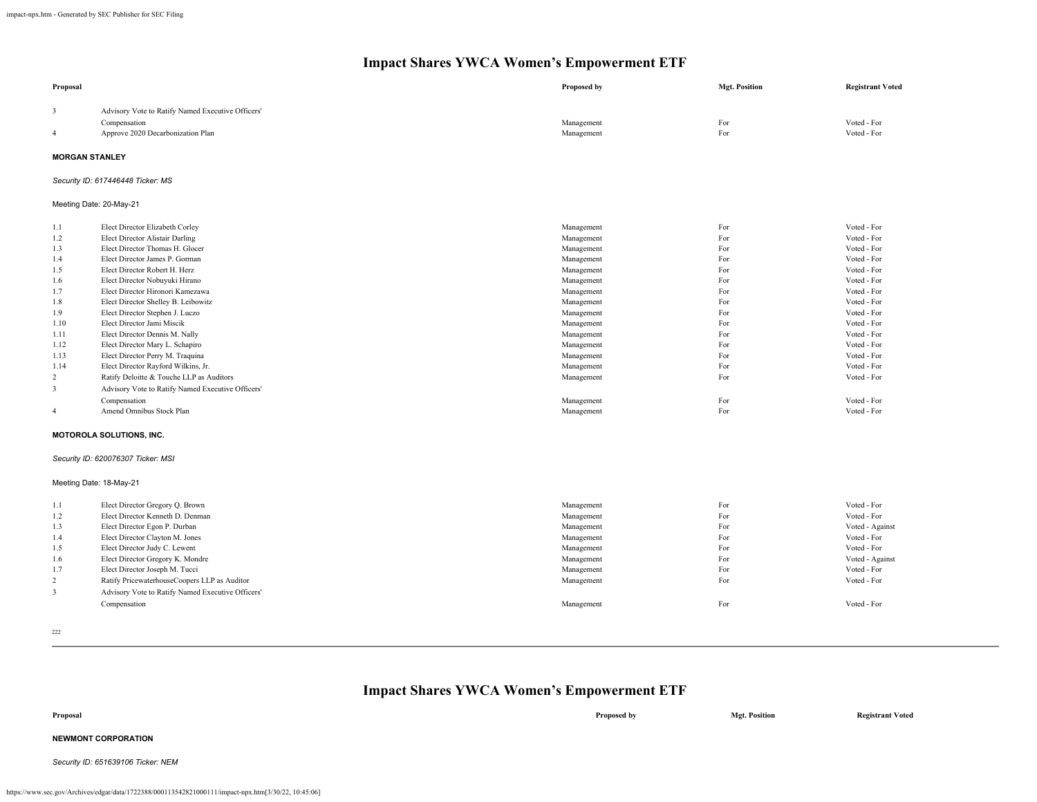# Impact Shares YWCA Women's Empowerment ETF

| Proposal | | Proposed by | Mgt. Position | Registrant Voted |
|---|---|---|---|---|
| 3 | Advisory Vote to Ratify Named Executive Officers' Compensation | Management | For | Voted - For |
| 4 | Approve 2020 Decarbonization Plan | Management | For | Voted - For |

**MORGAN STANLEY**

*Security ID: 617446448 Ticker: MS*

Meeting Date: 20-May-21

| Proposal | | Proposed by | Mgt. Position | Registrant Voted |
|---|---|---|---|---|
| 1.1 | Elect Director Elizabeth Corley | Management | For | Voted - For |
| 1.2 | Elect Director Alistair Darling | Management | For | Voted - For |
| 1.3 | Elect Director Thomas H. Glocer | Management | For | Voted - For |
| 1.4 | Elect Director James P. Gorman | Management | For | Voted - For |
| 1.5 | Elect Director Robert H. Herz | Management | For | Voted - For |
| 1.6 | Elect Director Nobuyuki Hirano | Management | For | Voted - For |
| 1.7 | Elect Director Hironori Kamezawa | Management | For | Voted - For |
| 1.8 | Elect Director Shelley B. Leibowitz | Management | For | Voted - For |
| 1.9 | Elect Director Stephen J. Luczo | Management | For | Voted - For |
| 1.10 | Elect Director Jami Miscik | Management | For | Voted - For |
| 1.11 | Elect Director Dennis M. Nally | Management | For | Voted - For |
| 1.12 | Elect Director Mary L. Schapiro | Management | For | Voted - For |
| 1.13 | Elect Director Perry M. Traquina | Management | For | Voted - For |
| 1.14 | Elect Director Rayford Wilkins, Jr. | Management | For | Voted - For |
| 2 | Ratify Deloitte & Touche LLP as Auditors | Management | For | Voted - For |
| 3 | Advisory Vote to Ratify Named Executive Officers' Compensation | Management | For | Voted - For |
| 4 | Amend Omnibus Stock Plan | Management | For | Voted - For |

**MOTOROLA SOLUTIONS, INC.**

*Security ID: 620076307 Ticker: MSI*

Meeting Date: 18-May-21

| Proposal | | Proposed by | Mgt. Position | Registrant Voted |
|---|---|---|---|---|
| 1.1 | Elect Director Gregory Q. Brown | Management | For | Voted - For |
| 1.2 | Elect Director Kenneth D. Denman | Management | For | Voted - For |
| 1.3 | Elect Director Egon P. Durban | Management | For | Voted - Against |
| 1.4 | Elect Director Clayton M. Jones | Management | For | Voted - For |
| 1.5 | Elect Director Judy C. Lewent | Management | For | Voted - For |
| 1.6 | Elect Director Gregory K. Mondre | Management | For | Voted - Against |
| 1.7 | Elect Director Joseph M. Tucci | Management | For | Voted - For |
| 2 | Ratify PricewaterhouseCoopers LLP as Auditor | Management | For | Voted - For |
| 3 | Advisory Vote to Ratify Named Executive Officers' Compensation | Management | For | Voted - For |

# Impact Shares YWCA Women's Empowerment ETF

| Proposal | | Proposed by | Mgt. Position | Registrant Voted |
|---|---|---|---|---|

**NEWMONT CORPORATION**

*Security ID: 651639106 Ticker: NEM*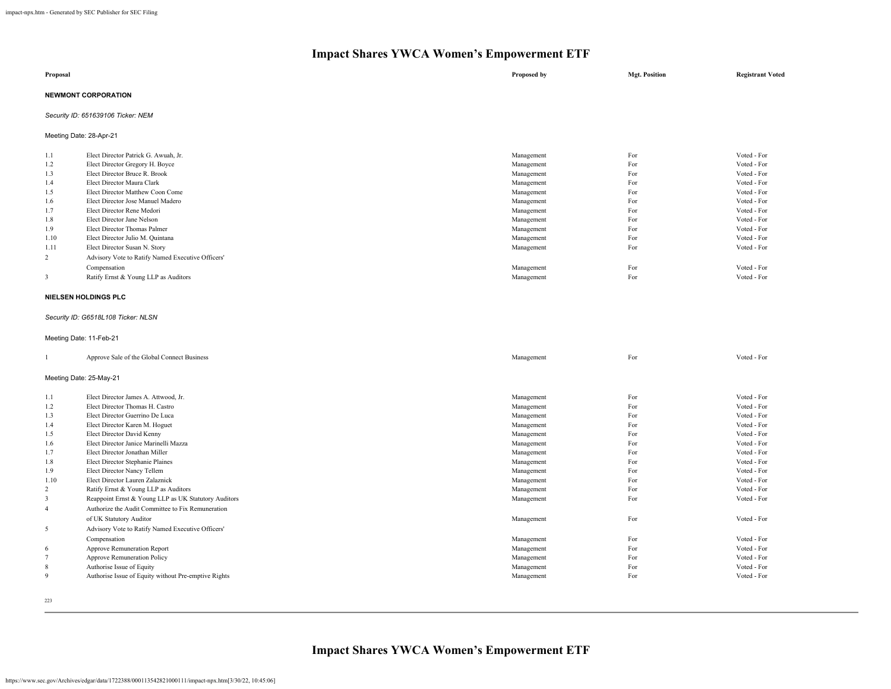# Impact Shares YWCA Women's Empowerment ETF

| Proposal | | Proposed by | Mgt. Position | Registrant Voted |
|---|---|---|---|---|

**NEWMONT CORPORATION**

*Security ID: 651639106 Ticker: NEM*

Meeting Date: 28-Apr-21

| | | | | |
|---|---|---|---|---|
| 1.1 | Elect Director Patrick G. Awuah, Jr. | Management | For | Voted - For |
| 1.2 | Elect Director Gregory H. Boyce | Management | For | Voted - For |
| 1.3 | Elect Director Bruce R. Brook | Management | For | Voted - For |
| 1.4 | Elect Director Maura Clark | Management | For | Voted - For |
| 1.5 | Elect Director Matthew Coon Come | Management | For | Voted - For |
| 1.6 | Elect Director Jose Manuel Madero | Management | For | Voted - For |
| 1.7 | Elect Director Rene Medori | Management | For | Voted - For |
| 1.8 | Elect Director Jane Nelson | Management | For | Voted - For |
| 1.9 | Elect Director Thomas Palmer | Management | For | Voted - For |
| 1.10 | Elect Director Julio M. Quintana | Management | For | Voted - For |
| 1.11 | Elect Director Susan N. Story | Management | For | Voted - For |
| 2 | Advisory Vote to Ratify Named Executive Officers' Compensation | Management | For | Voted - For |
| 3 | Ratify Ernst & Young LLP as Auditors | Management | For | Voted - For |

**NIELSEN HOLDINGS PLC**

*Security ID: G6518L108 Ticker: NLSN*

Meeting Date: 11-Feb-21

| | | | | |
|---|---|---|---|---|
| 1 | Approve Sale of the Global Connect Business | Management | For | Voted - For |

Meeting Date: 25-May-21

| | | | | |
|---|---|---|---|---|
| 1.1 | Elect Director James A. Attwood, Jr. | Management | For | Voted - For |
| 1.2 | Elect Director Thomas H. Castro | Management | For | Voted - For |
| 1.3 | Elect Director Guerrino De Luca | Management | For | Voted - For |
| 1.4 | Elect Director Karen M. Hoguet | Management | For | Voted - For |
| 1.5 | Elect Director David Kenny | Management | For | Voted - For |
| 1.6 | Elect Director Janice Marinelli Mazza | Management | For | Voted - For |
| 1.7 | Elect Director Jonathan Miller | Management | For | Voted - For |
| 1.8 | Elect Director Stephanie Plaines | Management | For | Voted - For |
| 1.9 | Elect Director Nancy Tellem | Management | For | Voted - For |
| 1.10 | Elect Director Lauren Zalaznick | Management | For | Voted - For |
| 2 | Ratify Ernst & Young LLP as Auditors | Management | For | Voted - For |
| 3 | Reappoint Ernst & Young LLP as UK Statutory Auditors | Management | For | Voted - For |
| 4 | Authorize the Audit Committee to Fix Remuneration of UK Statutory Auditor | Management | For | Voted - For |
| 5 | Advisory Vote to Ratify Named Executive Officers' Compensation | Management | For | Voted - For |
| 6 | Approve Remuneration Report | Management | For | Voted - For |
| 7 | Approve Remuneration Policy | Management | For | Voted - For |
| 8 | Authorise Issue of Equity | Management | For | Voted - For |
| 9 | Authorise Issue of Equity without Pre-emptive Rights | Management | For | Voted - For |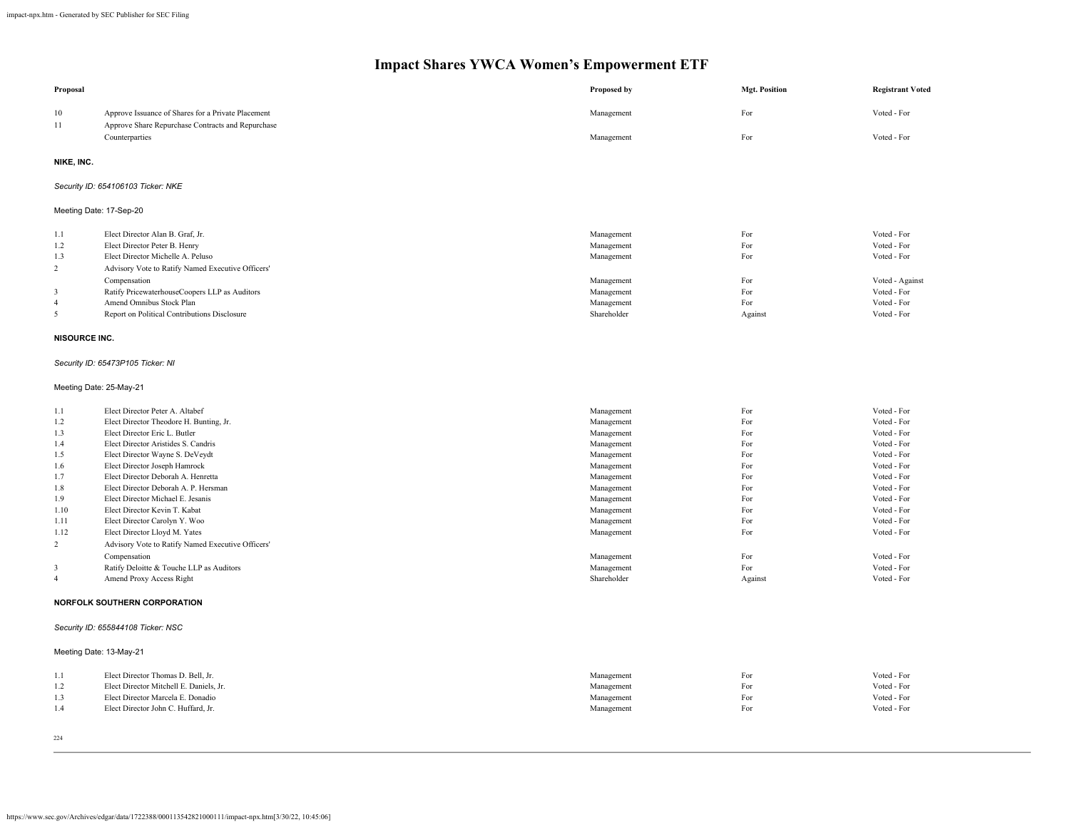# Impact Shares YWCA Women's Empowerment ETF

| Proposal | | Proposed by | Mgt. Position | Registrant Voted |
|---|---|---|---|---|
| 10 | Approve Issuance of Shares for a Private Placement | Management | For | Voted - For |
| 11 | Approve Share Repurchase Contracts and Repurchase Counterparties | Management | For | Voted - For |

**NIKE, INC.**

*Security ID: 654106103 Ticker: NKE*

Meeting Date: 17-Sep-20

| Proposal | | Proposed by | Mgt. Position | Registrant Voted |
|---|---|---|---|---|
| 1.1 | Elect Director Alan B. Graf, Jr. | Management | For | Voted - For |
| 1.2 | Elect Director Peter B. Henry | Management | For | Voted - For |
| 1.3 | Elect Director Michelle A. Peluso | Management | For | Voted - For |
| 2 | Advisory Vote to Ratify Named Executive Officers' Compensation | Management | For | Voted - Against |
| 3 | Ratify PricewaterhouseCoopers LLP as Auditors | Management | For | Voted - For |
| 4 | Amend Omnibus Stock Plan | Management | For | Voted - For |
| 5 | Report on Political Contributions Disclosure | Shareholder | Against | Voted - For |

**NISOURCE INC.**

*Security ID: 65473P105 Ticker: NI*

Meeting Date: 25-May-21

| Proposal | | Proposed by | Mgt. Position | Registrant Voted |
|---|---|---|---|---|
| 1.1 | Elect Director Peter A. Altabef | Management | For | Voted - For |
| 1.2 | Elect Director Theodore H. Bunting, Jr. | Management | For | Voted - For |
| 1.3 | Elect Director Eric L. Butler | Management | For | Voted - For |
| 1.4 | Elect Director Aristides S. Candris | Management | For | Voted - For |
| 1.5 | Elect Director Wayne S. DeVeydt | Management | For | Voted - For |
| 1.6 | Elect Director Joseph Hamrock | Management | For | Voted - For |
| 1.7 | Elect Director Deborah A. Henretta | Management | For | Voted - For |
| 1.8 | Elect Director Deborah A. P. Hersman | Management | For | Voted - For |
| 1.9 | Elect Director Michael E. Jesanis | Management | For | Voted - For |
| 1.10 | Elect Director Kevin T. Kabat | Management | For | Voted - For |
| 1.11 | Elect Director Carolyn Y. Woo | Management | For | Voted - For |
| 1.12 | Elect Director Lloyd M. Yates | Management | For | Voted - For |
| 2 | Advisory Vote to Ratify Named Executive Officers' Compensation | Management | For | Voted - For |
| 3 | Ratify Deloitte & Touche LLP as Auditors | Management | For | Voted - For |
| 4 | Amend Proxy Access Right | Shareholder | Against | Voted - For |

**NORFOLK SOUTHERN CORPORATION**

*Security ID: 655844108 Ticker: NSC*

Meeting Date: 13-May-21

| Proposal | | Proposed by | Mgt. Position | Registrant Voted |
|---|---|---|---|---|
| 1.1 | Elect Director Thomas D. Bell, Jr. | Management | For | Voted - For |
| 1.2 | Elect Director Mitchell E. Daniels, Jr. | Management | For | Voted - For |
| 1.3 | Elect Director Marcela E. Donadio | Management | For | Voted - For |
| 1.4 | Elect Director John C. Huffard, Jr. | Management | For | Voted - For |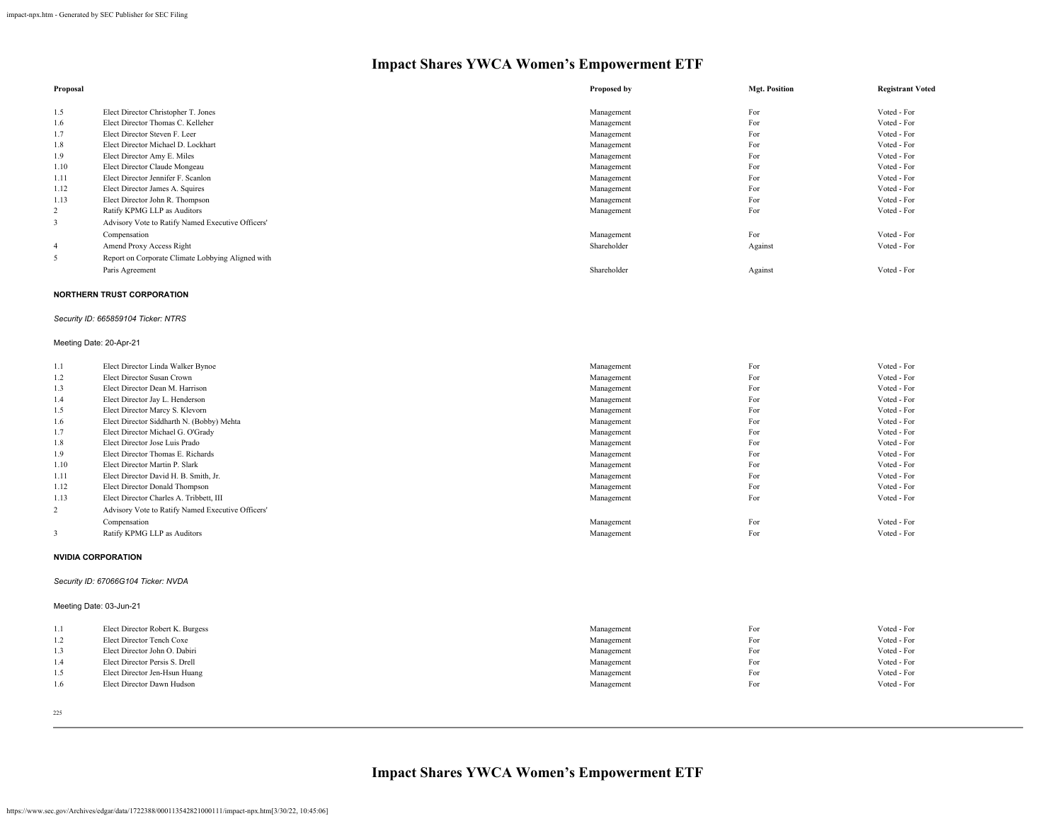# Impact Shares YWCA Women's Empowerment ETF

| Proposal | | Proposed by | Mgt. Position | Registrant Voted |
|---|---|---|---|---|
| 1.5 | Elect Director Christopher T. Jones | Management | For | Voted - For |
| 1.6 | Elect Director Thomas C. Kelleher | Management | For | Voted - For |
| 1.7 | Elect Director Steven F. Leer | Management | For | Voted - For |
| 1.8 | Elect Director Michael D. Lockhart | Management | For | Voted - For |
| 1.9 | Elect Director Amy E. Miles | Management | For | Voted - For |
| 1.10 | Elect Director Claude Mongeau | Management | For | Voted - For |
| 1.11 | Elect Director Jennifer F. Scanlon | Management | For | Voted - For |
| 1.12 | Elect Director James A. Squires | Management | For | Voted - For |
| 1.13 | Elect Director John R. Thompson | Management | For | Voted - For |
| 2 | Ratify KPMG LLP as Auditors | Management | For | Voted - For |
| 3 | Advisory Vote to Ratify Named Executive Officers' Compensation | Management | For | Voted - For |
| 4 | Amend Proxy Access Right | Shareholder | Against | Voted - For |
| 5 | Report on Corporate Climate Lobbying Aligned with Paris Agreement | Shareholder | Against | Voted - For |

**NORTHERN TRUST CORPORATION**

*Security ID: 665859104 Ticker: NTRS*

Meeting Date: 20-Apr-21

| Proposal | | Proposed by | Mgt. Position | Registrant Voted |
|---|---|---|---|---|
| 1.1 | Elect Director Linda Walker Bynoe | Management | For | Voted - For |
| 1.2 | Elect Director Susan Crown | Management | For | Voted - For |
| 1.3 | Elect Director Dean M. Harrison | Management | For | Voted - For |
| 1.4 | Elect Director Jay L. Henderson | Management | For | Voted - For |
| 1.5 | Elect Director Marcy S. Klevorn | Management | For | Voted - For |
| 1.6 | Elect Director Siddharth N. (Bobby) Mehta | Management | For | Voted - For |
| 1.7 | Elect Director Michael G. O'Grady | Management | For | Voted - For |
| 1.8 | Elect Director Jose Luis Prado | Management | For | Voted - For |
| 1.9 | Elect Director Thomas E. Richards | Management | For | Voted - For |
| 1.10 | Elect Director Martin P. Slark | Management | For | Voted - For |
| 1.11 | Elect Director David H. B. Smith, Jr. | Management | For | Voted - For |
| 1.12 | Elect Director Donald Thompson | Management | For | Voted - For |
| 1.13 | Elect Director Charles A. Tribbett, III | Management | For | Voted - For |
| 2 | Advisory Vote to Ratify Named Executive Officers' Compensation | Management | For | Voted - For |
| 3 | Ratify KPMG LLP as Auditors | Management | For | Voted - For |

**NVIDIA CORPORATION**

*Security ID: 67066G104 Ticker: NVDA*

Meeting Date: 03-Jun-21

| Proposal | | Proposed by | Mgt. Position | Registrant Voted |
|---|---|---|---|---|
| 1.1 | Elect Director Robert K. Burgess | Management | For | Voted - For |
| 1.2 | Elect Director Tench Coxe | Management | For | Voted - For |
| 1.3 | Elect Director John O. Dabiri | Management | For | Voted - For |
| 1.4 | Elect Director Persis S. Drell | Management | For | Voted - For |
| 1.5 | Elect Director Jen-Hsun Huang | Management | For | Voted - For |
| 1.6 | Elect Director Dawn Hudson | Management | For | Voted - For |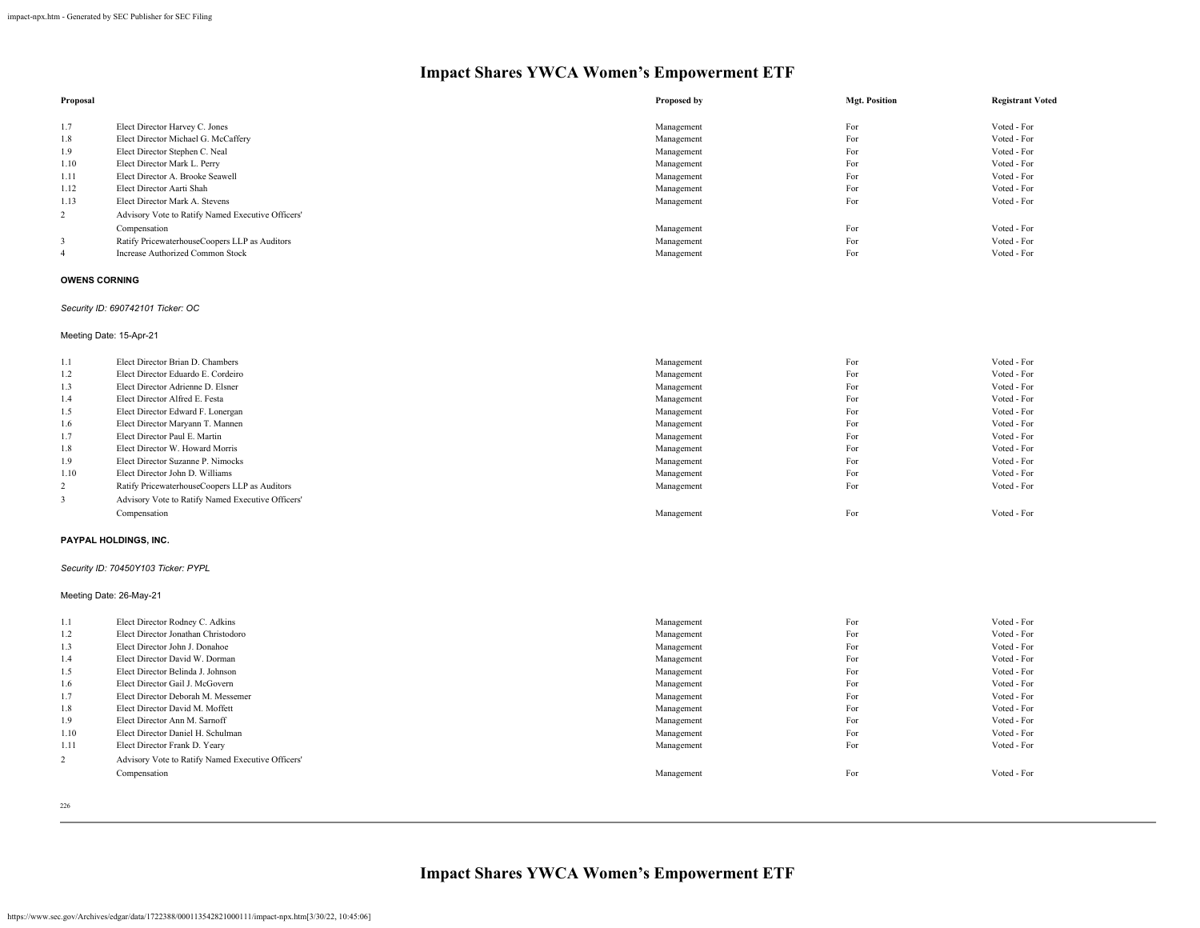# Impact Shares YWCA Women's Empowerment ETF

| Proposal | | Proposed by | Mgt. Position | Registrant Voted |
|---|---|---|---|---|
| 1.7 | Elect Director Harvey C. Jones | Management | For | Voted - For |
| 1.8 | Elect Director Michael G. McCaffery | Management | For | Voted - For |
| 1.9 | Elect Director Stephen C. Neal | Management | For | Voted - For |
| 1.10 | Elect Director Mark L. Perry | Management | For | Voted - For |
| 1.11 | Elect Director A. Brooke Seawell | Management | For | Voted - For |
| 1.12 | Elect Director Aarti Shah | Management | For | Voted - For |
| 1.13 | Elect Director Mark A. Stevens | Management | For | Voted - For |
| 2 | Advisory Vote to Ratify Named Executive Officers' Compensation | Management | For | Voted - For |
| 3 | Ratify PricewaterhouseCoopers LLP as Auditors | Management | For | Voted - For |
| 4 | Increase Authorized Common Stock | Management | For | Voted - For |

**OWENS CORNING**

*Security ID: 690742101 Ticker: OC*

Meeting Date: 15-Apr-21

| Proposal | | Proposed by | Mgt. Position | Registrant Voted |
|---|---|---|---|---|
| 1.1 | Elect Director Brian D. Chambers | Management | For | Voted - For |
| 1.2 | Elect Director Eduardo E. Cordeiro | Management | For | Voted - For |
| 1.3 | Elect Director Adrienne D. Elsner | Management | For | Voted - For |
| 1.4 | Elect Director Alfred E. Festa | Management | For | Voted - For |
| 1.5 | Elect Director Edward F. Lonergan | Management | For | Voted - For |
| 1.6 | Elect Director Maryann T. Mannen | Management | For | Voted - For |
| 1.7 | Elect Director Paul E. Martin | Management | For | Voted - For |
| 1.8 | Elect Director W. Howard Morris | Management | For | Voted - For |
| 1.9 | Elect Director Suzanne P. Nimocks | Management | For | Voted - For |
| 1.10 | Elect Director John D. Williams | Management | For | Voted - For |
| 2 | Ratify PricewaterhouseCoopers LLP as Auditors | Management | For | Voted - For |
| 3 | Advisory Vote to Ratify Named Executive Officers' Compensation | Management | For | Voted - For |

**PAYPAL HOLDINGS, INC.**

*Security ID: 70450Y103 Ticker: PYPL*

Meeting Date: 26-May-21

| Proposal | | Proposed by | Mgt. Position | Registrant Voted |
|---|---|---|---|---|
| 1.1 | Elect Director Rodney C. Adkins | Management | For | Voted - For |
| 1.2 | Elect Director Jonathan Christodoro | Management | For | Voted - For |
| 1.3 | Elect Director John J. Donahoe | Management | For | Voted - For |
| 1.4 | Elect Director David W. Dorman | Management | For | Voted - For |
| 1.5 | Elect Director Belinda J. Johnson | Management | For | Voted - For |
| 1.6 | Elect Director Gail J. McGovern | Management | For | Voted - For |
| 1.7 | Elect Director Deborah M. Messemer | Management | For | Voted - For |
| 1.8 | Elect Director David M. Moffett | Management | For | Voted - For |
| 1.9 | Elect Director Ann M. Sarnoff | Management | For | Voted - For |
| 1.10 | Elect Director Daniel H. Schulman | Management | For | Voted - For |
| 1.11 | Elect Director Frank D. Yeary | Management | For | Voted - For |
| 2 | Advisory Vote to Ratify Named Executive Officers' Compensation | Management | For | Voted - For |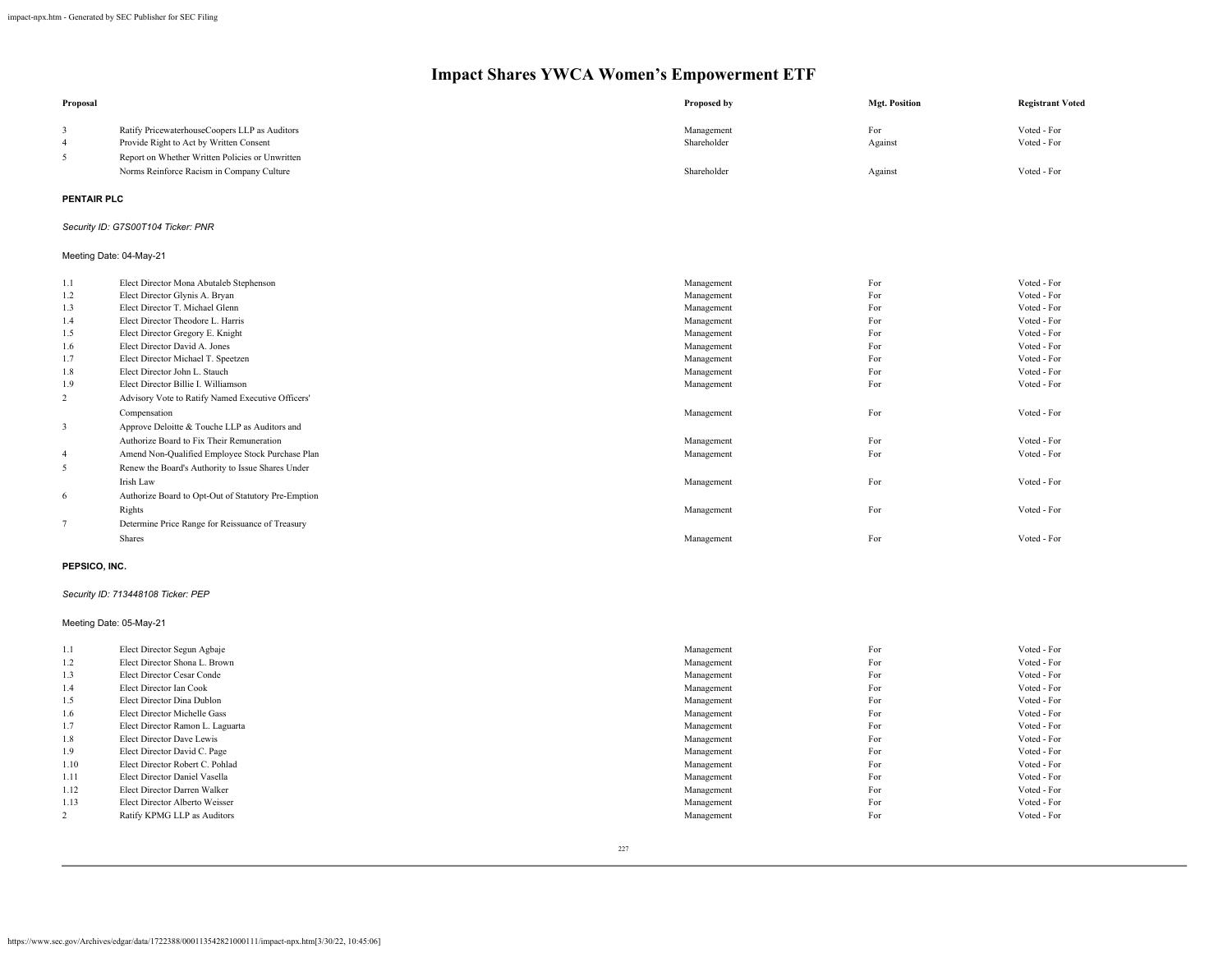# Impact Shares YWCA Women's Empowerment ETF

| Proposal | | Proposed by | Mgt. Position | Registrant Voted |
|---|---|---|---|---|
| 3 | Ratify PricewaterhouseCoopers LLP as Auditors | Management | For | Voted - For |
| 4 | Provide Right to Act by Written Consent | Shareholder | Against | Voted - For |
| 5 | Report on Whether Written Policies or Unwritten Norms Reinforce Racism in Company Culture | Shareholder | Against | Voted - For |

**PENTAIR PLC**

*Security ID: G7S00T104 Ticker: PNR*

Meeting Date: 04-May-21

| Proposal | | Proposed by | Mgt. Position | Registrant Voted |
|---|---|---|---|---|
| 1.1 | Elect Director Mona Abutaleb Stephenson | Management | For | Voted - For |
| 1.2 | Elect Director Glynis A. Bryan | Management | For | Voted - For |
| 1.3 | Elect Director T. Michael Glenn | Management | For | Voted - For |
| 1.4 | Elect Director Theodore L. Harris | Management | For | Voted - For |
| 1.5 | Elect Director Gregory E. Knight | Management | For | Voted - For |
| 1.6 | Elect Director David A. Jones | Management | For | Voted - For |
| 1.7 | Elect Director Michael T. Speetzen | Management | For | Voted - For |
| 1.8 | Elect Director John L. Stauch | Management | For | Voted - For |
| 1.9 | Elect Director Billie I. Williamson | Management | For | Voted - For |
| 2 | Advisory Vote to Ratify Named Executive Officers' Compensation | Management | For | Voted - For |
| 3 | Approve Deloitte & Touche LLP as Auditors and Authorize Board to Fix Their Remuneration | Management | For | Voted - For |
| 4 | Amend Non-Qualified Employee Stock Purchase Plan | Management | For | Voted - For |
| 5 | Renew the Board's Authority to Issue Shares Under Irish Law | Management | For | Voted - For |
| 6 | Authorize Board to Opt-Out of Statutory Pre-Emption Rights | Management | For | Voted - For |
| 7 | Determine Price Range for Reissuance of Treasury Shares | Management | For | Voted - For |

**PEPSICO, INC.**

*Security ID: 713448108 Ticker: PEP*

Meeting Date: 05-May-21

| Proposal | | Proposed by | Mgt. Position | Registrant Voted |
|---|---|---|---|---|
| 1.1 | Elect Director Segun Agbaje | Management | For | Voted - For |
| 1.2 | Elect Director Shona L. Brown | Management | For | Voted - For |
| 1.3 | Elect Director Cesar Conde | Management | For | Voted - For |
| 1.4 | Elect Director Ian Cook | Management | For | Voted - For |
| 1.5 | Elect Director Dina Dublon | Management | For | Voted - For |
| 1.6 | Elect Director Michelle Gass | Management | For | Voted - For |
| 1.7 | Elect Director Ramon L. Laguarta | Management | For | Voted - For |
| 1.8 | Elect Director Dave Lewis | Management | For | Voted - For |
| 1.9 | Elect Director David C. Page | Management | For | Voted - For |
| 1.10 | Elect Director Robert C. Pohlad | Management | For | Voted - For |
| 1.11 | Elect Director Daniel Vasella | Management | For | Voted - For |
| 1.12 | Elect Director Darren Walker | Management | For | Voted - For |
| 1.13 | Elect Director Alberto Weisser | Management | For | Voted - For |
| 2 | Ratify KPMG LLP as Auditors | Management | For | Voted - For |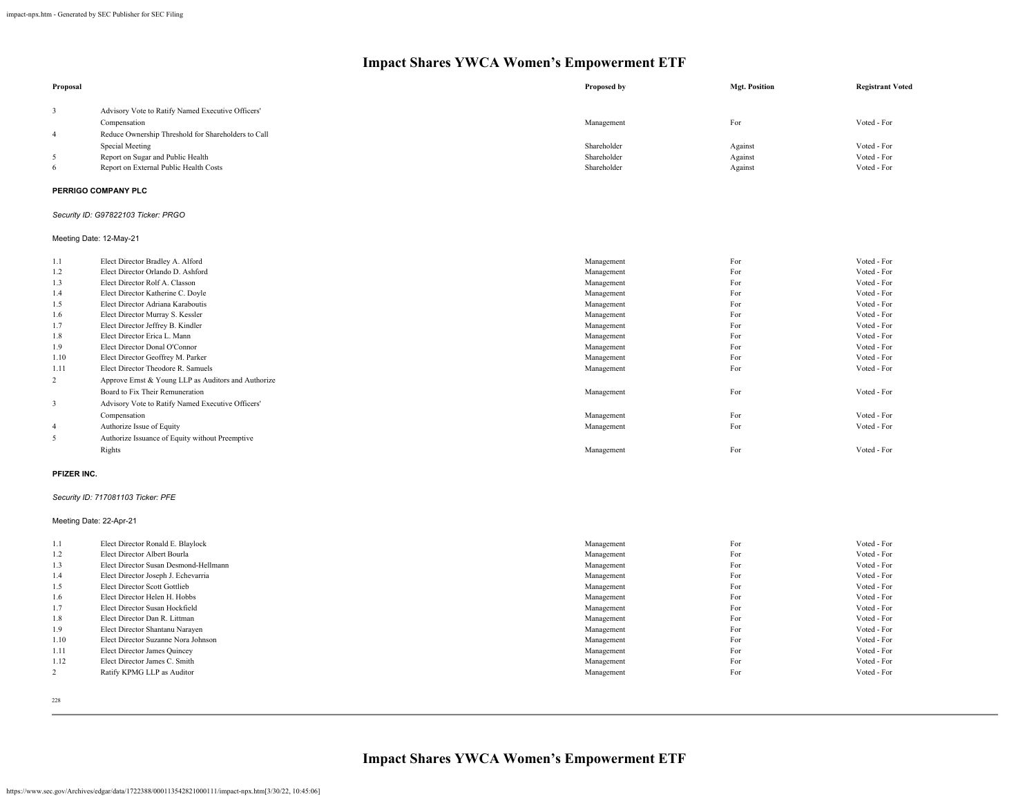# Impact Shares YWCA Women's Empowerment ETF

| Proposal | | Proposed by | Mgt. Position | Registrant Voted |
|---|---|---|---|---|
| 3 | Advisory Vote to Ratify Named Executive Officers' Compensation | Management | For | Voted - For |
| 4 | Reduce Ownership Threshold for Shareholders to Call Special Meeting | Shareholder | Against | Voted - For |
| 5 | Report on Sugar and Public Health | Shareholder | Against | Voted - For |
| 6 | Report on External Public Health Costs | Shareholder | Against | Voted - For |

**PERRIGO COMPANY PLC**

*Security ID: G97822103 Ticker: PRGO*

Meeting Date: 12-May-21

| Proposal | | Proposed by | Mgt. Position | Registrant Voted |
|---|---|---|---|---|
| 1.1 | Elect Director Bradley A. Alford | Management | For | Voted - For |
| 1.2 | Elect Director Orlando D. Ashford | Management | For | Voted - For |
| 1.3 | Elect Director Rolf A. Classon | Management | For | Voted - For |
| 1.4 | Elect Director Katherine C. Doyle | Management | For | Voted - For |
| 1.5 | Elect Director Adriana Karaboutis | Management | For | Voted - For |
| 1.6 | Elect Director Murray S. Kessler | Management | For | Voted - For |
| 1.7 | Elect Director Jeffrey B. Kindler | Management | For | Voted - For |
| 1.8 | Elect Director Erica L. Mann | Management | For | Voted - For |
| 1.9 | Elect Director Donal O'Connor | Management | For | Voted - For |
| 1.10 | Elect Director Geoffrey M. Parker | Management | For | Voted - For |
| 1.11 | Elect Director Theodore R. Samuels | Management | For | Voted - For |
| 2 | Approve Ernst & Young LLP as Auditors and Authorize Board to Fix Their Remuneration | Management | For | Voted - For |
| 3 | Advisory Vote to Ratify Named Executive Officers' Compensation | Management | For | Voted - For |
| 4 | Authorize Issue of Equity | Management | For | Voted - For |
| 5 | Authorize Issuance of Equity without Preemptive Rights | Management | For | Voted - For |

**PFIZER INC.**

*Security ID: 717081103 Ticker: PFE*

Meeting Date: 22-Apr-21

| Proposal | | Proposed by | Mgt. Position | Registrant Voted |
|---|---|---|---|---|
| 1.1 | Elect Director Ronald E. Blaylock | Management | For | Voted - For |
| 1.2 | Elect Director Albert Bourla | Management | For | Voted - For |
| 1.3 | Elect Director Susan Desmond-Hellmann | Management | For | Voted - For |
| 1.4 | Elect Director Joseph J. Echevarria | Management | For | Voted - For |
| 1.5 | Elect Director Scott Gottlieb | Management | For | Voted - For |
| 1.6 | Elect Director Helen H. Hobbs | Management | For | Voted - For |
| 1.7 | Elect Director Susan Hockfield | Management | For | Voted - For |
| 1.8 | Elect Director Dan R. Littman | Management | For | Voted - For |
| 1.9 | Elect Director Shantanu Narayen | Management | For | Voted - For |
| 1.10 | Elect Director Suzanne Nora Johnson | Management | For | Voted - For |
| 1.11 | Elect Director James Quincey | Management | For | Voted - For |
| 1.12 | Elect Director James C. Smith | Management | For | Voted - For |
| 2 | Ratify KPMG LLP as Auditor | Management | For | Voted - For |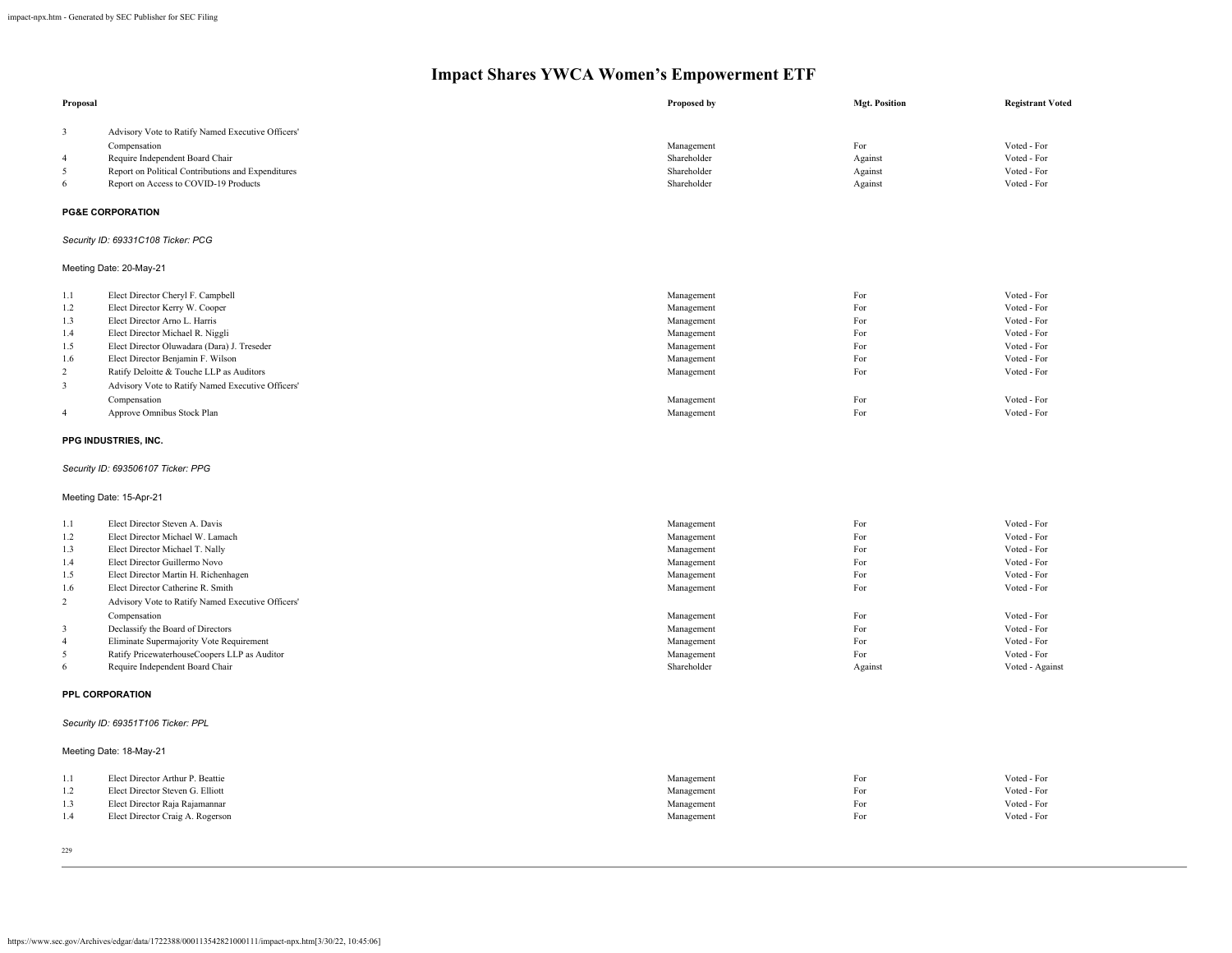# Impact Shares YWCA Women's Empowerment ETF

| Proposal | | Proposed by | Mgt. Position | Registrant Voted |
|---|---|---|---|---|
| 3 | Advisory Vote to Ratify Named Executive Officers' Compensation | Management | For | Voted - For |
| 4 | Require Independent Board Chair | Shareholder | Against | Voted - For |
| 5 | Report on Political Contributions and Expenditures | Shareholder | Against | Voted - For |
| 6 | Report on Access to COVID-19 Products | Shareholder | Against | Voted - For |

**PG&E CORPORATION**

*Security ID: 69331C108 Ticker: PCG*

Meeting Date: 20-May-21

| Proposal | | Proposed by | Mgt. Position | Registrant Voted |
|---|---|---|---|---|
| 1.1 | Elect Director Cheryl F. Campbell | Management | For | Voted - For |
| 1.2 | Elect Director Kerry W. Cooper | Management | For | Voted - For |
| 1.3 | Elect Director Arno L. Harris | Management | For | Voted - For |
| 1.4 | Elect Director Michael R. Niggli | Management | For | Voted - For |
| 1.5 | Elect Director Oluwadara (Dara) J. Treseder | Management | For | Voted - For |
| 1.6 | Elect Director Benjamin F. Wilson | Management | For | Voted - For |
| 2 | Ratify Deloitte & Touche LLP as Auditors | Management | For | Voted - For |
| 3 | Advisory Vote to Ratify Named Executive Officers' Compensation | Management | For | Voted - For |
| 4 | Approve Omnibus Stock Plan | Management | For | Voted - For |

**PPG INDUSTRIES, INC.**

*Security ID: 693506107 Ticker: PPG*

Meeting Date: 15-Apr-21

| Proposal | | Proposed by | Mgt. Position | Registrant Voted |
|---|---|---|---|---|
| 1.1 | Elect Director Steven A. Davis | Management | For | Voted - For |
| 1.2 | Elect Director Michael W. Lamach | Management | For | Voted - For |
| 1.3 | Elect Director Michael T. Nally | Management | For | Voted - For |
| 1.4 | Elect Director Guillermo Novo | Management | For | Voted - For |
| 1.5 | Elect Director Martin H. Richenhagen | Management | For | Voted - For |
| 1.6 | Elect Director Catherine R. Smith | Management | For | Voted - For |
| 2 | Advisory Vote to Ratify Named Executive Officers' Compensation | Management | For | Voted - For |
| 3 | Declassify the Board of Directors | Management | For | Voted - For |
| 4 | Eliminate Supermajority Vote Requirement | Management | For | Voted - For |
| 5 | Ratify PricewaterhouseCoopers LLP as Auditor | Management | For | Voted - For |
| 6 | Require Independent Board Chair | Shareholder | Against | Voted - Against |

**PPL CORPORATION**

*Security ID: 69351T106 Ticker: PPL*

Meeting Date: 18-May-21

| Proposal | | Proposed by | Mgt. Position | Registrant Voted |
|---|---|---|---|---|
| 1.1 | Elect Director Arthur P. Beattie | Management | For | Voted - For |
| 1.2 | Elect Director Steven G. Elliott | Management | For | Voted - For |
| 1.3 | Elect Director Raja Rajamannar | Management | For | Voted - For |
| 1.4 | Elect Director Craig A. Rogerson | Management | For | Voted - For |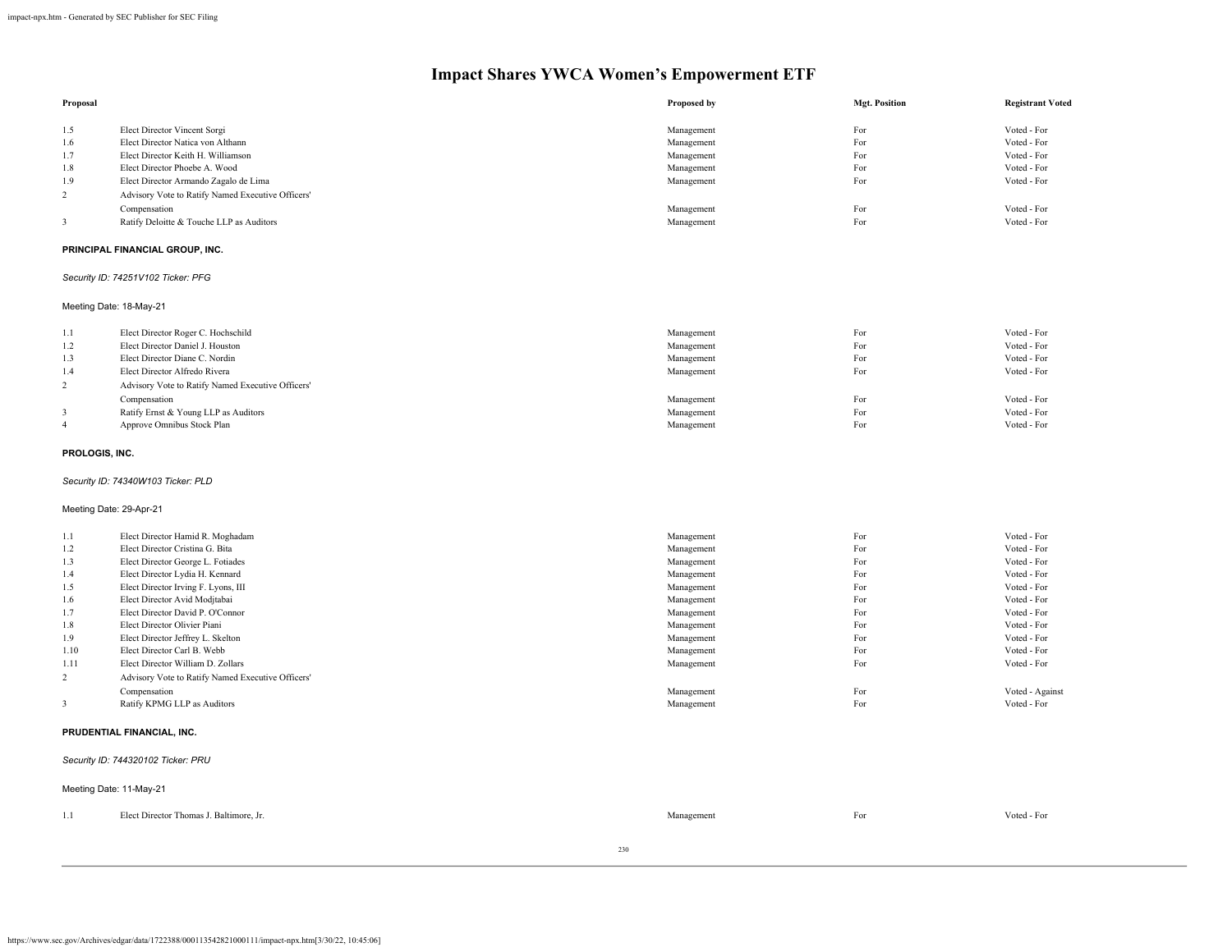# Impact Shares YWCA Women's Empowerment ETF

| Proposal | | Proposed by | Mgt. Position | Registrant Voted |
|---|---|---|---|---|
| 1.5 | Elect Director Vincent Sorgi | Management | For | Voted - For |
| 1.6 | Elect Director Natica von Althann | Management | For | Voted - For |
| 1.7 | Elect Director Keith H. Williamson | Management | For | Voted - For |
| 1.8 | Elect Director Phoebe A. Wood | Management | For | Voted - For |
| 1.9 | Elect Director Armando Zagalo de Lima | Management | For | Voted - For |
| 2 | Advisory Vote to Ratify Named Executive Officers' Compensation | Management | For | Voted - For |
| 3 | Ratify Deloitte & Touche LLP as Auditors | Management | For | Voted - For |

**PRINCIPAL FINANCIAL GROUP, INC.**

*Security ID: 74251V102 Ticker: PFG*

Meeting Date: 18-May-21

| Proposal | | Proposed by | Mgt. Position | Registrant Voted |
|---|---|---|---|---|
| 1.1 | Elect Director Roger C. Hochschild | Management | For | Voted - For |
| 1.2 | Elect Director Daniel J. Houston | Management | For | Voted - For |
| 1.3 | Elect Director Diane C. Nordin | Management | For | Voted - For |
| 1.4 | Elect Director Alfredo Rivera | Management | For | Voted - For |
| 2 | Advisory Vote to Ratify Named Executive Officers' Compensation | Management | For | Voted - For |
| 3 | Ratify Ernst & Young LLP as Auditors | Management | For | Voted - For |
| 4 | Approve Omnibus Stock Plan | Management | For | Voted - For |

**PROLOGIS, INC.**

*Security ID: 74340W103 Ticker: PLD*

Meeting Date: 29-Apr-21

| Proposal | | Proposed by | Mgt. Position | Registrant Voted |
|---|---|---|---|---|
| 1.1 | Elect Director Hamid R. Moghadam | Management | For | Voted - For |
| 1.2 | Elect Director Cristina G. Bita | Management | For | Voted - For |
| 1.3 | Elect Director George L. Fotiades | Management | For | Voted - For |
| 1.4 | Elect Director Lydia H. Kennard | Management | For | Voted - For |
| 1.5 | Elect Director Irving F. Lyons, III | Management | For | Voted - For |
| 1.6 | Elect Director Avid Modjtabai | Management | For | Voted - For |
| 1.7 | Elect Director David P. O'Connor | Management | For | Voted - For |
| 1.8 | Elect Director Olivier Piani | Management | For | Voted - For |
| 1.9 | Elect Director Jeffrey L. Skelton | Management | For | Voted - For |
| 1.10 | Elect Director Carl B. Webb | Management | For | Voted - For |
| 1.11 | Elect Director William D. Zollars | Management | For | Voted - For |
| 2 | Advisory Vote to Ratify Named Executive Officers' Compensation | Management | For | Voted - Against |
| 3 | Ratify KPMG LLP as Auditors | Management | For | Voted - For |

**PRUDENTIAL FINANCIAL, INC.**

*Security ID: 744320102 Ticker: PRU*

Meeting Date: 11-May-21

| Proposal | | Proposed by | Mgt. Position | Registrant Voted |
|---|---|---|---|---|
| 1.1 | Elect Director Thomas J. Baltimore, Jr. | Management | For | Voted - For |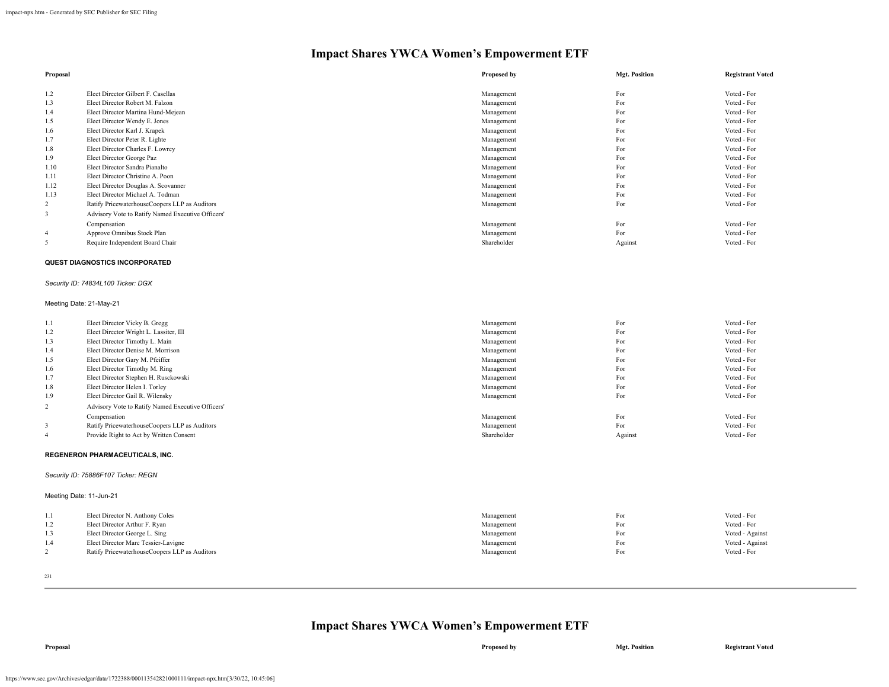# Impact Shares YWCA Women's Empowerment ETF

| Proposal | | Proposed by | Mgt. Position | Registrant Voted |
|---|---|---|---|---|
| 1.2 | Elect Director Gilbert F. Casellas | Management | For | Voted - For |
| 1.3 | Elect Director Robert M. Falzon | Management | For | Voted - For |
| 1.4 | Elect Director Martina Hund-Mejean | Management | For | Voted - For |
| 1.5 | Elect Director Wendy E. Jones | Management | For | Voted - For |
| 1.6 | Elect Director Karl J. Krapek | Management | For | Voted - For |
| 1.7 | Elect Director Peter R. Lighte | Management | For | Voted - For |
| 1.8 | Elect Director Charles F. Lowrey | Management | For | Voted - For |
| 1.9 | Elect Director George Paz | Management | For | Voted - For |
| 1.10 | Elect Director Sandra Pianalto | Management | For | Voted - For |
| 1.11 | Elect Director Christine A. Poon | Management | For | Voted - For |
| 1.12 | Elect Director Douglas A. Scovanner | Management | For | Voted - For |
| 1.13 | Elect Director Michael A. Todman | Management | For | Voted - For |
| 2 | Ratify PricewaterhouseCoopers LLP as Auditors | Management | For | Voted - For |
| 3 | Advisory Vote to Ratify Named Executive Officers' Compensation | Management | For | Voted - For |
| 4 | Approve Omnibus Stock Plan | Management | For | Voted - For |
| 5 | Require Independent Board Chair | Shareholder | Against | Voted - For |

**QUEST DIAGNOSTICS INCORPORATED**

*Security ID: 74834L100 Ticker: DGX*

Meeting Date: 21-May-21

| Proposal | | Proposed by | Mgt. Position | Registrant Voted |
|---|---|---|---|---|
| 1.1 | Elect Director Vicky B. Gregg | Management | For | Voted - For |
| 1.2 | Elect Director Wright L. Lassiter, III | Management | For | Voted - For |
| 1.3 | Elect Director Timothy L. Main | Management | For | Voted - For |
| 1.4 | Elect Director Denise M. Morrison | Management | For | Voted - For |
| 1.5 | Elect Director Gary M. Pfeiffer | Management | For | Voted - For |
| 1.6 | Elect Director Timothy M. Ring | Management | For | Voted - For |
| 1.7 | Elect Director Stephen H. Rusckowski | Management | For | Voted - For |
| 1.8 | Elect Director Helen I. Torley | Management | For | Voted - For |
| 1.9 | Elect Director Gail R. Wilensky | Management | For | Voted - For |
| 2 | Advisory Vote to Ratify Named Executive Officers' Compensation | Management | For | Voted - For |
| 3 | Ratify PricewaterhouseCoopers LLP as Auditors | Management | For | Voted - For |
| 4 | Provide Right to Act by Written Consent | Shareholder | Against | Voted - For |

**REGENERON PHARMACEUTICALS, INC.**

*Security ID: 75886F107 Ticker: REGN*

Meeting Date: 11-Jun-21

| Proposal | | Proposed by | Mgt. Position | Registrant Voted |
|---|---|---|---|---|
| 1.1 | Elect Director N. Anthony Coles | Management | For | Voted - For |
| 1.2 | Elect Director Arthur F. Ryan | Management | For | Voted - For |
| 1.3 | Elect Director George L. Sing | Management | For | Voted - Against |
| 1.4 | Elect Director Marc Tessier-Lavigne | Management | For | Voted - Against |
| 2 | Ratify PricewaterhouseCoopers LLP as Auditors | Management | For | Voted - For |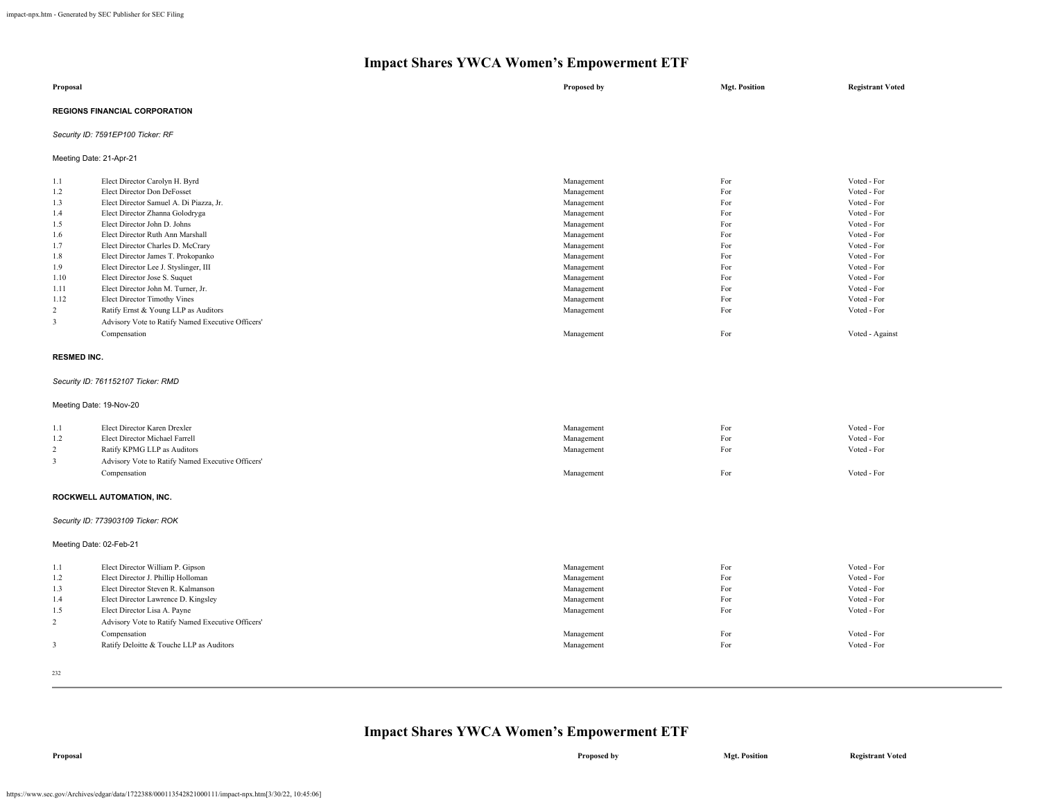# Impact Shares YWCA Women's Empowerment ETF

| Proposal | | Proposed by | Mgt. Position | Registrant Voted |
|---|---|---|---|---|
| **REGIONS FINANCIAL CORPORATION** | | | | |
| *Security ID: 7591EP100 Ticker: RF* | | | | |
| Meeting Date: 21-Apr-21 | | | | |
| 1.1 | Elect Director Carolyn H. Byrd | Management | For | Voted - For |
| 1.2 | Elect Director Don DeFosset | Management | For | Voted - For |
| 1.3 | Elect Director Samuel A. Di Piazza, Jr. | Management | For | Voted - For |
| 1.4 | Elect Director Zhanna Golodryga | Management | For | Voted - For |
| 1.5 | Elect Director John D. Johns | Management | For | Voted - For |
| 1.6 | Elect Director Ruth Ann Marshall | Management | For | Voted - For |
| 1.7 | Elect Director Charles D. McCrary | Management | For | Voted - For |
| 1.8 | Elect Director James T. Prokopanko | Management | For | Voted - For |
| 1.9 | Elect Director Lee J. Styslinger, III | Management | For | Voted - For |
| 1.10 | Elect Director Jose S. Suquet | Management | For | Voted - For |
| 1.11 | Elect Director John M. Turner, Jr. | Management | For | Voted - For |
| 1.12 | Elect Director Timothy Vines | Management | For | Voted - For |
| 2 | Ratify Ernst & Young LLP as Auditors | Management | For | Voted - For |
| 3 | Advisory Vote to Ratify Named Executive Officers' Compensation | Management | For | Voted - Against |
| **RESMED INC.** | | | | |
| *Security ID: 761152107 Ticker: RMD* | | | | |
| Meeting Date: 19-Nov-20 | | | | |
| 1.1 | Elect Director Karen Drexler | Management | For | Voted - For |
| 1.2 | Elect Director Michael Farrell | Management | For | Voted - For |
| 2 | Ratify KPMG LLP as Auditors | Management | For | Voted - For |
| 3 | Advisory Vote to Ratify Named Executive Officers' Compensation | Management | For | Voted - For |
| **ROCKWELL AUTOMATION, INC.** | | | | |
| *Security ID: 773903109 Ticker: ROK* | | | | |
| Meeting Date: 02-Feb-21 | | | | |
| 1.1 | Elect Director William P. Gipson | Management | For | Voted - For |
| 1.2 | Elect Director J. Phillip Holloman | Management | For | Voted - For |
| 1.3 | Elect Director Steven R. Kalmanson | Management | For | Voted - For |
| 1.4 | Elect Director Lawrence D. Kingsley | Management | For | Voted - For |
| 1.5 | Elect Director Lisa A. Payne | Management | For | Voted - For |
| 2 | Advisory Vote to Ratify Named Executive Officers' Compensation | Management | For | Voted - For |
| 3 | Ratify Deloitte & Touche LLP as Auditors | Management | For | Voted - For |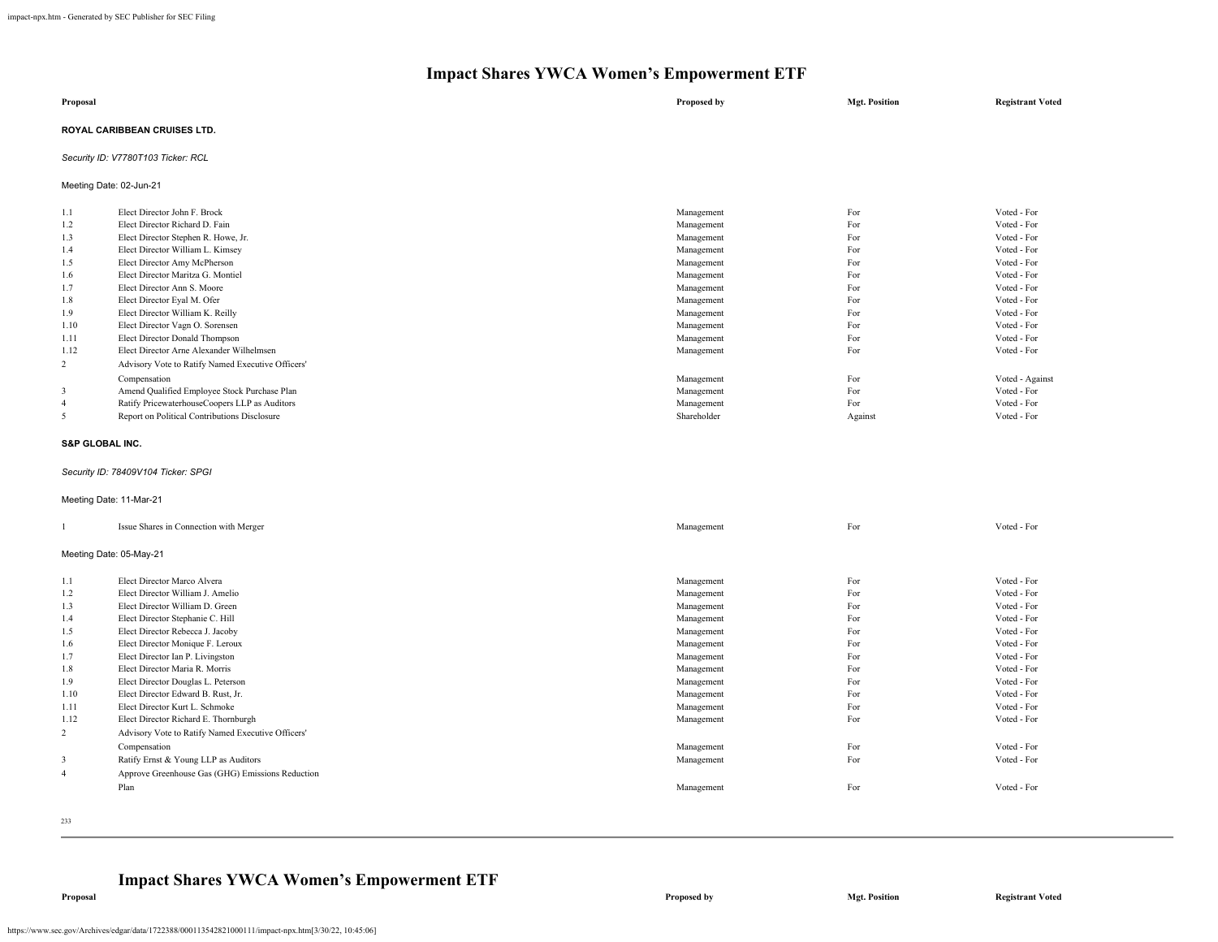# Impact Shares YWCA Women's Empowerment ETF

| Proposal | | Proposed by | Mgt. Position | Registrant Voted |
|---|---|---|---|---|

**ROYAL CARIBBEAN CRUISES LTD.**

*Security ID: V7780T103 Ticker: RCL*

Meeting Date: 02-Jun-21

| | | | | |
|---|---|---|---|---|
| 1.1 | Elect Director John F. Brock | Management | For | Voted - For |
| 1.2 | Elect Director Richard D. Fain | Management | For | Voted - For |
| 1.3 | Elect Director Stephen R. Howe, Jr. | Management | For | Voted - For |
| 1.4 | Elect Director William L. Kimsey | Management | For | Voted - For |
| 1.5 | Elect Director Amy McPherson | Management | For | Voted - For |
| 1.6 | Elect Director Maritza G. Montiel | Management | For | Voted - For |
| 1.7 | Elect Director Ann S. Moore | Management | For | Voted - For |
| 1.8 | Elect Director Eyal M. Ofer | Management | For | Voted - For |
| 1.9 | Elect Director William K. Reilly | Management | For | Voted - For |
| 1.10 | Elect Director Vagn O. Sorensen | Management | For | Voted - For |
| 1.11 | Elect Director Donald Thompson | Management | For | Voted - For |
| 1.12 | Elect Director Arne Alexander Wilhelmsen | Management | For | Voted - For |
| 2 | Advisory Vote to Ratify Named Executive Officers' Compensation | Management | For | Voted - Against |
| 3 | Amend Qualified Employee Stock Purchase Plan | Management | For | Voted - For |
| 4 | Ratify PricewaterhouseCoopers LLP as Auditors | Management | For | Voted - For |
| 5 | Report on Political Contributions Disclosure | Shareholder | Against | Voted - For |

**S&P GLOBAL INC.**

*Security ID: 78409V104 Ticker: SPGI*

Meeting Date: 11-Mar-21

| | | | | |
|---|---|---|---|---|
| 1 | Issue Shares in Connection with Merger | Management | For | Voted - For |

Meeting Date: 05-May-21

| | | | | |
|---|---|---|---|---|
| 1.1 | Elect Director Marco Alvera | Management | For | Voted - For |
| 1.2 | Elect Director William J. Amelio | Management | For | Voted - For |
| 1.3 | Elect Director William D. Green | Management | For | Voted - For |
| 1.4 | Elect Director Stephanie C. Hill | Management | For | Voted - For |
| 1.5 | Elect Director Rebecca J. Jacoby | Management | For | Voted - For |
| 1.6 | Elect Director Monique F. Leroux | Management | For | Voted - For |
| 1.7 | Elect Director Ian P. Livingston | Management | For | Voted - For |
| 1.8 | Elect Director Maria R. Morris | Management | For | Voted - For |
| 1.9 | Elect Director Douglas L. Peterson | Management | For | Voted - For |
| 1.10 | Elect Director Edward B. Rust, Jr. | Management | For | Voted - For |
| 1.11 | Elect Director Kurt L. Schmoke | Management | For | Voted - For |
| 1.12 | Elect Director Richard E. Thornburgh | Management | For | Voted - For |
| 2 | Advisory Vote to Ratify Named Executive Officers' Compensation | Management | For | Voted - For |
| 3 | Ratify Ernst & Young LLP as Auditors | Management | For | Voted - For |
| 4 | Approve Greenhouse Gas (GHG) Emissions Reduction Plan | Management | For | Voted - For |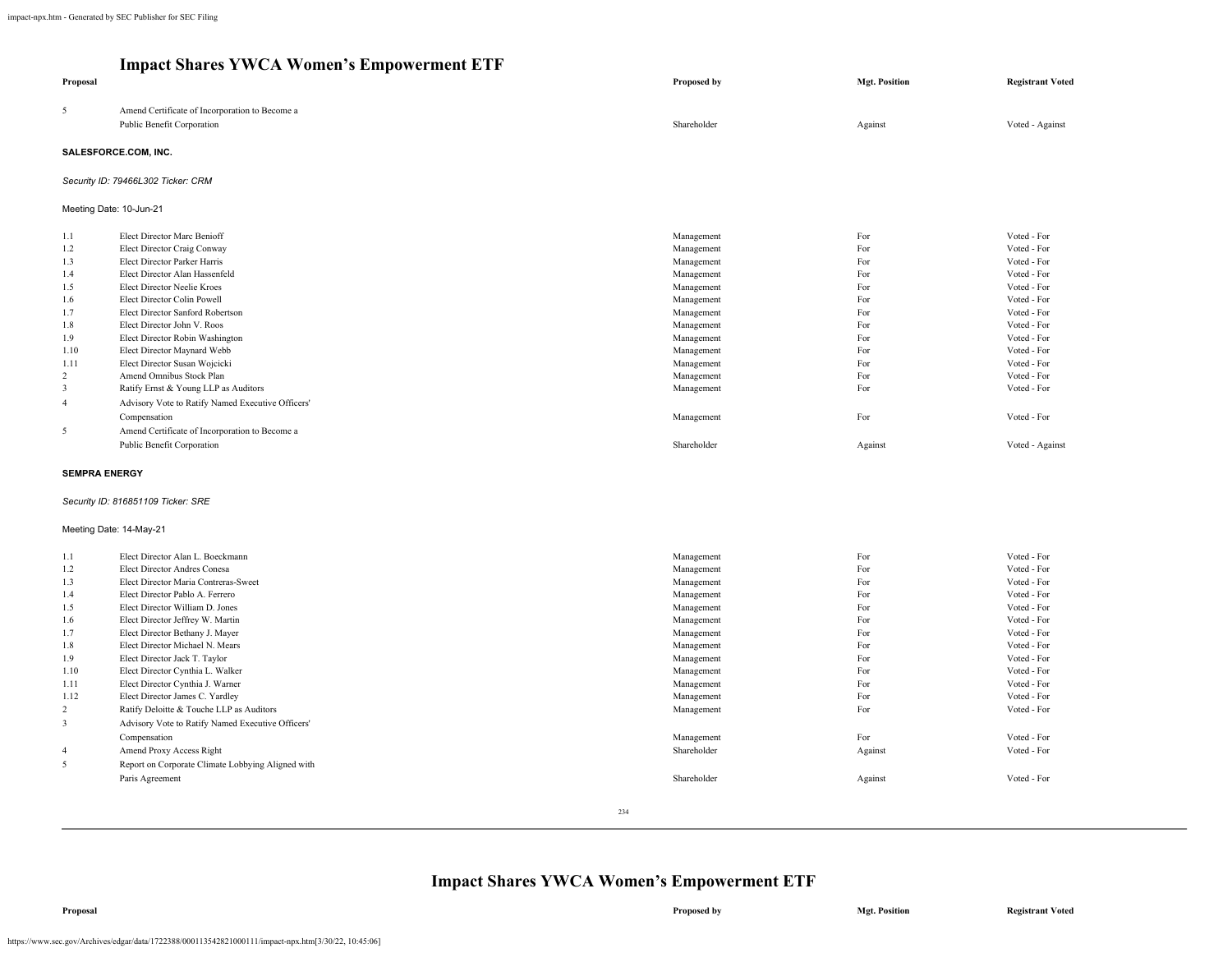## Impact Shares YWCA Women's Empowerment ETF

| Proposal | | Proposed by | Mgt. Position | Registrant Voted |
|---|---|---|---|---|
| 5 | Amend Certificate of Incorporation to Become a Public Benefit Corporation | Shareholder | Against | Voted - Against |

**SALESFORCE.COM, INC.**

*Security ID: 79466L302 Ticker: CRM*

Meeting Date: 10-Jun-21

| Proposal | | Proposed by | Mgt. Position | Registrant Voted |
|---|---|---|---|---|
| 1.1 | Elect Director Marc Benioff | Management | For | Voted - For |
| 1.2 | Elect Director Craig Conway | Management | For | Voted - For |
| 1.3 | Elect Director Parker Harris | Management | For | Voted - For |
| 1.4 | Elect Director Alan Hassenfeld | Management | For | Voted - For |
| 1.5 | Elect Director Neelie Kroes | Management | For | Voted - For |
| 1.6 | Elect Director Colin Powell | Management | For | Voted - For |
| 1.7 | Elect Director Sanford Robertson | Management | For | Voted - For |
| 1.8 | Elect Director John V. Roos | Management | For | Voted - For |
| 1.9 | Elect Director Robin Washington | Management | For | Voted - For |
| 1.10 | Elect Director Maynard Webb | Management | For | Voted - For |
| 1.11 | Elect Director Susan Wojcicki | Management | For | Voted - For |
| 2 | Amend Omnibus Stock Plan | Management | For | Voted - For |
| 3 | Ratify Ernst & Young LLP as Auditors | Management | For | Voted - For |
| 4 | Advisory Vote to Ratify Named Executive Officers' Compensation | Management | For | Voted - For |
| 5 | Amend Certificate of Incorporation to Become a Public Benefit Corporation | Shareholder | Against | Voted - Against |

**SEMPRA ENERGY**

*Security ID: 816851109 Ticker: SRE*

Meeting Date: 14-May-21

| Proposal | | Proposed by | Mgt. Position | Registrant Voted |
|---|---|---|---|---|
| 1.1 | Elect Director Alan L. Boeckmann | Management | For | Voted - For |
| 1.2 | Elect Director Andres Conesa | Management | For | Voted - For |
| 1.3 | Elect Director Maria Contreras-Sweet | Management | For | Voted - For |
| 1.4 | Elect Director Pablo A. Ferrero | Management | For | Voted - For |
| 1.5 | Elect Director William D. Jones | Management | For | Voted - For |
| 1.6 | Elect Director Jeffrey W. Martin | Management | For | Voted - For |
| 1.7 | Elect Director Bethany J. Mayer | Management | For | Voted - For |
| 1.8 | Elect Director Michael N. Mears | Management | For | Voted - For |
| 1.9 | Elect Director Jack T. Taylor | Management | For | Voted - For |
| 1.10 | Elect Director Cynthia L. Walker | Management | For | Voted - For |
| 1.11 | Elect Director Cynthia J. Warner | Management | For | Voted - For |
| 1.12 | Elect Director James C. Yardley | Management | For | Voted - For |
| 2 | Ratify Deloitte & Touche LLP as Auditors | Management | For | Voted - For |
| 3 | Advisory Vote to Ratify Named Executive Officers' Compensation | Management | For | Voted - For |
| 4 | Amend Proxy Access Right | Shareholder | Against | Voted - For |
| 5 | Report on Corporate Climate Lobbying Aligned with Paris Agreement | Shareholder | Against | Voted - For |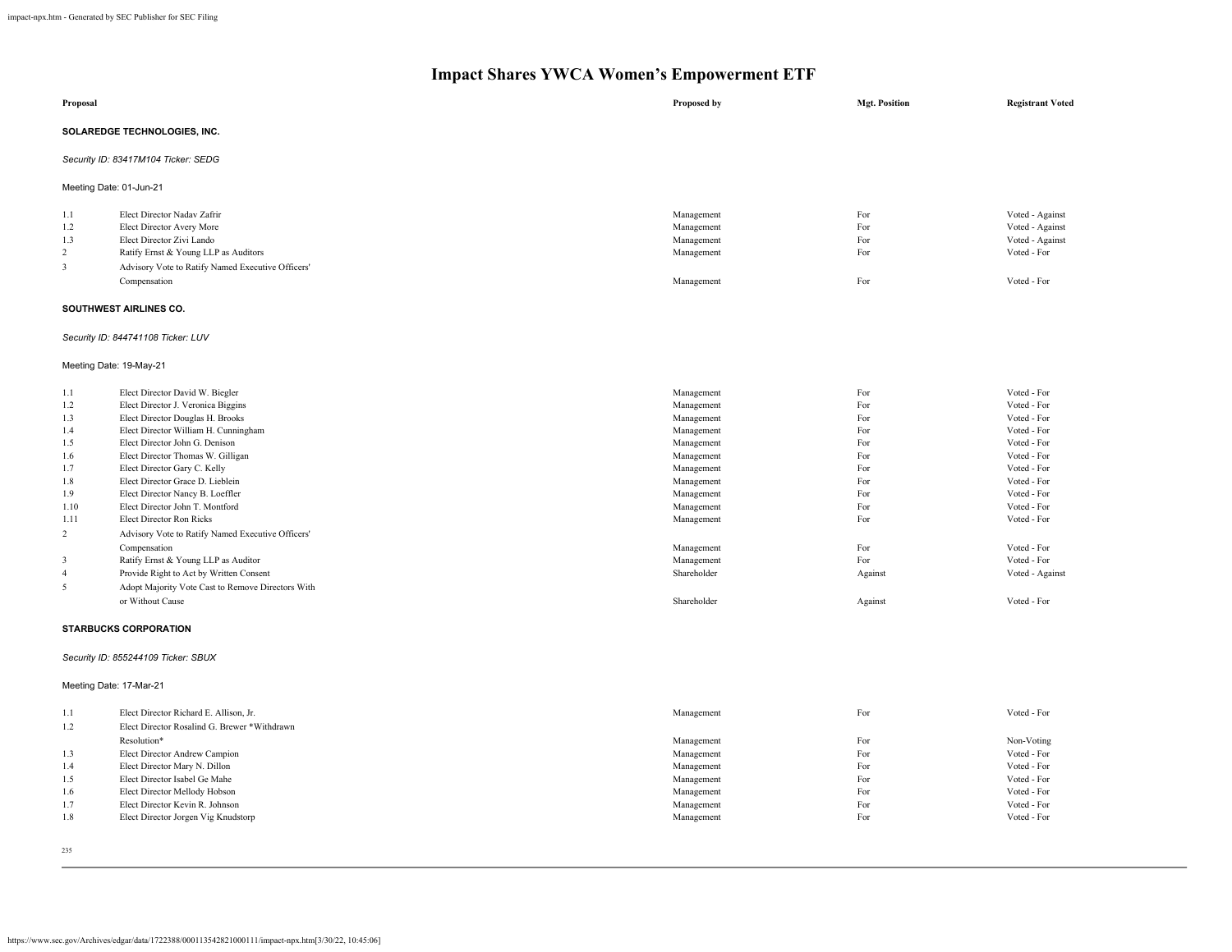# Impact Shares YWCA Women's Empowerment ETF

| Proposal | | Proposed by | Mgt. Position | Registrant Voted |
|---|---|---|---|---|
| **SOLAREDGE TECHNOLOGIES, INC.** | | | | |
| *Security ID: 83417M104 Ticker: SEDG* | | | | |
| Meeting Date: 01-Jun-21 | | | | |
| 1.1 | Elect Director Nadav Zafrir | Management | For | Voted - Against |
| 1.2 | Elect Director Avery More | Management | For | Voted - Against |
| 1.3 | Elect Director Zivi Lando | Management | For | Voted - Against |
| 2 | Ratify Ernst & Young LLP as Auditors | Management | For | Voted - For |
| 3 | Advisory Vote to Ratify Named Executive Officers' Compensation | Management | For | Voted - For |
| **SOUTHWEST AIRLINES CO.** | | | | |
| *Security ID: 844741108 Ticker: LUV* | | | | |
| Meeting Date: 19-May-21 | | | | |
| 1.1 | Elect Director David W. Biegler | Management | For | Voted - For |
| 1.2 | Elect Director J. Veronica Biggins | Management | For | Voted - For |
| 1.3 | Elect Director Douglas H. Brooks | Management | For | Voted - For |
| 1.4 | Elect Director William H. Cunningham | Management | For | Voted - For |
| 1.5 | Elect Director John G. Denison | Management | For | Voted - For |
| 1.6 | Elect Director Thomas W. Gilligan | Management | For | Voted - For |
| 1.7 | Elect Director Gary C. Kelly | Management | For | Voted - For |
| 1.8 | Elect Director Grace D. Lieblein | Management | For | Voted - For |
| 1.9 | Elect Director Nancy B. Loeffler | Management | For | Voted - For |
| 1.10 | Elect Director John T. Montford | Management | For | Voted - For |
| 1.11 | Elect Director Ron Ricks | Management | For | Voted - For |
| 2 | Advisory Vote to Ratify Named Executive Officers' Compensation | Management | For | Voted - For |
| 3 | Ratify Ernst & Young LLP as Auditor | Management | For | Voted - For |
| 4 | Provide Right to Act by Written Consent | Shareholder | Against | Voted - Against |
| 5 | Adopt Majority Vote Cast to Remove Directors With or Without Cause | Shareholder | Against | Voted - For |
| **STARBUCKS CORPORATION** | | | | |
| *Security ID: 855244109 Ticker: SBUX* | | | | |
| Meeting Date: 17-Mar-21 | | | | |
| 1.1 | Elect Director Richard E. Allison, Jr. | Management | For | Voted - For |
| 1.2 | Elect Director Rosalind G. Brewer *Withdrawn Resolution* | Management | For | Non-Voting |
| 1.3 | Elect Director Andrew Campion | Management | For | Voted - For |
| 1.4 | Elect Director Mary N. Dillon | Management | For | Voted - For |
| 1.5 | Elect Director Isabel Ge Mahe | Management | For | Voted - For |
| 1.6 | Elect Director Mellody Hobson | Management | For | Voted - For |
| 1.7 | Elect Director Kevin R. Johnson | Management | For | Voted - For |
| 1.8 | Elect Director Jorgen Vig Knudstorp | Management | For | Voted - For |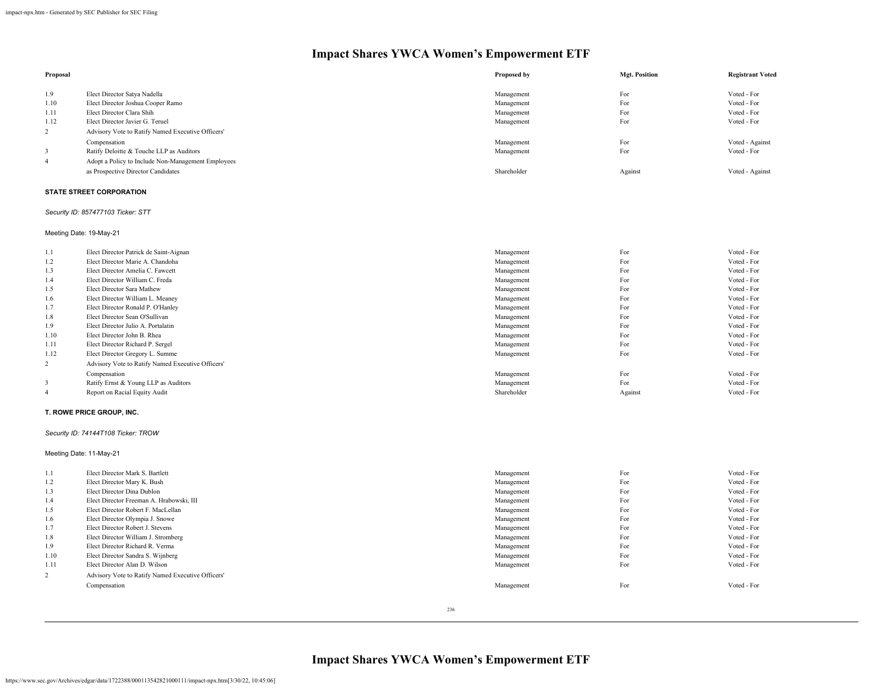## Impact Shares YWCA Women's Empowerment ETF

| Proposal | | Proposed by | Mgt. Position | Registrant Voted |
|---|---|---|---|---|
| 1.9 | Elect Director Satya Nadella | Management | For | Voted - For |
| 1.10 | Elect Director Joshua Cooper Ramo | Management | For | Voted - For |
| 1.11 | Elect Director Clara Shih | Management | For | Voted - For |
| 1.12 | Elect Director Javier G. Teruel | Management | For | Voted - For |
| 2 | Advisory Vote to Ratify Named Executive Officers' Compensation | Management | For | Voted - Against |
| 3 | Ratify Deloitte & Touche LLP as Auditors | Management | For | Voted - For |
| 4 | Adopt a Policy to Include Non-Management Employees as Prospective Director Candidates | Shareholder | Against | Voted - Against |

**STATE STREET CORPORATION**

*Security ID: 857477103 Ticker: STT*

Meeting Date: 19-May-21

| Proposal | | Proposed by | Mgt. Position | Registrant Voted |
|---|---|---|---|---|
| 1.1 | Elect Director Patrick de Saint-Aignan | Management | For | Voted - For |
| 1.2 | Elect Director Marie A. Chandoha | Management | For | Voted - For |
| 1.3 | Elect Director Amelia C. Fawcett | Management | For | Voted - For |
| 1.4 | Elect Director William C. Freda | Management | For | Voted - For |
| 1.5 | Elect Director Sara Mathew | Management | For | Voted - For |
| 1.6 | Elect Director William L. Meaney | Management | For | Voted - For |
| 1.7 | Elect Director Ronald P. O'Hanley | Management | For | Voted - For |
| 1.8 | Elect Director Sean O'Sullivan | Management | For | Voted - For |
| 1.9 | Elect Director Julio A. Portalatin | Management | For | Voted - For |
| 1.10 | Elect Director John B. Rhea | Management | For | Voted - For |
| 1.11 | Elect Director Richard P. Sergel | Management | For | Voted - For |
| 1.12 | Elect Director Gregory L. Summe | Management | For | Voted - For |
| 2 | Advisory Vote to Ratify Named Executive Officers' Compensation | Management | For | Voted - For |
| 3 | Ratify Ernst & Young LLP as Auditors | Management | For | Voted - For |
| 4 | Report on Racial Equity Audit | Shareholder | Against | Voted - For |

**T. ROWE PRICE GROUP, INC.**

*Security ID: 74144T108 Ticker: TROW*

Meeting Date: 11-May-21

| Proposal | | Proposed by | Mgt. Position | Registrant Voted |
|---|---|---|---|---|
| 1.1 | Elect Director Mark S. Bartlett | Management | For | Voted - For |
| 1.2 | Elect Director Mary K. Bush | Management | For | Voted - For |
| 1.3 | Elect Director Dina Dublon | Management | For | Voted - For |
| 1.4 | Elect Director Freeman A. Hrabowski, III | Management | For | Voted - For |
| 1.5 | Elect Director Robert F. MacLellan | Management | For | Voted - For |
| 1.6 | Elect Director Olympia J. Snowe | Management | For | Voted - For |
| 1.7 | Elect Director Robert J. Stevens | Management | For | Voted - For |
| 1.8 | Elect Director William J. Stromberg | Management | For | Voted - For |
| 1.9 | Elect Director Richard R. Verma | Management | For | Voted - For |
| 1.10 | Elect Director Sandra S. Wijnberg | Management | For | Voted - For |
| 1.11 | Elect Director Alan D. Wilson | Management | For | Voted - For |
| 2 | Advisory Vote to Ratify Named Executive Officers' Compensation | Management | For | Voted - For |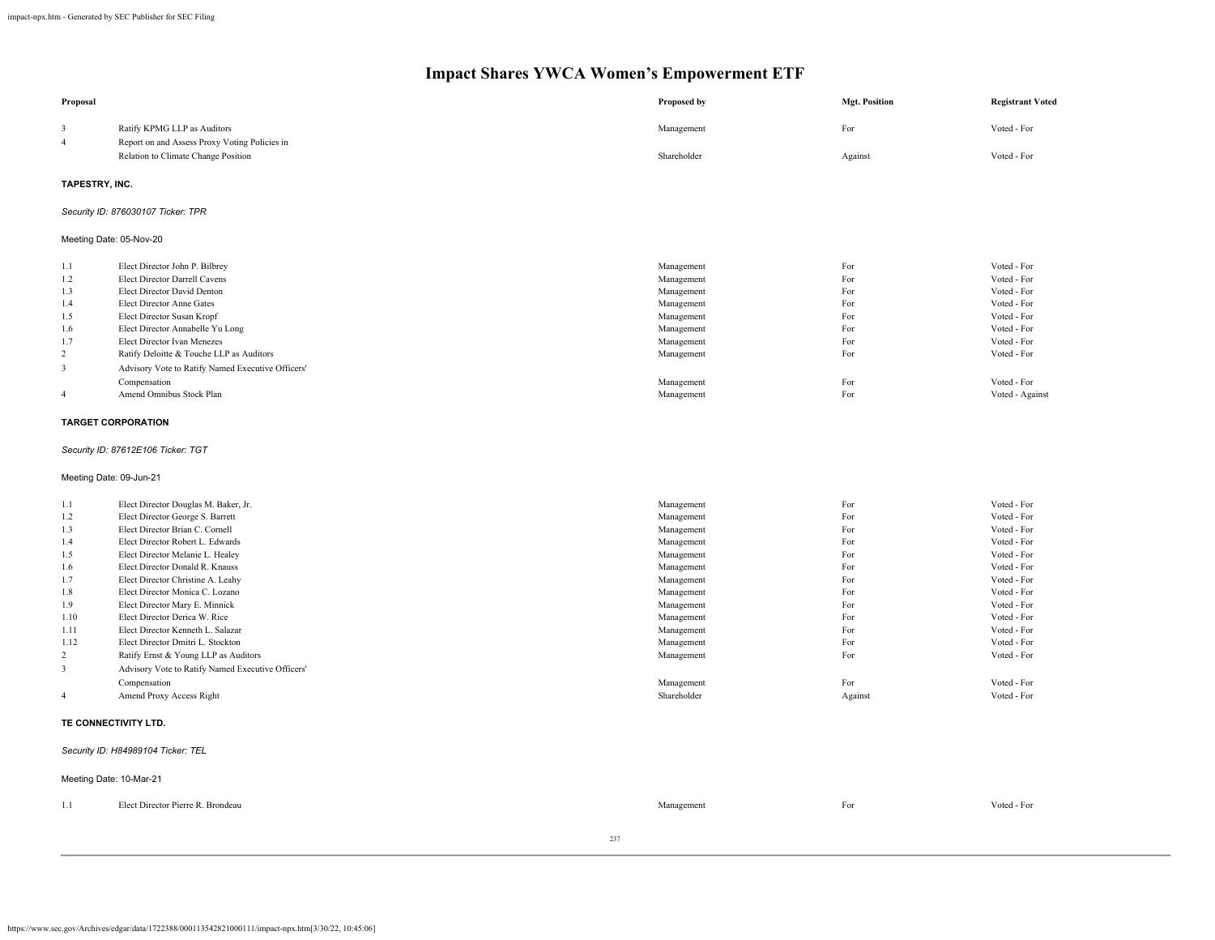# Impact Shares YWCA Women's Empowerment ETF

| Proposal | | Proposed by | Mgt. Position | Registrant Voted |
|---|---|---|---|---|
| 3 | Ratify KPMG LLP as Auditors | Management | For | Voted - For |
| 4 | Report on and Assess Proxy Voting Policies in Relation to Climate Change Position | Shareholder | Against | Voted - For |

**TAPESTRY, INC.**

*Security ID: 876030107 Ticker: TPR*

Meeting Date: 05-Nov-20

| Proposal | | Proposed by | Mgt. Position | Registrant Voted |
|---|---|---|---|---|
| 1.1 | Elect Director John P. Bilbrey | Management | For | Voted - For |
| 1.2 | Elect Director Darrell Cavens | Management | For | Voted - For |
| 1.3 | Elect Director David Denton | Management | For | Voted - For |
| 1.4 | Elect Director Anne Gates | Management | For | Voted - For |
| 1.5 | Elect Director Susan Kropf | Management | For | Voted - For |
| 1.6 | Elect Director Annabelle Yu Long | Management | For | Voted - For |
| 1.7 | Elect Director Ivan Menezes | Management | For | Voted - For |
| 2 | Ratify Deloitte & Touche LLP as Auditors | Management | For | Voted - For |
| 3 | Advisory Vote to Ratify Named Executive Officers' Compensation | Management | For | Voted - For |
| 4 | Amend Omnibus Stock Plan | Management | For | Voted - Against |

**TARGET CORPORATION**

*Security ID: 87612E106 Ticker: TGT*

Meeting Date: 09-Jun-21

| Proposal | | Proposed by | Mgt. Position | Registrant Voted |
|---|---|---|---|---|
| 1.1 | Elect Director Douglas M. Baker, Jr. | Management | For | Voted - For |
| 1.2 | Elect Director George S. Barrett | Management | For | Voted - For |
| 1.3 | Elect Director Brian C. Cornell | Management | For | Voted - For |
| 1.4 | Elect Director Robert L. Edwards | Management | For | Voted - For |
| 1.5 | Elect Director Melanie L. Healey | Management | For | Voted - For |
| 1.6 | Elect Director Donald R. Knauss | Management | For | Voted - For |
| 1.7 | Elect Director Christine A. Leahy | Management | For | Voted - For |
| 1.8 | Elect Director Monica C. Lozano | Management | For | Voted - For |
| 1.9 | Elect Director Mary E. Minnick | Management | For | Voted - For |
| 1.10 | Elect Director Derica W. Rice | Management | For | Voted - For |
| 1.11 | Elect Director Kenneth L. Salazar | Management | For | Voted - For |
| 1.12 | Elect Director Dmitri L. Stockton | Management | For | Voted - For |
| 2 | Ratify Ernst & Young LLP as Auditors | Management | For | Voted - For |
| 3 | Advisory Vote to Ratify Named Executive Officers' Compensation | Management | For | Voted - For |
| 4 | Amend Proxy Access Right | Shareholder | Against | Voted - For |

**TE CONNECTIVITY LTD.**

*Security ID: H84989104 Ticker: TEL*

Meeting Date: 10-Mar-21

| Proposal | | Proposed by | Mgt. Position | Registrant Voted |
|---|---|---|---|---|
| 1.1 | Elect Director Pierre R. Brondeau | Management | For | Voted - For |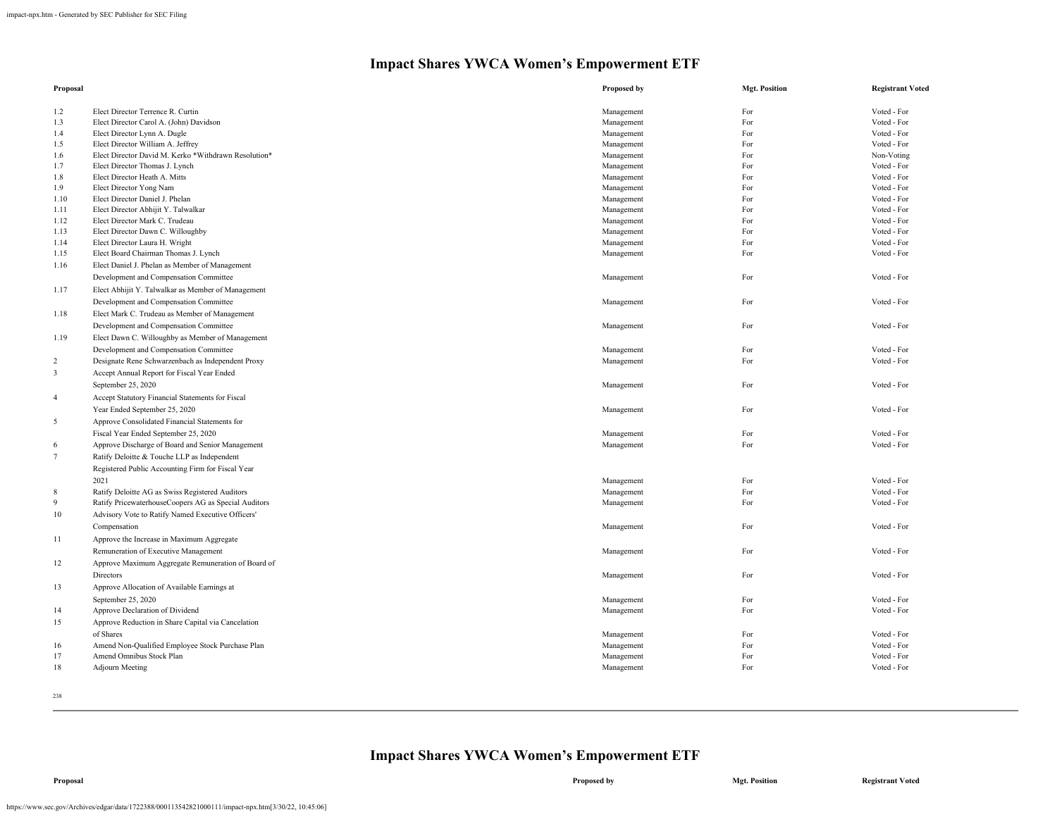# Impact Shares YWCA Women's Empowerment ETF

| Proposal | | Proposed by | Mgt. Position | Registrant Voted |
|---|---|---|---|---|
| 1.2 | Elect Director Terrence R. Curtin | Management | For | Voted - For |
| 1.3 | Elect Director Carol A. (John) Davidson | Management | For | Voted - For |
| 1.4 | Elect Director Lynn A. Dugle | Management | For | Voted - For |
| 1.5 | Elect Director William A. Jeffrey | Management | For | Voted - For |
| 1.6 | Elect Director David M. Kerko *Withdrawn Resolution* | Management | For | Non-Voting |
| 1.7 | Elect Director Thomas J. Lynch | Management | For | Voted - For |
| 1.8 | Elect Director Heath A. Mitts | Management | For | Voted - For |
| 1.9 | Elect Director Yong Nam | Management | For | Voted - For |
| 1.10 | Elect Director Daniel J. Phelan | Management | For | Voted - For |
| 1.11 | Elect Director Abhijit Y. Talwalkar | Management | For | Voted - For |
| 1.12 | Elect Director Mark C. Trudeau | Management | For | Voted - For |
| 1.13 | Elect Director Dawn C. Willoughby | Management | For | Voted - For |
| 1.14 | Elect Director Laura H. Wright | Management | For | Voted - For |
| 1.15 | Elect Board Chairman Thomas J. Lynch | Management | For | Voted - For |
| 1.16 | Elect Daniel J. Phelan as Member of Management Development and Compensation Committee | Management | For | Voted - For |
| 1.17 | Elect Abhijit Y. Talwalkar as Member of Management Development and Compensation Committee | Management | For | Voted - For |
| 1.18 | Elect Mark C. Trudeau as Member of Management Development and Compensation Committee | Management | For | Voted - For |
| 1.19 | Elect Dawn C. Willoughby as Member of Management Development and Compensation Committee | Management | For | Voted - For |
| 2 | Designate Rene Schwarzenbach as Independent Proxy | Management | For | Voted - For |
| 3 | Accept Annual Report for Fiscal Year Ended September 25, 2020 | Management | For | Voted - For |
| 4 | Accept Statutory Financial Statements for Fiscal Year Ended September 25, 2020 | Management | For | Voted - For |
| 5 | Approve Consolidated Financial Statements for Fiscal Year Ended September 25, 2020 | Management | For | Voted - For |
| 6 | Approve Discharge of Board and Senior Management | Management | For | Voted - For |
| 7 | Ratify Deloitte & Touche LLP as Independent Registered Public Accounting Firm for Fiscal Year 2021 | Management | For | Voted - For |
| 8 | Ratify Deloitte AG as Swiss Registered Auditors | Management | For | Voted - For |
| 9 | Ratify PricewaterhouseCoopers AG as Special Auditors | Management | For | Voted - For |
| 10 | Advisory Vote to Ratify Named Executive Officers' Compensation | Management | For | Voted - For |
| 11 | Approve the Increase in Maximum Aggregate Remuneration of Executive Management | Management | For | Voted - For |
| 12 | Approve Maximum Aggregate Remuneration of Board of Directors | Management | For | Voted - For |
| 13 | Approve Allocation of Available Earnings at September 25, 2020 | Management | For | Voted - For |
| 14 | Approve Declaration of Dividend | Management | For | Voted - For |
| 15 | Approve Reduction in Share Capital via Cancelation of Shares | Management | For | Voted - For |
| 16 | Amend Non-Qualified Employee Stock Purchase Plan | Management | For | Voted - For |
| 17 | Amend Omnibus Stock Plan | Management | For | Voted - For |
| 18 | Adjourn Meeting | Management | For | Voted - For |

# Impact Shares YWCA Women's Empowerment ETF

| Proposal | | Proposed by | Mgt. Position | Registrant Voted |
|---|---|---|---|---|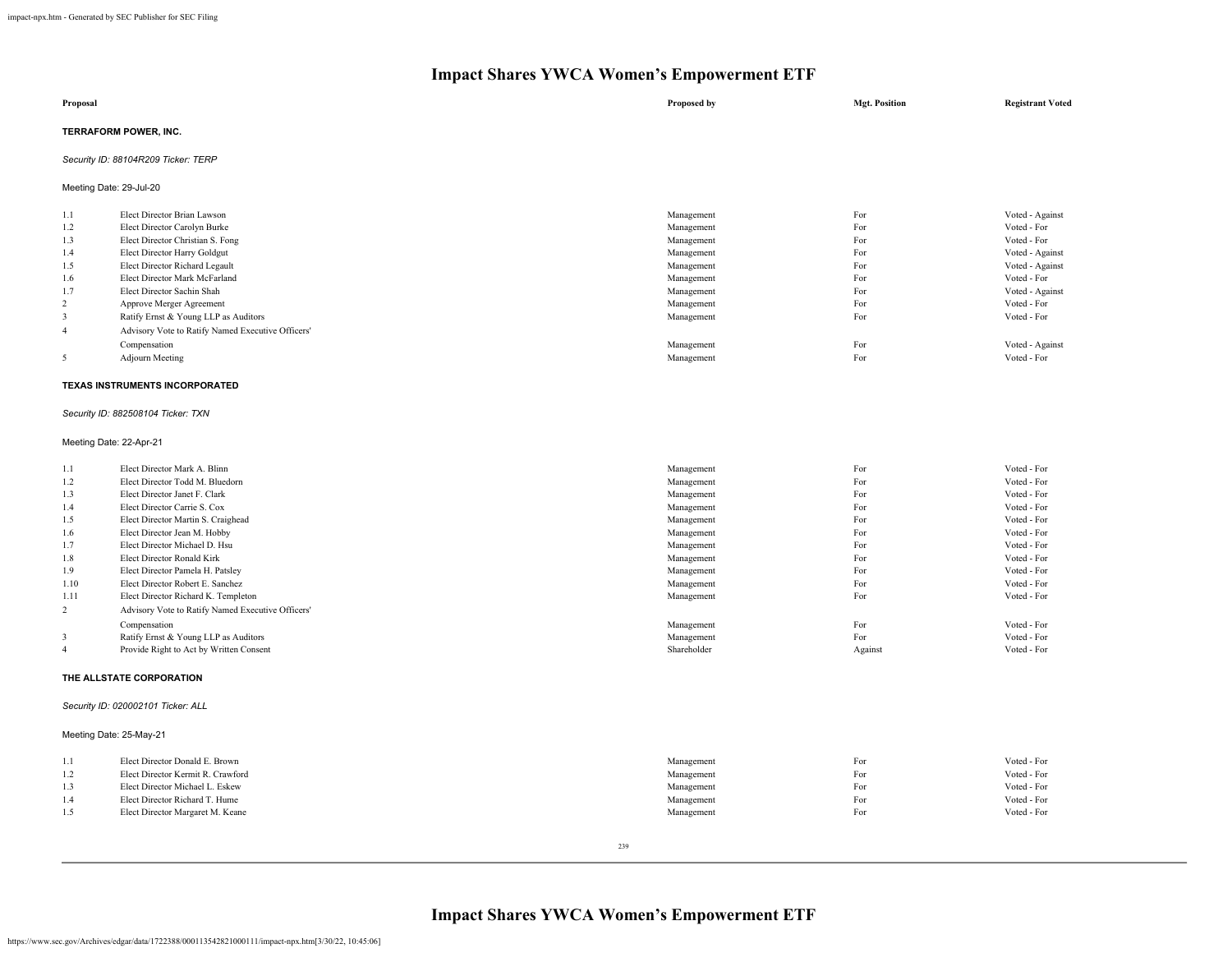# Impact Shares YWCA Women's Empowerment ETF

| Proposal | | Proposed by | Mgt. Position | Registrant Voted |
|---|---|---|---|---|

**TERRAFORM POWER, INC.**

*Security ID: 88104R209 Ticker: TERP*

Meeting Date: 29-Jul-20

| | | | | |
|---|---|---|---|---|
| 1.1 | Elect Director Brian Lawson | Management | For | Voted - Against |
| 1.2 | Elect Director Carolyn Burke | Management | For | Voted - For |
| 1.3 | Elect Director Christian S. Fong | Management | For | Voted - For |
| 1.4 | Elect Director Harry Goldgut | Management | For | Voted - Against |
| 1.5 | Elect Director Richard Legault | Management | For | Voted - Against |
| 1.6 | Elect Director Mark McFarland | Management | For | Voted - For |
| 1.7 | Elect Director Sachin Shah | Management | For | Voted - Against |
| 2 | Approve Merger Agreement | Management | For | Voted - For |
| 3 | Ratify Ernst & Young LLP as Auditors | Management | For | Voted - For |
| 4 | Advisory Vote to Ratify Named Executive Officers' Compensation | Management | For | Voted - Against |
| 5 | Adjourn Meeting | Management | For | Voted - For |

**TEXAS INSTRUMENTS INCORPORATED**

*Security ID: 882508104 Ticker: TXN*

Meeting Date: 22-Apr-21

| | | | | |
|---|---|---|---|---|
| 1.1 | Elect Director Mark A. Blinn | Management | For | Voted - For |
| 1.2 | Elect Director Todd M. Bluedorn | Management | For | Voted - For |
| 1.3 | Elect Director Janet F. Clark | Management | For | Voted - For |
| 1.4 | Elect Director Carrie S. Cox | Management | For | Voted - For |
| 1.5 | Elect Director Martin S. Craighead | Management | For | Voted - For |
| 1.6 | Elect Director Jean M. Hobby | Management | For | Voted - For |
| 1.7 | Elect Director Michael D. Hsu | Management | For | Voted - For |
| 1.8 | Elect Director Ronald Kirk | Management | For | Voted - For |
| 1.9 | Elect Director Pamela H. Patsley | Management | For | Voted - For |
| 1.10 | Elect Director Robert E. Sanchez | Management | For | Voted - For |
| 1.11 | Elect Director Richard K. Templeton | Management | For | Voted - For |
| 2 | Advisory Vote to Ratify Named Executive Officers' Compensation | Management | For | Voted - For |
| 3 | Ratify Ernst & Young LLP as Auditors | Management | For | Voted - For |
| 4 | Provide Right to Act by Written Consent | Shareholder | Against | Voted - For |

**THE ALLSTATE CORPORATION**

*Security ID: 020002101 Ticker: ALL*

Meeting Date: 25-May-21

| | | | | |
|---|---|---|---|---|
| 1.1 | Elect Director Donald E. Brown | Management | For | Voted - For |
| 1.2 | Elect Director Kermit R. Crawford | Management | For | Voted - For |
| 1.3 | Elect Director Michael L. Eskew | Management | For | Voted - For |
| 1.4 | Elect Director Richard T. Hume | Management | For | Voted - For |
| 1.5 | Elect Director Margaret M. Keane | Management | For | Voted - For |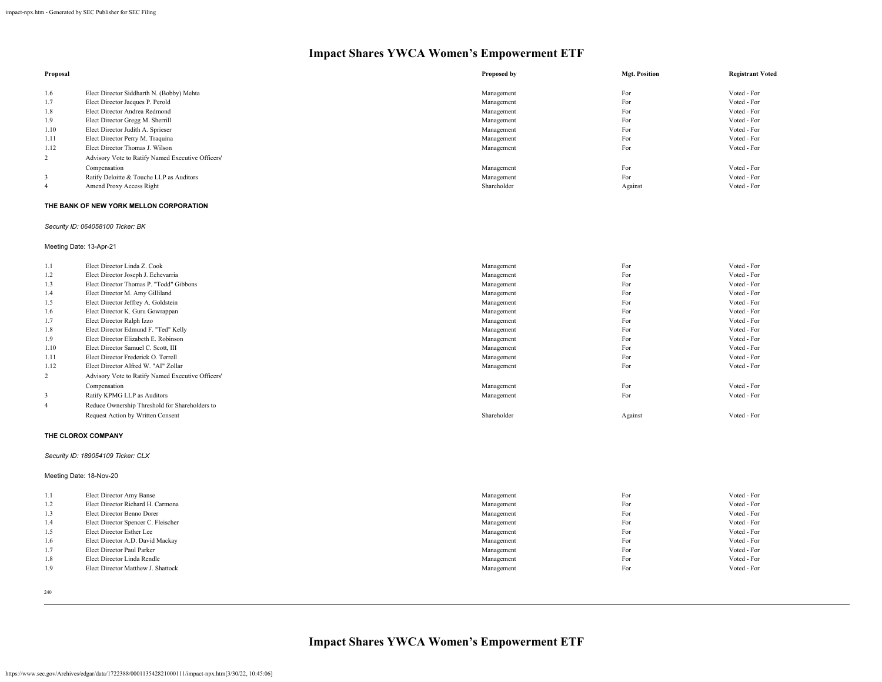# Impact Shares YWCA Women's Empowerment ETF

| Proposal | | Proposed by | Mgt. Position | Registrant Voted |
|---|---|---|---|---|
| 1.6 | Elect Director Siddharth N. (Bobby) Mehta | Management | For | Voted - For |
| 1.7 | Elect Director Jacques P. Perold | Management | For | Voted - For |
| 1.8 | Elect Director Andrea Redmond | Management | For | Voted - For |
| 1.9 | Elect Director Gregg M. Sherrill | Management | For | Voted - For |
| 1.10 | Elect Director Judith A. Sprieser | Management | For | Voted - For |
| 1.11 | Elect Director Perry M. Traquina | Management | For | Voted - For |
| 1.12 | Elect Director Thomas J. Wilson | Management | For | Voted - For |
| 2 | Advisory Vote to Ratify Named Executive Officers' Compensation | Management | For | Voted - For |
| 3 | Ratify Deloitte & Touche LLP as Auditors | Management | For | Voted - For |
| 4 | Amend Proxy Access Right | Shareholder | Against | Voted - For |

**THE BANK OF NEW YORK MELLON CORPORATION**

*Security ID: 064058100 Ticker: BK*

Meeting Date: 13-Apr-21

| Proposal | | Proposed by | Mgt. Position | Registrant Voted |
|---|---|---|---|---|
| 1.1 | Elect Director Linda Z. Cook | Management | For | Voted - For |
| 1.2 | Elect Director Joseph J. Echevarria | Management | For | Voted - For |
| 1.3 | Elect Director Thomas P. "Todd" Gibbons | Management | For | Voted - For |
| 1.4 | Elect Director M. Amy Gilliland | Management | For | Voted - For |
| 1.5 | Elect Director Jeffrey A. Goldstein | Management | For | Voted - For |
| 1.6 | Elect Director K. Guru Gowrappan | Management | For | Voted - For |
| 1.7 | Elect Director Ralph Izzo | Management | For | Voted - For |
| 1.8 | Elect Director Edmund F. "Ted" Kelly | Management | For | Voted - For |
| 1.9 | Elect Director Elizabeth E. Robinson | Management | For | Voted - For |
| 1.10 | Elect Director Samuel C. Scott, III | Management | For | Voted - For |
| 1.11 | Elect Director Frederick O. Terrell | Management | For | Voted - For |
| 1.12 | Elect Director Alfred W. "Al" Zollar | Management | For | Voted - For |
| 2 | Advisory Vote to Ratify Named Executive Officers' Compensation | Management | For | Voted - For |
| 3 | Ratify KPMG LLP as Auditors | Management | For | Voted - For |
| 4 | Reduce Ownership Threshold for Shareholders to Request Action by Written Consent | Shareholder | Against | Voted - For |

**THE CLOROX COMPANY**

*Security ID: 189054109 Ticker: CLX*

Meeting Date: 18-Nov-20

| Proposal | | Proposed by | Mgt. Position | Registrant Voted |
|---|---|---|---|---|
| 1.1 | Elect Director Amy Banse | Management | For | Voted - For |
| 1.2 | Elect Director Richard H. Carmona | Management | For | Voted - For |
| 1.3 | Elect Director Benno Dorer | Management | For | Voted - For |
| 1.4 | Elect Director Spencer C. Fleischer | Management | For | Voted - For |
| 1.5 | Elect Director Esther Lee | Management | For | Voted - For |
| 1.6 | Elect Director A.D. David Mackay | Management | For | Voted - For |
| 1.7 | Elect Director Paul Parker | Management | For | Voted - For |
| 1.8 | Elect Director Linda Rendle | Management | For | Voted - For |
| 1.9 | Elect Director Matthew J. Shattock | Management | For | Voted - For |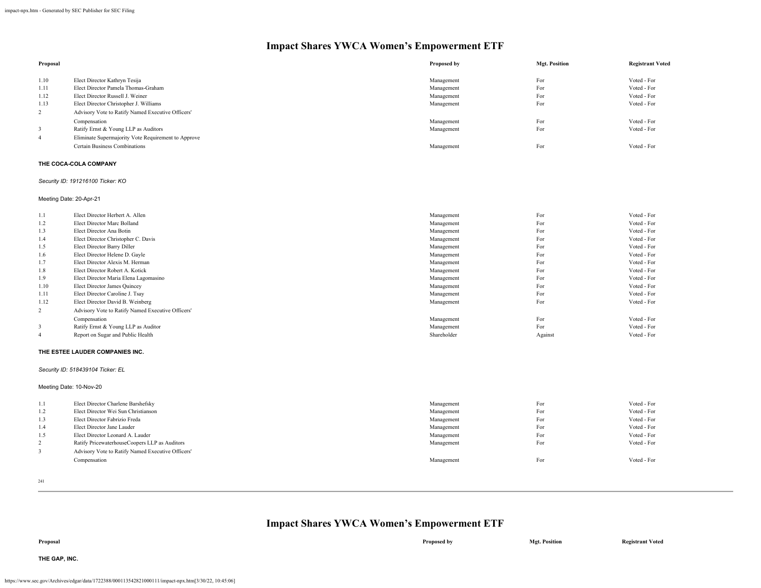# Impact Shares YWCA Women's Empowerment ETF

| Proposal | | Proposed by | Mgt. Position | Registrant Voted |
|---|---|---|---|---|
| 1.10 | Elect Director Kathryn Tesija | Management | For | Voted - For |
| 1.11 | Elect Director Pamela Thomas-Graham | Management | For | Voted - For |
| 1.12 | Elect Director Russell J. Weiner | Management | For | Voted - For |
| 1.13 | Elect Director Christopher J. Williams | Management | For | Voted - For |
| 2 | Advisory Vote to Ratify Named Executive Officers' Compensation | Management | For | Voted - For |
| 3 | Ratify Ernst & Young LLP as Auditors | Management | For | Voted - For |
| 4 | Eliminate Supermajority Vote Requirement to Approve Certain Business Combinations | Management | For | Voted - For |

**THE COCA-COLA COMPANY**

*Security ID: 191216100 Ticker: KO*

Meeting Date: 20-Apr-21

| Proposal | | Proposed by | Mgt. Position | Registrant Voted |
|---|---|---|---|---|
| 1.1 | Elect Director Herbert A. Allen | Management | For | Voted - For |
| 1.2 | Elect Director Marc Bolland | Management | For | Voted - For |
| 1.3 | Elect Director Ana Botin | Management | For | Voted - For |
| 1.4 | Elect Director Christopher C. Davis | Management | For | Voted - For |
| 1.5 | Elect Director Barry Diller | Management | For | Voted - For |
| 1.6 | Elect Director Helene D. Gayle | Management | For | Voted - For |
| 1.7 | Elect Director Alexis M. Herman | Management | For | Voted - For |
| 1.8 | Elect Director Robert A. Kotick | Management | For | Voted - For |
| 1.9 | Elect Director Maria Elena Lagomasino | Management | For | Voted - For |
| 1.10 | Elect Director James Quincey | Management | For | Voted - For |
| 1.11 | Elect Director Caroline J. Tsay | Management | For | Voted - For |
| 1.12 | Elect Director David B. Weinberg | Management | For | Voted - For |
| 2 | Advisory Vote to Ratify Named Executive Officers' Compensation | Management | For | Voted - For |
| 3 | Ratify Ernst & Young LLP as Auditor | Management | For | Voted - For |
| 4 | Report on Sugar and Public Health | Shareholder | Against | Voted - For |

**THE ESTEE LAUDER COMPANIES INC.**

*Security ID: 518439104 Ticker: EL*

Meeting Date: 10-Nov-20

| Proposal | | Proposed by | Mgt. Position | Registrant Voted |
|---|---|---|---|---|
| 1.1 | Elect Director Charlene Barshefsky | Management | For | Voted - For |
| 1.2 | Elect Director Wei Sun Christianson | Management | For | Voted - For |
| 1.3 | Elect Director Fabrizio Freda | Management | For | Voted - For |
| 1.4 | Elect Director Jane Lauder | Management | For | Voted - For |
| 1.5 | Elect Director Leonard A. Lauder | Management | For | Voted - For |
| 2 | Ratify PricewaterhouseCoopers LLP as Auditors | Management | For | Voted - For |
| 3 | Advisory Vote to Ratify Named Executive Officers' Compensation | Management | For | Voted - For |

# Impact Shares YWCA Women's Empowerment ETF

| Proposal | | Proposed by | Mgt. Position | Registrant Voted |
|---|---|---|---|---|

**THE GAP, INC.**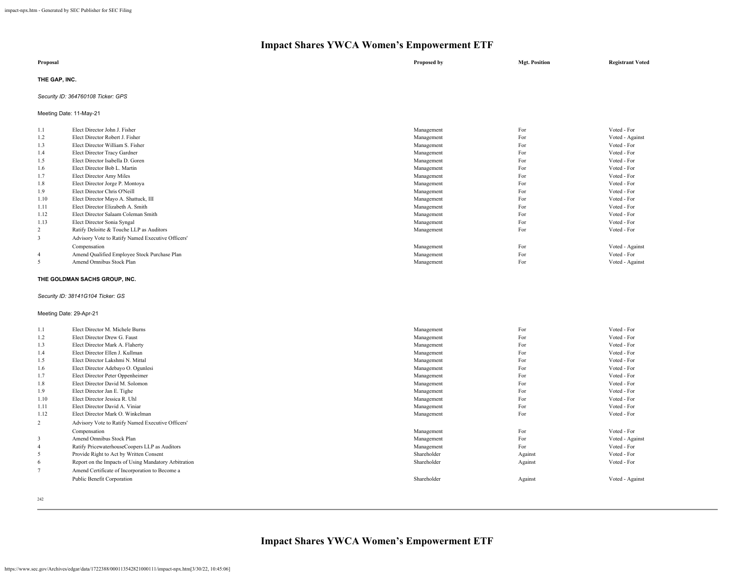# Impact Shares YWCA Women's Empowerment ETF

| Proposal | | Proposed by | Mgt. Position | Registrant Voted |
|---|---|---|---|---|

**THE GAP, INC.**

*Security ID: 364760108 Ticker: GPS*

Meeting Date: 11-May-21

| | | | | |
|---|---|---|---|---|
| 1.1 | Elect Director John J. Fisher | Management | For | Voted - For |
| 1.2 | Elect Director Robert J. Fisher | Management | For | Voted - Against |
| 1.3 | Elect Director William S. Fisher | Management | For | Voted - For |
| 1.4 | Elect Director Tracy Gardner | Management | For | Voted - For |
| 1.5 | Elect Director Isabella D. Goren | Management | For | Voted - For |
| 1.6 | Elect Director Bob L. Martin | Management | For | Voted - For |
| 1.7 | Elect Director Amy Miles | Management | For | Voted - For |
| 1.8 | Elect Director Jorge P. Montoya | Management | For | Voted - For |
| 1.9 | Elect Director Chris O'Neill | Management | For | Voted - For |
| 1.10 | Elect Director Mayo A. Shattuck, III | Management | For | Voted - For |
| 1.11 | Elect Director Elizabeth A. Smith | Management | For | Voted - For |
| 1.12 | Elect Director Salaam Coleman Smith | Management | For | Voted - For |
| 1.13 | Elect Director Sonia Syngal | Management | For | Voted - For |
| 2 | Ratify Deloitte & Touche LLP as Auditors | Management | For | Voted - For |
| 3 | Advisory Vote to Ratify Named Executive Officers' Compensation | Management | For | Voted - Against |
| 4 | Amend Qualified Employee Stock Purchase Plan | Management | For | Voted - For |
| 5 | Amend Omnibus Stock Plan | Management | For | Voted - Against |

**THE GOLDMAN SACHS GROUP, INC.**

*Security ID: 38141G104 Ticker: GS*

Meeting Date: 29-Apr-21

| | | | | |
|---|---|---|---|---|
| 1.1 | Elect Director M. Michele Burns | Management | For | Voted - For |
| 1.2 | Elect Director Drew G. Faust | Management | For | Voted - For |
| 1.3 | Elect Director Mark A. Flaherty | Management | For | Voted - For |
| 1.4 | Elect Director Ellen J. Kullman | Management | For | Voted - For |
| 1.5 | Elect Director Lakshmi N. Mittal | Management | For | Voted - For |
| 1.6 | Elect Director Adebayo O. Ogunlesi | Management | For | Voted - For |
| 1.7 | Elect Director Peter Oppenheimer | Management | For | Voted - For |
| 1.8 | Elect Director David M. Solomon | Management | For | Voted - For |
| 1.9 | Elect Director Jan E. Tighe | Management | For | Voted - For |
| 1.10 | Elect Director Jessica R. Uhl | Management | For | Voted - For |
| 1.11 | Elect Director David A. Viniar | Management | For | Voted - For |
| 1.12 | Elect Director Mark O. Winkelman | Management | For | Voted - For |
| 2 | Advisory Vote to Ratify Named Executive Officers' Compensation | Management | For | Voted - For |
| 3 | Amend Omnibus Stock Plan | Management | For | Voted - Against |
| 4 | Ratify PricewaterhouseCoopers LLP as Auditors | Management | For | Voted - For |
| 5 | Provide Right to Act by Written Consent | Shareholder | Against | Voted - For |
| 6 | Report on the Impacts of Using Mandatory Arbitration | Shareholder | Against | Voted - For |
| 7 | Amend Certificate of Incorporation to Become a Public Benefit Corporation | Shareholder | Against | Voted - Against |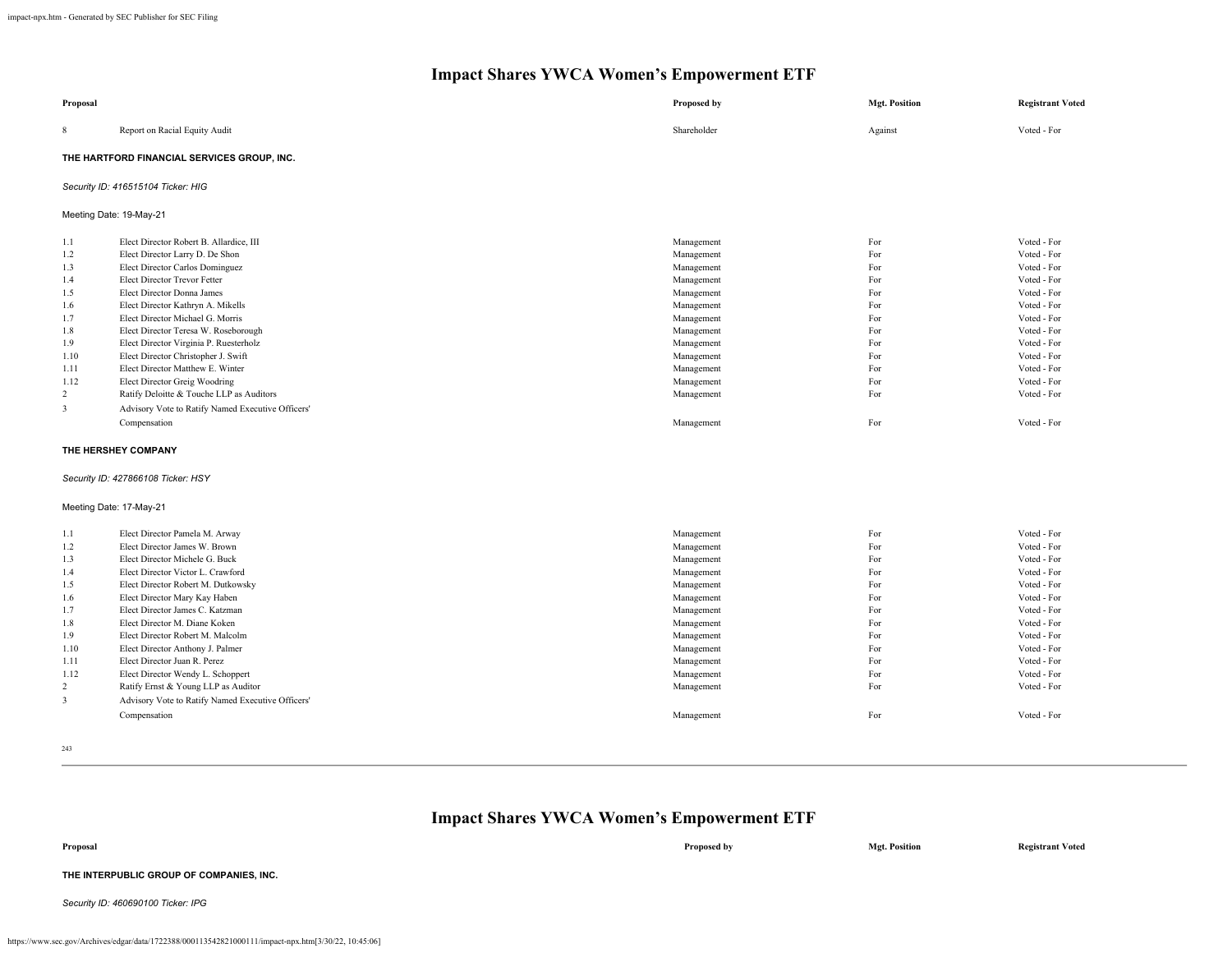# Impact Shares YWCA Women's Empowerment ETF

| Proposal | | Proposed by | Mgt. Position | Registrant Voted |
|---|---|---|---|---|
| 8 | Report on Racial Equity Audit | Shareholder | Against | Voted - For |

**THE HARTFORD FINANCIAL SERVICES GROUP, INC.**

*Security ID: 416515104 Ticker: HIG*

Meeting Date: 19-May-21

| Proposal | | Proposed by | Mgt. Position | Registrant Voted |
|---|---|---|---|---|
| 1.1 | Elect Director Robert B. Allardice, III | Management | For | Voted - For |
| 1.2 | Elect Director Larry D. De Shon | Management | For | Voted - For |
| 1.3 | Elect Director Carlos Dominguez | Management | For | Voted - For |
| 1.4 | Elect Director Trevor Fetter | Management | For | Voted - For |
| 1.5 | Elect Director Donna James | Management | For | Voted - For |
| 1.6 | Elect Director Kathryn A. Mikells | Management | For | Voted - For |
| 1.7 | Elect Director Michael G. Morris | Management | For | Voted - For |
| 1.8 | Elect Director Teresa W. Roseborough | Management | For | Voted - For |
| 1.9 | Elect Director Virginia P. Ruesterholz | Management | For | Voted - For |
| 1.10 | Elect Director Christopher J. Swift | Management | For | Voted - For |
| 1.11 | Elect Director Matthew E. Winter | Management | For | Voted - For |
| 1.12 | Elect Director Greig Woodring | Management | For | Voted - For |
| 2 | Ratify Deloitte & Touche LLP as Auditors | Management | For | Voted - For |
| 3 | Advisory Vote to Ratify Named Executive Officers' Compensation | Management | For | Voted - For |

**THE HERSHEY COMPANY**

*Security ID: 427866108 Ticker: HSY*

Meeting Date: 17-May-21

| Proposal | | Proposed by | Mgt. Position | Registrant Voted |
|---|---|---|---|---|
| 1.1 | Elect Director Pamela M. Arway | Management | For | Voted - For |
| 1.2 | Elect Director James W. Brown | Management | For | Voted - For |
| 1.3 | Elect Director Michele G. Buck | Management | For | Voted - For |
| 1.4 | Elect Director Victor L. Crawford | Management | For | Voted - For |
| 1.5 | Elect Director Robert M. Dutkowsky | Management | For | Voted - For |
| 1.6 | Elect Director Mary Kay Haben | Management | For | Voted - For |
| 1.7 | Elect Director James C. Katzman | Management | For | Voted - For |
| 1.8 | Elect Director M. Diane Koken | Management | For | Voted - For |
| 1.9 | Elect Director Robert M. Malcolm | Management | For | Voted - For |
| 1.10 | Elect Director Anthony J. Palmer | Management | For | Voted - For |
| 1.11 | Elect Director Juan R. Perez | Management | For | Voted - For |
| 1.12 | Elect Director Wendy L. Schoppert | Management | For | Voted - For |
| 2 | Ratify Ernst & Young LLP as Auditor | Management | For | Voted - For |
| 3 | Advisory Vote to Ratify Named Executive Officers' Compensation | Management | For | Voted - For |

# Impact Shares YWCA Women's Empowerment ETF

| Proposal | | Proposed by | Mgt. Position | Registrant Voted |
|---|---|---|---|---|

**THE INTERPUBLIC GROUP OF COMPANIES, INC.**

*Security ID: 460690100 Ticker: IPG*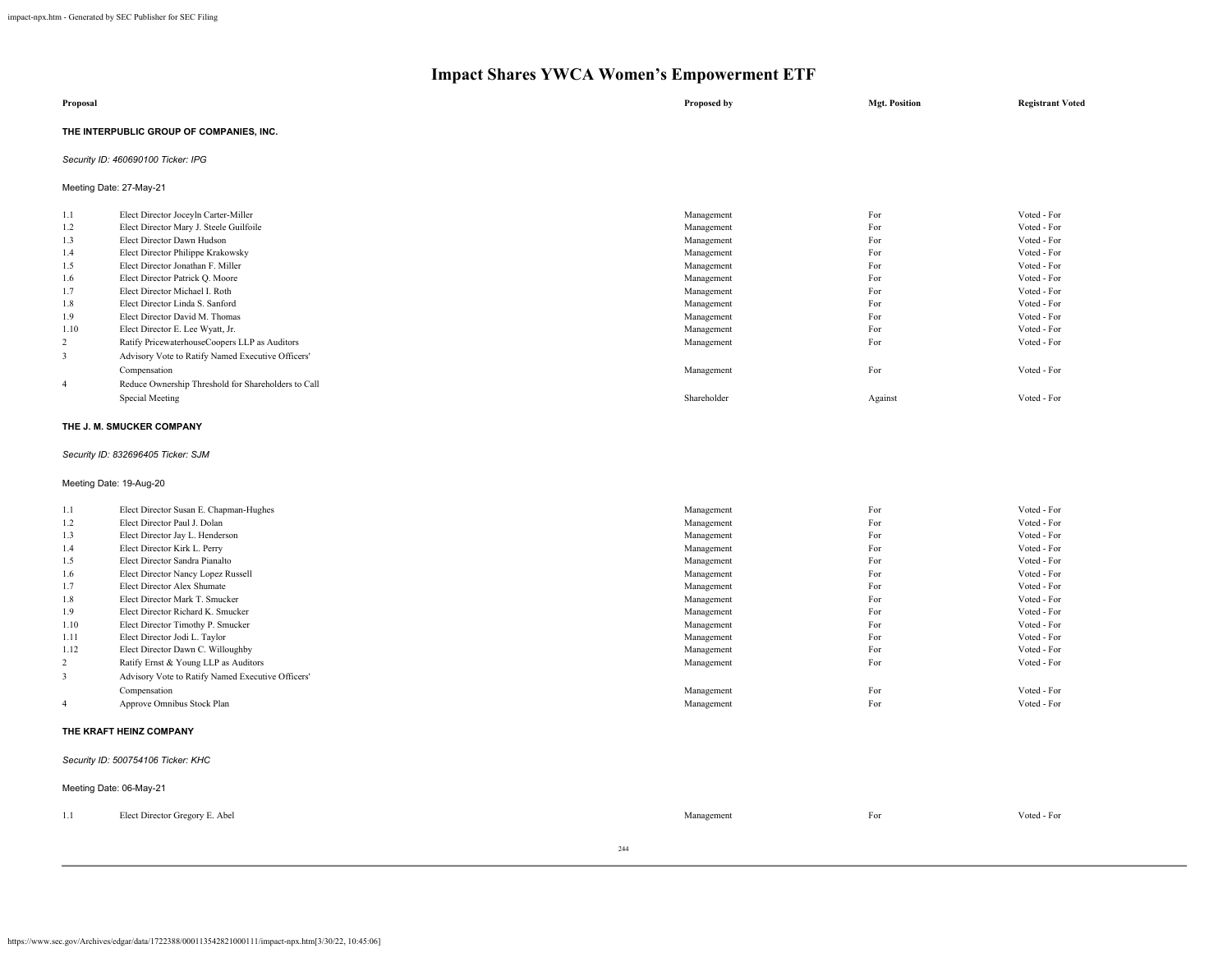# Impact Shares YWCA Women's Empowerment ETF

| Proposal | | Proposed by | Mgt. Position | Registrant Voted |
|---|---|---|---|---|

**THE INTERPUBLIC GROUP OF COMPANIES, INC.**

*Security ID: 460690100 Ticker: IPG*

Meeting Date: 27-May-21

| | Proposal | Proposed by | Mgt. Position | Registrant Voted |
|---|---|---|---|---|
| 1.1 | Elect Director Joceyln Carter-Miller | Management | For | Voted - For |
| 1.2 | Elect Director Mary J. Steele Guilfoile | Management | For | Voted - For |
| 1.3 | Elect Director Dawn Hudson | Management | For | Voted - For |
| 1.4 | Elect Director Philippe Krakowsky | Management | For | Voted - For |
| 1.5 | Elect Director Jonathan F. Miller | Management | For | Voted - For |
| 1.6 | Elect Director Patrick Q. Moore | Management | For | Voted - For |
| 1.7 | Elect Director Michael I. Roth | Management | For | Voted - For |
| 1.8 | Elect Director Linda S. Sanford | Management | For | Voted - For |
| 1.9 | Elect Director David M. Thomas | Management | For | Voted - For |
| 1.10 | Elect Director E. Lee Wyatt, Jr. | Management | For | Voted - For |
| 2 | Ratify PricewaterhouseCoopers LLP as Auditors | Management | For | Voted - For |
| 3 | Advisory Vote to Ratify Named Executive Officers' Compensation | Management | For | Voted - For |
| 4 | Reduce Ownership Threshold for Shareholders to Call Special Meeting | Shareholder | Against | Voted - For |

**THE J. M. SMUCKER COMPANY**

*Security ID: 832696405 Ticker: SJM*

Meeting Date: 19-Aug-20

| | Proposal | Proposed by | Mgt. Position | Registrant Voted |
|---|---|---|---|---|
| 1.1 | Elect Director Susan E. Chapman-Hughes | Management | For | Voted - For |
| 1.2 | Elect Director Paul J. Dolan | Management | For | Voted - For |
| 1.3 | Elect Director Jay L. Henderson | Management | For | Voted - For |
| 1.4 | Elect Director Kirk L. Perry | Management | For | Voted - For |
| 1.5 | Elect Director Sandra Pianalto | Management | For | Voted - For |
| 1.6 | Elect Director Nancy Lopez Russell | Management | For | Voted - For |
| 1.7 | Elect Director Alex Shumate | Management | For | Voted - For |
| 1.8 | Elect Director Mark T. Smucker | Management | For | Voted - For |
| 1.9 | Elect Director Richard K. Smucker | Management | For | Voted - For |
| 1.10 | Elect Director Timothy P. Smucker | Management | For | Voted - For |
| 1.11 | Elect Director Jodi L. Taylor | Management | For | Voted - For |
| 1.12 | Elect Director Dawn C. Willoughby | Management | For | Voted - For |
| 2 | Ratify Ernst & Young LLP as Auditors | Management | For | Voted - For |
| 3 | Advisory Vote to Ratify Named Executive Officers' Compensation | Management | For | Voted - For |
| 4 | Approve Omnibus Stock Plan | Management | For | Voted - For |

**THE KRAFT HEINZ COMPANY**

*Security ID: 500754106 Ticker: KHC*

Meeting Date: 06-May-21

| | Proposal | Proposed by | Mgt. Position | Registrant Voted |
|---|---|---|---|---|
| 1.1 | Elect Director Gregory E. Abel | Management | For | Voted - For |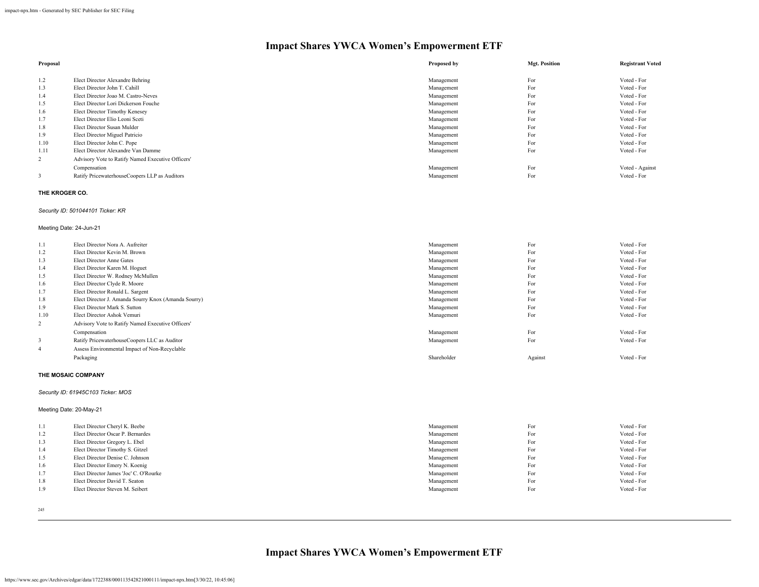# Impact Shares YWCA Women's Empowerment ETF

| Proposal | | Proposed by | Mgt. Position | Registrant Voted |
|---|---|---|---|---|
| 1.2 | Elect Director Alexandre Behring | Management | For | Voted - For |
| 1.3 | Elect Director John T. Cahill | Management | For | Voted - For |
| 1.4 | Elect Director Joao M. Castro-Neves | Management | For | Voted - For |
| 1.5 | Elect Director Lori Dickerson Fouche | Management | For | Voted - For |
| 1.6 | Elect Director Timothy Kenesey | Management | For | Voted - For |
| 1.7 | Elect Director Elio Leoni Sceti | Management | For | Voted - For |
| 1.8 | Elect Director Susan Mulder | Management | For | Voted - For |
| 1.9 | Elect Director Miguel Patricio | Management | For | Voted - For |
| 1.10 | Elect Director John C. Pope | Management | For | Voted - For |
| 1.11 | Elect Director Alexandre Van Damme | Management | For | Voted - For |
| 2 | Advisory Vote to Ratify Named Executive Officers' Compensation | Management | For | Voted - Against |
| 3 | Ratify PricewaterhouseCoopers LLP as Auditors | Management | For | Voted - For |

**THE KROGER CO.**

*Security ID: 501044101 Ticker: KR*

Meeting Date: 24-Jun-21

| Proposal | | Proposed by | Mgt. Position | Registrant Voted |
|---|---|---|---|---|
| 1.1 | Elect Director Nora A. Aufreiter | Management | For | Voted - For |
| 1.2 | Elect Director Kevin M. Brown | Management | For | Voted - For |
| 1.3 | Elect Director Anne Gates | Management | For | Voted - For |
| 1.4 | Elect Director Karen M. Hoguet | Management | For | Voted - For |
| 1.5 | Elect Director W. Rodney McMullen | Management | For | Voted - For |
| 1.6 | Elect Director Clyde R. Moore | Management | For | Voted - For |
| 1.7 | Elect Director Ronald L. Sargent | Management | For | Voted - For |
| 1.8 | Elect Director J. Amanda Sourry Knox (Amanda Sourry) | Management | For | Voted - For |
| 1.9 | Elect Director Mark S. Sutton | Management | For | Voted - For |
| 1.10 | Elect Director Ashok Vemuri | Management | For | Voted - For |
| 2 | Advisory Vote to Ratify Named Executive Officers' Compensation | Management | For | Voted - For |
| 3 | Ratify PricewaterhouseCoopers LLC as Auditor | Management | For | Voted - For |
| 4 | Assess Environmental Impact of Non-Recyclable Packaging | Shareholder | Against | Voted - For |

**THE MOSAIC COMPANY**

*Security ID: 61945C103 Ticker: MOS*

Meeting Date: 20-May-21

| Proposal | | Proposed by | Mgt. Position | Registrant Voted |
|---|---|---|---|---|
| 1.1 | Elect Director Cheryl K. Beebe | Management | For | Voted - For |
| 1.2 | Elect Director Oscar P. Bernardes | Management | For | Voted - For |
| 1.3 | Elect Director Gregory L. Ebel | Management | For | Voted - For |
| 1.4 | Elect Director Timothy S. Gitzel | Management | For | Voted - For |
| 1.5 | Elect Director Denise C. Johnson | Management | For | Voted - For |
| 1.6 | Elect Director Emery N. Koenig | Management | For | Voted - For |
| 1.7 | Elect Director James 'Joc' C. O'Rourke | Management | For | Voted - For |
| 1.8 | Elect Director David T. Seaton | Management | For | Voted - For |
| 1.9 | Elect Director Steven M. Seibert | Management | For | Voted - For |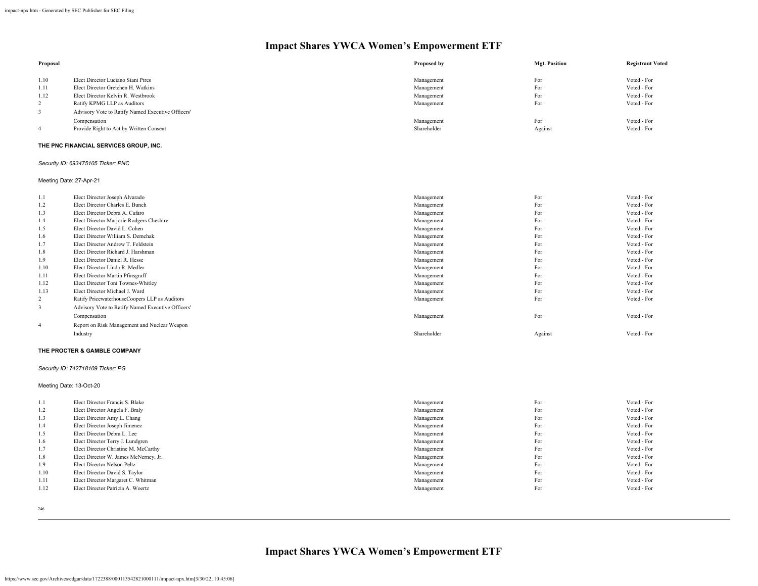# Impact Shares YWCA Women's Empowerment ETF

| Proposal | | Proposed by | Mgt. Position | Registrant Voted |
|---|---|---|---|---|
| 1.10 | Elect Director Luciano Siani Pires | Management | For | Voted - For |
| 1.11 | Elect Director Gretchen H. Watkins | Management | For | Voted - For |
| 1.12 | Elect Director Kelvin R. Westbrook | Management | For | Voted - For |
| 2 | Ratify KPMG LLP as Auditors | Management | For | Voted - For |
| 3 | Advisory Vote to Ratify Named Executive Officers' Compensation | Management | For | Voted - For |
| 4 | Provide Right to Act by Written Consent | Shareholder | Against | Voted - For |

**THE PNC FINANCIAL SERVICES GROUP, INC.**

*Security ID: 693475105 Ticker: PNC*

Meeting Date: 27-Apr-21

| Proposal | | Proposed by | Mgt. Position | Registrant Voted |
|---|---|---|---|---|
| 1.1 | Elect Director Joseph Alvarado | Management | For | Voted - For |
| 1.2 | Elect Director Charles E. Bunch | Management | For | Voted - For |
| 1.3 | Elect Director Debra A. Cafaro | Management | For | Voted - For |
| 1.4 | Elect Director Marjorie Rodgers Cheshire | Management | For | Voted - For |
| 1.5 | Elect Director David L. Cohen | Management | For | Voted - For |
| 1.6 | Elect Director William S. Demchak | Management | For | Voted - For |
| 1.7 | Elect Director Andrew T. Feldstein | Management | For | Voted - For |
| 1.8 | Elect Director Richard J. Harshman | Management | For | Voted - For |
| 1.9 | Elect Director Daniel R. Hesse | Management | For | Voted - For |
| 1.10 | Elect Director Linda R. Medler | Management | For | Voted - For |
| 1.11 | Elect Director Martin Pfinsgraff | Management | For | Voted - For |
| 1.12 | Elect Director Toni Townes-Whitley | Management | For | Voted - For |
| 1.13 | Elect Director Michael J. Ward | Management | For | Voted - For |
| 2 | Ratify PricewaterhouseCoopers LLP as Auditors | Management | For | Voted - For |
| 3 | Advisory Vote to Ratify Named Executive Officers' Compensation | Management | For | Voted - For |
| 4 | Report on Risk Management and Nuclear Weapon Industry | Shareholder | Against | Voted - For |

**THE PROCTER & GAMBLE COMPANY**

*Security ID: 742718109 Ticker: PG*

Meeting Date: 13-Oct-20

| Proposal | | Proposed by | Mgt. Position | Registrant Voted |
|---|---|---|---|---|
| 1.1 | Elect Director Francis S. Blake | Management | For | Voted - For |
| 1.2 | Elect Director Angela F. Braly | Management | For | Voted - For |
| 1.3 | Elect Director Amy L. Chang | Management | For | Voted - For |
| 1.4 | Elect Director Joseph Jimenez | Management | For | Voted - For |
| 1.5 | Elect Director Debra L. Lee | Management | For | Voted - For |
| 1.6 | Elect Director Terry J. Lundgren | Management | For | Voted - For |
| 1.7 | Elect Director Christine M. McCarthy | Management | For | Voted - For |
| 1.8 | Elect Director W. James McNerney, Jr. | Management | For | Voted - For |
| 1.9 | Elect Director Nelson Peltz | Management | For | Voted - For |
| 1.10 | Elect Director David S. Taylor | Management | For | Voted - For |
| 1.11 | Elect Director Margaret C. Whitman | Management | For | Voted - For |
| 1.12 | Elect Director Patricia A. Woertz | Management | For | Voted - For |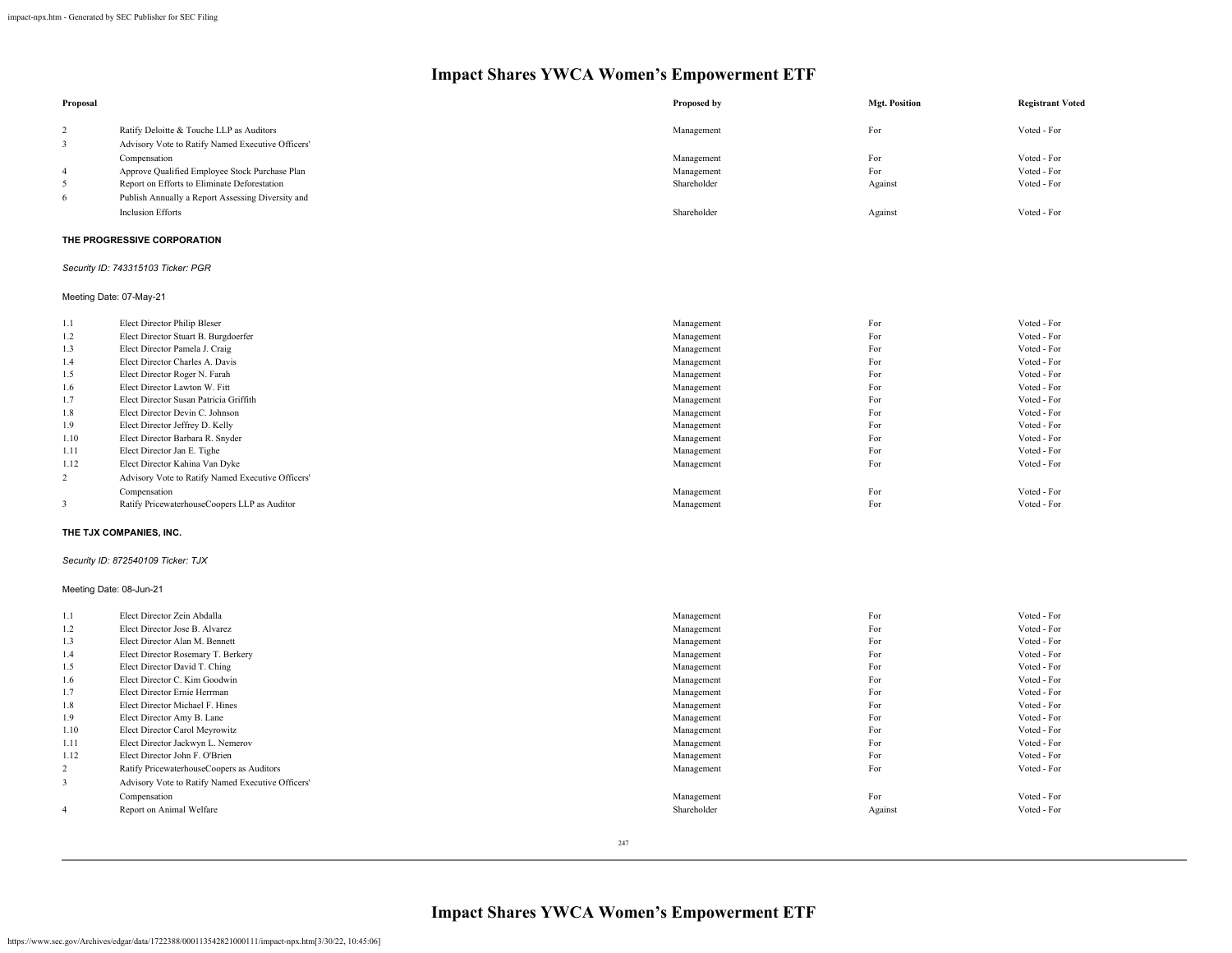# Impact Shares YWCA Women's Empowerment ETF

| Proposal | | Proposed by | Mgt. Position | Registrant Voted |
|---|---|---|---|---|
| 2 | Ratify Deloitte & Touche LLP as Auditors | Management | For | Voted - For |
| 3 | Advisory Vote to Ratify Named Executive Officers' Compensation | Management | For | Voted - For |
| 4 | Approve Qualified Employee Stock Purchase Plan | Management | For | Voted - For |
| 5 | Report on Efforts to Eliminate Deforestation | Shareholder | Against | Voted - For |
| 6 | Publish Annually a Report Assessing Diversity and Inclusion Efforts | Shareholder | Against | Voted - For |

**THE PROGRESSIVE CORPORATION**

*Security ID: 743315103 Ticker: PGR*

Meeting Date: 07-May-21

| Proposal | | Proposed by | Mgt. Position | Registrant Voted |
|---|---|---|---|---|
| 1.1 | Elect Director Philip Bleser | Management | For | Voted - For |
| 1.2 | Elect Director Stuart B. Burgdoerfer | Management | For | Voted - For |
| 1.3 | Elect Director Pamela J. Craig | Management | For | Voted - For |
| 1.4 | Elect Director Charles A. Davis | Management | For | Voted - For |
| 1.5 | Elect Director Roger N. Farah | Management | For | Voted - For |
| 1.6 | Elect Director Lawton W. Fitt | Management | For | Voted - For |
| 1.7 | Elect Director Susan Patricia Griffith | Management | For | Voted - For |
| 1.8 | Elect Director Devin C. Johnson | Management | For | Voted - For |
| 1.9 | Elect Director Jeffrey D. Kelly | Management | For | Voted - For |
| 1.10 | Elect Director Barbara R. Snyder | Management | For | Voted - For |
| 1.11 | Elect Director Jan E. Tighe | Management | For | Voted - For |
| 1.12 | Elect Director Kahina Van Dyke | Management | For | Voted - For |
| 2 | Advisory Vote to Ratify Named Executive Officers' Compensation | Management | For | Voted - For |
| 3 | Ratify PricewaterhouseCoopers LLP as Auditor | Management | For | Voted - For |

**THE TJX COMPANIES, INC.**

*Security ID: 872540109 Ticker: TJX*

Meeting Date: 08-Jun-21

| Proposal | | Proposed by | Mgt. Position | Registrant Voted |
|---|---|---|---|---|
| 1.1 | Elect Director Zein Abdalla | Management | For | Voted - For |
| 1.2 | Elect Director Jose B. Alvarez | Management | For | Voted - For |
| 1.3 | Elect Director Alan M. Bennett | Management | For | Voted - For |
| 1.4 | Elect Director Rosemary T. Berkery | Management | For | Voted - For |
| 1.5 | Elect Director David T. Ching | Management | For | Voted - For |
| 1.6 | Elect Director C. Kim Goodwin | Management | For | Voted - For |
| 1.7 | Elect Director Ernie Herrman | Management | For | Voted - For |
| 1.8 | Elect Director Michael F. Hines | Management | For | Voted - For |
| 1.9 | Elect Director Amy B. Lane | Management | For | Voted - For |
| 1.10 | Elect Director Carol Meyrowitz | Management | For | Voted - For |
| 1.11 | Elect Director Jackwyn L. Nemerov | Management | For | Voted - For |
| 1.12 | Elect Director John F. O'Brien | Management | For | Voted - For |
| 2 | Ratify PricewaterhouseCoopers as Auditors | Management | For | Voted - For |
| 3 | Advisory Vote to Ratify Named Executive Officers' Compensation | Management | For | Voted - For |
| 4 | Report on Animal Welfare | Shareholder | Against | Voted - For |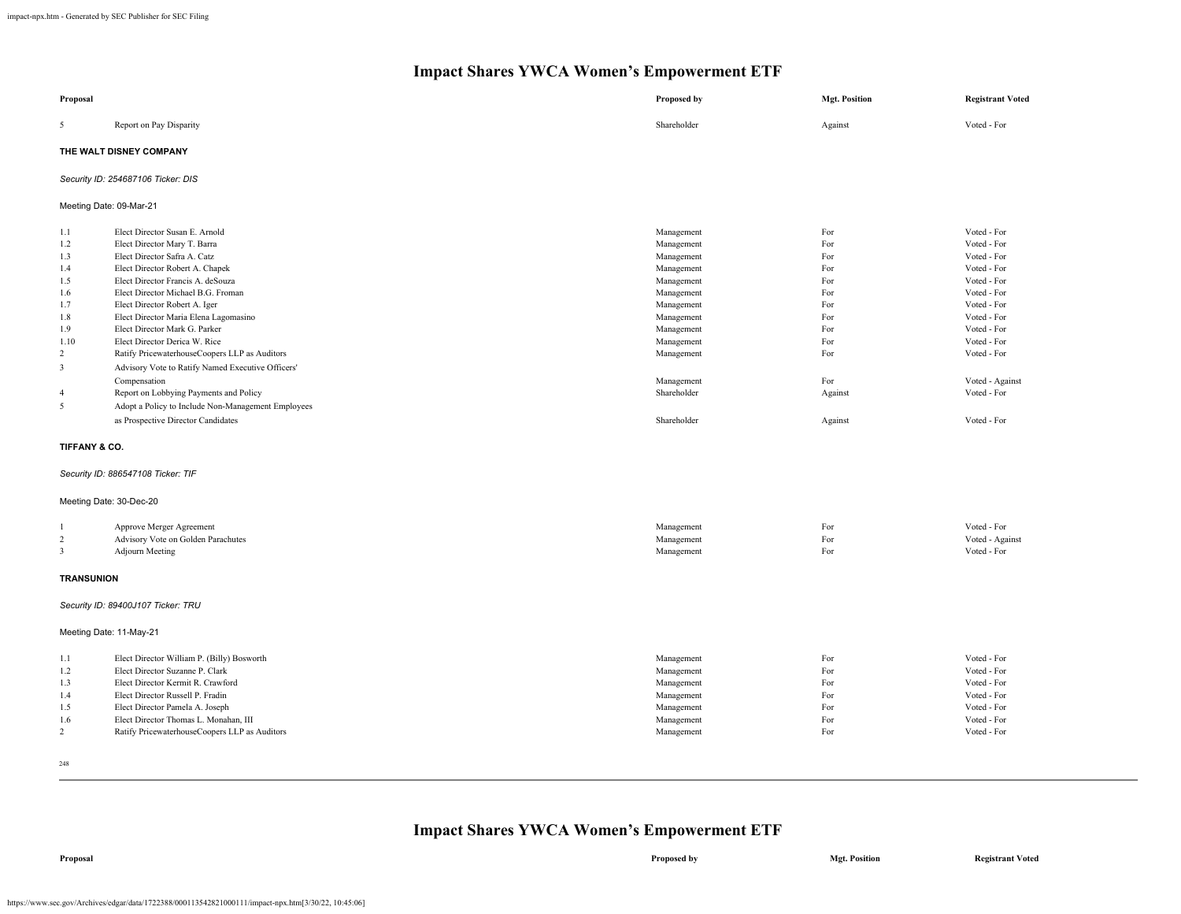# Impact Shares YWCA Women's Empowerment ETF

| Proposal | | Proposed by | Mgt. Position | Registrant Voted |
|---|---|---|---|---|
| 5 | Report on Pay Disparity | Shareholder | Against | Voted - For |

**THE WALT DISNEY COMPANY**

*Security ID: 254687106 Ticker: DIS*

Meeting Date: 09-Mar-21

| Proposal | | Proposed by | Mgt. Position | Registrant Voted |
|---|---|---|---|---|
| 1.1 | Elect Director Susan E. Arnold | Management | For | Voted - For |
| 1.2 | Elect Director Mary T. Barra | Management | For | Voted - For |
| 1.3 | Elect Director Safra A. Catz | Management | For | Voted - For |
| 1.4 | Elect Director Robert A. Chapek | Management | For | Voted - For |
| 1.5 | Elect Director Francis A. deSouza | Management | For | Voted - For |
| 1.6 | Elect Director Michael B.G. Froman | Management | For | Voted - For |
| 1.7 | Elect Director Robert A. Iger | Management | For | Voted - For |
| 1.8 | Elect Director Maria Elena Lagomasino | Management | For | Voted - For |
| 1.9 | Elect Director Mark G. Parker | Management | For | Voted - For |
| 1.10 | Elect Director Derica W. Rice | Management | For | Voted - For |
| 2 | Ratify PricewaterhouseCoopers LLP as Auditors | Management | For | Voted - For |
| 3 | Advisory Vote to Ratify Named Executive Officers' Compensation | Management | For | Voted - Against |
| 4 | Report on Lobbying Payments and Policy | Shareholder | Against | Voted - For |
| 5 | Adopt a Policy to Include Non-Management Employees as Prospective Director Candidates | Shareholder | Against | Voted - For |

**TIFFANY & CO.**

*Security ID: 886547108 Ticker: TIF*

Meeting Date: 30-Dec-20

| Proposal | | Proposed by | Mgt. Position | Registrant Voted |
|---|---|---|---|---|
| 1 | Approve Merger Agreement | Management | For | Voted - For |
| 2 | Advisory Vote on Golden Parachutes | Management | For | Voted - Against |
| 3 | Adjourn Meeting | Management | For | Voted - For |

**TRANSUNION**

*Security ID: 89400J107 Ticker: TRU*

Meeting Date: 11-May-21

| Proposal | | Proposed by | Mgt. Position | Registrant Voted |
|---|---|---|---|---|
| 1.1 | Elect Director William P. (Billy) Bosworth | Management | For | Voted - For |
| 1.2 | Elect Director Suzanne P. Clark | Management | For | Voted - For |
| 1.3 | Elect Director Kermit R. Crawford | Management | For | Voted - For |
| 1.4 | Elect Director Russell P. Fradin | Management | For | Voted - For |
| 1.5 | Elect Director Pamela A. Joseph | Management | For | Voted - For |
| 1.6 | Elect Director Thomas L. Monahan, III | Management | For | Voted - For |
| 2 | Ratify PricewaterhouseCoopers LLP as Auditors | Management | For | Voted - For |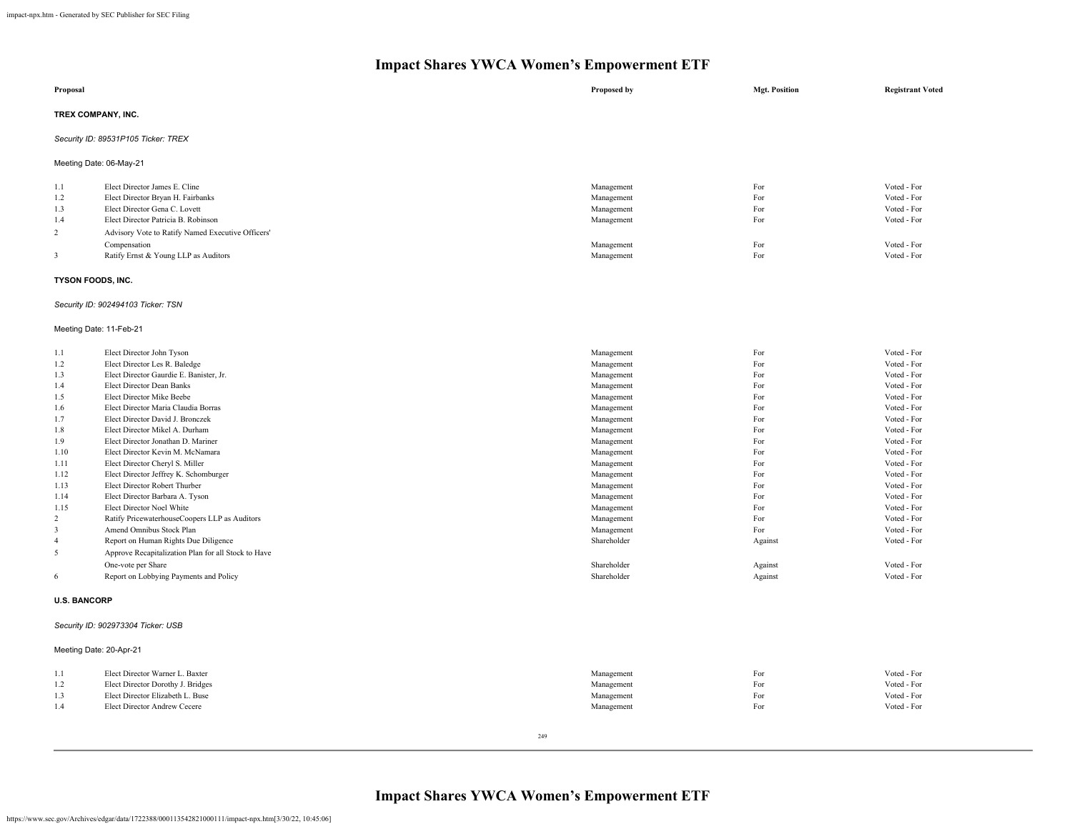# Impact Shares YWCA Women's Empowerment ETF

| Proposal | | Proposed by | Mgt. Position | Registrant Voted |
|---|---|---|---|---|

**TREX COMPANY, INC.**

*Security ID: 89531P105 Ticker: TREX*

Meeting Date: 06-May-21

| | | | | |
|---|---|---|---|---|
| 1.1 | Elect Director James E. Cline | Management | For | Voted - For |
| 1.2 | Elect Director Bryan H. Fairbanks | Management | For | Voted - For |
| 1.3 | Elect Director Gena C. Lovett | Management | For | Voted - For |
| 1.4 | Elect Director Patricia B. Robinson | Management | For | Voted - For |
| 2 | Advisory Vote to Ratify Named Executive Officers' Compensation | Management | For | Voted - For |
| 3 | Ratify Ernst & Young LLP as Auditors | Management | For | Voted - For |

**TYSON FOODS, INC.**

*Security ID: 902494103 Ticker: TSN*

Meeting Date: 11-Feb-21

| | | | | |
|---|---|---|---|---|
| 1.1 | Elect Director John Tyson | Management | For | Voted - For |
| 1.2 | Elect Director Les R. Baledge | Management | For | Voted - For |
| 1.3 | Elect Director Gaurdie E. Banister, Jr. | Management | For | Voted - For |
| 1.4 | Elect Director Dean Banks | Management | For | Voted - For |
| 1.5 | Elect Director Mike Beebe | Management | For | Voted - For |
| 1.6 | Elect Director Maria Claudia Borras | Management | For | Voted - For |
| 1.7 | Elect Director David J. Bronczek | Management | For | Voted - For |
| 1.8 | Elect Director Mikel A. Durham | Management | For | Voted - For |
| 1.9 | Elect Director Jonathan D. Mariner | Management | For | Voted - For |
| 1.10 | Elect Director Kevin M. McNamara | Management | For | Voted - For |
| 1.11 | Elect Director Cheryl S. Miller | Management | For | Voted - For |
| 1.12 | Elect Director Jeffrey K. Schomburger | Management | For | Voted - For |
| 1.13 | Elect Director Robert Thurber | Management | For | Voted - For |
| 1.14 | Elect Director Barbara A. Tyson | Management | For | Voted - For |
| 1.15 | Elect Director Noel White | Management | For | Voted - For |
| 2 | Ratify PricewaterhouseCoopers LLP as Auditors | Management | For | Voted - For |
| 3 | Amend Omnibus Stock Plan | Management | For | Voted - For |
| 4 | Report on Human Rights Due Diligence | Shareholder | Against | Voted - For |
| 5 | Approve Recapitalization Plan for all Stock to Have One-vote per Share | Shareholder | Against | Voted - For |
| 6 | Report on Lobbying Payments and Policy | Shareholder | Against | Voted - For |

**U.S. BANCORP**

*Security ID: 902973304 Ticker: USB*

Meeting Date: 20-Apr-21

| | | | | |
|---|---|---|---|---|
| 1.1 | Elect Director Warner L. Baxter | Management | For | Voted - For |
| 1.2 | Elect Director Dorothy J. Bridges | Management | For | Voted - For |
| 1.3 | Elect Director Elizabeth L. Buse | Management | For | Voted - For |
| 1.4 | Elect Director Andrew Cecere | Management | For | Voted - For |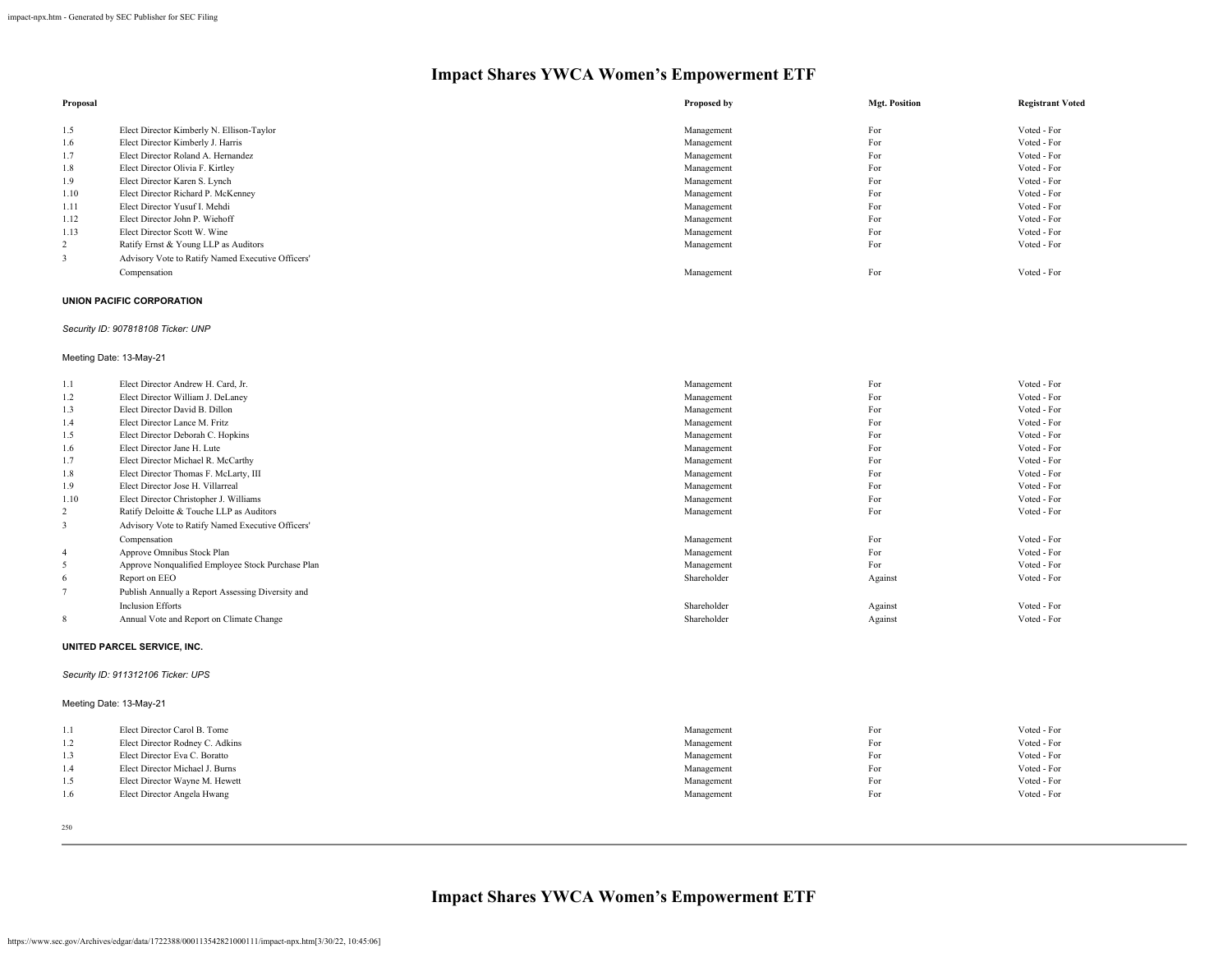| Proposal | | Proposed by | Mgt. Position | Registrant Voted |
|---|---|---|---|---|
| 1.5 | Elect Director Kimberly N. Ellison-Taylor | Management | For | Voted - For |
| 1.6 | Elect Director Kimberly J. Harris | Management | For | Voted - For |
| 1.7 | Elect Director Roland A. Hernandez | Management | For | Voted - For |
| 1.8 | Elect Director Olivia F. Kirtley | Management | For | Voted - For |
| 1.9 | Elect Director Karen S. Lynch | Management | For | Voted - For |
| 1.10 | Elect Director Richard P. McKenney | Management | For | Voted - For |
| 1.11 | Elect Director Yusuf I. Mehdi | Management | For | Voted - For |
| 1.12 | Elect Director John P. Wiehoff | Management | For | Voted - For |
| 1.13 | Elect Director Scott W. Wine | Management | For | Voted - For |
| 2 | Ratify Ernst & Young LLP as Auditors | Management | For | Voted - For |
| 3 | Advisory Vote to Ratify Named Executive Officers' Compensation | Management | For | Voted - For |

**UNION PACIFIC CORPORATION**

*Security ID: 907818108 Ticker: UNP*

Meeting Date: 13-May-21

| Proposal | | Proposed by | Mgt. Position | Registrant Voted |
|---|---|---|---|---|
| 1.1 | Elect Director Andrew H. Card, Jr. | Management | For | Voted - For |
| 1.2 | Elect Director William J. DeLaney | Management | For | Voted - For |
| 1.3 | Elect Director David B. Dillon | Management | For | Voted - For |
| 1.4 | Elect Director Lance M. Fritz | Management | For | Voted - For |
| 1.5 | Elect Director Deborah C. Hopkins | Management | For | Voted - For |
| 1.6 | Elect Director Jane H. Lute | Management | For | Voted - For |
| 1.7 | Elect Director Michael R. McCarthy | Management | For | Voted - For |
| 1.8 | Elect Director Thomas F. McLarty, III | Management | For | Voted - For |
| 1.9 | Elect Director Jose H. Villarreal | Management | For | Voted - For |
| 1.10 | Elect Director Christopher J. Williams | Management | For | Voted - For |
| 2 | Ratify Deloitte & Touche LLP as Auditors | Management | For | Voted - For |
| 3 | Advisory Vote to Ratify Named Executive Officers' Compensation | Management | For | Voted - For |
| 4 | Approve Omnibus Stock Plan | Management | For | Voted - For |
| 5 | Approve Nonqualified Employee Stock Purchase Plan | Management | For | Voted - For |
| 6 | Report on EEO | Shareholder | Against | Voted - For |
| 7 | Publish Annually a Report Assessing Diversity and Inclusion Efforts | Shareholder | Against | Voted - For |
| 8 | Annual Vote and Report on Climate Change | Shareholder | Against | Voted - For |

**UNITED PARCEL SERVICE, INC.**

*Security ID: 911312106 Ticker: UPS*

Meeting Date: 13-May-21

| Proposal | | Proposed by | Mgt. Position | Registrant Voted |
|---|---|---|---|---|
| 1.1 | Elect Director Carol B. Tome | Management | For | Voted - For |
| 1.2 | Elect Director Rodney C. Adkins | Management | For | Voted - For |
| 1.3 | Elect Director Eva C. Boratto | Management | For | Voted - For |
| 1.4 | Elect Director Michael J. Burns | Management | For | Voted - For |
| 1.5 | Elect Director Wayne M. Hewett | Management | For | Voted - For |
| 1.6 | Elect Director Angela Hwang | Management | For | Voted - For |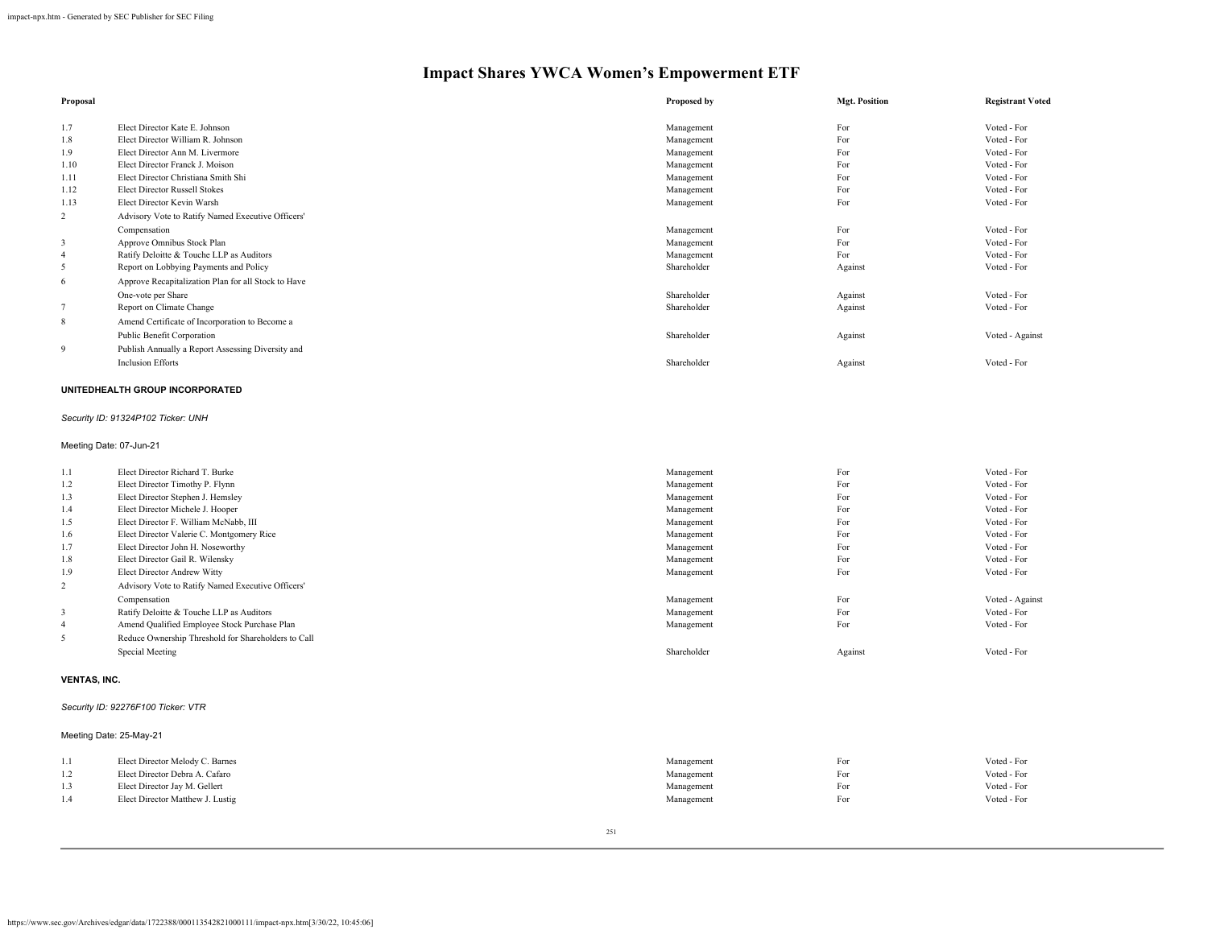# Impact Shares YWCA Women's Empowerment ETF

| Proposal | | Proposed by | Mgt. Position | Registrant Voted |
|---|---|---|---|---|
| 1.7 | Elect Director Kate E. Johnson | Management | For | Voted - For |
| 1.8 | Elect Director William R. Johnson | Management | For | Voted - For |
| 1.9 | Elect Director Ann M. Livermore | Management | For | Voted - For |
| 1.10 | Elect Director Franck J. Moison | Management | For | Voted - For |
| 1.11 | Elect Director Christiana Smith Shi | Management | For | Voted - For |
| 1.12 | Elect Director Russell Stokes | Management | For | Voted - For |
| 1.13 | Elect Director Kevin Warsh | Management | For | Voted - For |
| 2 | Advisory Vote to Ratify Named Executive Officers' Compensation | Management | For | Voted - For |
| 3 | Approve Omnibus Stock Plan | Management | For | Voted - For |
| 4 | Ratify Deloitte & Touche LLP as Auditors | Management | For | Voted - For |
| 5 | Report on Lobbying Payments and Policy | Shareholder | Against | Voted - For |
| 6 | Approve Recapitalization Plan for all Stock to Have One-vote per Share | Shareholder | Against | Voted - For |
| 7 | Report on Climate Change | Shareholder | Against | Voted - For |
| 8 | Amend Certificate of Incorporation to Become a Public Benefit Corporation | Shareholder | Against | Voted - Against |
| 9 | Publish Annually a Report Assessing Diversity and Inclusion Efforts | Shareholder | Against | Voted - For |

**UNITEDHEALTH GROUP INCORPORATED**

*Security ID: 91324P102 Ticker: UNH*

Meeting Date: 07-Jun-21

| Proposal | | Proposed by | Mgt. Position | Registrant Voted |
|---|---|---|---|---|
| 1.1 | Elect Director Richard T. Burke | Management | For | Voted - For |
| 1.2 | Elect Director Timothy P. Flynn | Management | For | Voted - For |
| 1.3 | Elect Director Stephen J. Hemsley | Management | For | Voted - For |
| 1.4 | Elect Director Michele J. Hooper | Management | For | Voted - For |
| 1.5 | Elect Director F. William McNabb, III | Management | For | Voted - For |
| 1.6 | Elect Director Valerie C. Montgomery Rice | Management | For | Voted - For |
| 1.7 | Elect Director John H. Noseworthy | Management | For | Voted - For |
| 1.8 | Elect Director Gail R. Wilensky | Management | For | Voted - For |
| 1.9 | Elect Director Andrew Witty | Management | For | Voted - For |
| 2 | Advisory Vote to Ratify Named Executive Officers' Compensation | Management | For | Voted - Against |
| 3 | Ratify Deloitte & Touche LLP as Auditors | Management | For | Voted - For |
| 4 | Amend Qualified Employee Stock Purchase Plan | Management | For | Voted - For |
| 5 | Reduce Ownership Threshold for Shareholders to Call Special Meeting | Shareholder | Against | Voted - For |

**VENTAS, INC.**

*Security ID: 92276F100 Ticker: VTR*

Meeting Date: 25-May-21

| Proposal | | Proposed by | Mgt. Position | Registrant Voted |
|---|---|---|---|---|
| 1.1 | Elect Director Melody C. Barnes | Management | For | Voted - For |
| 1.2 | Elect Director Debra A. Cafaro | Management | For | Voted - For |
| 1.3 | Elect Director Jay M. Gellert | Management | For | Voted - For |
| 1.4 | Elect Director Matthew J. Lustig | Management | For | Voted - For |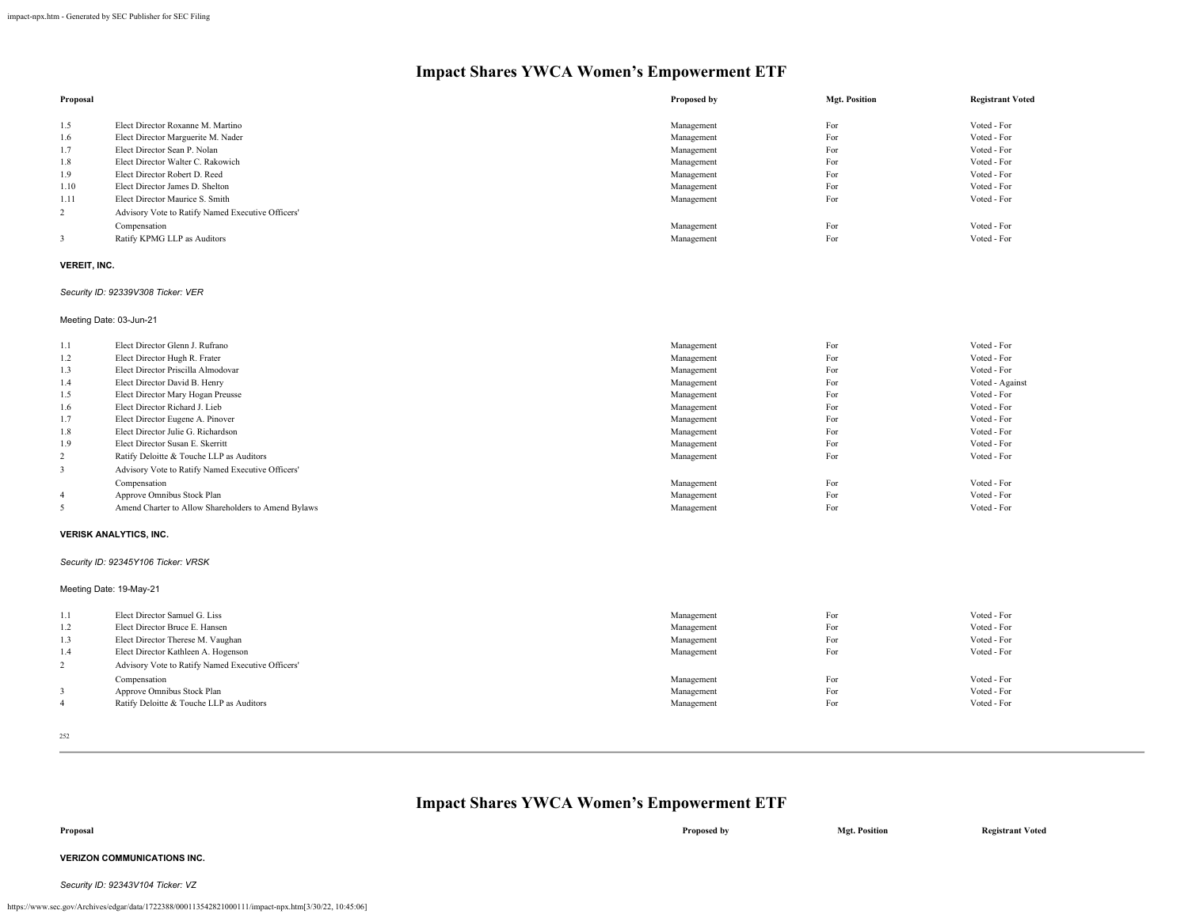# Impact Shares YWCA Women's Empowerment ETF

| Proposal | | Proposed by | Mgt. Position | Registrant Voted |
|---|---|---|---|---|
| 1.5 | Elect Director Roxanne M. Martino | Management | For | Voted - For |
| 1.6 | Elect Director Marguerite M. Nader | Management | For | Voted - For |
| 1.7 | Elect Director Sean P. Nolan | Management | For | Voted - For |
| 1.8 | Elect Director Walter C. Rakowich | Management | For | Voted - For |
| 1.9 | Elect Director Robert D. Reed | Management | For | Voted - For |
| 1.10 | Elect Director James D. Shelton | Management | For | Voted - For |
| 1.11 | Elect Director Maurice S. Smith | Management | For | Voted - For |
| 2 | Advisory Vote to Ratify Named Executive Officers' Compensation | Management | For | Voted - For |
| 3 | Ratify KPMG LLP as Auditors | Management | For | Voted - For |

**VEREIT, INC.**

*Security ID: 92339V308 Ticker: VER*

Meeting Date: 03-Jun-21

| Proposal | | Proposed by | Mgt. Position | Registrant Voted |
|---|---|---|---|---|
| 1.1 | Elect Director Glenn J. Rufrano | Management | For | Voted - For |
| 1.2 | Elect Director Hugh R. Frater | Management | For | Voted - For |
| 1.3 | Elect Director Priscilla Almodovar | Management | For | Voted - For |
| 1.4 | Elect Director David B. Henry | Management | For | Voted - Against |
| 1.5 | Elect Director Mary Hogan Preusse | Management | For | Voted - For |
| 1.6 | Elect Director Richard J. Lieb | Management | For | Voted - For |
| 1.7 | Elect Director Eugene A. Pinover | Management | For | Voted - For |
| 1.8 | Elect Director Julie G. Richardson | Management | For | Voted - For |
| 1.9 | Elect Director Susan E. Skerritt | Management | For | Voted - For |
| 2 | Ratify Deloitte & Touche LLP as Auditors | Management | For | Voted - For |
| 3 | Advisory Vote to Ratify Named Executive Officers' Compensation | Management | For | Voted - For |
| 4 | Approve Omnibus Stock Plan | Management | For | Voted - For |
| 5 | Amend Charter to Allow Shareholders to Amend Bylaws | Management | For | Voted - For |

**VERISK ANALYTICS, INC.**

*Security ID: 92345Y106 Ticker: VRSK*

Meeting Date: 19-May-21

| Proposal | | Proposed by | Mgt. Position | Registrant Voted |
|---|---|---|---|---|
| 1.1 | Elect Director Samuel G. Liss | Management | For | Voted - For |
| 1.2 | Elect Director Bruce E. Hansen | Management | For | Voted - For |
| 1.3 | Elect Director Therese M. Vaughan | Management | For | Voted - For |
| 1.4 | Elect Director Kathleen A. Hogenson | Management | For | Voted - For |
| 2 | Advisory Vote to Ratify Named Executive Officers' Compensation | Management | For | Voted - For |
| 3 | Approve Omnibus Stock Plan | Management | For | Voted - For |
| 4 | Ratify Deloitte & Touche LLP as Auditors | Management | For | Voted - For |

# Impact Shares YWCA Women's Empowerment ETF

| Proposal | Proposed by | Mgt. Position | Registrant Voted |
|---|---|---|---|

**VERIZON COMMUNICATIONS INC.**

*Security ID: 92343V104 Ticker: VZ*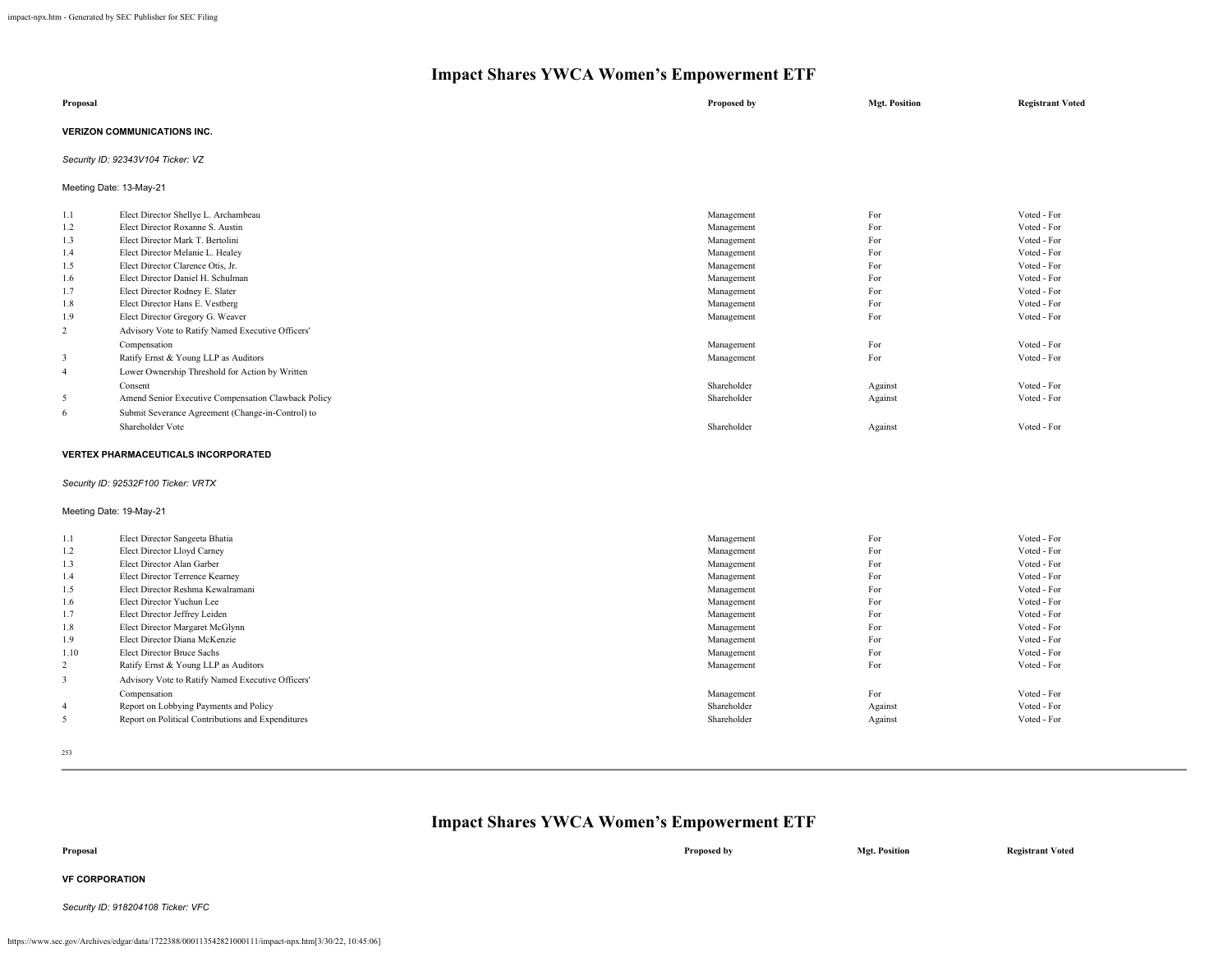# Impact Shares YWCA Women's Empowerment ETF

| Proposal | | Proposed by | Mgt. Position | Registrant Voted |
|---|---|---|---|---|

**VERIZON COMMUNICATIONS INC.**

*Security ID: 92343V104 Ticker: VZ*

Meeting Date: 13-May-21

| | | | | |
|---|---|---|---|---|
| 1.1 | Elect Director Shellye L. Archambeau | Management | For | Voted - For |
| 1.2 | Elect Director Roxanne S. Austin | Management | For | Voted - For |
| 1.3 | Elect Director Mark T. Bertolini | Management | For | Voted - For |
| 1.4 | Elect Director Melanie L. Healey | Management | For | Voted - For |
| 1.5 | Elect Director Clarence Otis, Jr. | Management | For | Voted - For |
| 1.6 | Elect Director Daniel H. Schulman | Management | For | Voted - For |
| 1.7 | Elect Director Rodney E. Slater | Management | For | Voted - For |
| 1.8 | Elect Director Hans E. Vestberg | Management | For | Voted - For |
| 1.9 | Elect Director Gregory G. Weaver | Management | For | Voted - For |
| 2 | Advisory Vote to Ratify Named Executive Officers' Compensation | Management | For | Voted - For |
| 3 | Ratify Ernst & Young LLP as Auditors | Management | For | Voted - For |
| 4 | Lower Ownership Threshold for Action by Written Consent | Shareholder | Against | Voted - For |
| 5 | Amend Senior Executive Compensation Clawback Policy | Shareholder | Against | Voted - For |
| 6 | Submit Severance Agreement (Change-in-Control) to Shareholder Vote | Shareholder | Against | Voted - For |

**VERTEX PHARMACEUTICALS INCORPORATED**

*Security ID: 92532F100 Ticker: VRTX*

Meeting Date: 19-May-21

| | | | | |
|---|---|---|---|---|
| 1.1 | Elect Director Sangeeta Bhatia | Management | For | Voted - For |
| 1.2 | Elect Director Lloyd Carney | Management | For | Voted - For |
| 1.3 | Elect Director Alan Garber | Management | For | Voted - For |
| 1.4 | Elect Director Terrence Kearney | Management | For | Voted - For |
| 1.5 | Elect Director Reshma Kewalramani | Management | For | Voted - For |
| 1.6 | Elect Director Yuchun Lee | Management | For | Voted - For |
| 1.7 | Elect Director Jeffrey Leiden | Management | For | Voted - For |
| 1.8 | Elect Director Margaret McGlynn | Management | For | Voted - For |
| 1.9 | Elect Director Diana McKenzie | Management | For | Voted - For |
| 1.10 | Elect Director Bruce Sachs | Management | For | Voted - For |
| 2 | Ratify Ernst & Young LLP as Auditors | Management | For | Voted - For |
| 3 | Advisory Vote to Ratify Named Executive Officers' Compensation | Management | For | Voted - For |
| 4 | Report on Lobbying Payments and Policy | Shareholder | Against | Voted - For |
| 5 | Report on Political Contributions and Expenditures | Shareholder | Against | Voted - For |

# Impact Shares YWCA Women's Empowerment ETF

| Proposal | | Proposed by | Mgt. Position | Registrant Voted |
|---|---|---|---|---|

**VF CORPORATION**

*Security ID: 918204108 Ticker: VFC*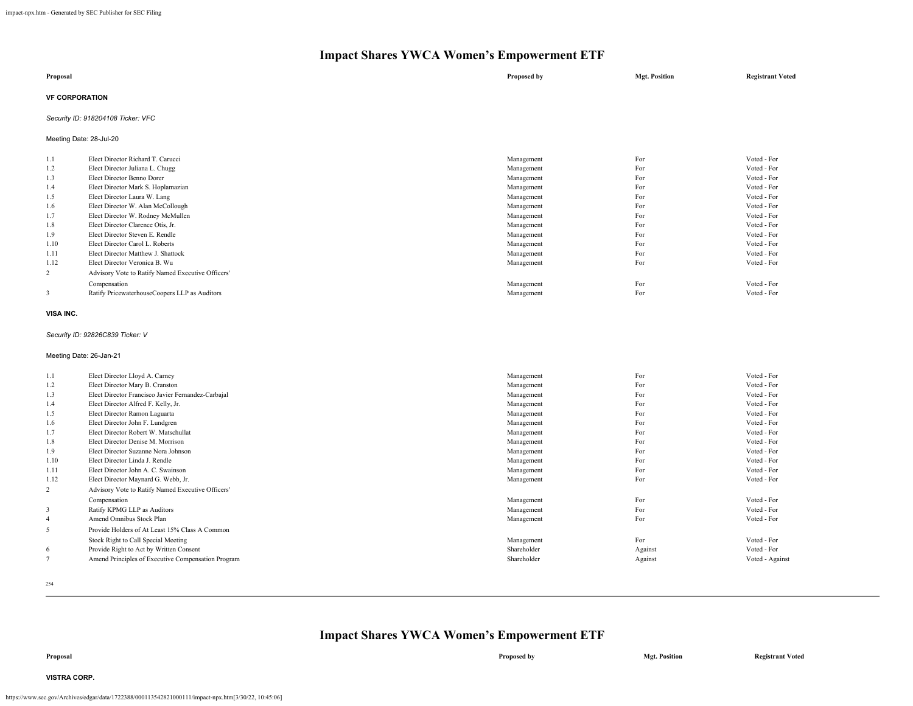# Impact Shares YWCA Women's Empowerment ETF

| Proposal | | Proposed by | Mgt. Position | Registrant Voted |
|---|---|---|---|---|

**VF CORPORATION**

*Security ID: 918204108 Ticker: VFC*

Meeting Date: 28-Jul-20

| | | Proposed by | Mgt. Position | Registrant Voted |
|---|---|---|---|---|
| 1.1 | Elect Director Richard T. Carucci | Management | For | Voted - For |
| 1.2 | Elect Director Juliana L. Chugg | Management | For | Voted - For |
| 1.3 | Elect Director Benno Dorer | Management | For | Voted - For |
| 1.4 | Elect Director Mark S. Hoplamazian | Management | For | Voted - For |
| 1.5 | Elect Director Laura W. Lang | Management | For | Voted - For |
| 1.6 | Elect Director W. Alan McCollough | Management | For | Voted - For |
| 1.7 | Elect Director W. Rodney McMullen | Management | For | Voted - For |
| 1.8 | Elect Director Clarence Otis, Jr. | Management | For | Voted - For |
| 1.9 | Elect Director Steven E. Rendle | Management | For | Voted - For |
| 1.10 | Elect Director Carol L. Roberts | Management | For | Voted - For |
| 1.11 | Elect Director Matthew J. Shattock | Management | For | Voted - For |
| 1.12 | Elect Director Veronica B. Wu | Management | For | Voted - For |
| 2 | Advisory Vote to Ratify Named Executive Officers' Compensation | Management | For | Voted - For |
| 3 | Ratify PricewaterhouseCoopers LLP as Auditors | Management | For | Voted - For |

**VISA INC.**

*Security ID: 92826C839 Ticker: V*

Meeting Date: 26-Jan-21

| | | Proposed by | Mgt. Position | Registrant Voted |
|---|---|---|---|---|
| 1.1 | Elect Director Lloyd A. Carney | Management | For | Voted - For |
| 1.2 | Elect Director Mary B. Cranston | Management | For | Voted - For |
| 1.3 | Elect Director Francisco Javier Fernandez-Carbajal | Management | For | Voted - For |
| 1.4 | Elect Director Alfred F. Kelly, Jr. | Management | For | Voted - For |
| 1.5 | Elect Director Ramon Laguarta | Management | For | Voted - For |
| 1.6 | Elect Director John F. Lundgren | Management | For | Voted - For |
| 1.7 | Elect Director Robert W. Matschullat | Management | For | Voted - For |
| 1.8 | Elect Director Denise M. Morrison | Management | For | Voted - For |
| 1.9 | Elect Director Suzanne Nora Johnson | Management | For | Voted - For |
| 1.10 | Elect Director Linda J. Rendle | Management | For | Voted - For |
| 1.11 | Elect Director John A. C. Swainson | Management | For | Voted - For |
| 1.12 | Elect Director Maynard G. Webb, Jr. | Management | For | Voted - For |
| 2 | Advisory Vote to Ratify Named Executive Officers' Compensation | Management | For | Voted - For |
| 3 | Ratify KPMG LLP as Auditors | Management | For | Voted - For |
| 4 | Amend Omnibus Stock Plan | Management | For | Voted - For |
| 5 | Provide Holders of At Least 15% Class A Common Stock Right to Call Special Meeting | Management | For | Voted - For |
| 6 | Provide Right to Act by Written Consent | Shareholder | Against | Voted - For |
| 7 | Amend Principles of Executive Compensation Program | Shareholder | Against | Voted - Against |

# Impact Shares YWCA Women's Empowerment ETF

| Proposal | | Proposed by | Mgt. Position | Registrant Voted |
|---|---|---|---|---|

**VISTRA CORP.**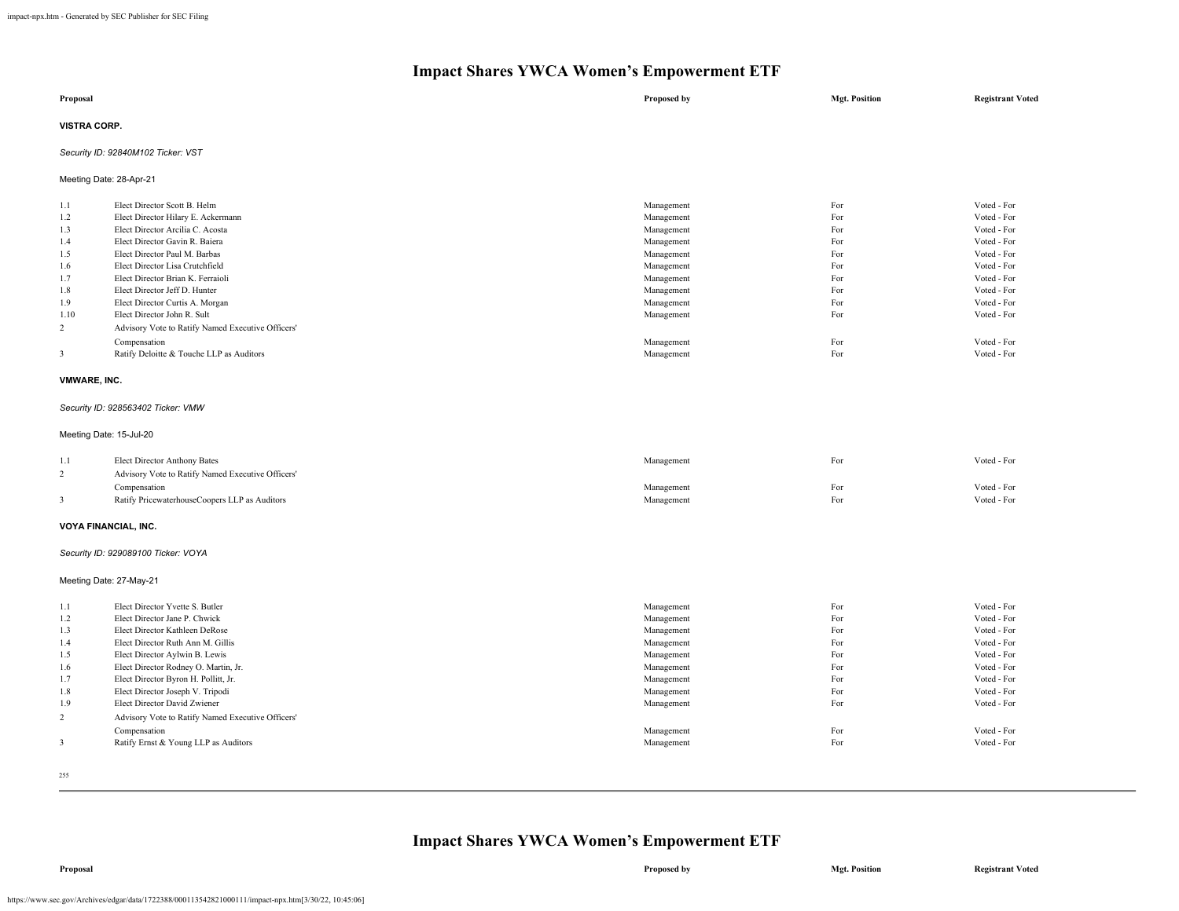# Impact Shares YWCA Women's Empowerment ETF

| Proposal | | Proposed by | Mgt. Position | Registrant Voted |
|---|---|---|---|---|

**VISTRA CORP.**

*Security ID: 92840M102 Ticker: VST*

Meeting Date: 28-Apr-21

| | | | | |
|---|---|---|---|---|
| 1.1 | Elect Director Scott B. Helm | Management | For | Voted - For |
| 1.2 | Elect Director Hilary E. Ackermann | Management | For | Voted - For |
| 1.3 | Elect Director Arcilia C. Acosta | Management | For | Voted - For |
| 1.4 | Elect Director Gavin R. Baiera | Management | For | Voted - For |
| 1.5 | Elect Director Paul M. Barbas | Management | For | Voted - For |
| 1.6 | Elect Director Lisa Crutchfield | Management | For | Voted - For |
| 1.7 | Elect Director Brian K. Ferraioli | Management | For | Voted - For |
| 1.8 | Elect Director Jeff D. Hunter | Management | For | Voted - For |
| 1.9 | Elect Director Curtis A. Morgan | Management | For | Voted - For |
| 1.10 | Elect Director John R. Sult | Management | For | Voted - For |
| 2 | Advisory Vote to Ratify Named Executive Officers' Compensation | Management | For | Voted - For |
| 3 | Ratify Deloitte & Touche LLP as Auditors | Management | For | Voted - For |

**VMWARE, INC.**

*Security ID: 928563402 Ticker: VMW*

Meeting Date: 15-Jul-20

| | | | | |
|---|---|---|---|---|
| 1.1 | Elect Director Anthony Bates | Management | For | Voted - For |
| 2 | Advisory Vote to Ratify Named Executive Officers' Compensation | Management | For | Voted - For |
| 3 | Ratify PricewaterhouseCoopers LLP as Auditors | Management | For | Voted - For |

**VOYA FINANCIAL, INC.**

*Security ID: 929089100 Ticker: VOYA*

Meeting Date: 27-May-21

| | | | | |
|---|---|---|---|---|
| 1.1 | Elect Director Yvette S. Butler | Management | For | Voted - For |
| 1.2 | Elect Director Jane P. Chwick | Management | For | Voted - For |
| 1.3 | Elect Director Kathleen DeRose | Management | For | Voted - For |
| 1.4 | Elect Director Ruth Ann M. Gillis | Management | For | Voted - For |
| 1.5 | Elect Director Aylwin B. Lewis | Management | For | Voted - For |
| 1.6 | Elect Director Rodney O. Martin, Jr. | Management | For | Voted - For |
| 1.7 | Elect Director Byron H. Pollitt, Jr. | Management | For | Voted - For |
| 1.8 | Elect Director Joseph V. Tripodi | Management | For | Voted - For |
| 1.9 | Elect Director David Zwiener | Management | For | Voted - For |
| 2 | Advisory Vote to Ratify Named Executive Officers' Compensation | Management | For | Voted - For |
| 3 | Ratify Ernst & Young LLP as Auditors | Management | For | Voted - For |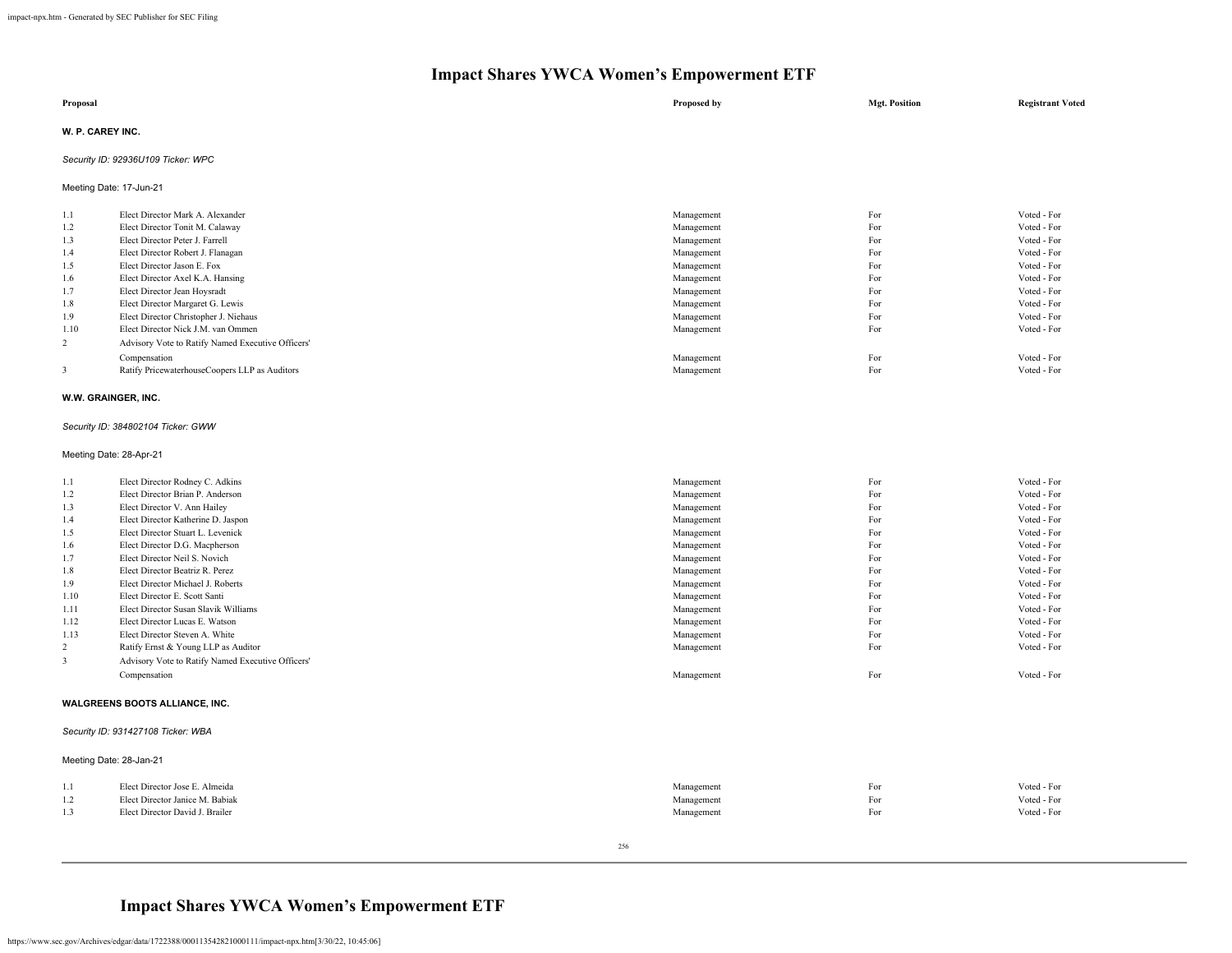# Impact Shares YWCA Women's Empowerment ETF

| Proposal | | Proposed by | Mgt. Position | Registrant Voted |
|---|---|---|---|---|

**W. P. CAREY INC.**

*Security ID: 92936U109 Ticker: WPC*

Meeting Date: 17-Jun-21

| | | | | |
|---|---|---|---|---|
| 1.1 | Elect Director Mark A. Alexander | Management | For | Voted - For |
| 1.2 | Elect Director Tonit M. Calaway | Management | For | Voted - For |
| 1.3 | Elect Director Peter J. Farrell | Management | For | Voted - For |
| 1.4 | Elect Director Robert J. Flanagan | Management | For | Voted - For |
| 1.5 | Elect Director Jason E. Fox | Management | For | Voted - For |
| 1.6 | Elect Director Axel K.A. Hansing | Management | For | Voted - For |
| 1.7 | Elect Director Jean Hoysradt | Management | For | Voted - For |
| 1.8 | Elect Director Margaret G. Lewis | Management | For | Voted - For |
| 1.9 | Elect Director Christopher J. Niehaus | Management | For | Voted - For |
| 1.10 | Elect Director Nick J.M. van Ommen | Management | For | Voted - For |
| 2 | Advisory Vote to Ratify Named Executive Officers' Compensation | Management | For | Voted - For |
| 3 | Ratify PricewaterhouseCoopers LLP as Auditors | Management | For | Voted - For |

**W.W. GRAINGER, INC.**

*Security ID: 384802104 Ticker: GWW*

Meeting Date: 28-Apr-21

| | | | | |
|---|---|---|---|---|
| 1.1 | Elect Director Rodney C. Adkins | Management | For | Voted - For |
| 1.2 | Elect Director Brian P. Anderson | Management | For | Voted - For |
| 1.3 | Elect Director V. Ann Hailey | Management | For | Voted - For |
| 1.4 | Elect Director Katherine D. Jaspon | Management | For | Voted - For |
| 1.5 | Elect Director Stuart L. Levenick | Management | For | Voted - For |
| 1.6 | Elect Director D.G. Macpherson | Management | For | Voted - For |
| 1.7 | Elect Director Neil S. Novich | Management | For | Voted - For |
| 1.8 | Elect Director Beatriz R. Perez | Management | For | Voted - For |
| 1.9 | Elect Director Michael J. Roberts | Management | For | Voted - For |
| 1.10 | Elect Director E. Scott Santi | Management | For | Voted - For |
| 1.11 | Elect Director Susan Slavik Williams | Management | For | Voted - For |
| 1.12 | Elect Director Lucas E. Watson | Management | For | Voted - For |
| 1.13 | Elect Director Steven A. White | Management | For | Voted - For |
| 2 | Ratify Ernst & Young LLP as Auditor | Management | For | Voted - For |
| 3 | Advisory Vote to Ratify Named Executive Officers' Compensation | Management | For | Voted - For |

**WALGREENS BOOTS ALLIANCE, INC.**

*Security ID: 931427108 Ticker: WBA*

Meeting Date: 28-Jan-21

| | | | | |
|---|---|---|---|---|
| 1.1 | Elect Director Jose E. Almeida | Management | For | Voted - For |
| 1.2 | Elect Director Janice M. Babiak | Management | For | Voted - For |
| 1.3 | Elect Director David J. Brailer | Management | For | Voted - For |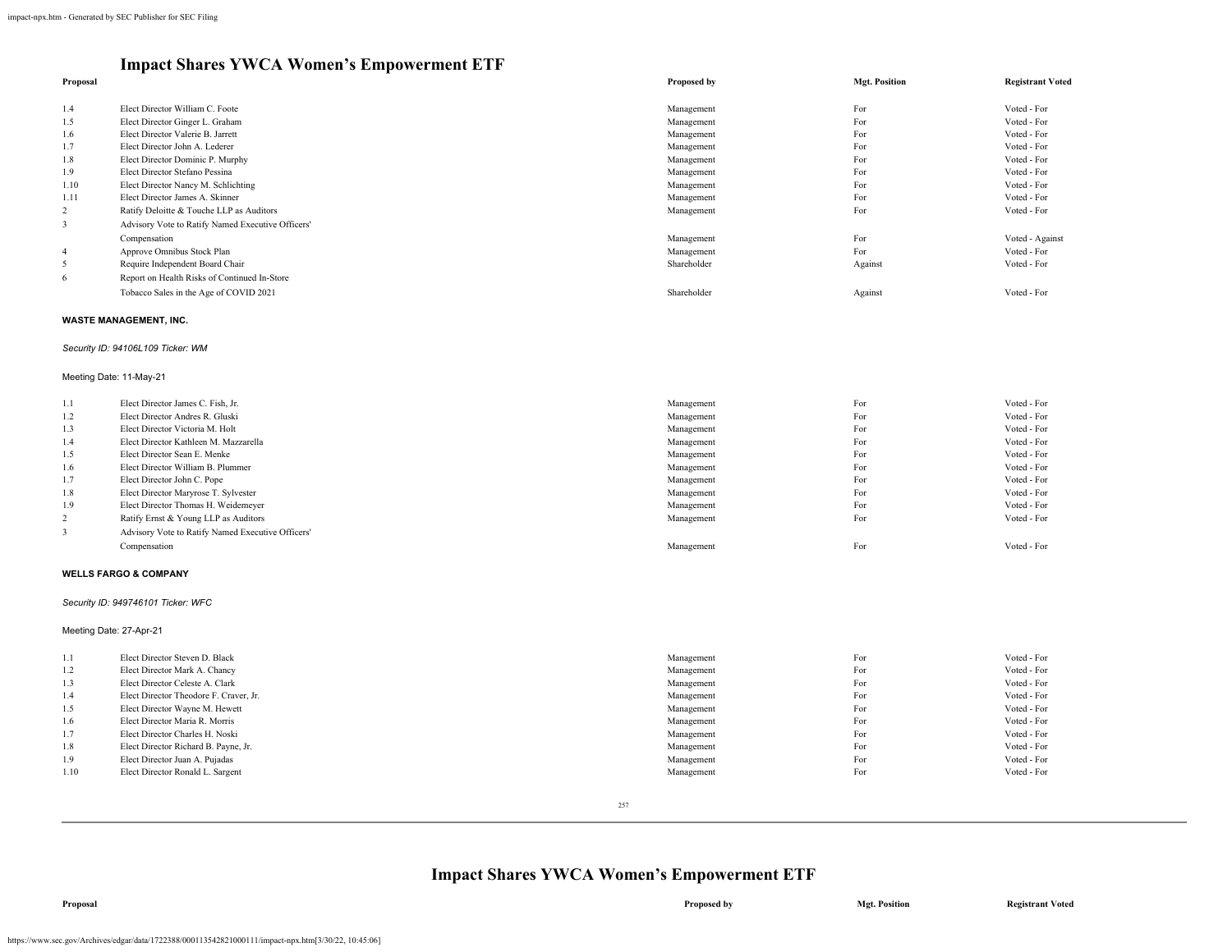# Impact Shares YWCA Women's Empowerment ETF

| Proposal | | Proposed by | Mgt. Position | Registrant Voted |
|---|---|---|---|---|
| 1.4 | Elect Director William C. Foote | Management | For | Voted - For |
| 1.5 | Elect Director Ginger L. Graham | Management | For | Voted - For |
| 1.6 | Elect Director Valerie B. Jarrett | Management | For | Voted - For |
| 1.7 | Elect Director John A. Lederer | Management | For | Voted - For |
| 1.8 | Elect Director Dominic P. Murphy | Management | For | Voted - For |
| 1.9 | Elect Director Stefano Pessina | Management | For | Voted - For |
| 1.10 | Elect Director Nancy M. Schlichting | Management | For | Voted - For |
| 1.11 | Elect Director James A. Skinner | Management | For | Voted - For |
| 2 | Ratify Deloitte & Touche LLP as Auditors | Management | For | Voted - For |
| 3 | Advisory Vote to Ratify Named Executive Officers' Compensation | Management | For | Voted - Against |
| 4 | Approve Omnibus Stock Plan | Management | For | Voted - For |
| 5 | Require Independent Board Chair | Shareholder | Against | Voted - For |
| 6 | Report on Health Risks of Continued In-Store Tobacco Sales in the Age of COVID 2021 | Shareholder | Against | Voted - For |

**WASTE MANAGEMENT, INC.**

*Security ID: 94106L109 Ticker: WM*

Meeting Date: 11-May-21

| Proposal | | Proposed by | Mgt. Position | Registrant Voted |
|---|---|---|---|---|
| 1.1 | Elect Director James C. Fish, Jr. | Management | For | Voted - For |
| 1.2 | Elect Director Andres R. Gluski | Management | For | Voted - For |
| 1.3 | Elect Director Victoria M. Holt | Management | For | Voted - For |
| 1.4 | Elect Director Kathleen M. Mazzarella | Management | For | Voted - For |
| 1.5 | Elect Director Sean E. Menke | Management | For | Voted - For |
| 1.6 | Elect Director William B. Plummer | Management | For | Voted - For |
| 1.7 | Elect Director John C. Pope | Management | For | Voted - For |
| 1.8 | Elect Director Maryrose T. Sylvester | Management | For | Voted - For |
| 1.9 | Elect Director Thomas H. Weidemeyer | Management | For | Voted - For |
| 2 | Ratify Ernst & Young LLP as Auditors | Management | For | Voted - For |
| 3 | Advisory Vote to Ratify Named Executive Officers' Compensation | Management | For | Voted - For |

**WELLS FARGO & COMPANY**

*Security ID: 949746101 Ticker: WFC*

Meeting Date: 27-Apr-21

| Proposal | | Proposed by | Mgt. Position | Registrant Voted |
|---|---|---|---|---|
| 1.1 | Elect Director Steven D. Black | Management | For | Voted - For |
| 1.2 | Elect Director Mark A. Chancy | Management | For | Voted - For |
| 1.3 | Elect Director Celeste A. Clark | Management | For | Voted - For |
| 1.4 | Elect Director Theodore F. Craver, Jr. | Management | For | Voted - For |
| 1.5 | Elect Director Wayne M. Hewett | Management | For | Voted - For |
| 1.6 | Elect Director Maria R. Morris | Management | For | Voted - For |
| 1.7 | Elect Director Charles H. Noski | Management | For | Voted - For |
| 1.8 | Elect Director Richard B. Payne, Jr. | Management | For | Voted - For |
| 1.9 | Elect Director Juan A. Pujadas | Management | For | Voted - For |
| 1.10 | Elect Director Ronald L. Sargent | Management | For | Voted - For |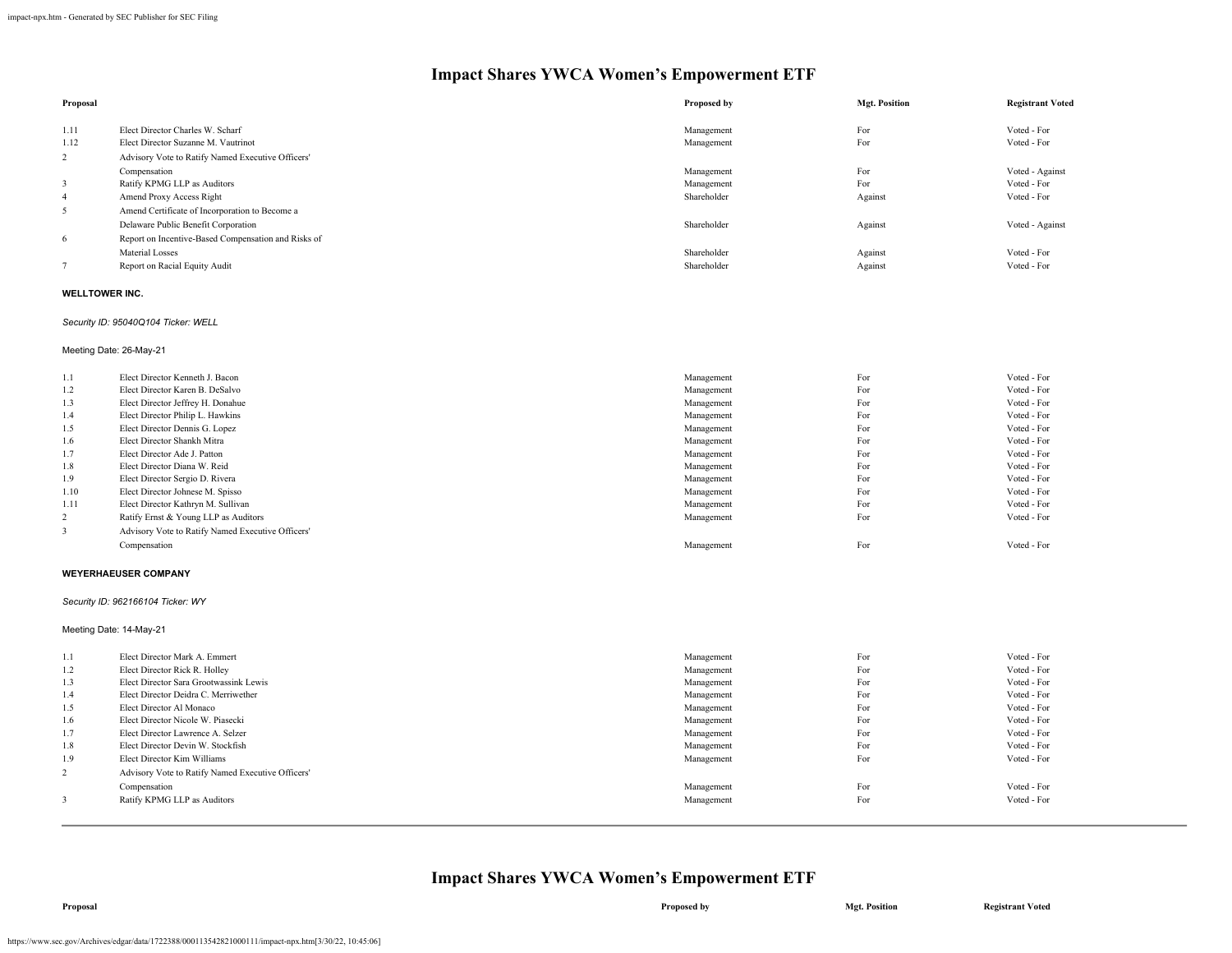# Impact Shares YWCA Women's Empowerment ETF

| Proposal | | Proposed by | Mgt. Position | Registrant Voted |
|---|---|---|---|---|
| 1.11 | Elect Director Charles W. Scharf | Management | For | Voted - For |
| 1.12 | Elect Director Suzanne M. Vautrinot | Management | For | Voted - For |
| 2 | Advisory Vote to Ratify Named Executive Officers' Compensation | Management | For | Voted - Against |
| 3 | Ratify KPMG LLP as Auditors | Management | For | Voted - For |
| 4 | Amend Proxy Access Right | Shareholder | Against | Voted - For |
| 5 | Amend Certificate of Incorporation to Become a Delaware Public Benefit Corporation | Shareholder | Against | Voted - Against |
| 6 | Report on Incentive-Based Compensation and Risks of Material Losses | Shareholder | Against | Voted - For |
| 7 | Report on Racial Equity Audit | Shareholder | Against | Voted - For |

**WELLTOWER INC.**

*Security ID: 95040Q104 Ticker: WELL*

Meeting Date: 26-May-21

| Proposal | | Proposed by | Mgt. Position | Registrant Voted |
|---|---|---|---|---|
| 1.1 | Elect Director Kenneth J. Bacon | Management | For | Voted - For |
| 1.2 | Elect Director Karen B. DeSalvo | Management | For | Voted - For |
| 1.3 | Elect Director Jeffrey H. Donahue | Management | For | Voted - For |
| 1.4 | Elect Director Philip L. Hawkins | Management | For | Voted - For |
| 1.5 | Elect Director Dennis G. Lopez | Management | For | Voted - For |
| 1.6 | Elect Director Shankh Mitra | Management | For | Voted - For |
| 1.7 | Elect Director Ade J. Patton | Management | For | Voted - For |
| 1.8 | Elect Director Diana W. Reid | Management | For | Voted - For |
| 1.9 | Elect Director Sergio D. Rivera | Management | For | Voted - For |
| 1.10 | Elect Director Johnese M. Spisso | Management | For | Voted - For |
| 1.11 | Elect Director Kathryn M. Sullivan | Management | For | Voted - For |
| 2 | Ratify Ernst & Young LLP as Auditors | Management | For | Voted - For |
| 3 | Advisory Vote to Ratify Named Executive Officers' Compensation | Management | For | Voted - For |

**WEYERHAEUSER COMPANY**

*Security ID: 962166104 Ticker: WY*

Meeting Date: 14-May-21

| Proposal | | Proposed by | Mgt. Position | Registrant Voted |
|---|---|---|---|---|
| 1.1 | Elect Director Mark A. Emmert | Management | For | Voted - For |
| 1.2 | Elect Director Rick R. Holley | Management | For | Voted - For |
| 1.3 | Elect Director Sara Grootwassink Lewis | Management | For | Voted - For |
| 1.4 | Elect Director Deidra C. Merriwether | Management | For | Voted - For |
| 1.5 | Elect Director Al Monaco | Management | For | Voted - For |
| 1.6 | Elect Director Nicole W. Piasecki | Management | For | Voted - For |
| 1.7 | Elect Director Lawrence A. Selzer | Management | For | Voted - For |
| 1.8 | Elect Director Devin W. Stockfish | Management | For | Voted - For |
| 1.9 | Elect Director Kim Williams | Management | For | Voted - For |
| 2 | Advisory Vote to Ratify Named Executive Officers' Compensation | Management | For | Voted - For |
| 3 | Ratify KPMG LLP as Auditors | Management | For | Voted - For |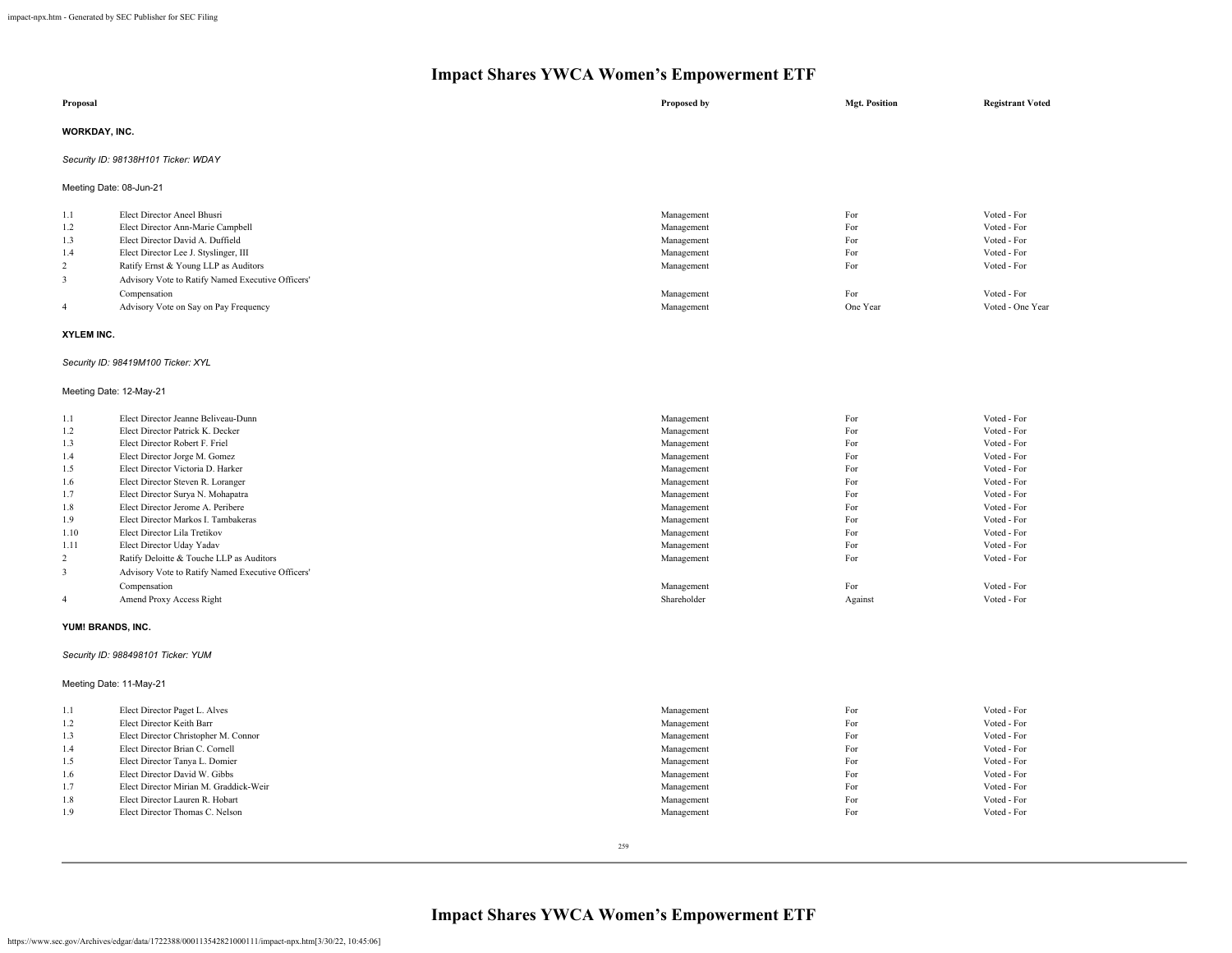# Impact Shares YWCA Women's Empowerment ETF

| Proposal | | Proposed by | Mgt. Position | Registrant Voted |
|---|---|---|---|---|

**WORKDAY, INC.**

*Security ID: 98138H101 Ticker: WDAY*

Meeting Date: 08-Jun-21

| | | Proposed by | Mgt. Position | Registrant Voted |
|---|---|---|---|---|
| 1.1 | Elect Director Aneel Bhusri | Management | For | Voted - For |
| 1.2 | Elect Director Ann-Marie Campbell | Management | For | Voted - For |
| 1.3 | Elect Director David A. Duffield | Management | For | Voted - For |
| 1.4 | Elect Director Lee J. Styslinger, III | Management | For | Voted - For |
| 2 | Ratify Ernst & Young LLP as Auditors | Management | For | Voted - For |
| 3 | Advisory Vote to Ratify Named Executive Officers' Compensation | Management | For | Voted - For |
| 4 | Advisory Vote on Say on Pay Frequency | Management | One Year | Voted - One Year |

**XYLEM INC.**

*Security ID: 98419M100 Ticker: XYL*

Meeting Date: 12-May-21

| | | Proposed by | Mgt. Position | Registrant Voted |
|---|---|---|---|---|
| 1.1 | Elect Director Jeanne Beliveau-Dunn | Management | For | Voted - For |
| 1.2 | Elect Director Patrick K. Decker | Management | For | Voted - For |
| 1.3 | Elect Director Robert F. Friel | Management | For | Voted - For |
| 1.4 | Elect Director Jorge M. Gomez | Management | For | Voted - For |
| 1.5 | Elect Director Victoria D. Harker | Management | For | Voted - For |
| 1.6 | Elect Director Steven R. Loranger | Management | For | Voted - For |
| 1.7 | Elect Director Surya N. Mohapatra | Management | For | Voted - For |
| 1.8 | Elect Director Jerome A. Peribere | Management | For | Voted - For |
| 1.9 | Elect Director Markos I. Tambakeras | Management | For | Voted - For |
| 1.10 | Elect Director Lila Tretikov | Management | For | Voted - For |
| 1.11 | Elect Director Uday Yadav | Management | For | Voted - For |
| 2 | Ratify Deloitte & Touche LLP as Auditors | Management | For | Voted - For |
| 3 | Advisory Vote to Ratify Named Executive Officers' Compensation | Management | For | Voted - For |
| 4 | Amend Proxy Access Right | Shareholder | Against | Voted - For |

**YUM! BRANDS, INC.**

*Security ID: 988498101 Ticker: YUM*

Meeting Date: 11-May-21

| | | Proposed by | Mgt. Position | Registrant Voted |
|---|---|---|---|---|
| 1.1 | Elect Director Paget L. Alves | Management | For | Voted - For |
| 1.2 | Elect Director Keith Barr | Management | For | Voted - For |
| 1.3 | Elect Director Christopher M. Connor | Management | For | Voted - For |
| 1.4 | Elect Director Brian C. Cornell | Management | For | Voted - For |
| 1.5 | Elect Director Tanya L. Domier | Management | For | Voted - For |
| 1.6 | Elect Director David W. Gibbs | Management | For | Voted - For |
| 1.7 | Elect Director Mirian M. Graddick-Weir | Management | For | Voted - For |
| 1.8 | Elect Director Lauren R. Hobart | Management | For | Voted - For |
| 1.9 | Elect Director Thomas C. Nelson | Management | For | Voted - For |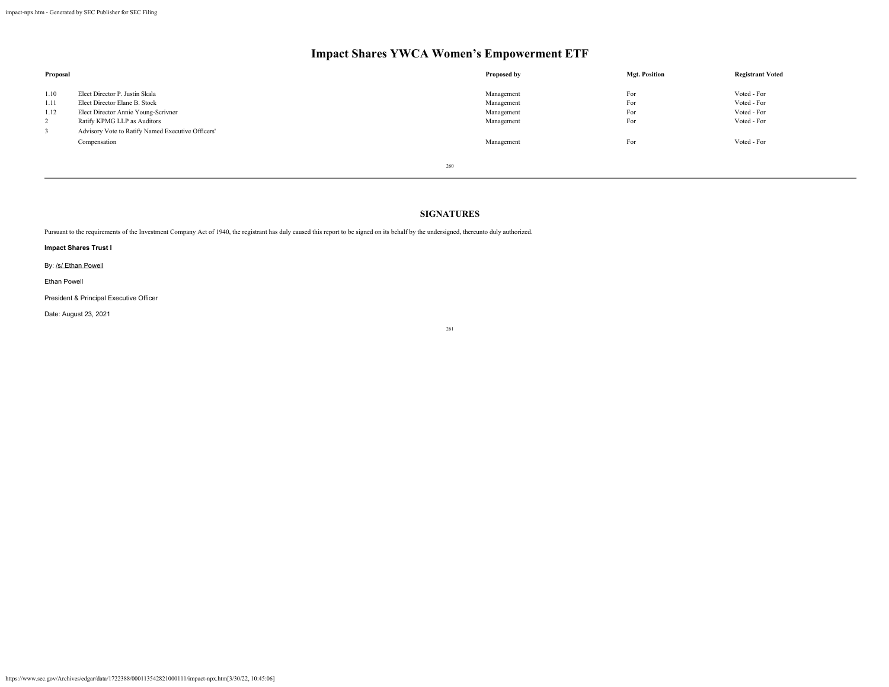# Impact Shares YWCA Women's Empowerment ETF

| Proposal | | Proposed by | Mgt. Position | Registrant Voted |
|---|---|---|---|---|
| 1.10 | Elect Director P. Justin Skala | Management | For | Voted - For |
| 1.11 | Elect Director Elane B. Stock | Management | For | Voted - For |
| 1.12 | Elect Director Annie Young-Scrivner | Management | For | Voted - For |
| 2 | Ratify KPMG LLP as Auditors | Management | For | Voted - For |
| 3 | Advisory Vote to Ratify Named Executive Officers' Compensation | Management | For | Voted - For |

## SIGNATURES

Pursuant to the requirements of the Investment Company Act of 1940, the registrant has duly caused this report to be signed on its behalf by the undersigned, thereunto duly authorized.

**Impact Shares Trust I**

By: /s/ Ethan Powell

Ethan Powell

President & Principal Executive Officer

Date: August 23, 2021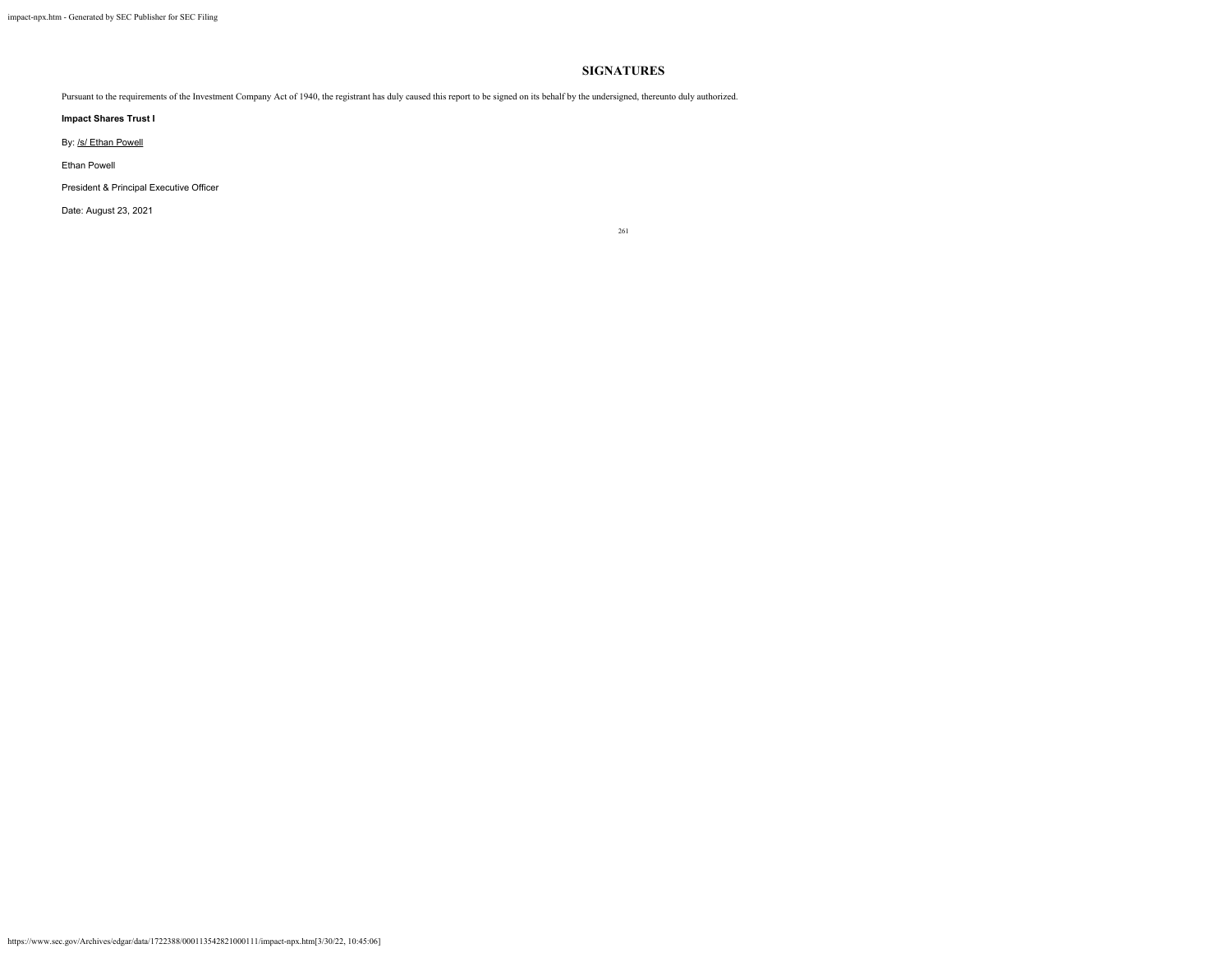## SIGNATURES

Pursuant to the requirements of the Investment Company Act of 1940, the registrant has duly caused this report to be signed on its behalf by the undersigned, thereunto duly authorized.

**Impact Shares Trust I**

By: /s/ Ethan Powell

Ethan Powell

President & Principal Executive Officer

Date: August 23, 2021